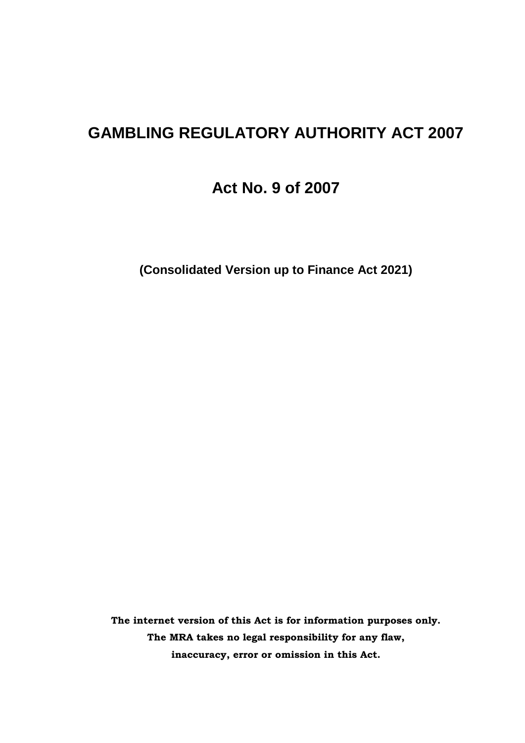# GAMBLING REGULATORY AUTHORITY ACT 2007

## Act No. 9 of 2007

**(Consolidated Version up to Finance Act 2021)**

**The internet version of this Act is for information purposes only.**
**The MRA takes no legal responsibility for any flaw,**
**inaccuracy, error or omission in this Act.**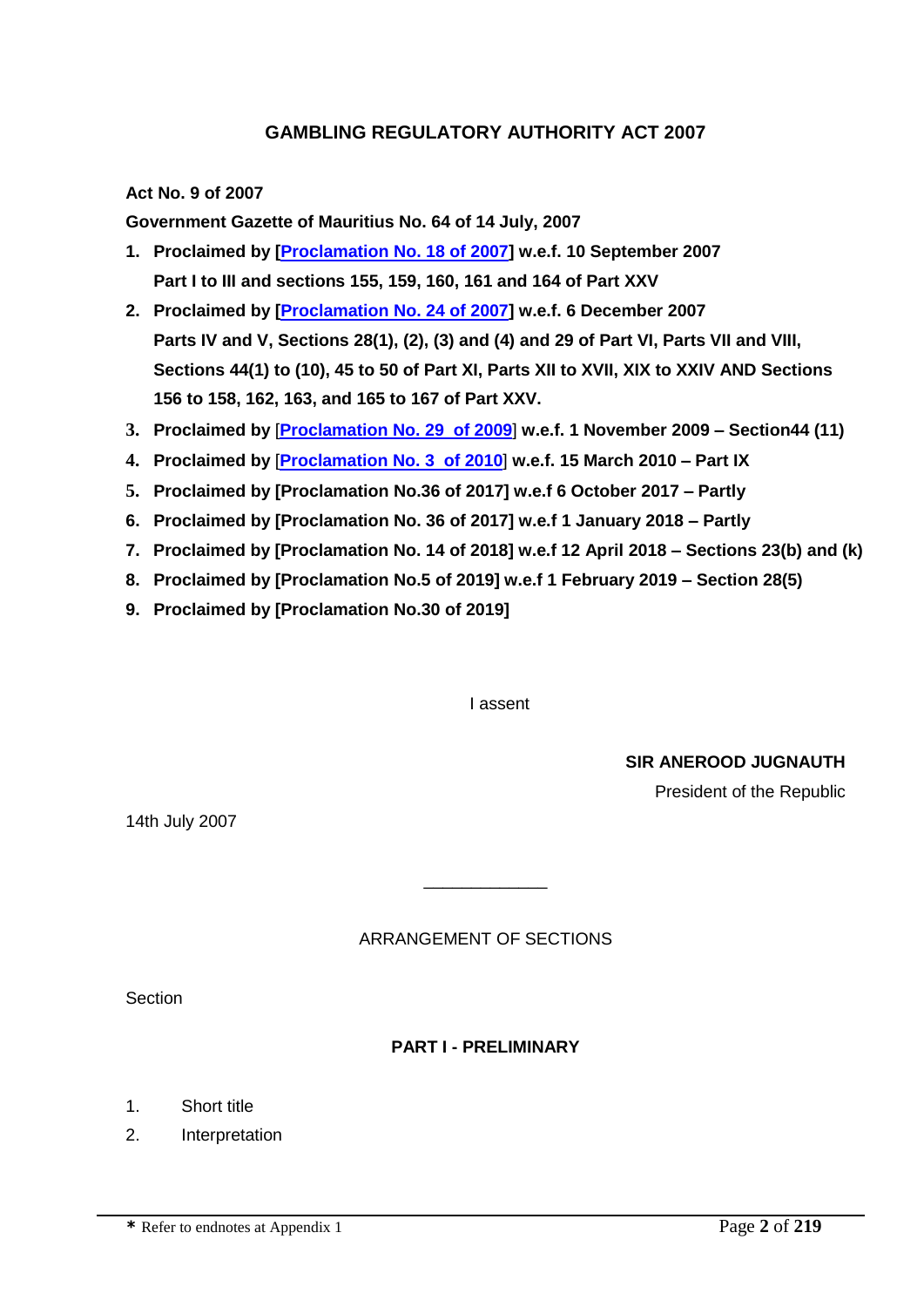# GAMBLING REGULATORY AUTHORITY ACT 2007

**Act No. 9 of 2007**

**Government Gazette of Mauritius No. 64 of 14 July, 2007**

1. **Proclaimed by [Proclamation No. 18 of 2007] w.e.f. 10 September 2007**
   **Part I to III and sections 155, 159, 160, 161 and 164 of Part XXV**
2. **Proclaimed by [Proclamation No. 24 of 2007] w.e.f. 6 December 2007**
   **Parts IV and V, Sections 28(1), (2), (3) and (4) and 29 of Part VI, Parts VII and VIII, Sections 44(1) to (10), 45 to 50 of Part XI, Parts XII to XVII, XIX to XXIV AND Sections 156 to 158, 162, 163, and 165 to 167 of Part XXV.**
3. **Proclaimed by [Proclamation No. 29 of 2009] w.e.f. 1 November 2009 – Section44 (11)**
4. **Proclaimed by [Proclamation No. 3 of 2010] w.e.f. 15 March 2010 – Part IX**
5. **Proclaimed by [Proclamation No.36 of 2017] w.e.f 6 October 2017 – Partly**
6. **Proclaimed by [Proclamation No. 36 of 2017] w.e.f 1 January 2018 – Partly**
7. **Proclaimed by [Proclamation No. 14 of 2018] w.e.f 12 April 2018 – Sections 23(b) and (k)**
8. **Proclaimed by [Proclamation No.5 of 2019] w.e.f 1 February 2019 – Section 28(5)**
9. **Proclaimed by [Proclamation No.30 of 2019]**

I assent

**SIR ANEROOD JUGNAUTH**

President of the Republic

14th July 2007

---

ARRANGEMENT OF SECTIONS

Section

**PART I - PRELIMINARY**

1. Short title
2. Interpretation

* Refer to endnotes at Appendix 1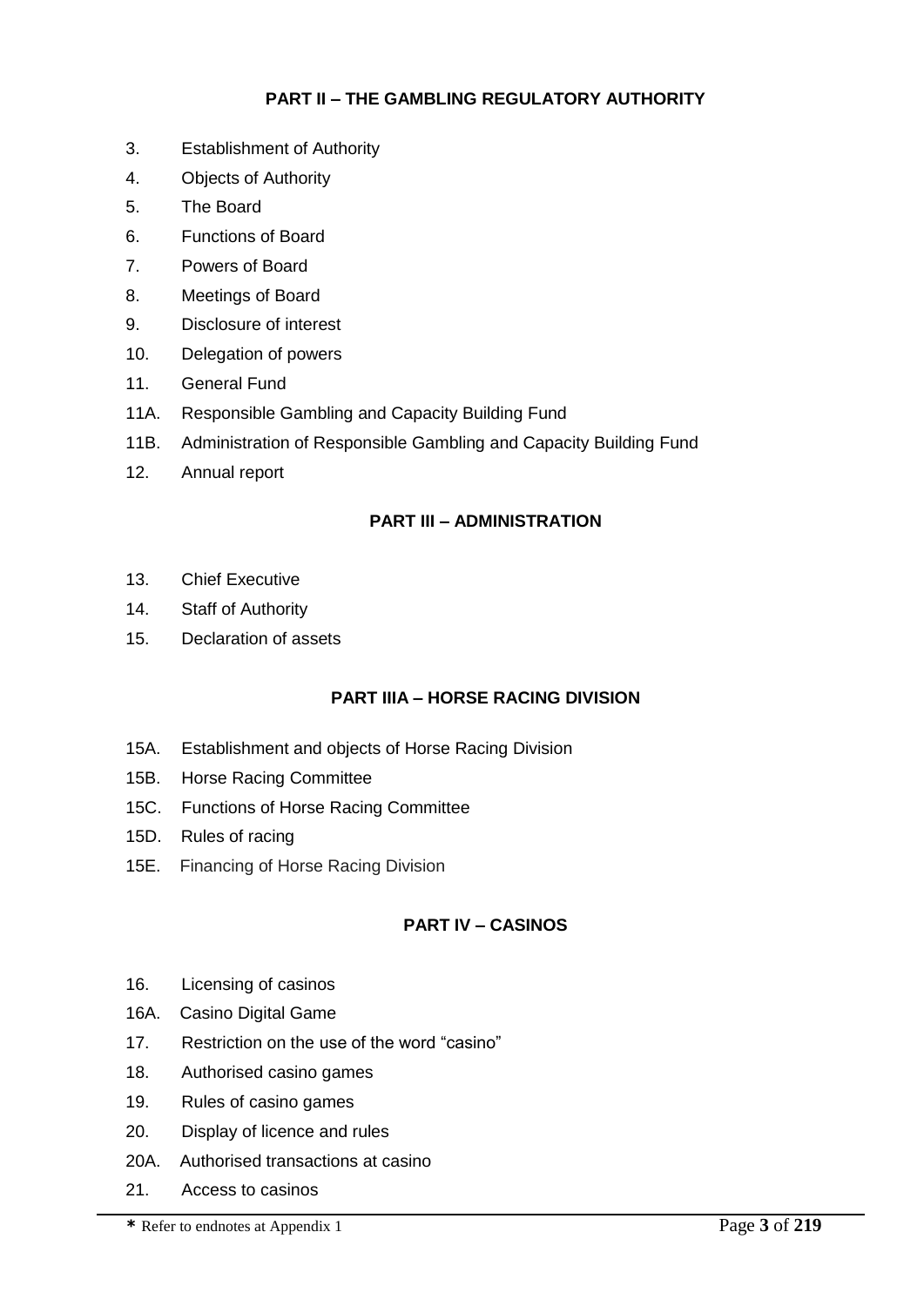## PART II – THE GAMBLING REGULATORY AUTHORITY

3. Establishment of Authority
4. Objects of Authority
5. The Board
6. Functions of Board
7. Powers of Board
8. Meetings of Board
9. Disclosure of interest
10. Delegation of powers
11. General Fund
11A. Responsible Gambling and Capacity Building Fund
11B. Administration of Responsible Gambling and Capacity Building Fund
12. Annual report

## PART III – ADMINISTRATION

13. Chief Executive
14. Staff of Authority
15. Declaration of assets

## PART IIIA – HORSE RACING DIVISION

15A. Establishment and objects of Horse Racing Division
15B. Horse Racing Committee
15C. Functions of Horse Racing Committee
15D. Rules of racing
15E. Financing of Horse Racing Division

## PART IV – CASINOS

16. Licensing of casinos
16A. Casino Digital Game
17. Restriction on the use of the word "casino"
18. Authorised casino games
19. Rules of casino games
20. Display of licence and rules
20A. Authorised transactions at casino
21. Access to casinos

\* Refer to endnotes at Appendix 1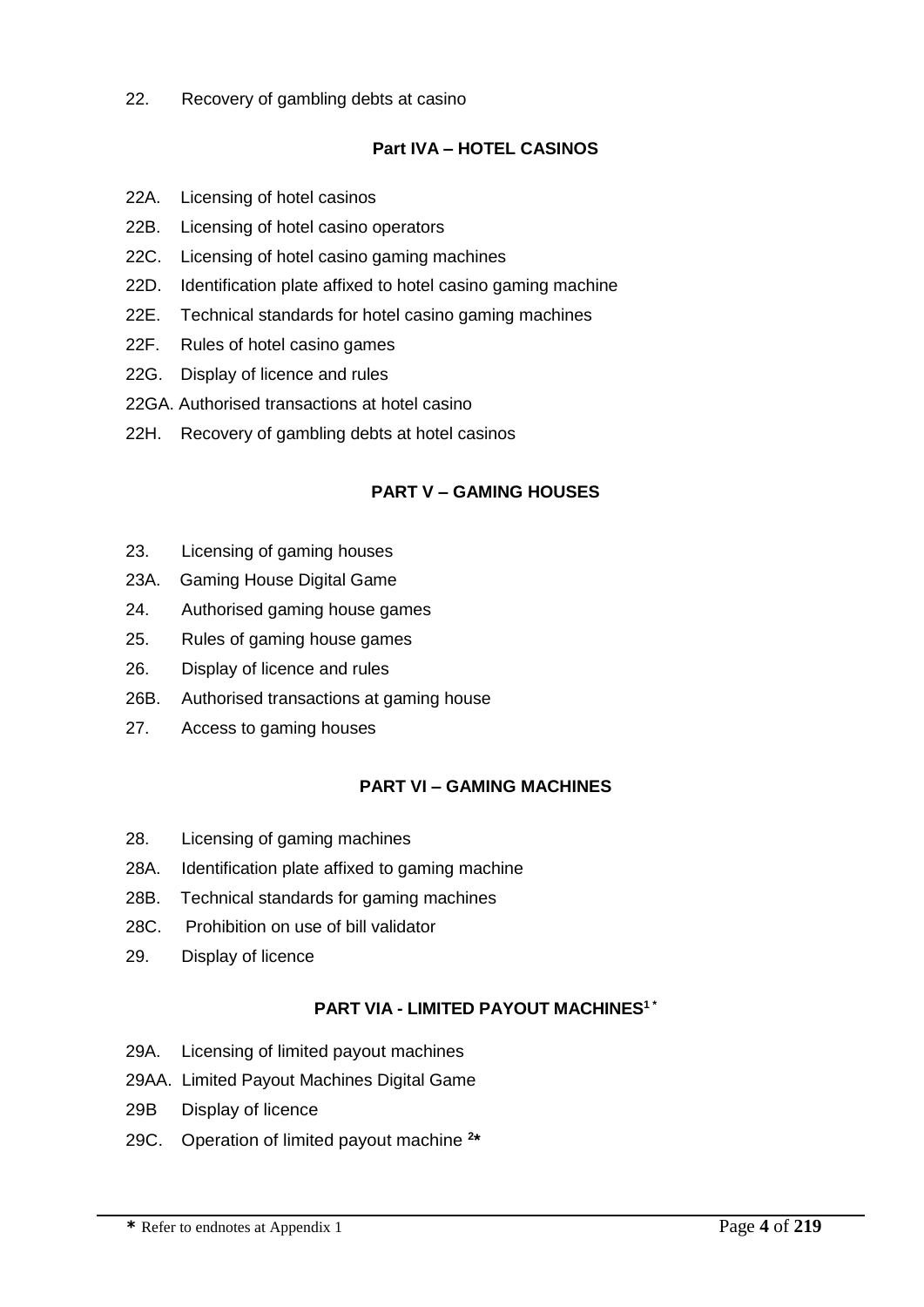22. Recovery of gambling debts at casino

## Part IVA – HOTEL CASINOS

22A. Licensing of hotel casinos

22B. Licensing of hotel casino operators

22C. Licensing of hotel casino gaming machines

22D. Identification plate affixed to hotel casino gaming machine

22E. Technical standards for hotel casino gaming machines

22F. Rules of hotel casino games

22G. Display of licence and rules

22GA. Authorised transactions at hotel casino

22H. Recovery of gambling debts at hotel casinos

## PART V – GAMING HOUSES

23. Licensing of gaming houses

23A. Gaming House Digital Game

24. Authorised gaming house games

25. Rules of gaming house games

26. Display of licence and rules

26B. Authorised transactions at gaming house

27. Access to gaming houses

## PART VI – GAMING MACHINES

28. Licensing of gaming machines

28A. Identification plate affixed to gaming machine

28B. Technical standards for gaming machines

28C. Prohibition on use of bill validator

29. Display of licence

## PART VIA - LIMITED PAYOUT MACHINES[1 *]

29A. Licensing of limited payout machines

29AA. Limited Payout Machines Digital Game

29B Display of licence

29C. Operation of limited payout machine [2*]

**\*** Refer to endnotes at Appendix 1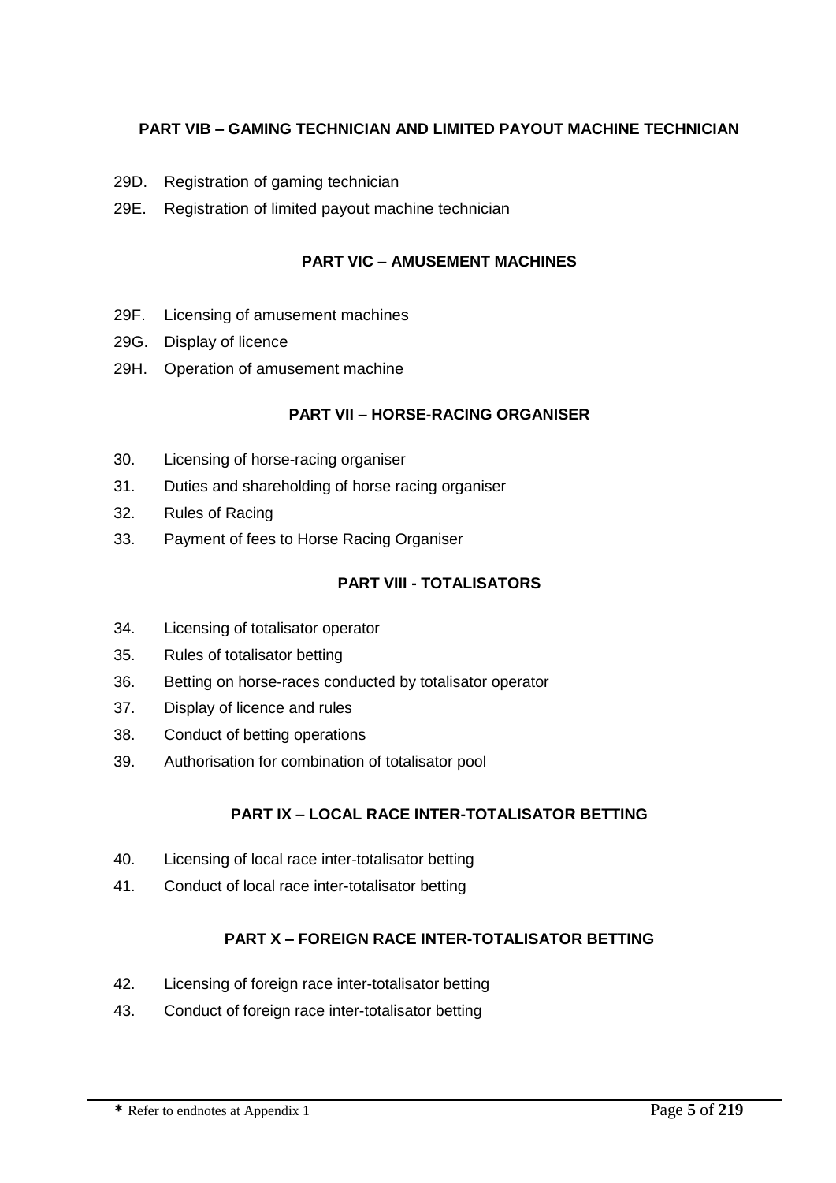**PART VIB – GAMING TECHNICIAN AND LIMITED PAYOUT MACHINE TECHNICIAN**

29D. Registration of gaming technician

29E. Registration of limited payout machine technician

**PART VIC – AMUSEMENT MACHINES**

29F. Licensing of amusement machines

29G. Display of licence

29H. Operation of amusement machine

**PART VII – HORSE-RACING ORGANISER**

30. Licensing of horse-racing organiser

31. Duties and shareholding of horse racing organiser

32. Rules of Racing

33. Payment of fees to Horse Racing Organiser

**PART VIII - TOTALISATORS**

34. Licensing of totalisator operator

35. Rules of totalisator betting

36. Betting on horse-races conducted by totalisator operator

37. Display of licence and rules

38. Conduct of betting operations

39. Authorisation for combination of totalisator pool

**PART IX – LOCAL RACE INTER-TOTALISATOR BETTING**

40. Licensing of local race inter-totalisator betting

41. Conduct of local race inter-totalisator betting

**PART X – FOREIGN RACE INTER-TOTALISATOR BETTING**

42. Licensing of foreign race inter-totalisator betting

43. Conduct of foreign race inter-totalisator betting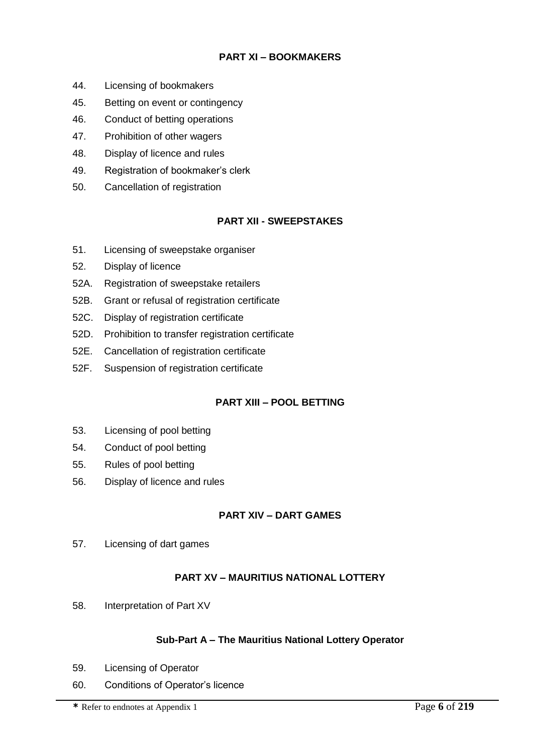## PART XI – BOOKMAKERS

44. Licensing of bookmakers
45. Betting on event or contingency
46. Conduct of betting operations
47. Prohibition of other wagers
48. Display of licence and rules
49. Registration of bookmaker's clerk
50. Cancellation of registration

## PART XII - SWEEPSTAKES

51. Licensing of sweepstake organiser
52. Display of licence
52A. Registration of sweepstake retailers
52B. Grant or refusal of registration certificate
52C. Display of registration certificate
52D. Prohibition to transfer registration certificate
52E. Cancellation of registration certificate
52F. Suspension of registration certificate

## PART XIII – POOL BETTING

53. Licensing of pool betting
54. Conduct of pool betting
55. Rules of pool betting
56. Display of licence and rules

## PART XIV – DART GAMES

57. Licensing of dart games

## PART XV – MAURITIUS NATIONAL LOTTERY

58. Interpretation of Part XV

### Sub-Part A – The Mauritius National Lottery Operator

59. Licensing of Operator
60. Conditions of Operator's licence

* Refer to endnotes at Appendix 1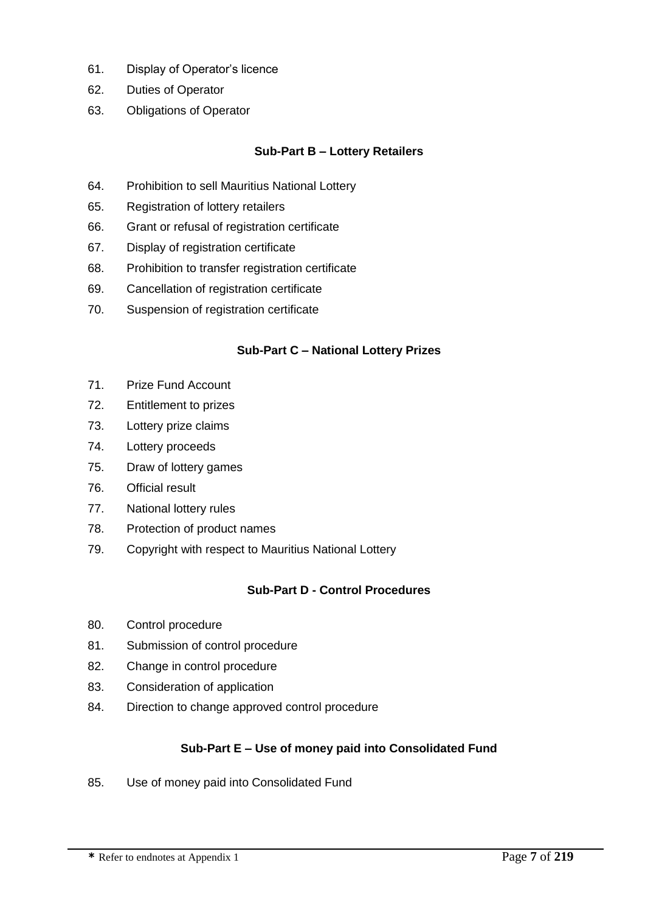61. Display of Operator’s licence

62. Duties of Operator

63. Obligations of Operator

**Sub-Part B – Lottery Retailers**

64. Prohibition to sell Mauritius National Lottery

65. Registration of lottery retailers

66. Grant or refusal of registration certificate

67. Display of registration certificate

68. Prohibition to transfer registration certificate

69. Cancellation of registration certificate

70. Suspension of registration certificate

**Sub-Part C – National Lottery Prizes**

71. Prize Fund Account

72. Entitlement to prizes

73. Lottery prize claims

74. Lottery proceeds

75. Draw of lottery games

76. Official result

77. National lottery rules

78. Protection of product names

79. Copyright with respect to Mauritius National Lottery

**Sub-Part D - Control Procedures**

80. Control procedure

81. Submission of control procedure

82. Change in control procedure

83. Consideration of application

84. Direction to change approved control procedure

**Sub-Part E – Use of money paid into Consolidated Fund**

85. Use of money paid into Consolidated Fund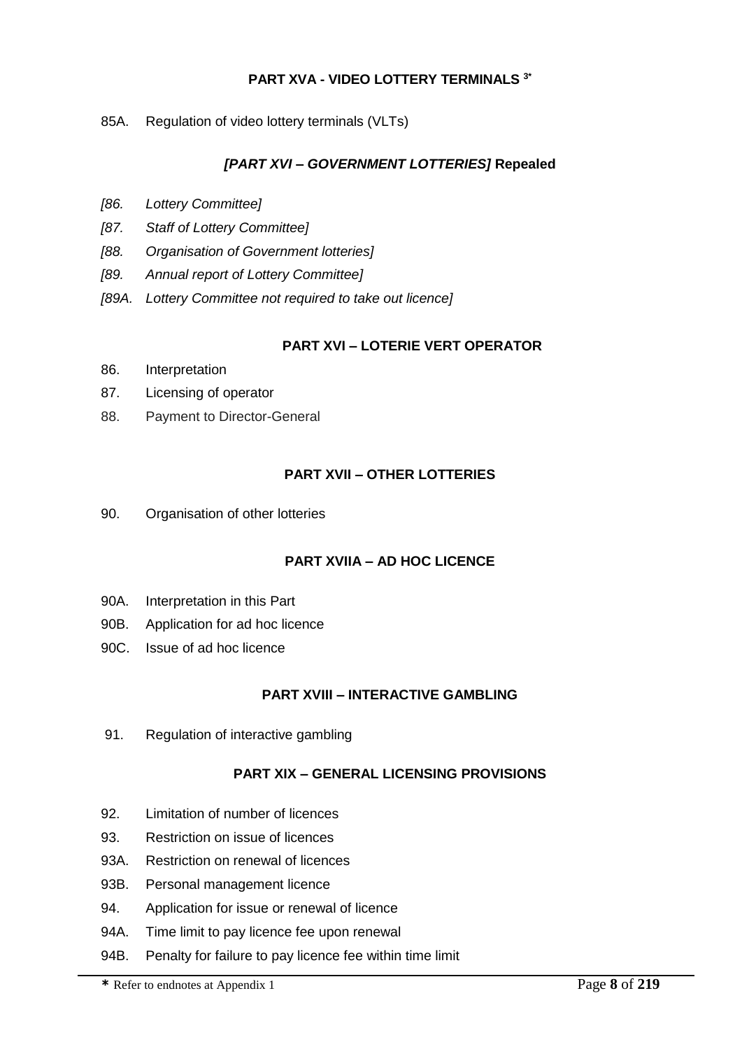**PART XVA - VIDEO LOTTERY TERMINALS [3*]**

85A. Regulation of video lottery terminals (VLTs)

***[PART XVI – GOVERNMENT LOTTERIES]* Repealed**

*[86. Lottery Committee]*

*[87. Staff of Lottery Committee]*

*[88. Organisation of Government lotteries]*

*[89. Annual report of Lottery Committee]*

*[89A. Lottery Committee not required to take out licence]*

**PART XVI – LOTERIE VERT OPERATOR**

86. Interpretation

87. Licensing of operator

88. Payment to Director-General

**PART XVII – OTHER LOTTERIES**

90. Organisation of other lotteries

**PART XVIIA – AD HOC LICENCE**

90A. Interpretation in this Part

90B. Application for ad hoc licence

90C. Issue of ad hoc licence

**PART XVIII – INTERACTIVE GAMBLING**

91. Regulation of interactive gambling

**PART XIX – GENERAL LICENSING PROVISIONS**

92. Limitation of number of licences

93. Restriction on issue of licences

93A. Restriction on renewal of licences

93B. Personal management licence

94. Application for issue or renewal of licence

94A. Time limit to pay licence fee upon renewal

94B. Penalty for failure to pay licence fee within time limit

**\*** Refer to endnotes at Appendix 1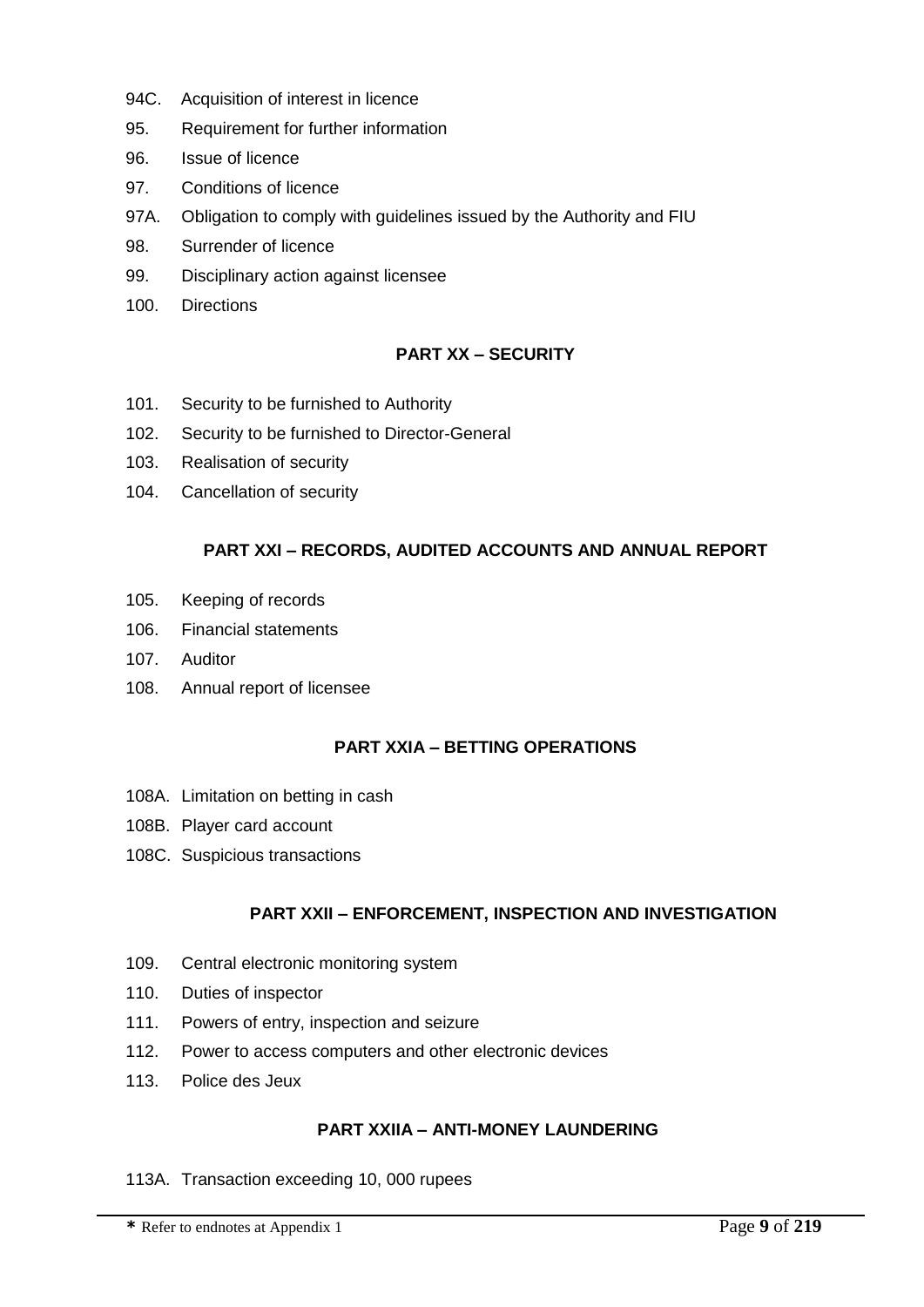94C. Acquisition of interest in licence

95. Requirement for further information

96. Issue of licence

97. Conditions of licence

97A. Obligation to comply with guidelines issued by the Authority and FIU

98. Surrender of licence

99. Disciplinary action against licensee

100. Directions

**PART XX – SECURITY**

101. Security to be furnished to Authority

102. Security to be furnished to Director-General

103. Realisation of security

104. Cancellation of security

**PART XXI – RECORDS, AUDITED ACCOUNTS AND ANNUAL REPORT**

105. Keeping of records

106. Financial statements

107. Auditor

108. Annual report of licensee

**PART XXIA – BETTING OPERATIONS**

108A. Limitation on betting in cash

108B. Player card account

108C. Suspicious transactions

**PART XXII – ENFORCEMENT, INSPECTION AND INVESTIGATION**

109. Central electronic monitoring system

110. Duties of inspector

111. Powers of entry, inspection and seizure

112. Power to access computers and other electronic devices

113. Police des Jeux

**PART XXIIA – ANTI-MONEY LAUNDERING**

113A. Transaction exceeding 10, 000 rupees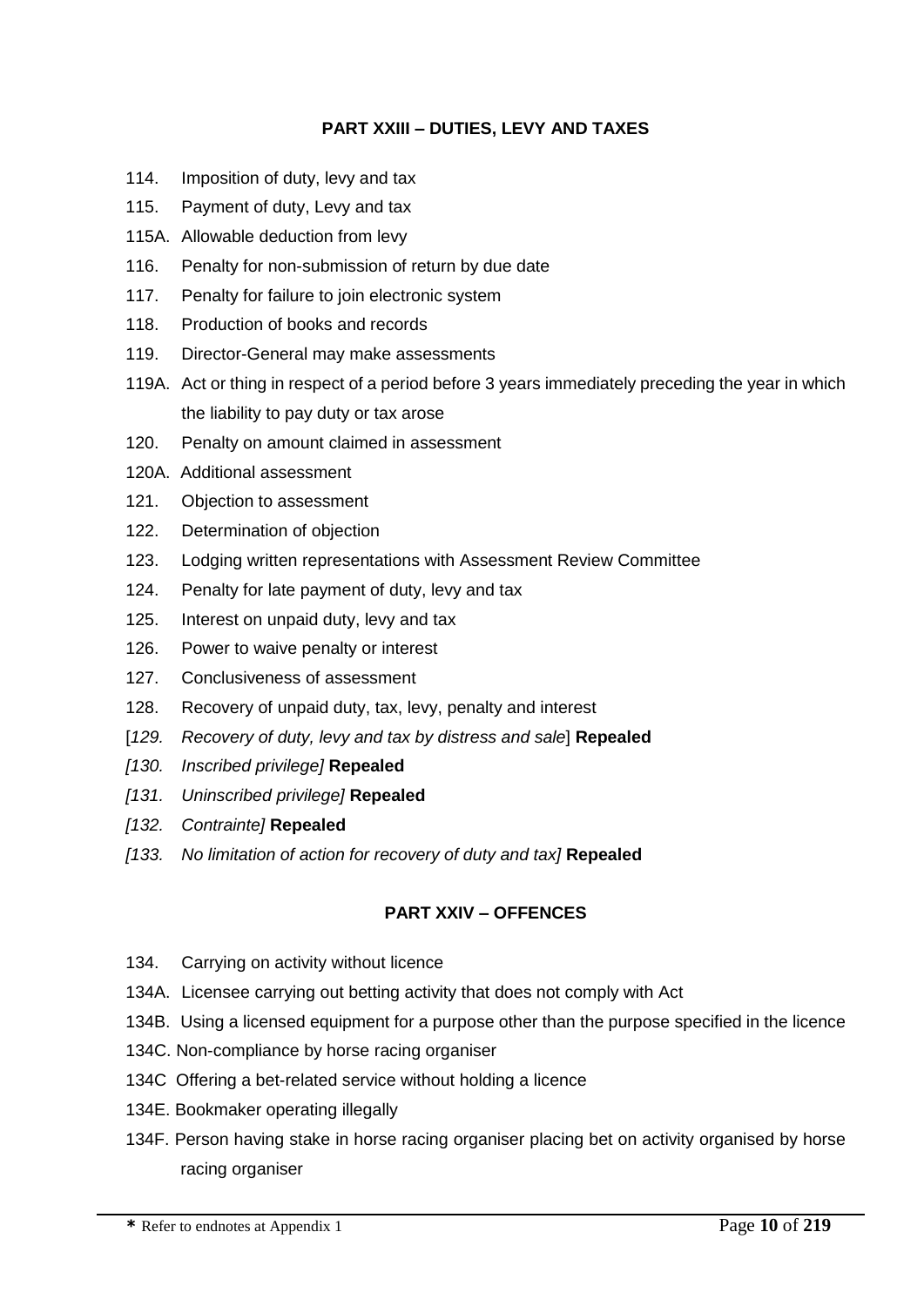## PART XXIII – DUTIES, LEVY AND TAXES

114. Imposition of duty, levy and tax

115. Payment of duty, Levy and tax

115A. Allowable deduction from levy

116. Penalty for non-submission of return by due date

117. Penalty for failure to join electronic system

118. Production of books and records

119. Director-General may make assessments

119A. Act or thing in respect of a period before 3 years immediately preceding the year in which the liability to pay duty or tax arose

120. Penalty on amount claimed in assessment

120A. Additional assessment

121. Objection to assessment

122. Determination of objection

123. Lodging written representations with Assessment Review Committee

124. Penalty for late payment of duty, levy and tax

125. Interest on unpaid duty, levy and tax

126. Power to waive penalty or interest

127. Conclusiveness of assessment

128. Recovery of unpaid duty, tax, levy, penalty and interest

[*129. Recovery of duty, levy and tax by distress and sale*] **Repealed**

*[130. Inscribed privilege]* **Repealed**

*[131. Uninscribed privilege]* **Repealed**

*[132. Contrainte]* **Repealed**

*[133. No limitation of action for recovery of duty and tax]* **Repealed**

## PART XXIV – OFFENCES

134. Carrying on activity without licence

134A. Licensee carrying out betting activity that does not comply with Act

134B. Using a licensed equipment for a purpose other than the purpose specified in the licence

134C. Non-compliance by horse racing organiser

134C Offering a bet-related service without holding a licence

134E. Bookmaker operating illegally

134F. Person having stake in horse racing organiser placing bet on activity organised by horse racing organiser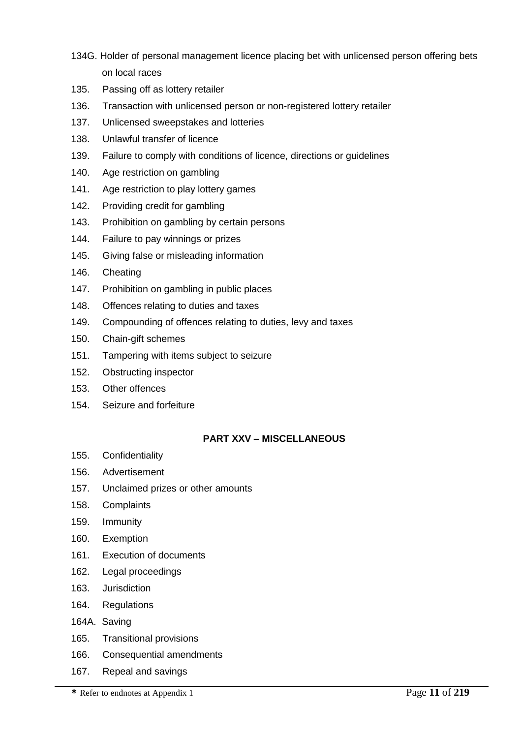134G. Holder of personal management licence placing bet with unlicensed person offering bets on local races

135. Passing off as lottery retailer

136. Transaction with unlicensed person or non-registered lottery retailer

137. Unlicensed sweepstakes and lotteries

138. Unlawful transfer of licence

139. Failure to comply with conditions of licence, directions or guidelines

140. Age restriction on gambling

141. Age restriction to play lottery games

142. Providing credit for gambling

143. Prohibition on gambling by certain persons

144. Failure to pay winnings or prizes

145. Giving false or misleading information

146. Cheating

147. Prohibition on gambling in public places

148. Offences relating to duties and taxes

149. Compounding of offences relating to duties, levy and taxes

150. Chain-gift schemes

151. Tampering with items subject to seizure

152. Obstructing inspector

153. Other offences

154. Seizure and forfeiture

**PART XXV – MISCELLANEOUS**

155. Confidentiality

156. Advertisement

157. Unclaimed prizes or other amounts

158. Complaints

159. Immunity

160. Exemption

161. Execution of documents

162. Legal proceedings

163. Jurisdiction

164. Regulations

164A. Saving

165. Transitional provisions

166. Consequential amendments

167. Repeal and savings

**\*** Refer to endnotes at Appendix 1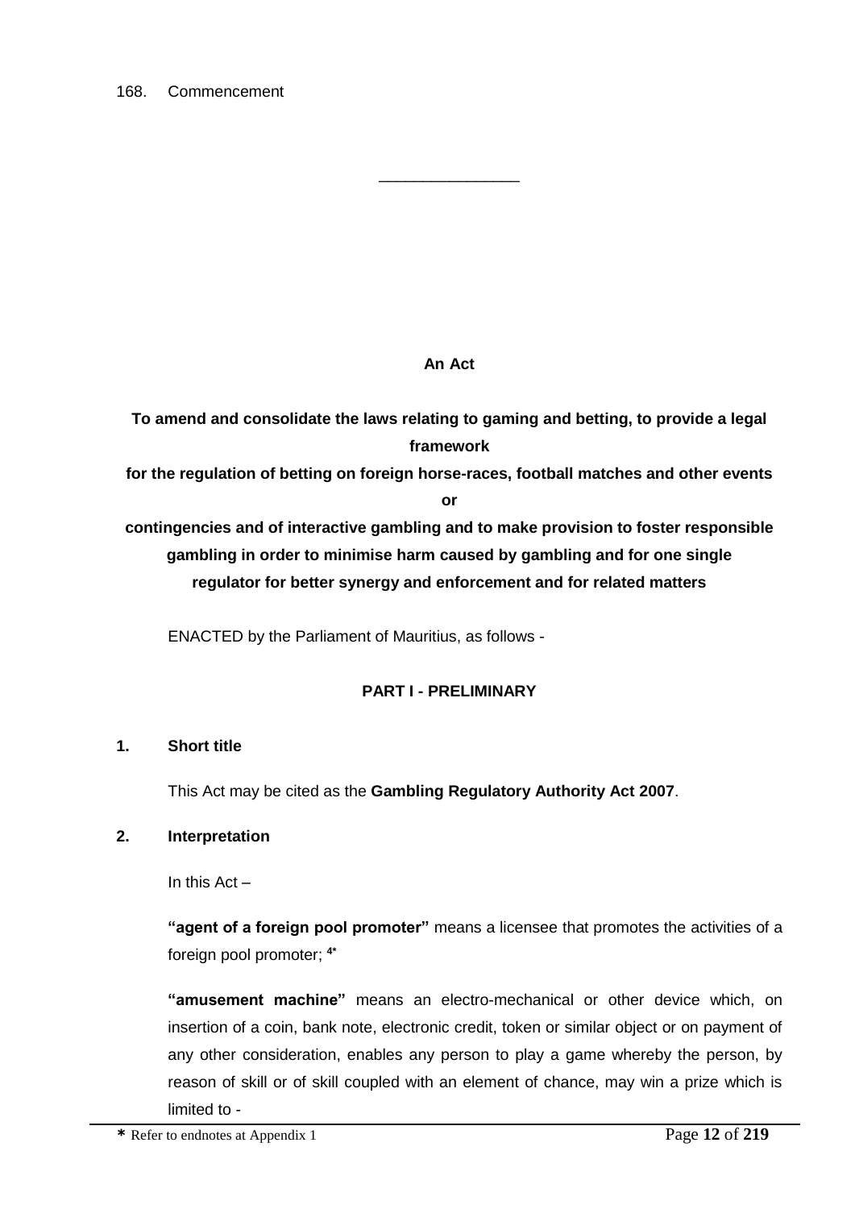168. Commencement

---

**An Act**

**To amend and consolidate the laws relating to gaming and betting, to provide a legal framework for the regulation of betting on foreign horse-races, football matches and other events or contingencies and of interactive gambling and to make provision to foster responsible gambling in order to minimise harm caused by gambling and for one single regulator for better synergy and enforcement and for related matters**

ENACTED by the Parliament of Mauritius, as follows -

## PART I - PRELIMINARY

### 1. Short title

This Act may be cited as the **Gambling Regulatory Authority Act 2007**.

### 2. Interpretation

In this Act –

**"agent of a foreign pool promoter"** means a licensee that promotes the activities of a foreign pool promoter; [4*]

**"amusement machine"** means an electro-mechanical or other device which, on insertion of a coin, bank note, electronic credit, token or similar object or on payment of any other consideration, enables any person to play a game whereby the person, by reason of skill or of skill coupled with an element of chance, may win a prize which is limited to -

* Refer to endnotes at Appendix 1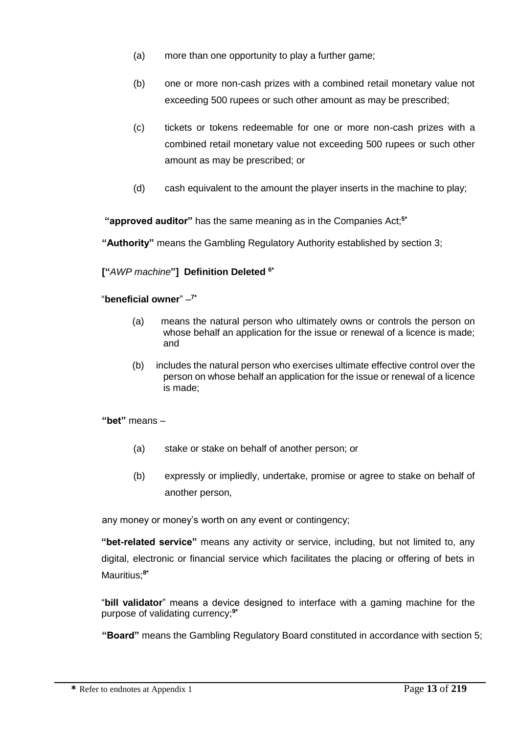(a) more than one opportunity to play a further game;

(b) one or more non-cash prizes with a combined retail monetary value not exceeding 500 rupees or such other amount as may be prescribed;

(c) tickets or tokens redeemable for one or more non-cash prizes with a combined retail monetary value not exceeding 500 rupees or such other amount as may be prescribed; or

(d) cash equivalent to the amount the player inserts in the machine to play;

**"approved auditor"** has the same meaning as in the Companies Act;[5*]

**"Authority"** means the Gambling Regulatory Authority established by section 3;

**["*AWP machine*"] Definition Deleted** [6*]

"**beneficial owner**" –[7*]

(a) means the natural person who ultimately owns or controls the person on whose behalf an application for the issue or renewal of a licence is made; and

(b) includes the natural person who exercises ultimate effective control over the person on whose behalf an application for the issue or renewal of a licence is made;

**"bet"** means –

(a) stake or stake on behalf of another person; or

(b) expressly or impliedly, undertake, promise or agree to stake on behalf of another person,

any money or money's worth on any event or contingency;

**"bet-related service"** means any activity or service, including, but not limited to, any digital, electronic or financial service which facilitates the placing or offering of bets in Mauritius;[8*]

"**bill validator**" means a device designed to interface with a gaming machine for the purpose of validating currency;[9*]

**"Board"** means the Gambling Regulatory Board constituted in accordance with section 5;

**\*** Refer to endnotes at Appendix 1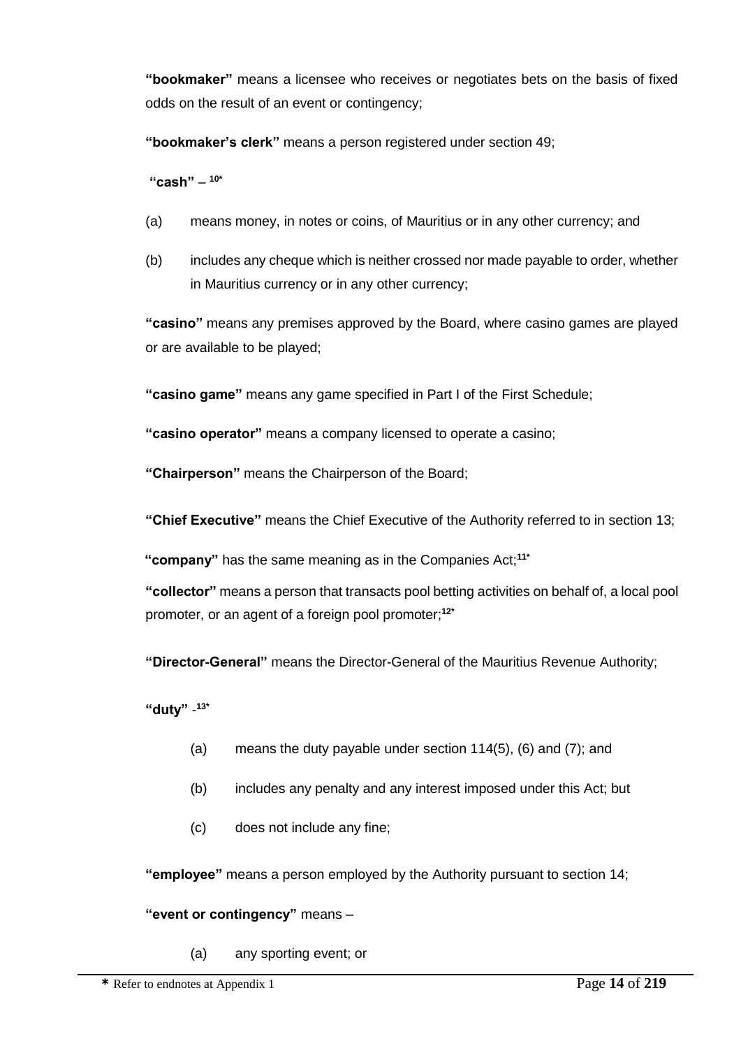**"bookmaker"** means a licensee who receives or negotiates bets on the basis of fixed odds on the result of an event or contingency;

**"bookmaker's clerk"** means a person registered under section 49;

**"cash"** – [10*]

(a) means money, in notes or coins, of Mauritius or in any other currency; and

(b) includes any cheque which is neither crossed nor made payable to order, whether in Mauritius currency or in any other currency;

**"casino"** means any premises approved by the Board, where casino games are played or are available to be played;

**"casino game"** means any game specified in Part I of the First Schedule;

**"casino operator"** means a company licensed to operate a casino;

**"Chairperson"** means the Chairperson of the Board;

**"Chief Executive"** means the Chief Executive of the Authority referred to in section 13;

**"company"** has the same meaning as in the Companies Act;[11*]

**"collector"** means a person that transacts pool betting activities on behalf of, a local pool promoter, or an agent of a foreign pool promoter;[12*]

**"Director-General"** means the Director-General of the Mauritius Revenue Authority;

**"duty"** -[13*]

(a) means the duty payable under section 114(5), (6) and (7); and

(b) includes any penalty and any interest imposed under this Act; but

(c) does not include any fine;

**"employee"** means a person employed by the Authority pursuant to section 14;

**"event or contingency"** means –

(a) any sporting event; or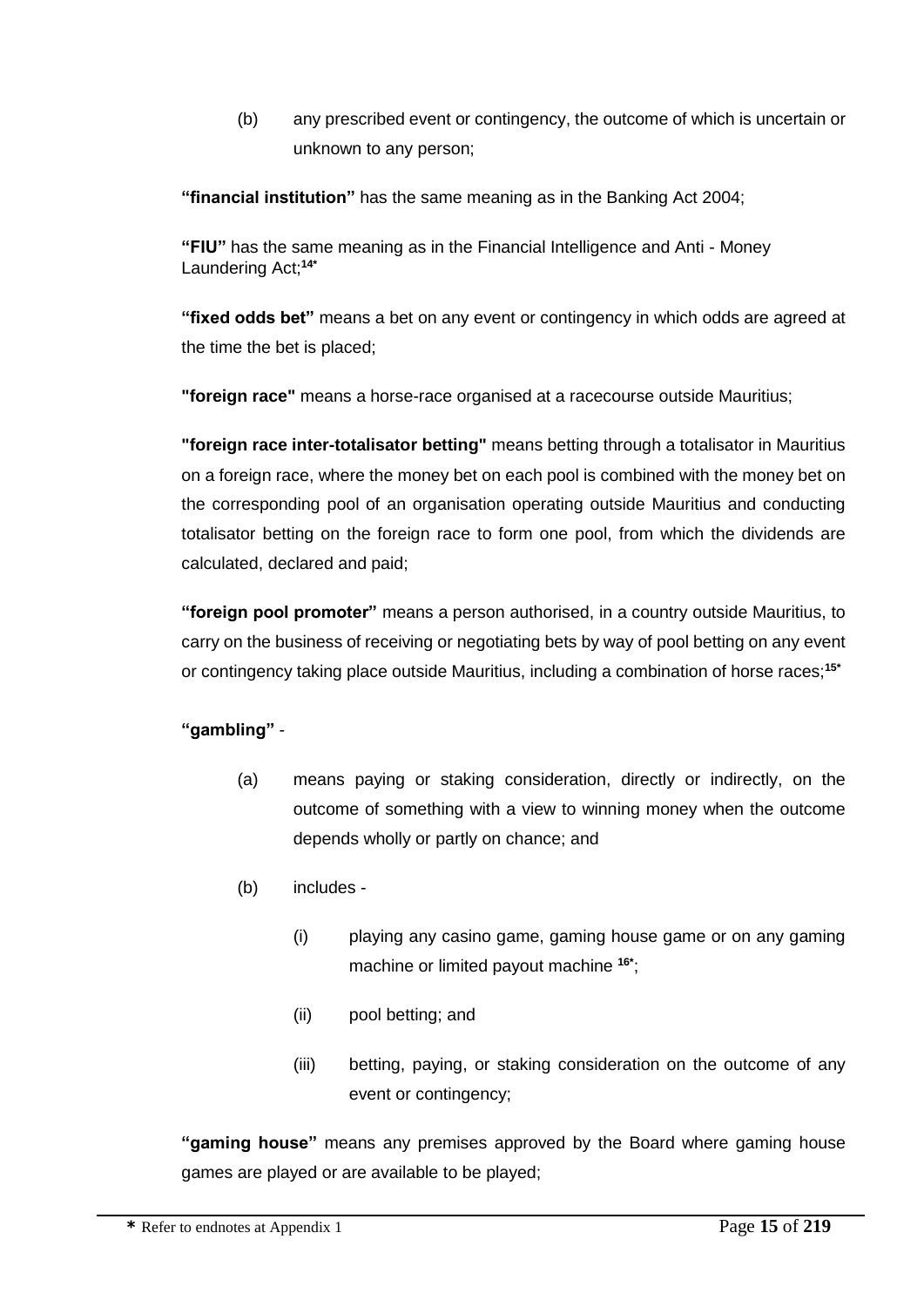(b) any prescribed event or contingency, the outcome of which is uncertain or unknown to any person;

**"financial institution"** has the same meaning as in the Banking Act 2004;

**"FIU"** has the same meaning as in the Financial Intelligence and Anti - Money Laundering Act;[14*]

**"fixed odds bet"** means a bet on any event or contingency in which odds are agreed at the time the bet is placed;

**"foreign race"** means a horse-race organised at a racecourse outside Mauritius;

**"foreign race inter-totalisator betting"** means betting through a totalisator in Mauritius on a foreign race, where the money bet on each pool is combined with the money bet on the corresponding pool of an organisation operating outside Mauritius and conducting totalisator betting on the foreign race to form one pool, from which the dividends are calculated, declared and paid;

**"foreign pool promoter"** means a person authorised, in a country outside Mauritius, to carry on the business of receiving or negotiating bets by way of pool betting on any event or contingency taking place outside Mauritius, including a combination of horse races;[15*]

**"gambling"** -

(a) means paying or staking consideration, directly or indirectly, on the outcome of something with a view to winning money when the outcome depends wholly or partly on chance; and

(b) includes -

(i) playing any casino game, gaming house game or on any gaming machine or limited payout machine [16*];

(ii) pool betting; and

(iii) betting, paying, or staking consideration on the outcome of any event or contingency;

**"gaming house"** means any premises approved by the Board where gaming house games are played or are available to be played;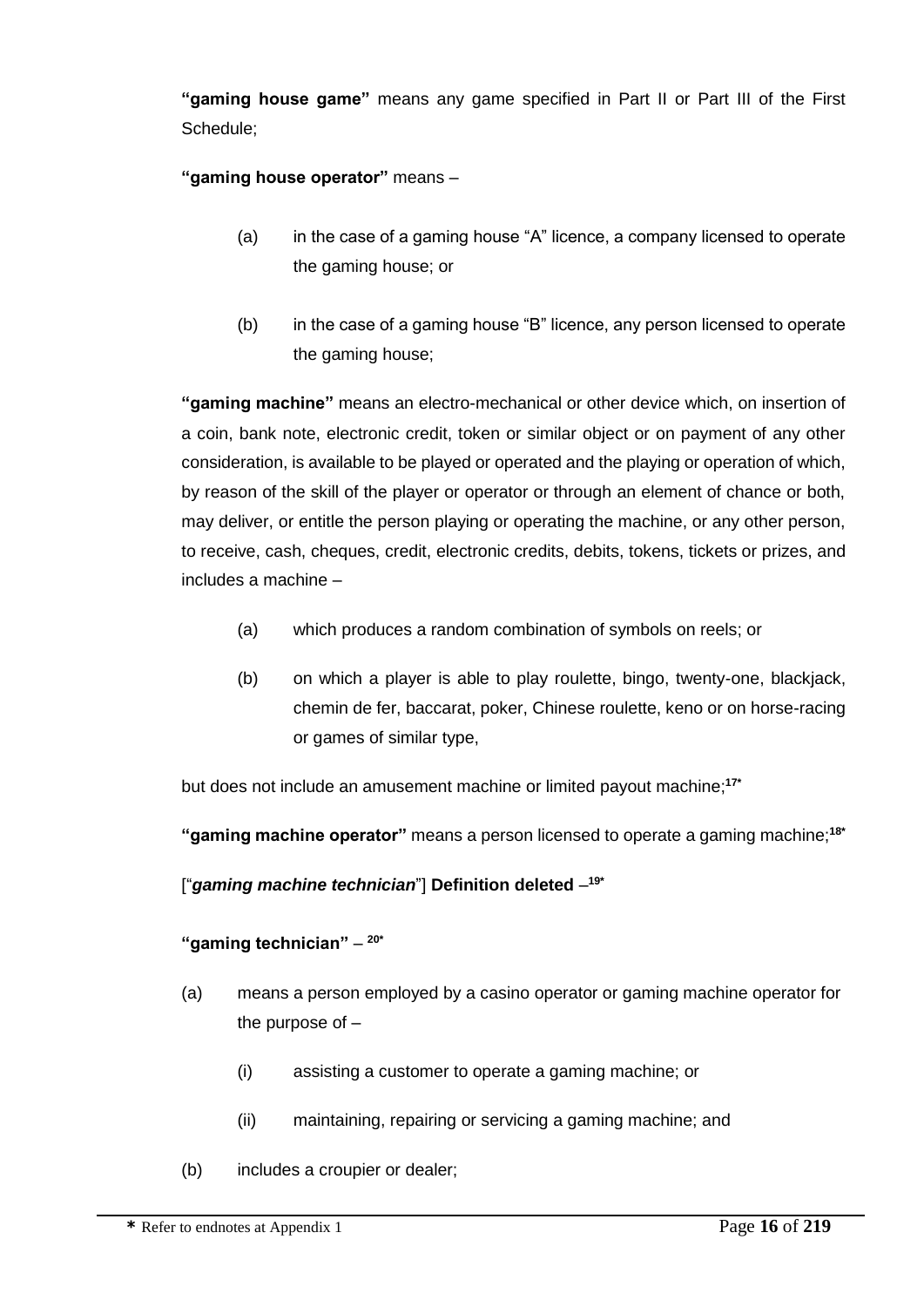**"gaming house game"** means any game specified in Part II or Part III of the First Schedule;

**"gaming house operator"** means –

(a) in the case of a gaming house "A" licence, a company licensed to operate the gaming house; or

(b) in the case of a gaming house "B" licence, any person licensed to operate the gaming house;

**"gaming machine"** means an electro-mechanical or other device which, on insertion of a coin, bank note, electronic credit, token or similar object or on payment of any other consideration, is available to be played or operated and the playing or operation of which, by reason of the skill of the player or operator or through an element of chance or both, may deliver, or entitle the person playing or operating the machine, or any other person, to receive, cash, cheques, credit, electronic credits, debits, tokens, tickets or prizes, and includes a machine –

(a) which produces a random combination of symbols on reels; or

(b) on which a player is able to play roulette, bingo, twenty-one, blackjack, chemin de fer, baccarat, poker, Chinese roulette, keno or on horse-racing or games of similar type,

but does not include an amusement machine or limited payout machine;[17*]

**"gaming machine operator"** means a person licensed to operate a gaming machine;[18*]

["*gaming machine technician*"] **Definition deleted** –[19*]

**"gaming technician"** – [20*]

(a) means a person employed by a casino operator or gaming machine operator for the purpose of –

(i) assisting a customer to operate a gaming machine; or

(ii) maintaining, repairing or servicing a gaming machine; and

(b) includes a croupier or dealer;

**\*** Refer to endnotes at Appendix 1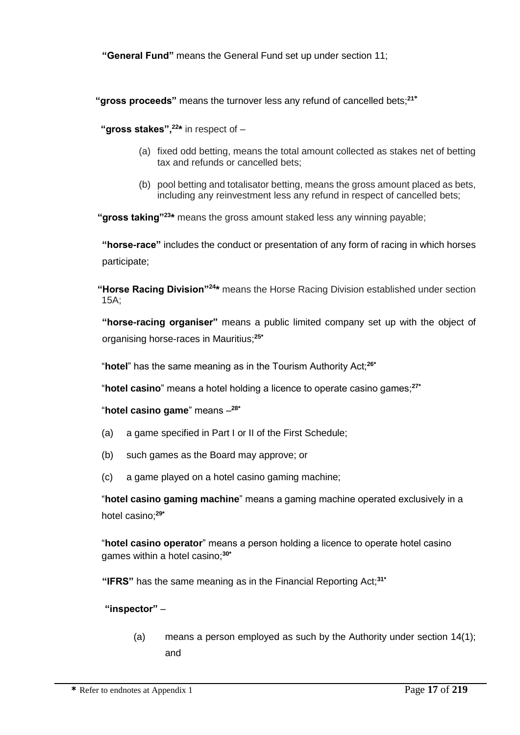**"General Fund"** means the General Fund set up under section 11;

**"gross proceeds"** means the turnover less any refund of cancelled bets;[21*]

**"gross stakes",**[22*] in respect of –

(a) fixed odd betting, means the total amount collected as stakes net of betting tax and refunds or cancelled bets;

(b) pool betting and totalisator betting, means the gross amount placed as bets, including any reinvestment less any refund in respect of cancelled bets;

**"gross taking"**[23*] means the gross amount staked less any winning payable;

**"horse-race"** includes the conduct or presentation of any form of racing in which horses participate;

**"Horse Racing Division"**[24*] means the Horse Racing Division established under section 15A;

**"horse-racing organiser"** means a public limited company set up with the object of organising horse-races in Mauritius;[25*]

"**hotel**" has the same meaning as in the Tourism Authority Act;[26*]

"**hotel casino**" means a hotel holding a licence to operate casino games;[27*]

"**hotel casino game**" means –[28*]

(a) a game specified in Part I or II of the First Schedule;

(b) such games as the Board may approve; or

(c) a game played on a hotel casino gaming machine;

"**hotel casino gaming machine**" means a gaming machine operated exclusively in a hotel casino;[29*]

"**hotel casino operator**" means a person holding a licence to operate hotel casino games within a hotel casino;[30*]

**"IFRS"** has the same meaning as in the Financial Reporting Act;[31*]

**"inspector"** –

(a) means a person employed as such by the Authority under section 14(1); and

**\*** Refer to endnotes at Appendix 1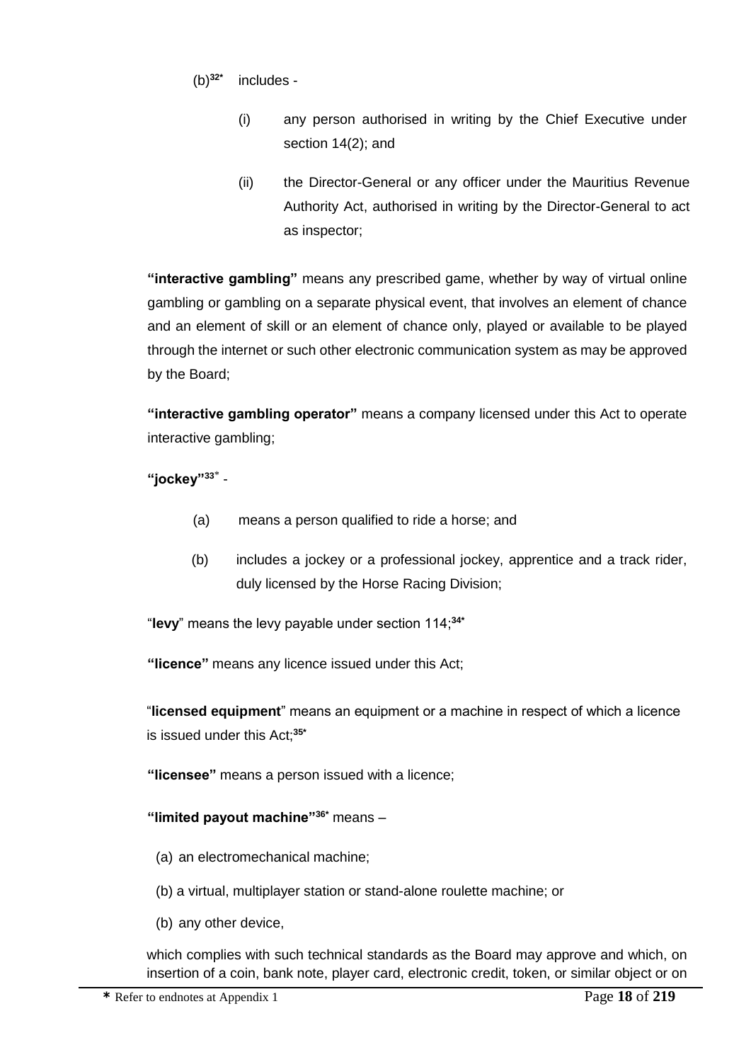(b)[32*] includes -

(i) any person authorised in writing by the Chief Executive under section 14(2); and

(ii) the Director-General or any officer under the Mauritius Revenue Authority Act, authorised in writing by the Director-General to act as inspector;

**"interactive gambling"** means any prescribed game, whether by way of virtual online gambling or gambling on a separate physical event, that involves an element of chance and an element of skill or an element of chance only, played or available to be played through the internet or such other electronic communication system as may be approved by the Board;

**"interactive gambling operator"** means a company licensed under this Act to operate interactive gambling;

**"jockey"**[33*] -

(a) means a person qualified to ride a horse; and

(b) includes a jockey or a professional jockey, apprentice and a track rider, duly licensed by the Horse Racing Division;

"**levy**" means the levy payable under section 114;[34*]

**"licence"** means any licence issued under this Act;

"**licensed equipment**" means an equipment or a machine in respect of which a licence is issued under this Act;[35*]

**"licensee"** means a person issued with a licence;

**"limited payout machine"**[36*] means –

(a) an electromechanical machine;

(b) a virtual, multiplayer station or stand-alone roulette machine; or

(b) any other device,

which complies with such technical standards as the Board may approve and which, on insertion of a coin, bank note, player card, electronic credit, token, or similar object or on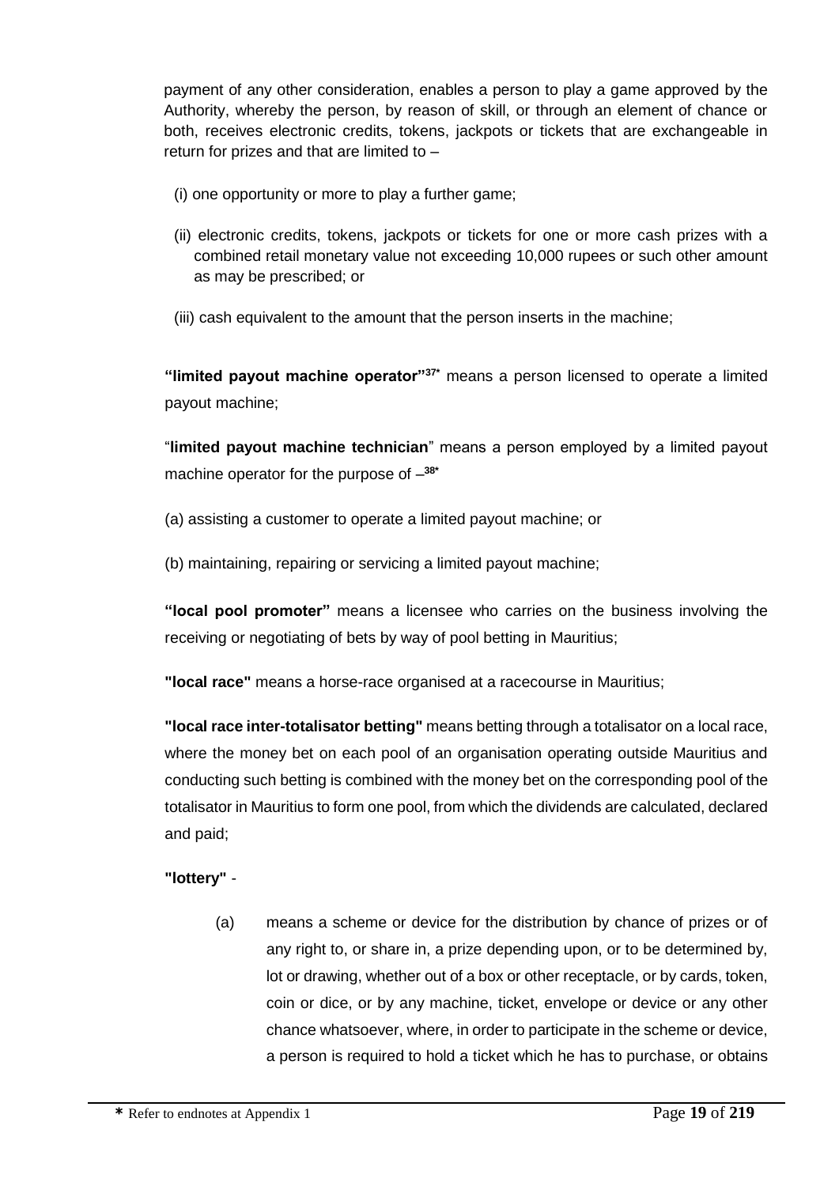payment of any other consideration, enables a person to play a game approved by the Authority, whereby the person, by reason of skill, or through an element of chance or both, receives electronic credits, tokens, jackpots or tickets that are exchangeable in return for prizes and that are limited to –

(i) one opportunity or more to play a further game;

(ii) electronic credits, tokens, jackpots or tickets for one or more cash prizes with a combined retail monetary value not exceeding 10,000 rupees or such other amount as may be prescribed; or

(iii) cash equivalent to the amount that the person inserts in the machine;

**"limited payout machine operator"**[37*] means a person licensed to operate a limited payout machine;

"**limited payout machine technician**" means a person employed by a limited payout machine operator for the purpose of –[38*]

(a) assisting a customer to operate a limited payout machine; or

(b) maintaining, repairing or servicing a limited payout machine;

**"local pool promoter"** means a licensee who carries on the business involving the receiving or negotiating of bets by way of pool betting in Mauritius;

**"local race"** means a horse-race organised at a racecourse in Mauritius;

**"local race inter-totalisator betting"** means betting through a totalisator on a local race, where the money bet on each pool of an organisation operating outside Mauritius and conducting such betting is combined with the money bet on the corresponding pool of the totalisator in Mauritius to form one pool, from which the dividends are calculated, declared and paid;

**"lottery"** -

(a) means a scheme or device for the distribution by chance of prizes or of any right to, or share in, a prize depending upon, or to be determined by, lot or drawing, whether out of a box or other receptacle, or by cards, token, coin or dice, or by any machine, ticket, envelope or device or any other chance whatsoever, where, in order to participate in the scheme or device, a person is required to hold a ticket which he has to purchase, or obtains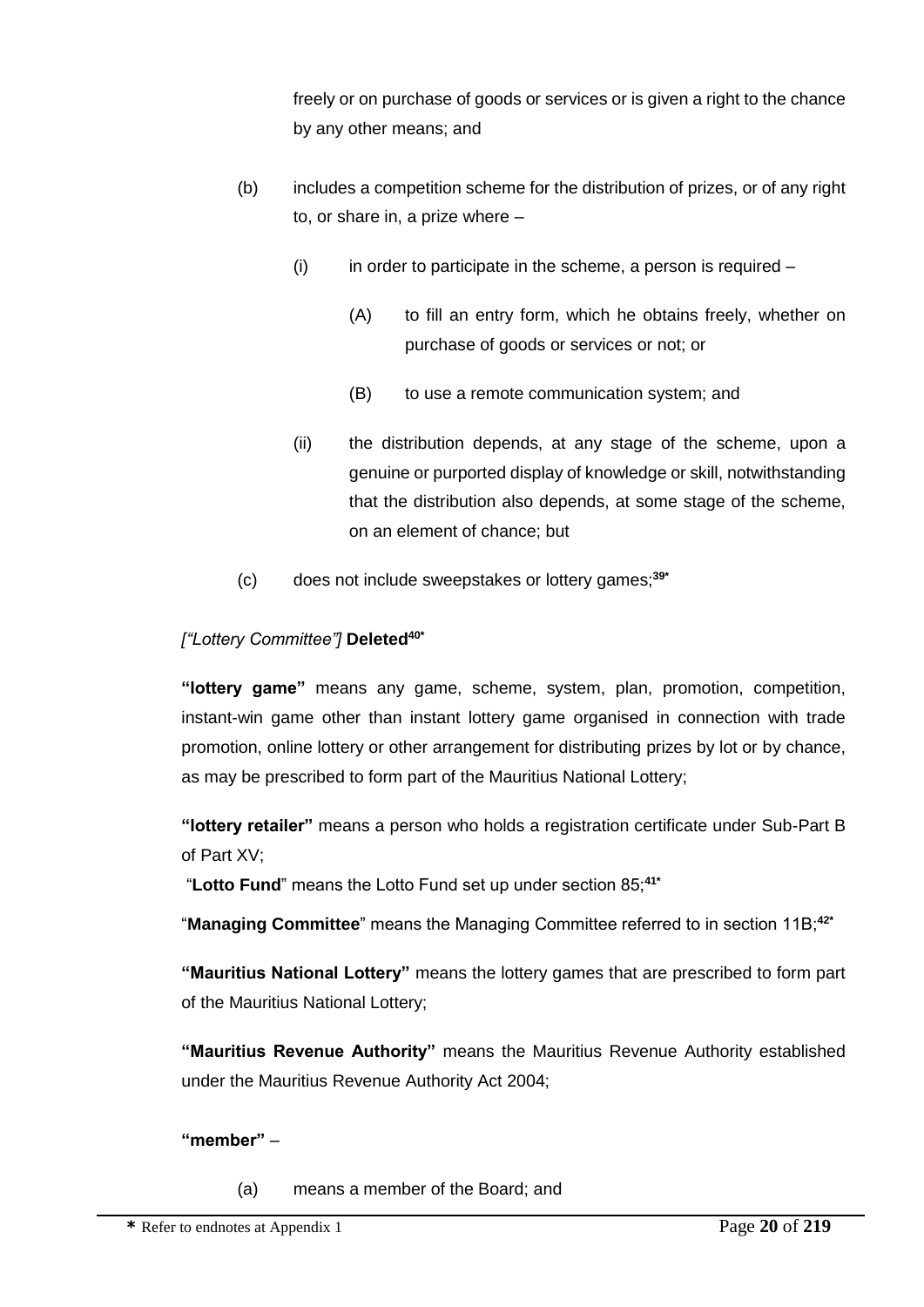freely or on purchase of goods or services or is given a right to the chance by any other means; and

(b) includes a competition scheme for the distribution of prizes, or of any right to, or share in, a prize where –

(i) in order to participate in the scheme, a person is required –

(A) to fill an entry form, which he obtains freely, whether on purchase of goods or services or not; or

(B) to use a remote communication system; and

(ii) the distribution depends, at any stage of the scheme, upon a genuine or purported display of knowledge or skill, notwithstanding that the distribution also depends, at some stage of the scheme, on an element of chance; but

(c) does not include sweepstakes or lottery games;[39*]

*["Lottery Committee"]* **Deleted**[40*]

**"lottery game"** means any game, scheme, system, plan, promotion, competition, instant-win game other than instant lottery game organised in connection with trade promotion, online lottery or other arrangement for distributing prizes by lot or by chance, as may be prescribed to form part of the Mauritius National Lottery;

**"lottery retailer"** means a person who holds a registration certificate under Sub-Part B of Part XV;

"**Lotto Fund**" means the Lotto Fund set up under section 85;[41*]

"**Managing Committee**" means the Managing Committee referred to in section 11B;[42*]

**"Mauritius National Lottery"** means the lottery games that are prescribed to form part of the Mauritius National Lottery;

**"Mauritius Revenue Authority"** means the Mauritius Revenue Authority established under the Mauritius Revenue Authority Act 2004;

**"member"** –

(a) means a member of the Board; and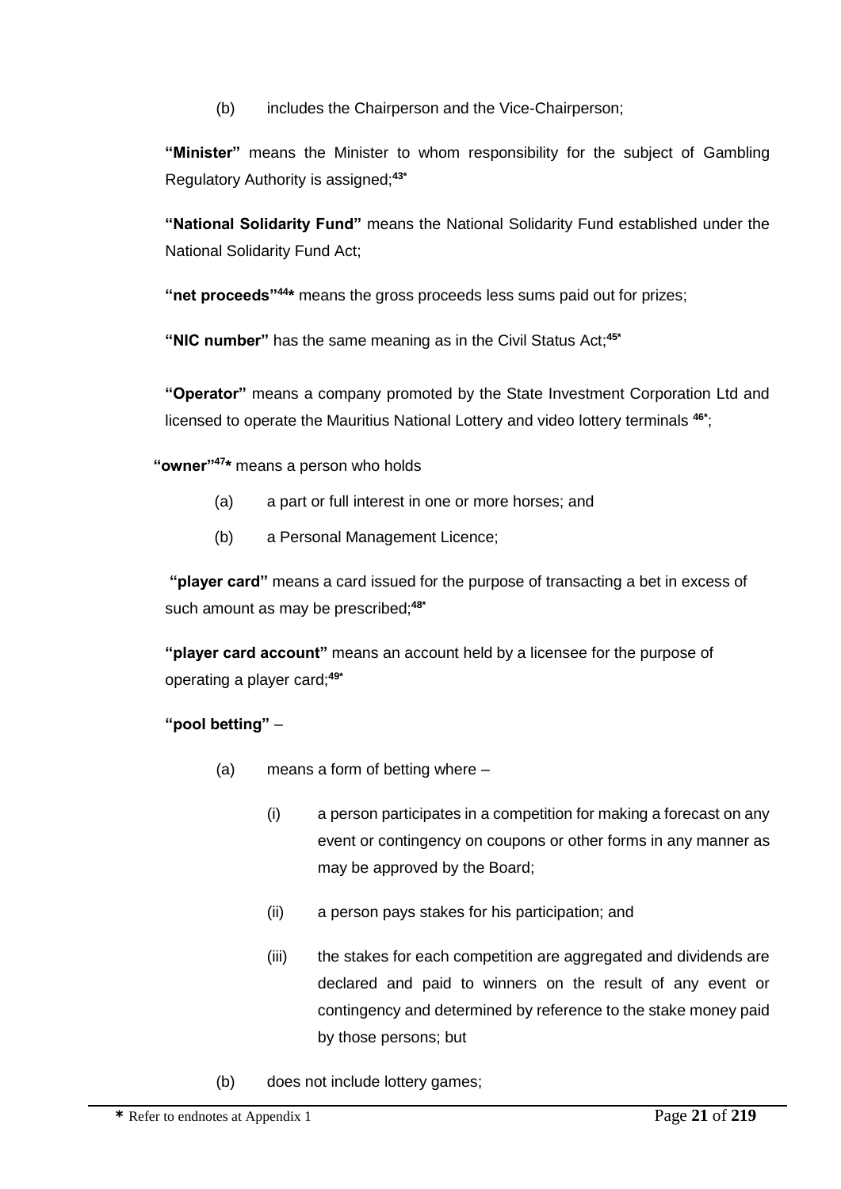(b) includes the Chairperson and the Vice-Chairperson;

**"Minister"** means the Minister to whom responsibility for the subject of Gambling Regulatory Authority is assigned;[43*]

**"National Solidarity Fund"** means the National Solidarity Fund established under the National Solidarity Fund Act;

**"net proceeds"[44*]** means the gross proceeds less sums paid out for prizes;

**"NIC number"** has the same meaning as in the Civil Status Act;[45*]

**"Operator"** means a company promoted by the State Investment Corporation Ltd and licensed to operate the Mauritius National Lottery and video lottery terminals [46*];

**"owner"[47*]** means a person who holds

(a) a part or full interest in one or more horses; and

(b) a Personal Management Licence;

**"player card"** means a card issued for the purpose of transacting a bet in excess of such amount as may be prescribed;[48*]

**"player card account"** means an account held by a licensee for the purpose of operating a player card;[49*]

**"pool betting"** –

(a) means a form of betting where –

(i) a person participates in a competition for making a forecast on any event or contingency on coupons or other forms in any manner as may be approved by the Board;

(ii) a person pays stakes for his participation; and

(iii) the stakes for each competition are aggregated and dividends are declared and paid to winners on the result of any event or contingency and determined by reference to the stake money paid by those persons; but

(b) does not include lottery games;

**\*** Refer to endnotes at Appendix 1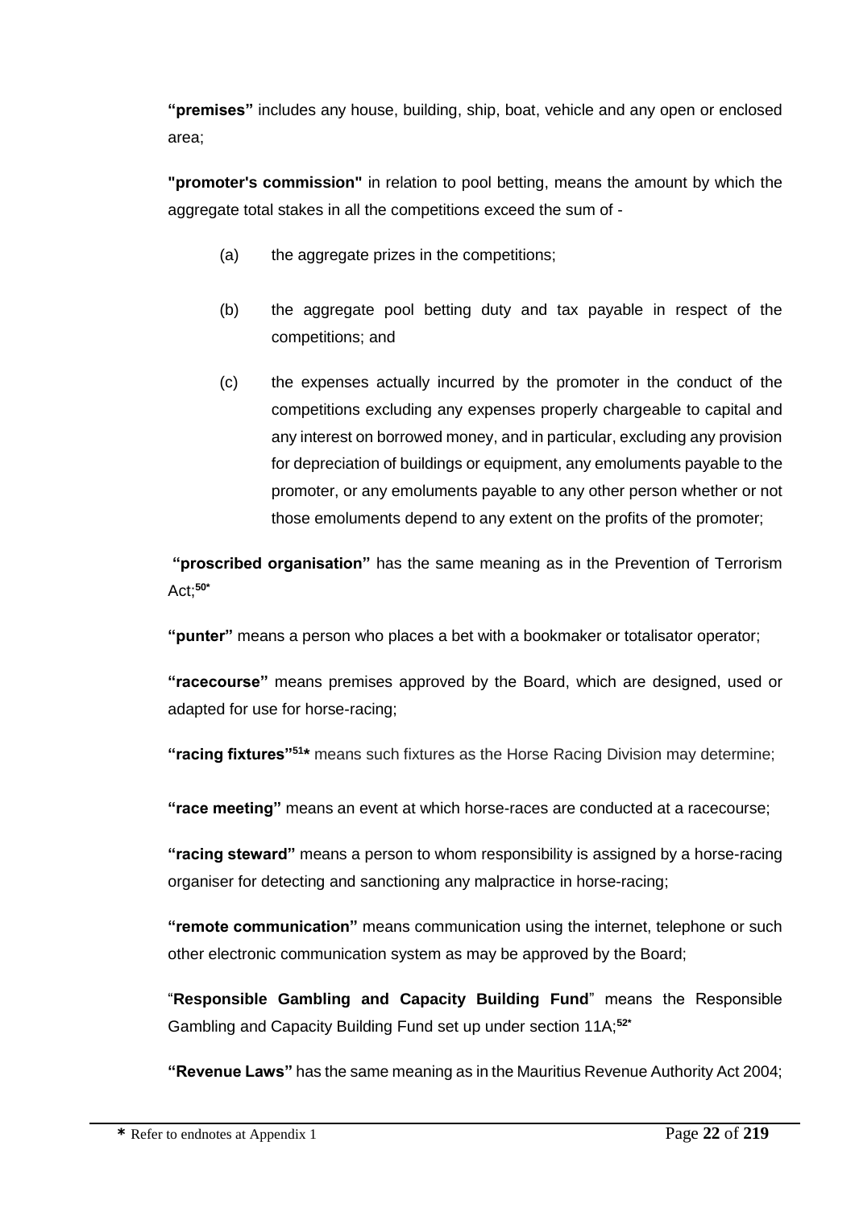**"premises"** includes any house, building, ship, boat, vehicle and any open or enclosed area;

**"promoter's commission"** in relation to pool betting, means the amount by which the aggregate total stakes in all the competitions exceed the sum of -

(a) the aggregate prizes in the competitions;

(b) the aggregate pool betting duty and tax payable in respect of the competitions; and

(c) the expenses actually incurred by the promoter in the conduct of the competitions excluding any expenses properly chargeable to capital and any interest on borrowed money, and in particular, excluding any provision for depreciation of buildings or equipment, any emoluments payable to the promoter, or any emoluments payable to any other person whether or not those emoluments depend to any extent on the profits of the promoter;

**"proscribed organisation"** has the same meaning as in the Prevention of Terrorism Act;[50*]

**"punter"** means a person who places a bet with a bookmaker or totalisator operator;

**"racecourse"** means premises approved by the Board, which are designed, used or adapted for use for horse-racing;

**"racing fixtures"**[51*] means such fixtures as the Horse Racing Division may determine;

**"race meeting"** means an event at which horse-races are conducted at a racecourse;

**"racing steward"** means a person to whom responsibility is assigned by a horse-racing organiser for detecting and sanctioning any malpractice in horse-racing;

**"remote communication"** means communication using the internet, telephone or such other electronic communication system as may be approved by the Board;

"**Responsible Gambling and Capacity Building Fund**" means the Responsible Gambling and Capacity Building Fund set up under section 11A;[52*]

**"Revenue Laws"** has the same meaning as in the Mauritius Revenue Authority Act 2004;

**\*** Refer to endnotes at Appendix 1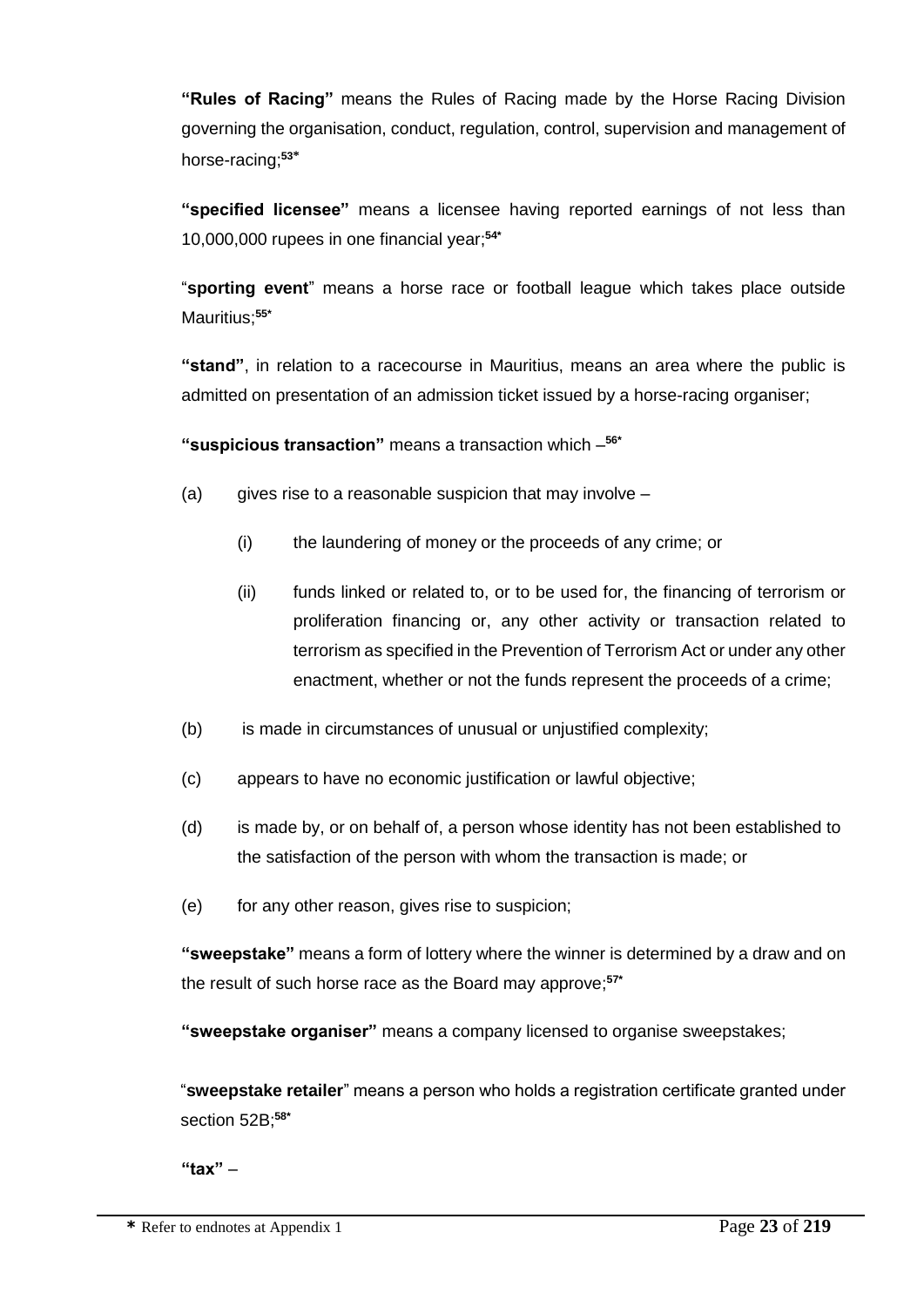**"Rules of Racing"** means the Rules of Racing made by the Horse Racing Division governing the organisation, conduct, regulation, control, supervision and management of horse-racing;[53*]

**"specified licensee"** means a licensee having reported earnings of not less than 10,000,000 rupees in one financial year;[54*]

"**sporting event**" means a horse race or football league which takes place outside Mauritius;[55*]

**"stand"**, in relation to a racecourse in Mauritius, means an area where the public is admitted on presentation of an admission ticket issued by a horse-racing organiser;

**"suspicious transaction"** means a transaction which –[56*]

(a) gives rise to a reasonable suspicion that may involve –

(i) the laundering of money or the proceeds of any crime; or

(ii) funds linked or related to, or to be used for, the financing of terrorism or proliferation financing or, any other activity or transaction related to terrorism as specified in the Prevention of Terrorism Act or under any other enactment, whether or not the funds represent the proceeds of a crime;

(b) is made in circumstances of unusual or unjustified complexity;

(c) appears to have no economic justification or lawful objective;

(d) is made by, or on behalf of, a person whose identity has not been established to the satisfaction of the person with whom the transaction is made; or

(e) for any other reason, gives rise to suspicion;

**"sweepstake"** means a form of lottery where the winner is determined by a draw and on the result of such horse race as the Board may approve;[57*]

**"sweepstake organiser"** means a company licensed to organise sweepstakes;

"**sweepstake retailer**" means a person who holds a registration certificate granted under section 52B;[58*]

**"tax"** –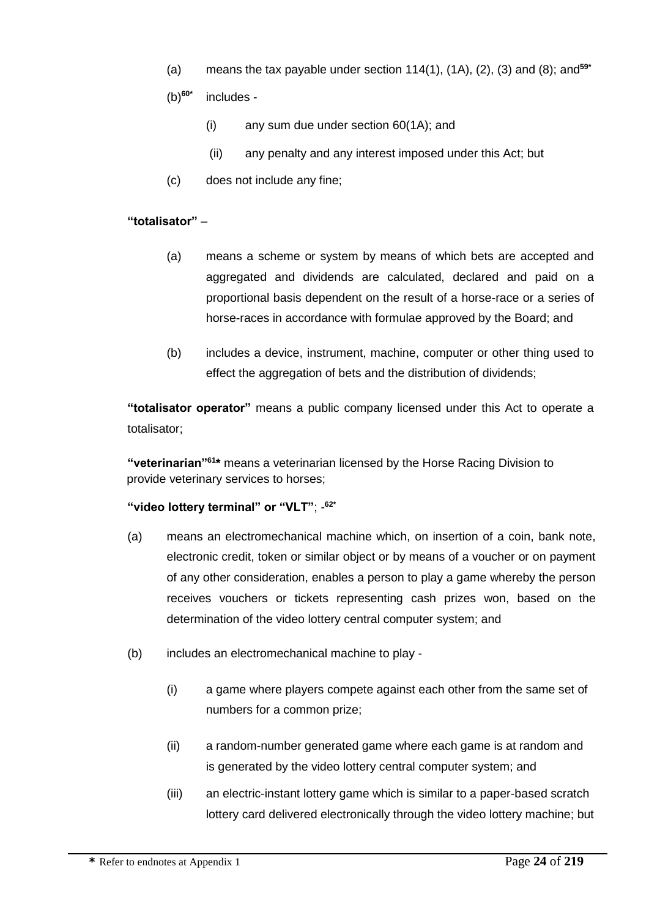(a) means the tax payable under section 114(1), (1A), (2), (3) and (8); and[59*]

(b)[60*] includes -

(i) any sum due under section 60(1A); and

(ii) any penalty and any interest imposed under this Act; but

(c) does not include any fine;

**"totalisator"** –

(a) means a scheme or system by means of which bets are accepted and aggregated and dividends are calculated, declared and paid on a proportional basis dependent on the result of a horse-race or a series of horse-races in accordance with formulae approved by the Board; and

(b) includes a device, instrument, machine, computer or other thing used to effect the aggregation of bets and the distribution of dividends;

**"totalisator operator"** means a public company licensed under this Act to operate a totalisator;

**"veterinarian"**[61*] means a veterinarian licensed by the Horse Racing Division to provide veterinary services to horses;

**"video lottery terminal" or "VLT"**; -[62*]

(a) means an electromechanical machine which, on insertion of a coin, bank note, electronic credit, token or similar object or by means of a voucher or on payment of any other consideration, enables a person to play a game whereby the person receives vouchers or tickets representing cash prizes won, based on the determination of the video lottery central computer system; and

(b) includes an electromechanical machine to play -

(i) a game where players compete against each other from the same set of numbers for a common prize;

(ii) a random-number generated game where each game is at random and is generated by the video lottery central computer system; and

(iii) an electric-instant lottery game which is similar to a paper-based scratch lottery card delivered electronically through the video lottery machine; but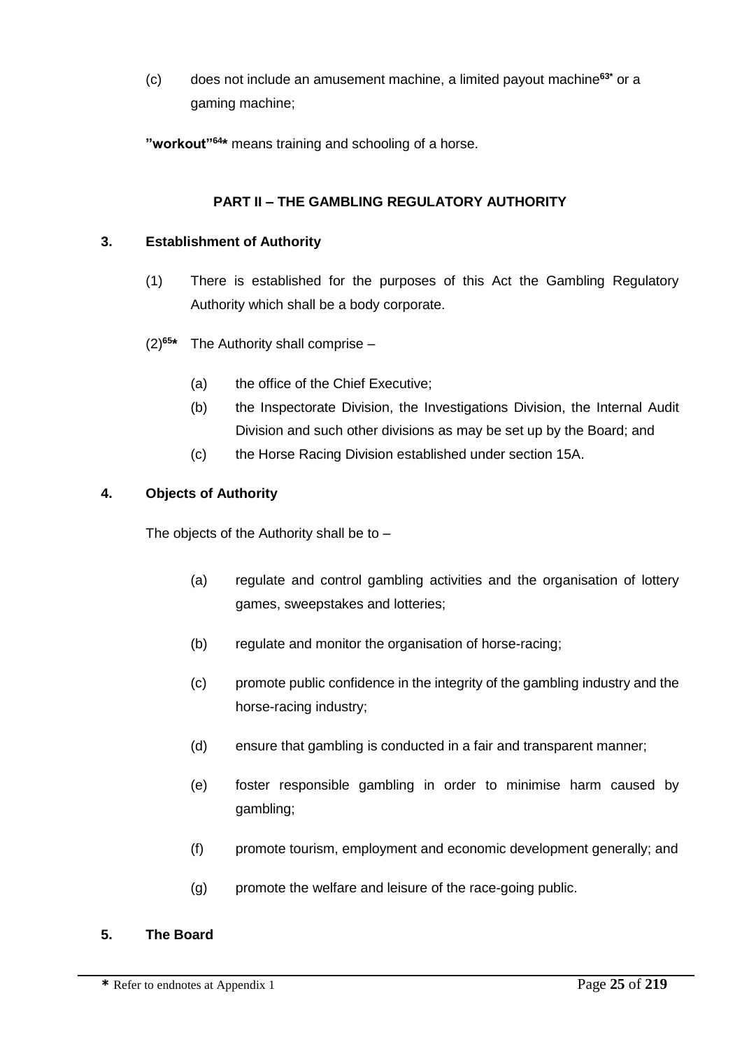(c) does not include an amusement machine, a limited payout machine[63*] or a gaming machine;

**"workout"[64*]** means training and schooling of a horse.

## PART II – THE GAMBLING REGULATORY AUTHORITY

### 3. Establishment of Authority

(1) There is established for the purposes of this Act the Gambling Regulatory Authority which shall be a body corporate.

(2)[65*] The Authority shall comprise –

- (a) the office of the Chief Executive;
- (b) the Inspectorate Division, the Investigations Division, the Internal Audit Division and such other divisions as may be set up by the Board; and
- (c) the Horse Racing Division established under section 15A.

### 4. Objects of Authority

The objects of the Authority shall be to –

- (a) regulate and control gambling activities and the organisation of lottery games, sweepstakes and lotteries;
- (b) regulate and monitor the organisation of horse-racing;
- (c) promote public confidence in the integrity of the gambling industry and the horse-racing industry;
- (d) ensure that gambling is conducted in a fair and transparent manner;
- (e) foster responsible gambling in order to minimise harm caused by gambling;
- (f) promote tourism, employment and economic development generally; and
- (g) promote the welfare and leisure of the race-going public.

### 5. The Board

* Refer to endnotes at Appendix 1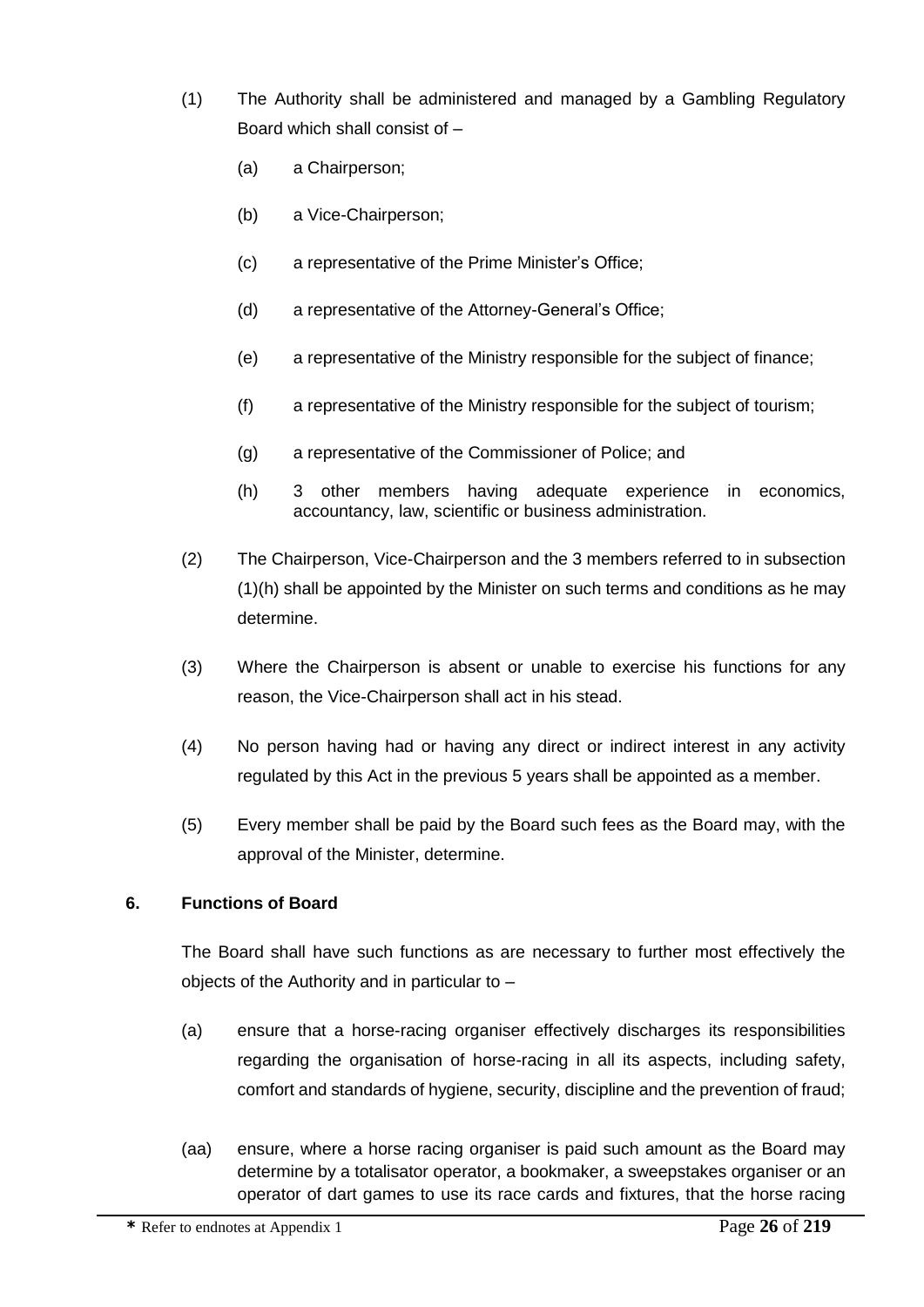(1) The Authority shall be administered and managed by a Gambling Regulatory Board which shall consist of –

(a) a Chairperson;

(b) a Vice-Chairperson;

(c) a representative of the Prime Minister's Office;

(d) a representative of the Attorney-General's Office;

(e) a representative of the Ministry responsible for the subject of finance;

(f) a representative of the Ministry responsible for the subject of tourism;

(g) a representative of the Commissioner of Police; and

(h) 3 other members having adequate experience in economics, accountancy, law, scientific or business administration.

(2) The Chairperson, Vice-Chairperson and the 3 members referred to in subsection (1)(h) shall be appointed by the Minister on such terms and conditions as he may determine.

(3) Where the Chairperson is absent or unable to exercise his functions for any reason, the Vice-Chairperson shall act in his stead.

(4) No person having had or having any direct or indirect interest in any activity regulated by this Act in the previous 5 years shall be appointed as a member.

(5) Every member shall be paid by the Board such fees as the Board may, with the approval of the Minister, determine.

**6. Functions of Board**

The Board shall have such functions as are necessary to further most effectively the objects of the Authority and in particular to –

(a) ensure that a horse-racing organiser effectively discharges its responsibilities regarding the organisation of horse-racing in all its aspects, including safety, comfort and standards of hygiene, security, discipline and the prevention of fraud;

(aa) ensure, where a horse racing organiser is paid such amount as the Board may determine by a totalisator operator, a bookmaker, a sweepstakes organiser or an operator of dart games to use its race cards and fixtures, that the horse racing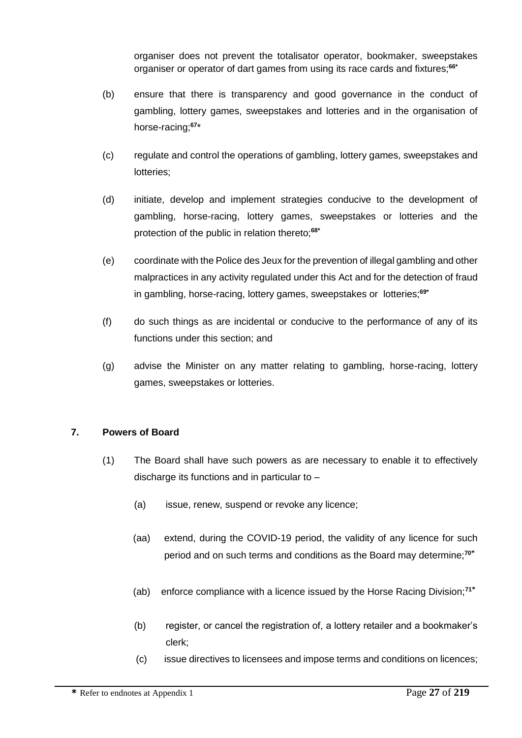organiser does not prevent the totalisator operator, bookmaker, sweepstakes organiser or operator of dart games from using its race cards and fixtures;[66*]

(b) ensure that there is transparency and good governance in the conduct of gambling, lottery games, sweepstakes and lotteries and in the organisation of horse-racing;[67*]

(c) regulate and control the operations of gambling, lottery games, sweepstakes and lotteries;

(d) initiate, develop and implement strategies conducive to the development of gambling, horse-racing, lottery games, sweepstakes or lotteries and the protection of the public in relation thereto;[68*]

(e) coordinate with the Police des Jeux for the prevention of illegal gambling and other malpractices in any activity regulated under this Act and for the detection of fraud in gambling, horse-racing, lottery games, sweepstakes or lotteries;[69*]

(f) do such things as are incidental or conducive to the performance of any of its functions under this section; and

(g) advise the Minister on any matter relating to gambling, horse-racing, lottery games, sweepstakes or lotteries.

### 7. Powers of Board

(1) The Board shall have such powers as are necessary to enable it to effectively discharge its functions and in particular to –

(a) issue, renew, suspend or revoke any licence;

(aa) extend, during the COVID-19 period, the validity of any licence for such period and on such terms and conditions as the Board may determine;[70*]

(ab) enforce compliance with a licence issued by the Horse Racing Division;[71*]

(b) register, or cancel the registration of, a lottery retailer and a bookmaker's clerk;

(c) issue directives to licensees and impose terms and conditions on licences;

* Refer to endnotes at Appendix 1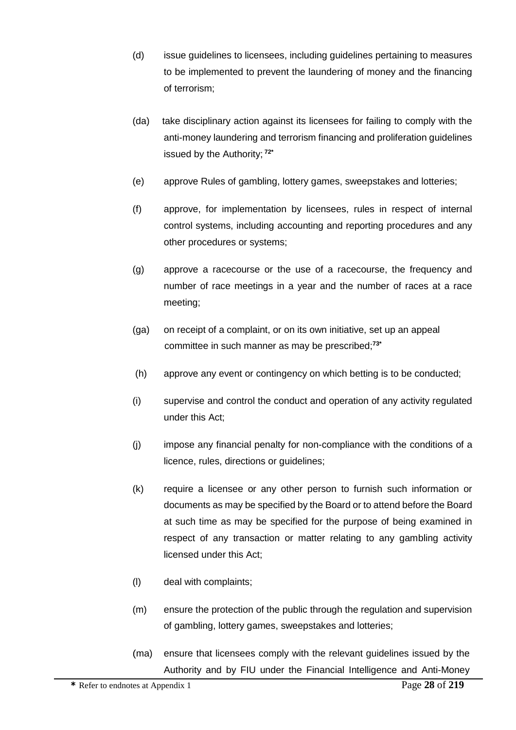(d) issue guidelines to licensees, including guidelines pertaining to measures to be implemented to prevent the laundering of money and the financing of terrorism;

(da) take disciplinary action against its licensees for failing to comply with the anti-money laundering and terrorism financing and proliferation guidelines issued by the Authority; [72*]

(e) approve Rules of gambling, lottery games, sweepstakes and lotteries;

(f) approve, for implementation by licensees, rules in respect of internal control systems, including accounting and reporting procedures and any other procedures or systems;

(g) approve a racecourse or the use of a racecourse, the frequency and number of race meetings in a year and the number of races at a race meeting;

(ga) on receipt of a complaint, or on its own initiative, set up an appeal committee in such manner as may be prescribed;[73*]

(h) approve any event or contingency on which betting is to be conducted;

(i) supervise and control the conduct and operation of any activity regulated under this Act;

(j) impose any financial penalty for non-compliance with the conditions of a licence, rules, directions or guidelines;

(k) require a licensee or any other person to furnish such information or documents as may be specified by the Board or to attend before the Board at such time as may be specified for the purpose of being examined in respect of any transaction or matter relating to any gambling activity licensed under this Act;

(l) deal with complaints;

(m) ensure the protection of the public through the regulation and supervision of gambling, lottery games, sweepstakes and lotteries;

(ma) ensure that licensees comply with the relevant guidelines issued by the Authority and by FIU under the Financial Intelligence and Anti-Money

* Refer to endnotes at Appendix 1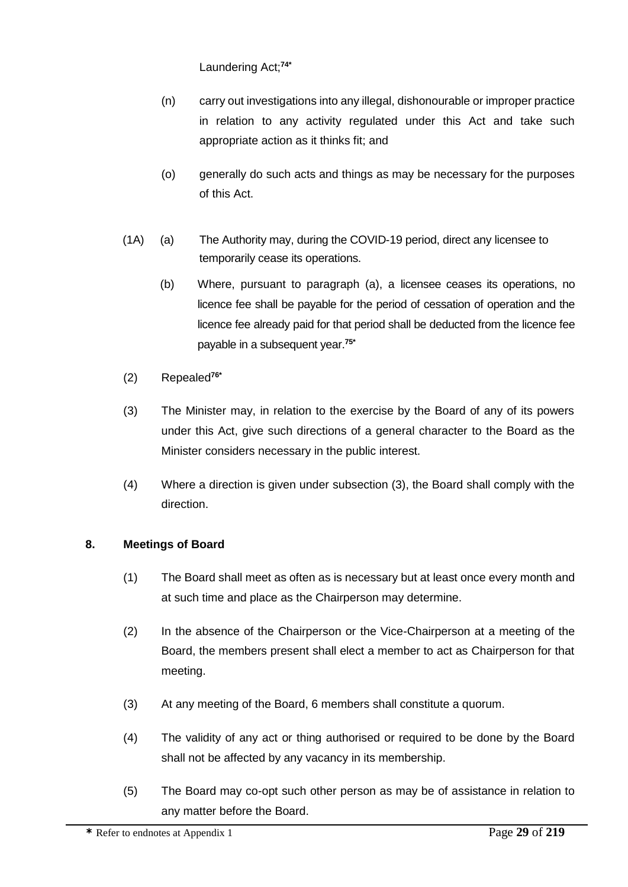Laundering Act;[74*]

(n) carry out investigations into any illegal, dishonourable or improper practice in relation to any activity regulated under this Act and take such appropriate action as it thinks fit; and

(o) generally do such acts and things as may be necessary for the purposes of this Act.

(1A) (a) The Authority may, during the COVID-19 period, direct any licensee to temporarily cease its operations.

(b) Where, pursuant to paragraph (a), a licensee ceases its operations, no licence fee shall be payable for the period of cessation of operation and the licence fee already paid for that period shall be deducted from the licence fee payable in a subsequent year.[75*]

(2) Repealed[76*]

(3) The Minister may, in relation to the exercise by the Board of any of its powers under this Act, give such directions of a general character to the Board as the Minister considers necessary in the public interest.

(4) Where a direction is given under subsection (3), the Board shall comply with the direction.

**8. Meetings of Board**

(1) The Board shall meet as often as is necessary but at least once every month and at such time and place as the Chairperson may determine.

(2) In the absence of the Chairperson or the Vice-Chairperson at a meeting of the Board, the members present shall elect a member to act as Chairperson for that meeting.

(3) At any meeting of the Board, 6 members shall constitute a quorum.

(4) The validity of any act or thing authorised or required to be done by the Board shall not be affected by any vacancy in its membership.

(5) The Board may co-opt such other person as may be of assistance in relation to any matter before the Board.

**\*** Refer to endnotes at Appendix 1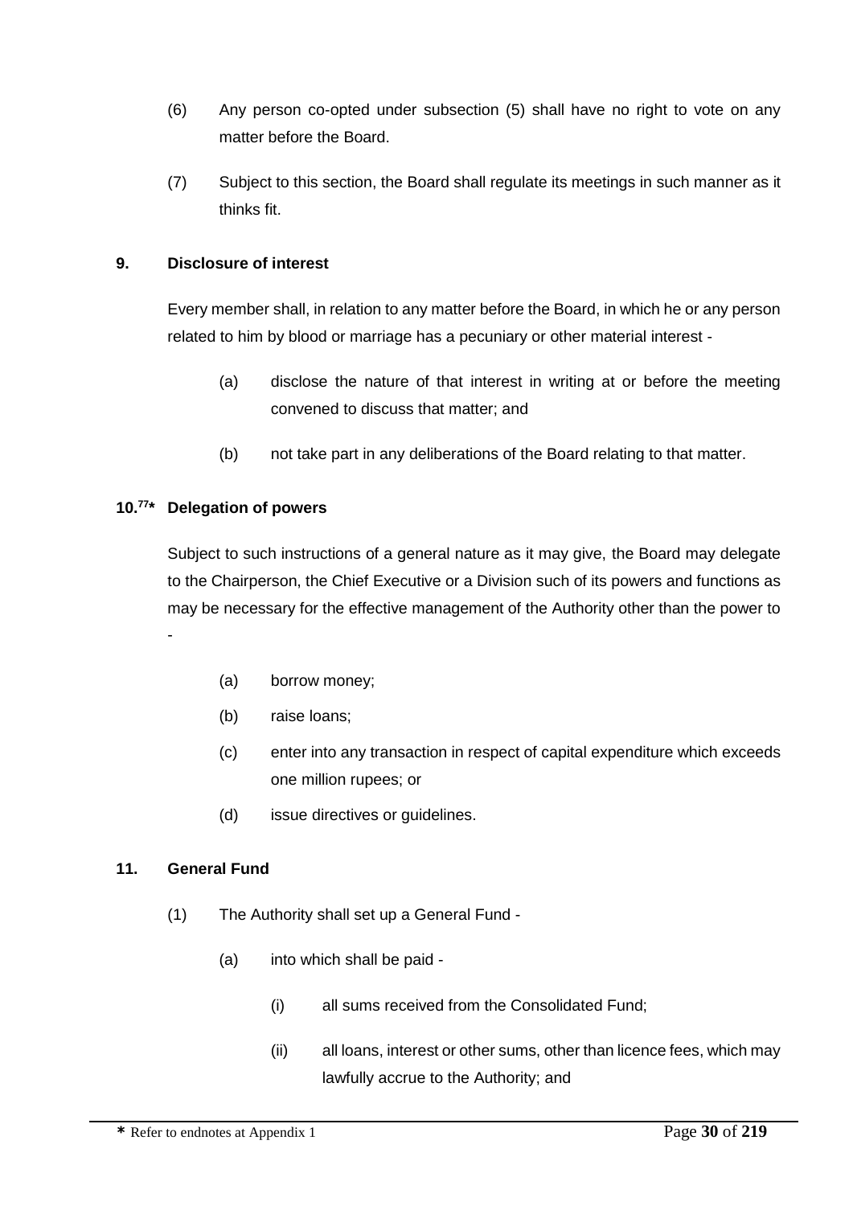(6) Any person co-opted under subsection (5) shall have no right to vote on any matter before the Board.

(7) Subject to this section, the Board shall regulate its meetings in such manner as it thinks fit.

**9. Disclosure of interest**

Every member shall, in relation to any matter before the Board, in which he or any person related to him by blood or marriage has a pecuniary or other material interest -

(a) disclose the nature of that interest in writing at or before the meeting convened to discuss that matter; and

(b) not take part in any deliberations of the Board relating to that matter.

**10.[77]* Delegation of powers**

Subject to such instructions of a general nature as it may give, the Board may delegate to the Chairperson, the Chief Executive or a Division such of its powers and functions as may be necessary for the effective management of the Authority other than the power to -

(a) borrow money;

(b) raise loans;

(c) enter into any transaction in respect of capital expenditure which exceeds one million rupees; or

(d) issue directives or guidelines.

**11. General Fund**

(1) The Authority shall set up a General Fund -

(a) into which shall be paid -

(i) all sums received from the Consolidated Fund;

(ii) all loans, interest or other sums, other than licence fees, which may lawfully accrue to the Authority; and

* Refer to endnotes at Appendix 1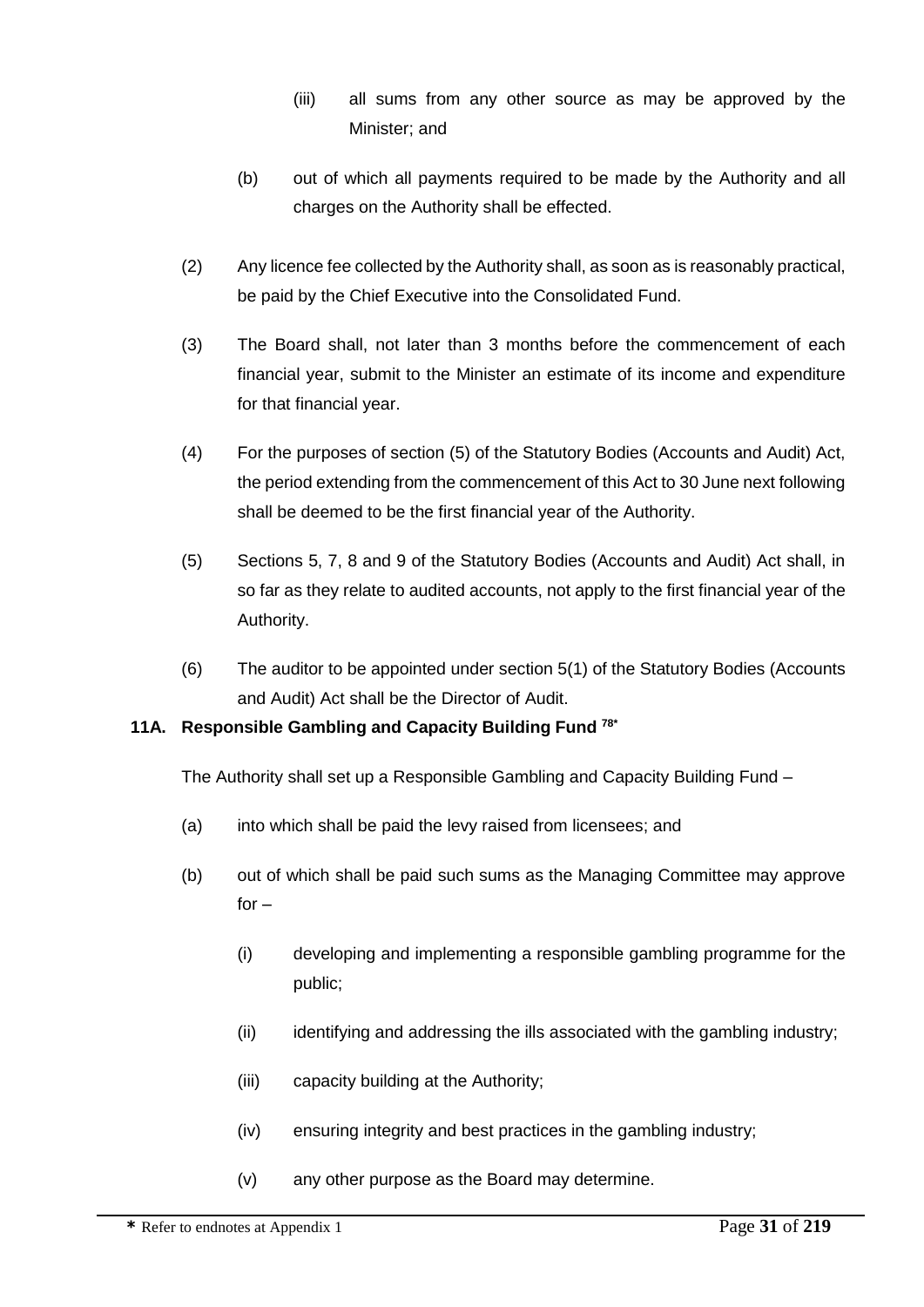(iii) all sums from any other source as may be approved by the Minister; and

(b) out of which all payments required to be made by the Authority and all charges on the Authority shall be effected.

(2) Any licence fee collected by the Authority shall, as soon as is reasonably practical, be paid by the Chief Executive into the Consolidated Fund.

(3) The Board shall, not later than 3 months before the commencement of each financial year, submit to the Minister an estimate of its income and expenditure for that financial year.

(4) For the purposes of section (5) of the Statutory Bodies (Accounts and Audit) Act, the period extending from the commencement of this Act to 30 June next following shall be deemed to be the first financial year of the Authority.

(5) Sections 5, 7, 8 and 9 of the Statutory Bodies (Accounts and Audit) Act shall, in so far as they relate to audited accounts, not apply to the first financial year of the Authority.

(6) The auditor to be appointed under section 5(1) of the Statutory Bodies (Accounts and Audit) Act shall be the Director of Audit.

**11A. Responsible Gambling and Capacity Building Fund [78*]**

The Authority shall set up a Responsible Gambling and Capacity Building Fund –

(a) into which shall be paid the levy raised from licensees; and

(b) out of which shall be paid such sums as the Managing Committee may approve for –

(i) developing and implementing a responsible gambling programme for the public;

(ii) identifying and addressing the ills associated with the gambling industry;

(iii) capacity building at the Authority;

(iv) ensuring integrity and best practices in the gambling industry;

(v) any other purpose as the Board may determine.

**\*** Refer to endnotes at Appendix 1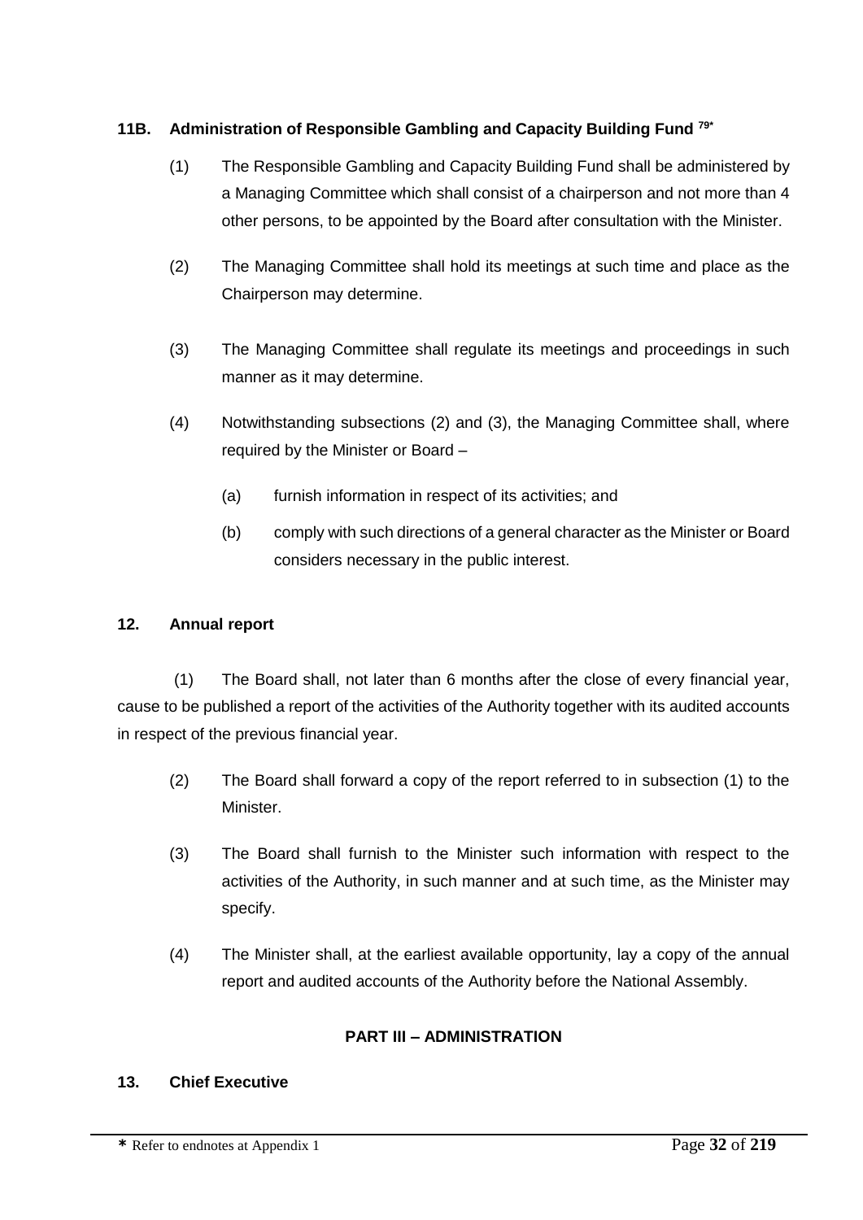### 11B. Administration of Responsible Gambling and Capacity Building Fund [79*]

(1) The Responsible Gambling and Capacity Building Fund shall be administered by a Managing Committee which shall consist of a chairperson and not more than 4 other persons, to be appointed by the Board after consultation with the Minister.

(2) The Managing Committee shall hold its meetings at such time and place as the Chairperson may determine.

(3) The Managing Committee shall regulate its meetings and proceedings in such manner as it may determine.

(4) Notwithstanding subsections (2) and (3), the Managing Committee shall, where required by the Minister or Board –

(a) furnish information in respect of its activities; and

(b) comply with such directions of a general character as the Minister or Board considers necessary in the public interest.

### 12. Annual report

(1) The Board shall, not later than 6 months after the close of every financial year, cause to be published a report of the activities of the Authority together with its audited accounts in respect of the previous financial year.

(2) The Board shall forward a copy of the report referred to in subsection (1) to the Minister.

(3) The Board shall furnish to the Minister such information with respect to the activities of the Authority, in such manner and at such time, as the Minister may specify.

(4) The Minister shall, at the earliest available opportunity, lay a copy of the annual report and audited accounts of the Authority before the National Assembly.

## PART III – ADMINISTRATION

### 13. Chief Executive

**\*** Refer to endnotes at Appendix 1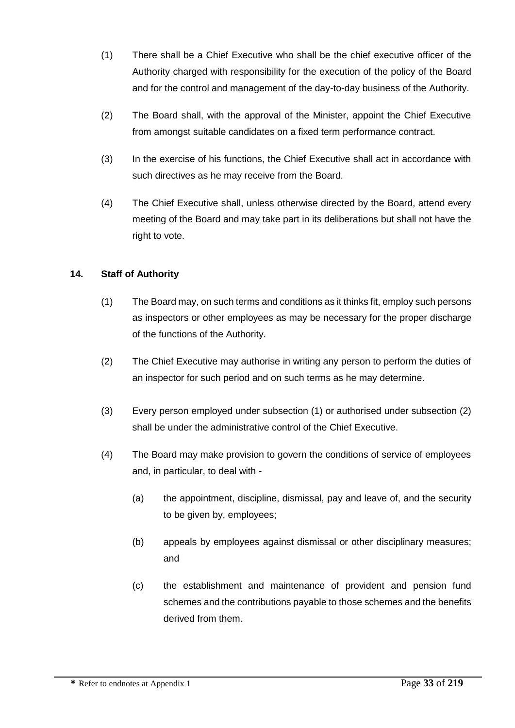(1) There shall be a Chief Executive who shall be the chief executive officer of the Authority charged with responsibility for the execution of the policy of the Board and for the control and management of the day-to-day business of the Authority.

(2) The Board shall, with the approval of the Minister, appoint the Chief Executive from amongst suitable candidates on a fixed term performance contract.

(3) In the exercise of his functions, the Chief Executive shall act in accordance with such directives as he may receive from the Board.

(4) The Chief Executive shall, unless otherwise directed by the Board, attend every meeting of the Board and may take part in its deliberations but shall not have the right to vote.

**14. Staff of Authority**

(1) The Board may, on such terms and conditions as it thinks fit, employ such persons as inspectors or other employees as may be necessary for the proper discharge of the functions of the Authority.

(2) The Chief Executive may authorise in writing any person to perform the duties of an inspector for such period and on such terms as he may determine.

(3) Every person employed under subsection (1) or authorised under subsection (2) shall be under the administrative control of the Chief Executive.

(4) The Board may make provision to govern the conditions of service of employees and, in particular, to deal with -

(a) the appointment, discipline, dismissal, pay and leave of, and the security to be given by, employees;

(b) appeals by employees against dismissal or other disciplinary measures; and

(c) the establishment and maintenance of provident and pension fund schemes and the contributions payable to those schemes and the benefits derived from them.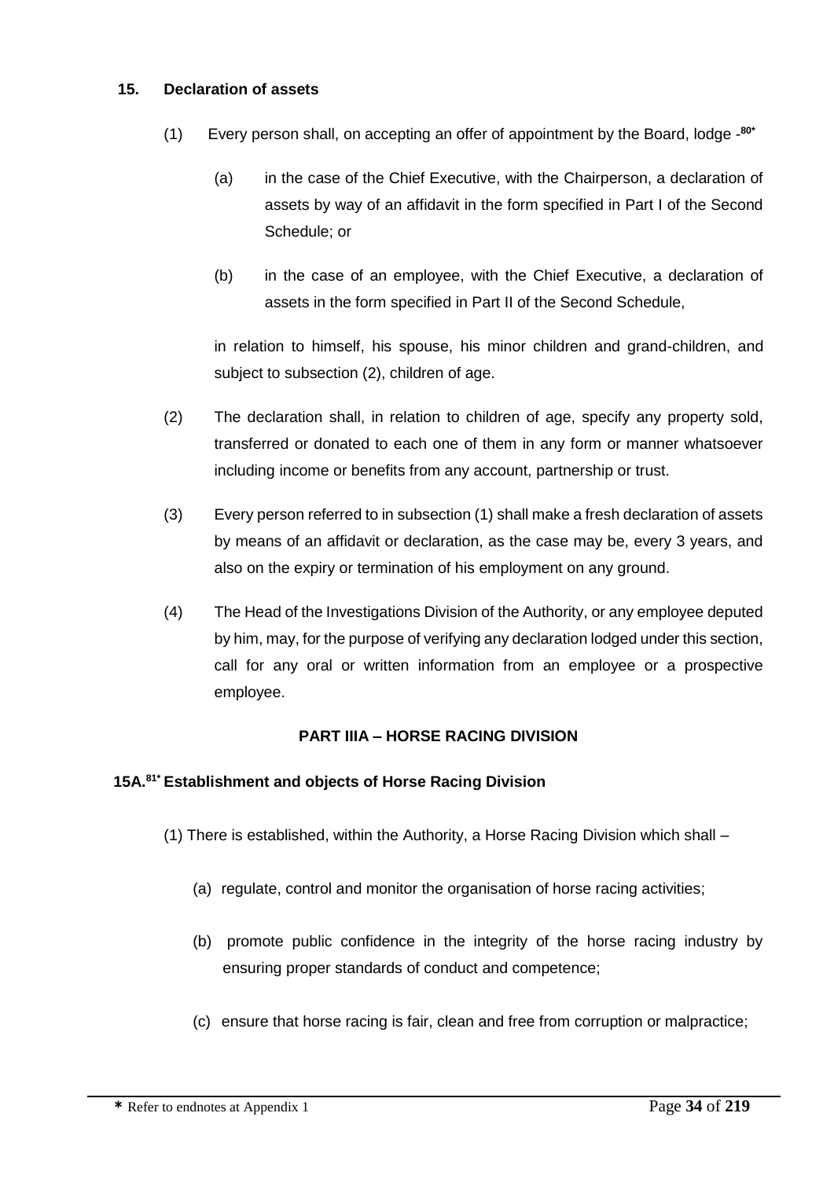### 15. Declaration of assets

(1) Every person shall, on accepting an offer of appointment by the Board, lodge -[80*]

(a) in the case of the Chief Executive, with the Chairperson, a declaration of assets by way of an affidavit in the form specified in Part I of the Second Schedule; or

(b) in the case of an employee, with the Chief Executive, a declaration of assets in the form specified in Part II of the Second Schedule,

in relation to himself, his spouse, his minor children and grand-children, and subject to subsection (2), children of age.

(2) The declaration shall, in relation to children of age, specify any property sold, transferred or donated to each one of them in any form or manner whatsoever including income or benefits from any account, partnership or trust.

(3) Every person referred to in subsection (1) shall make a fresh declaration of assets by means of an affidavit or declaration, as the case may be, every 3 years, and also on the expiry or termination of his employment on any ground.

(4) The Head of the Investigations Division of the Authority, or any employee deputed by him, may, for the purpose of verifying any declaration lodged under this section, call for any oral or written information from an employee or a prospective employee.

## PART IIIA – HORSE RACING DIVISION

### 15A.[81*] Establishment and objects of Horse Racing Division

(1) There is established, within the Authority, a Horse Racing Division which shall –

(a) regulate, control and monitor the organisation of horse racing activities;

(b) promote public confidence in the integrity of the horse racing industry by ensuring proper standards of conduct and competence;

(c) ensure that horse racing is fair, clean and free from corruption or malpractice;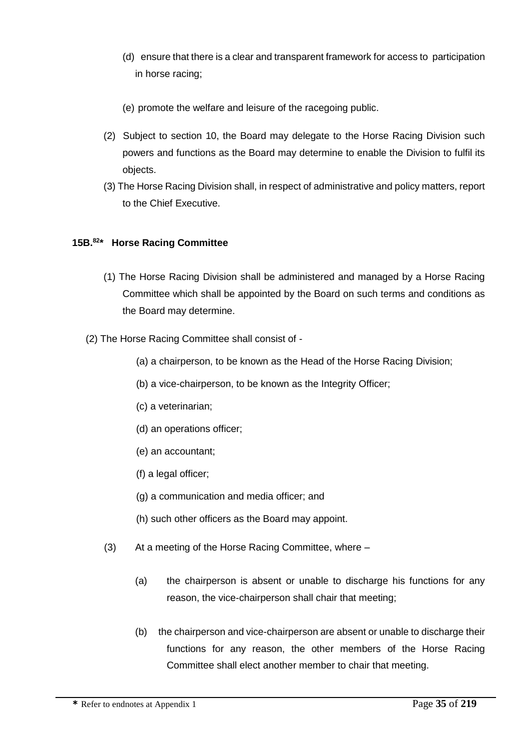(d) ensure that there is a clear and transparent framework for access to participation in horse racing;

(e) promote the welfare and leisure of the racegoing public.

(2) Subject to section 10, the Board may delegate to the Horse Racing Division such powers and functions as the Board may determine to enable the Division to fulfil its objects.

(3) The Horse Racing Division shall, in respect of administrative and policy matters, report to the Chief Executive.

**15B.[82]* Horse Racing Committee**

(1) The Horse Racing Division shall be administered and managed by a Horse Racing Committee which shall be appointed by the Board on such terms and conditions as the Board may determine.

(2) The Horse Racing Committee shall consist of -

(a) a chairperson, to be known as the Head of the Horse Racing Division;

(b) a vice-chairperson, to be known as the Integrity Officer;

(c) a veterinarian;

(d) an operations officer;

(e) an accountant;

(f) a legal officer;

(g) a communication and media officer; and

(h) such other officers as the Board may appoint.

(3) At a meeting of the Horse Racing Committee, where –

(a) the chairperson is absent or unable to discharge his functions for any reason, the vice-chairperson shall chair that meeting;

(b) the chairperson and vice-chairperson are absent or unable to discharge their functions for any reason, the other members of the Horse Racing Committee shall elect another member to chair that meeting.

**\*** Refer to endnotes at Appendix 1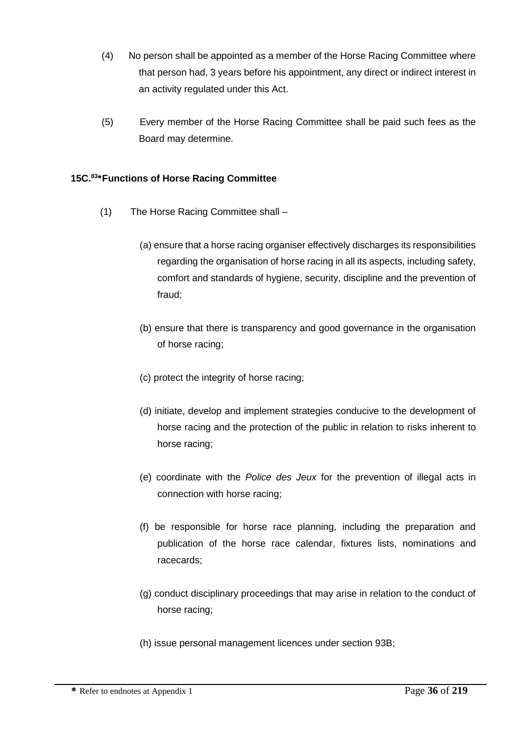(4) No person shall be appointed as a member of the Horse Racing Committee where that person had, 3 years before his appointment, any direct or indirect interest in an activity regulated under this Act.

(5) Every member of the Horse Racing Committee shall be paid such fees as the Board may determine.

**15C.[83]*Functions of Horse Racing Committee**

(1) The Horse Racing Committee shall –

(a) ensure that a horse racing organiser effectively discharges its responsibilities regarding the organisation of horse racing in all its aspects, including safety, comfort and standards of hygiene, security, discipline and the prevention of fraud;

(b) ensure that there is transparency and good governance in the organisation of horse racing;

(c) protect the integrity of horse racing;

(d) initiate, develop and implement strategies conducive to the development of horse racing and the protection of the public in relation to risks inherent to horse racing;

(e) coordinate with the *Police des Jeux* for the prevention of illegal acts in connection with horse racing;

(f) be responsible for horse race planning, including the preparation and publication of the horse race calendar, fixtures lists, nominations and racecards;

(g) conduct disciplinary proceedings that may arise in relation to the conduct of horse racing;

(h) issue personal management licences under section 93B;

---

\* Refer to endnotes at Appendix 1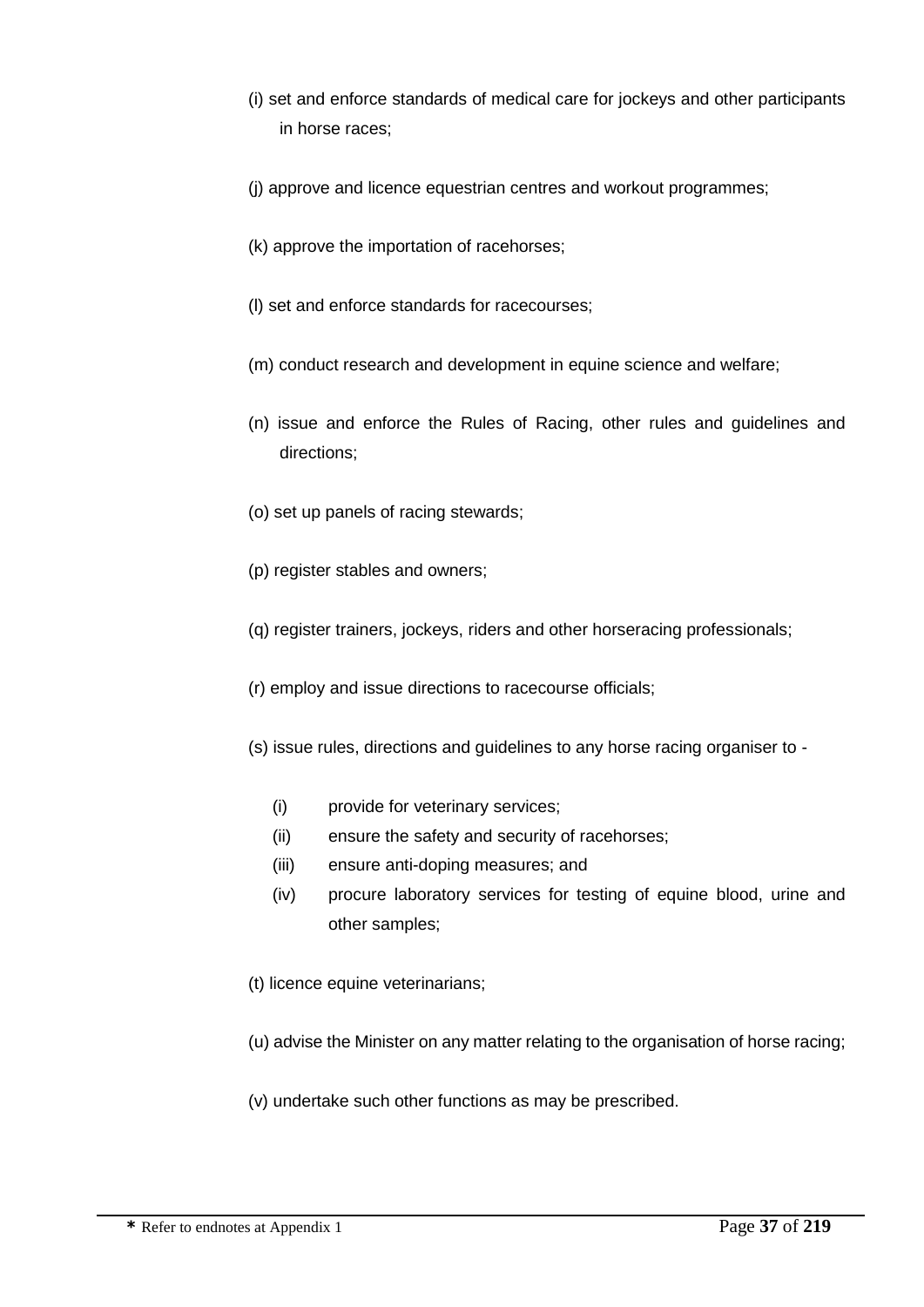(i) set and enforce standards of medical care for jockeys and other participants in horse races;

(j) approve and licence equestrian centres and workout programmes;

(k) approve the importation of racehorses;

(l) set and enforce standards for racecourses;

(m) conduct research and development in equine science and welfare;

(n) issue and enforce the Rules of Racing, other rules and guidelines and directions;

(o) set up panels of racing stewards;

(p) register stables and owners;

(q) register trainers, jockeys, riders and other horseracing professionals;

(r) employ and issue directions to racecourse officials;

(s) issue rules, directions and guidelines to any horse racing organiser to -

- (i) provide for veterinary services;
- (ii) ensure the safety and security of racehorses;
- (iii) ensure anti-doping measures; and
- (iv) procure laboratory services for testing of equine blood, urine and other samples;

(t) licence equine veterinarians;

(u) advise the Minister on any matter relating to the organisation of horse racing;

(v) undertake such other functions as may be prescribed.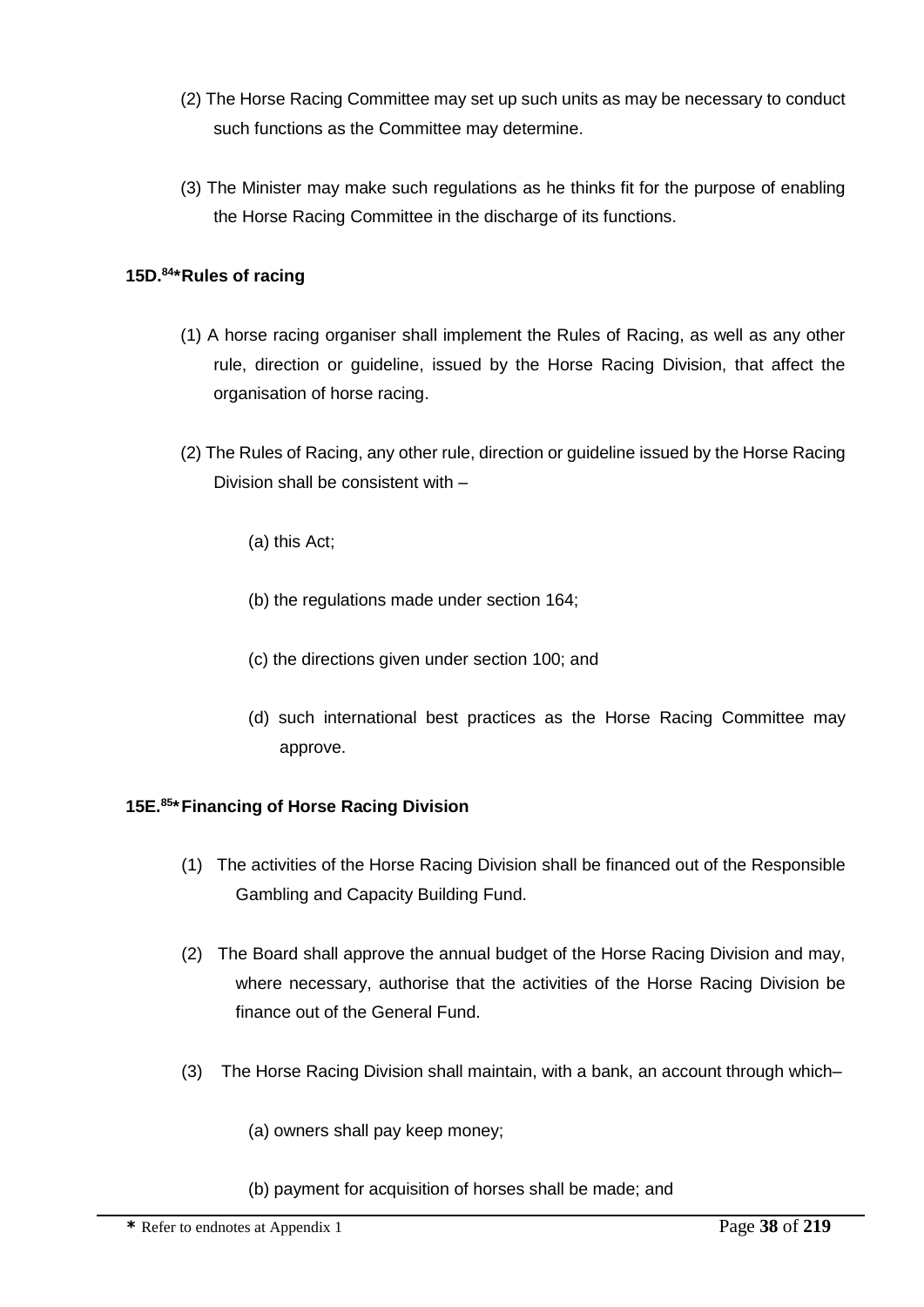(2) The Horse Racing Committee may set up such units as may be necessary to conduct such functions as the Committee may determine.

(3) The Minister may make such regulations as he thinks fit for the purpose of enabling the Horse Racing Committee in the discharge of its functions.

**15D.[84]* Rules of racing**

(1) A horse racing organiser shall implement the Rules of Racing, as well as any other rule, direction or guideline, issued by the Horse Racing Division, that affect the organisation of horse racing.

(2) The Rules of Racing, any other rule, direction or guideline issued by the Horse Racing Division shall be consistent with –

(a) this Act;

(b) the regulations made under section 164;

(c) the directions given under section 100; and

(d) such international best practices as the Horse Racing Committee may approve.

**15E.[85]* Financing of Horse Racing Division**

(1) The activities of the Horse Racing Division shall be financed out of the Responsible Gambling and Capacity Building Fund.

(2) The Board shall approve the annual budget of the Horse Racing Division and may, where necessary, authorise that the activities of the Horse Racing Division be finance out of the General Fund.

(3) The Horse Racing Division shall maintain, with a bank, an account through which–

(a) owners shall pay keep money;

(b) payment for acquisition of horses shall be made; and

* Refer to endnotes at Appendix 1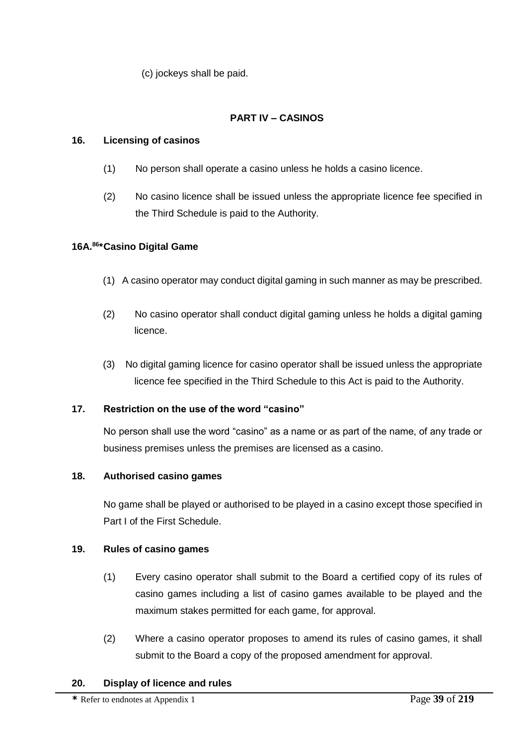(c) jockeys shall be paid.

## PART IV – CASINOS

### 16. Licensing of casinos

(1) No person shall operate a casino unless he holds a casino licence.

(2) No casino licence shall be issued unless the appropriate licence fee specified in the Third Schedule is paid to the Authority.

### 16A.[86]*Casino Digital Game

(1) A casino operator may conduct digital gaming in such manner as may be prescribed.

(2) No casino operator shall conduct digital gaming unless he holds a digital gaming licence.

(3) No digital gaming licence for casino operator shall be issued unless the appropriate licence fee specified in the Third Schedule to this Act is paid to the Authority.

### 17. Restriction on the use of the word "casino"

No person shall use the word "casino" as a name or as part of the name, of any trade or business premises unless the premises are licensed as a casino.

### 18. Authorised casino games

No game shall be played or authorised to be played in a casino except those specified in Part I of the First Schedule.

### 19. Rules of casino games

(1) Every casino operator shall submit to the Board a certified copy of its rules of casino games including a list of casino games available to be played and the maximum stakes permitted for each game, for approval.

(2) Where a casino operator proposes to amend its rules of casino games, it shall submit to the Board a copy of the proposed amendment for approval.

### 20. Display of licence and rules

* Refer to endnotes at Appendix 1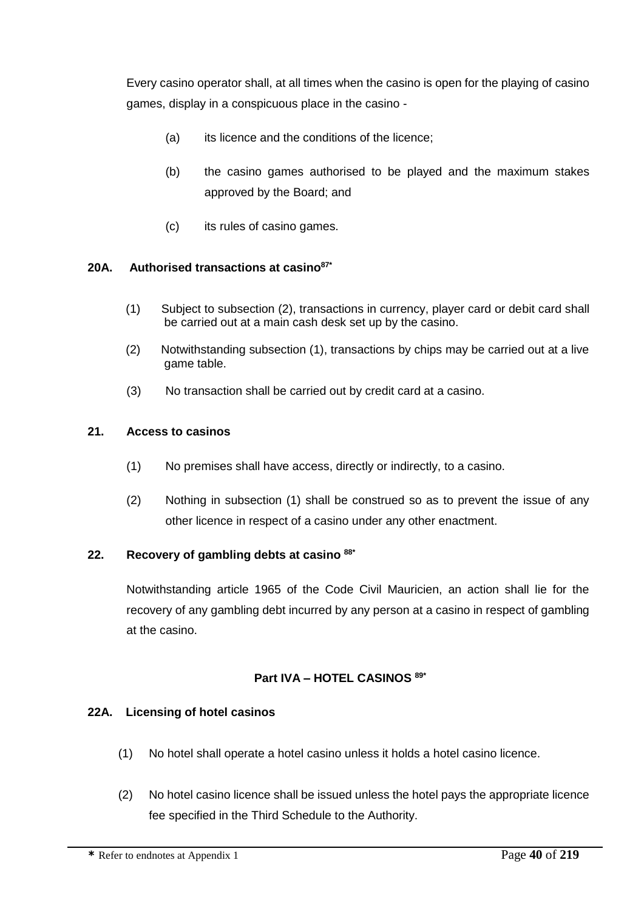Every casino operator shall, at all times when the casino is open for the playing of casino games, display in a conspicuous place in the casino -

(a) its licence and the conditions of the licence;

(b) the casino games authorised to be played and the maximum stakes approved by the Board; and

(c) its rules of casino games.

### 20A. Authorised transactions at casino[87*]

(1) Subject to subsection (2), transactions in currency, player card or debit card shall be carried out at a main cash desk set up by the casino.

(2) Notwithstanding subsection (1), transactions by chips may be carried out at a live game table.

(3) No transaction shall be carried out by credit card at a casino.

### 21. Access to casinos

(1) No premises shall have access, directly or indirectly, to a casino.

(2) Nothing in subsection (1) shall be construed so as to prevent the issue of any other licence in respect of a casino under any other enactment.

### 22. Recovery of gambling debts at casino [88*]

Notwithstanding article 1965 of the Code Civil Mauricien, an action shall lie for the recovery of any gambling debt incurred by any person at a casino in respect of gambling at the casino.

## Part IVA – HOTEL CASINOS [89*]

### 22A. Licensing of hotel casinos

(1) No hotel shall operate a hotel casino unless it holds a hotel casino licence.

(2) No hotel casino licence shall be issued unless the hotel pays the appropriate licence fee specified in the Third Schedule to the Authority.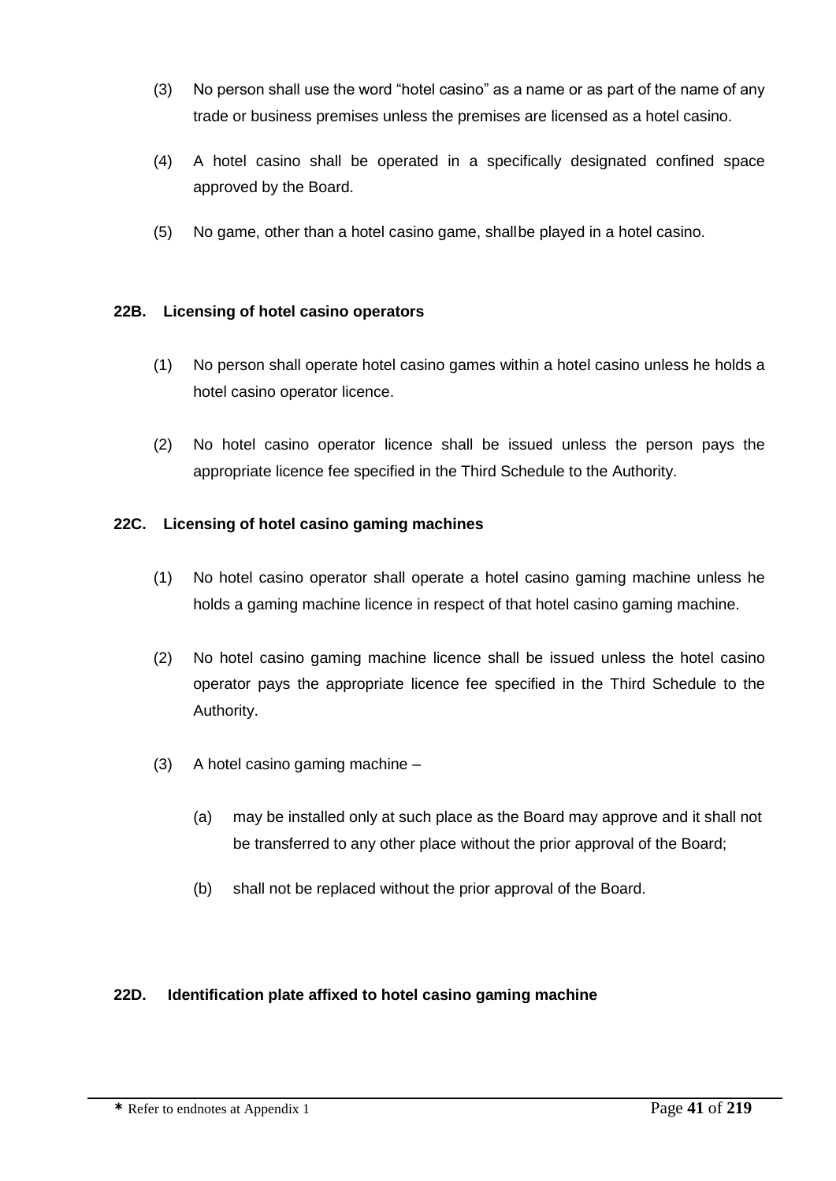(3) No person shall use the word "hotel casino" as a name or as part of the name of any trade or business premises unless the premises are licensed as a hotel casino.

(4) A hotel casino shall be operated in a specifically designated confined space approved by the Board.

(5) No game, other than a hotel casino game, shallbe played in a hotel casino.

### 22B. Licensing of hotel casino operators

(1) No person shall operate hotel casino games within a hotel casino unless he holds a hotel casino operator licence.

(2) No hotel casino operator licence shall be issued unless the person pays the appropriate licence fee specified in the Third Schedule to the Authority.

### 22C. Licensing of hotel casino gaming machines

(1) No hotel casino operator shall operate a hotel casino gaming machine unless he holds a gaming machine licence in respect of that hotel casino gaming machine.

(2) No hotel casino gaming machine licence shall be issued unless the hotel casino operator pays the appropriate licence fee specified in the Third Schedule to the Authority.

(3) A hotel casino gaming machine –

(a) may be installed only at such place as the Board may approve and it shall not be transferred to any other place without the prior approval of the Board;

(b) shall not be replaced without the prior approval of the Board.

### 22D. Identification plate affixed to hotel casino gaming machine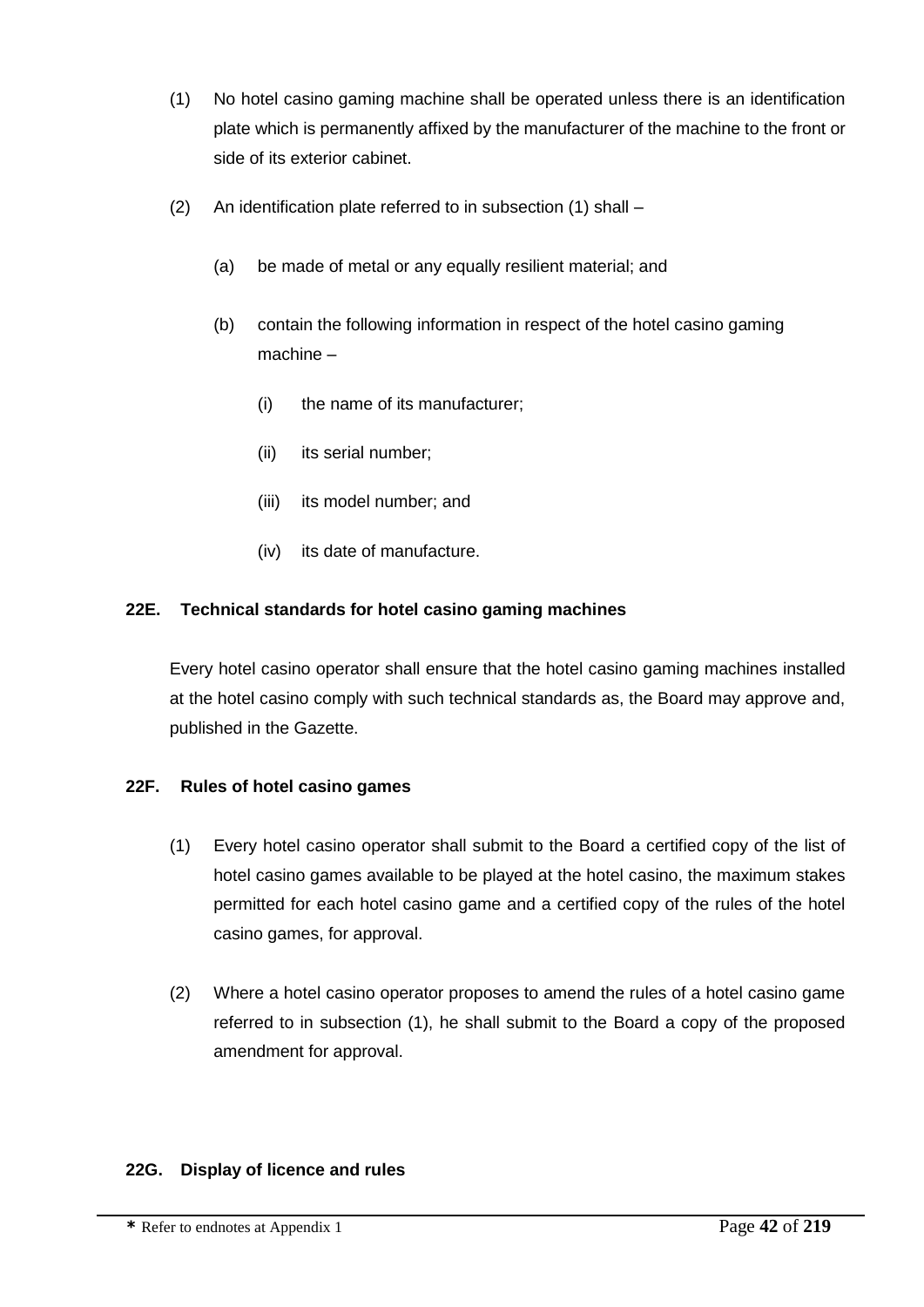(1) No hotel casino gaming machine shall be operated unless there is an identification plate which is permanently affixed by the manufacturer of the machine to the front or side of its exterior cabinet.

(2) An identification plate referred to in subsection (1) shall –

(a) be made of metal or any equally resilient material; and

(b) contain the following information in respect of the hotel casino gaming machine –

(i) the name of its manufacturer;

(ii) its serial number;

(iii) its model number; and

(iv) its date of manufacture.

**22E. Technical standards for hotel casino gaming machines**

Every hotel casino operator shall ensure that the hotel casino gaming machines installed at the hotel casino comply with such technical standards as, the Board may approve and, published in the Gazette.

**22F. Rules of hotel casino games**

(1) Every hotel casino operator shall submit to the Board a certified copy of the list of hotel casino games available to be played at the hotel casino, the maximum stakes permitted for each hotel casino game and a certified copy of the rules of the hotel casino games, for approval.

(2) Where a hotel casino operator proposes to amend the rules of a hotel casino game referred to in subsection (1), he shall submit to the Board a copy of the proposed amendment for approval.

**22G. Display of licence and rules**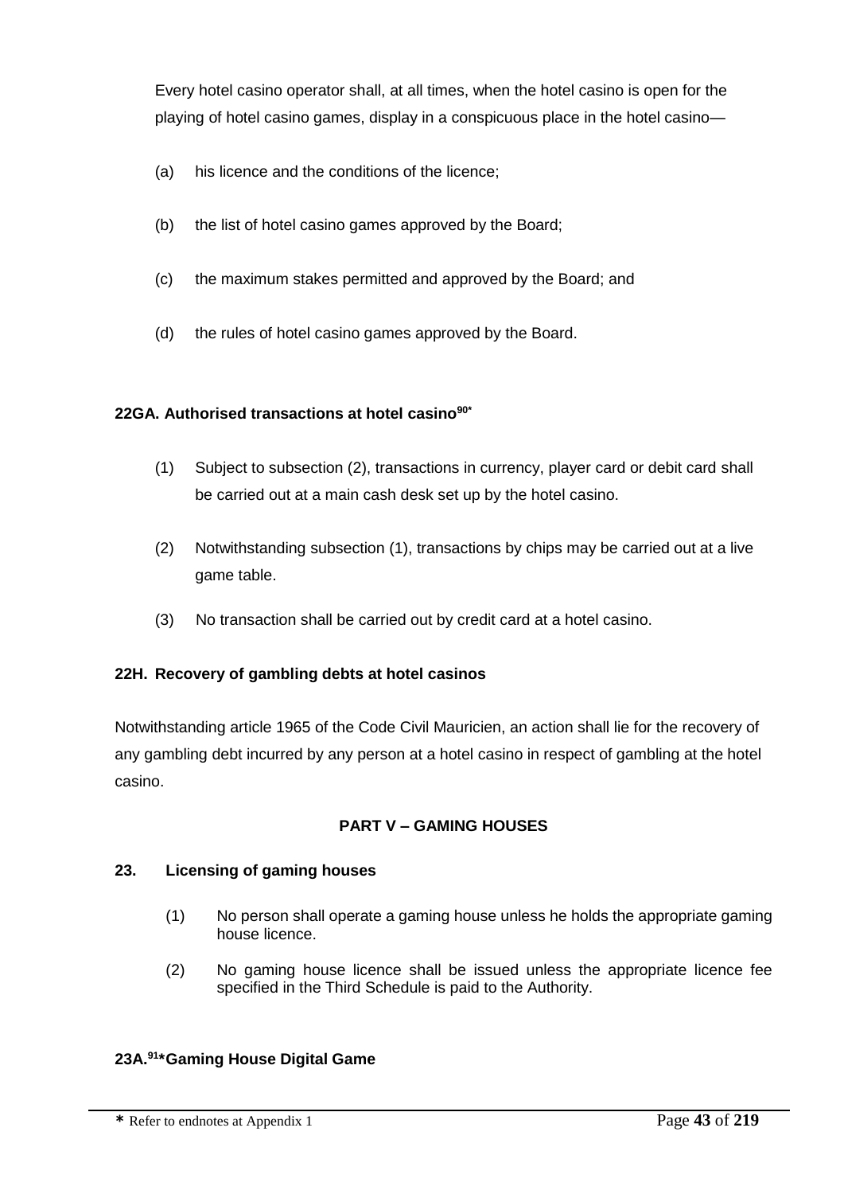Every hotel casino operator shall, at all times, when the hotel casino is open for the playing of hotel casino games, display in a conspicuous place in the hotel casino—

(a) his licence and the conditions of the licence;

(b) the list of hotel casino games approved by the Board;

(c) the maximum stakes permitted and approved by the Board; and

(d) the rules of hotel casino games approved by the Board.

**22GA. Authorised transactions at hotel casino[90*]**

(1) Subject to subsection (2), transactions in currency, player card or debit card shall be carried out at a main cash desk set up by the hotel casino.

(2) Notwithstanding subsection (1), transactions by chips may be carried out at a live game table.

(3) No transaction shall be carried out by credit card at a hotel casino.

**22H. Recovery of gambling debts at hotel casinos**

Notwithstanding article 1965 of the Code Civil Mauricien, an action shall lie for the recovery of any gambling debt incurred by any person at a hotel casino in respect of gambling at the hotel casino.

## PART V – GAMING HOUSES

**23. Licensing of gaming houses**

(1) No person shall operate a gaming house unless he holds the appropriate gaming house licence.

(2) No gaming house licence shall be issued unless the appropriate licence fee specified in the Third Schedule is paid to the Authority.

**23A.[91*] Gaming House Digital Game**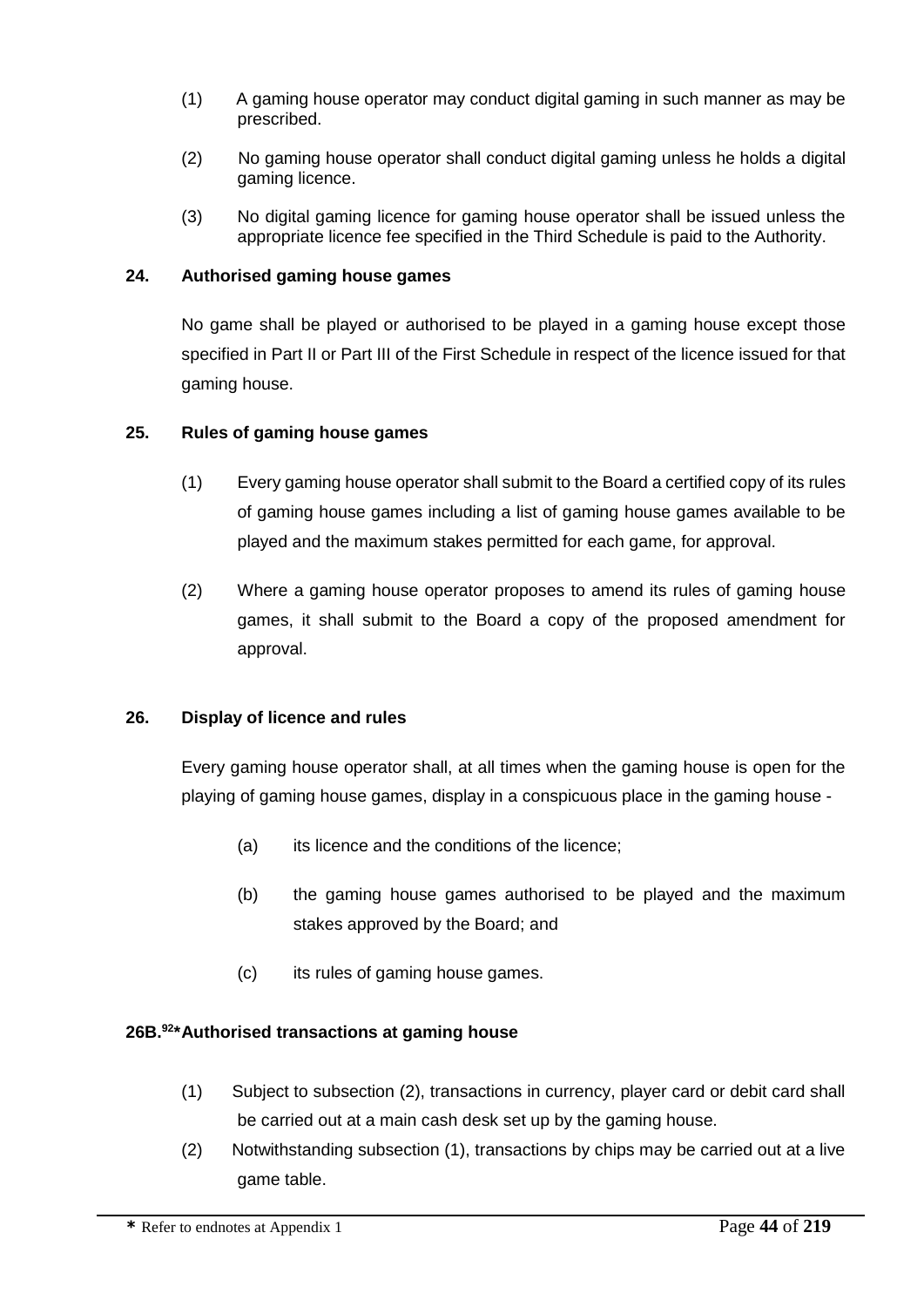(1) A gaming house operator may conduct digital gaming in such manner as may be prescribed.

(2) No gaming house operator shall conduct digital gaming unless he holds a digital gaming licence.

(3) No digital gaming licence for gaming house operator shall be issued unless the appropriate licence fee specified in the Third Schedule is paid to the Authority.

**24. Authorised gaming house games**

No game shall be played or authorised to be played in a gaming house except those specified in Part II or Part III of the First Schedule in respect of the licence issued for that gaming house.

**25. Rules of gaming house games**

(1) Every gaming house operator shall submit to the Board a certified copy of its rules of gaming house games including a list of gaming house games available to be played and the maximum stakes permitted for each game, for approval.

(2) Where a gaming house operator proposes to amend its rules of gaming house games, it shall submit to the Board a copy of the proposed amendment for approval.

**26. Display of licence and rules**

Every gaming house operator shall, at all times when the gaming house is open for the playing of gaming house games, display in a conspicuous place in the gaming house -

(a) its licence and the conditions of the licence;

(b) the gaming house games authorised to be played and the maximum stakes approved by the Board; and

(c) its rules of gaming house games.

**26B.[92]* Authorised transactions at gaming house**

(1) Subject to subsection (2), transactions in currency, player card or debit card shall be carried out at a main cash desk set up by the gaming house.

(2) Notwithstanding subsection (1), transactions by chips may be carried out at a live game table.

* Refer to endnotes at Appendix 1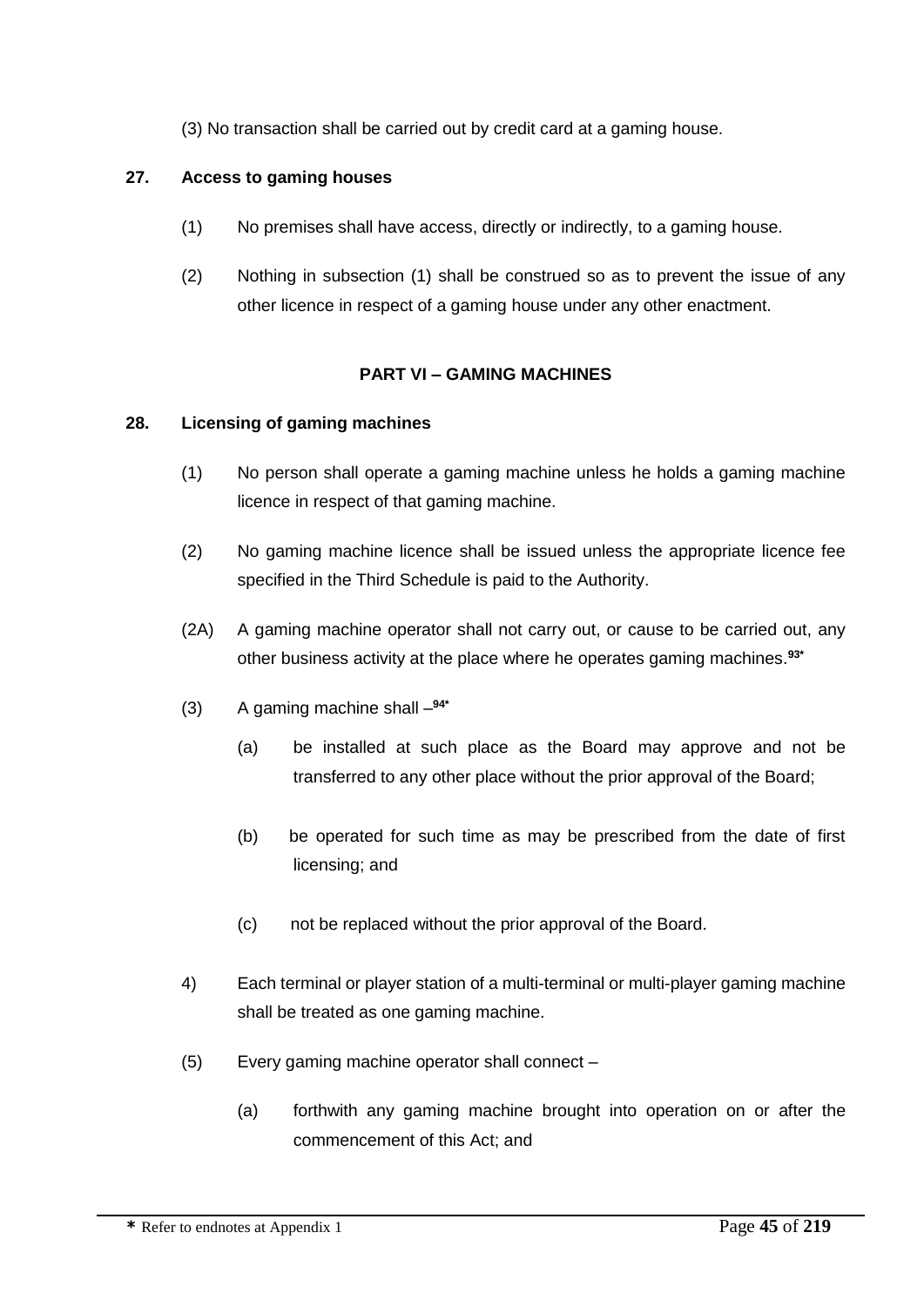(3) No transaction shall be carried out by credit card at a gaming house.

**27. Access to gaming houses**

(1) No premises shall have access, directly or indirectly, to a gaming house.

(2) Nothing in subsection (1) shall be construed so as to prevent the issue of any other licence in respect of a gaming house under any other enactment.

## PART VI – GAMING MACHINES

**28. Licensing of gaming machines**

(1) No person shall operate a gaming machine unless he holds a gaming machine licence in respect of that gaming machine.

(2) No gaming machine licence shall be issued unless the appropriate licence fee specified in the Third Schedule is paid to the Authority.

(2A) A gaming machine operator shall not carry out, or cause to be carried out, any other business activity at the place where he operates gaming machines.[93*]

(3) A gaming machine shall –[94*]

(a) be installed at such place as the Board may approve and not be transferred to any other place without the prior approval of the Board;

(b) be operated for such time as may be prescribed from the date of first licensing; and

(c) not be replaced without the prior approval of the Board.

4) Each terminal or player station of a multi-terminal or multi-player gaming machine shall be treated as one gaming machine.

(5) Every gaming machine operator shall connect –

(a) forthwith any gaming machine brought into operation on or after the commencement of this Act; and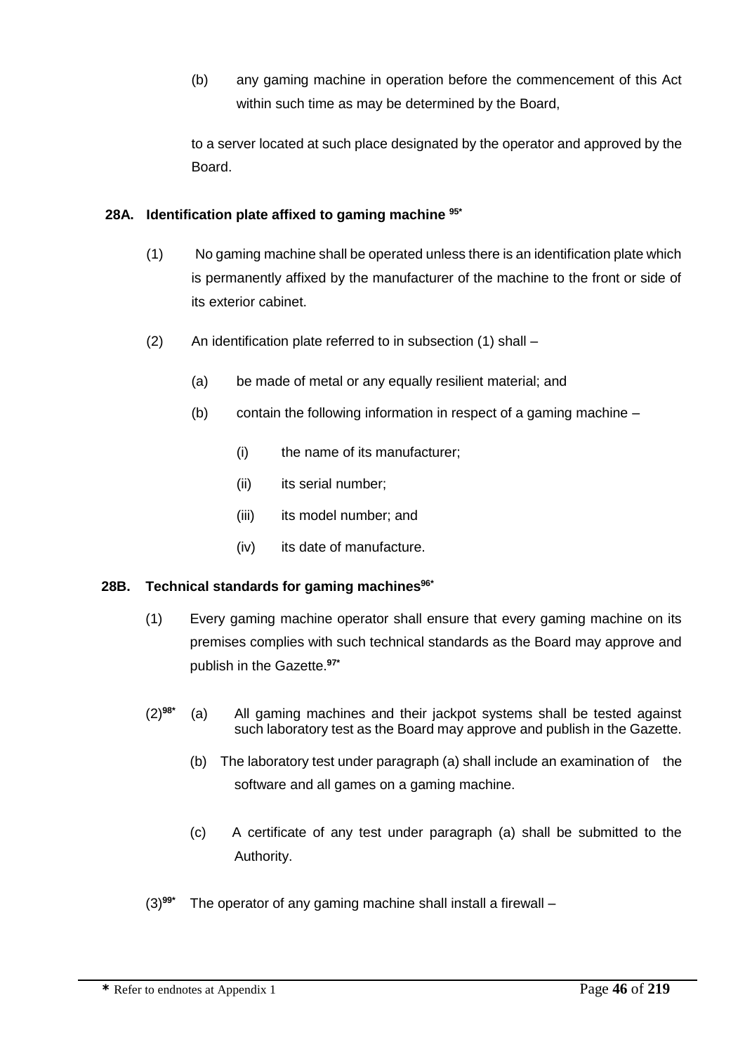(b) any gaming machine in operation before the commencement of this Act within such time as may be determined by the Board,

to a server located at such place designated by the operator and approved by the Board.

### 28A. Identification plate affixed to gaming machine [95*]

(1) No gaming machine shall be operated unless there is an identification plate which is permanently affixed by the manufacturer of the machine to the front or side of its exterior cabinet.

(2) An identification plate referred to in subsection (1) shall –

(a) be made of metal or any equally resilient material; and

(b) contain the following information in respect of a gaming machine –

(i) the name of its manufacturer;

(ii) its serial number;

(iii) its model number; and

(iv) its date of manufacture.

### 28B. Technical standards for gaming machines[96*]

(1) Every gaming machine operator shall ensure that every gaming machine on its premises complies with such technical standards as the Board may approve and publish in the Gazette.[97*]

(2)[98*] (a) All gaming machines and their jackpot systems shall be tested against such laboratory test as the Board may approve and publish in the Gazette.

(b) The laboratory test under paragraph (a) shall include an examination of the software and all games on a gaming machine.

(c) A certificate of any test under paragraph (a) shall be submitted to the Authority.

(3)[99*] The operator of any gaming machine shall install a firewall –

**\*** Refer to endnotes at Appendix 1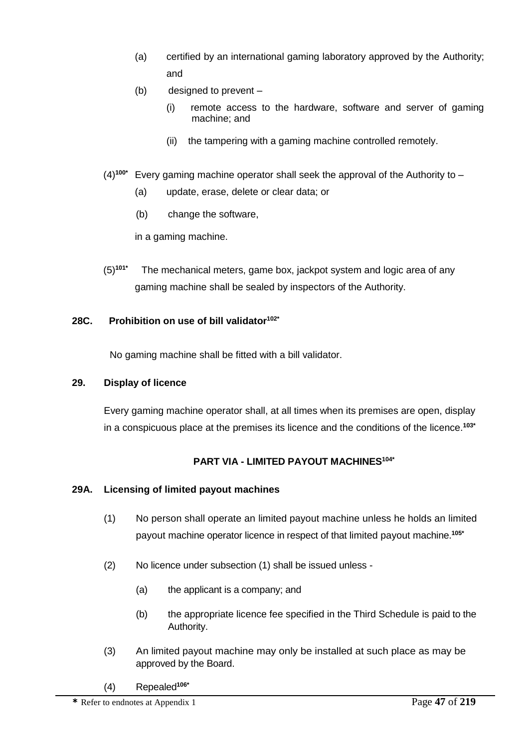(a) certified by an international gaming laboratory approved by the Authority; and

(b) designed to prevent –

(i) remote access to the hardware, software and server of gaming machine; and

(ii) the tampering with a gaming machine controlled remotely.

(4)[100*] Every gaming machine operator shall seek the approval of the Authority to –

(a) update, erase, delete or clear data; or

(b) change the software,

in a gaming machine.

(5)[101*] The mechanical meters, game box, jackpot system and logic area of any gaming machine shall be sealed by inspectors of the Authority.

**28C. Prohibition on use of bill validator[102*]**

No gaming machine shall be fitted with a bill validator.

**29. Display of licence**

Every gaming machine operator shall, at all times when its premises are open, display in a conspicuous place at the premises its licence and the conditions of the licence.[103*]

**PART VIA - LIMITED PAYOUT MACHINES[104*]**

**29A. Licensing of limited payout machines**

(1) No person shall operate an limited payout machine unless he holds an limited payout machine operator licence in respect of that limited payout machine.[105*]

(2) No licence under subsection (1) shall be issued unless -

(a) the applicant is a company; and

(b) the appropriate licence fee specified in the Third Schedule is paid to the Authority.

(3) An limited payout machine may only be installed at such place as may be approved by the Board.

(4) Repealed[106*]

* Refer to endnotes at Appendix 1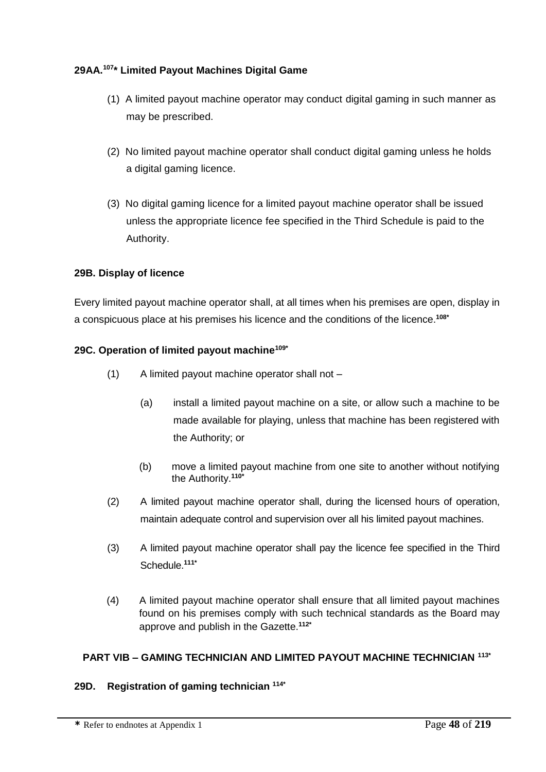### 29AA.[107*] Limited Payout Machines Digital Game

(1) A limited payout machine operator may conduct digital gaming in such manner as may be prescribed.

(2) No limited payout machine operator shall conduct digital gaming unless he holds a digital gaming licence.

(3) No digital gaming licence for a limited payout machine operator shall be issued unless the appropriate licence fee specified in the Third Schedule is paid to the Authority.

### 29B. Display of licence

Every limited payout machine operator shall, at all times when his premises are open, display in a conspicuous place at his premises his licence and the conditions of the licence.[108*]

### 29C. Operation of limited payout machine[109*]

(1) A limited payout machine operator shall not –

(a) install a limited payout machine on a site, or allow such a machine to be made available for playing, unless that machine has been registered with the Authority; or

(b) move a limited payout machine from one site to another without notifying the Authority.[110*]

(2) A limited payout machine operator shall, during the licensed hours of operation, maintain adequate control and supervision over all his limited payout machines.

(3) A limited payout machine operator shall pay the licence fee specified in the Third Schedule.[111*]

(4) A limited payout machine operator shall ensure that all limited payout machines found on his premises comply with such technical standards as the Board may approve and publish in the Gazette.[112*]

## PART VIB – GAMING TECHNICIAN AND LIMITED PAYOUT MACHINE TECHNICIAN [113*]

### 29D. Registration of gaming technician [114*]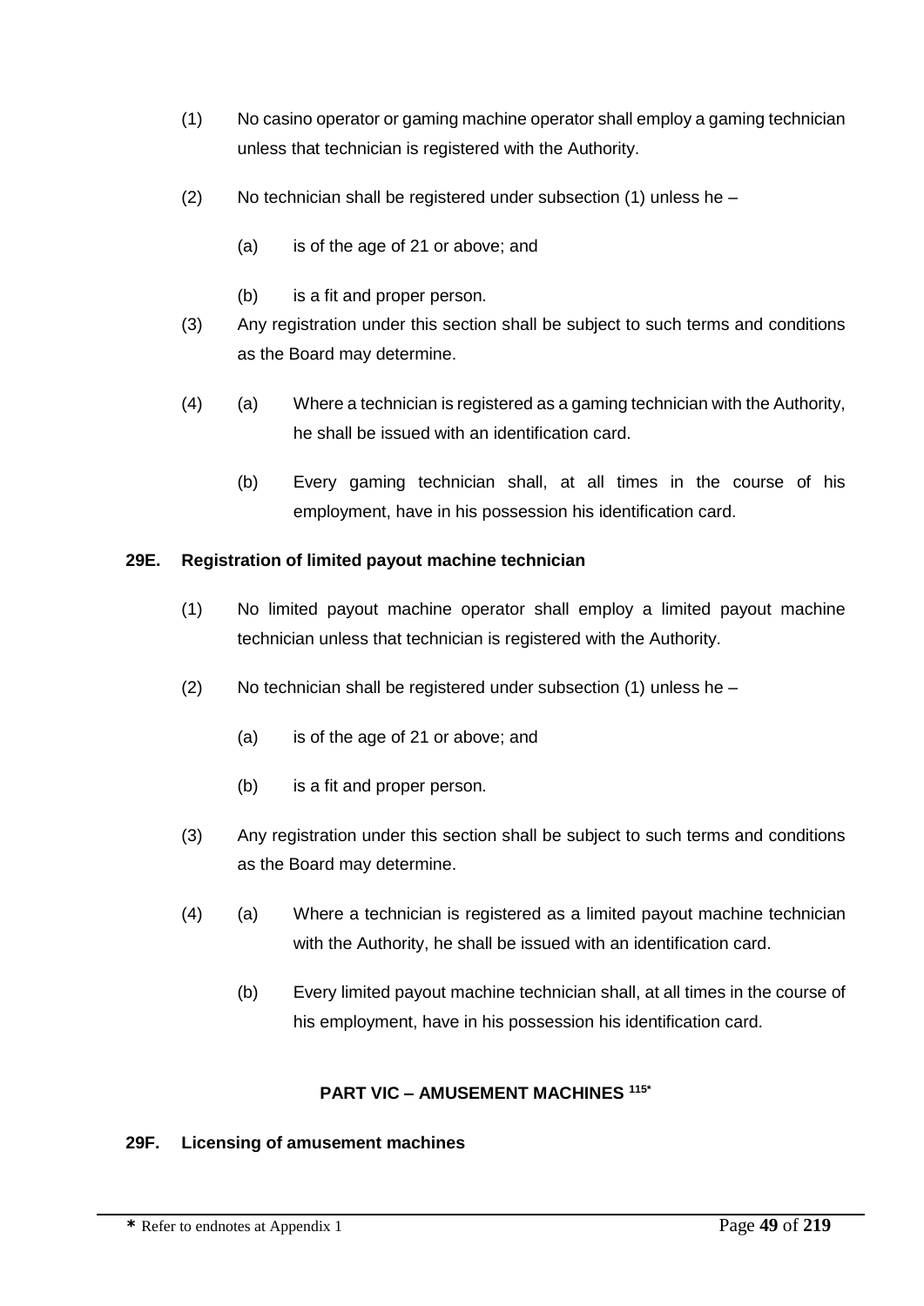(1) No casino operator or gaming machine operator shall employ a gaming technician unless that technician is registered with the Authority.

(2) No technician shall be registered under subsection (1) unless he –

(a) is of the age of 21 or above; and

(b) is a fit and proper person.

(3) Any registration under this section shall be subject to such terms and conditions as the Board may determine.

(4) (a) Where a technician is registered as a gaming technician with the Authority, he shall be issued with an identification card.

(b) Every gaming technician shall, at all times in the course of his employment, have in his possession his identification card.

**29E. Registration of limited payout machine technician**

(1) No limited payout machine operator shall employ a limited payout machine technician unless that technician is registered with the Authority.

(2) No technician shall be registered under subsection (1) unless he –

(a) is of the age of 21 or above; and

(b) is a fit and proper person.

(3) Any registration under this section shall be subject to such terms and conditions as the Board may determine.

(4) (a) Where a technician is registered as a limited payout machine technician with the Authority, he shall be issued with an identification card.

(b) Every limited payout machine technician shall, at all times in the course of his employment, have in his possession his identification card.

## PART VIC – AMUSEMENT MACHINES [115*]

**29F. Licensing of amusement machines**

\* Refer to endnotes at Appendix 1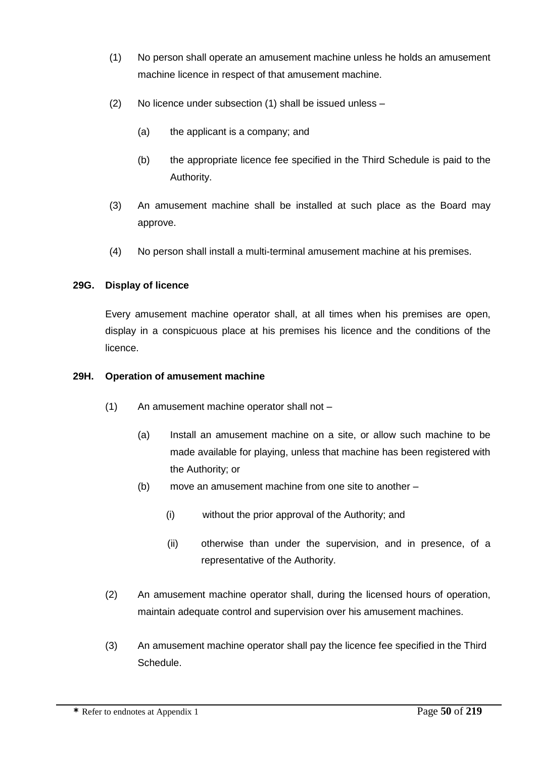(1) No person shall operate an amusement machine unless he holds an amusement machine licence in respect of that amusement machine.

(2) No licence under subsection (1) shall be issued unless –

(a) the applicant is a company; and

(b) the appropriate licence fee specified in the Third Schedule is paid to the Authority.

(3) An amusement machine shall be installed at such place as the Board may approve.

(4) No person shall install a multi-terminal amusement machine at his premises.

**29G. Display of licence**

Every amusement machine operator shall, at all times when his premises are open, display in a conspicuous place at his premises his licence and the conditions of the licence.

**29H. Operation of amusement machine**

(1) An amusement machine operator shall not –

(a) Install an amusement machine on a site, or allow such machine to be made available for playing, unless that machine has been registered with the Authority; or

(b) move an amusement machine from one site to another –

(i) without the prior approval of the Authority; and

(ii) otherwise than under the supervision, and in presence, of a representative of the Authority.

(2) An amusement machine operator shall, during the licensed hours of operation, maintain adequate control and supervision over his amusement machines.

(3) An amusement machine operator shall pay the licence fee specified in the Third Schedule.

* Refer to endnotes at Appendix 1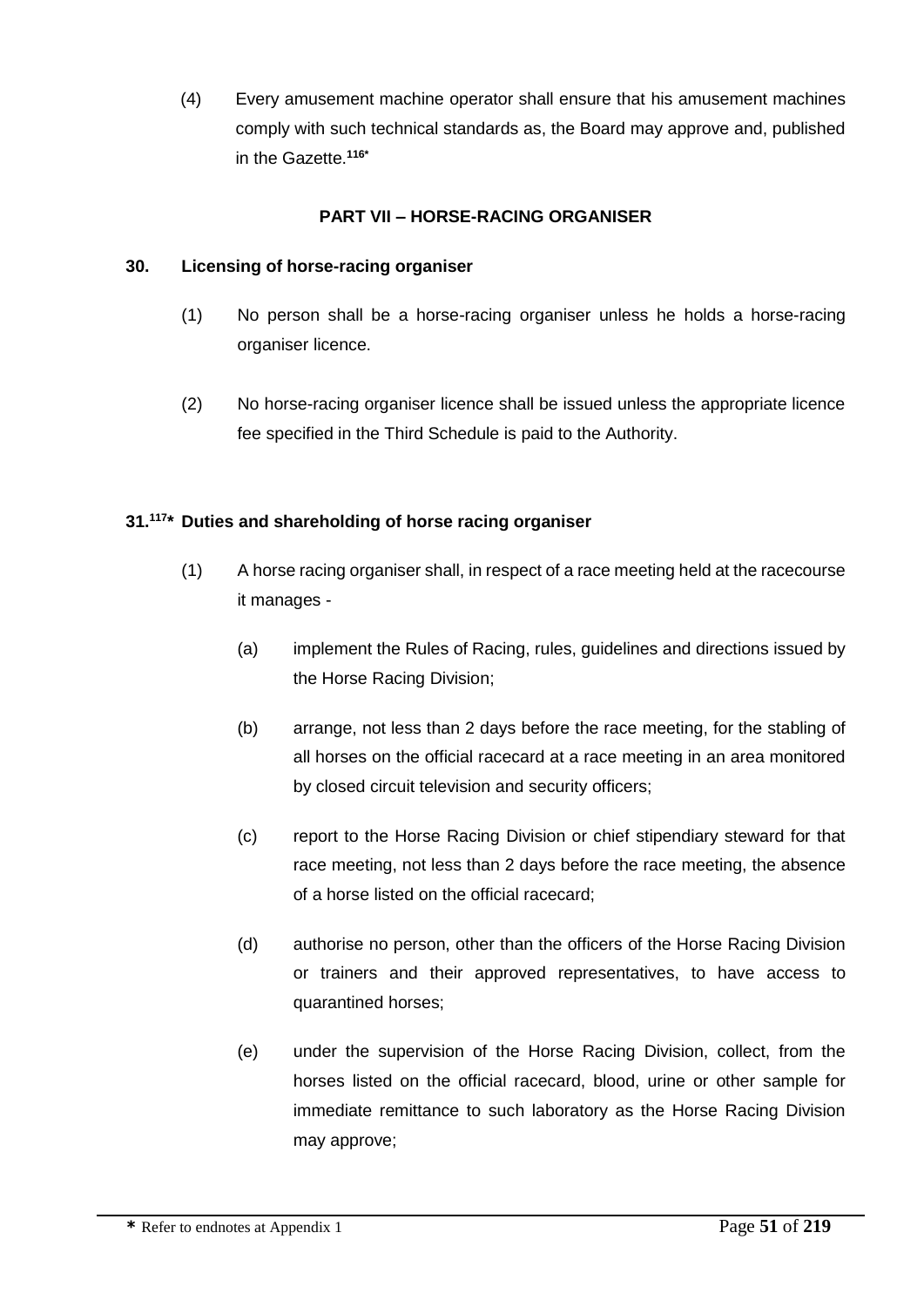(4) Every amusement machine operator shall ensure that his amusement machines comply with such technical standards as, the Board may approve and, published in the Gazette.[116*]

## PART VII – HORSE-RACING ORGANISER

### 30. Licensing of horse-racing organiser

(1) No person shall be a horse-racing organiser unless he holds a horse-racing organiser licence.

(2) No horse-racing organiser licence shall be issued unless the appropriate licence fee specified in the Third Schedule is paid to the Authority.

### 31.[117*] Duties and shareholding of horse racing organiser

(1) A horse racing organiser shall, in respect of a race meeting held at the racecourse it manages -

(a) implement the Rules of Racing, rules, guidelines and directions issued by the Horse Racing Division;

(b) arrange, not less than 2 days before the race meeting, for the stabling of all horses on the official racecard at a race meeting in an area monitored by closed circuit television and security officers;

(c) report to the Horse Racing Division or chief stipendiary steward for that race meeting, not less than 2 days before the race meeting, the absence of a horse listed on the official racecard;

(d) authorise no person, other than the officers of the Horse Racing Division or trainers and their approved representatives, to have access to quarantined horses;

(e) under the supervision of the Horse Racing Division, collect, from the horses listed on the official racecard, blood, urine or other sample for immediate remittance to such laboratory as the Horse Racing Division may approve;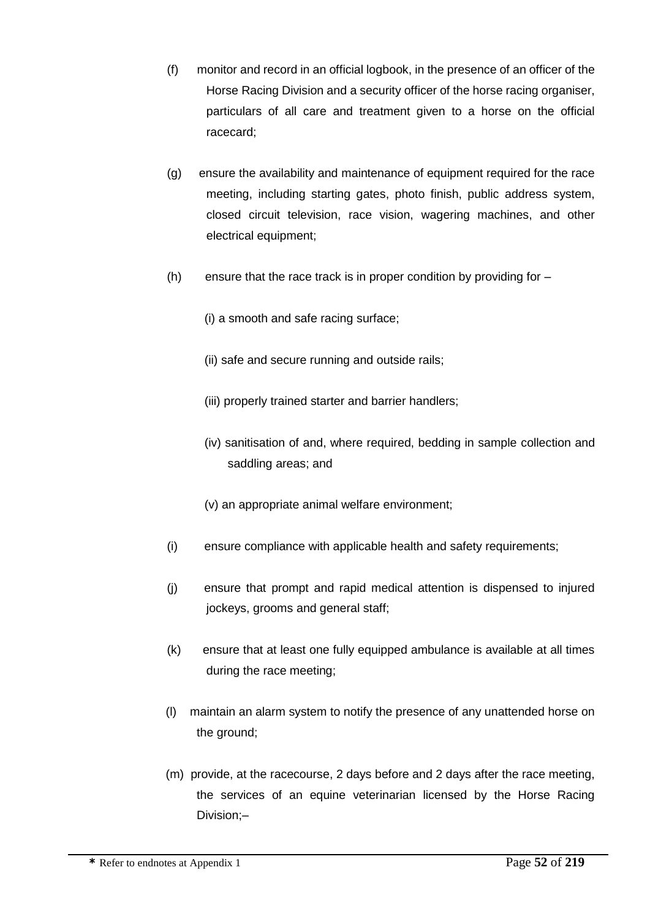(f) monitor and record in an official logbook, in the presence of an officer of the Horse Racing Division and a security officer of the horse racing organiser, particulars of all care and treatment given to a horse on the official racecard;

(g) ensure the availability and maintenance of equipment required for the race meeting, including starting gates, photo finish, public address system, closed circuit television, race vision, wagering machines, and other electrical equipment;

(h) ensure that the race track is in proper condition by providing for –

(i) a smooth and safe racing surface;

(ii) safe and secure running and outside rails;

(iii) properly trained starter and barrier handlers;

(iv) sanitisation of and, where required, bedding in sample collection and saddling areas; and

(v) an appropriate animal welfare environment;

(i) ensure compliance with applicable health and safety requirements;

(j) ensure that prompt and rapid medical attention is dispensed to injured jockeys, grooms and general staff;

(k) ensure that at least one fully equipped ambulance is available at all times during the race meeting;

(l) maintain an alarm system to notify the presence of any unattended horse on the ground;

(m) provide, at the racecourse, 2 days before and 2 days after the race meeting, the services of an equine veterinarian licensed by the Horse Racing Division;–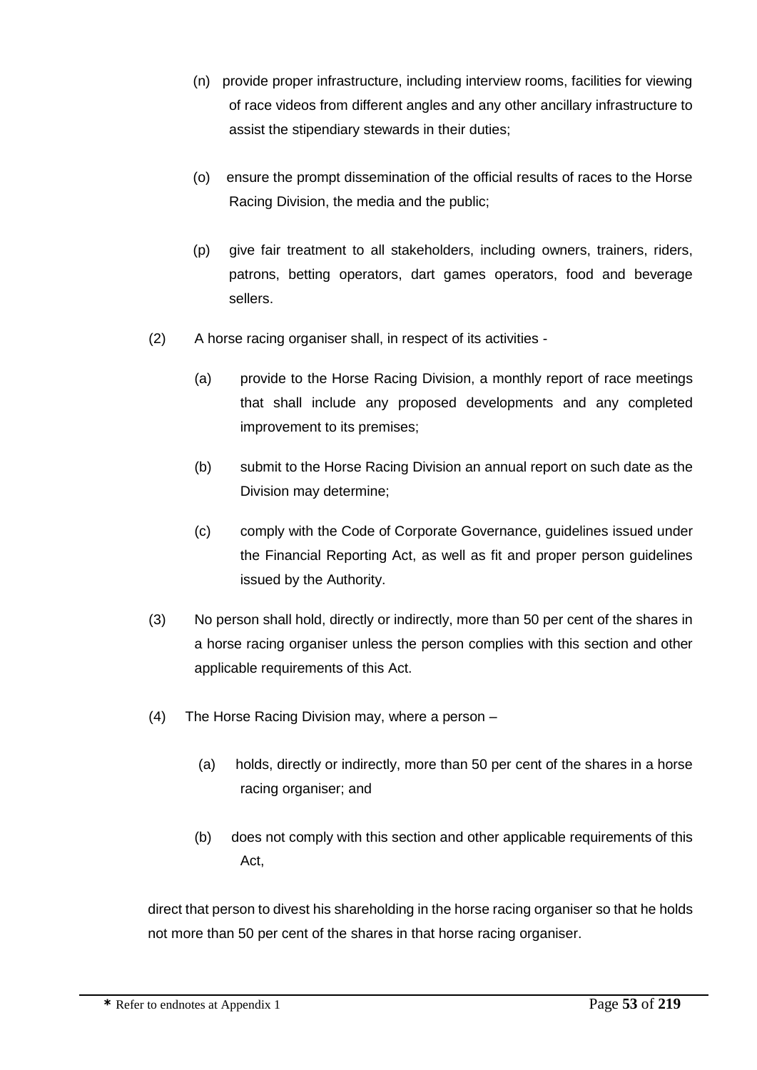(n) provide proper infrastructure, including interview rooms, facilities for viewing of race videos from different angles and any other ancillary infrastructure to assist the stipendiary stewards in their duties;

(o) ensure the prompt dissemination of the official results of races to the Horse Racing Division, the media and the public;

(p) give fair treatment to all stakeholders, including owners, trainers, riders, patrons, betting operators, dart games operators, food and beverage sellers.

(2) A horse racing organiser shall, in respect of its activities -

(a) provide to the Horse Racing Division, a monthly report of race meetings that shall include any proposed developments and any completed improvement to its premises;

(b) submit to the Horse Racing Division an annual report on such date as the Division may determine;

(c) comply with the Code of Corporate Governance, guidelines issued under the Financial Reporting Act, as well as fit and proper person guidelines issued by the Authority.

(3) No person shall hold, directly or indirectly, more than 50 per cent of the shares in a horse racing organiser unless the person complies with this section and other applicable requirements of this Act.

(4) The Horse Racing Division may, where a person –

(a) holds, directly or indirectly, more than 50 per cent of the shares in a horse racing organiser; and

(b) does not comply with this section and other applicable requirements of this Act,

direct that person to divest his shareholding in the horse racing organiser so that he holds not more than 50 per cent of the shares in that horse racing organiser.

**\*** Refer to endnotes at Appendix 1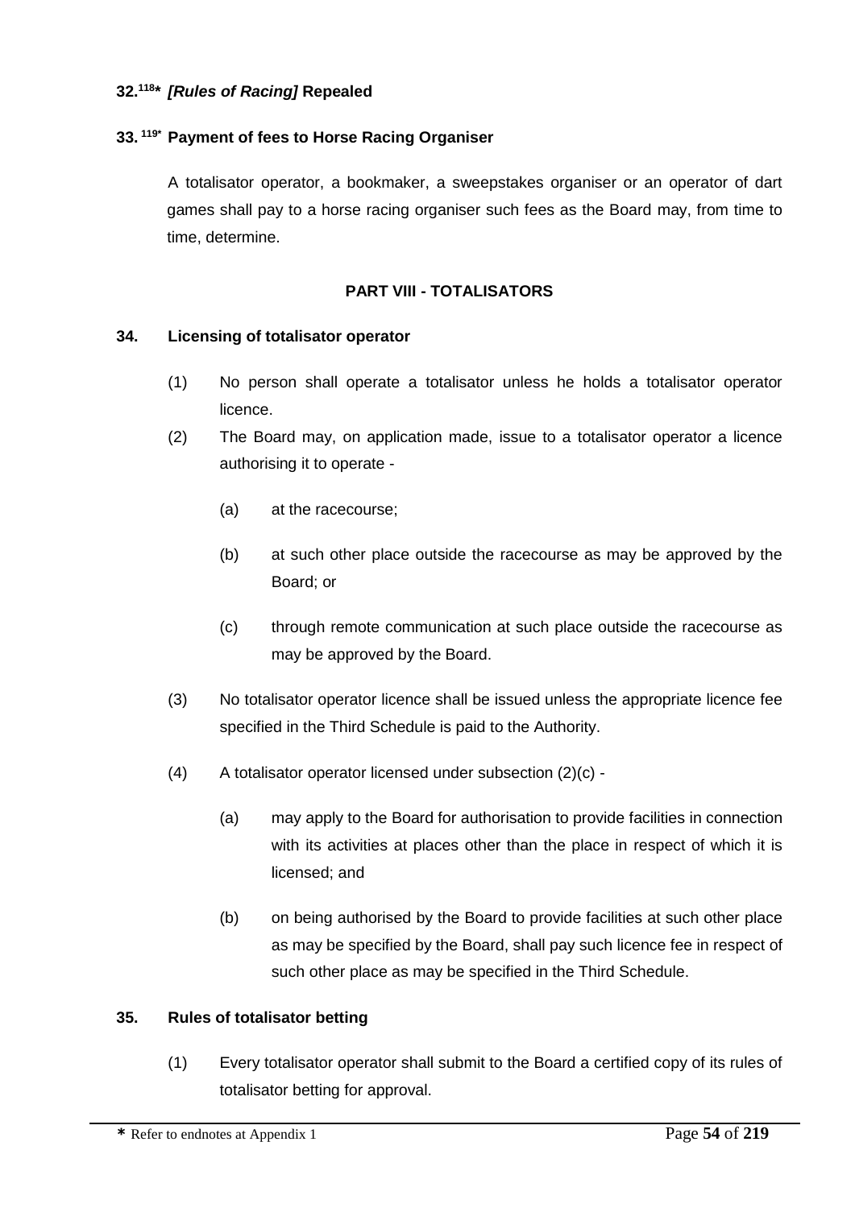**32.[118*] *[Rules of Racing]* Repealed**

**33.[119*] Payment of fees to Horse Racing Organiser**

A totalisator operator, a bookmaker, a sweepstakes organiser or an operator of dart games shall pay to a horse racing organiser such fees as the Board may, from time to time, determine.

## PART VIII - TOTALISATORS

**34. Licensing of totalisator operator**

(1) No person shall operate a totalisator unless he holds a totalisator operator licence.

(2) The Board may, on application made, issue to a totalisator operator a licence authorising it to operate -

(a) at the racecourse;

(b) at such other place outside the racecourse as may be approved by the Board; or

(c) through remote communication at such place outside the racecourse as may be approved by the Board.

(3) No totalisator operator licence shall be issued unless the appropriate licence fee specified in the Third Schedule is paid to the Authority.

(4) A totalisator operator licensed under subsection (2)(c) -

(a) may apply to the Board for authorisation to provide facilities in connection with its activities at places other than the place in respect of which it is licensed; and

(b) on being authorised by the Board to provide facilities at such other place as may be specified by the Board, shall pay such licence fee in respect of such other place as may be specified in the Third Schedule.

**35. Rules of totalisator betting**

(1) Every totalisator operator shall submit to the Board a certified copy of its rules of totalisator betting for approval.

* Refer to endnotes at Appendix 1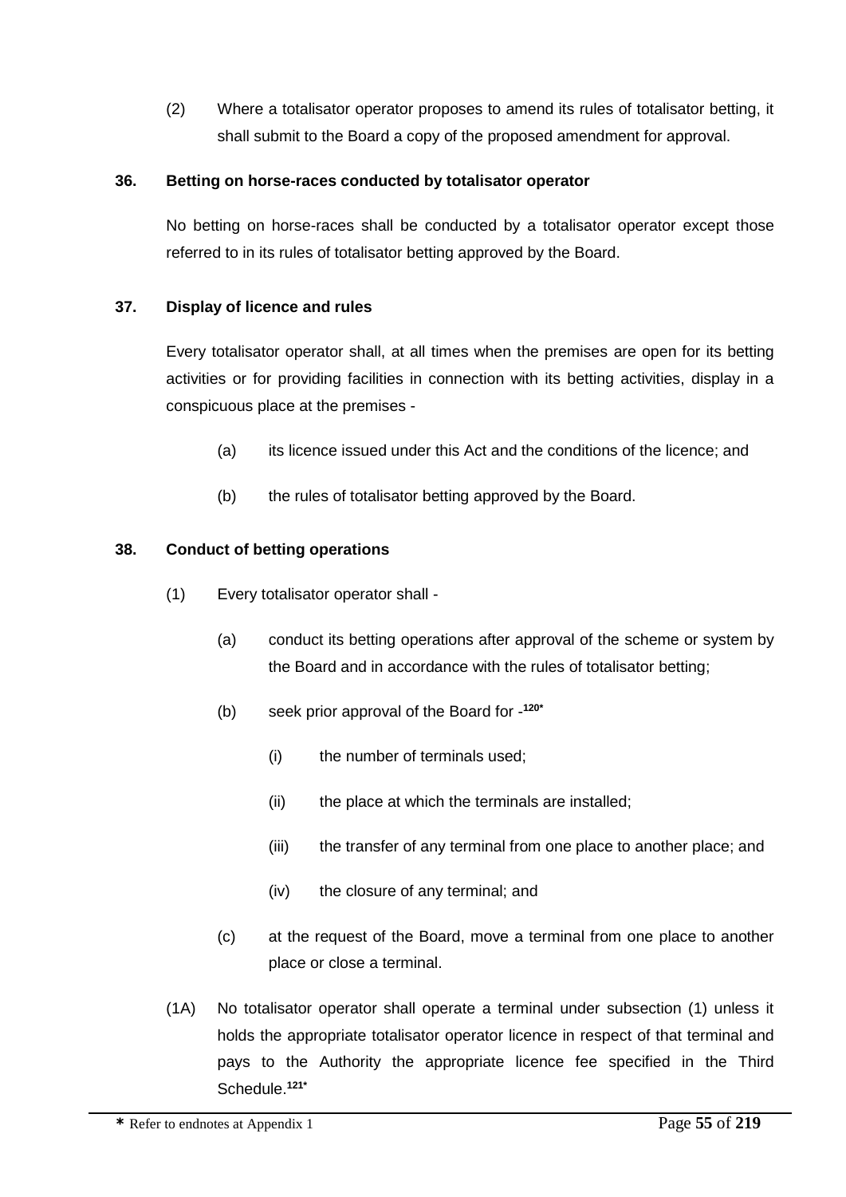(2) Where a totalisator operator proposes to amend its rules of totalisator betting, it shall submit to the Board a copy of the proposed amendment for approval.

**36. Betting on horse-races conducted by totalisator operator**

No betting on horse-races shall be conducted by a totalisator operator except those referred to in its rules of totalisator betting approved by the Board.

**37. Display of licence and rules**

Every totalisator operator shall, at all times when the premises are open for its betting activities or for providing facilities in connection with its betting activities, display in a conspicuous place at the premises -

(a) its licence issued under this Act and the conditions of the licence; and

(b) the rules of totalisator betting approved by the Board.

**38. Conduct of betting operations**

(1) Every totalisator operator shall -

(a) conduct its betting operations after approval of the scheme or system by the Board and in accordance with the rules of totalisator betting;

(b) seek prior approval of the Board for -[120*]

(i) the number of terminals used;

(ii) the place at which the terminals are installed;

(iii) the transfer of any terminal from one place to another place; and

(iv) the closure of any terminal; and

(c) at the request of the Board, move a terminal from one place to another place or close a terminal.

(1A) No totalisator operator shall operate a terminal under subsection (1) unless it holds the appropriate totalisator operator licence in respect of that terminal and pays to the Authority the appropriate licence fee specified in the Third Schedule.[121*]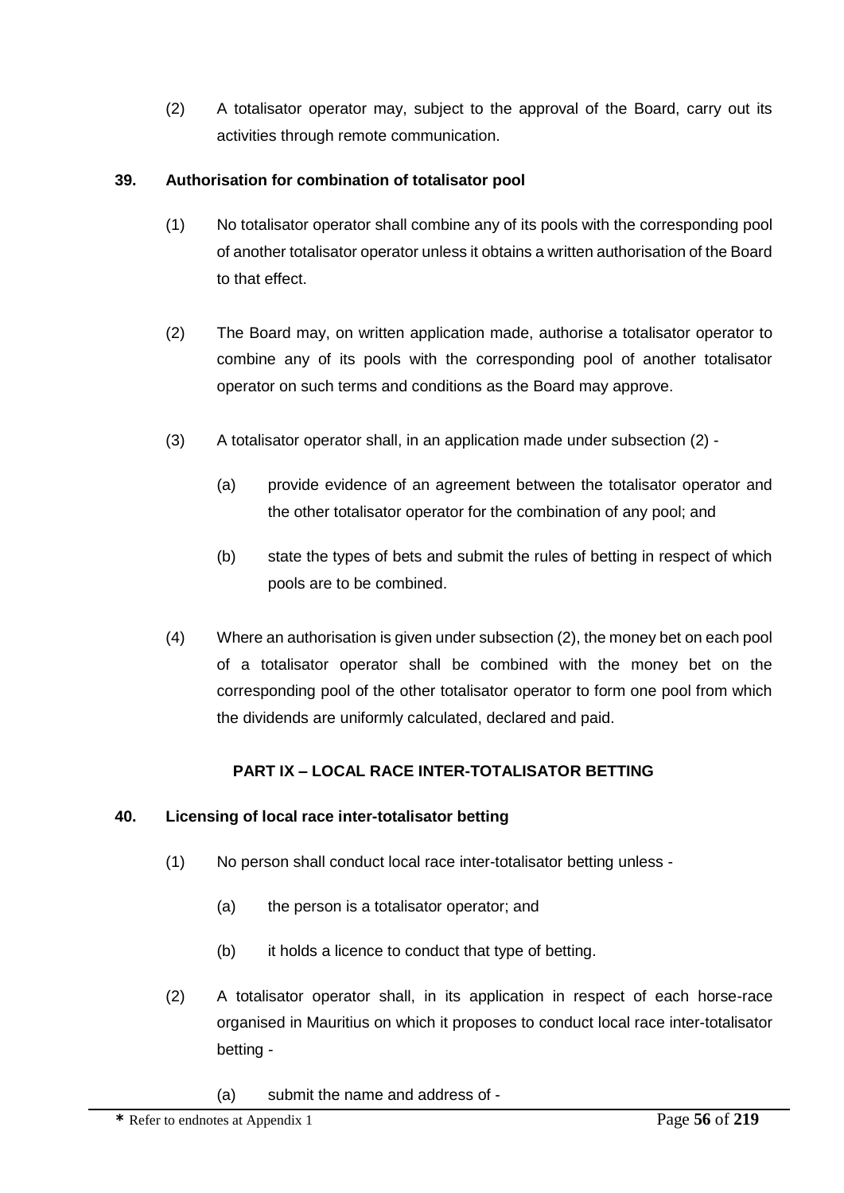(2) A totalisator operator may, subject to the approval of the Board, carry out its activities through remote communication.

**39. Authorisation for combination of totalisator pool**

(1) No totalisator operator shall combine any of its pools with the corresponding pool of another totalisator operator unless it obtains a written authorisation of the Board to that effect.

(2) The Board may, on written application made, authorise a totalisator operator to combine any of its pools with the corresponding pool of another totalisator operator on such terms and conditions as the Board may approve.

(3) A totalisator operator shall, in an application made under subsection (2) -

(a) provide evidence of an agreement between the totalisator operator and the other totalisator operator for the combination of any pool; and

(b) state the types of bets and submit the rules of betting in respect of which pools are to be combined.

(4) Where an authorisation is given under subsection (2), the money bet on each pool of a totalisator operator shall be combined with the money bet on the corresponding pool of the other totalisator operator to form one pool from which the dividends are uniformly calculated, declared and paid.

## PART IX – LOCAL RACE INTER-TOTALISATOR BETTING

**40. Licensing of local race inter-totalisator betting**

(1) No person shall conduct local race inter-totalisator betting unless -

(a) the person is a totalisator operator; and

(b) it holds a licence to conduct that type of betting.

(2) A totalisator operator shall, in its application in respect of each horse-race organised in Mauritius on which it proposes to conduct local race inter-totalisator betting -

(a) submit the name and address of -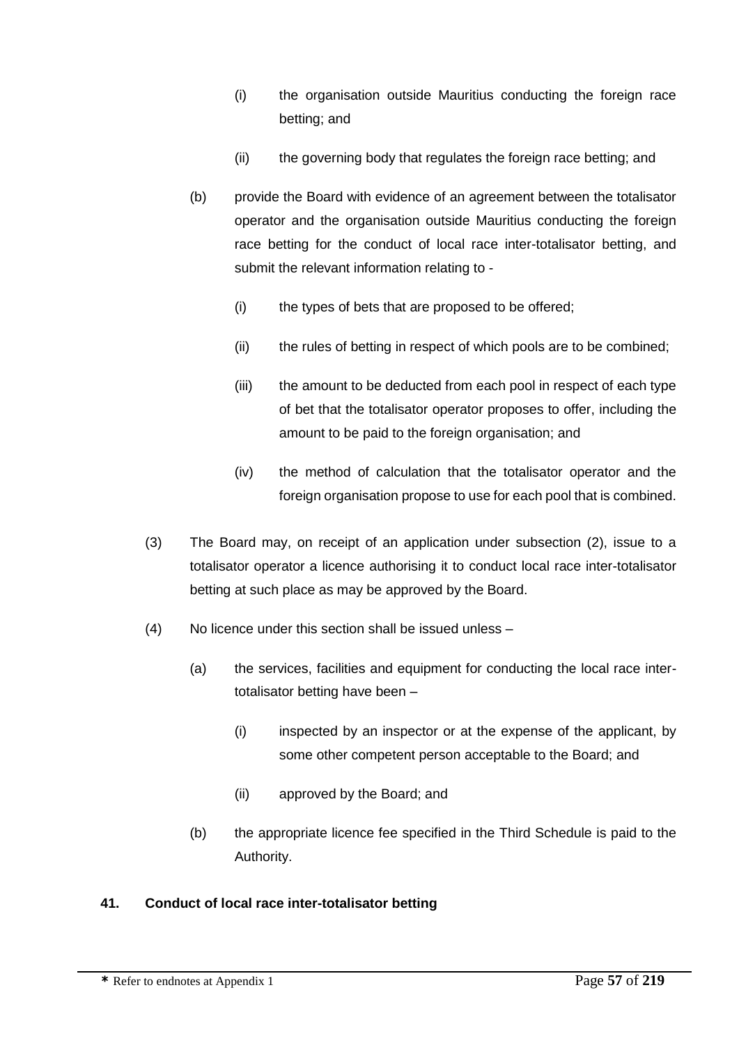(i) the organisation outside Mauritius conducting the foreign race betting; and

(ii) the governing body that regulates the foreign race betting; and

(b) provide the Board with evidence of an agreement between the totalisator operator and the organisation outside Mauritius conducting the foreign race betting for the conduct of local race inter-totalisator betting, and submit the relevant information relating to -

(i) the types of bets that are proposed to be offered;

(ii) the rules of betting in respect of which pools are to be combined;

(iii) the amount to be deducted from each pool in respect of each type of bet that the totalisator operator proposes to offer, including the amount to be paid to the foreign organisation; and

(iv) the method of calculation that the totalisator operator and the foreign organisation propose to use for each pool that is combined.

(3) The Board may, on receipt of an application under subsection (2), issue to a totalisator operator a licence authorising it to conduct local race inter-totalisator betting at such place as may be approved by the Board.

(4) No licence under this section shall be issued unless –

(a) the services, facilities and equipment for conducting the local race inter-totalisator betting have been –

(i) inspected by an inspector or at the expense of the applicant, by some other competent person acceptable to the Board; and

(ii) approved by the Board; and

(b) the appropriate licence fee specified in the Third Schedule is paid to the Authority.

**41. Conduct of local race inter-totalisator betting**

* Refer to endnotes at Appendix 1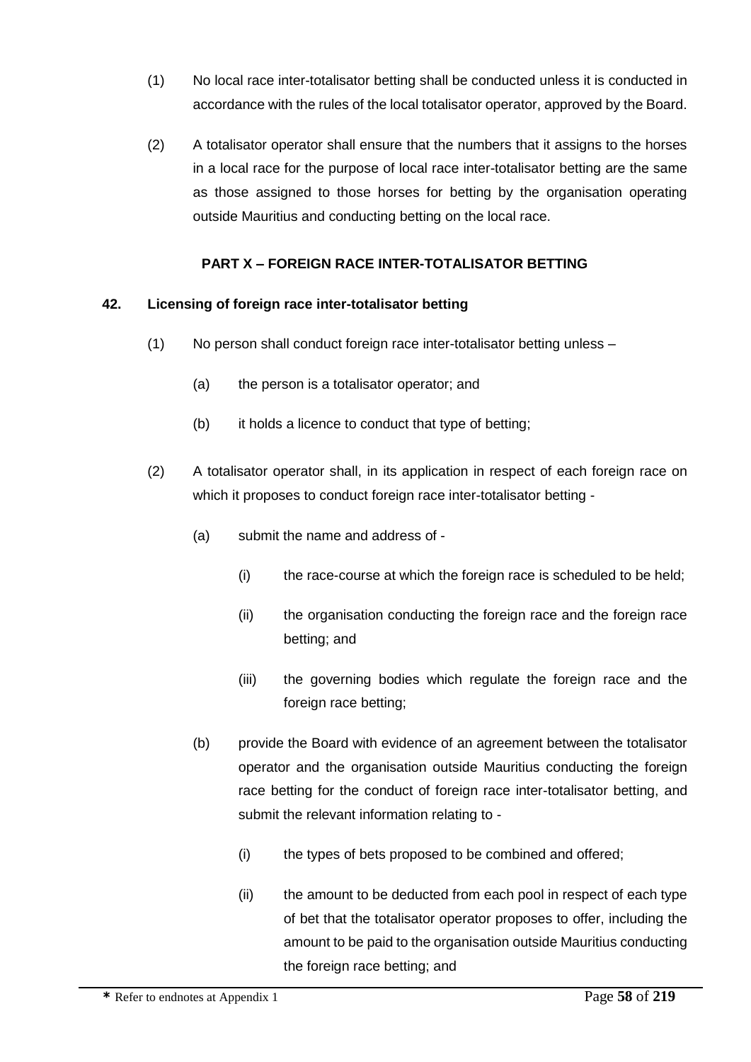(1) No local race inter-totalisator betting shall be conducted unless it is conducted in accordance with the rules of the local totalisator operator, approved by the Board.

(2) A totalisator operator shall ensure that the numbers that it assigns to the horses in a local race for the purpose of local race inter-totalisator betting are the same as those assigned to those horses for betting by the organisation operating outside Mauritius and conducting betting on the local race.

## PART X – FOREIGN RACE INTER-TOTALISATOR BETTING

### 42. Licensing of foreign race inter-totalisator betting

(1) No person shall conduct foreign race inter-totalisator betting unless –

(a) the person is a totalisator operator; and

(b) it holds a licence to conduct that type of betting;

(2) A totalisator operator shall, in its application in respect of each foreign race on which it proposes to conduct foreign race inter-totalisator betting -

(a) submit the name and address of -

(i) the race-course at which the foreign race is scheduled to be held;

(ii) the organisation conducting the foreign race and the foreign race betting; and

(iii) the governing bodies which regulate the foreign race and the foreign race betting;

(b) provide the Board with evidence of an agreement between the totalisator operator and the organisation outside Mauritius conducting the foreign race betting for the conduct of foreign race inter-totalisator betting, and submit the relevant information relating to -

(i) the types of bets proposed to be combined and offered;

(ii) the amount to be deducted from each pool in respect of each type of bet that the totalisator operator proposes to offer, including the amount to be paid to the organisation outside Mauritius conducting the foreign race betting; and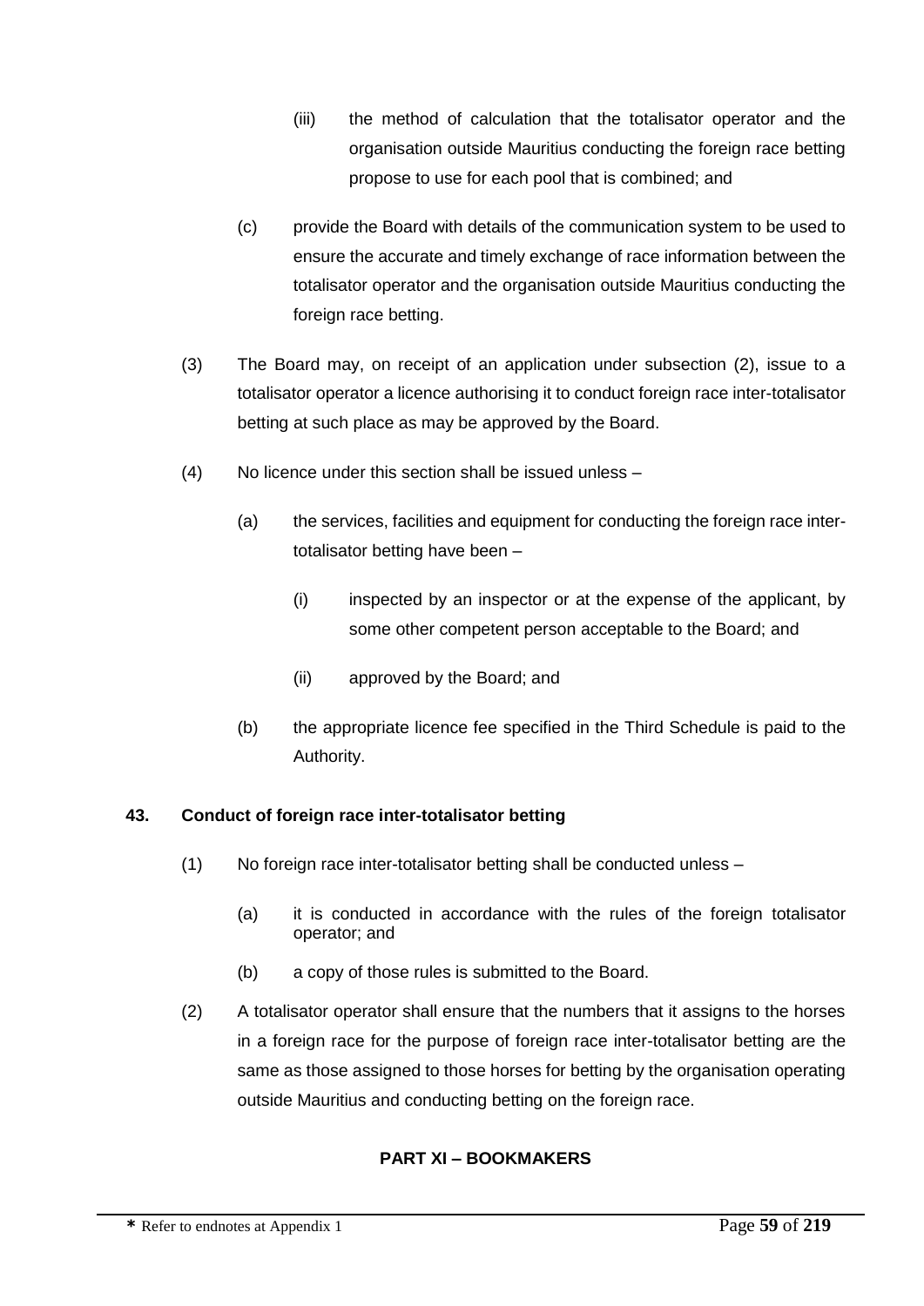(iii) the method of calculation that the totalisator operator and the organisation outside Mauritius conducting the foreign race betting propose to use for each pool that is combined; and

(c) provide the Board with details of the communication system to be used to ensure the accurate and timely exchange of race information between the totalisator operator and the organisation outside Mauritius conducting the foreign race betting.

(3) The Board may, on receipt of an application under subsection (2), issue to a totalisator operator a licence authorising it to conduct foreign race inter-totalisator betting at such place as may be approved by the Board.

(4) No licence under this section shall be issued unless –

(a) the services, facilities and equipment for conducting the foreign race inter-totalisator betting have been –

(i) inspected by an inspector or at the expense of the applicant, by some other competent person acceptable to the Board; and

(ii) approved by the Board; and

(b) the appropriate licence fee specified in the Third Schedule is paid to the Authority.

**43. Conduct of foreign race inter-totalisator betting**

(1) No foreign race inter-totalisator betting shall be conducted unless –

(a) it is conducted in accordance with the rules of the foreign totalisator operator; and

(b) a copy of those rules is submitted to the Board.

(2) A totalisator operator shall ensure that the numbers that it assigns to the horses in a foreign race for the purpose of foreign race inter-totalisator betting are the same as those assigned to those horses for betting by the organisation operating outside Mauritius and conducting betting on the foreign race.

## PART XI – BOOKMAKERS

* Refer to endnotes at Appendix 1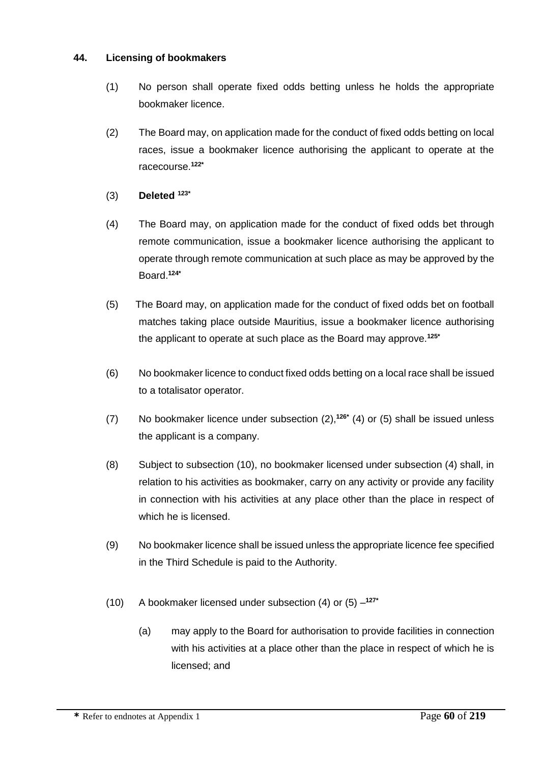**44. Licensing of bookmakers**

(1) No person shall operate fixed odds betting unless he holds the appropriate bookmaker licence.

(2) The Board may, on application made for the conduct of fixed odds betting on local races, issue a bookmaker licence authorising the applicant to operate at the racecourse.[122*]

(3) **Deleted** [123*]

(4) The Board may, on application made for the conduct of fixed odds bet through remote communication, issue a bookmaker licence authorising the applicant to operate through remote communication at such place as may be approved by the Board.[124*]

(5) The Board may, on application made for the conduct of fixed odds bet on football matches taking place outside Mauritius, issue a bookmaker licence authorising the applicant to operate at such place as the Board may approve.[125*]

(6) No bookmaker licence to conduct fixed odds betting on a local race shall be issued to a totalisator operator.

(7) No bookmaker licence under subsection (2),[126*] (4) or (5) shall be issued unless the applicant is a company.

(8) Subject to subsection (10), no bookmaker licensed under subsection (4) shall, in relation to his activities as bookmaker, carry on any activity or provide any facility in connection with his activities at any place other than the place in respect of which he is licensed.

(9) No bookmaker licence shall be issued unless the appropriate licence fee specified in the Third Schedule is paid to the Authority.

(10) A bookmaker licensed under subsection (4) or (5) –[127*]

(a) may apply to the Board for authorisation to provide facilities in connection with his activities at a place other than the place in respect of which he is licensed; and

**\*** Refer to endnotes at Appendix 1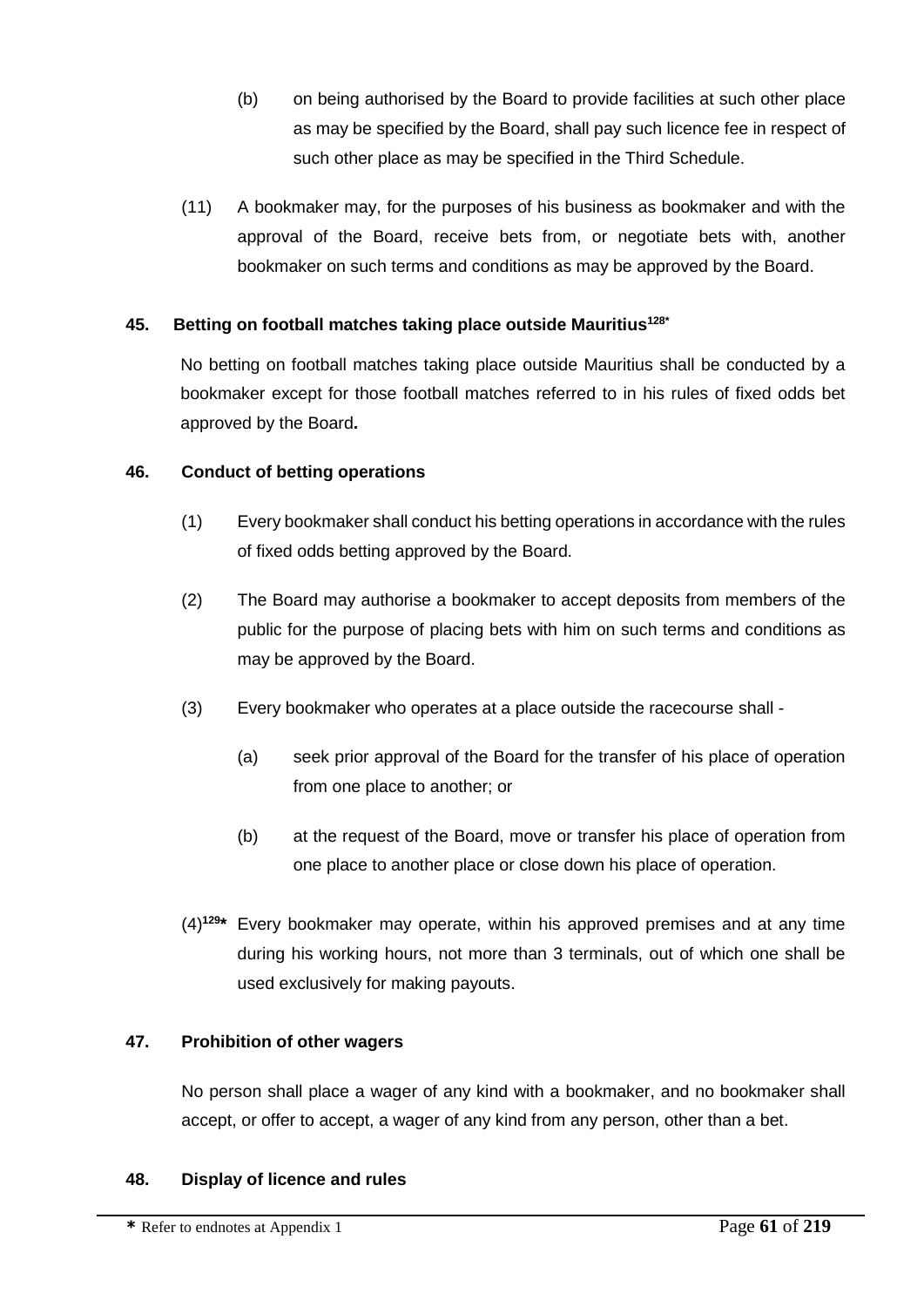(b) on being authorised by the Board to provide facilities at such other place as may be specified by the Board, shall pay such licence fee in respect of such other place as may be specified in the Third Schedule.

(11) A bookmaker may, for the purposes of his business as bookmaker and with the approval of the Board, receive bets from, or negotiate bets with, another bookmaker on such terms and conditions as may be approved by the Board.

**45. Betting on football matches taking place outside Mauritius[128*]**

No betting on football matches taking place outside Mauritius shall be conducted by a bookmaker except for those football matches referred to in his rules of fixed odds bet approved by the Board**.**

**46. Conduct of betting operations**

(1) Every bookmaker shall conduct his betting operations in accordance with the rules of fixed odds betting approved by the Board.

(2) The Board may authorise a bookmaker to accept deposits from members of the public for the purpose of placing bets with him on such terms and conditions as may be approved by the Board.

(3) Every bookmaker who operates at a place outside the racecourse shall -

(a) seek prior approval of the Board for the transfer of his place of operation from one place to another; or

(b) at the request of the Board, move or transfer his place of operation from one place to another place or close down his place of operation.

(4)[129*] Every bookmaker may operate, within his approved premises and at any time during his working hours, not more than 3 terminals, out of which one shall be used exclusively for making payouts.

**47. Prohibition of other wagers**

No person shall place a wager of any kind with a bookmaker, and no bookmaker shall accept, or offer to accept, a wager of any kind from any person, other than a bet.

**48. Display of licence and rules**

**\*** Refer to endnotes at Appendix 1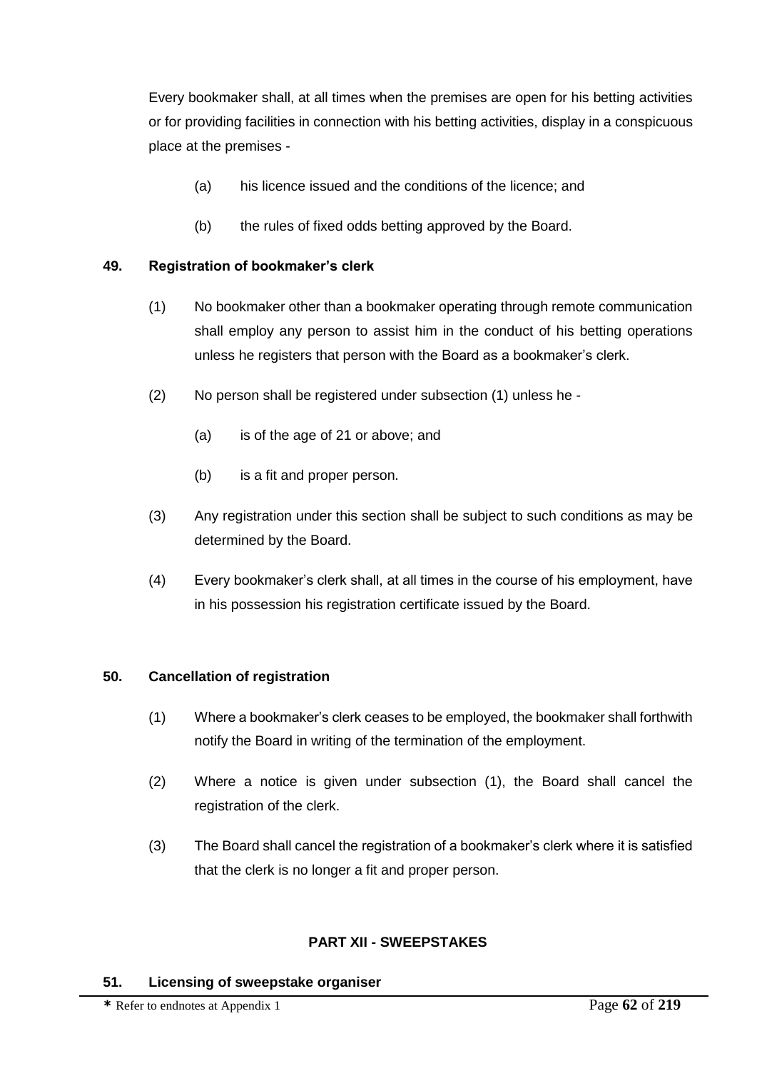Every bookmaker shall, at all times when the premises are open for his betting activities or for providing facilities in connection with his betting activities, display in a conspicuous place at the premises -

(a) his licence issued and the conditions of the licence; and

(b) the rules of fixed odds betting approved by the Board.

### 49. Registration of bookmaker's clerk

(1) No bookmaker other than a bookmaker operating through remote communication shall employ any person to assist him in the conduct of his betting operations unless he registers that person with the Board as a bookmaker's clerk.

(2) No person shall be registered under subsection (1) unless he -

(a) is of the age of 21 or above; and

(b) is a fit and proper person.

(3) Any registration under this section shall be subject to such conditions as may be determined by the Board.

(4) Every bookmaker's clerk shall, at all times in the course of his employment, have in his possession his registration certificate issued by the Board.

### 50. Cancellation of registration

(1) Where a bookmaker's clerk ceases to be employed, the bookmaker shall forthwith notify the Board in writing of the termination of the employment.

(2) Where a notice is given under subsection (1), the Board shall cancel the registration of the clerk.

(3) The Board shall cancel the registration of a bookmaker's clerk where it is satisfied that the clerk is no longer a fit and proper person.

## PART XII - SWEEPSTAKES

### 51. Licensing of sweepstake organiser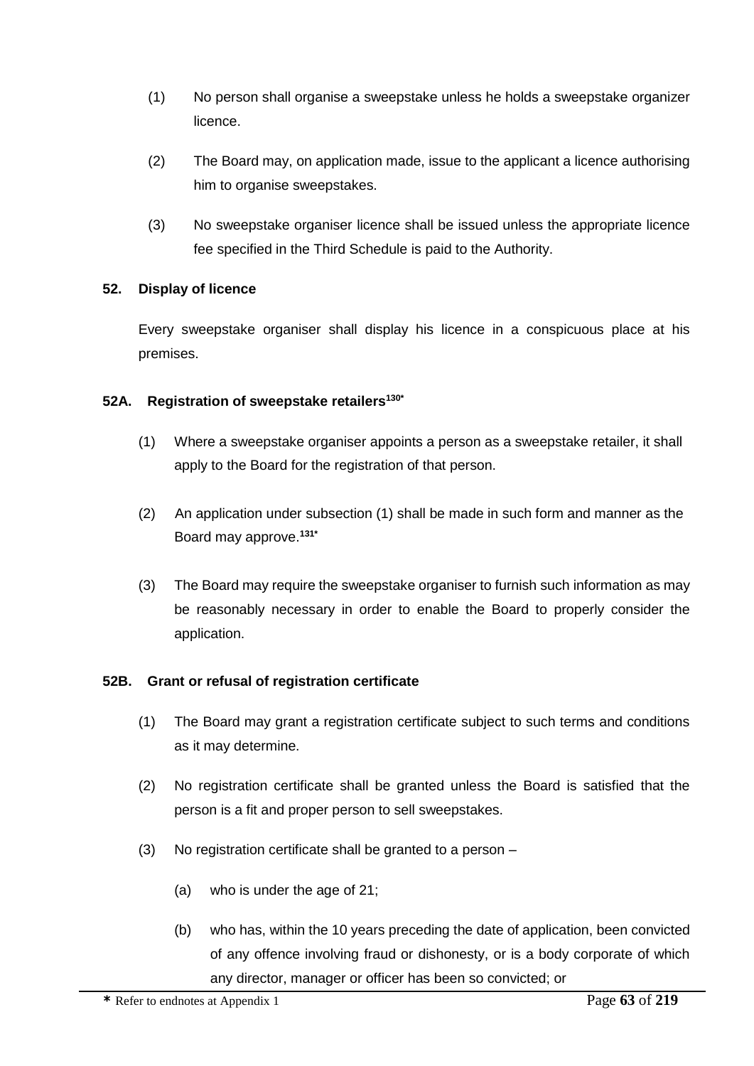(1) No person shall organise a sweepstake unless he holds a sweepstake organizer licence.

(2) The Board may, on application made, issue to the applicant a licence authorising him to organise sweepstakes.

(3) No sweepstake organiser licence shall be issued unless the appropriate licence fee specified in the Third Schedule is paid to the Authority.

**52. Display of licence**

Every sweepstake organiser shall display his licence in a conspicuous place at his premises.

**52A. Registration of sweepstake retailers[130*]**

(1) Where a sweepstake organiser appoints a person as a sweepstake retailer, it shall apply to the Board for the registration of that person.

(2) An application under subsection (1) shall be made in such form and manner as the Board may approve.[131*]

(3) The Board may require the sweepstake organiser to furnish such information as may be reasonably necessary in order to enable the Board to properly consider the application.

**52B. Grant or refusal of registration certificate**

(1) The Board may grant a registration certificate subject to such terms and conditions as it may determine.

(2) No registration certificate shall be granted unless the Board is satisfied that the person is a fit and proper person to sell sweepstakes.

(3) No registration certificate shall be granted to a person –

(a) who is under the age of 21;

(b) who has, within the 10 years preceding the date of application, been convicted of any offence involving fraud or dishonesty, or is a body corporate of which any director, manager or officer has been so convicted; or

\* Refer to endnotes at Appendix 1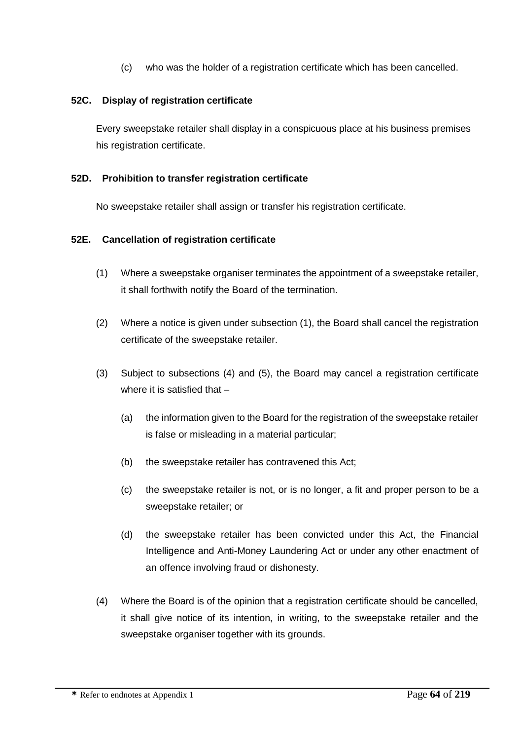(c) who was the holder of a registration certificate which has been cancelled.

**52C. Display of registration certificate**

Every sweepstake retailer shall display in a conspicuous place at his business premises his registration certificate.

**52D. Prohibition to transfer registration certificate**

No sweepstake retailer shall assign or transfer his registration certificate.

**52E. Cancellation of registration certificate**

(1) Where a sweepstake organiser terminates the appointment of a sweepstake retailer, it shall forthwith notify the Board of the termination.

(2) Where a notice is given under subsection (1), the Board shall cancel the registration certificate of the sweepstake retailer.

(3) Subject to subsections (4) and (5), the Board may cancel a registration certificate where it is satisfied that –

(a) the information given to the Board for the registration of the sweepstake retailer is false or misleading in a material particular;

(b) the sweepstake retailer has contravened this Act;

(c) the sweepstake retailer is not, or is no longer, a fit and proper person to be a sweepstake retailer; or

(d) the sweepstake retailer has been convicted under this Act, the Financial Intelligence and Anti-Money Laundering Act or under any other enactment of an offence involving fraud or dishonesty.

(4) Where the Board is of the opinion that a registration certificate should be cancelled, it shall give notice of its intention, in writing, to the sweepstake retailer and the sweepstake organiser together with its grounds.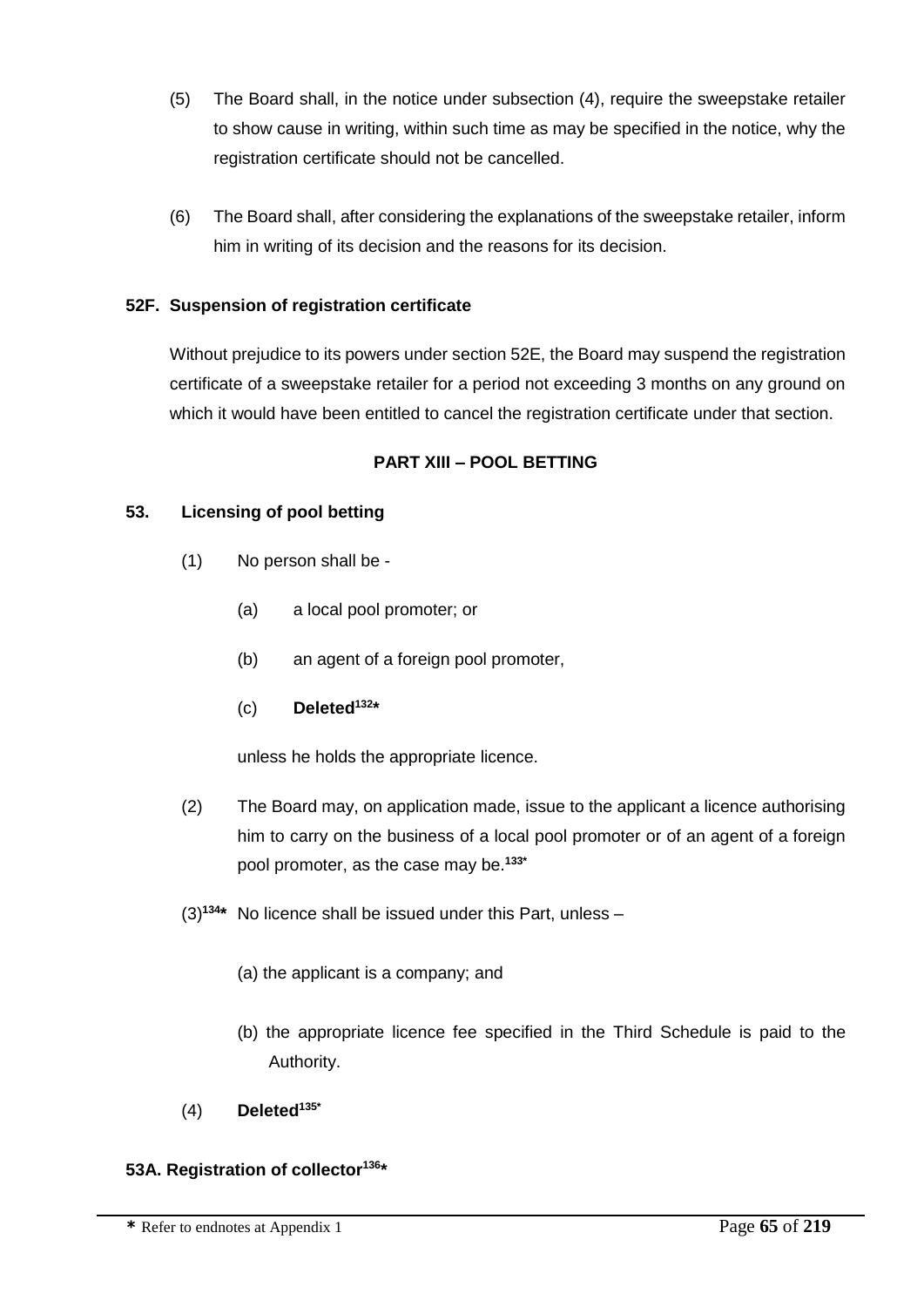(5) The Board shall, in the notice under subsection (4), require the sweepstake retailer to show cause in writing, within such time as may be specified in the notice, why the registration certificate should not be cancelled.

(6) The Board shall, after considering the explanations of the sweepstake retailer, inform him in writing of its decision and the reasons for its decision.

**52F. Suspension of registration certificate**

Without prejudice to its powers under section 52E, the Board may suspend the registration certificate of a sweepstake retailer for a period not exceeding 3 months on any ground on which it would have been entitled to cancel the registration certificate under that section.

**PART XIII – POOL BETTING**

**53. Licensing of pool betting**

(1) No person shall be -

(a) a local pool promoter; or

(b) an agent of a foreign pool promoter,

(c) **Deleted**[132*]

unless he holds the appropriate licence.

(2) The Board may, on application made, issue to the applicant a licence authorising him to carry on the business of a local pool promoter or of an agent of a foreign pool promoter, as the case may be.[133*]

(3)[134*] No licence shall be issued under this Part, unless –

(a) the applicant is a company; and

(b) the appropriate licence fee specified in the Third Schedule is paid to the Authority.

(4) **Deleted**[135*]

**53A. Registration of collector**[136*]

---

* Refer to endnotes at Appendix 1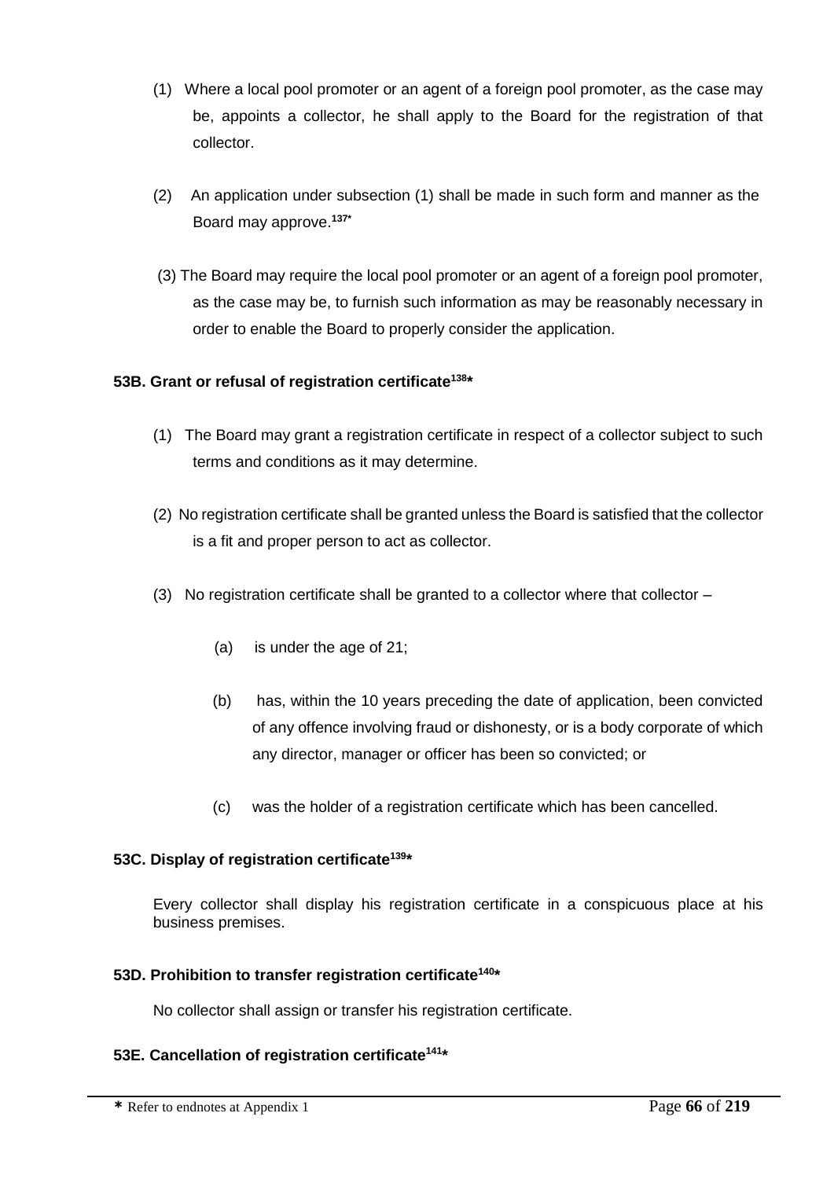(1) Where a local pool promoter or an agent of a foreign pool promoter, as the case may be, appoints a collector, he shall apply to the Board for the registration of that collector.

(2) An application under subsection (1) shall be made in such form and manner as the Board may approve.[137*]

(3) The Board may require the local pool promoter or an agent of a foreign pool promoter, as the case may be, to furnish such information as may be reasonably necessary in order to enable the Board to properly consider the application.

**53B. Grant or refusal of registration certificate[138*]**

(1) The Board may grant a registration certificate in respect of a collector subject to such terms and conditions as it may determine.

(2) No registration certificate shall be granted unless the Board is satisfied that the collector is a fit and proper person to act as collector.

(3) No registration certificate shall be granted to a collector where that collector –

(a) is under the age of 21;

(b) has, within the 10 years preceding the date of application, been convicted of any offence involving fraud or dishonesty, or is a body corporate of which any director, manager or officer has been so convicted; or

(c) was the holder of a registration certificate which has been cancelled.

**53C. Display of registration certificate[139*]**

Every collector shall display his registration certificate in a conspicuous place at his business premises.

**53D. Prohibition to transfer registration certificate[140*]**

No collector shall assign or transfer his registration certificate.

**53E. Cancellation of registration certificate[141*]**

**\*** Refer to endnotes at Appendix 1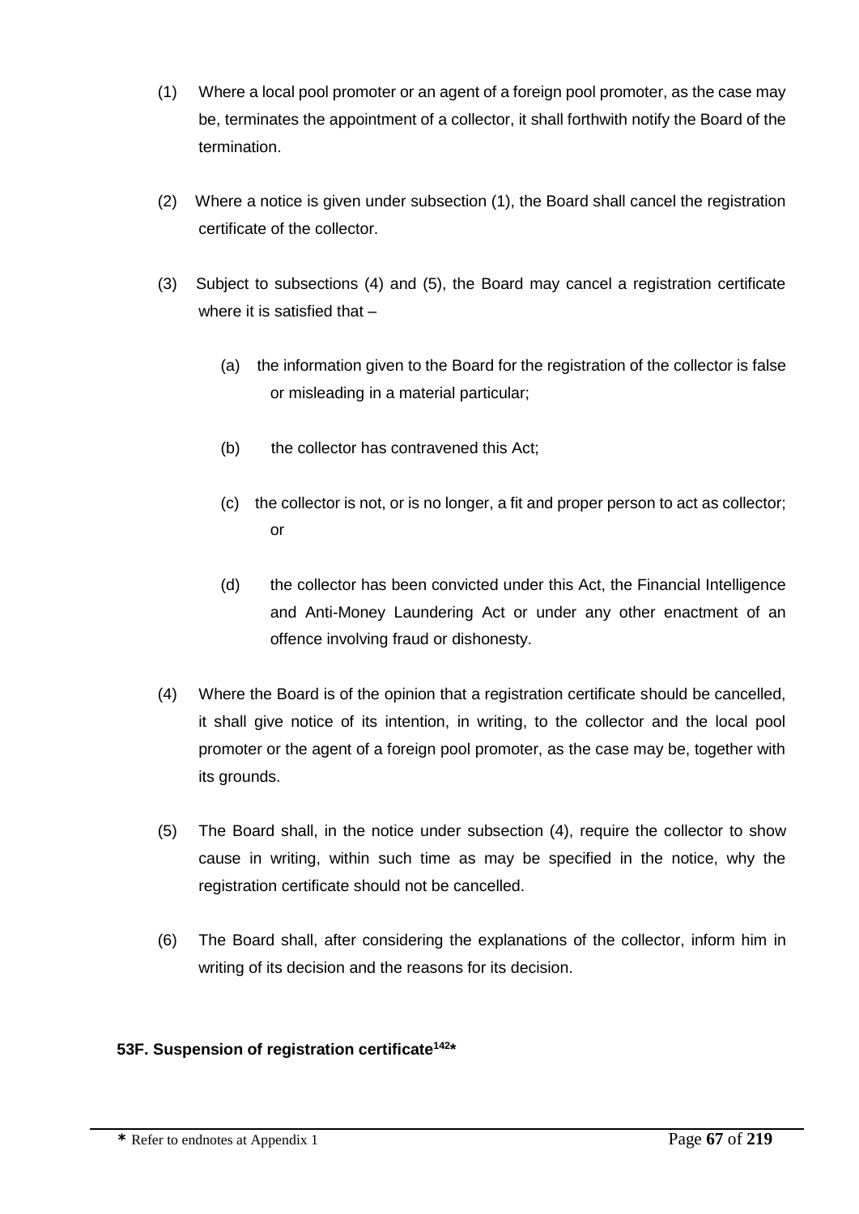(1) Where a local pool promoter or an agent of a foreign pool promoter, as the case may be, terminates the appointment of a collector, it shall forthwith notify the Board of the termination.

(2) Where a notice is given under subsection (1), the Board shall cancel the registration certificate of the collector.

(3) Subject to subsections (4) and (5), the Board may cancel a registration certificate where it is satisfied that –

(a) the information given to the Board for the registration of the collector is false or misleading in a material particular;

(b) the collector has contravened this Act;

(c) the collector is not, or is no longer, a fit and proper person to act as collector; or

(d) the collector has been convicted under this Act, the Financial Intelligence and Anti-Money Laundering Act or under any other enactment of an offence involving fraud or dishonesty.

(4) Where the Board is of the opinion that a registration certificate should be cancelled, it shall give notice of its intention, in writing, to the collector and the local pool promoter or the agent of a foreign pool promoter, as the case may be, together with its grounds.

(5) The Board shall, in the notice under subsection (4), require the collector to show cause in writing, within such time as may be specified in the notice, why the registration certificate should not be cancelled.

(6) The Board shall, after considering the explanations of the collector, inform him in writing of its decision and the reasons for its decision.

**53F. Suspension of registration certificate[142]***

* Refer to endnotes at Appendix 1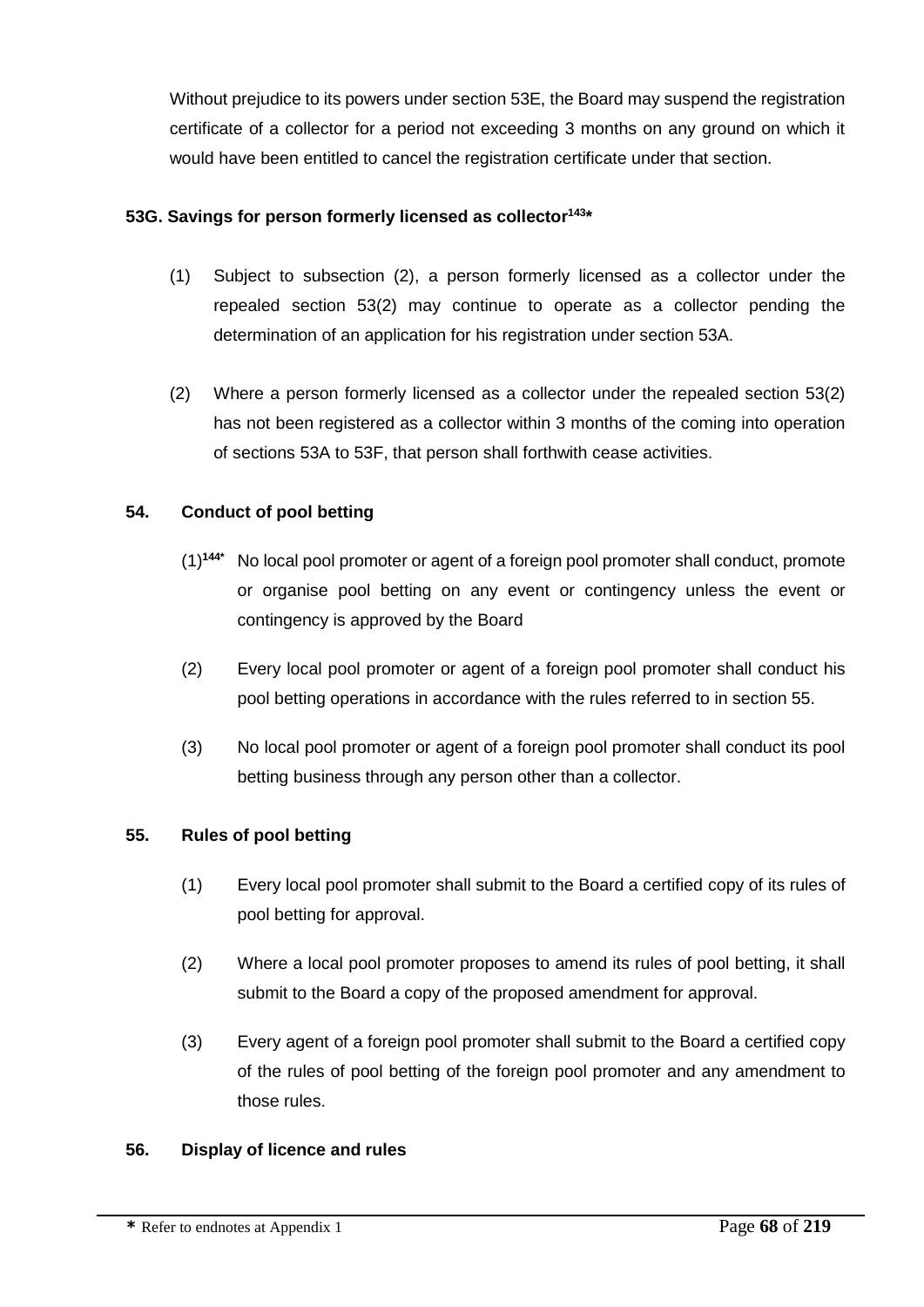Without prejudice to its powers under section 53E, the Board may suspend the registration certificate of a collector for a period not exceeding 3 months on any ground on which it would have been entitled to cancel the registration certificate under that section.

**53G. Savings for person formerly licensed as collector[143]***

(1) Subject to subsection (2), a person formerly licensed as a collector under the repealed section 53(2) may continue to operate as a collector pending the determination of an application for his registration under section 53A.

(2) Where a person formerly licensed as a collector under the repealed section 53(2) has not been registered as a collector within 3 months of the coming into operation of sections 53A to 53F, that person shall forthwith cease activities.

**54. Conduct of pool betting**

(1)[144]* No local pool promoter or agent of a foreign pool promoter shall conduct, promote or organise pool betting on any event or contingency unless the event or contingency is approved by the Board

(2) Every local pool promoter or agent of a foreign pool promoter shall conduct his pool betting operations in accordance with the rules referred to in section 55.

(3) No local pool promoter or agent of a foreign pool promoter shall conduct its pool betting business through any person other than a collector.

**55. Rules of pool betting**

(1) Every local pool promoter shall submit to the Board a certified copy of its rules of pool betting for approval.

(2) Where a local pool promoter proposes to amend its rules of pool betting, it shall submit to the Board a copy of the proposed amendment for approval.

(3) Every agent of a foreign pool promoter shall submit to the Board a certified copy of the rules of pool betting of the foreign pool promoter and any amendment to those rules.

**56. Display of licence and rules**

* Refer to endnotes at Appendix 1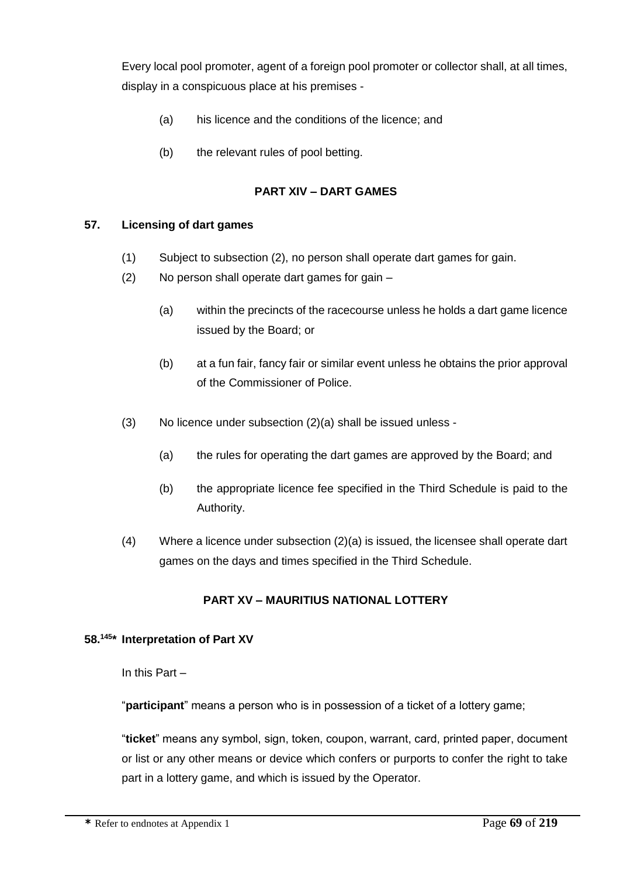Every local pool promoter, agent of a foreign pool promoter or collector shall, at all times, display in a conspicuous place at his premises -

(a) his licence and the conditions of the licence; and

(b) the relevant rules of pool betting.

## PART XIV – DART GAMES

### 57. Licensing of dart games

(1) Subject to subsection (2), no person shall operate dart games for gain.

(2) No person shall operate dart games for gain –

(a) within the precincts of the racecourse unless he holds a dart game licence issued by the Board; or

(b) at a fun fair, fancy fair or similar event unless he obtains the prior approval of the Commissioner of Police.

(3) No licence under subsection (2)(a) shall be issued unless -

(a) the rules for operating the dart games are approved by the Board; and

(b) the appropriate licence fee specified in the Third Schedule is paid to the Authority.

(4) Where a licence under subsection (2)(a) is issued, the licensee shall operate dart games on the days and times specified in the Third Schedule.

## PART XV – MAURITIUS NATIONAL LOTTERY

### 58.[145]* Interpretation of Part XV

In this Part –

"**participant**" means a person who is in possession of a ticket of a lottery game;

"**ticket**" means any symbol, sign, token, coupon, warrant, card, printed paper, document or list or any other means or device which confers or purports to confer the right to take part in a lottery game, and which is issued by the Operator.

* Refer to endnotes at Appendix 1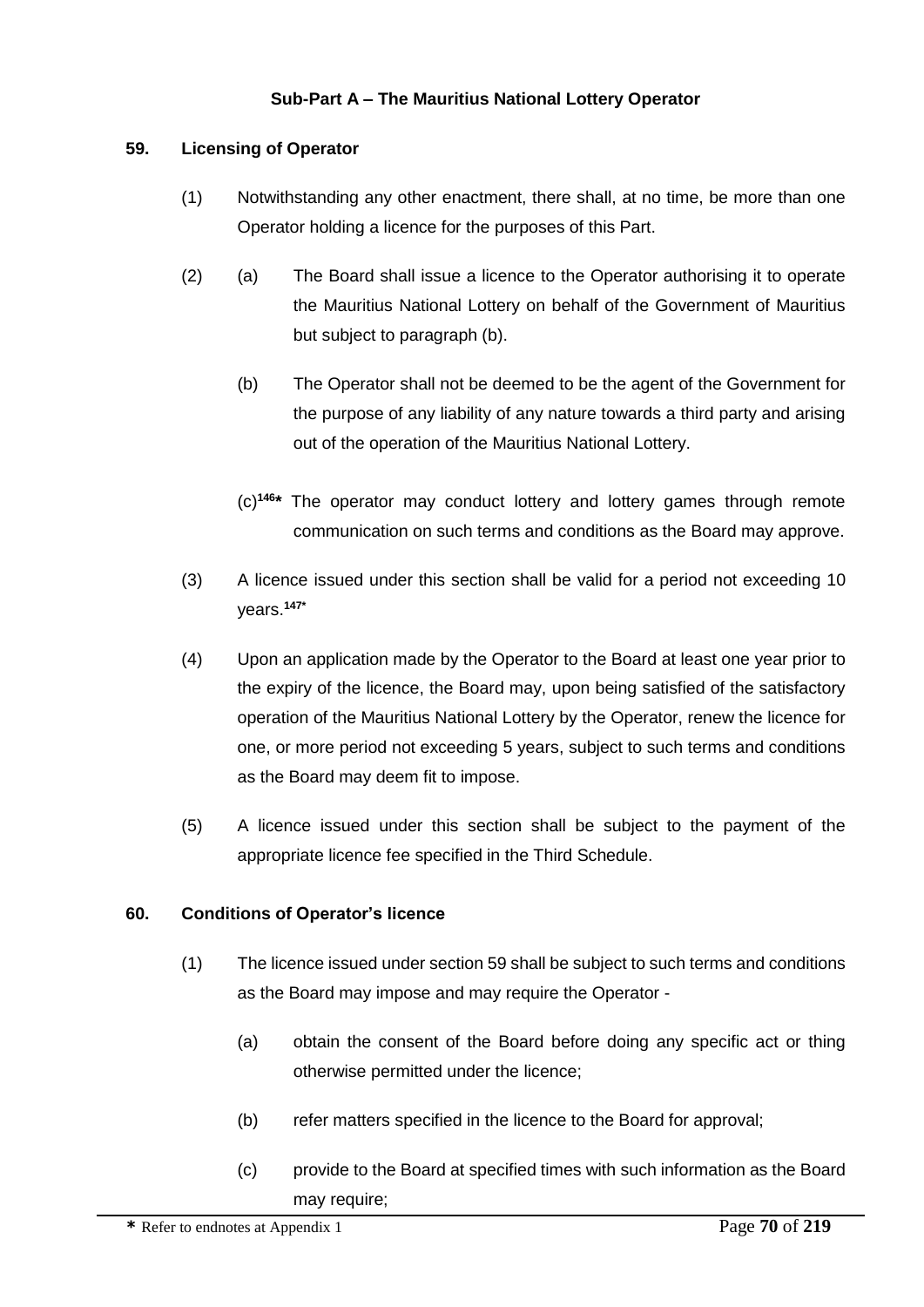### Sub-Part A – The Mauritius National Lottery Operator

**59. Licensing of Operator**

(1) Notwithstanding any other enactment, there shall, at no time, be more than one Operator holding a licence for the purposes of this Part.

(2) (a) The Board shall issue a licence to the Operator authorising it to operate the Mauritius National Lottery on behalf of the Government of Mauritius but subject to paragraph (b).

(b) The Operator shall not be deemed to be the agent of the Government for the purpose of any liability of any nature towards a third party and arising out of the operation of the Mauritius National Lottery.

(c)[146*] The operator may conduct lottery and lottery games through remote communication on such terms and conditions as the Board may approve.

(3) A licence issued under this section shall be valid for a period not exceeding 10 years.[147*]

(4) Upon an application made by the Operator to the Board at least one year prior to the expiry of the licence, the Board may, upon being satisfied of the satisfactory operation of the Mauritius National Lottery by the Operator, renew the licence for one, or more period not exceeding 5 years, subject to such terms and conditions as the Board may deem fit to impose.

(5) A licence issued under this section shall be subject to the payment of the appropriate licence fee specified in the Third Schedule.

**60. Conditions of Operator's licence**

(1) The licence issued under section 59 shall be subject to such terms and conditions as the Board may impose and may require the Operator -

(a) obtain the consent of the Board before doing any specific act or thing otherwise permitted under the licence;

(b) refer matters specified in the licence to the Board for approval;

(c) provide to the Board at specified times with such information as the Board may require;

* Refer to endnotes at Appendix 1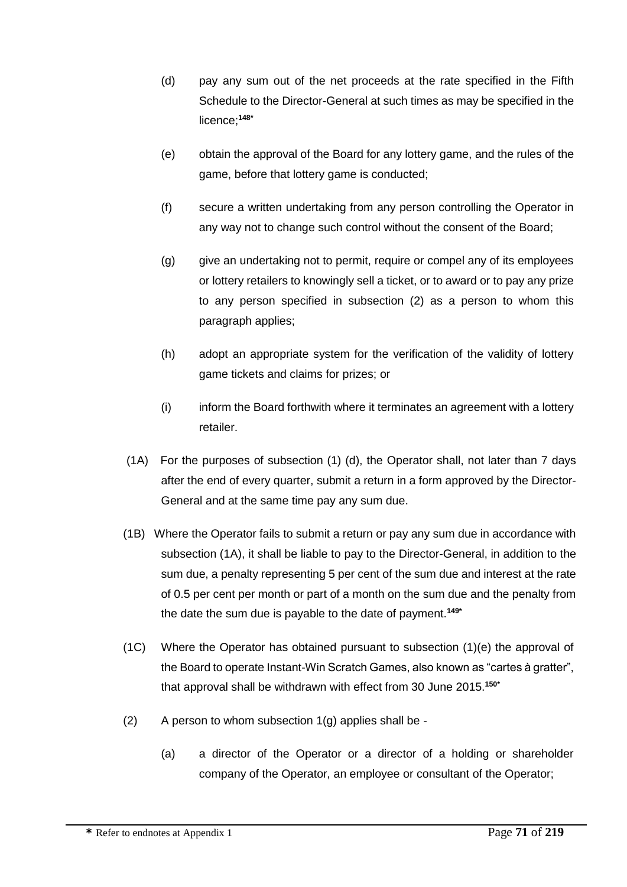(d) pay any sum out of the net proceeds at the rate specified in the Fifth Schedule to the Director-General at such times as may be specified in the licence;[148*]

(e) obtain the approval of the Board for any lottery game, and the rules of the game, before that lottery game is conducted;

(f) secure a written undertaking from any person controlling the Operator in any way not to change such control without the consent of the Board;

(g) give an undertaking not to permit, require or compel any of its employees or lottery retailers to knowingly sell a ticket, or to award or to pay any prize to any person specified in subsection (2) as a person to whom this paragraph applies;

(h) adopt an appropriate system for the verification of the validity of lottery game tickets and claims for prizes; or

(i) inform the Board forthwith where it terminates an agreement with a lottery retailer.

(1A) For the purposes of subsection (1) (d), the Operator shall, not later than 7 days after the end of every quarter, submit a return in a form approved by the Director-General and at the same time pay any sum due.

(1B) Where the Operator fails to submit a return or pay any sum due in accordance with subsection (1A), it shall be liable to pay to the Director-General, in addition to the sum due, a penalty representing 5 per cent of the sum due and interest at the rate of 0.5 per cent per month or part of a month on the sum due and the penalty from the date the sum due is payable to the date of payment.[149*]

(1C) Where the Operator has obtained pursuant to subsection (1)(e) the approval of the Board to operate Instant-Win Scratch Games, also known as "cartes à gratter", that approval shall be withdrawn with effect from 30 June 2015.[150*]

(2) A person to whom subsection 1(g) applies shall be -

(a) a director of the Operator or a director of a holding or shareholder company of the Operator, an employee or consultant of the Operator;

---

**\*** Refer to endnotes at Appendix 1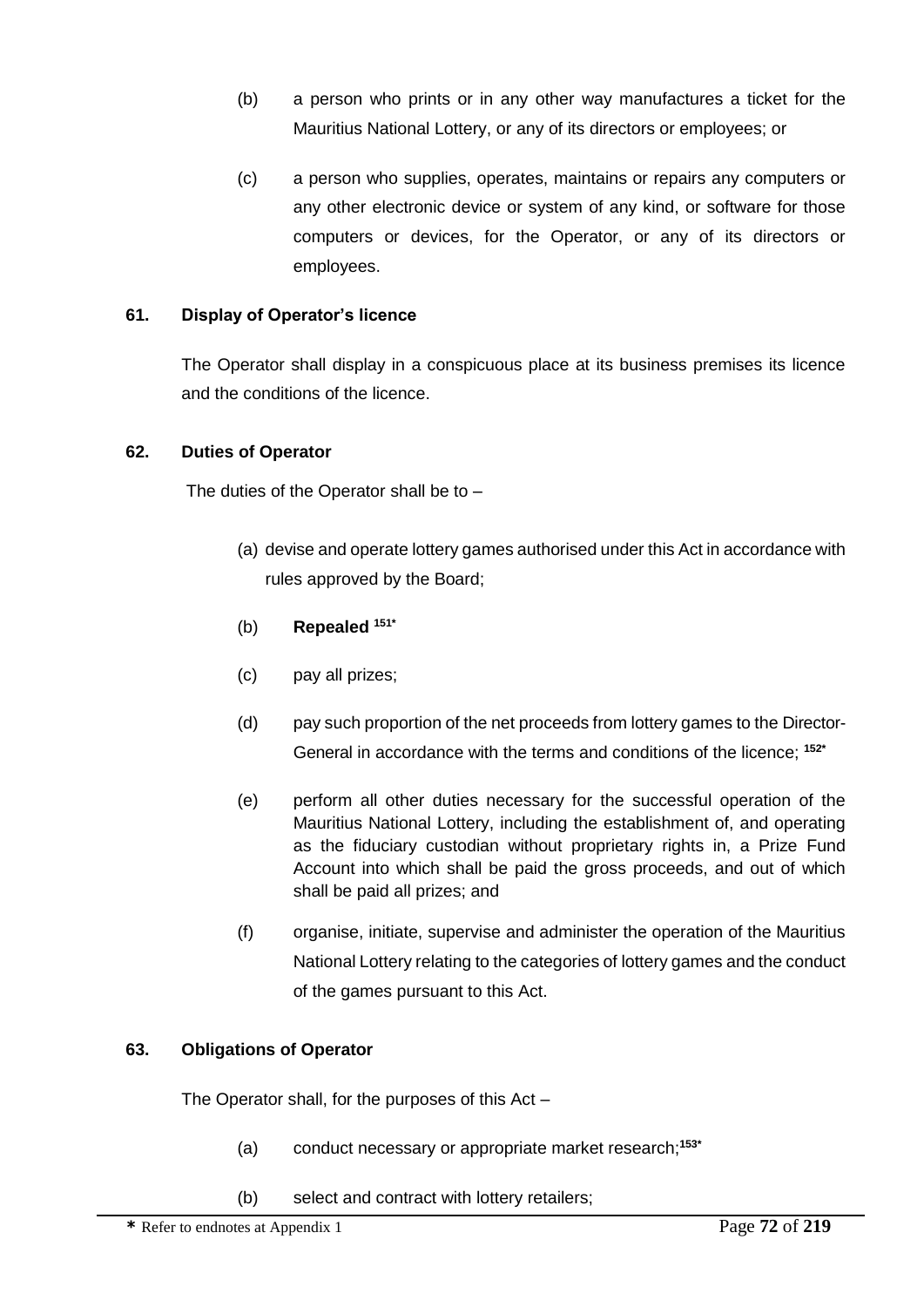(b) a person who prints or in any other way manufactures a ticket for the Mauritius National Lottery, or any of its directors or employees; or

(c) a person who supplies, operates, maintains or repairs any computers or any other electronic device or system of any kind, or software for those computers or devices, for the Operator, or any of its directors or employees.

**61. Display of Operator's licence**

The Operator shall display in a conspicuous place at its business premises its licence and the conditions of the licence.

**62. Duties of Operator**

The duties of the Operator shall be to –

(a) devise and operate lottery games authorised under this Act in accordance with rules approved by the Board;

(b) **Repealed** [151*]

(c) pay all prizes;

(d) pay such proportion of the net proceeds from lottery games to the Director-General in accordance with the terms and conditions of the licence; [152*]

(e) perform all other duties necessary for the successful operation of the Mauritius National Lottery, including the establishment of, and operating as the fiduciary custodian without proprietary rights in, a Prize Fund Account into which shall be paid the gross proceeds, and out of which shall be paid all prizes; and

(f) organise, initiate, supervise and administer the operation of the Mauritius National Lottery relating to the categories of lottery games and the conduct of the games pursuant to this Act.

**63. Obligations of Operator**

The Operator shall, for the purposes of this Act –

(a) conduct necessary or appropriate market research;[153*]

(b) select and contract with lottery retailers;

**\*** Refer to endnotes at Appendix 1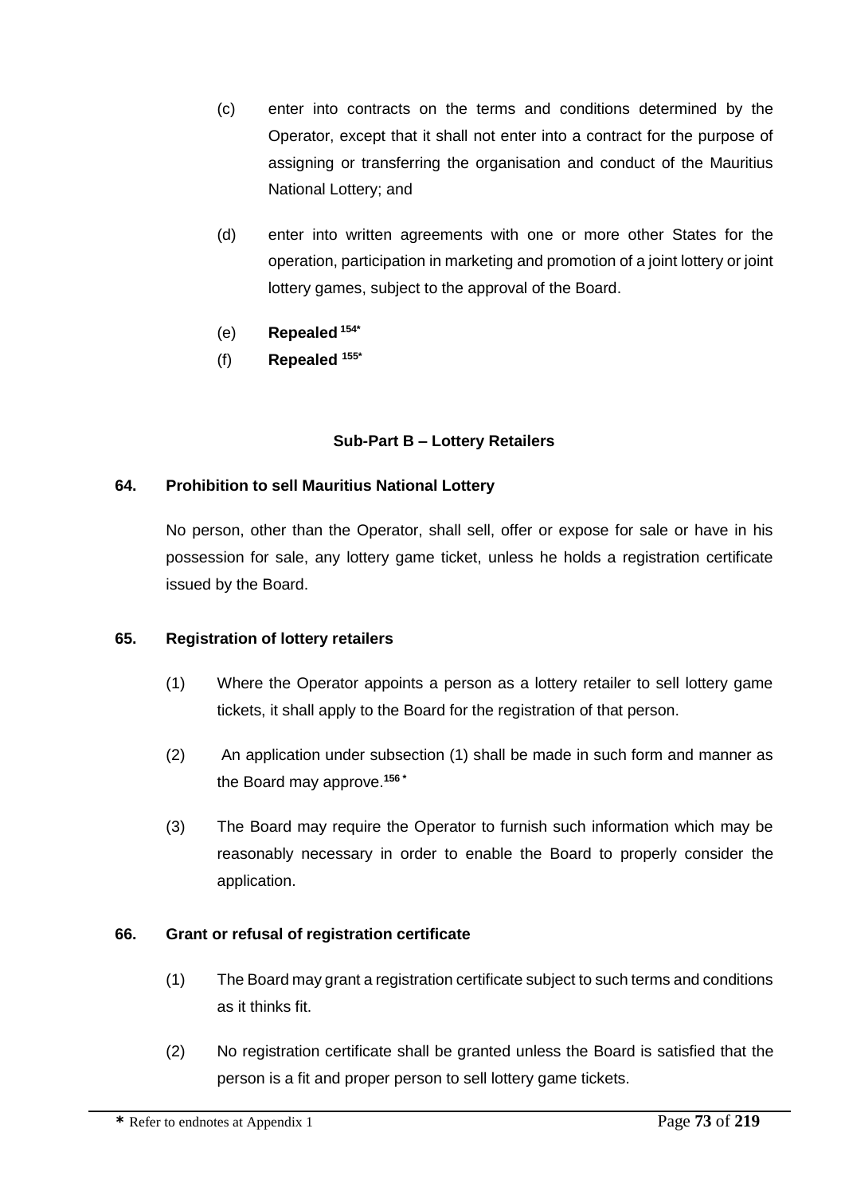(c) enter into contracts on the terms and conditions determined by the Operator, except that it shall not enter into a contract for the purpose of assigning or transferring the organisation and conduct of the Mauritius National Lottery; and

(d) enter into written agreements with one or more other States for the operation, participation in marketing and promotion of a joint lottery or joint lottery games, subject to the approval of the Board.

(e) **Repealed** [154*]

(f) **Repealed** [155*]

### Sub-Part B – Lottery Retailers

**64. Prohibition to sell Mauritius National Lottery**

No person, other than the Operator, shall sell, offer or expose for sale or have in his possession for sale, any lottery game ticket, unless he holds a registration certificate issued by the Board.

**65. Registration of lottery retailers**

(1) Where the Operator appoints a person as a lottery retailer to sell lottery game tickets, it shall apply to the Board for the registration of that person.

(2) An application under subsection (1) shall be made in such form and manner as the Board may approve.[156*]

(3) The Board may require the Operator to furnish such information which may be reasonably necessary in order to enable the Board to properly consider the application.

**66. Grant or refusal of registration certificate**

(1) The Board may grant a registration certificate subject to such terms and conditions as it thinks fit.

(2) No registration certificate shall be granted unless the Board is satisfied that the person is a fit and proper person to sell lottery game tickets.

\* Refer to endnotes at Appendix 1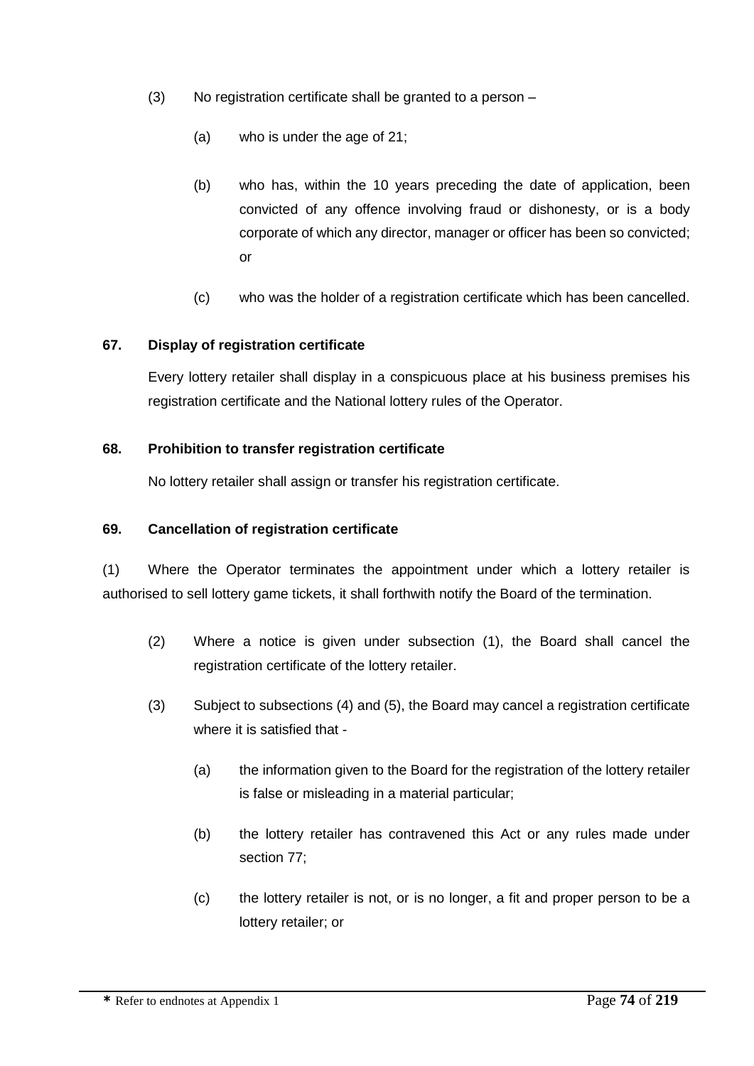(3) No registration certificate shall be granted to a person –

(a) who is under the age of 21;

(b) who has, within the 10 years preceding the date of application, been convicted of any offence involving fraud or dishonesty, or is a body corporate of which any director, manager or officer has been so convicted; or

(c) who was the holder of a registration certificate which has been cancelled.

**67. Display of registration certificate**

Every lottery retailer shall display in a conspicuous place at his business premises his registration certificate and the National lottery rules of the Operator.

**68. Prohibition to transfer registration certificate**

No lottery retailer shall assign or transfer his registration certificate.

**69. Cancellation of registration certificate**

(1) Where the Operator terminates the appointment under which a lottery retailer is authorised to sell lottery game tickets, it shall forthwith notify the Board of the termination.

(2) Where a notice is given under subsection (1), the Board shall cancel the registration certificate of the lottery retailer.

(3) Subject to subsections (4) and (5), the Board may cancel a registration certificate where it is satisfied that -

(a) the information given to the Board for the registration of the lottery retailer is false or misleading in a material particular;

(b) the lottery retailer has contravened this Act or any rules made under section 77;

(c) the lottery retailer is not, or is no longer, a fit and proper person to be a lottery retailer; or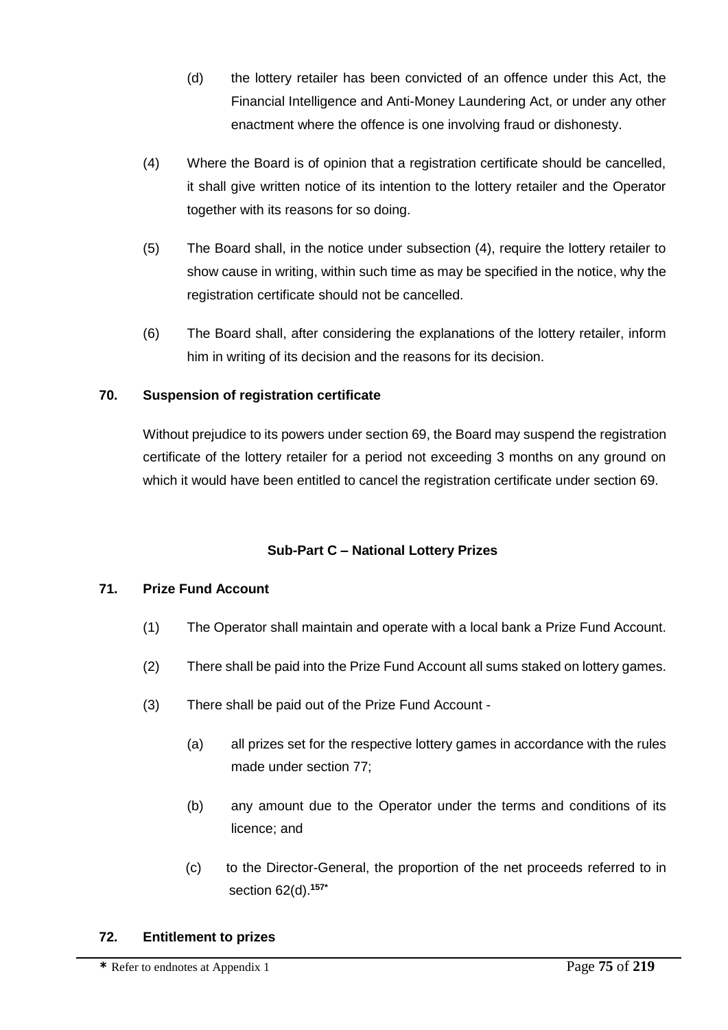(d) the lottery retailer has been convicted of an offence under this Act, the Financial Intelligence and Anti-Money Laundering Act, or under any other enactment where the offence is one involving fraud or dishonesty.

(4) Where the Board is of opinion that a registration certificate should be cancelled, it shall give written notice of its intention to the lottery retailer and the Operator together with its reasons for so doing.

(5) The Board shall, in the notice under subsection (4), require the lottery retailer to show cause in writing, within such time as may be specified in the notice, why the registration certificate should not be cancelled.

(6) The Board shall, after considering the explanations of the lottery retailer, inform him in writing of its decision and the reasons for its decision.

**70. Suspension of registration certificate**

Without prejudice to its powers under section 69, the Board may suspend the registration certificate of the lottery retailer for a period not exceeding 3 months on any ground on which it would have been entitled to cancel the registration certificate under section 69.

**Sub-Part C – National Lottery Prizes**

**71. Prize Fund Account**

(1) The Operator shall maintain and operate with a local bank a Prize Fund Account.

(2) There shall be paid into the Prize Fund Account all sums staked on lottery games.

(3) There shall be paid out of the Prize Fund Account -

(a) all prizes set for the respective lottery games in accordance with the rules made under section 77;

(b) any amount due to the Operator under the terms and conditions of its licence; and

(c) to the Director-General, the proportion of the net proceeds referred to in section 62(d).[157*]

**72. Entitlement to prizes**

* Refer to endnotes at Appendix 1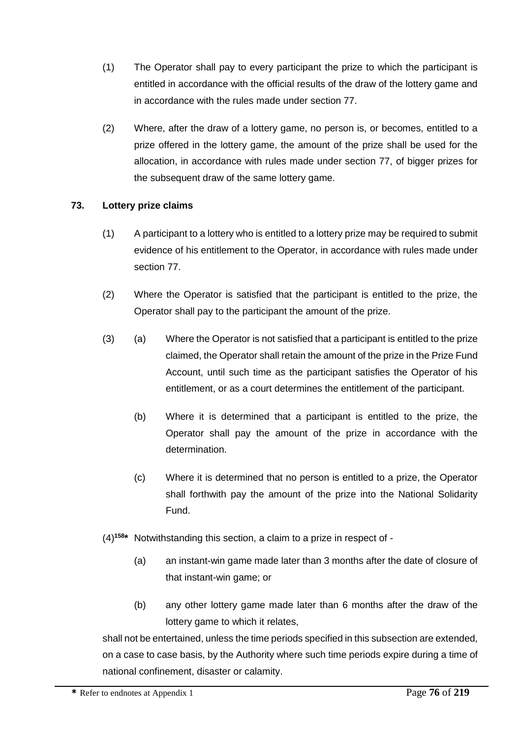(1) The Operator shall pay to every participant the prize to which the participant is entitled in accordance with the official results of the draw of the lottery game and in accordance with the rules made under section 77.

(2) Where, after the draw of a lottery game, no person is, or becomes, entitled to a prize offered in the lottery game, the amount of the prize shall be used for the allocation, in accordance with rules made under section 77, of bigger prizes for the subsequent draw of the same lottery game.

**73. Lottery prize claims**

(1) A participant to a lottery who is entitled to a lottery prize may be required to submit evidence of his entitlement to the Operator, in accordance with rules made under section 77.

(2) Where the Operator is satisfied that the participant is entitled to the prize, the Operator shall pay to the participant the amount of the prize.

(3) (a) Where the Operator is not satisfied that a participant is entitled to the prize claimed, the Operator shall retain the amount of the prize in the Prize Fund Account, until such time as the participant satisfies the Operator of his entitlement, or as a court determines the entitlement of the participant.

(b) Where it is determined that a participant is entitled to the prize, the Operator shall pay the amount of the prize in accordance with the determination.

(c) Where it is determined that no person is entitled to a prize, the Operator shall forthwith pay the amount of the prize into the National Solidarity Fund.

(4)[158*] Notwithstanding this section, a claim to a prize in respect of -

(a) an instant-win game made later than 3 months after the date of closure of that instant-win game; or

(b) any other lottery game made later than 6 months after the draw of the lottery game to which it relates,

shall not be entertained, unless the time periods specified in this subsection are extended, on a case to case basis, by the Authority where such time periods expire during a time of national confinement, disaster or calamity.

* Refer to endnotes at Appendix 1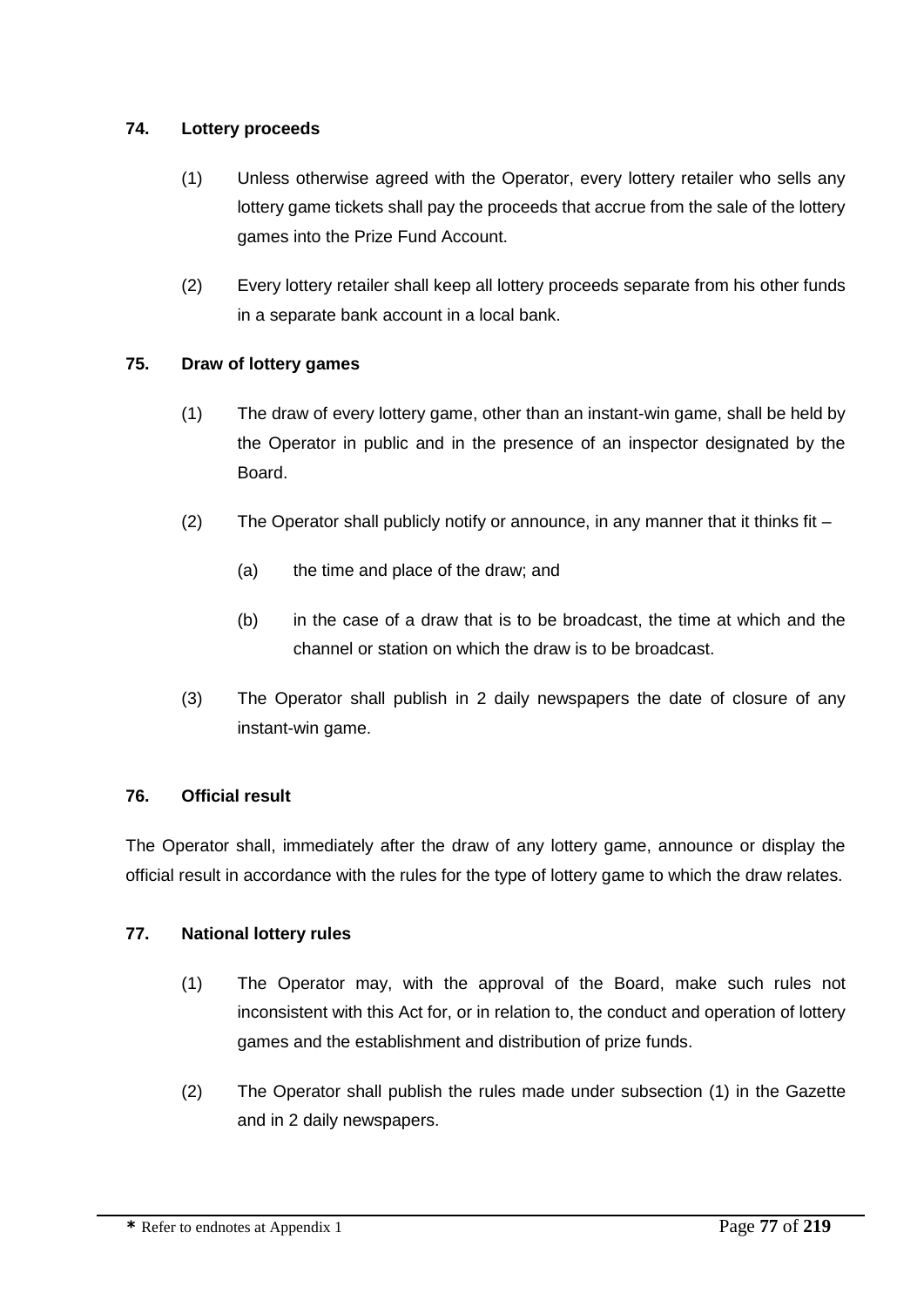### 74. Lottery proceeds

(1) Unless otherwise agreed with the Operator, every lottery retailer who sells any lottery game tickets shall pay the proceeds that accrue from the sale of the lottery games into the Prize Fund Account.

(2) Every lottery retailer shall keep all lottery proceeds separate from his other funds in a separate bank account in a local bank.

### 75. Draw of lottery games

(1) The draw of every lottery game, other than an instant-win game, shall be held by the Operator in public and in the presence of an inspector designated by the Board.

(2) The Operator shall publicly notify or announce, in any manner that it thinks fit –

(a) the time and place of the draw; and

(b) in the case of a draw that is to be broadcast, the time at which and the channel or station on which the draw is to be broadcast.

(3) The Operator shall publish in 2 daily newspapers the date of closure of any instant-win game.

### 76. Official result

The Operator shall, immediately after the draw of any lottery game, announce or display the official result in accordance with the rules for the type of lottery game to which the draw relates.

### 77. National lottery rules

(1) The Operator may, with the approval of the Board, make such rules not inconsistent with this Act for, or in relation to, the conduct and operation of lottery games and the establishment and distribution of prize funds.

(2) The Operator shall publish the rules made under subsection (1) in the Gazette and in 2 daily newspapers.

* Refer to endnotes at Appendix 1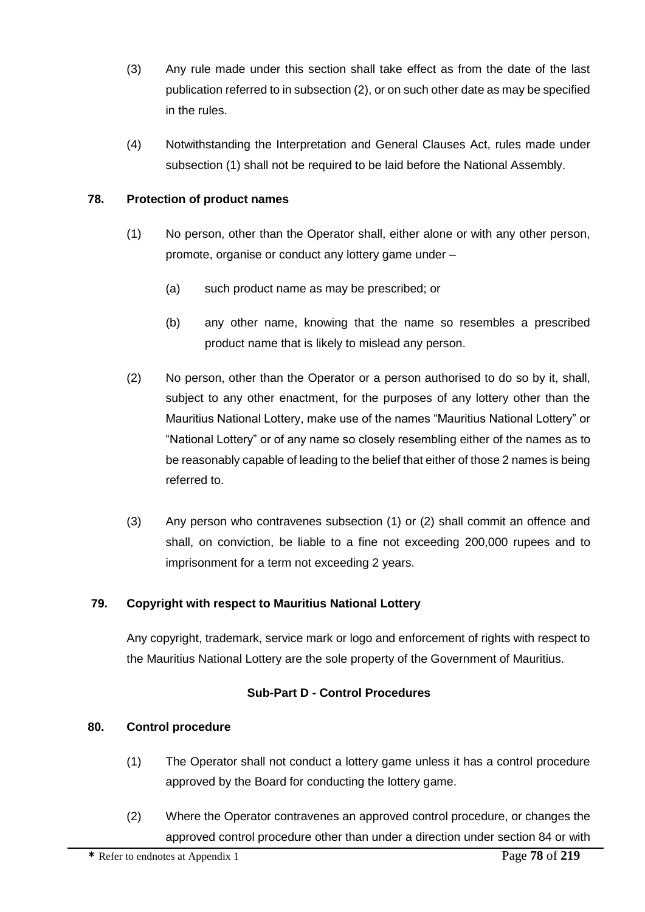(3) Any rule made under this section shall take effect as from the date of the last publication referred to in subsection (2), or on such other date as may be specified in the rules.

(4) Notwithstanding the Interpretation and General Clauses Act, rules made under subsection (1) shall not be required to be laid before the National Assembly.

**78. Protection of product names**

(1) No person, other than the Operator shall, either alone or with any other person, promote, organise or conduct any lottery game under –

(a) such product name as may be prescribed; or

(b) any other name, knowing that the name so resembles a prescribed product name that is likely to mislead any person.

(2) No person, other than the Operator or a person authorised to do so by it, shall, subject to any other enactment, for the purposes of any lottery other than the Mauritius National Lottery, make use of the names "Mauritius National Lottery" or "National Lottery" or of any name so closely resembling either of the names as to be reasonably capable of leading to the belief that either of those 2 names is being referred to.

(3) Any person who contravenes subsection (1) or (2) shall commit an offence and shall, on conviction, be liable to a fine not exceeding 200,000 rupees and to imprisonment for a term not exceeding 2 years.

**79. Copyright with respect to Mauritius National Lottery**

Any copyright, trademark, service mark or logo and enforcement of rights with respect to the Mauritius National Lottery are the sole property of the Government of Mauritius.

**Sub-Part D - Control Procedures**

**80. Control procedure**

(1) The Operator shall not conduct a lottery game unless it has a control procedure approved by the Board for conducting the lottery game.

(2) Where the Operator contravenes an approved control procedure, or changes the approved control procedure other than under a direction under section 84 or with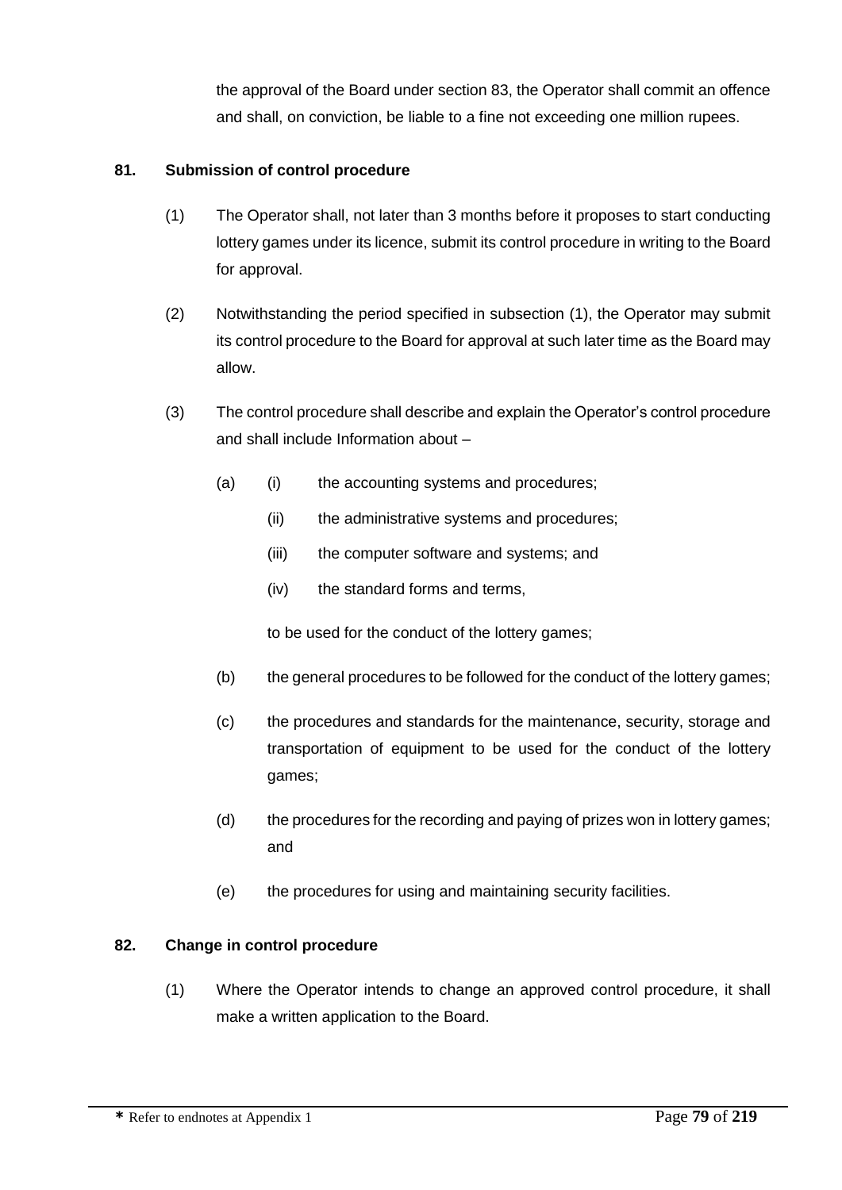the approval of the Board under section 83, the Operator shall commit an offence and shall, on conviction, be liable to a fine not exceeding one million rupees.

### 81. Submission of control procedure

(1) The Operator shall, not later than 3 months before it proposes to start conducting lottery games under its licence, submit its control procedure in writing to the Board for approval.

(2) Notwithstanding the period specified in subsection (1), the Operator may submit its control procedure to the Board for approval at such later time as the Board may allow.

(3) The control procedure shall describe and explain the Operator's control procedure and shall include Information about –

(a) (i) the accounting systems and procedures;

(ii) the administrative systems and procedures;

(iii) the computer software and systems; and

(iv) the standard forms and terms,

to be used for the conduct of the lottery games;

(b) the general procedures to be followed for the conduct of the lottery games;

(c) the procedures and standards for the maintenance, security, storage and transportation of equipment to be used for the conduct of the lottery games;

(d) the procedures for the recording and paying of prizes won in lottery games; and

(e) the procedures for using and maintaining security facilities.

### 82. Change in control procedure

(1) Where the Operator intends to change an approved control procedure, it shall make a written application to the Board.

**\*** Refer to endnotes at Appendix 1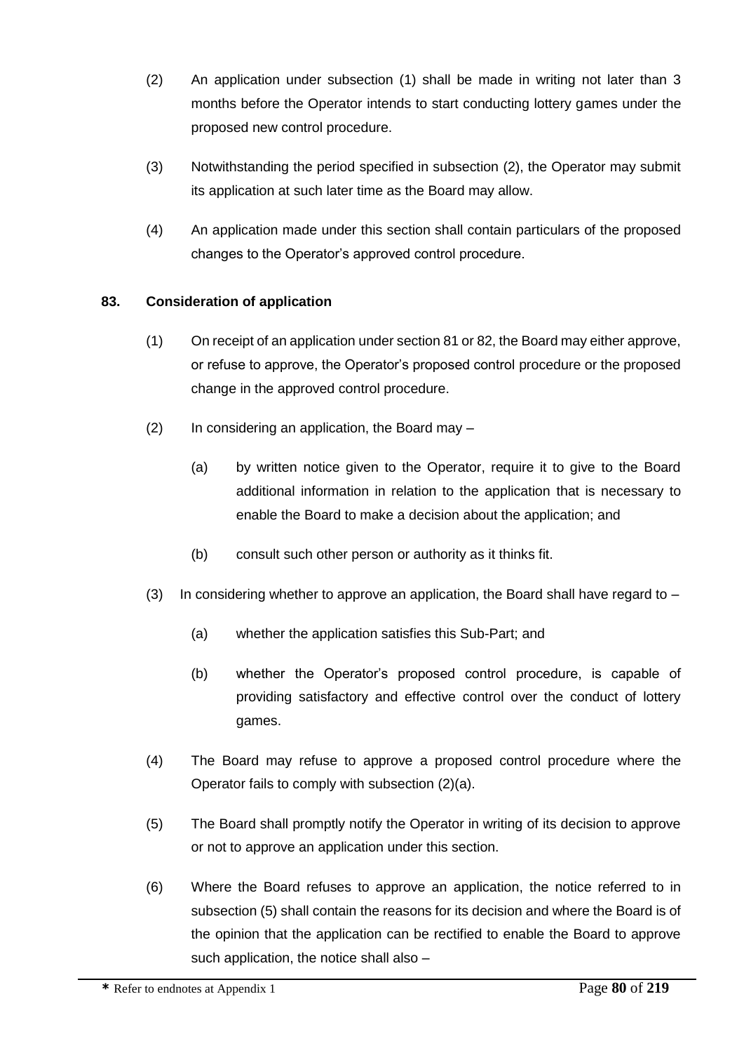(2) An application under subsection (1) shall be made in writing not later than 3 months before the Operator intends to start conducting lottery games under the proposed new control procedure.

(3) Notwithstanding the period specified in subsection (2), the Operator may submit its application at such later time as the Board may allow.

(4) An application made under this section shall contain particulars of the proposed changes to the Operator's approved control procedure.

**83. Consideration of application**

(1) On receipt of an application under section 81 or 82, the Board may either approve, or refuse to approve, the Operator's proposed control procedure or the proposed change in the approved control procedure.

(2) In considering an application, the Board may –

(a) by written notice given to the Operator, require it to give to the Board additional information in relation to the application that is necessary to enable the Board to make a decision about the application; and

(b) consult such other person or authority as it thinks fit.

(3) In considering whether to approve an application, the Board shall have regard to –

(a) whether the application satisfies this Sub-Part; and

(b) whether the Operator's proposed control procedure, is capable of providing satisfactory and effective control over the conduct of lottery games.

(4) The Board may refuse to approve a proposed control procedure where the Operator fails to comply with subsection (2)(a).

(5) The Board shall promptly notify the Operator in writing of its decision to approve or not to approve an application under this section.

(6) Where the Board refuses to approve an application, the notice referred to in subsection (5) shall contain the reasons for its decision and where the Board is of the opinion that the application can be rectified to enable the Board to approve such application, the notice shall also –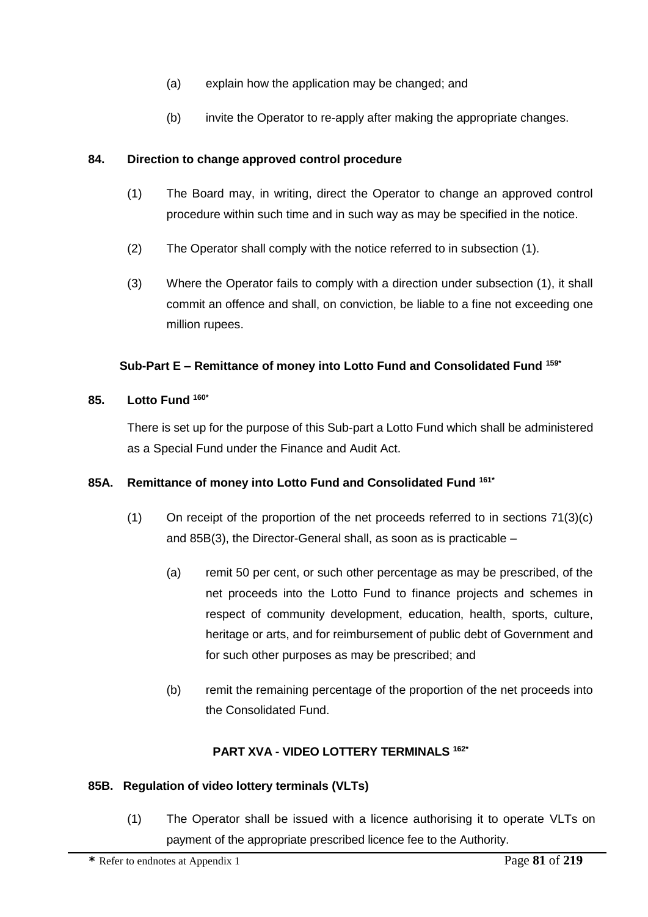(a) explain how the application may be changed; and

(b) invite the Operator to re-apply after making the appropriate changes.

**84. Direction to change approved control procedure**

(1) The Board may, in writing, direct the Operator to change an approved control procedure within such time and in such way as may be specified in the notice.

(2) The Operator shall comply with the notice referred to in subsection (1).

(3) Where the Operator fails to comply with a direction under subsection (1), it shall commit an offence and shall, on conviction, be liable to a fine not exceeding one million rupees.

**Sub-Part E – Remittance of money into Lotto Fund and Consolidated Fund [159*]**

**85. Lotto Fund [160*]**

There is set up for the purpose of this Sub-part a Lotto Fund which shall be administered as a Special Fund under the Finance and Audit Act.

**85A. Remittance of money into Lotto Fund and Consolidated Fund [161*]**

(1) On receipt of the proportion of the net proceeds referred to in sections 71(3)(c) and 85B(3), the Director-General shall, as soon as is practicable –

(a) remit 50 per cent, or such other percentage as may be prescribed, of the net proceeds into the Lotto Fund to finance projects and schemes in respect of community development, education, health, sports, culture, heritage or arts, and for reimbursement of public debt of Government and for such other purposes as may be prescribed; and

(b) remit the remaining percentage of the proportion of the net proceeds into the Consolidated Fund.

**PART XVA - VIDEO LOTTERY TERMINALS [162*]**

**85B. Regulation of video lottery terminals (VLTs)**

(1) The Operator shall be issued with a licence authorising it to operate VLTs on payment of the appropriate prescribed licence fee to the Authority.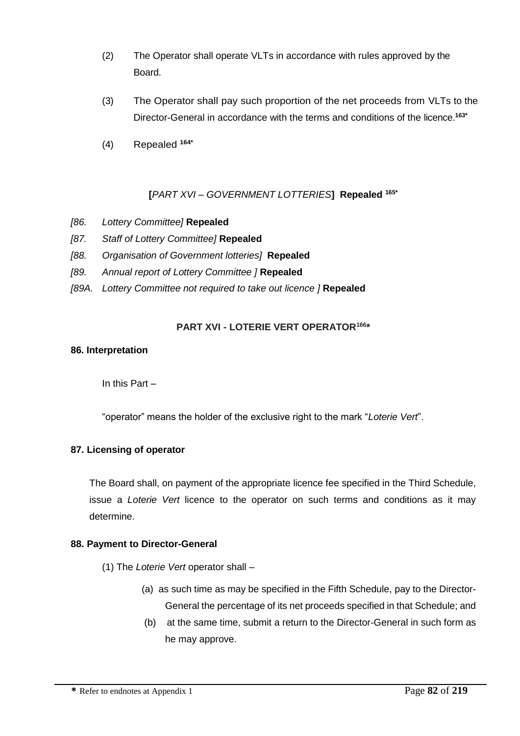(2) The Operator shall operate VLTs in accordance with rules approved by the Board.

(3) The Operator shall pay such proportion of the net proceeds from VLTs to the Director-General in accordance with the terms and conditions of the licence.[163*]

(4) Repealed [164*]

**[***PART XVI – GOVERNMENT LOTTERIES***] Repealed [165*]**

*[86. Lottery Committee]* **Repealed**

*[87. Staff of Lottery Committee]* **Repealed**

*[88. Organisation of Government lotteries]* **Repealed**

*[89. Annual report of Lottery Committee ]* **Repealed**

*[89A. Lottery Committee not required to take out licence ]* **Repealed**

**PART XVI - LOTERIE VERT OPERATOR[166*]**

**86. Interpretation**

In this Part –

"operator" means the holder of the exclusive right to the mark "*Loterie Vert*".

**87. Licensing of operator**

The Board shall, on payment of the appropriate licence fee specified in the Third Schedule, issue a *Loterie Vert* licence to the operator on such terms and conditions as it may determine.

**88. Payment to Director-General**

(1) The *Loterie Vert* operator shall –

(a) as such time as may be specified in the Fifth Schedule, pay to the Director-General the percentage of its net proceeds specified in that Schedule; and

(b) at the same time, submit a return to the Director-General in such form as he may approve.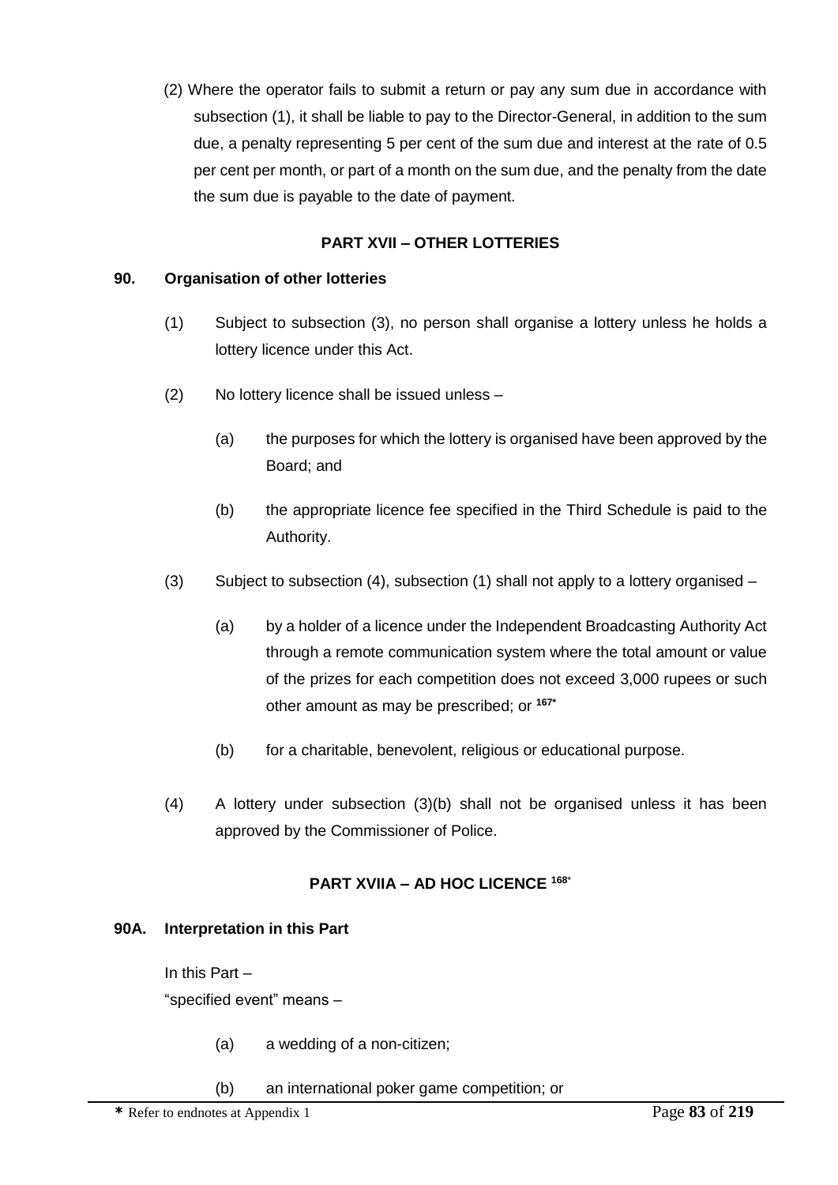(2) Where the operator fails to submit a return or pay any sum due in accordance with subsection (1), it shall be liable to pay to the Director-General, in addition to the sum due, a penalty representing 5 per cent of the sum due and interest at the rate of 0.5 per cent per month, or part of a month on the sum due, and the penalty from the date the sum due is payable to the date of payment.

## PART XVII – OTHER LOTTERIES

**90. Organisation of other lotteries**

(1) Subject to subsection (3), no person shall organise a lottery unless he holds a lottery licence under this Act.

(2) No lottery licence shall be issued unless –

(a) the purposes for which the lottery is organised have been approved by the Board; and

(b) the appropriate licence fee specified in the Third Schedule is paid to the Authority.

(3) Subject to subsection (4), subsection (1) shall not apply to a lottery organised –

(a) by a holder of a licence under the Independent Broadcasting Authority Act through a remote communication system where the total amount or value of the prizes for each competition does not exceed 3,000 rupees or such other amount as may be prescribed; or [167*]

(b) for a charitable, benevolent, religious or educational purpose.

(4) A lottery under subsection (3)(b) shall not be organised unless it has been approved by the Commissioner of Police.

## PART XVIIA – AD HOC LICENCE [168*]

**90A. Interpretation in this Part**

In this Part –

"specified event" means –

(a) a wedding of a non-citizen;

(b) an international poker game competition; or

* Refer to endnotes at Appendix 1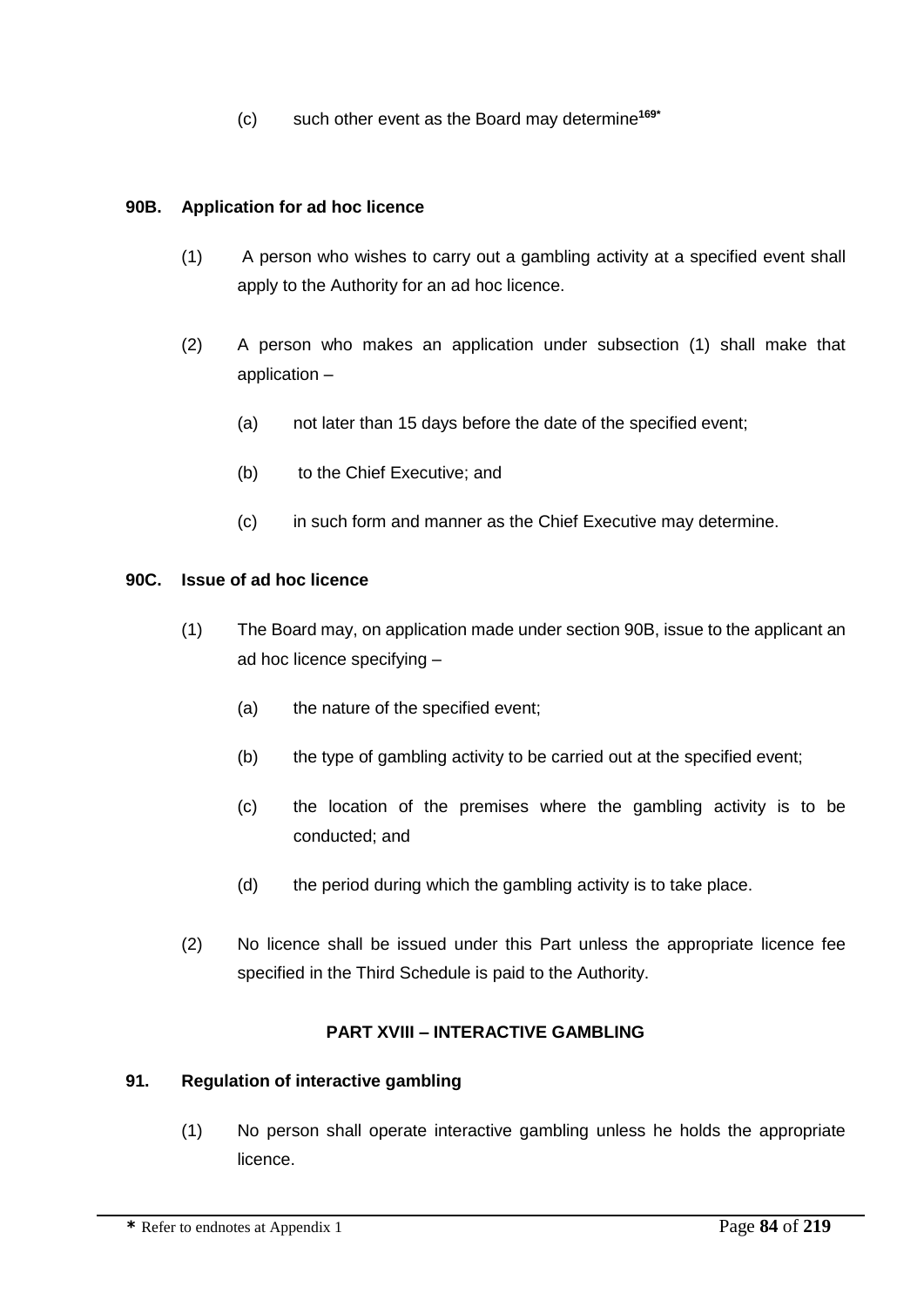(c) such other event as the Board may determine[169*]

**90B. Application for ad hoc licence**

(1) A person who wishes to carry out a gambling activity at a specified event shall apply to the Authority for an ad hoc licence.

(2) A person who makes an application under subsection (1) shall make that application –

(a) not later than 15 days before the date of the specified event;

(b) to the Chief Executive; and

(c) in such form and manner as the Chief Executive may determine.

**90C. Issue of ad hoc licence**

(1) The Board may, on application made under section 90B, issue to the applicant an ad hoc licence specifying –

(a) the nature of the specified event;

(b) the type of gambling activity to be carried out at the specified event;

(c) the location of the premises where the gambling activity is to be conducted; and

(d) the period during which the gambling activity is to take place.

(2) No licence shall be issued under this Part unless the appropriate licence fee specified in the Third Schedule is paid to the Authority.

## PART XVIII – INTERACTIVE GAMBLING

**91. Regulation of interactive gambling**

(1) No person shall operate interactive gambling unless he holds the appropriate licence.

* Refer to endnotes at Appendix 1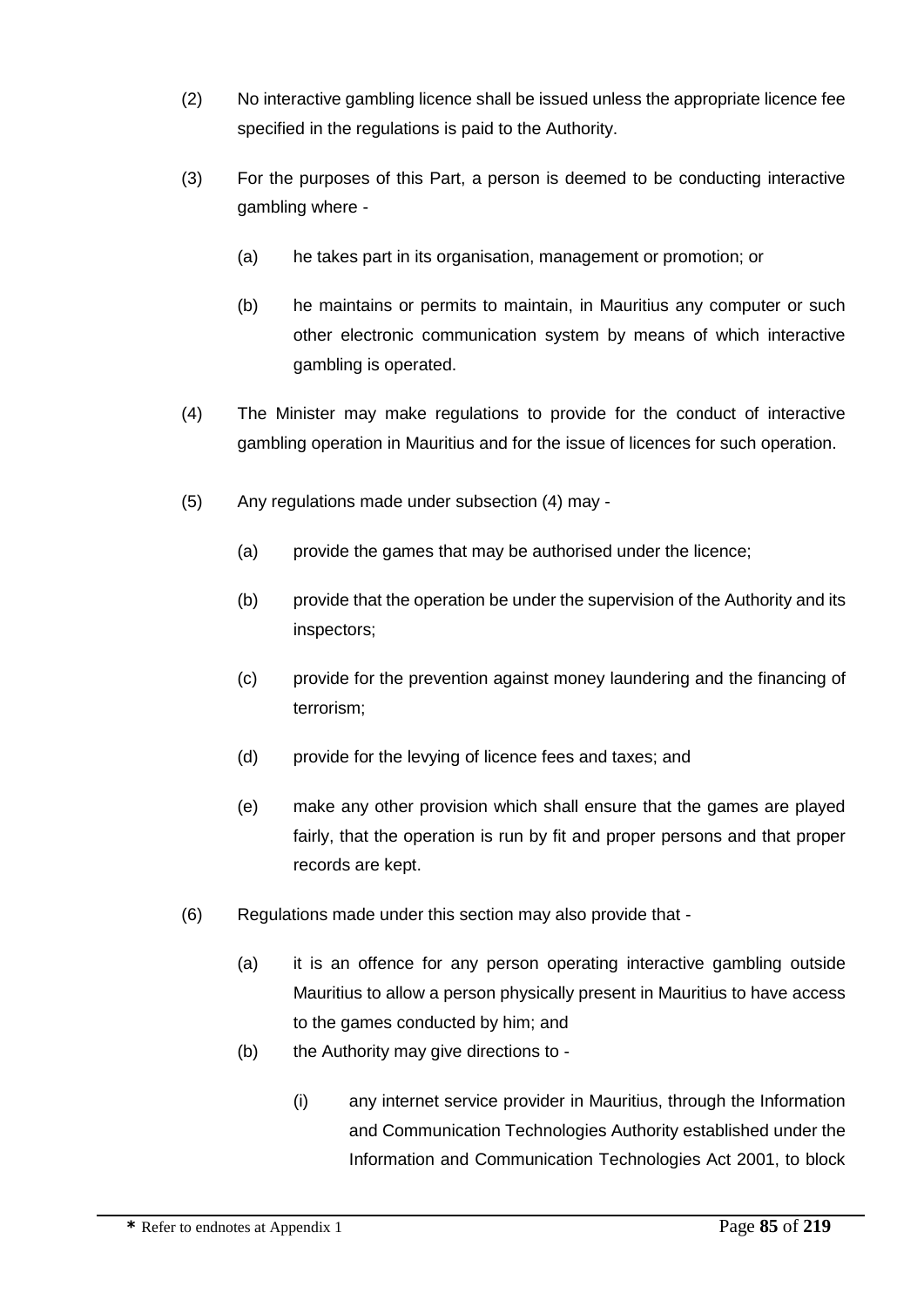(2) No interactive gambling licence shall be issued unless the appropriate licence fee specified in the regulations is paid to the Authority.

(3) For the purposes of this Part, a person is deemed to be conducting interactive gambling where -

  (a) he takes part in its organisation, management or promotion; or

  (b) he maintains or permits to maintain, in Mauritius any computer or such other electronic communication system by means of which interactive gambling is operated.

(4) The Minister may make regulations to provide for the conduct of interactive gambling operation in Mauritius and for the issue of licences for such operation.

(5) Any regulations made under subsection (4) may -

  (a) provide the games that may be authorised under the licence;

  (b) provide that the operation be under the supervision of the Authority and its inspectors;

  (c) provide for the prevention against money laundering and the financing of terrorism;

  (d) provide for the levying of licence fees and taxes; and

  (e) make any other provision which shall ensure that the games are played fairly, that the operation is run by fit and proper persons and that proper records are kept.

(6) Regulations made under this section may also provide that -

  (a) it is an offence for any person operating interactive gambling outside Mauritius to allow a person physically present in Mauritius to have access to the games conducted by him; and

  (b) the Authority may give directions to -

    (i) any internet service provider in Mauritius, through the Information and Communication Technologies Authority established under the Information and Communication Technologies Act 2001, to block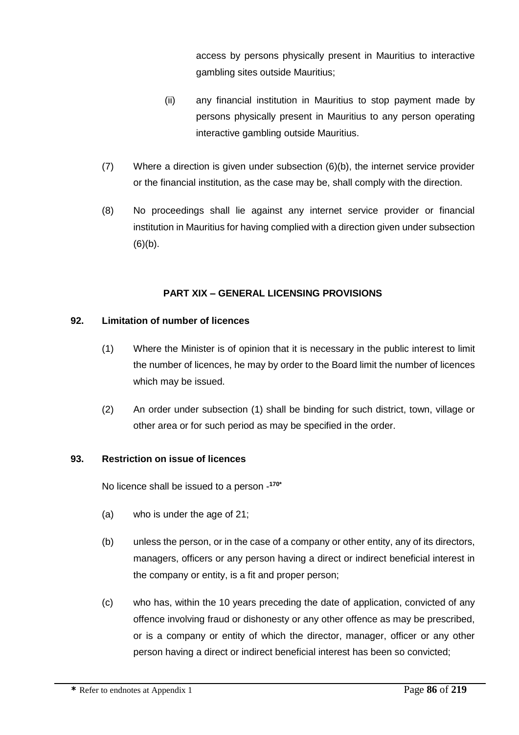access by persons physically present in Mauritius to interactive gambling sites outside Mauritius;

(ii) any financial institution in Mauritius to stop payment made by persons physically present in Mauritius to any person operating interactive gambling outside Mauritius.

(7) Where a direction is given under subsection (6)(b), the internet service provider or the financial institution, as the case may be, shall comply with the direction.

(8) No proceedings shall lie against any internet service provider or financial institution in Mauritius for having complied with a direction given under subsection (6)(b).

## PART XIX – GENERAL LICENSING PROVISIONS

### 92. Limitation of number of licences

(1) Where the Minister is of opinion that it is necessary in the public interest to limit the number of licences, he may by order to the Board limit the number of licences which may be issued.

(2) An order under subsection (1) shall be binding for such district, town, village or other area or for such period as may be specified in the order.

### 93. Restriction on issue of licences

No licence shall be issued to a person -[170*]

(a) who is under the age of 21;

(b) unless the person, or in the case of a company or other entity, any of its directors, managers, officers or any person having a direct or indirect beneficial interest in the company or entity, is a fit and proper person;

(c) who has, within the 10 years preceding the date of application, convicted of any offence involving fraud or dishonesty or any other offence as may be prescribed, or is a company or entity of which the director, manager, officer or any other person having a direct or indirect beneficial interest has been so convicted;

* Refer to endnotes at Appendix 1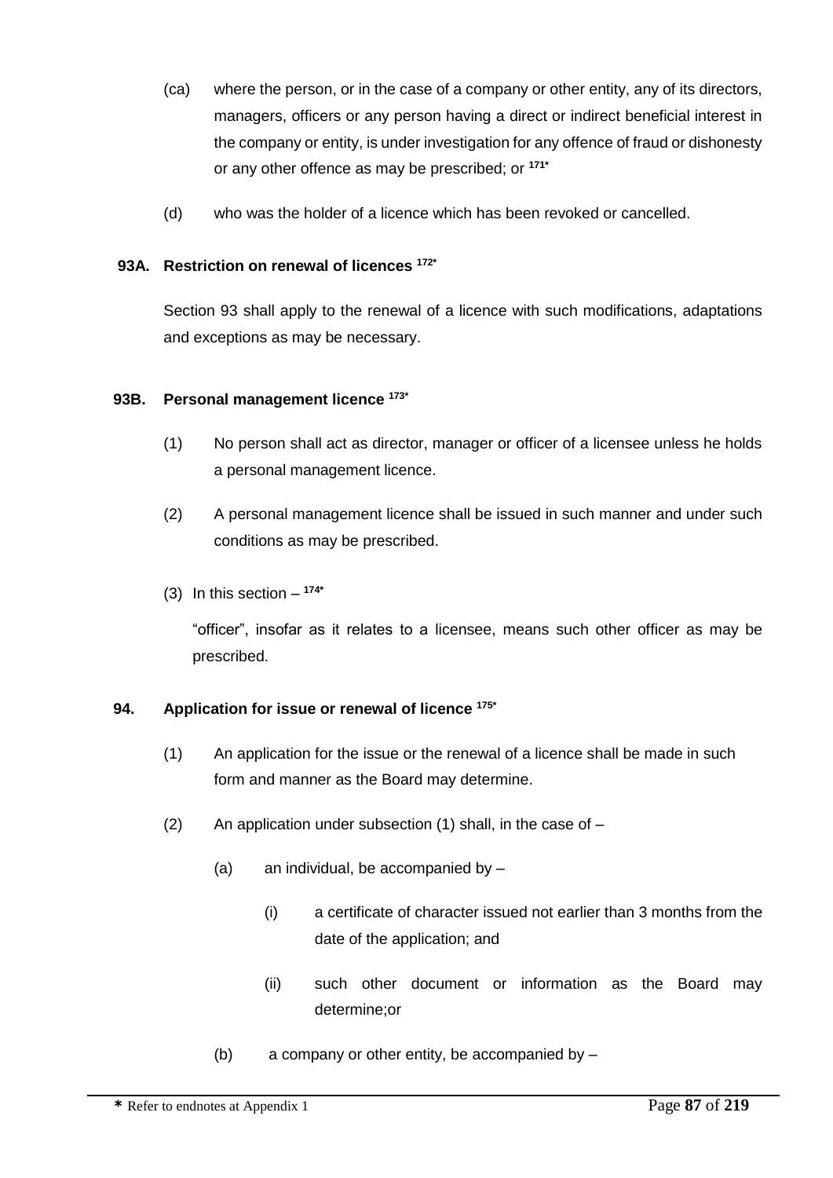(ca) where the person, or in the case of a company or other entity, any of its directors, managers, officers or any person having a direct or indirect beneficial interest in the company or entity, is under investigation for any offence of fraud or dishonesty or any other offence as may be prescribed; or [171*]

(d) who was the holder of a licence which has been revoked or cancelled.

**93A. Restriction on renewal of licences [172*]**

Section 93 shall apply to the renewal of a licence with such modifications, adaptations and exceptions as may be necessary.

**93B. Personal management licence [173*]**

(1) No person shall act as director, manager or officer of a licensee unless he holds a personal management licence.

(2) A personal management licence shall be issued in such manner and under such conditions as may be prescribed.

(3) In this section – [174*]

"officer", insofar as it relates to a licensee, means such other officer as may be prescribed.

**94. Application for issue or renewal of licence [175*]**

(1) An application for the issue or the renewal of a licence shall be made in such form and manner as the Board may determine.

(2) An application under subsection (1) shall, in the case of –

(a) an individual, be accompanied by –

(i) a certificate of character issued not earlier than 3 months from the date of the application; and

(ii) such other document or information as the Board may determine;or

(b) a company or other entity, be accompanied by –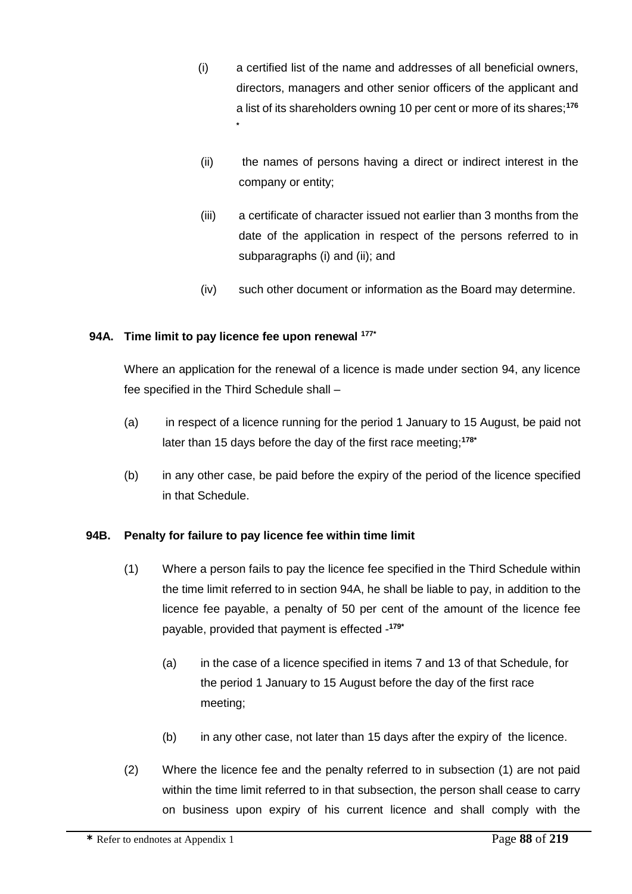(i) a certified list of the name and addresses of all beneficial owners, directors, managers and other senior officers of the applicant and a list of its shareholders owning 10 per cent or more of its shares;[176*]

(ii) the names of persons having a direct or indirect interest in the company or entity;

(iii) a certificate of character issued not earlier than 3 months from the date of the application in respect of the persons referred to in subparagraphs (i) and (ii); and

(iv) such other document or information as the Board may determine.

**94A. Time limit to pay licence fee upon renewal [177*]**

Where an application for the renewal of a licence is made under section 94, any licence fee specified in the Third Schedule shall –

(a) in respect of a licence running for the period 1 January to 15 August, be paid not later than 15 days before the day of the first race meeting;[178*]

(b) in any other case, be paid before the expiry of the period of the licence specified in that Schedule.

**94B. Penalty for failure to pay licence fee within time limit**

(1) Where a person fails to pay the licence fee specified in the Third Schedule within the time limit referred to in section 94A, he shall be liable to pay, in addition to the licence fee payable, a penalty of 50 per cent of the amount of the licence fee payable, provided that payment is effected -[179*]

(a) in the case of a licence specified in items 7 and 13 of that Schedule, for the period 1 January to 15 August before the day of the first race meeting;

(b) in any other case, not later than 15 days after the expiry of the licence.

(2) Where the licence fee and the penalty referred to in subsection (1) are not paid within the time limit referred to in that subsection, the person shall cease to carry on business upon expiry of his current licence and shall comply with the

\* Refer to endnotes at Appendix 1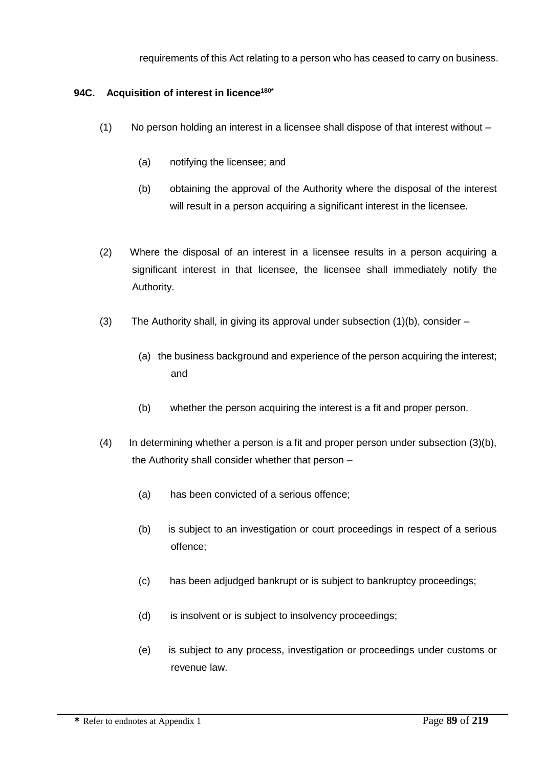requirements of this Act relating to a person who has ceased to carry on business.

### 94C. Acquisition of interest in licence[180*]

(1) No person holding an interest in a licensee shall dispose of that interest without –

(a) notifying the licensee; and

(b) obtaining the approval of the Authority where the disposal of the interest will result in a person acquiring a significant interest in the licensee.

(2) Where the disposal of an interest in a licensee results in a person acquiring a significant interest in that licensee, the licensee shall immediately notify the Authority.

(3) The Authority shall, in giving its approval under subsection (1)(b), consider –

(a) the business background and experience of the person acquiring the interest; and

(b) whether the person acquiring the interest is a fit and proper person.

(4) In determining whether a person is a fit and proper person under subsection (3)(b), the Authority shall consider whether that person –

(a) has been convicted of a serious offence;

(b) is subject to an investigation or court proceedings in respect of a serious offence;

(c) has been adjudged bankrupt or is subject to bankruptcy proceedings;

(d) is insolvent or is subject to insolvency proceedings;

(e) is subject to any process, investigation or proceedings under customs or revenue law.

* Refer to endnotes at Appendix 1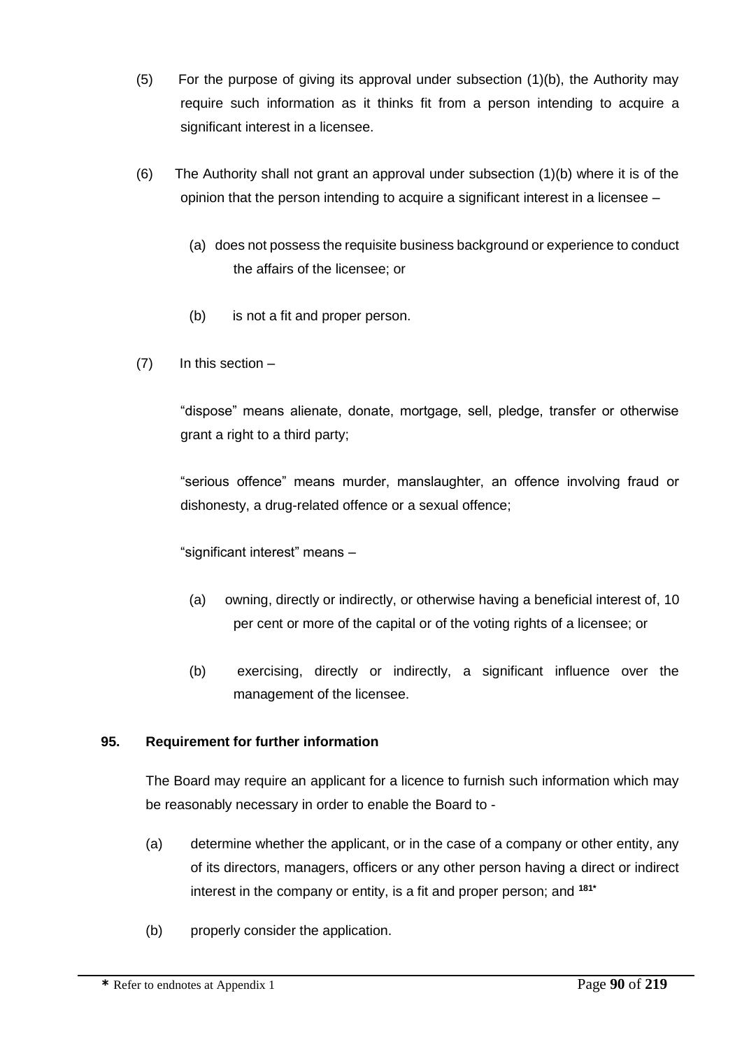(5) For the purpose of giving its approval under subsection (1)(b), the Authority may require such information as it thinks fit from a person intending to acquire a significant interest in a licensee.

(6) The Authority shall not grant an approval under subsection (1)(b) where it is of the opinion that the person intending to acquire a significant interest in a licensee –

(a) does not possess the requisite business background or experience to conduct the affairs of the licensee; or

(b) is not a fit and proper person.

(7) In this section –

"dispose" means alienate, donate, mortgage, sell, pledge, transfer or otherwise grant a right to a third party;

"serious offence" means murder, manslaughter, an offence involving fraud or dishonesty, a drug-related offence or a sexual offence;

"significant interest" means –

(a) owning, directly or indirectly, or otherwise having a beneficial interest of, 10 per cent or more of the capital or of the voting rights of a licensee; or

(b) exercising, directly or indirectly, a significant influence over the management of the licensee.

**95. Requirement for further information**

The Board may require an applicant for a licence to furnish such information which may be reasonably necessary in order to enable the Board to -

(a) determine whether the applicant, or in the case of a company or other entity, any of its directors, managers, officers or any other person having a direct or indirect interest in the company or entity, is a fit and proper person; and [181*]

(b) properly consider the application.

**\*** Refer to endnotes at Appendix 1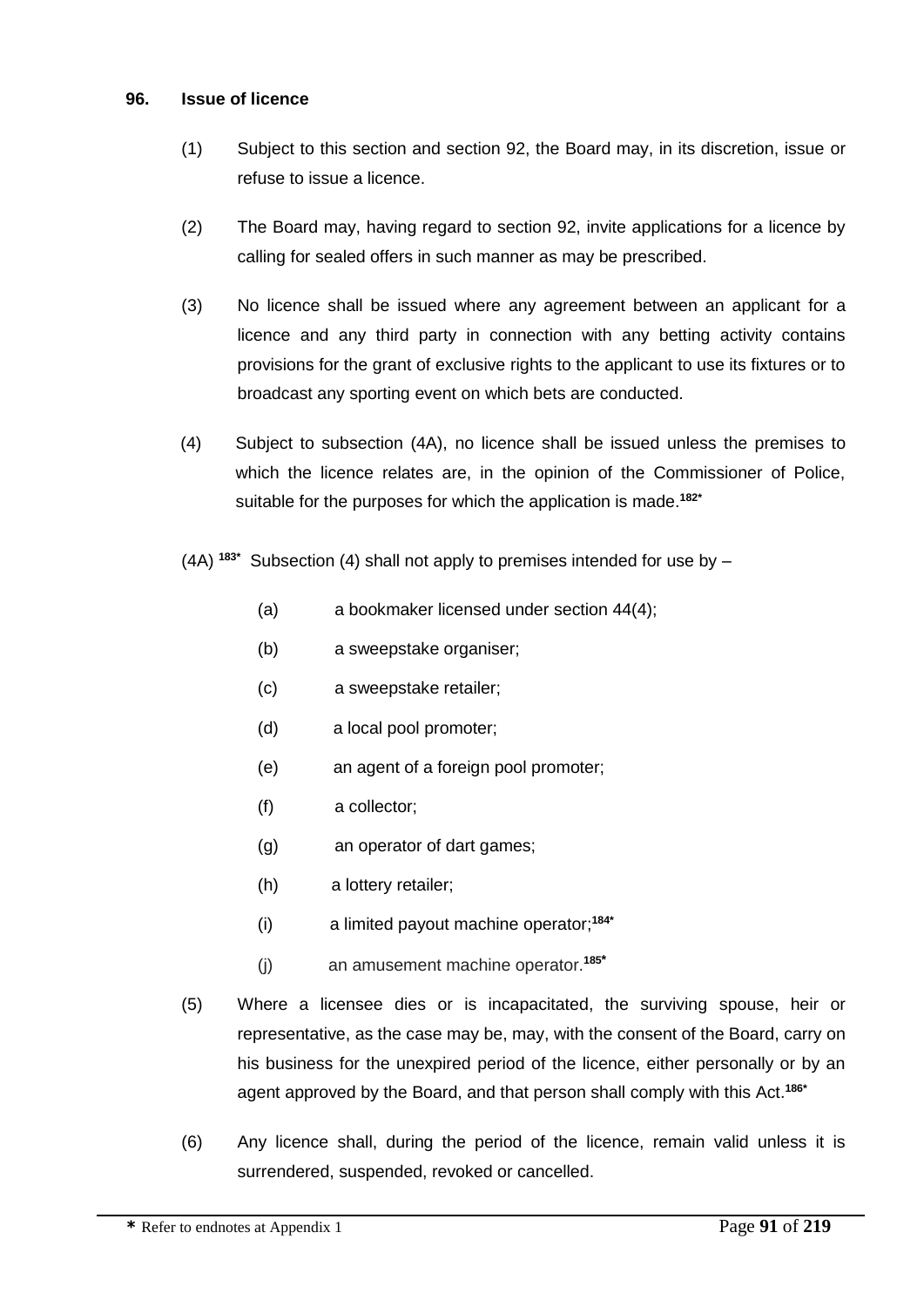**96. Issue of licence**

(1) Subject to this section and section 92, the Board may, in its discretion, issue or refuse to issue a licence.

(2) The Board may, having regard to section 92, invite applications for a licence by calling for sealed offers in such manner as may be prescribed.

(3) No licence shall be issued where any agreement between an applicant for a licence and any third party in connection with any betting activity contains provisions for the grant of exclusive rights to the applicant to use its fixtures or to broadcast any sporting event on which bets are conducted.

(4) Subject to subsection (4A), no licence shall be issued unless the premises to which the licence relates are, in the opinion of the Commissioner of Police, suitable for the purposes for which the application is made.[182*]

(4A) [183*] Subsection (4) shall not apply to premises intended for use by –

(a) a bookmaker licensed under section 44(4);

(b) a sweepstake organiser;

(c) a sweepstake retailer;

(d) a local pool promoter;

(e) an agent of a foreign pool promoter;

(f) a collector;

(g) an operator of dart games;

(h) a lottery retailer;

(i) a limited payout machine operator;[184*]

(j) an amusement machine operator.[185*]

(5) Where a licensee dies or is incapacitated, the surviving spouse, heir or representative, as the case may be, may, with the consent of the Board, carry on his business for the unexpired period of the licence, either personally or by an agent approved by the Board, and that person shall comply with this Act.[186*]

(6) Any licence shall, during the period of the licence, remain valid unless it is surrendered, suspended, revoked or cancelled.

* Refer to endnotes at Appendix 1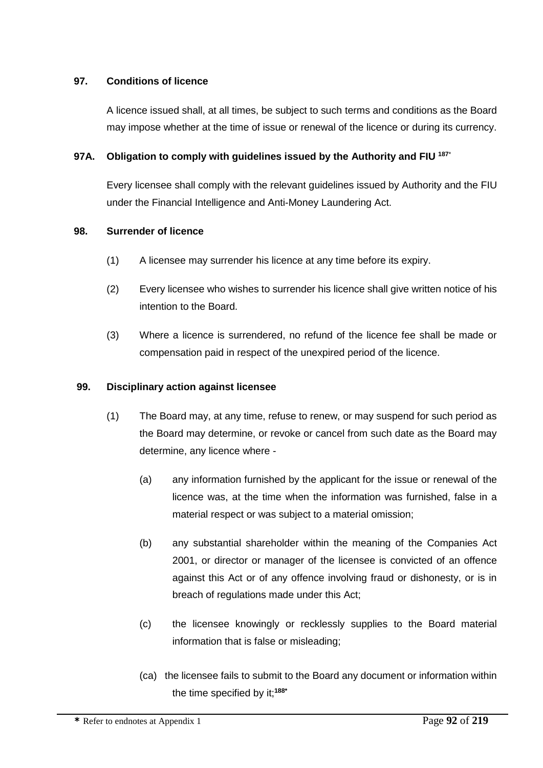**97. Conditions of licence**

A licence issued shall, at all times, be subject to such terms and conditions as the Board may impose whether at the time of issue or renewal of the licence or during its currency.

**97A. Obligation to comply with guidelines issued by the Authority and FIU [187*]**

Every licensee shall comply with the relevant guidelines issued by Authority and the FIU under the Financial Intelligence and Anti-Money Laundering Act.

**98. Surrender of licence**

(1) A licensee may surrender his licence at any time before its expiry.

(2) Every licensee who wishes to surrender his licence shall give written notice of his intention to the Board.

(3) Where a licence is surrendered, no refund of the licence fee shall be made or compensation paid in respect of the unexpired period of the licence.

**99. Disciplinary action against licensee**

(1) The Board may, at any time, refuse to renew, or may suspend for such period as the Board may determine, or revoke or cancel from such date as the Board may determine, any licence where -

(a) any information furnished by the applicant for the issue or renewal of the licence was, at the time when the information was furnished, false in a material respect or was subject to a material omission;

(b) any substantial shareholder within the meaning of the Companies Act 2001, or director or manager of the licensee is convicted of an offence against this Act or of any offence involving fraud or dishonesty, or is in breach of regulations made under this Act;

(c) the licensee knowingly or recklessly supplies to the Board material information that is false or misleading;

(ca) the licensee fails to submit to the Board any document or information within the time specified by it;[188*]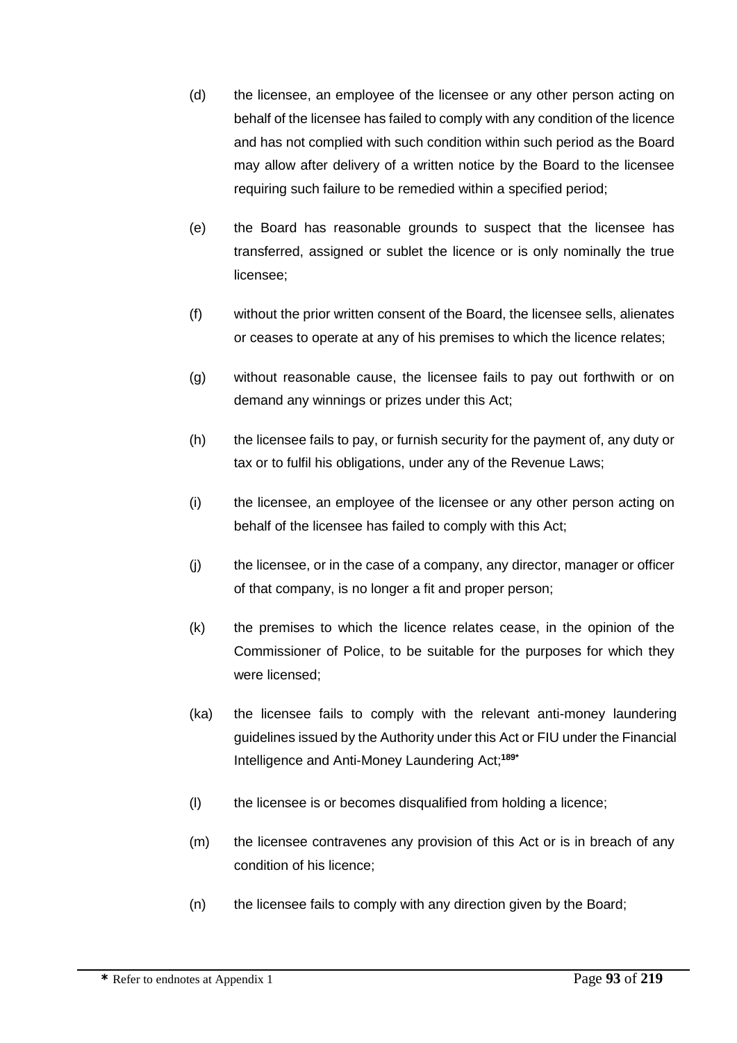(d) the licensee, an employee of the licensee or any other person acting on behalf of the licensee has failed to comply with any condition of the licence and has not complied with such condition within such period as the Board may allow after delivery of a written notice by the Board to the licensee requiring such failure to be remedied within a specified period;

(e) the Board has reasonable grounds to suspect that the licensee has transferred, assigned or sublet the licence or is only nominally the true licensee;

(f) without the prior written consent of the Board, the licensee sells, alienates or ceases to operate at any of his premises to which the licence relates;

(g) without reasonable cause, the licensee fails to pay out forthwith or on demand any winnings or prizes under this Act;

(h) the licensee fails to pay, or furnish security for the payment of, any duty or tax or to fulfil his obligations, under any of the Revenue Laws;

(i) the licensee, an employee of the licensee or any other person acting on behalf of the licensee has failed to comply with this Act;

(j) the licensee, or in the case of a company, any director, manager or officer of that company, is no longer a fit and proper person;

(k) the premises to which the licence relates cease, in the opinion of the Commissioner of Police, to be suitable for the purposes for which they were licensed;

(ka) the licensee fails to comply with the relevant anti-money laundering guidelines issued by the Authority under this Act or FIU under the Financial Intelligence and Anti-Money Laundering Act;[189*]

(l) the licensee is or becomes disqualified from holding a licence;

(m) the licensee contravenes any provision of this Act or is in breach of any condition of his licence;

(n) the licensee fails to comply with any direction given by the Board;

**\*** Refer to endnotes at Appendix 1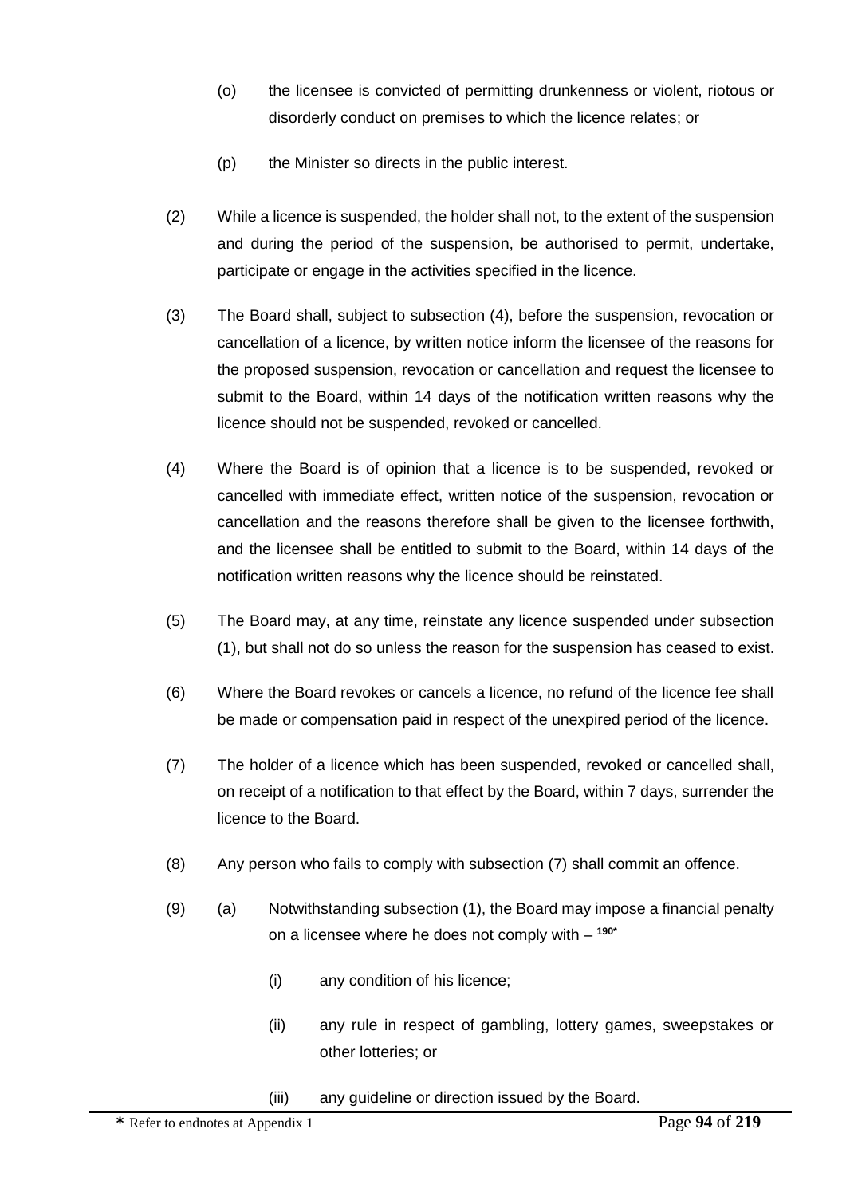(o) the licensee is convicted of permitting drunkenness or violent, riotous or disorderly conduct on premises to which the licence relates; or

(p) the Minister so directs in the public interest.

(2) While a licence is suspended, the holder shall not, to the extent of the suspension and during the period of the suspension, be authorised to permit, undertake, participate or engage in the activities specified in the licence.

(3) The Board shall, subject to subsection (4), before the suspension, revocation or cancellation of a licence, by written notice inform the licensee of the reasons for the proposed suspension, revocation or cancellation and request the licensee to submit to the Board, within 14 days of the notification written reasons why the licence should not be suspended, revoked or cancelled.

(4) Where the Board is of opinion that a licence is to be suspended, revoked or cancelled with immediate effect, written notice of the suspension, revocation or cancellation and the reasons therefore shall be given to the licensee forthwith, and the licensee shall be entitled to submit to the Board, within 14 days of the notification written reasons why the licence should be reinstated.

(5) The Board may, at any time, reinstate any licence suspended under subsection (1), but shall not do so unless the reason for the suspension has ceased to exist.

(6) Where the Board revokes or cancels a licence, no refund of the licence fee shall be made or compensation paid in respect of the unexpired period of the licence.

(7) The holder of a licence which has been suspended, revoked or cancelled shall, on receipt of a notification to that effect by the Board, within 7 days, surrender the licence to the Board.

(8) Any person who fails to comply with subsection (7) shall commit an offence.

(9) (a) Notwithstanding subsection (1), the Board may impose a financial penalty on a licensee where he does not comply with – [190*]

(i) any condition of his licence;

(ii) any rule in respect of gambling, lottery games, sweepstakes or other lotteries; or

(iii) any guideline or direction issued by the Board.

**\*** Refer to endnotes at Appendix 1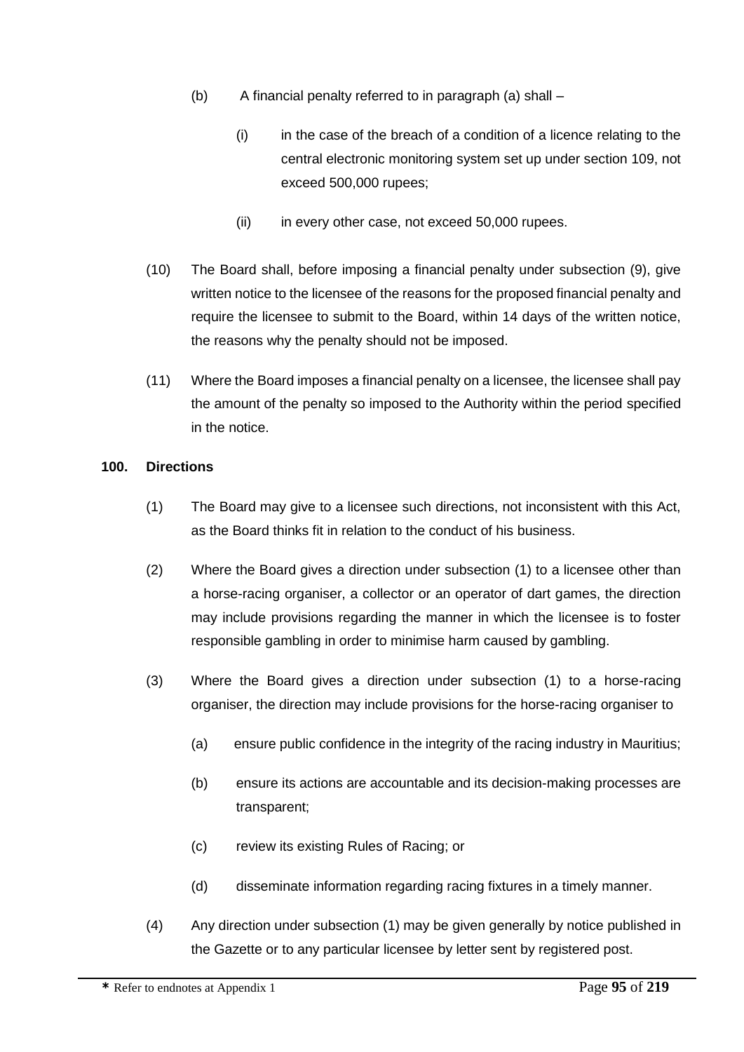(b) A financial penalty referred to in paragraph (a) shall –

(i) in the case of the breach of a condition of a licence relating to the central electronic monitoring system set up under section 109, not exceed 500,000 rupees;

(ii) in every other case, not exceed 50,000 rupees.

(10) The Board shall, before imposing a financial penalty under subsection (9), give written notice to the licensee of the reasons for the proposed financial penalty and require the licensee to submit to the Board, within 14 days of the written notice, the reasons why the penalty should not be imposed.

(11) Where the Board imposes a financial penalty on a licensee, the licensee shall pay the amount of the penalty so imposed to the Authority within the period specified in the notice.

**100. Directions**

(1) The Board may give to a licensee such directions, not inconsistent with this Act, as the Board thinks fit in relation to the conduct of his business.

(2) Where the Board gives a direction under subsection (1) to a licensee other than a horse-racing organiser, a collector or an operator of dart games, the direction may include provisions regarding the manner in which the licensee is to foster responsible gambling in order to minimise harm caused by gambling.

(3) Where the Board gives a direction under subsection (1) to a horse-racing organiser, the direction may include provisions for the horse-racing organiser to

(a) ensure public confidence in the integrity of the racing industry in Mauritius;

(b) ensure its actions are accountable and its decision-making processes are transparent;

(c) review its existing Rules of Racing; or

(d) disseminate information regarding racing fixtures in a timely manner.

(4) Any direction under subsection (1) may be given generally by notice published in the Gazette or to any particular licensee by letter sent by registered post.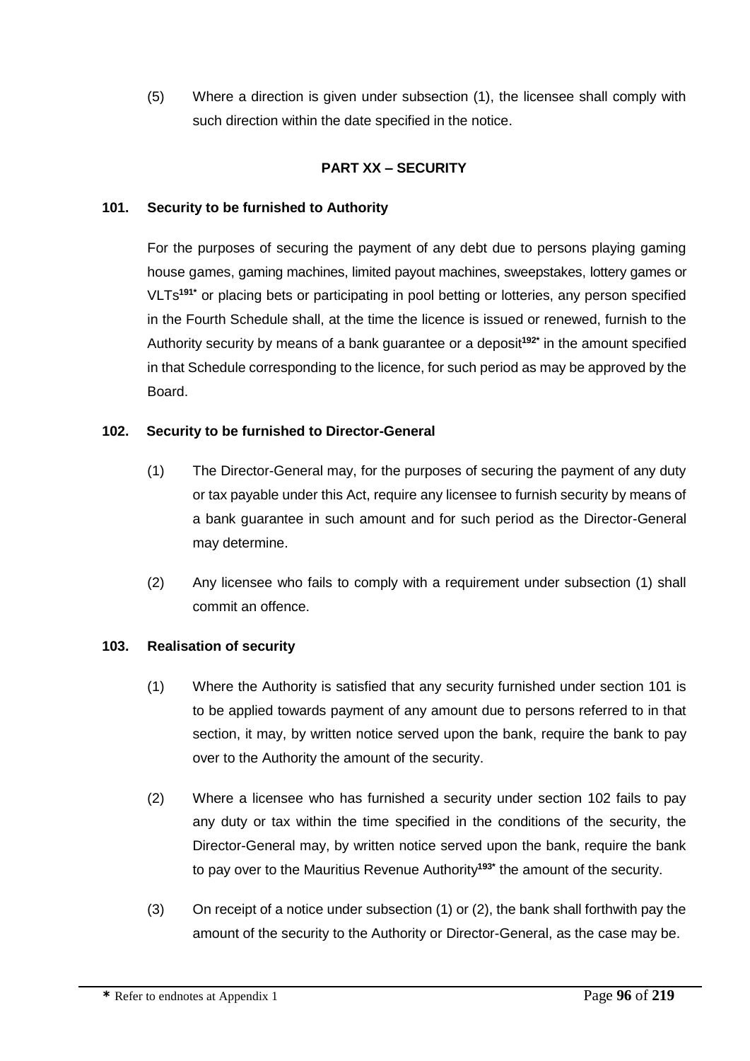(5) Where a direction is given under subsection (1), the licensee shall comply with such direction within the date specified in the notice.

## PART XX – SECURITY

### 101. Security to be furnished to Authority

For the purposes of securing the payment of any debt due to persons playing gaming house games, gaming machines, limited payout machines, sweepstakes, lottery games or VLTs[191*] or placing bets or participating in pool betting or lotteries, any person specified in the Fourth Schedule shall, at the time the licence is issued or renewed, furnish to the Authority security by means of a bank guarantee or a deposit[192*] in the amount specified in that Schedule corresponding to the licence, for such period as may be approved by the Board.

### 102. Security to be furnished to Director-General

(1) The Director-General may, for the purposes of securing the payment of any duty or tax payable under this Act, require any licensee to furnish security by means of a bank guarantee in such amount and for such period as the Director-General may determine.

(2) Any licensee who fails to comply with a requirement under subsection (1) shall commit an offence.

### 103. Realisation of security

(1) Where the Authority is satisfied that any security furnished under section 101 is to be applied towards payment of any amount due to persons referred to in that section, it may, by written notice served upon the bank, require the bank to pay over to the Authority the amount of the security.

(2) Where a licensee who has furnished a security under section 102 fails to pay any duty or tax within the time specified in the conditions of the security, the Director-General may, by written notice served upon the bank, require the bank to pay over to the Mauritius Revenue Authority[193*] the amount of the security.

(3) On receipt of a notice under subsection (1) or (2), the bank shall forthwith pay the amount of the security to the Authority or Director-General, as the case may be.

* Refer to endnotes at Appendix 1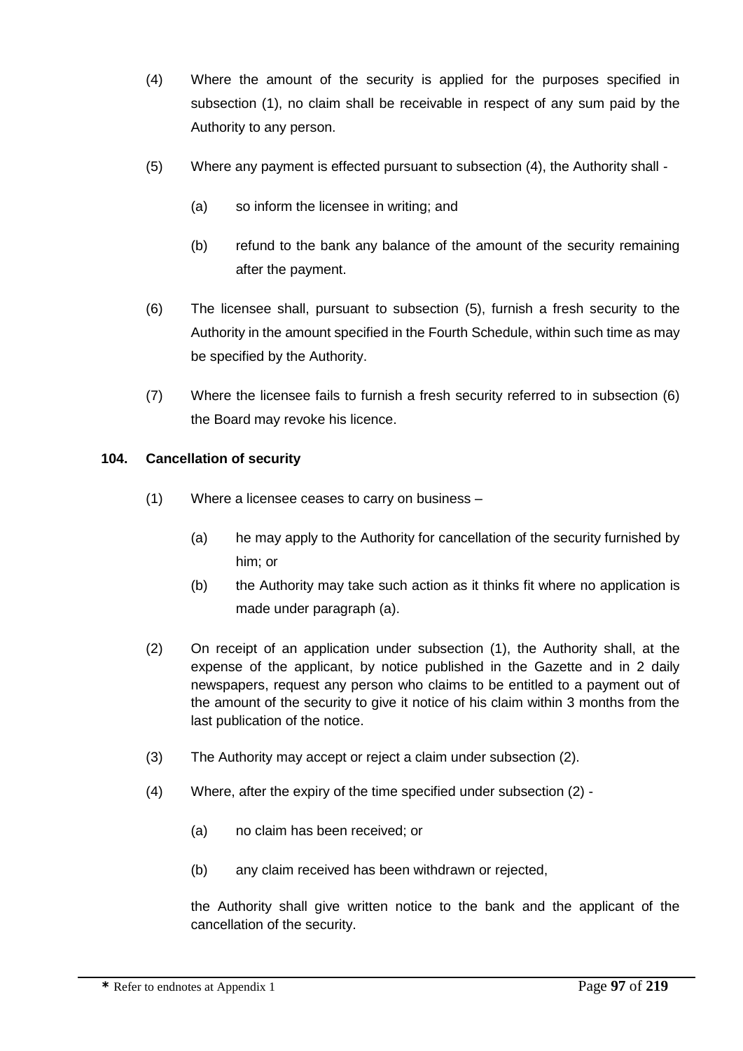(4) Where the amount of the security is applied for the purposes specified in subsection (1), no claim shall be receivable in respect of any sum paid by the Authority to any person.

(5) Where any payment is effected pursuant to subsection (4), the Authority shall -

(a) so inform the licensee in writing; and

(b) refund to the bank any balance of the amount of the security remaining after the payment.

(6) The licensee shall, pursuant to subsection (5), furnish a fresh security to the Authority in the amount specified in the Fourth Schedule, within such time as may be specified by the Authority.

(7) Where the licensee fails to furnish a fresh security referred to in subsection (6) the Board may revoke his licence.

**104. Cancellation of security**

(1) Where a licensee ceases to carry on business –

(a) he may apply to the Authority for cancellation of the security furnished by him; or

(b) the Authority may take such action as it thinks fit where no application is made under paragraph (a).

(2) On receipt of an application under subsection (1), the Authority shall, at the expense of the applicant, by notice published in the Gazette and in 2 daily newspapers, request any person who claims to be entitled to a payment out of the amount of the security to give it notice of his claim within 3 months from the last publication of the notice.

(3) The Authority may accept or reject a claim under subsection (2).

(4) Where, after the expiry of the time specified under subsection (2) -

(a) no claim has been received; or

(b) any claim received has been withdrawn or rejected,

the Authority shall give written notice to the bank and the applicant of the cancellation of the security.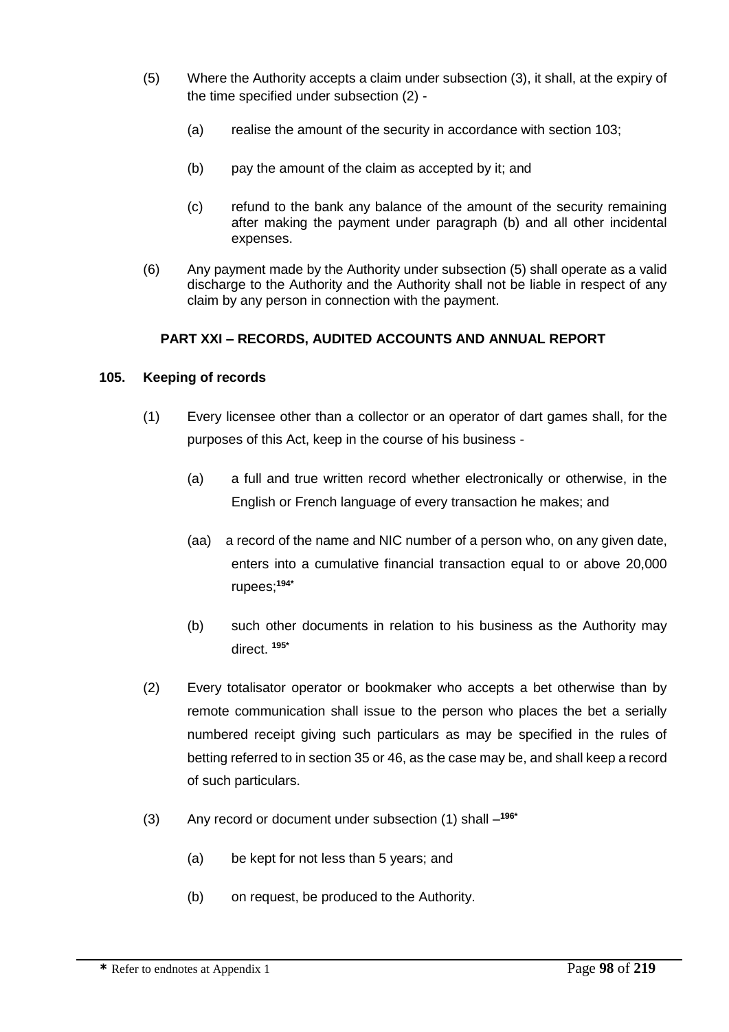(5) Where the Authority accepts a claim under subsection (3), it shall, at the expiry of the time specified under subsection (2) -

(a) realise the amount of the security in accordance with section 103;

(b) pay the amount of the claim as accepted by it; and

(c) refund to the bank any balance of the amount of the security remaining after making the payment under paragraph (b) and all other incidental expenses.

(6) Any payment made by the Authority under subsection (5) shall operate as a valid discharge to the Authority and the Authority shall not be liable in respect of any claim by any person in connection with the payment.

## PART XXI – RECORDS, AUDITED ACCOUNTS AND ANNUAL REPORT

### 105. Keeping of records

(1) Every licensee other than a collector or an operator of dart games shall, for the purposes of this Act, keep in the course of his business -

(a) a full and true written record whether electronically or otherwise, in the English or French language of every transaction he makes; and

(aa) a record of the name and NIC number of a person who, on any given date, enters into a cumulative financial transaction equal to or above 20,000 rupees;[194*]

(b) such other documents in relation to his business as the Authority may direct. [195*]

(2) Every totalisator operator or bookmaker who accepts a bet otherwise than by remote communication shall issue to the person who places the bet a serially numbered receipt giving such particulars as may be specified in the rules of betting referred to in section 35 or 46, as the case may be, and shall keep a record of such particulars.

(3) Any record or document under subsection (1) shall –[196*]

(a) be kept for not less than 5 years; and

(b) on request, be produced to the Authority.

**\*** Refer to endnotes at Appendix 1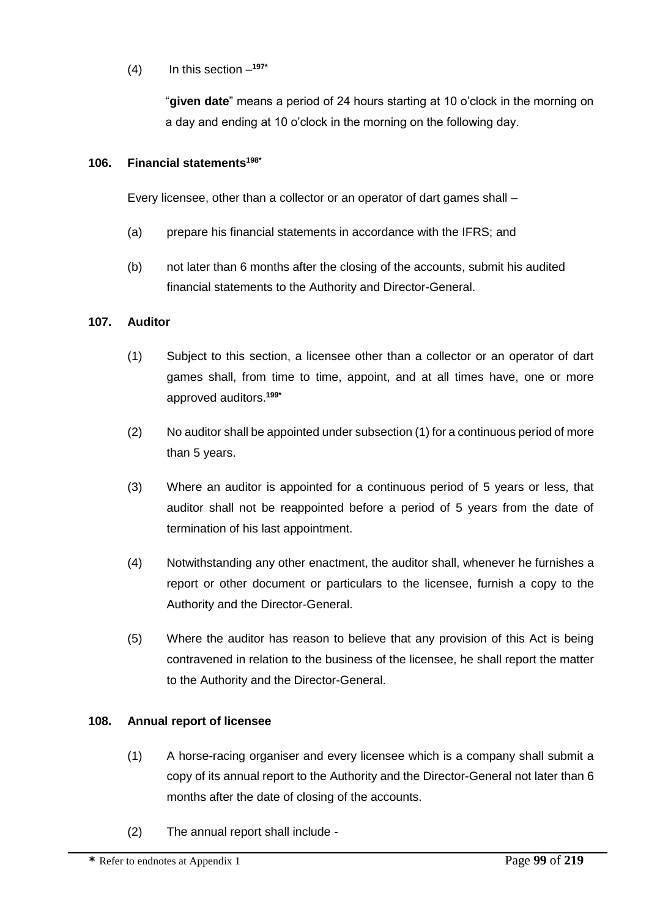(4) In this section –[197*]

"**given date**" means a period of 24 hours starting at 10 o'clock in the morning on a day and ending at 10 o'clock in the morning on the following day.

**106. Financial statements[198*]**

Every licensee, other than a collector or an operator of dart games shall –

(a) prepare his financial statements in accordance with the IFRS; and

(b) not later than 6 months after the closing of the accounts, submit his audited financial statements to the Authority and Director-General.

**107. Auditor**

(1) Subject to this section, a licensee other than a collector or an operator of dart games shall, from time to time, appoint, and at all times have, one or more approved auditors.[199*]

(2) No auditor shall be appointed under subsection (1) for a continuous period of more than 5 years.

(3) Where an auditor is appointed for a continuous period of 5 years or less, that auditor shall not be reappointed before a period of 5 years from the date of termination of his last appointment.

(4) Notwithstanding any other enactment, the auditor shall, whenever he furnishes a report or other document or particulars to the licensee, furnish a copy to the Authority and the Director-General.

(5) Where the auditor has reason to believe that any provision of this Act is being contravened in relation to the business of the licensee, he shall report the matter to the Authority and the Director-General.

**108. Annual report of licensee**

(1) A horse-racing organiser and every licensee which is a company shall submit a copy of its annual report to the Authority and the Director-General not later than 6 months after the date of closing of the accounts.

(2) The annual report shall include -

\* Refer to endnotes at Appendix 1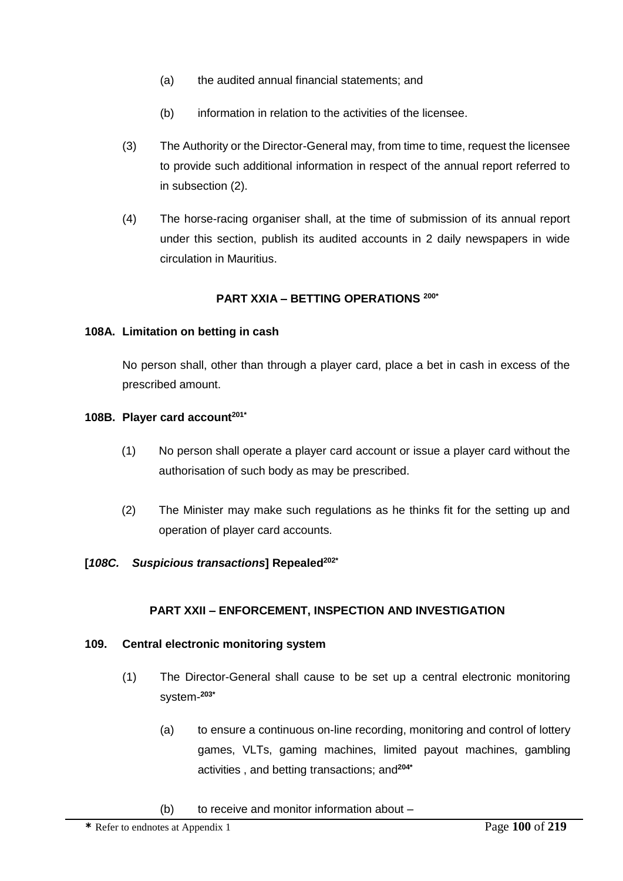(a) the audited annual financial statements; and

(b) information in relation to the activities of the licensee.

(3) The Authority or the Director-General may, from time to time, request the licensee to provide such additional information in respect of the annual report referred to in subsection (2).

(4) The horse-racing organiser shall, at the time of submission of its annual report under this section, publish its audited accounts in 2 daily newspapers in wide circulation in Mauritius.

## PART XXIA – BETTING OPERATIONS [200*]

**108A. Limitation on betting in cash**

No person shall, other than through a player card, place a bet in cash in excess of the prescribed amount.

**108B. Player card account[201*]**

(1) No person shall operate a player card account or issue a player card without the authorisation of such body as may be prescribed.

(2) The Minister may make such regulations as he thinks fit for the setting up and operation of player card accounts.

**[*108C. Suspicious transactions*] Repealed[202*]**

## PART XXII – ENFORCEMENT, INSPECTION AND INVESTIGATION

**109. Central electronic monitoring system**

(1) The Director-General shall cause to be set up a central electronic monitoring system-[203*]

(a) to ensure a continuous on-line recording, monitoring and control of lottery games, VLTs, gaming machines, limited payout machines, gambling activities , and betting transactions; and[204*]

(b) to receive and monitor information about –

**\*** Refer to endnotes at Appendix 1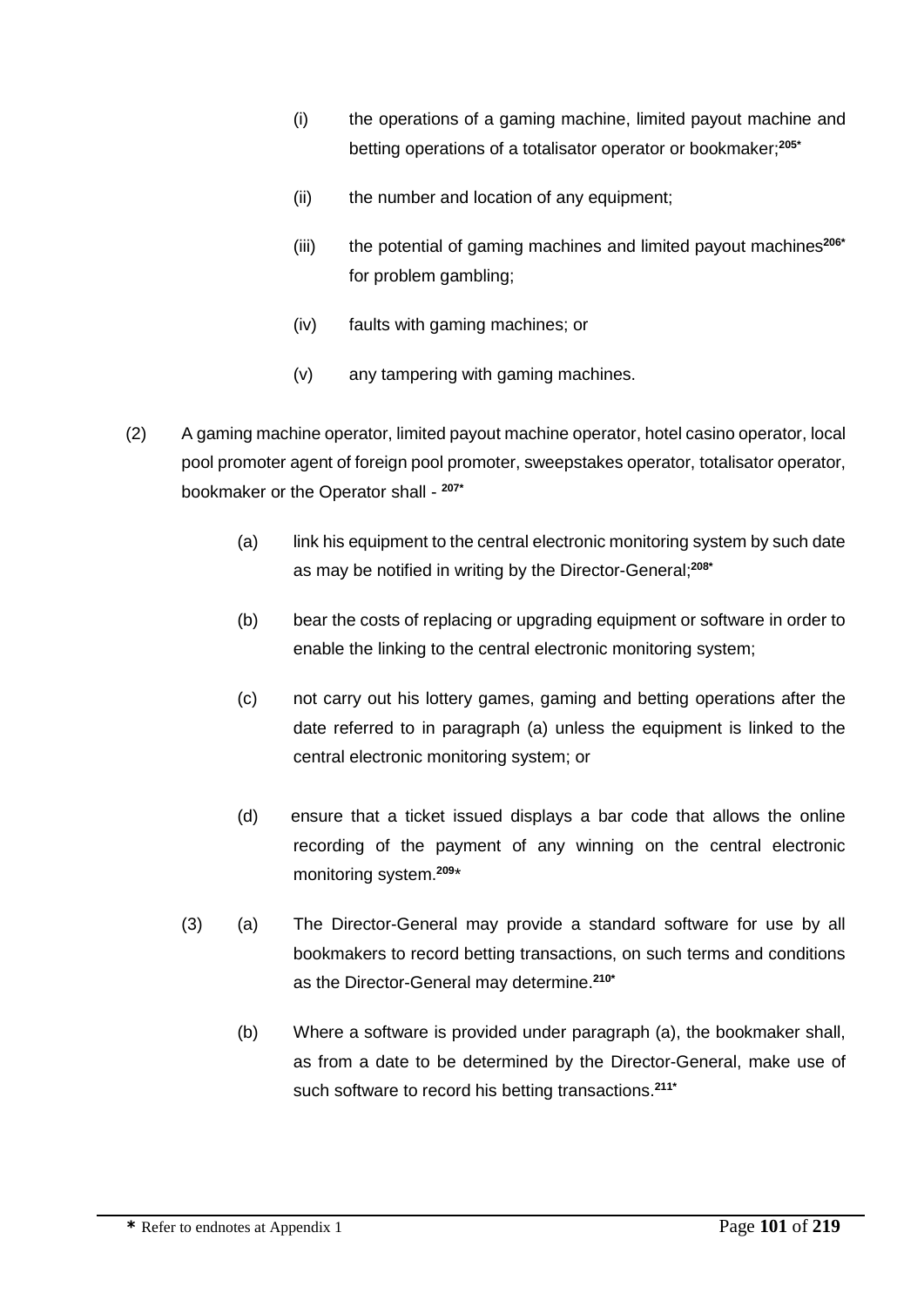(i) the operations of a gaming machine, limited payout machine and betting operations of a totalisator operator or bookmaker;[205*]

(ii) the number and location of any equipment;

(iii) the potential of gaming machines and limited payout machines[206*] for problem gambling;

(iv) faults with gaming machines; or

(v) any tampering with gaming machines.

(2) A gaming machine operator, limited payout machine operator, hotel casino operator, local pool promoter agent of foreign pool promoter, sweepstakes operator, totalisator operator, bookmaker or the Operator shall - [207*]

(a) link his equipment to the central electronic monitoring system by such date as may be notified in writing by the Director-General;[208*]

(b) bear the costs of replacing or upgrading equipment or software in order to enable the linking to the central electronic monitoring system;

(c) not carry out his lottery games, gaming and betting operations after the date referred to in paragraph (a) unless the equipment is linked to the central electronic monitoring system; or

(d) ensure that a ticket issued displays a bar code that allows the online recording of the payment of any winning on the central electronic monitoring system.[209*]

(3) (a) The Director-General may provide a standard software for use by all bookmakers to record betting transactions, on such terms and conditions as the Director-General may determine.[210*]

(b) Where a software is provided under paragraph (a), the bookmaker shall, as from a date to be determined by the Director-General, make use of such software to record his betting transactions.[211*]

* Refer to endnotes at Appendix 1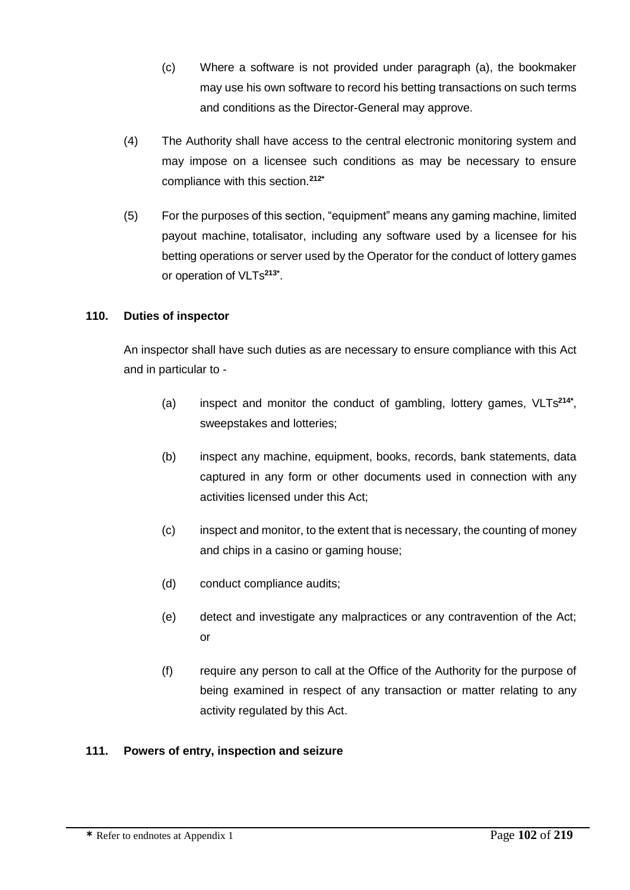(c) Where a software is not provided under paragraph (a), the bookmaker may use his own software to record his betting transactions on such terms and conditions as the Director-General may approve.

(4) The Authority shall have access to the central electronic monitoring system and may impose on a licensee such conditions as may be necessary to ensure compliance with this section.[212*]

(5) For the purposes of this section, "equipment" means any gaming machine, limited payout machine, totalisator, including any software used by a licensee for his betting operations or server used by the Operator for the conduct of lottery games or operation of VLTs[213*].

**110. Duties of inspector**

An inspector shall have such duties as are necessary to ensure compliance with this Act and in particular to -

(a) inspect and monitor the conduct of gambling, lottery games, VLTs[214*], sweepstakes and lotteries;

(b) inspect any machine, equipment, books, records, bank statements, data captured in any form or other documents used in connection with any activities licensed under this Act;

(c) inspect and monitor, to the extent that is necessary, the counting of money and chips in a casino or gaming house;

(d) conduct compliance audits;

(e) detect and investigate any malpractices or any contravention of the Act; or

(f) require any person to call at the Office of the Authority for the purpose of being examined in respect of any transaction or matter relating to any activity regulated by this Act.

**111. Powers of entry, inspection and seizure**

**\*** Refer to endnotes at Appendix 1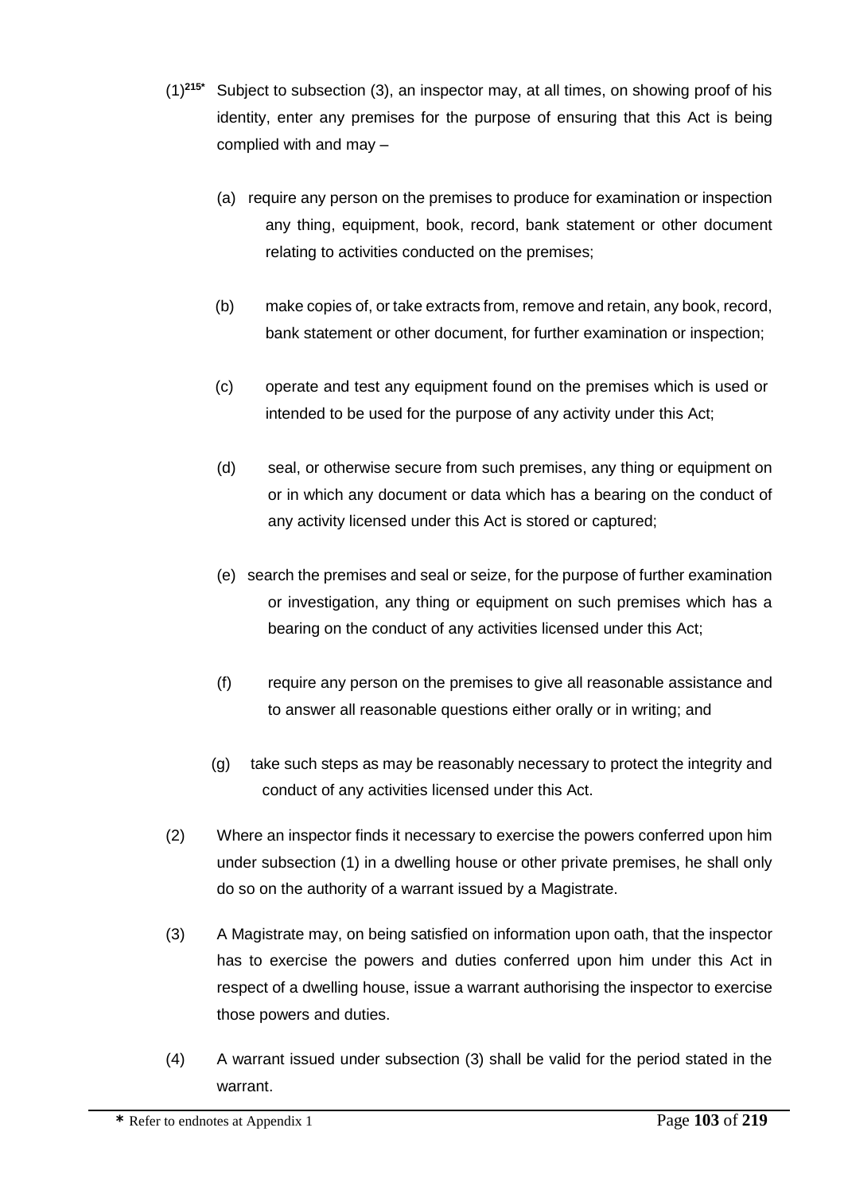(1)[215*] Subject to subsection (3), an inspector may, at all times, on showing proof of his identity, enter any premises for the purpose of ensuring that this Act is being complied with and may –

(a) require any person on the premises to produce for examination or inspection any thing, equipment, book, record, bank statement or other document relating to activities conducted on the premises;

(b) make copies of, or take extracts from, remove and retain, any book, record, bank statement or other document, for further examination or inspection;

(c) operate and test any equipment found on the premises which is used or intended to be used for the purpose of any activity under this Act;

(d) seal, or otherwise secure from such premises, any thing or equipment on or in which any document or data which has a bearing on the conduct of any activity licensed under this Act is stored or captured;

(e) search the premises and seal or seize, for the purpose of further examination or investigation, any thing or equipment on such premises which has a bearing on the conduct of any activities licensed under this Act;

(f) require any person on the premises to give all reasonable assistance and to answer all reasonable questions either orally or in writing; and

(g) take such steps as may be reasonably necessary to protect the integrity and conduct of any activities licensed under this Act.

(2) Where an inspector finds it necessary to exercise the powers conferred upon him under subsection (1) in a dwelling house or other private premises, he shall only do so on the authority of a warrant issued by a Magistrate.

(3) A Magistrate may, on being satisfied on information upon oath, that the inspector has to exercise the powers and duties conferred upon him under this Act in respect of a dwelling house, issue a warrant authorising the inspector to exercise those powers and duties.

(4) A warrant issued under subsection (3) shall be valid for the period stated in the warrant.

* Refer to endnotes at Appendix 1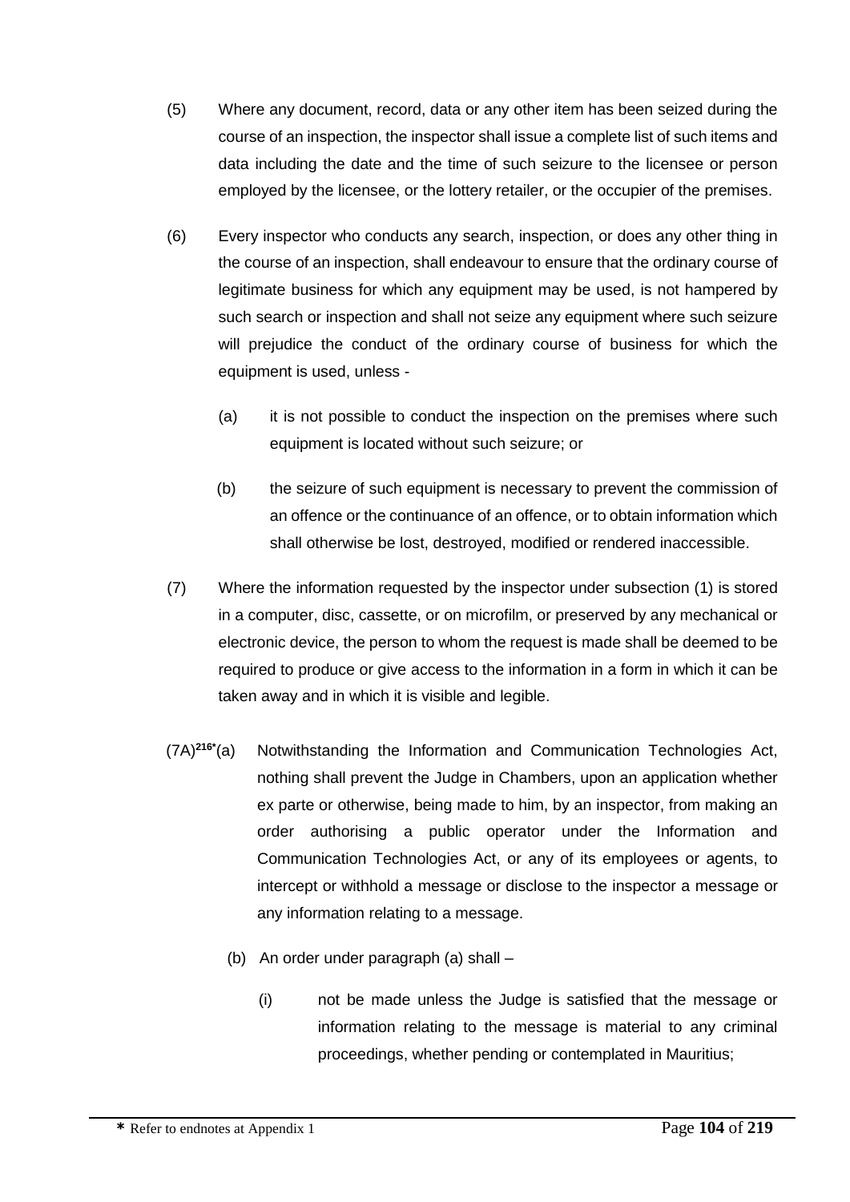(5) Where any document, record, data or any other item has been seized during the course of an inspection, the inspector shall issue a complete list of such items and data including the date and the time of such seizure to the licensee or person employed by the licensee, or the lottery retailer, or the occupier of the premises.

(6) Every inspector who conducts any search, inspection, or does any other thing in the course of an inspection, shall endeavour to ensure that the ordinary course of legitimate business for which any equipment may be used, is not hampered by such search or inspection and shall not seize any equipment where such seizure will prejudice the conduct of the ordinary course of business for which the equipment is used, unless -

(a) it is not possible to conduct the inspection on the premises where such equipment is located without such seizure; or

(b) the seizure of such equipment is necessary to prevent the commission of an offence or the continuance of an offence, or to obtain information which shall otherwise be lost, destroyed, modified or rendered inaccessible.

(7) Where the information requested by the inspector under subsection (1) is stored in a computer, disc, cassette, or on microfilm, or preserved by any mechanical or electronic device, the person to whom the request is made shall be deemed to be required to produce or give access to the information in a form in which it can be taken away and in which it is visible and legible.

(7A)[216*] (a) Notwithstanding the Information and Communication Technologies Act, nothing shall prevent the Judge in Chambers, upon an application whether ex parte or otherwise, being made to him, by an inspector, from making an order authorising a public operator under the Information and Communication Technologies Act, or any of its employees or agents, to intercept or withhold a message or disclose to the inspector a message or any information relating to a message.

(b) An order under paragraph (a) shall –

(i) not be made unless the Judge is satisfied that the message or information relating to the message is material to any criminal proceedings, whether pending or contemplated in Mauritius;

**\*** Refer to endnotes at Appendix 1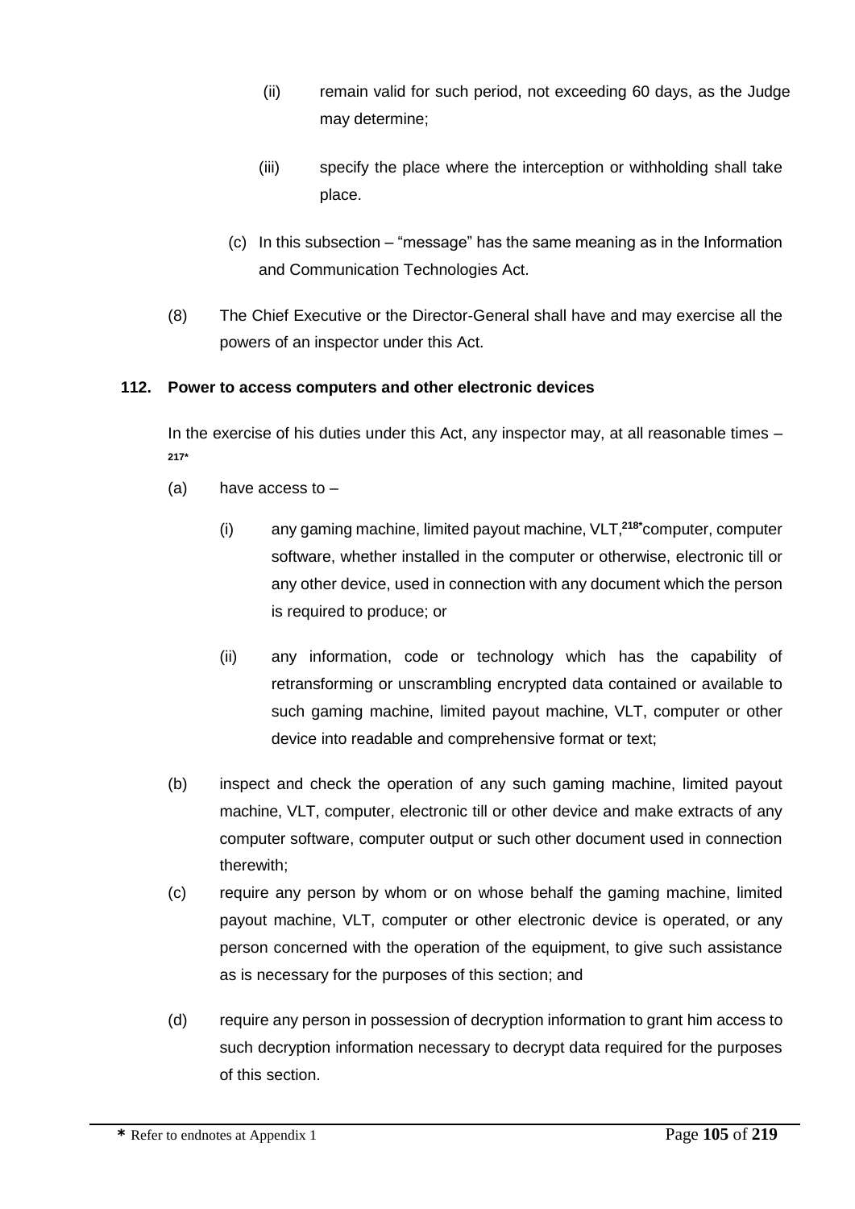(ii) remain valid for such period, not exceeding 60 days, as the Judge may determine;

(iii) specify the place where the interception or withholding shall take place.

(c) In this subsection – "message" has the same meaning as in the Information and Communication Technologies Act.

(8) The Chief Executive or the Director-General shall have and may exercise all the powers of an inspector under this Act.

**112. Power to access computers and other electronic devices**

In the exercise of his duties under this Act, any inspector may, at all reasonable times – [217*]

(a) have access to –

(i) any gaming machine, limited payout machine, VLT,[218*]computer, computer software, whether installed in the computer or otherwise, electronic till or any other device, used in connection with any document which the person is required to produce; or

(ii) any information, code or technology which has the capability of retransforming or unscrambling encrypted data contained or available to such gaming machine, limited payout machine, VLT, computer or other device into readable and comprehensive format or text;

(b) inspect and check the operation of any such gaming machine, limited payout machine, VLT, computer, electronic till or other device and make extracts of any computer software, computer output or such other document used in connection therewith;

(c) require any person by whom or on whose behalf the gaming machine, limited payout machine, VLT, computer or other electronic device is operated, or any person concerned with the operation of the equipment, to give such assistance as is necessary for the purposes of this section; and

(d) require any person in possession of decryption information to grant him access to such decryption information necessary to decrypt data required for the purposes of this section.

**\*** Refer to endnotes at Appendix 1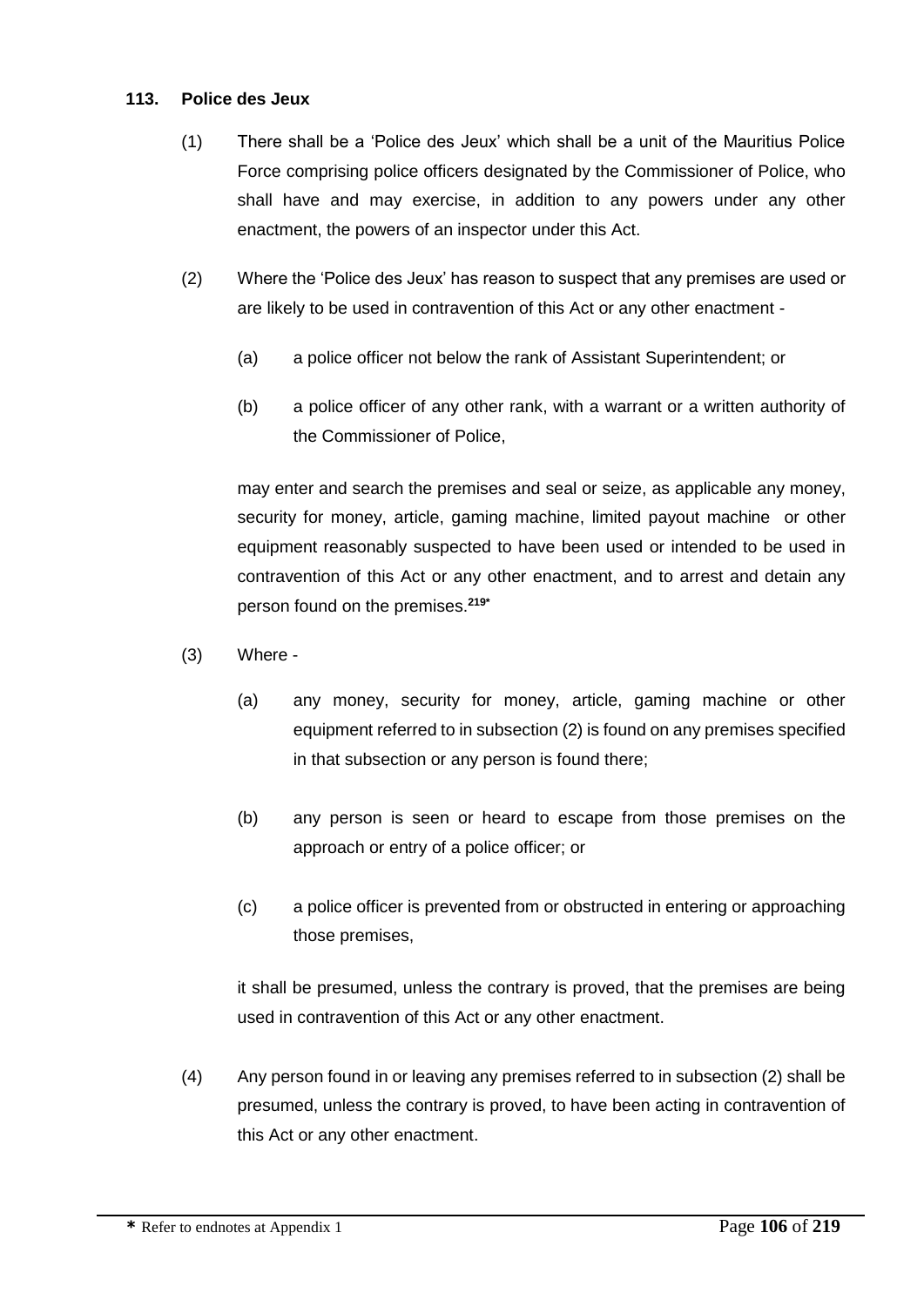**113. Police des Jeux**

(1) There shall be a 'Police des Jeux' which shall be a unit of the Mauritius Police Force comprising police officers designated by the Commissioner of Police, who shall have and may exercise, in addition to any powers under any other enactment, the powers of an inspector under this Act.

(2) Where the 'Police des Jeux' has reason to suspect that any premises are used or are likely to be used in contravention of this Act or any other enactment -

(a) a police officer not below the rank of Assistant Superintendent; or

(b) a police officer of any other rank, with a warrant or a written authority of the Commissioner of Police,

may enter and search the premises and seal or seize, as applicable any money, security for money, article, gaming machine, limited payout machine or other equipment reasonably suspected to have been used or intended to be used in contravention of this Act or any other enactment, and to arrest and detain any person found on the premises.[219*]

(3) Where -

(a) any money, security for money, article, gaming machine or other equipment referred to in subsection (2) is found on any premises specified in that subsection or any person is found there;

(b) any person is seen or heard to escape from those premises on the approach or entry of a police officer; or

(c) a police officer is prevented from or obstructed in entering or approaching those premises,

it shall be presumed, unless the contrary is proved, that the premises are being used in contravention of this Act or any other enactment.

(4) Any person found in or leaving any premises referred to in subsection (2) shall be presumed, unless the contrary is proved, to have been acting in contravention of this Act or any other enactment.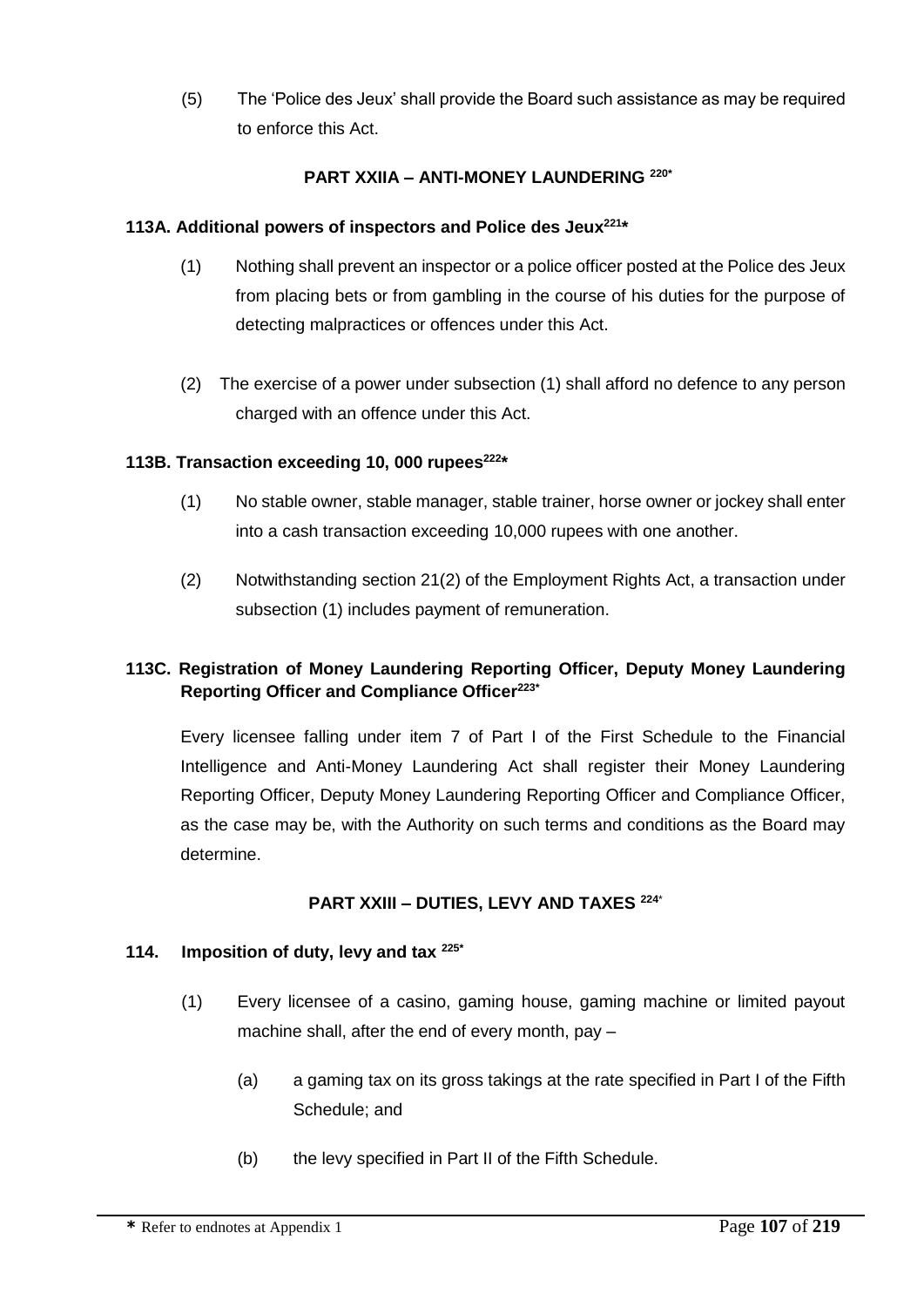(5) The 'Police des Jeux' shall provide the Board such assistance as may be required to enforce this Act.

## PART XXIIA – ANTI-MONEY LAUNDERING [220*]

### 113A. Additional powers of inspectors and Police des Jeux[221*]

(1) Nothing shall prevent an inspector or a police officer posted at the Police des Jeux from placing bets or from gambling in the course of his duties for the purpose of detecting malpractices or offences under this Act.

(2) The exercise of a power under subsection (1) shall afford no defence to any person charged with an offence under this Act.

### 113B. Transaction exceeding 10, 000 rupees[222*]

(1) No stable owner, stable manager, stable trainer, horse owner or jockey shall enter into a cash transaction exceeding 10,000 rupees with one another.

(2) Notwithstanding section 21(2) of the Employment Rights Act, a transaction under subsection (1) includes payment of remuneration.

### 113C. Registration of Money Laundering Reporting Officer, Deputy Money Laundering Reporting Officer and Compliance Officer[223*]

Every licensee falling under item 7 of Part I of the First Schedule to the Financial Intelligence and Anti-Money Laundering Act shall register their Money Laundering Reporting Officer, Deputy Money Laundering Reporting Officer and Compliance Officer, as the case may be, with the Authority on such terms and conditions as the Board may determine.

## PART XXIII – DUTIES, LEVY AND TAXES [224*]

### 114. Imposition of duty, levy and tax [225*]

(1) Every licensee of a casino, gaming house, gaming machine or limited payout machine shall, after the end of every month, pay –

(a) a gaming tax on its gross takings at the rate specified in Part I of the Fifth Schedule; and

(b) the levy specified in Part II of the Fifth Schedule.

---

* Refer to endnotes at Appendix 1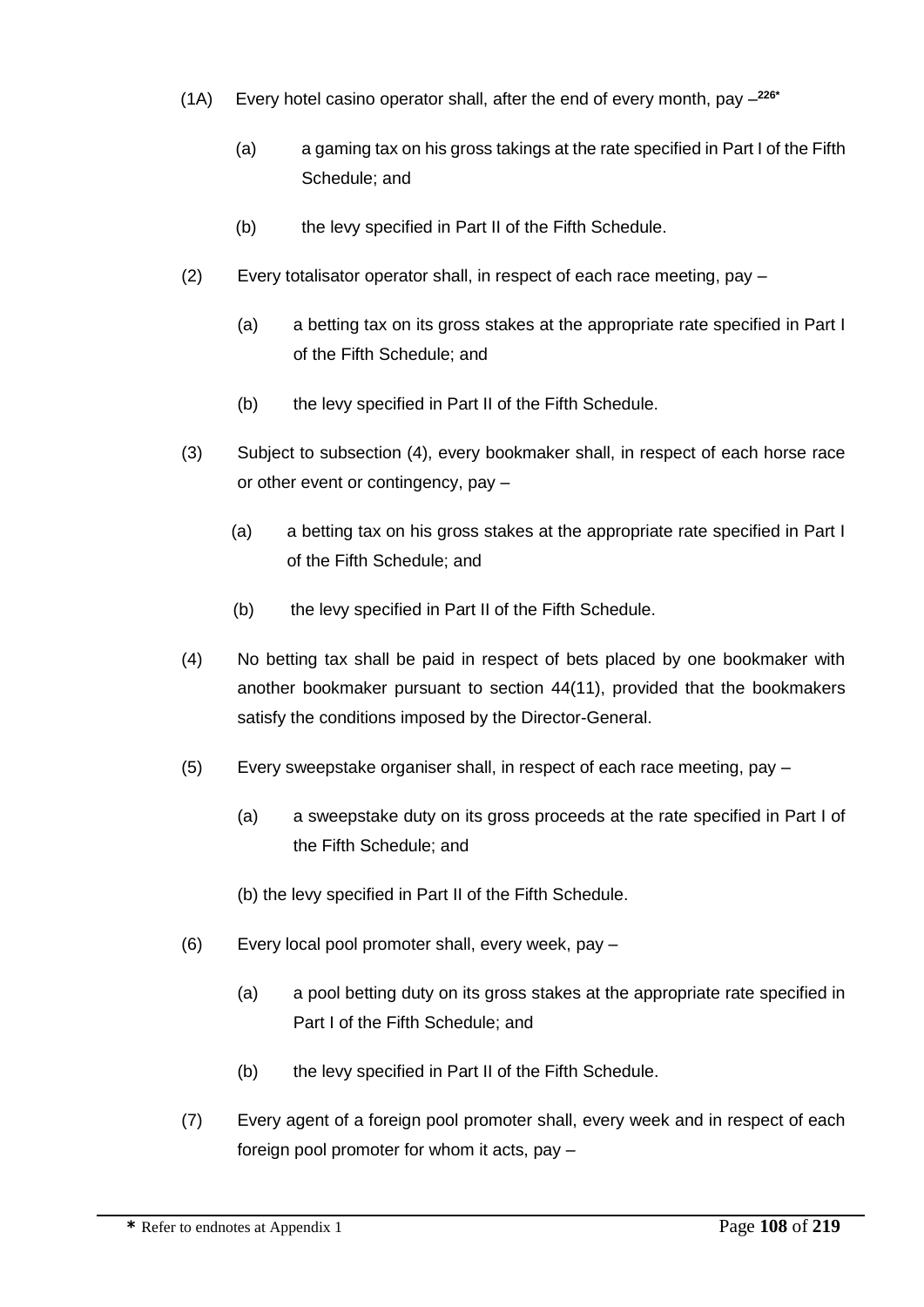(1A) Every hotel casino operator shall, after the end of every month, pay –[226*]

(a) a gaming tax on his gross takings at the rate specified in Part I of the Fifth Schedule; and

(b) the levy specified in Part II of the Fifth Schedule.

(2) Every totalisator operator shall, in respect of each race meeting, pay –

(a) a betting tax on its gross stakes at the appropriate rate specified in Part I of the Fifth Schedule; and

(b) the levy specified in Part II of the Fifth Schedule.

(3) Subject to subsection (4), every bookmaker shall, in respect of each horse race or other event or contingency, pay –

(a) a betting tax on his gross stakes at the appropriate rate specified in Part I of the Fifth Schedule; and

(b) the levy specified in Part II of the Fifth Schedule.

(4) No betting tax shall be paid in respect of bets placed by one bookmaker with another bookmaker pursuant to section 44(11), provided that the bookmakers satisfy the conditions imposed by the Director-General.

(5) Every sweepstake organiser shall, in respect of each race meeting, pay –

(a) a sweepstake duty on its gross proceeds at the rate specified in Part I of the Fifth Schedule; and

(b) the levy specified in Part II of the Fifth Schedule.

(6) Every local pool promoter shall, every week, pay –

(a) a pool betting duty on its gross stakes at the appropriate rate specified in Part I of the Fifth Schedule; and

(b) the levy specified in Part II of the Fifth Schedule.

(7) Every agent of a foreign pool promoter shall, every week and in respect of each foreign pool promoter for whom it acts, pay –

* Refer to endnotes at Appendix 1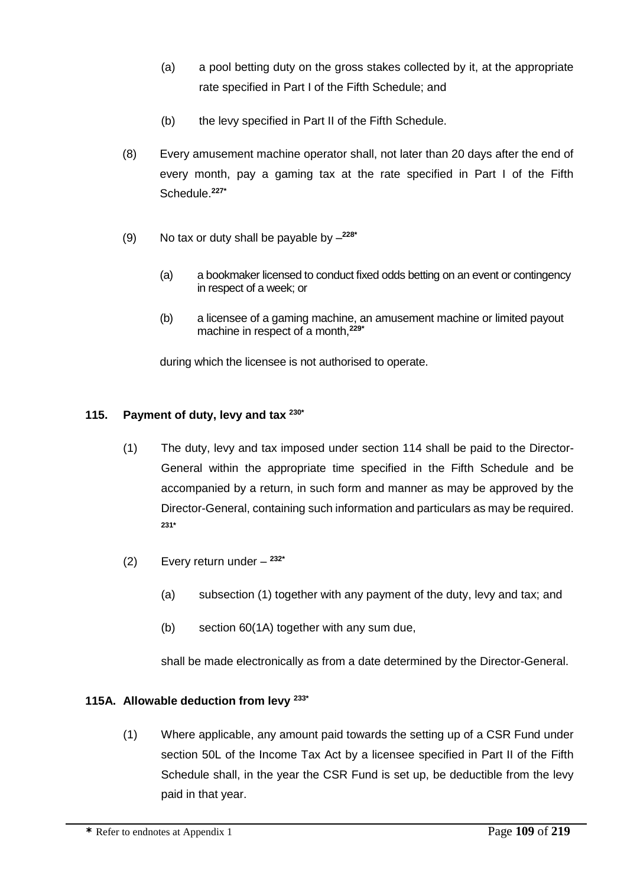(a) a pool betting duty on the gross stakes collected by it, at the appropriate rate specified in Part I of the Fifth Schedule; and

(b) the levy specified in Part II of the Fifth Schedule.

(8) Every amusement machine operator shall, not later than 20 days after the end of every month, pay a gaming tax at the rate specified in Part I of the Fifth Schedule.[227*]

(9) No tax or duty shall be payable by –[228*]

(a) a bookmaker licensed to conduct fixed odds betting on an event or contingency in respect of a week; or

(b) a licensee of a gaming machine, an amusement machine or limited payout machine in respect of a month,[229*]

during which the licensee is not authorised to operate.

### 115. Payment of duty, levy and tax [230*]

(1) The duty, levy and tax imposed under section 114 shall be paid to the Director-General within the appropriate time specified in the Fifth Schedule and be accompanied by a return, in such form and manner as may be approved by the Director-General, containing such information and particulars as may be required.[231*]

(2) Every return under – [232*]

(a) subsection (1) together with any payment of the duty, levy and tax; and

(b) section 60(1A) together with any sum due,

shall be made electronically as from a date determined by the Director-General.

### 115A. Allowable deduction from levy [233*]

(1) Where applicable, any amount paid towards the setting up of a CSR Fund under section 50L of the Income Tax Act by a licensee specified in Part II of the Fifth Schedule shall, in the year the CSR Fund is set up, be deductible from the levy paid in that year.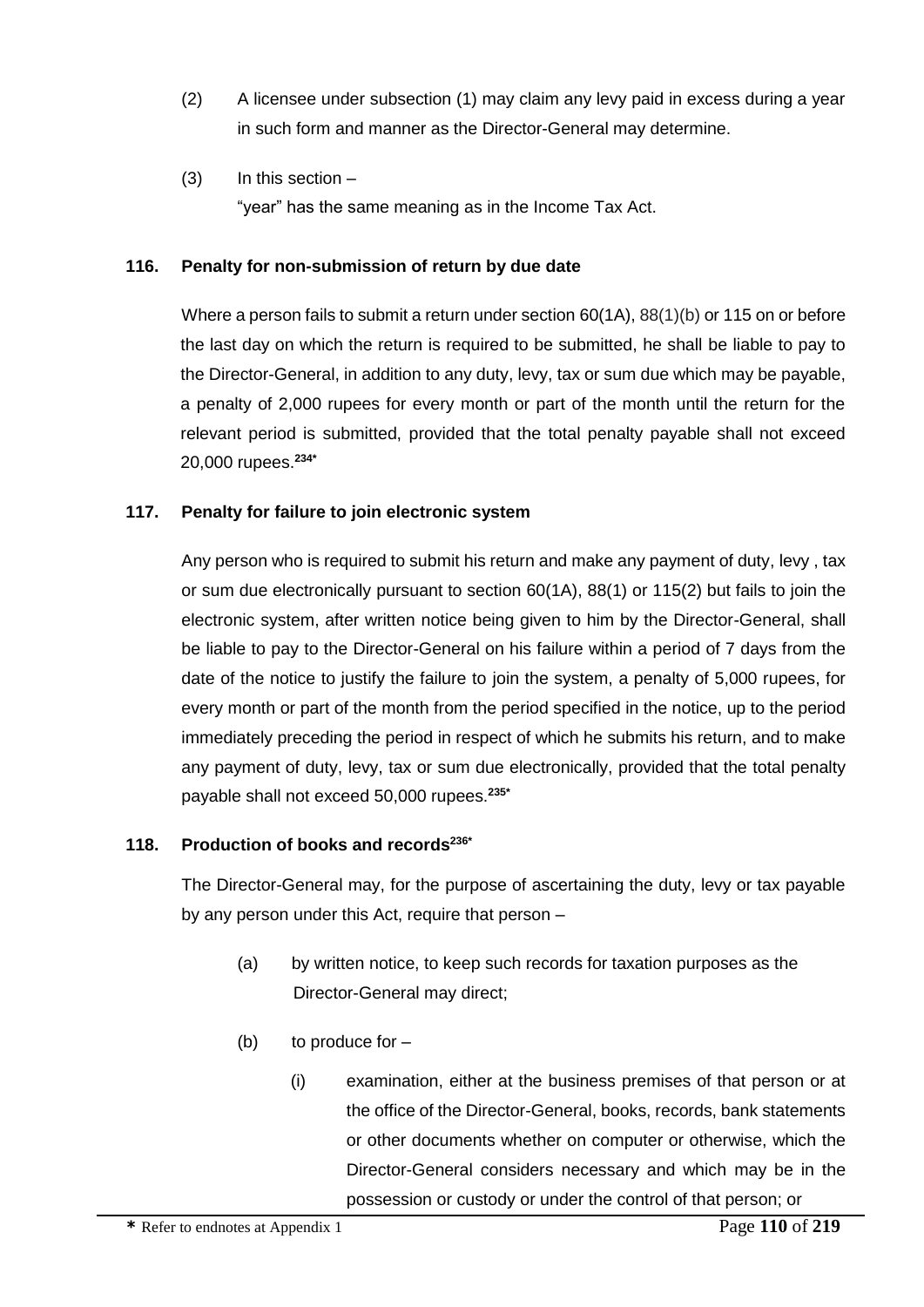(2) A licensee under subsection (1) may claim any levy paid in excess during a year in such form and manner as the Director-General may determine.

(3) In this section –

"year" has the same meaning as in the Income Tax Act.

**116. Penalty for non-submission of return by due date**

Where a person fails to submit a return under section 60(1A), 88(1)(b) or 115 on or before the last day on which the return is required to be submitted, he shall be liable to pay to the Director-General, in addition to any duty, levy, tax or sum due which may be payable, a penalty of 2,000 rupees for every month or part of the month until the return for the relevant period is submitted, provided that the total penalty payable shall not exceed 20,000 rupees.[234*]

**117. Penalty for failure to join electronic system**

Any person who is required to submit his return and make any payment of duty, levy , tax or sum due electronically pursuant to section 60(1A), 88(1) or 115(2) but fails to join the electronic system, after written notice being given to him by the Director-General, shall be liable to pay to the Director-General on his failure within a period of 7 days from the date of the notice to justify the failure to join the system, a penalty of 5,000 rupees, for every month or part of the month from the period specified in the notice, up to the period immediately preceding the period in respect of which he submits his return, and to make any payment of duty, levy, tax or sum due electronically, provided that the total penalty payable shall not exceed 50,000 rupees.[235*]

**118. Production of books and records[236*]**

The Director-General may, for the purpose of ascertaining the duty, levy or tax payable by any person under this Act, require that person –

(a) by written notice, to keep such records for taxation purposes as the Director-General may direct;

(b) to produce for –

(i) examination, either at the business premises of that person or at the office of the Director-General, books, records, bank statements or other documents whether on computer or otherwise, which the Director-General considers necessary and which may be in the possession or custody or under the control of that person; or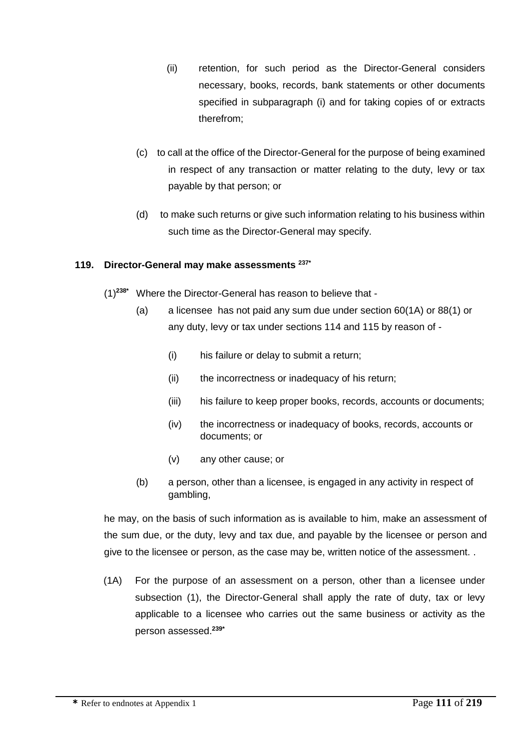(ii) retention, for such period as the Director-General considers necessary, books, records, bank statements or other documents specified in subparagraph (i) and for taking copies of or extracts therefrom;

(c) to call at the office of the Director-General for the purpose of being examined in respect of any transaction or matter relating to the duty, levy or tax payable by that person; or

(d) to make such returns or give such information relating to his business within such time as the Director-General may specify.

**119. Director-General may make assessments [237*]**

(1)[238*] Where the Director-General has reason to believe that -

(a) a licensee has not paid any sum due under section 60(1A) or 88(1) or any duty, levy or tax under sections 114 and 115 by reason of -

(i) his failure or delay to submit a return;

(ii) the incorrectness or inadequacy of his return;

(iii) his failure to keep proper books, records, accounts or documents;

(iv) the incorrectness or inadequacy of books, records, accounts or documents; or

(v) any other cause; or

(b) a person, other than a licensee, is engaged in any activity in respect of gambling,

he may, on the basis of such information as is available to him, make an assessment of the sum due, or the duty, levy and tax due, and payable by the licensee or person and give to the licensee or person, as the case may be, written notice of the assessment. .

(1A) For the purpose of an assessment on a person, other than a licensee under subsection (1), the Director-General shall apply the rate of duty, tax or levy applicable to a licensee who carries out the same business or activity as the person assessed.[239*]

**\*** Refer to endnotes at Appendix 1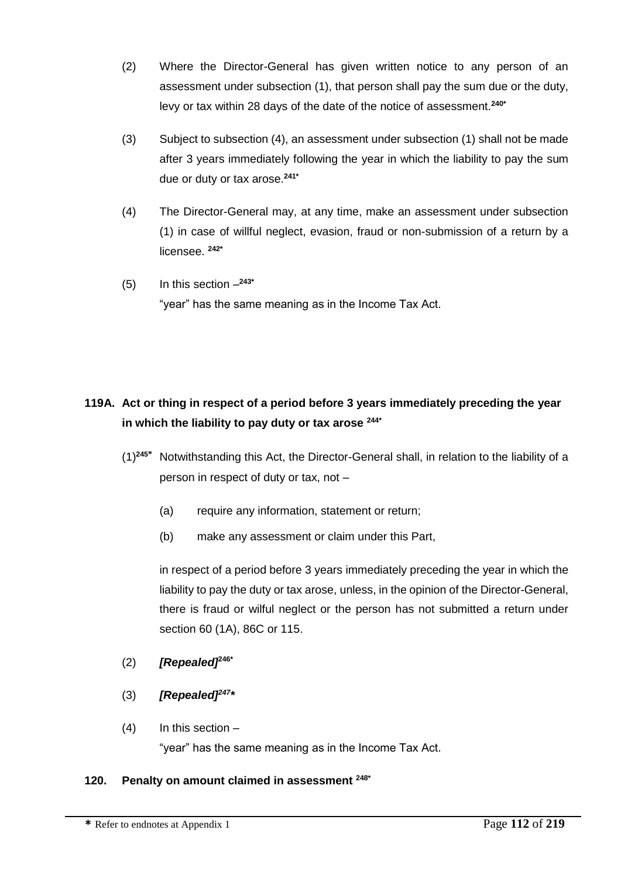(2) Where the Director-General has given written notice to any person of an assessment under subsection (1), that person shall pay the sum due or the duty, levy or tax within 28 days of the date of the notice of assessment.[240*]

(3) Subject to subsection (4), an assessment under subsection (1) shall not be made after 3 years immediately following the year in which the liability to pay the sum due or duty or tax arose.[241*]

(4) The Director-General may, at any time, make an assessment under subsection (1) in case of willful neglect, evasion, fraud or non-submission of a return by a licensee.[242*]

(5) In this section –[243*]

"year" has the same meaning as in the Income Tax Act.

### 119A. Act or thing in respect of a period before 3 years immediately preceding the year in which the liability to pay duty or tax arose [244*]

(1)[245*] Notwithstanding this Act, the Director-General shall, in relation to the liability of a person in respect of duty or tax, not –

(a) require any information, statement or return;

(b) make any assessment or claim under this Part,

in respect of a period before 3 years immediately preceding the year in which the liability to pay the duty or tax arose, unless, in the opinion of the Director-General, there is fraud or wilful neglect or the person has not submitted a return under section 60 (1A), 86C or 115.

(2) ***[Repealed]***[246*]

(3) ***[Repealed]***[247*]

(4) In this section –

"year" has the same meaning as in the Income Tax Act.

### 120. Penalty on amount claimed in assessment [248*]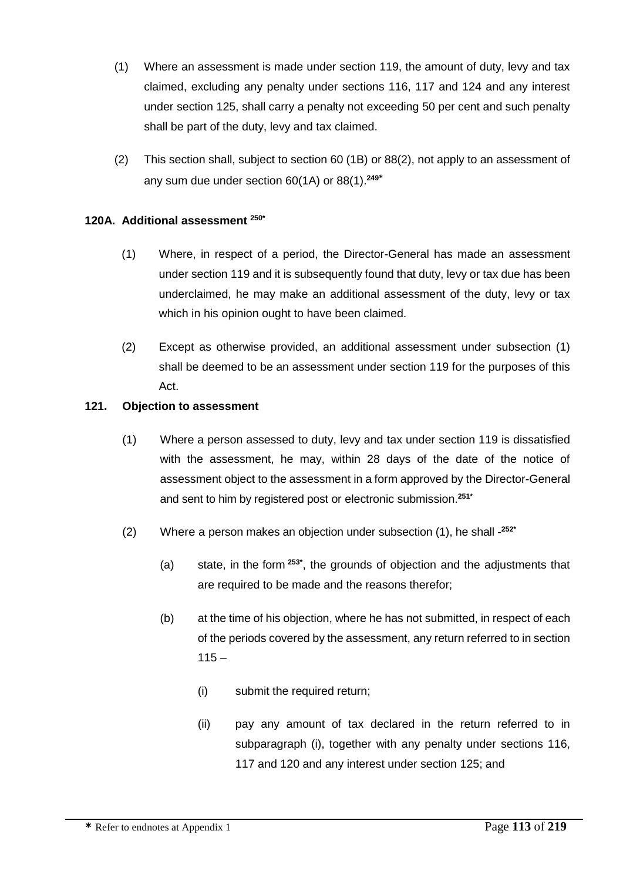(1) Where an assessment is made under section 119, the amount of duty, levy and tax claimed, excluding any penalty under sections 116, 117 and 124 and any interest under section 125, shall carry a penalty not exceeding 50 per cent and such penalty shall be part of the duty, levy and tax claimed.

(2) This section shall, subject to section 60 (1B) or 88(2), not apply to an assessment of any sum due under section 60(1A) or 88(1).[249*]

**120A. Additional assessment [250*]**

(1) Where, in respect of a period, the Director-General has made an assessment under section 119 and it is subsequently found that duty, levy or tax due has been underclaimed, he may make an additional assessment of the duty, levy or tax which in his opinion ought to have been claimed.

(2) Except as otherwise provided, an additional assessment under subsection (1) shall be deemed to be an assessment under section 119 for the purposes of this Act.

**121. Objection to assessment**

(1) Where a person assessed to duty, levy and tax under section 119 is dissatisfied with the assessment, he may, within 28 days of the date of the notice of assessment object to the assessment in a form approved by the Director-General and sent to him by registered post or electronic submission.[251*]

(2) Where a person makes an objection under subsection (1), he shall -[252*]

(a) state, in the form [253*], the grounds of objection and the adjustments that are required to be made and the reasons therefor;

(b) at the time of his objection, where he has not submitted, in respect of each of the periods covered by the assessment, any return referred to in section 115 –

(i) submit the required return;

(ii) pay any amount of tax declared in the return referred to in subparagraph (i), together with any penalty under sections 116, 117 and 120 and any interest under section 125; and

**\*** Refer to endnotes at Appendix 1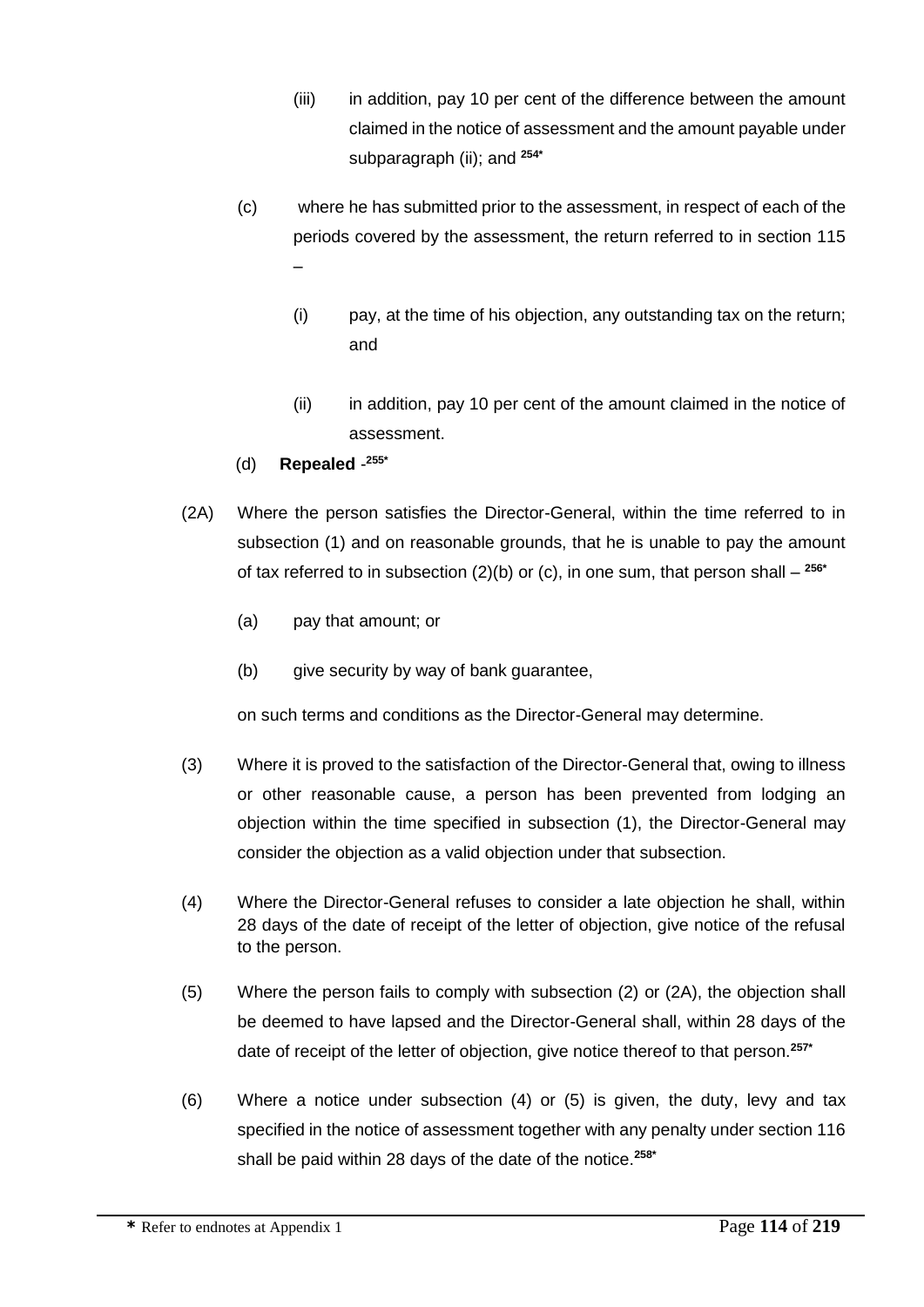(iii) in addition, pay 10 per cent of the difference between the amount claimed in the notice of assessment and the amount payable under subparagraph (ii); and [254*]

(c) where he has submitted prior to the assessment, in respect of each of the periods covered by the assessment, the return referred to in section 115 –

(i) pay, at the time of his objection, any outstanding tax on the return; and

(ii) in addition, pay 10 per cent of the amount claimed in the notice of assessment.

(d) **Repealed** -[255*]

(2A) Where the person satisfies the Director-General, within the time referred to in subsection (1) and on reasonable grounds, that he is unable to pay the amount of tax referred to in subsection (2)(b) or (c), in one sum, that person shall – [256*]

(a) pay that amount; or

(b) give security by way of bank guarantee,

on such terms and conditions as the Director-General may determine.

(3) Where it is proved to the satisfaction of the Director-General that, owing to illness or other reasonable cause, a person has been prevented from lodging an objection within the time specified in subsection (1), the Director-General may consider the objection as a valid objection under that subsection.

(4) Where the Director-General refuses to consider a late objection he shall, within 28 days of the date of receipt of the letter of objection, give notice of the refusal to the person.

(5) Where the person fails to comply with subsection (2) or (2A), the objection shall be deemed to have lapsed and the Director-General shall, within 28 days of the date of receipt of the letter of objection, give notice thereof to that person.[257*]

(6) Where a notice under subsection (4) or (5) is given, the duty, levy and tax specified in the notice of assessment together with any penalty under section 116 shall be paid within 28 days of the date of the notice.[258*]

**\*** Refer to endnotes at Appendix 1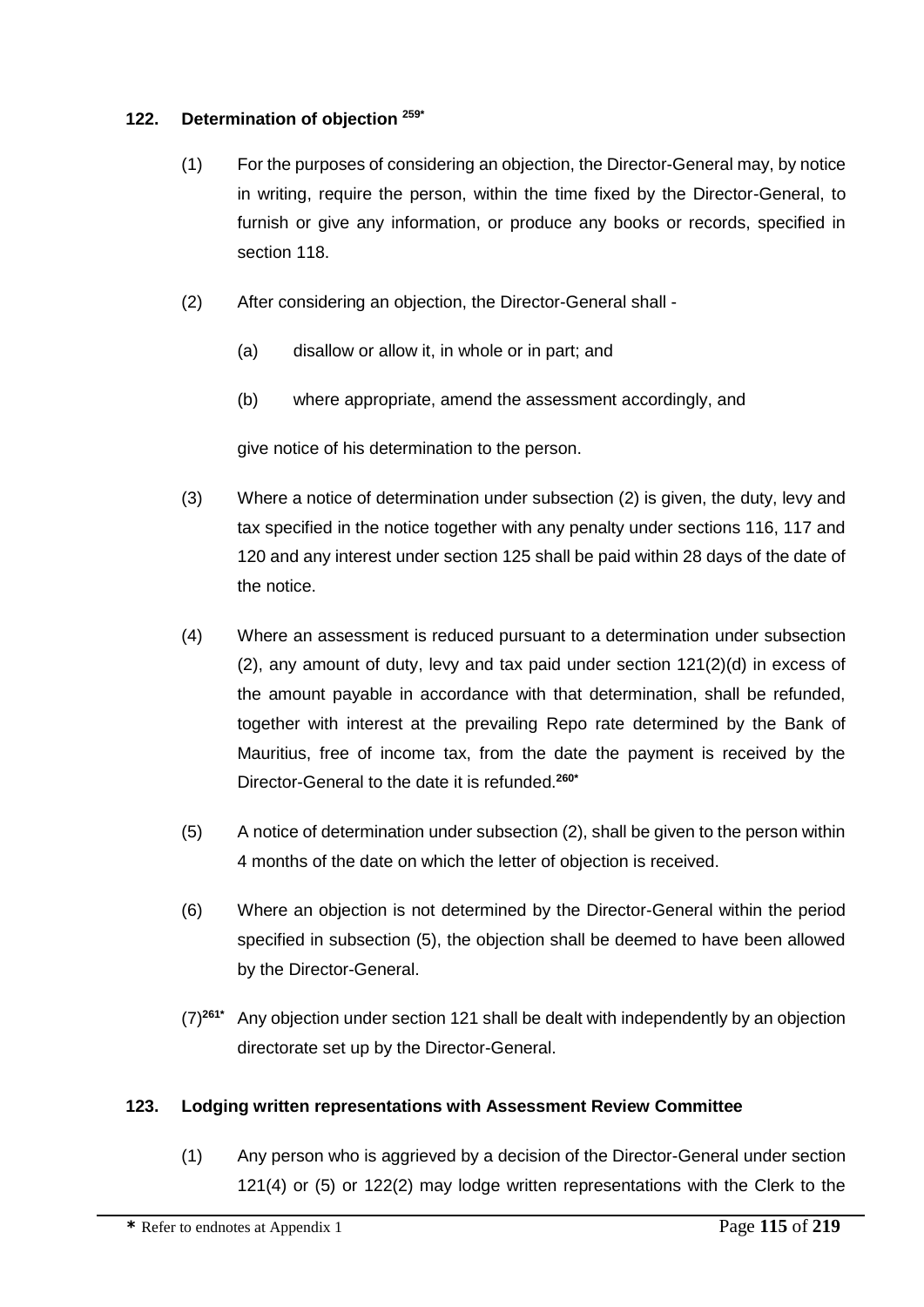### 122. Determination of objection [259*]

(1) For the purposes of considering an objection, the Director-General may, by notice in writing, require the person, within the time fixed by the Director-General, to furnish or give any information, or produce any books or records, specified in section 118.

(2) After considering an objection, the Director-General shall -

(a) disallow or allow it, in whole or in part; and

(b) where appropriate, amend the assessment accordingly, and

give notice of his determination to the person.

(3) Where a notice of determination under subsection (2) is given, the duty, levy and tax specified in the notice together with any penalty under sections 116, 117 and 120 and any interest under section 125 shall be paid within 28 days of the date of the notice.

(4) Where an assessment is reduced pursuant to a determination under subsection (2), any amount of duty, levy and tax paid under section 121(2)(d) in excess of the amount payable in accordance with that determination, shall be refunded, together with interest at the prevailing Repo rate determined by the Bank of Mauritius, free of income tax, from the date the payment is received by the Director-General to the date it is refunded.[260*]

(5) A notice of determination under subsection (2), shall be given to the person within 4 months of the date on which the letter of objection is received.

(6) Where an objection is not determined by the Director-General within the period specified in subsection (5), the objection shall be deemed to have been allowed by the Director-General.

(7)[261*] Any objection under section 121 shall be dealt with independently by an objection directorate set up by the Director-General.

### 123. Lodging written representations with Assessment Review Committee

(1) Any person who is aggrieved by a decision of the Director-General under section 121(4) or (5) or 122(2) may lodge written representations with the Clerk to the

* Refer to endnotes at Appendix 1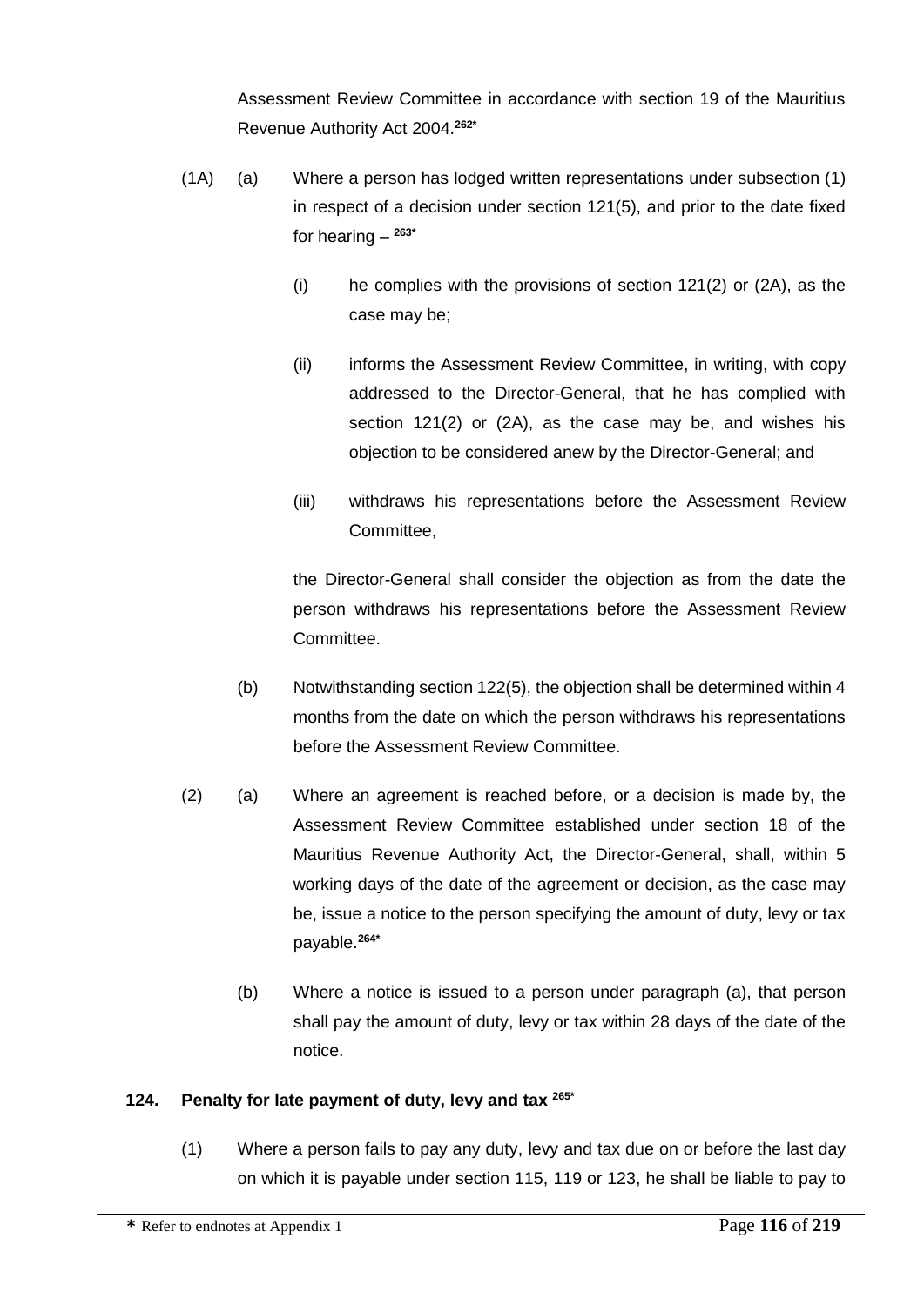Assessment Review Committee in accordance with section 19 of the Mauritius Revenue Authority Act 2004.[262*]

(1A) (a) Where a person has lodged written representations under subsection (1) in respect of a decision under section 121(5), and prior to the date fixed for hearing – [263*]

(i) he complies with the provisions of section 121(2) or (2A), as the case may be;

(ii) informs the Assessment Review Committee, in writing, with copy addressed to the Director-General, that he has complied with section 121(2) or (2A), as the case may be, and wishes his objection to be considered anew by the Director-General; and

(iii) withdraws his representations before the Assessment Review Committee,

the Director-General shall consider the objection as from the date the person withdraws his representations before the Assessment Review Committee.

(b) Notwithstanding section 122(5), the objection shall be determined within 4 months from the date on which the person withdraws his representations before the Assessment Review Committee.

(2) (a) Where an agreement is reached before, or a decision is made by, the Assessment Review Committee established under section 18 of the Mauritius Revenue Authority Act, the Director-General, shall, within 5 working days of the date of the agreement or decision, as the case may be, issue a notice to the person specifying the amount of duty, levy or tax payable.[264*]

(b) Where a notice is issued to a person under paragraph (a), that person shall pay the amount of duty, levy or tax within 28 days of the date of the notice.

**124. Penalty for late payment of duty, levy and tax [265*]**

(1) Where a person fails to pay any duty, levy and tax due on or before the last day on which it is payable under section 115, 119 or 123, he shall be liable to pay to

---

* Refer to endnotes at Appendix 1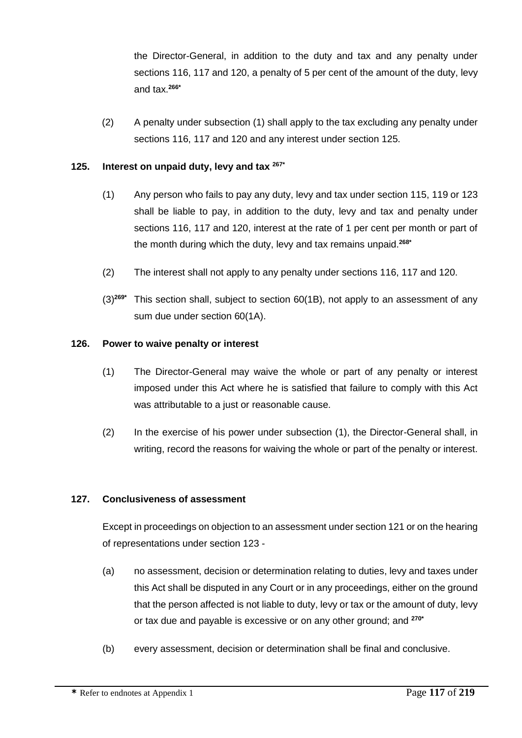the Director-General, in addition to the duty and tax and any penalty under sections 116, 117 and 120, a penalty of 5 per cent of the amount of the duty, levy and tax.[266*]

(2) A penalty under subsection (1) shall apply to the tax excluding any penalty under sections 116, 117 and 120 and any interest under section 125.

### 125. Interest on unpaid duty, levy and tax [267*]

(1) Any person who fails to pay any duty, levy and tax under section 115, 119 or 123 shall be liable to pay, in addition to the duty, levy and tax and penalty under sections 116, 117 and 120, interest at the rate of 1 per cent per month or part of the month during which the duty, levy and tax remains unpaid.[268*]

(2) The interest shall not apply to any penalty under sections 116, 117 and 120.

(3)[269*] This section shall, subject to section 60(1B), not apply to an assessment of any sum due under section 60(1A).

### 126. Power to waive penalty or interest

(1) The Director-General may waive the whole or part of any penalty or interest imposed under this Act where he is satisfied that failure to comply with this Act was attributable to a just or reasonable cause.

(2) In the exercise of his power under subsection (1), the Director-General shall, in writing, record the reasons for waiving the whole or part of the penalty or interest.

### 127. Conclusiveness of assessment

Except in proceedings on objection to an assessment under section 121 or on the hearing of representations under section 123 -

(a) no assessment, decision or determination relating to duties, levy and taxes under this Act shall be disputed in any Court or in any proceedings, either on the ground that the person affected is not liable to duty, levy or tax or the amount of duty, levy or tax due and payable is excessive or on any other ground; and [270*]

(b) every assessment, decision or determination shall be final and conclusive.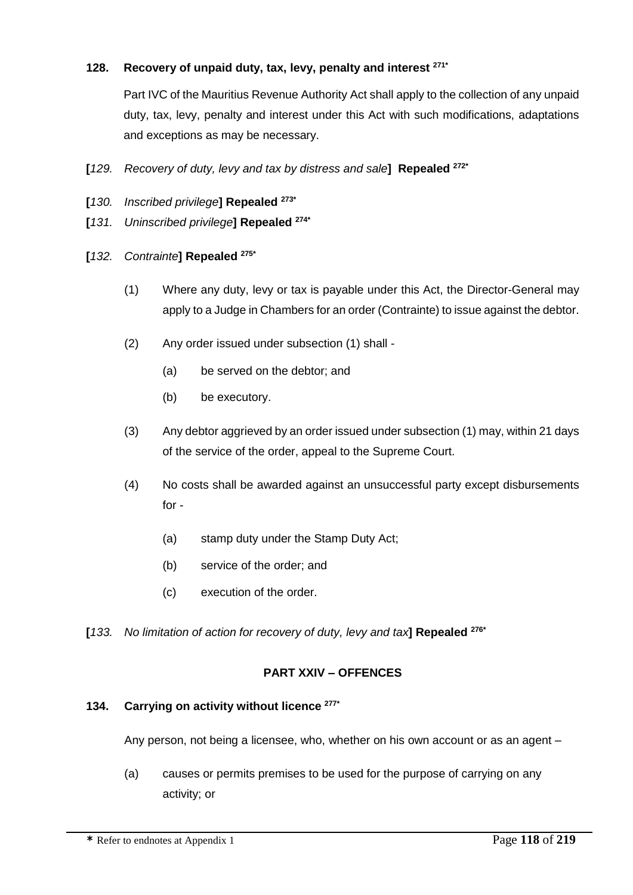**128. Recovery of unpaid duty, tax, levy, penalty and interest [271*]**

Part IVC of the Mauritius Revenue Authority Act shall apply to the collection of any unpaid duty, tax, levy, penalty and interest under this Act with such modifications, adaptations and exceptions as may be necessary.

**[***129. Recovery of duty, levy and tax by distress and sale***] Repealed [272*]**

**[***130. Inscribed privilege***] Repealed [273*]**

**[***131. Uninscribed privilege***] Repealed [274*]**

**[***132. Contrainte***] Repealed [275*]**

(1) Where any duty, levy or tax is payable under this Act, the Director-General may apply to a Judge in Chambers for an order (Contrainte) to issue against the debtor.

(2) Any order issued under subsection (1) shall -

(a) be served on the debtor; and

(b) be executory.

(3) Any debtor aggrieved by an order issued under subsection (1) may, within 21 days of the service of the order, appeal to the Supreme Court.

(4) No costs shall be awarded against an unsuccessful party except disbursements for -

(a) stamp duty under the Stamp Duty Act;

(b) service of the order; and

(c) execution of the order.

**[***133. No limitation of action for recovery of duty, levy and tax***] Repealed [276*]**

## PART XXIV – OFFENCES

**134. Carrying on activity without licence [277*]**

Any person, not being a licensee, who, whether on his own account or as an agent –

(a) causes or permits premises to be used for the purpose of carrying on any activity; or

* Refer to endnotes at Appendix 1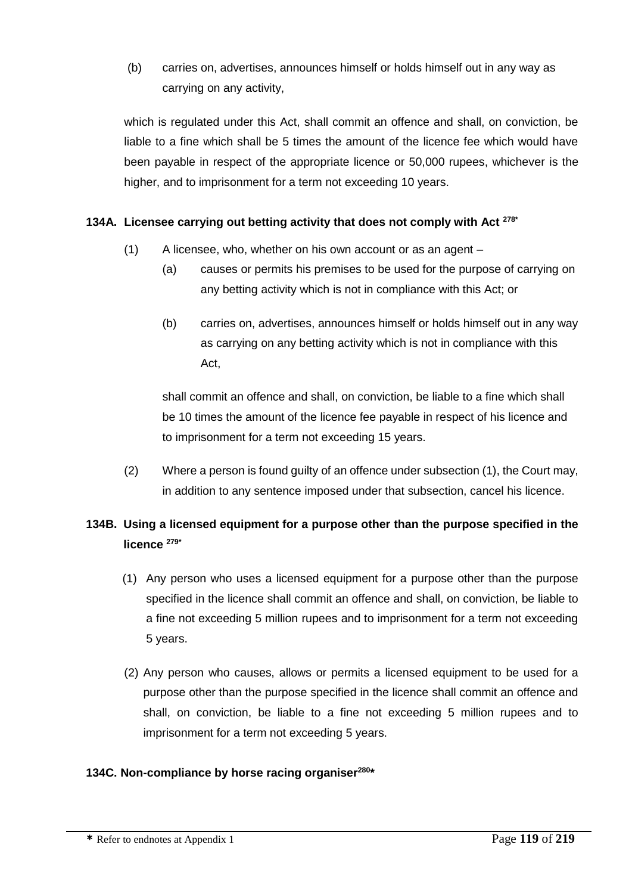(b) carries on, advertises, announces himself or holds himself out in any way as carrying on any activity,

which is regulated under this Act, shall commit an offence and shall, on conviction, be liable to a fine which shall be 5 times the amount of the licence fee which would have been payable in respect of the appropriate licence or 50,000 rupees, whichever is the higher, and to imprisonment for a term not exceeding 10 years.

**134A. Licensee carrying out betting activity that does not comply with Act [278*]**

(1) A licensee, who, whether on his own account or as an agent –

(a) causes or permits his premises to be used for the purpose of carrying on any betting activity which is not in compliance with this Act; or

(b) carries on, advertises, announces himself or holds himself out in any way as carrying on any betting activity which is not in compliance with this Act,

shall commit an offence and shall, on conviction, be liable to a fine which shall be 10 times the amount of the licence fee payable in respect of his licence and to imprisonment for a term not exceeding 15 years.

(2) Where a person is found guilty of an offence under subsection (1), the Court may, in addition to any sentence imposed under that subsection, cancel his licence.

**134B. Using a licensed equipment for a purpose other than the purpose specified in the licence [279*]**

(1) Any person who uses a licensed equipment for a purpose other than the purpose specified in the licence shall commit an offence and shall, on conviction, be liable to a fine not exceeding 5 million rupees and to imprisonment for a term not exceeding 5 years.

(2) Any person who causes, allows or permits a licensed equipment to be used for a purpose other than the purpose specified in the licence shall commit an offence and shall, on conviction, be liable to a fine not exceeding 5 million rupees and to imprisonment for a term not exceeding 5 years.

**134C. Non-compliance by horse racing organiser[280*]**

* Refer to endnotes at Appendix 1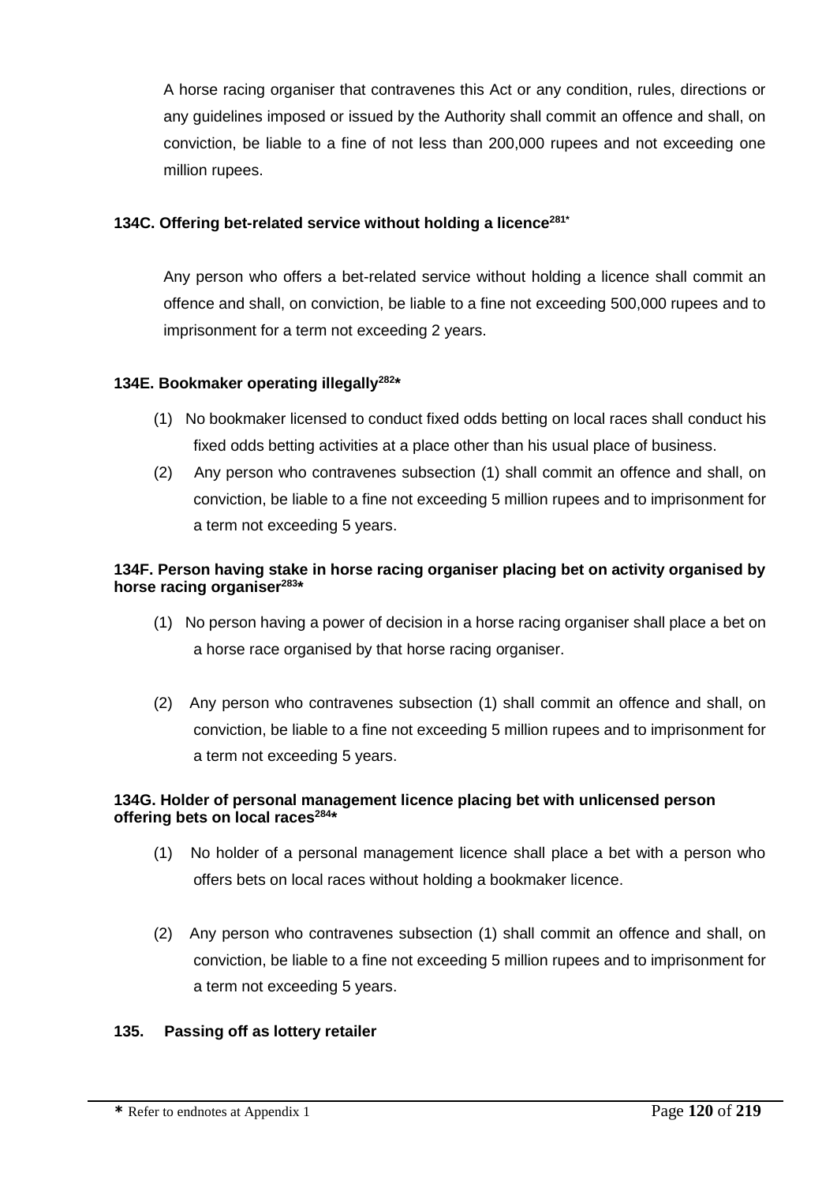A horse racing organiser that contravenes this Act or any condition, rules, directions or any guidelines imposed or issued by the Authority shall commit an offence and shall, on conviction, be liable to a fine of not less than 200,000 rupees and not exceeding one million rupees.

### 134C. Offering bet-related service without holding a licence[281*]

Any person who offers a bet-related service without holding a licence shall commit an offence and shall, on conviction, be liable to a fine not exceeding 500,000 rupees and to imprisonment for a term not exceeding 2 years.

### 134E. Bookmaker operating illegally[282*]

(1) No bookmaker licensed to conduct fixed odds betting on local races shall conduct his fixed odds betting activities at a place other than his usual place of business.

(2) Any person who contravenes subsection (1) shall commit an offence and shall, on conviction, be liable to a fine not exceeding 5 million rupees and to imprisonment for a term not exceeding 5 years.

### 134F. Person having stake in horse racing organiser placing bet on activity organised by horse racing organiser[283*]

(1) No person having a power of decision in a horse racing organiser shall place a bet on a horse race organised by that horse racing organiser.

(2) Any person who contravenes subsection (1) shall commit an offence and shall, on conviction, be liable to a fine not exceeding 5 million rupees and to imprisonment for a term not exceeding 5 years.

### 134G. Holder of personal management licence placing bet with unlicensed person offering bets on local races[284*]

(1) No holder of a personal management licence shall place a bet with a person who offers bets on local races without holding a bookmaker licence.

(2) Any person who contravenes subsection (1) shall commit an offence and shall, on conviction, be liable to a fine not exceeding 5 million rupees and to imprisonment for a term not exceeding 5 years.

### 135. Passing off as lottery retailer

* Refer to endnotes at Appendix 1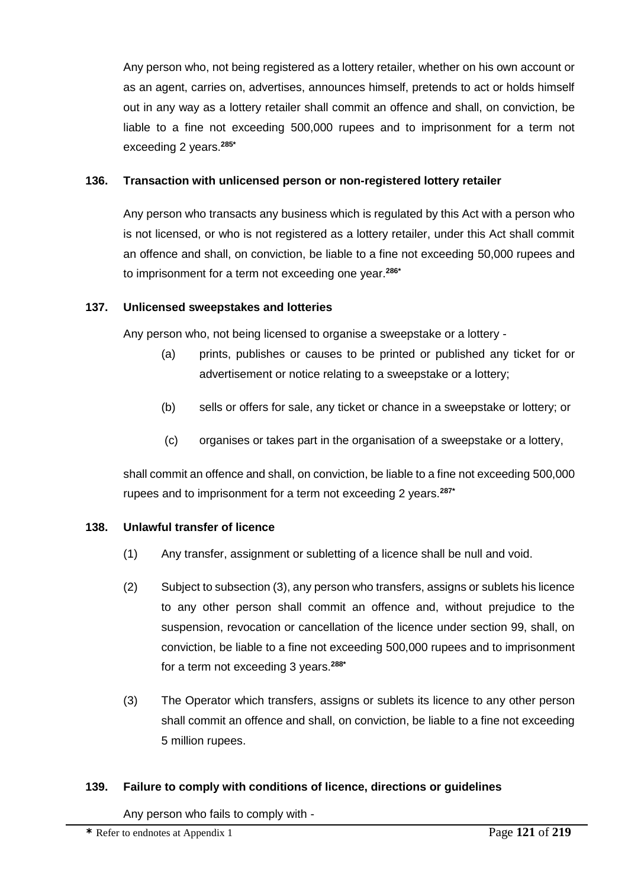Any person who, not being registered as a lottery retailer, whether on his own account or as an agent, carries on, advertises, announces himself, pretends to act or holds himself out in any way as a lottery retailer shall commit an offence and shall, on conviction, be liable to a fine not exceeding 500,000 rupees and to imprisonment for a term not exceeding 2 years.[285*]

### 136. Transaction with unlicensed person or non-registered lottery retailer

Any person who transacts any business which is regulated by this Act with a person who is not licensed, or who is not registered as a lottery retailer, under this Act shall commit an offence and shall, on conviction, be liable to a fine not exceeding 50,000 rupees and to imprisonment for a term not exceeding one year.[286*]

### 137. Unlicensed sweepstakes and lotteries

Any person who, not being licensed to organise a sweepstake or a lottery -

(a) prints, publishes or causes to be printed or published any ticket for or advertisement or notice relating to a sweepstake or a lottery;

(b) sells or offers for sale, any ticket or chance in a sweepstake or lottery; or

(c) organises or takes part in the organisation of a sweepstake or a lottery,

shall commit an offence and shall, on conviction, be liable to a fine not exceeding 500,000 rupees and to imprisonment for a term not exceeding 2 years.[287*]

### 138. Unlawful transfer of licence

(1) Any transfer, assignment or subletting of a licence shall be null and void.

(2) Subject to subsection (3), any person who transfers, assigns or sublets his licence to any other person shall commit an offence and, without prejudice to the suspension, revocation or cancellation of the licence under section 99, shall, on conviction, be liable to a fine not exceeding 500,000 rupees and to imprisonment for a term not exceeding 3 years.[288*]

(3) The Operator which transfers, assigns or sublets its licence to any other person shall commit an offence and shall, on conviction, be liable to a fine not exceeding 5 million rupees.

### 139. Failure to comply with conditions of licence, directions or guidelines

Any person who fails to comply with -

* Refer to endnotes at Appendix 1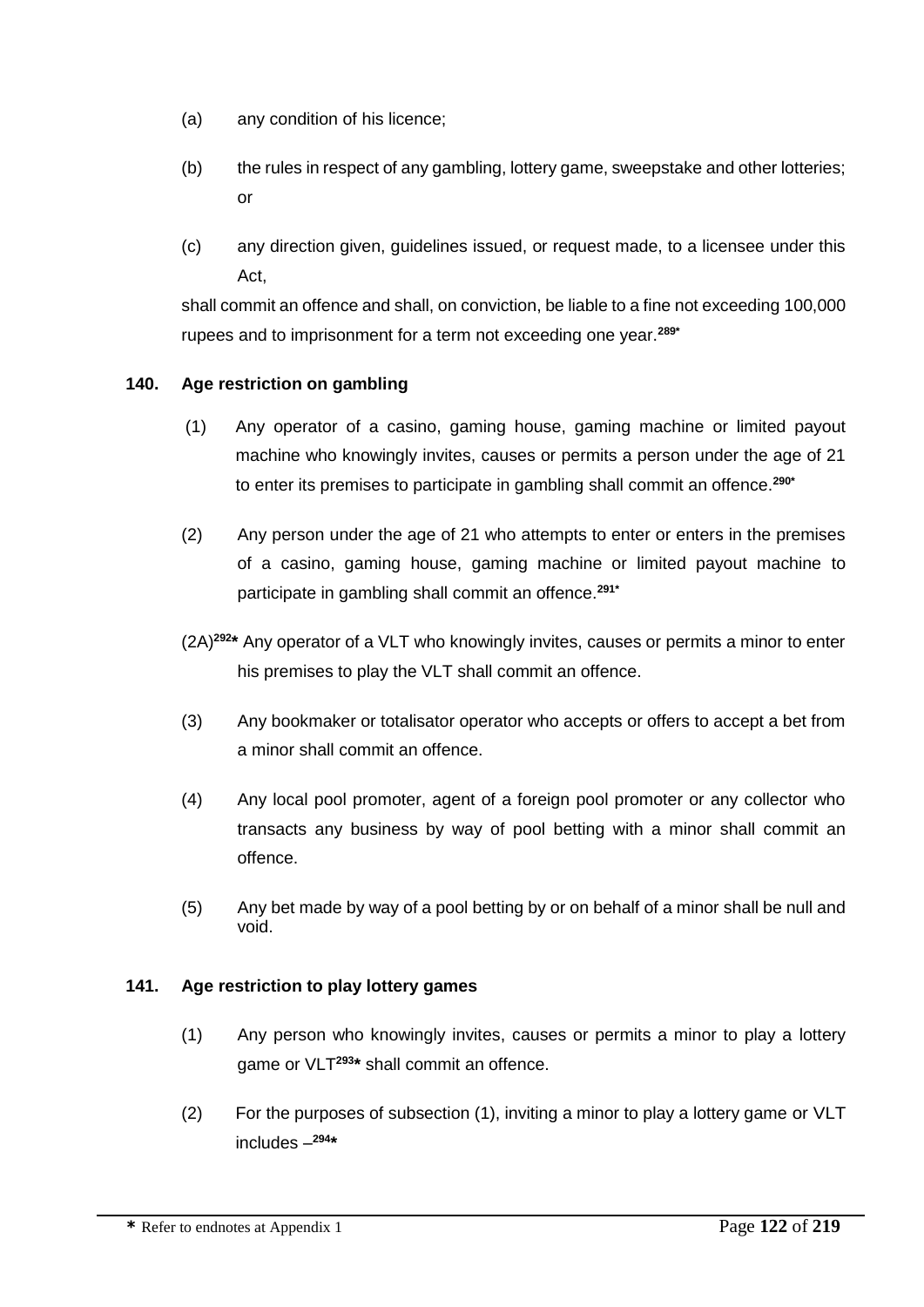(a) any condition of his licence;

(b) the rules in respect of any gambling, lottery game, sweepstake and other lotteries; or

(c) any direction given, guidelines issued, or request made, to a licensee under this Act,

shall commit an offence and shall, on conviction, be liable to a fine not exceeding 100,000 rupees and to imprisonment for a term not exceeding one year.[289*]

**140. Age restriction on gambling**

(1) Any operator of a casino, gaming house, gaming machine or limited payout machine who knowingly invites, causes or permits a person under the age of 21 to enter its premises to participate in gambling shall commit an offence.[290*]

(2) Any person under the age of 21 who attempts to enter or enters in the premises of a casino, gaming house, gaming machine or limited payout machine to participate in gambling shall commit an offence.[291*]

(2A)[292*] Any operator of a VLT who knowingly invites, causes or permits a minor to enter his premises to play the VLT shall commit an offence.

(3) Any bookmaker or totalisator operator who accepts or offers to accept a bet from a minor shall commit an offence.

(4) Any local pool promoter, agent of a foreign pool promoter or any collector who transacts any business by way of pool betting with a minor shall commit an offence.

(5) Any bet made by way of a pool betting by or on behalf of a minor shall be null and void.

**141. Age restriction to play lottery games**

(1) Any person who knowingly invites, causes or permits a minor to play a lottery game or VLT[293*] shall commit an offence.

(2) For the purposes of subsection (1), inviting a minor to play a lottery game or VLT includes –[294*]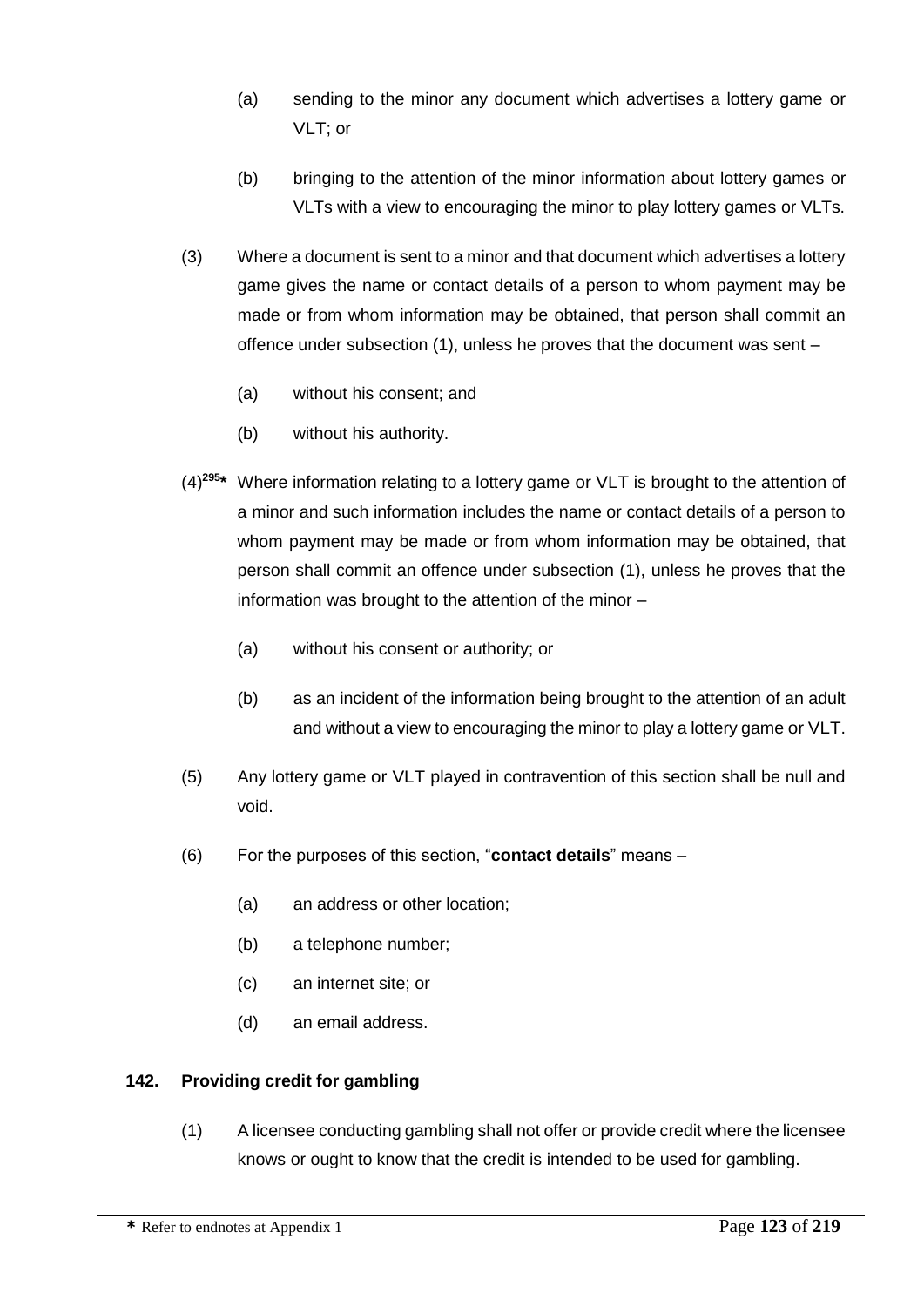(a) sending to the minor any document which advertises a lottery game or VLT; or

(b) bringing to the attention of the minor information about lottery games or VLTs with a view to encouraging the minor to play lottery games or VLTs.

(3) Where a document is sent to a minor and that document which advertises a lottery game gives the name or contact details of a person to whom payment may be made or from whom information may be obtained, that person shall commit an offence under subsection (1), unless he proves that the document was sent –

(a) without his consent; and

(b) without his authority.

(4)[295]* Where information relating to a lottery game or VLT is brought to the attention of a minor and such information includes the name or contact details of a person to whom payment may be made or from whom information may be obtained, that person shall commit an offence under subsection (1), unless he proves that the information was brought to the attention of the minor –

(a) without his consent or authority; or

(b) as an incident of the information being brought to the attention of an adult and without a view to encouraging the minor to play a lottery game or VLT.

(5) Any lottery game or VLT played in contravention of this section shall be null and void.

(6) For the purposes of this section, "**contact details**" means –

(a) an address or other location;

(b) a telephone number;

(c) an internet site; or

(d) an email address.

### 142. Providing credit for gambling

(1) A licensee conducting gambling shall not offer or provide credit where the licensee knows or ought to know that the credit is intended to be used for gambling.

* Refer to endnotes at Appendix 1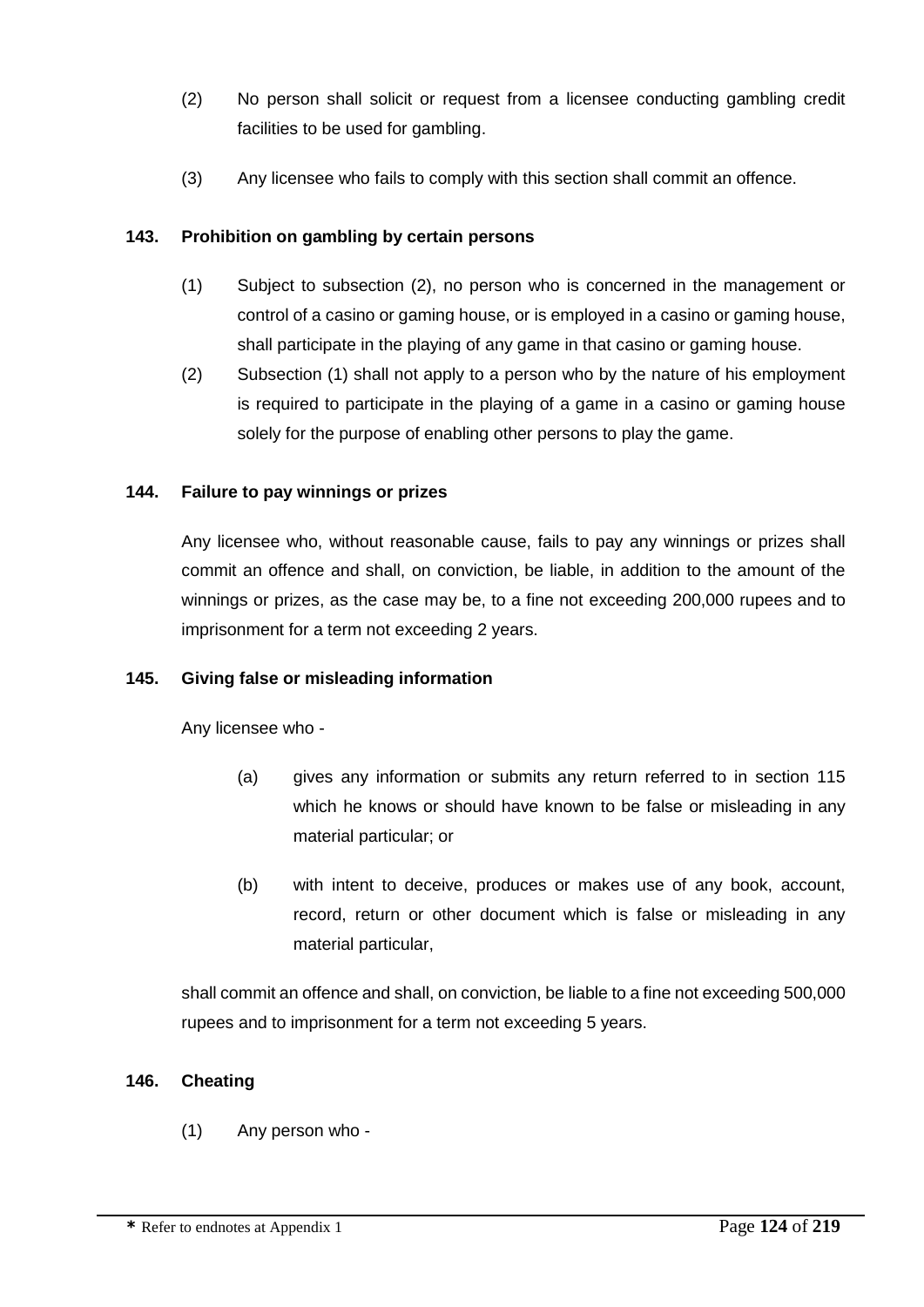(2) No person shall solicit or request from a licensee conducting gambling credit facilities to be used for gambling.

(3) Any licensee who fails to comply with this section shall commit an offence.

### 143. Prohibition on gambling by certain persons

(1) Subject to subsection (2), no person who is concerned in the management or control of a casino or gaming house, or is employed in a casino or gaming house, shall participate in the playing of any game in that casino or gaming house.

(2) Subsection (1) shall not apply to a person who by the nature of his employment is required to participate in the playing of a game in a casino or gaming house solely for the purpose of enabling other persons to play the game.

### 144. Failure to pay winnings or prizes

Any licensee who, without reasonable cause, fails to pay any winnings or prizes shall commit an offence and shall, on conviction, be liable, in addition to the amount of the winnings or prizes, as the case may be, to a fine not exceeding 200,000 rupees and to imprisonment for a term not exceeding 2 years.

### 145. Giving false or misleading information

Any licensee who -

(a) gives any information or submits any return referred to in section 115 which he knows or should have known to be false or misleading in any material particular; or

(b) with intent to deceive, produces or makes use of any book, account, record, return or other document which is false or misleading in any material particular,

shall commit an offence and shall, on conviction, be liable to a fine not exceeding 500,000 rupees and to imprisonment for a term not exceeding 5 years.

### 146. Cheating

(1) Any person who -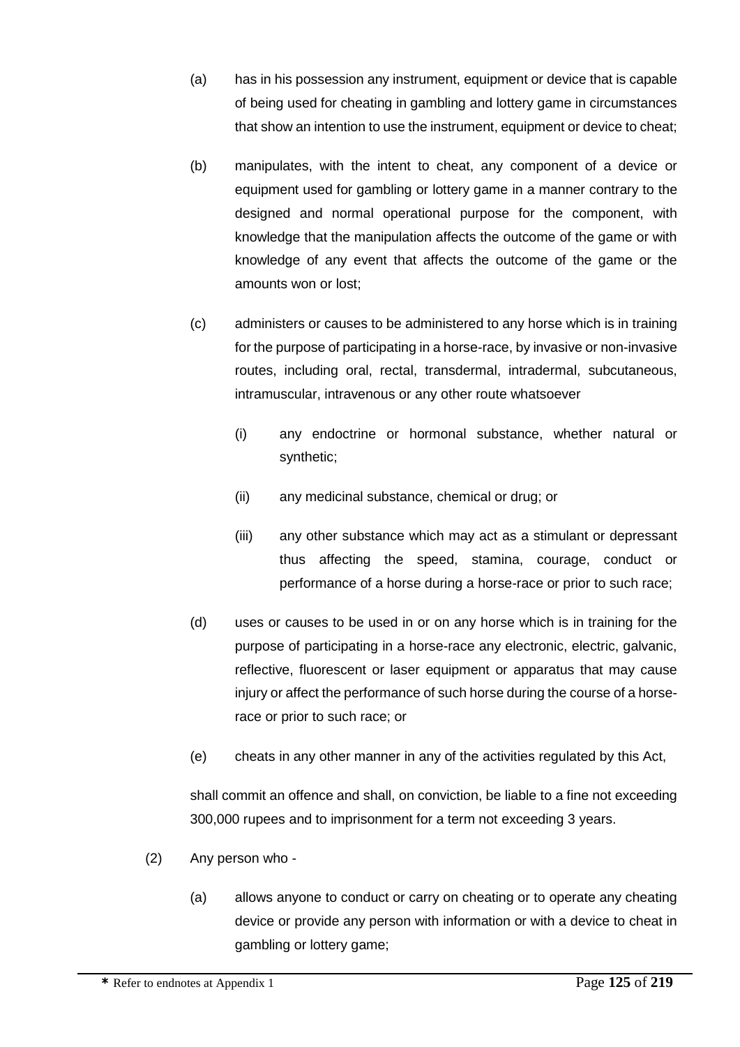(a) has in his possession any instrument, equipment or device that is capable of being used for cheating in gambling and lottery game in circumstances that show an intention to use the instrument, equipment or device to cheat;

(b) manipulates, with the intent to cheat, any component of a device or equipment used for gambling or lottery game in a manner contrary to the designed and normal operational purpose for the component, with knowledge that the manipulation affects the outcome of the game or with knowledge of any event that affects the outcome of the game or the amounts won or lost;

(c) administers or causes to be administered to any horse which is in training for the purpose of participating in a horse-race, by invasive or non-invasive routes, including oral, rectal, transdermal, intradermal, subcutaneous, intramuscular, intravenous or any other route whatsoever

   (i) any endocrine or hormonal substance, whether natural or synthetic;

   (ii) any medicinal substance, chemical or drug; or

   (iii) any other substance which may act as a stimulant or depressant thus affecting the speed, stamina, courage, conduct or performance of a horse during a horse-race or prior to such race;

(d) uses or causes to be used in or on any horse which is in training for the purpose of participating in a horse-race any electronic, electric, galvanic, reflective, fluorescent or laser equipment or apparatus that may cause injury or affect the performance of such horse during the course of a horse-race or prior to such race; or

(e) cheats in any other manner in any of the activities regulated by this Act,

shall commit an offence and shall, on conviction, be liable to a fine not exceeding 300,000 rupees and to imprisonment for a term not exceeding 3 years.

(2) Any person who -

(a) allows anyone to conduct or carry on cheating or to operate any cheating device or provide any person with information or with a device to cheat in gambling or lottery game;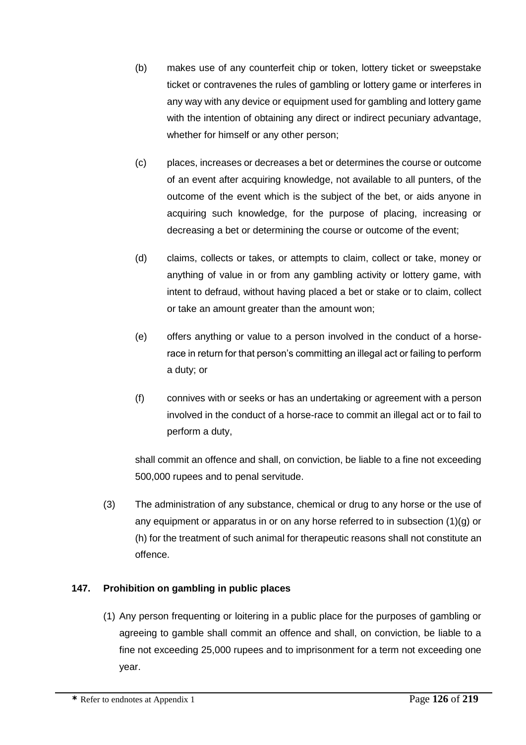(b) makes use of any counterfeit chip or token, lottery ticket or sweepstake ticket or contravenes the rules of gambling or lottery game or interferes in any way with any device or equipment used for gambling and lottery game with the intention of obtaining any direct or indirect pecuniary advantage, whether for himself or any other person;

(c) places, increases or decreases a bet or determines the course or outcome of an event after acquiring knowledge, not available to all punters, of the outcome of the event which is the subject of the bet, or aids anyone in acquiring such knowledge, for the purpose of placing, increasing or decreasing a bet or determining the course or outcome of the event;

(d) claims, collects or takes, or attempts to claim, collect or take, money or anything of value in or from any gambling activity or lottery game, with intent to defraud, without having placed a bet or stake or to claim, collect or take an amount greater than the amount won;

(e) offers anything or value to a person involved in the conduct of a horse-race in return for that person's committing an illegal act or failing to perform a duty; or

(f) connives with or seeks or has an undertaking or agreement with a person involved in the conduct of a horse-race to commit an illegal act or to fail to perform a duty,

shall commit an offence and shall, on conviction, be liable to a fine not exceeding 500,000 rupees and to penal servitude.

(3) The administration of any substance, chemical or drug to any horse or the use of any equipment or apparatus in or on any horse referred to in subsection (1)(g) or (h) for the treatment of such animal for therapeutic reasons shall not constitute an offence.

### 147. Prohibition on gambling in public places

(1) Any person frequenting or loitering in a public place for the purposes of gambling or agreeing to gamble shall commit an offence and shall, on conviction, be liable to a fine not exceeding 25,000 rupees and to imprisonment for a term not exceeding one year.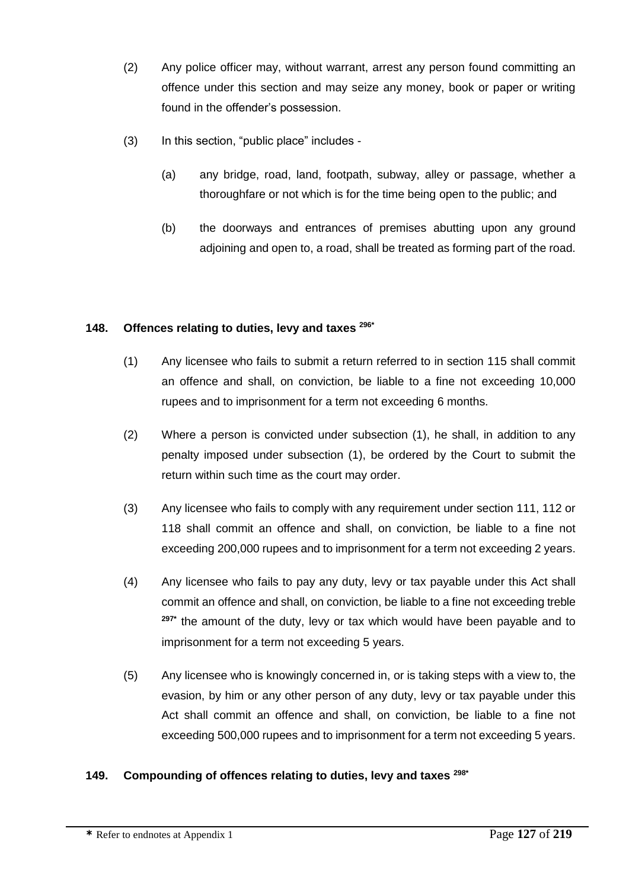(2) Any police officer may, without warrant, arrest any person found committing an offence under this section and may seize any money, book or paper or writing found in the offender's possession.

(3) In this section, "public place" includes -

(a) any bridge, road, land, footpath, subway, alley or passage, whether a thoroughfare or not which is for the time being open to the public; and

(b) the doorways and entrances of premises abutting upon any ground adjoining and open to, a road, shall be treated as forming part of the road.

**148. Offences relating to duties, levy and taxes [296*]**

(1) Any licensee who fails to submit a return referred to in section 115 shall commit an offence and shall, on conviction, be liable to a fine not exceeding 10,000 rupees and to imprisonment for a term not exceeding 6 months.

(2) Where a person is convicted under subsection (1), he shall, in addition to any penalty imposed under subsection (1), be ordered by the Court to submit the return within such time as the court may order.

(3) Any licensee who fails to comply with any requirement under section 111, 112 or 118 shall commit an offence and shall, on conviction, be liable to a fine not exceeding 200,000 rupees and to imprisonment for a term not exceeding 2 years.

(4) Any licensee who fails to pay any duty, levy or tax payable under this Act shall commit an offence and shall, on conviction, be liable to a fine not exceeding treble [297*] the amount of the duty, levy or tax which would have been payable and to imprisonment for a term not exceeding 5 years.

(5) Any licensee who is knowingly concerned in, or is taking steps with a view to, the evasion, by him or any other person of any duty, levy or tax payable under this Act shall commit an offence and shall, on conviction, be liable to a fine not exceeding 500,000 rupees and to imprisonment for a term not exceeding 5 years.

**149. Compounding of offences relating to duties, levy and taxes [298*]**

* Refer to endnotes at Appendix 1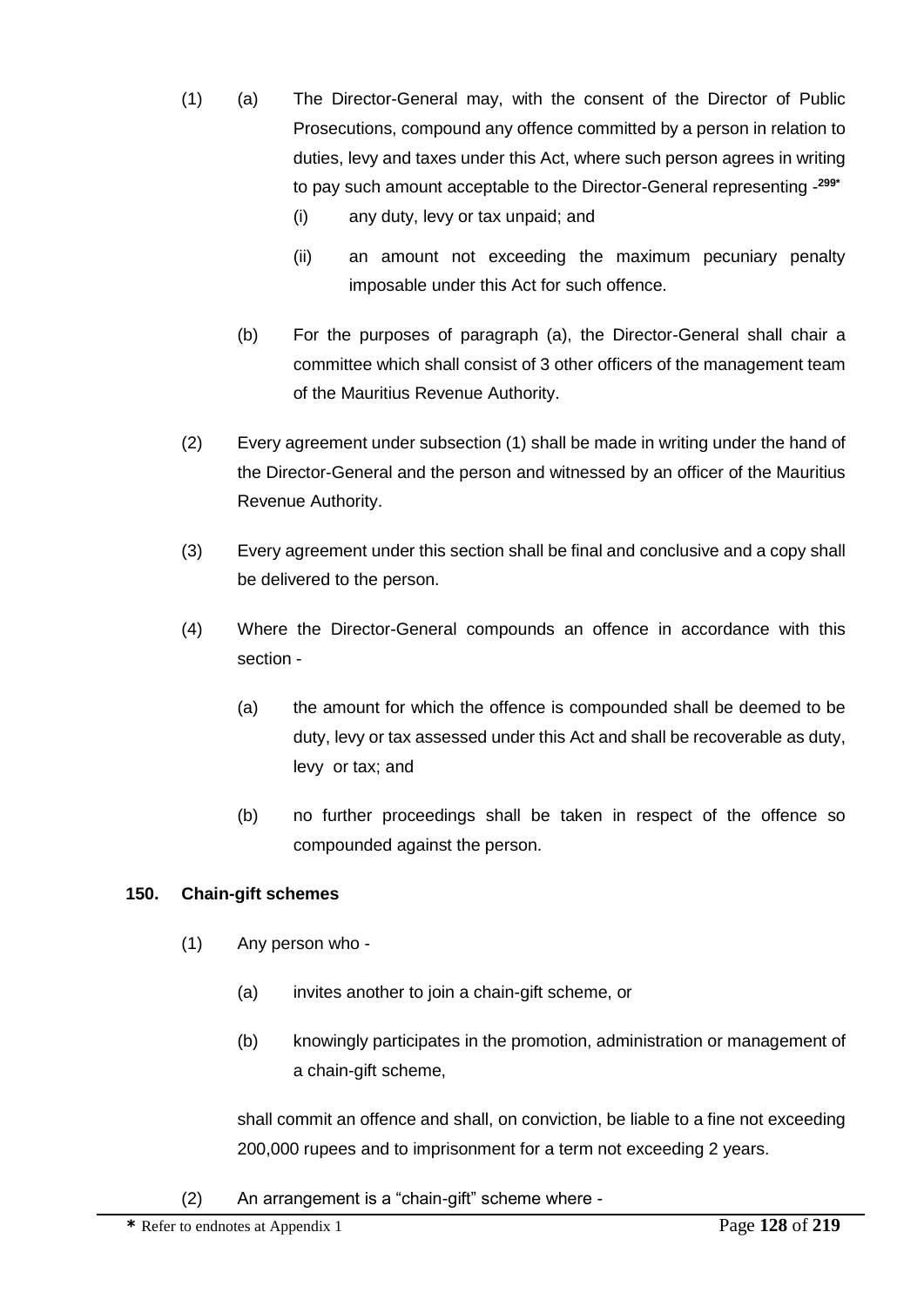(1) (a) The Director-General may, with the consent of the Director of Public Prosecutions, compound any offence committed by a person in relation to duties, levy and taxes under this Act, where such person agrees in writing to pay such amount acceptable to the Director-General representing -[299*]

(i) any duty, levy or tax unpaid; and

(ii) an amount not exceeding the maximum pecuniary penalty imposable under this Act for such offence.

(b) For the purposes of paragraph (a), the Director-General shall chair a committee which shall consist of 3 other officers of the management team of the Mauritius Revenue Authority.

(2) Every agreement under subsection (1) shall be made in writing under the hand of the Director-General and the person and witnessed by an officer of the Mauritius Revenue Authority.

(3) Every agreement under this section shall be final and conclusive and a copy shall be delivered to the person.

(4) Where the Director-General compounds an offence in accordance with this section -

(a) the amount for which the offence is compounded shall be deemed to be duty, levy or tax assessed under this Act and shall be recoverable as duty, levy or tax; and

(b) no further proceedings shall be taken in respect of the offence so compounded against the person.

**150. Chain-gift schemes**

(1) Any person who -

(a) invites another to join a chain-gift scheme, or

(b) knowingly participates in the promotion, administration or management of a chain-gift scheme,

shall commit an offence and shall, on conviction, be liable to a fine not exceeding 200,000 rupees and to imprisonment for a term not exceeding 2 years.

(2) An arrangement is a "chain-gift" scheme where -

* Refer to endnotes at Appendix 1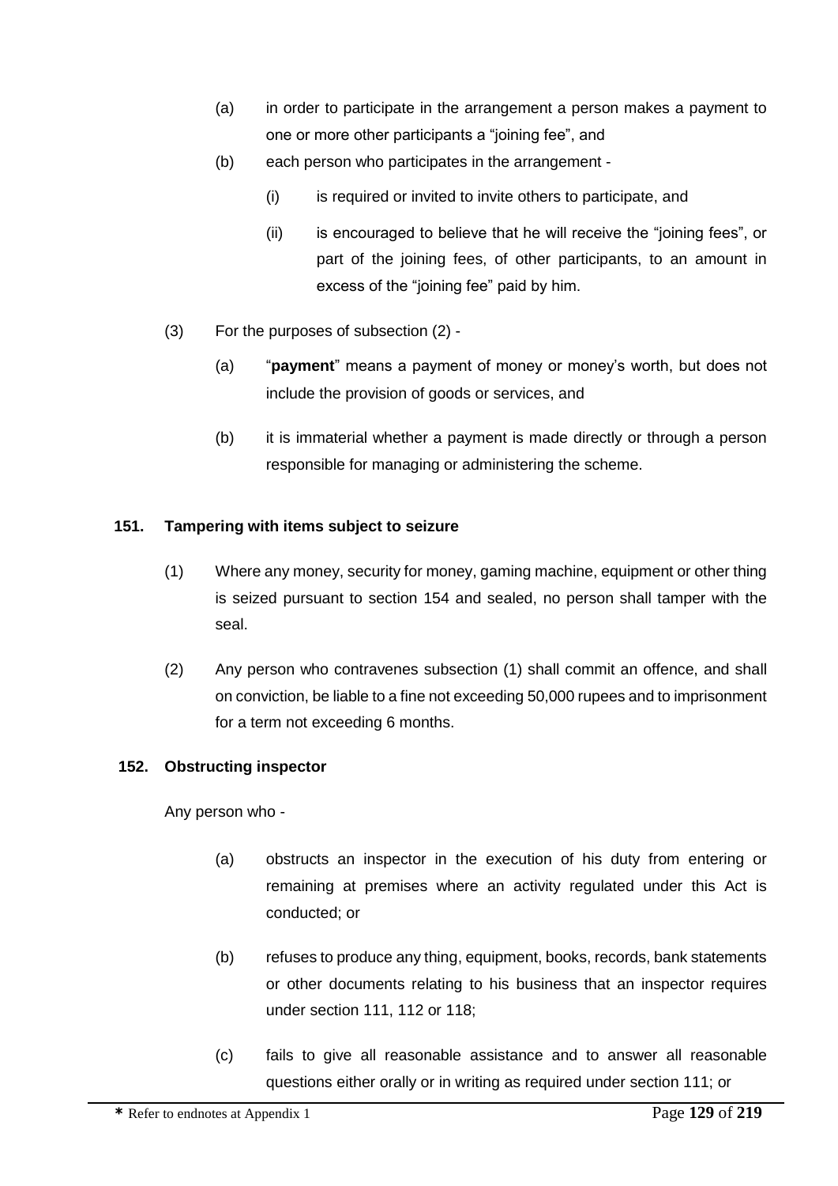(a) in order to participate in the arrangement a person makes a payment to one or more other participants a "joining fee", and

(b) each person who participates in the arrangement -

(i) is required or invited to invite others to participate, and

(ii) is encouraged to believe that he will receive the "joining fees", or part of the joining fees, of other participants, to an amount in excess of the "joining fee" paid by him.

(3) For the purposes of subsection (2) -

(a) "**payment**" means a payment of money or money's worth, but does not include the provision of goods or services, and

(b) it is immaterial whether a payment is made directly or through a person responsible for managing or administering the scheme.

**151. Tampering with items subject to seizure**

(1) Where any money, security for money, gaming machine, equipment or other thing is seized pursuant to section 154 and sealed, no person shall tamper with the seal.

(2) Any person who contravenes subsection (1) shall commit an offence, and shall on conviction, be liable to a fine not exceeding 50,000 rupees and to imprisonment for a term not exceeding 6 months.

**152. Obstructing inspector**

Any person who -

(a) obstructs an inspector in the execution of his duty from entering or remaining at premises where an activity regulated under this Act is conducted; or

(b) refuses to produce any thing, equipment, books, records, bank statements or other documents relating to his business that an inspector requires under section 111, 112 or 118;

(c) fails to give all reasonable assistance and to answer all reasonable questions either orally or in writing as required under section 111; or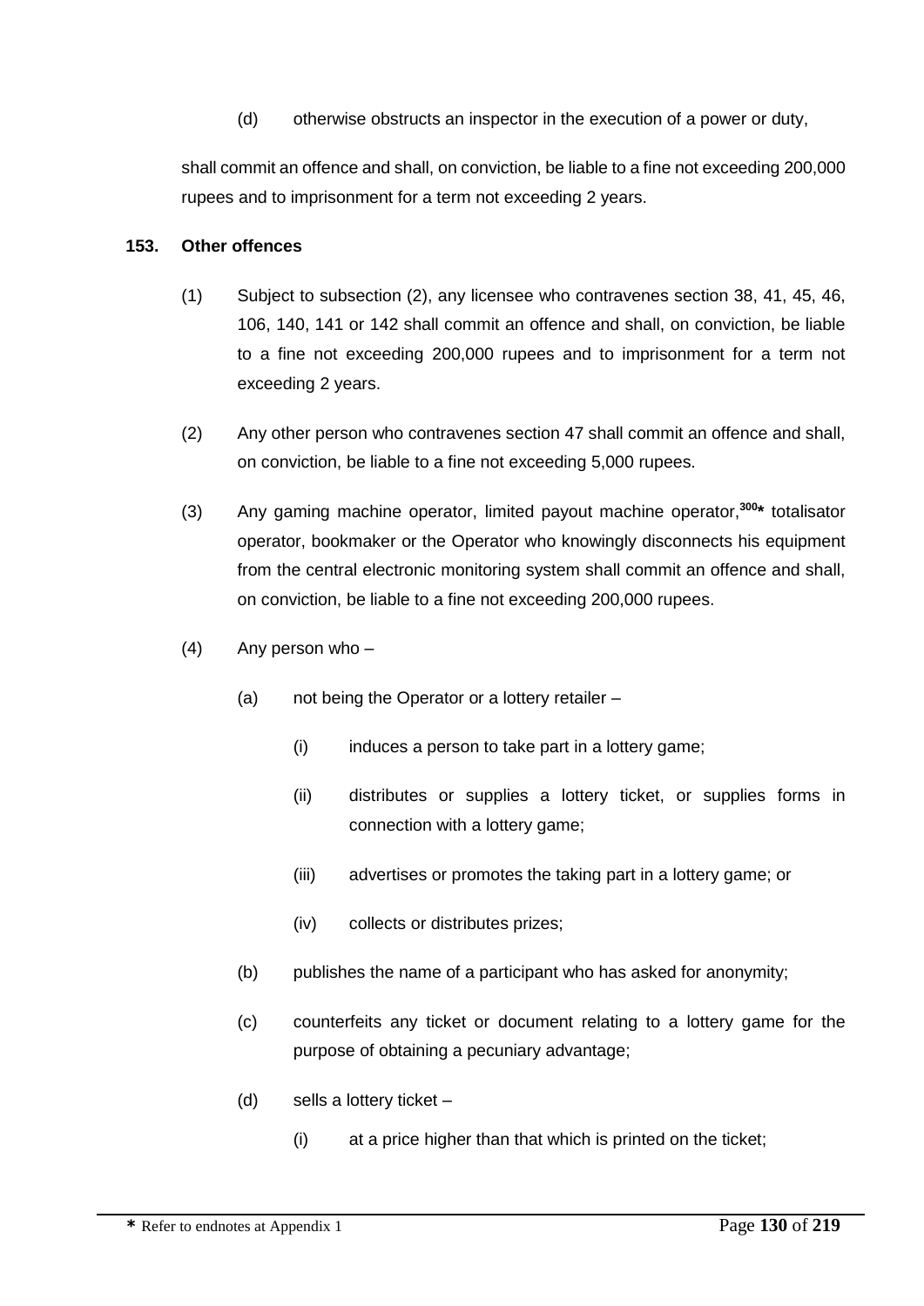(d) otherwise obstructs an inspector in the execution of a power or duty,

shall commit an offence and shall, on conviction, be liable to a fine not exceeding 200,000 rupees and to imprisonment for a term not exceeding 2 years.

**153. Other offences**

(1) Subject to subsection (2), any licensee who contravenes section 38, 41, 45, 46, 106, 140, 141 or 142 shall commit an offence and shall, on conviction, be liable to a fine not exceeding 200,000 rupees and to imprisonment for a term not exceeding 2 years.

(2) Any other person who contravenes section 47 shall commit an offence and shall, on conviction, be liable to a fine not exceeding 5,000 rupees.

(3) Any gaming machine operator, limited payout machine operator,[300*] totalisator operator, bookmaker or the Operator who knowingly disconnects his equipment from the central electronic monitoring system shall commit an offence and shall, on conviction, be liable to a fine not exceeding 200,000 rupees.

(4) Any person who –

(a) not being the Operator or a lottery retailer –

(i) induces a person to take part in a lottery game;

(ii) distributes or supplies a lottery ticket, or supplies forms in connection with a lottery game;

(iii) advertises or promotes the taking part in a lottery game; or

(iv) collects or distributes prizes;

(b) publishes the name of a participant who has asked for anonymity;

(c) counterfeits any ticket or document relating to a lottery game for the purpose of obtaining a pecuniary advantage;

(d) sells a lottery ticket –

(i) at a price higher than that which is printed on the ticket;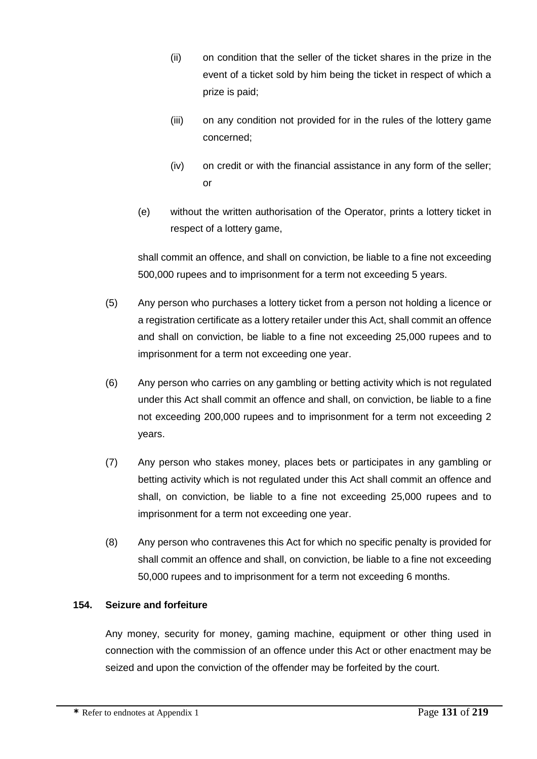(ii) on condition that the seller of the ticket shares in the prize in the event of a ticket sold by him being the ticket in respect of which a prize is paid;

(iii) on any condition not provided for in the rules of the lottery game concerned;

(iv) on credit or with the financial assistance in any form of the seller; or

(e) without the written authorisation of the Operator, prints a lottery ticket in respect of a lottery game,

shall commit an offence, and shall on conviction, be liable to a fine not exceeding 500,000 rupees and to imprisonment for a term not exceeding 5 years.

(5) Any person who purchases a lottery ticket from a person not holding a licence or a registration certificate as a lottery retailer under this Act, shall commit an offence and shall on conviction, be liable to a fine not exceeding 25,000 rupees and to imprisonment for a term not exceeding one year.

(6) Any person who carries on any gambling or betting activity which is not regulated under this Act shall commit an offence and shall, on conviction, be liable to a fine not exceeding 200,000 rupees and to imprisonment for a term not exceeding 2 years.

(7) Any person who stakes money, places bets or participates in any gambling or betting activity which is not regulated under this Act shall commit an offence and shall, on conviction, be liable to a fine not exceeding 25,000 rupees and to imprisonment for a term not exceeding one year.

(8) Any person who contravenes this Act for which no specific penalty is provided for shall commit an offence and shall, on conviction, be liable to a fine not exceeding 50,000 rupees and to imprisonment for a term not exceeding 6 months.

**154. Seizure and forfeiture**

Any money, security for money, gaming machine, equipment or other thing used in connection with the commission of an offence under this Act or other enactment may be seized and upon the conviction of the offender may be forfeited by the court.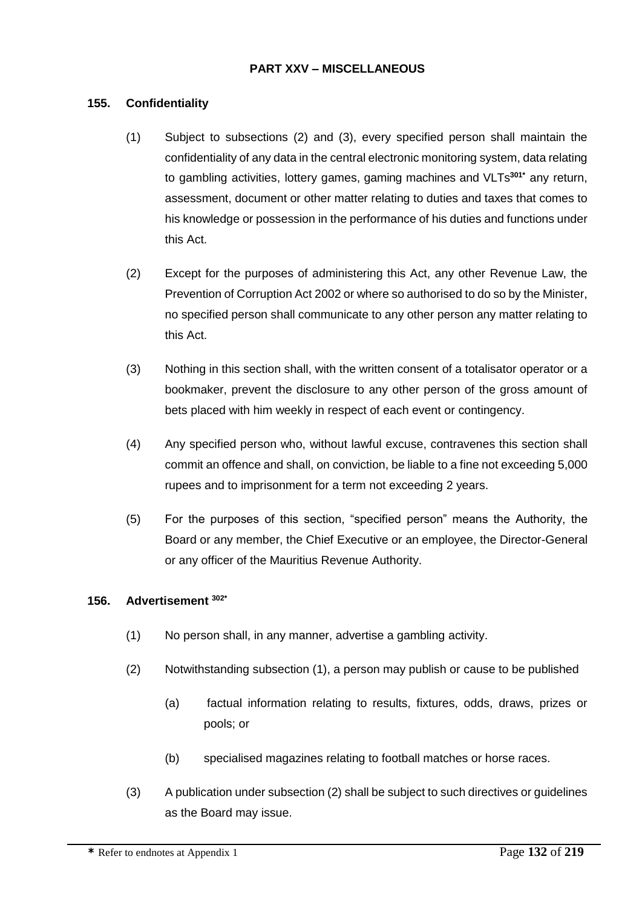## PART XXV – MISCELLANEOUS

### 155. Confidentiality

(1) Subject to subsections (2) and (3), every specified person shall maintain the confidentiality of any data in the central electronic monitoring system, data relating to gambling activities, lottery games, gaming machines and VLTs[301*] any return, assessment, document or other matter relating to duties and taxes that comes to his knowledge or possession in the performance of his duties and functions under this Act.

(2) Except for the purposes of administering this Act, any other Revenue Law, the Prevention of Corruption Act 2002 or where so authorised to do so by the Minister, no specified person shall communicate to any other person any matter relating to this Act.

(3) Nothing in this section shall, with the written consent of a totalisator operator or a bookmaker, prevent the disclosure to any other person of the gross amount of bets placed with him weekly in respect of each event or contingency.

(4) Any specified person who, without lawful excuse, contravenes this section shall commit an offence and shall, on conviction, be liable to a fine not exceeding 5,000 rupees and to imprisonment for a term not exceeding 2 years.

(5) For the purposes of this section, "specified person" means the Authority, the Board or any member, the Chief Executive or an employee, the Director-General or any officer of the Mauritius Revenue Authority.

### 156. Advertisement [302*]

(1) No person shall, in any manner, advertise a gambling activity.

(2) Notwithstanding subsection (1), a person may publish or cause to be published

(a) factual information relating to results, fixtures, odds, draws, prizes or pools; or

(b) specialised magazines relating to football matches or horse races.

(3) A publication under subsection (2) shall be subject to such directives or guidelines as the Board may issue.

* Refer to endnotes at Appendix 1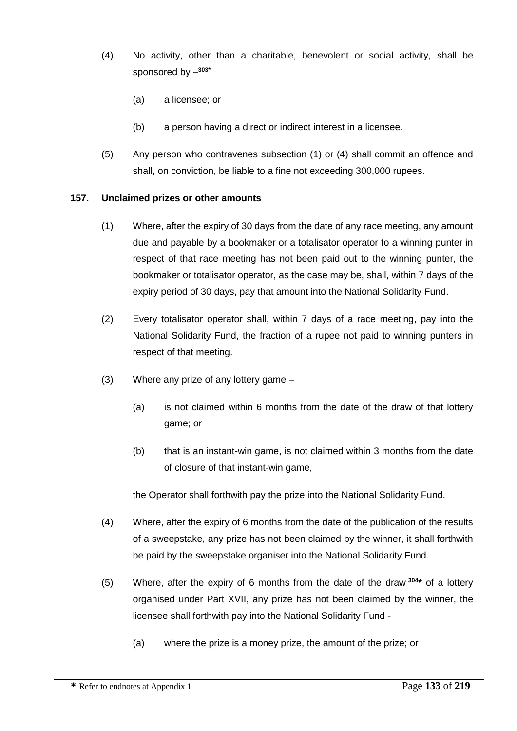(4) No activity, other than a charitable, benevolent or social activity, shall be sponsored by –[303*]

(a) a licensee; or

(b) a person having a direct or indirect interest in a licensee.

(5) Any person who contravenes subsection (1) or (4) shall commit an offence and shall, on conviction, be liable to a fine not exceeding 300,000 rupees.

**157. Unclaimed prizes or other amounts**

(1) Where, after the expiry of 30 days from the date of any race meeting, any amount due and payable by a bookmaker or a totalisator operator to a winning punter in respect of that race meeting has not been paid out to the winning punter, the bookmaker or totalisator operator, as the case may be, shall, within 7 days of the expiry period of 30 days, pay that amount into the National Solidarity Fund.

(2) Every totalisator operator shall, within 7 days of a race meeting, pay into the National Solidarity Fund, the fraction of a rupee not paid to winning punters in respect of that meeting.

(3) Where any prize of any lottery game –

(a) is not claimed within 6 months from the date of the draw of that lottery game; or

(b) that is an instant-win game, is not claimed within 3 months from the date of closure of that instant-win game,

the Operator shall forthwith pay the prize into the National Solidarity Fund.

(4) Where, after the expiry of 6 months from the date of the publication of the results of a sweepstake, any prize has not been claimed by the winner, it shall forthwith be paid by the sweepstake organiser into the National Solidarity Fund.

(5) Where, after the expiry of 6 months from the date of the draw [304*] of a lottery organised under Part XVII, any prize has not been claimed by the winner, the licensee shall forthwith pay into the National Solidarity Fund -

(a) where the prize is a money prize, the amount of the prize; or

**\*** Refer to endnotes at Appendix 1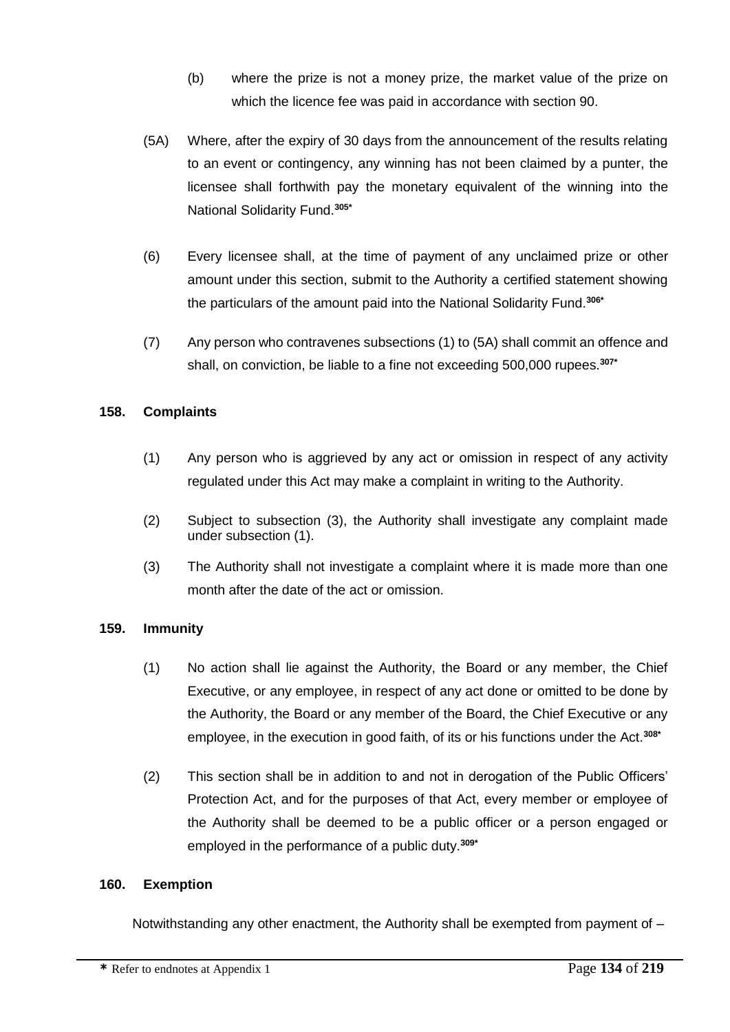(b) where the prize is not a money prize, the market value of the prize on which the licence fee was paid in accordance with section 90.

(5A) Where, after the expiry of 30 days from the announcement of the results relating to an event or contingency, any winning has not been claimed by a punter, the licensee shall forthwith pay the monetary equivalent of the winning into the National Solidarity Fund.[305*]

(6) Every licensee shall, at the time of payment of any unclaimed prize or other amount under this section, submit to the Authority a certified statement showing the particulars of the amount paid into the National Solidarity Fund.[306*]

(7) Any person who contravenes subsections (1) to (5A) shall commit an offence and shall, on conviction, be liable to a fine not exceeding 500,000 rupees.[307*]

**158. Complaints**

(1) Any person who is aggrieved by any act or omission in respect of any activity regulated under this Act may make a complaint in writing to the Authority.

(2) Subject to subsection (3), the Authority shall investigate any complaint made under subsection (1).

(3) The Authority shall not investigate a complaint where it is made more than one month after the date of the act or omission.

**159. Immunity**

(1) No action shall lie against the Authority, the Board or any member, the Chief Executive, or any employee, in respect of any act done or omitted to be done by the Authority, the Board or any member of the Board, the Chief Executive or any employee, in the execution in good faith, of its or his functions under the Act.[308*]

(2) This section shall be in addition to and not in derogation of the Public Officers' Protection Act, and for the purposes of that Act, every member or employee of the Authority shall be deemed to be a public officer or a person engaged or employed in the performance of a public duty.[309*]

**160. Exemption**

Notwithstanding any other enactment, the Authority shall be exempted from payment of –

* Refer to endnotes at Appendix 1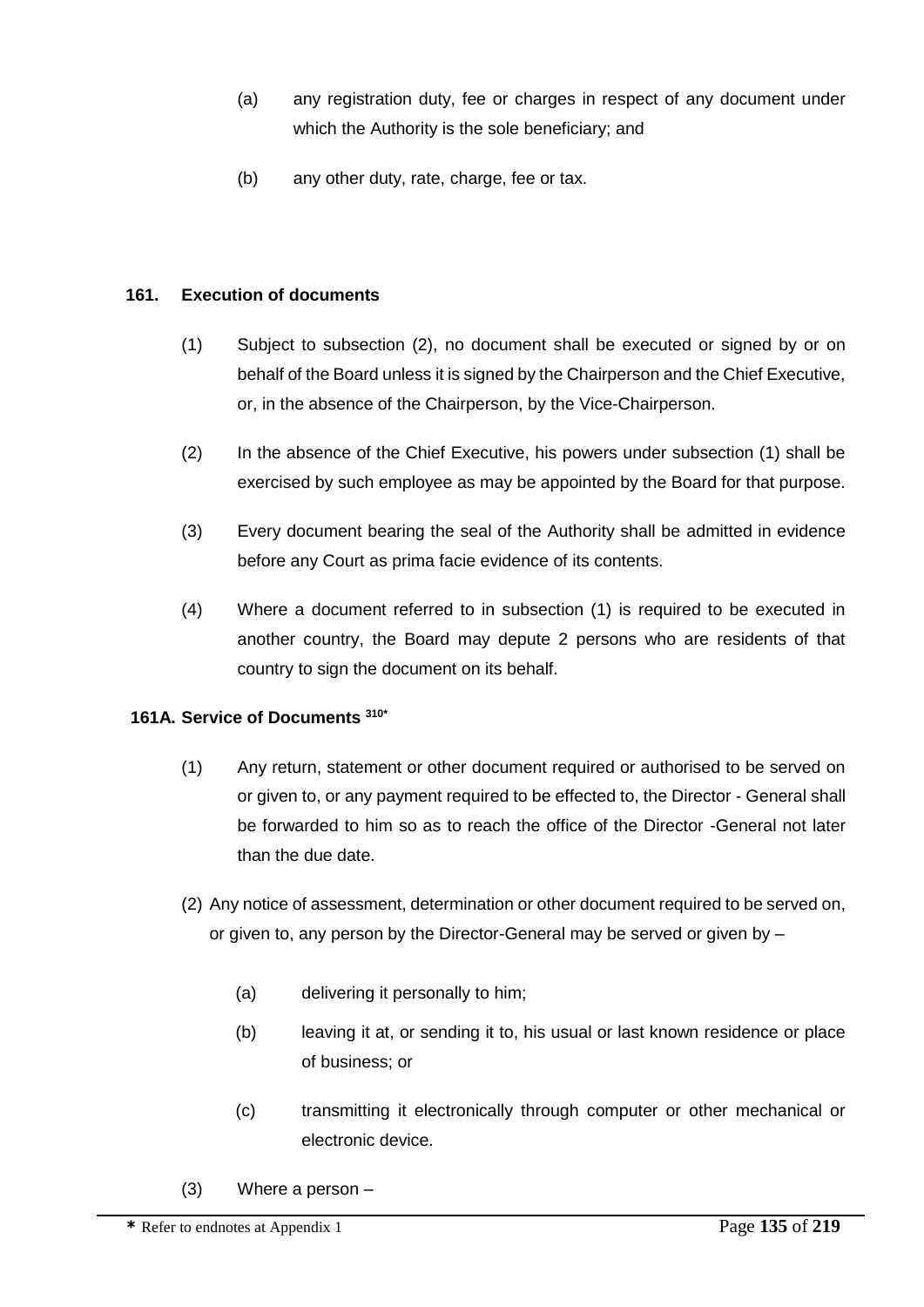(a) any registration duty, fee or charges in respect of any document under which the Authority is the sole beneficiary; and

(b) any other duty, rate, charge, fee or tax.

**161. Execution of documents**

(1) Subject to subsection (2), no document shall be executed or signed by or on behalf of the Board unless it is signed by the Chairperson and the Chief Executive, or, in the absence of the Chairperson, by the Vice-Chairperson.

(2) In the absence of the Chief Executive, his powers under subsection (1) shall be exercised by such employee as may be appointed by the Board for that purpose.

(3) Every document bearing the seal of the Authority shall be admitted in evidence before any Court as prima facie evidence of its contents.

(4) Where a document referred to in subsection (1) is required to be executed in another country, the Board may depute 2 persons who are residents of that country to sign the document on its behalf.

**161A. Service of Documents [310*]**

(1) Any return, statement or other document required or authorised to be served on or given to, or any payment required to be effected to, the Director - General shall be forwarded to him so as to reach the office of the Director -General not later than the due date.

(2) Any notice of assessment, determination or other document required to be served on, or given to, any person by the Director-General may be served or given by –

(a) delivering it personally to him;

(b) leaving it at, or sending it to, his usual or last known residence or place of business; or

(c) transmitting it electronically through computer or other mechanical or electronic device.

(3) Where a person –

**\*** Refer to endnotes at Appendix 1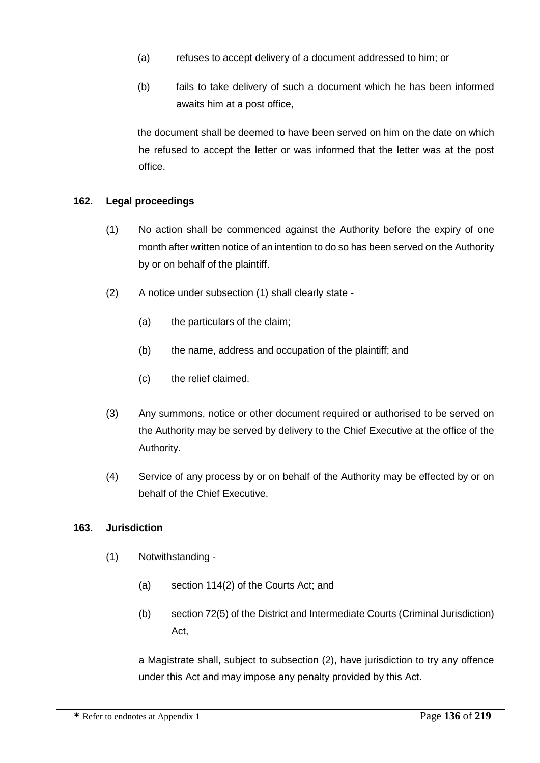(a) refuses to accept delivery of a document addressed to him; or

(b) fails to take delivery of such a document which he has been informed awaits him at a post office,

the document shall be deemed to have been served on him on the date on which he refused to accept the letter or was informed that the letter was at the post office.

**162. Legal proceedings**

(1) No action shall be commenced against the Authority before the expiry of one month after written notice of an intention to do so has been served on the Authority by or on behalf of the plaintiff.

(2) A notice under subsection (1) shall clearly state -

(a) the particulars of the claim;

(b) the name, address and occupation of the plaintiff; and

(c) the relief claimed.

(3) Any summons, notice or other document required or authorised to be served on the Authority may be served by delivery to the Chief Executive at the office of the Authority.

(4) Service of any process by or on behalf of the Authority may be effected by or on behalf of the Chief Executive.

**163. Jurisdiction**

(1) Notwithstanding -

(a) section 114(2) of the Courts Act; and

(b) section 72(5) of the District and Intermediate Courts (Criminal Jurisdiction) Act,

a Magistrate shall, subject to subsection (2), have jurisdiction to try any offence under this Act and may impose any penalty provided by this Act.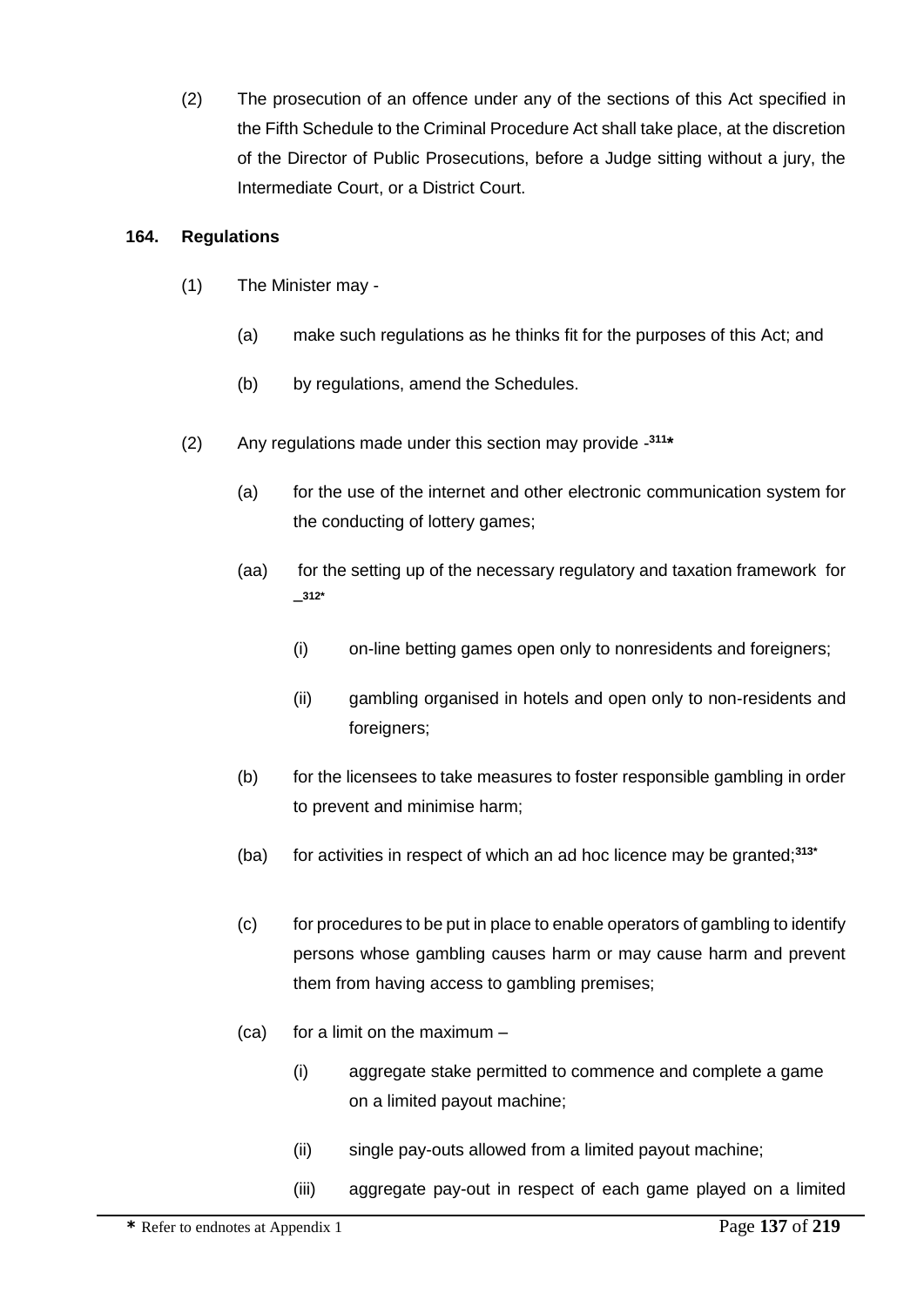(2) The prosecution of an offence under any of the sections of this Act specified in the Fifth Schedule to the Criminal Procedure Act shall take place, at the discretion of the Director of Public Prosecutions, before a Judge sitting without a jury, the Intermediate Court, or a District Court.

**164. Regulations**

(1) The Minister may -

(a) make such regulations as he thinks fit for the purposes of this Act; and

(b) by regulations, amend the Schedules.

(2) Any regulations made under this section may provide -[311*]

(a) for the use of the internet and other electronic communication system for the conducting of lottery games;

(aa) for the setting up of the necessary regulatory and taxation framework for _[312*]

(i) on-line betting games open only to nonresidents and foreigners;

(ii) gambling organised in hotels and open only to non-residents and foreigners;

(b) for the licensees to take measures to foster responsible gambling in order to prevent and minimise harm;

(ba) for activities in respect of which an ad hoc licence may be granted;[313*]

(c) for procedures to be put in place to enable operators of gambling to identify persons whose gambling causes harm or may cause harm and prevent them from having access to gambling premises;

(ca) for a limit on the maximum –

(i) aggregate stake permitted to commence and complete a game on a limited payout machine;

(ii) single pay-outs allowed from a limited payout machine;

(iii) aggregate pay-out in respect of each game played on a limited

**\*** Refer to endnotes at Appendix 1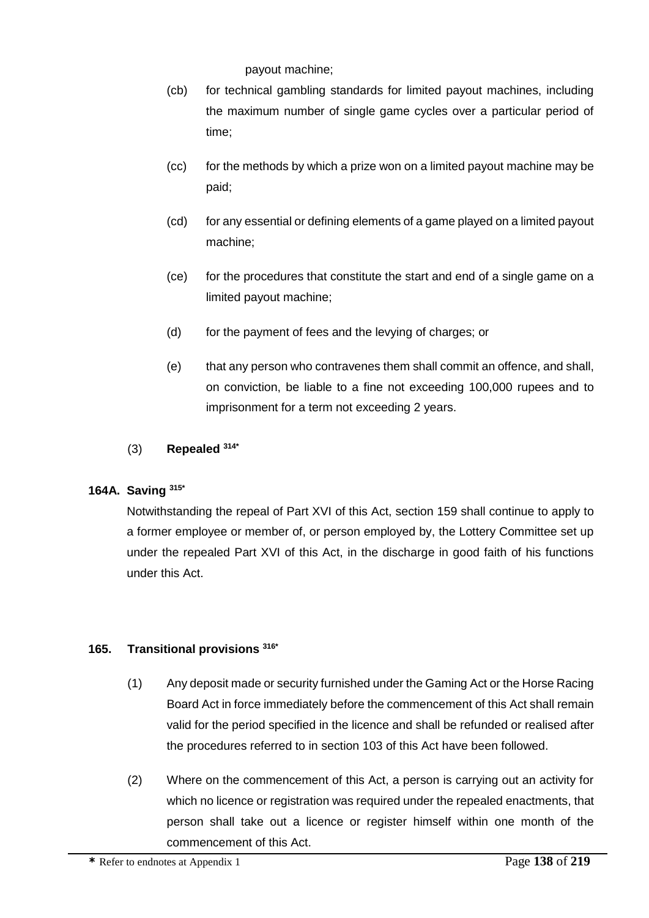payout machine;

(cb) for technical gambling standards for limited payout machines, including the maximum number of single game cycles over a particular period of time;

(cc) for the methods by which a prize won on a limited payout machine may be paid;

(cd) for any essential or defining elements of a game played on a limited payout machine;

(ce) for the procedures that constitute the start and end of a single game on a limited payout machine;

(d) for the payment of fees and the levying of charges; or

(e) that any person who contravenes them shall commit an offence, and shall, on conviction, be liable to a fine not exceeding 100,000 rupees and to imprisonment for a term not exceeding 2 years.

(3) **Repealed** [314*]

**164A. Saving** [315*]

Notwithstanding the repeal of Part XVI of this Act, section 159 shall continue to apply to a former employee or member of, or person employed by, the Lottery Committee set up under the repealed Part XVI of this Act, in the discharge in good faith of his functions under this Act.

**165. Transitional provisions** [316*]

(1) Any deposit made or security furnished under the Gaming Act or the Horse Racing Board Act in force immediately before the commencement of this Act shall remain valid for the period specified in the licence and shall be refunded or realised after the procedures referred to in section 103 of this Act have been followed.

(2) Where on the commencement of this Act, a person is carrying out an activity for which no licence or registration was required under the repealed enactments, that person shall take out a licence or register himself within one month of the commencement of this Act.

**\*** Refer to endnotes at Appendix 1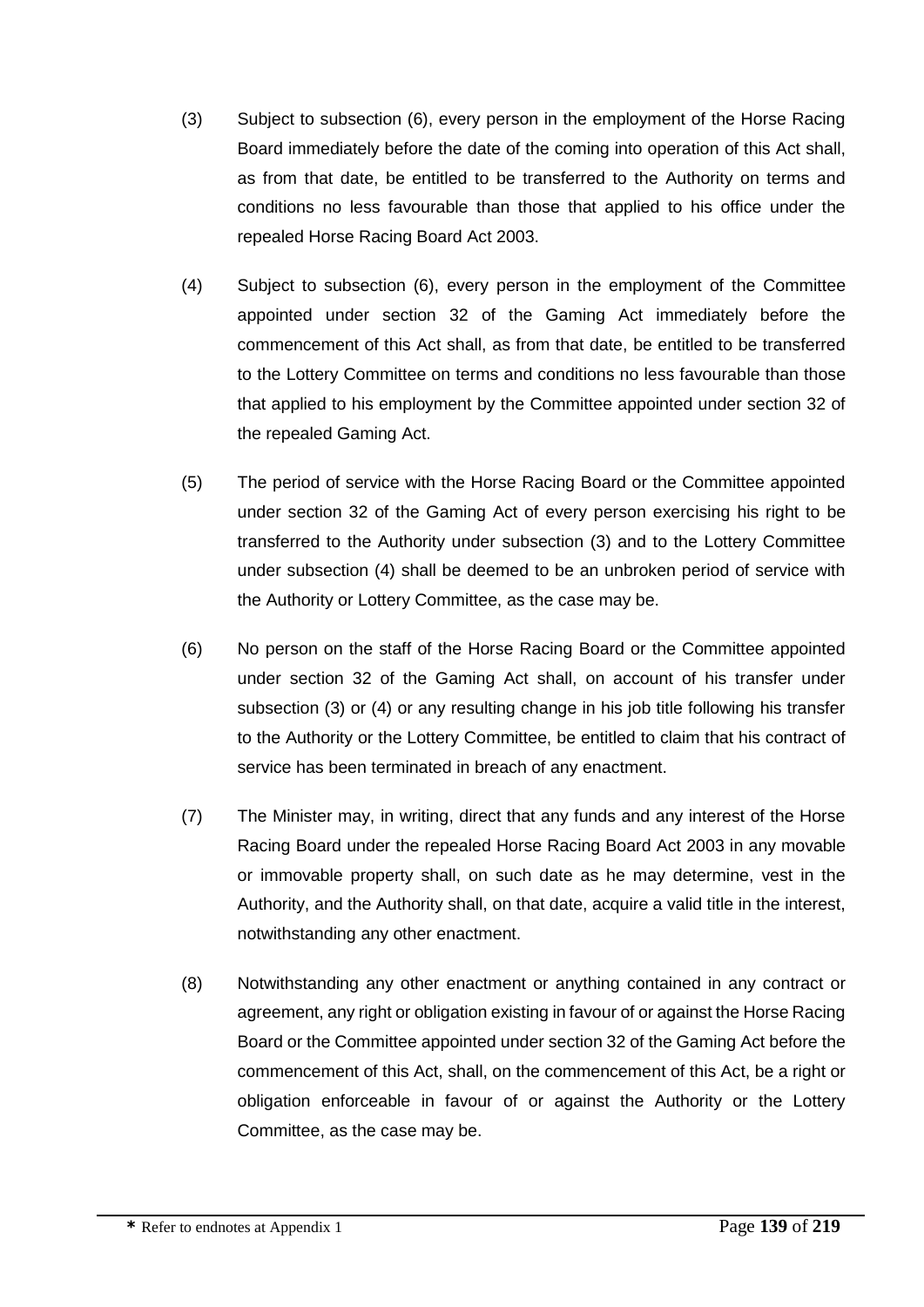(3) Subject to subsection (6), every person in the employment of the Horse Racing Board immediately before the date of the coming into operation of this Act shall, as from that date, be entitled to be transferred to the Authority on terms and conditions no less favourable than those that applied to his office under the repealed Horse Racing Board Act 2003.

(4) Subject to subsection (6), every person in the employment of the Committee appointed under section 32 of the Gaming Act immediately before the commencement of this Act shall, as from that date, be entitled to be transferred to the Lottery Committee on terms and conditions no less favourable than those that applied to his employment by the Committee appointed under section 32 of the repealed Gaming Act.

(5) The period of service with the Horse Racing Board or the Committee appointed under section 32 of the Gaming Act of every person exercising his right to be transferred to the Authority under subsection (3) and to the Lottery Committee under subsection (4) shall be deemed to be an unbroken period of service with the Authority or Lottery Committee, as the case may be.

(6) No person on the staff of the Horse Racing Board or the Committee appointed under section 32 of the Gaming Act shall, on account of his transfer under subsection (3) or (4) or any resulting change in his job title following his transfer to the Authority or the Lottery Committee, be entitled to claim that his contract of service has been terminated in breach of any enactment.

(7) The Minister may, in writing, direct that any funds and any interest of the Horse Racing Board under the repealed Horse Racing Board Act 2003 in any movable or immovable property shall, on such date as he may determine, vest in the Authority, and the Authority shall, on that date, acquire a valid title in the interest, notwithstanding any other enactment.

(8) Notwithstanding any other enactment or anything contained in any contract or agreement, any right or obligation existing in favour of or against the Horse Racing Board or the Committee appointed under section 32 of the Gaming Act before the commencement of this Act, shall, on the commencement of this Act, be a right or obligation enforceable in favour of or against the Authority or the Lottery Committee, as the case may be.

**\*** Refer to endnotes at Appendix 1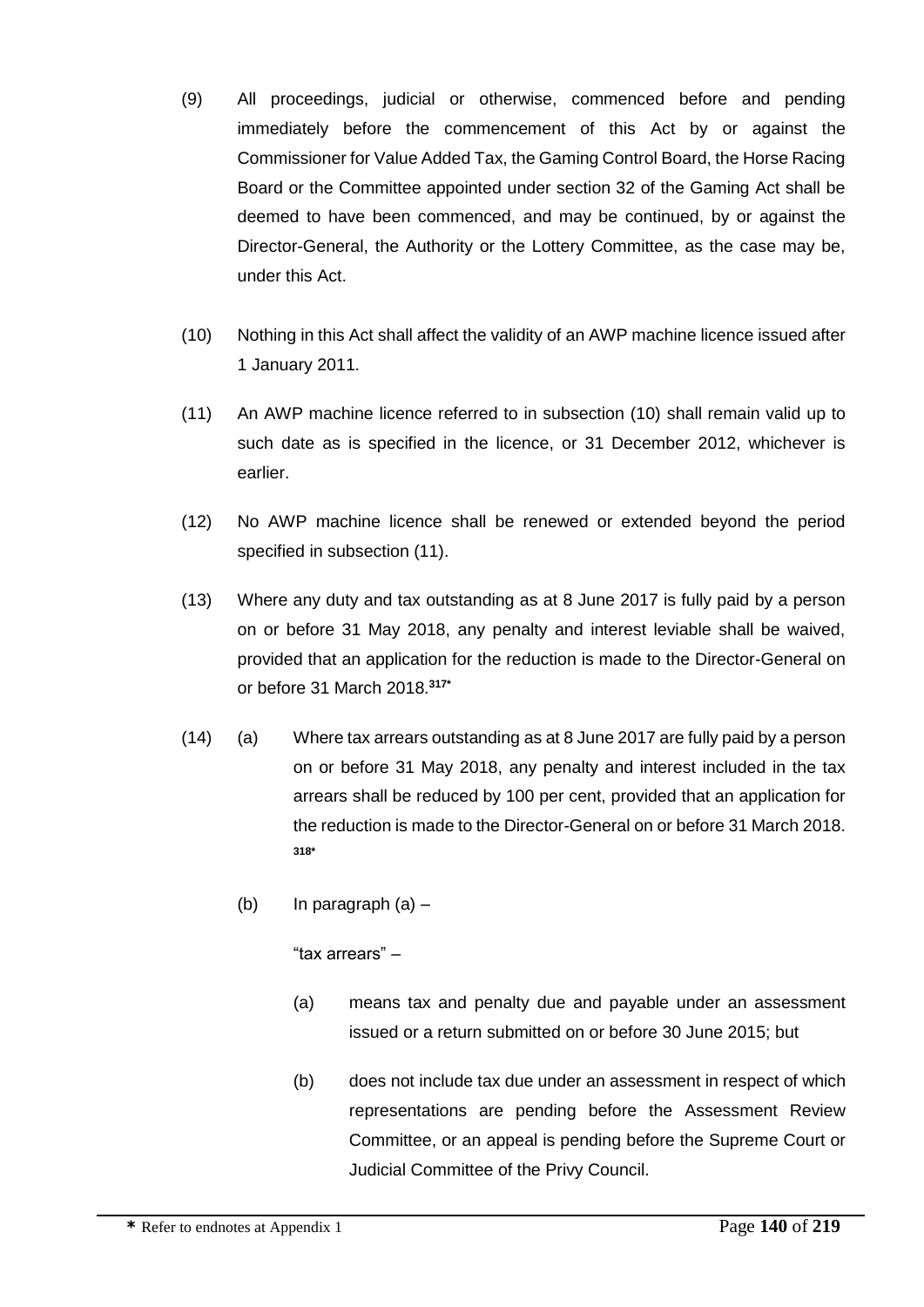(9) All proceedings, judicial or otherwise, commenced before and pending immediately before the commencement of this Act by or against the Commissioner for Value Added Tax, the Gaming Control Board, the Horse Racing Board or the Committee appointed under section 32 of the Gaming Act shall be deemed to have been commenced, and may be continued, by or against the Director-General, the Authority or the Lottery Committee, as the case may be, under this Act.

(10) Nothing in this Act shall affect the validity of an AWP machine licence issued after 1 January 2011.

(11) An AWP machine licence referred to in subsection (10) shall remain valid up to such date as is specified in the licence, or 31 December 2012, whichever is earlier.

(12) No AWP machine licence shall be renewed or extended beyond the period specified in subsection (11).

(13) Where any duty and tax outstanding as at 8 June 2017 is fully paid by a person on or before 31 May 2018, any penalty and interest leviable shall be waived, provided that an application for the reduction is made to the Director-General on or before 31 March 2018.[317*]

(14) (a) Where tax arrears outstanding as at 8 June 2017 are fully paid by a person on or before 31 May 2018, any penalty and interest included in the tax arrears shall be reduced by 100 per cent, provided that an application for the reduction is made to the Director-General on or before 31 March 2018.[318*]

(b) In paragraph (a) –

"tax arrears" –

(a) means tax and penalty due and payable under an assessment issued or a return submitted on or before 30 June 2015; but

(b) does not include tax due under an assessment in respect of which representations are pending before the Assessment Review Committee, or an appeal is pending before the Supreme Court or Judicial Committee of the Privy Council.

**\*** Refer to endnotes at Appendix 1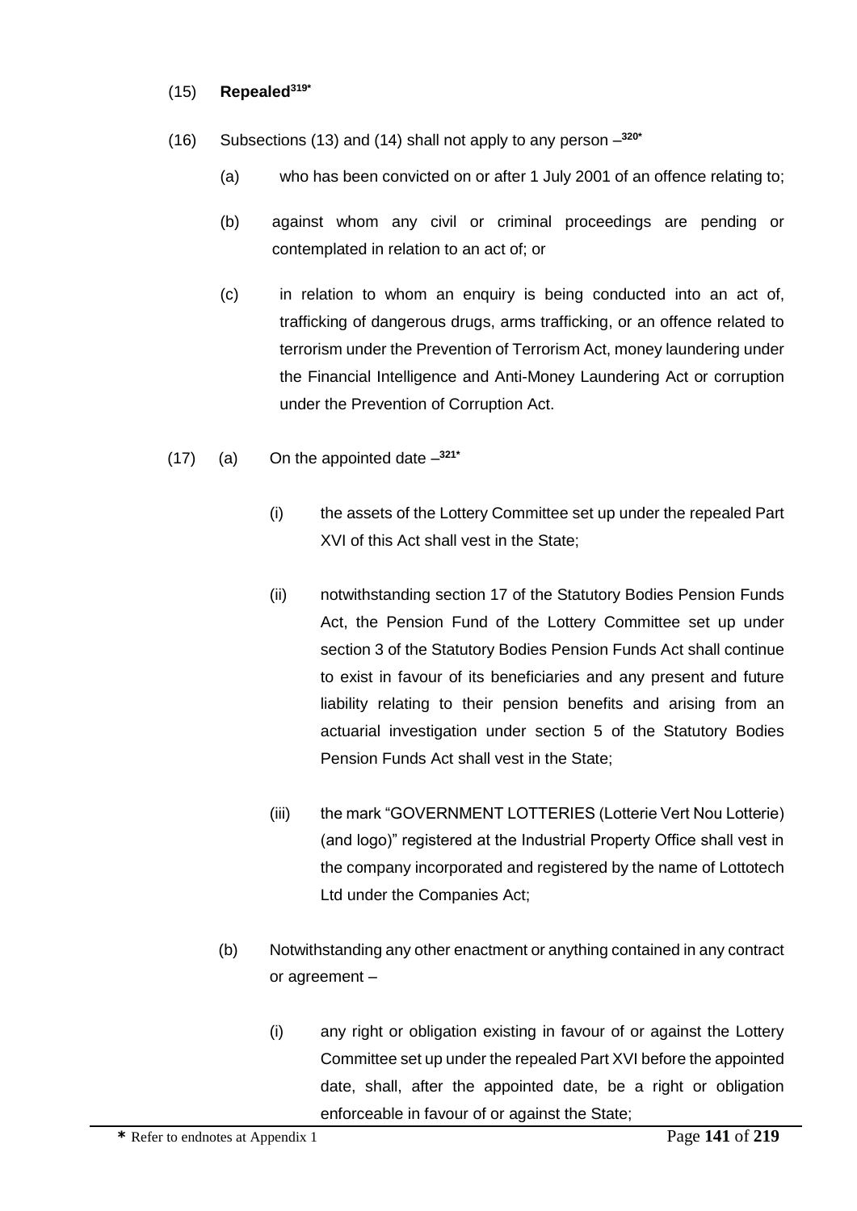(15) **Repealed**[319*]

(16) Subsections (13) and (14) shall not apply to any person –[320*]

(a) who has been convicted on or after 1 July 2001 of an offence relating to;

(b) against whom any civil or criminal proceedings are pending or contemplated in relation to an act of; or

(c) in relation to whom an enquiry is being conducted into an act of, trafficking of dangerous drugs, arms trafficking, or an offence related to terrorism under the Prevention of Terrorism Act, money laundering under the Financial Intelligence and Anti-Money Laundering Act or corruption under the Prevention of Corruption Act.

(17) (a) On the appointed date –[321*]

(i) the assets of the Lottery Committee set up under the repealed Part XVI of this Act shall vest in the State;

(ii) notwithstanding section 17 of the Statutory Bodies Pension Funds Act, the Pension Fund of the Lottery Committee set up under section 3 of the Statutory Bodies Pension Funds Act shall continue to exist in favour of its beneficiaries and any present and future liability relating to their pension benefits and arising from an actuarial investigation under section 5 of the Statutory Bodies Pension Funds Act shall vest in the State;

(iii) the mark "GOVERNMENT LOTTERIES (Lotterie Vert Nou Lotterie) (and logo)" registered at the Industrial Property Office shall vest in the company incorporated and registered by the name of Lottotech Ltd under the Companies Act;

(b) Notwithstanding any other enactment or anything contained in any contract or agreement –

(i) any right or obligation existing in favour of or against the Lottery Committee set up under the repealed Part XVI before the appointed date, shall, after the appointed date, be a right or obligation enforceable in favour of or against the State;

**\*** Refer to endnotes at Appendix 1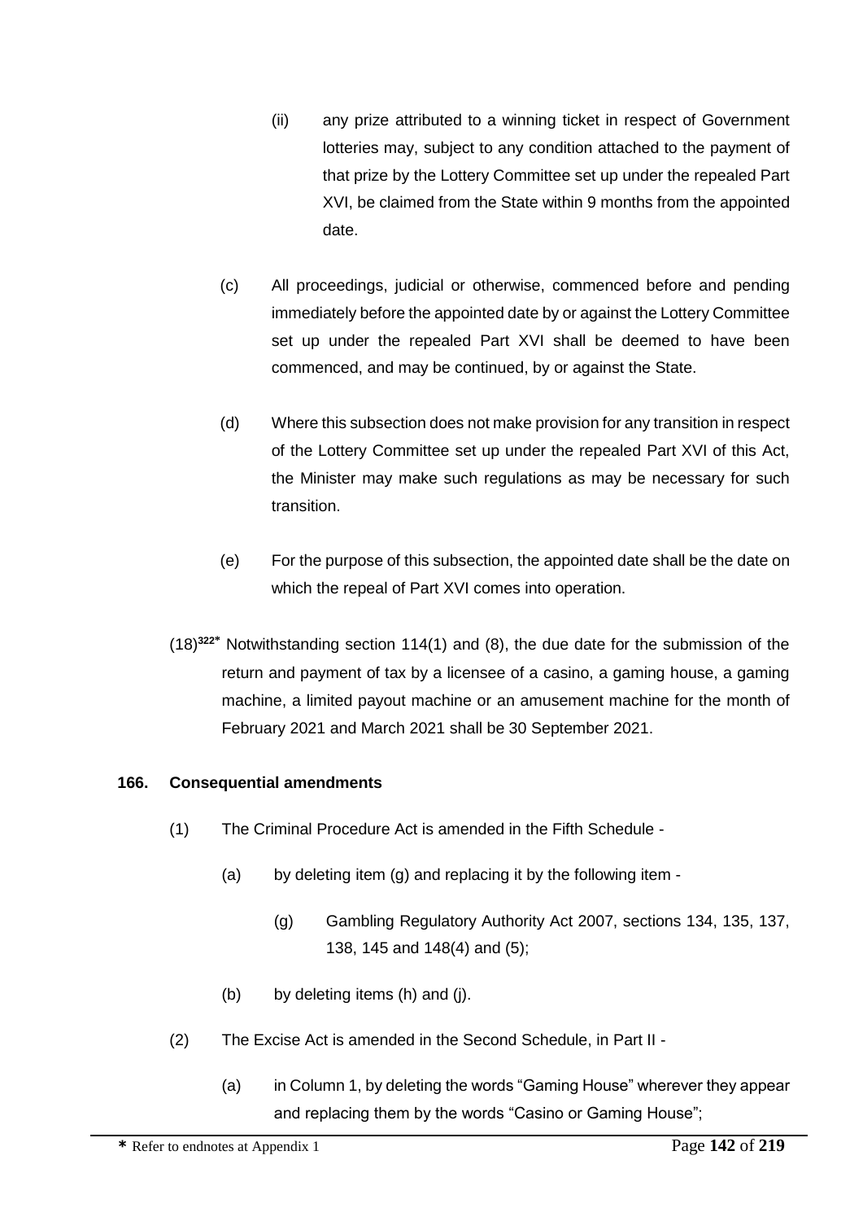(ii) any prize attributed to a winning ticket in respect of Government lotteries may, subject to any condition attached to the payment of that prize by the Lottery Committee set up under the repealed Part XVI, be claimed from the State within 9 months from the appointed date.

(c) All proceedings, judicial or otherwise, commenced before and pending immediately before the appointed date by or against the Lottery Committee set up under the repealed Part XVI shall be deemed to have been commenced, and may be continued, by or against the State.

(d) Where this subsection does not make provision for any transition in respect of the Lottery Committee set up under the repealed Part XVI of this Act, the Minister may make such regulations as may be necessary for such transition.

(e) For the purpose of this subsection, the appointed date shall be the date on which the repeal of Part XVI comes into operation.

(18)[322*] Notwithstanding section 114(1) and (8), the due date for the submission of the return and payment of tax by a licensee of a casino, a gaming house, a gaming machine, a limited payout machine or an amusement machine for the month of February 2021 and March 2021 shall be 30 September 2021.

**166. Consequential amendments**

(1) The Criminal Procedure Act is amended in the Fifth Schedule -

(a) by deleting item (g) and replacing it by the following item -

(g) Gambling Regulatory Authority Act 2007, sections 134, 135, 137, 138, 145 and 148(4) and (5);

(b) by deleting items (h) and (j).

(2) The Excise Act is amended in the Second Schedule, in Part II -

(a) in Column 1, by deleting the words "Gaming House" wherever they appear and replacing them by the words "Casino or Gaming House";

* Refer to endnotes at Appendix 1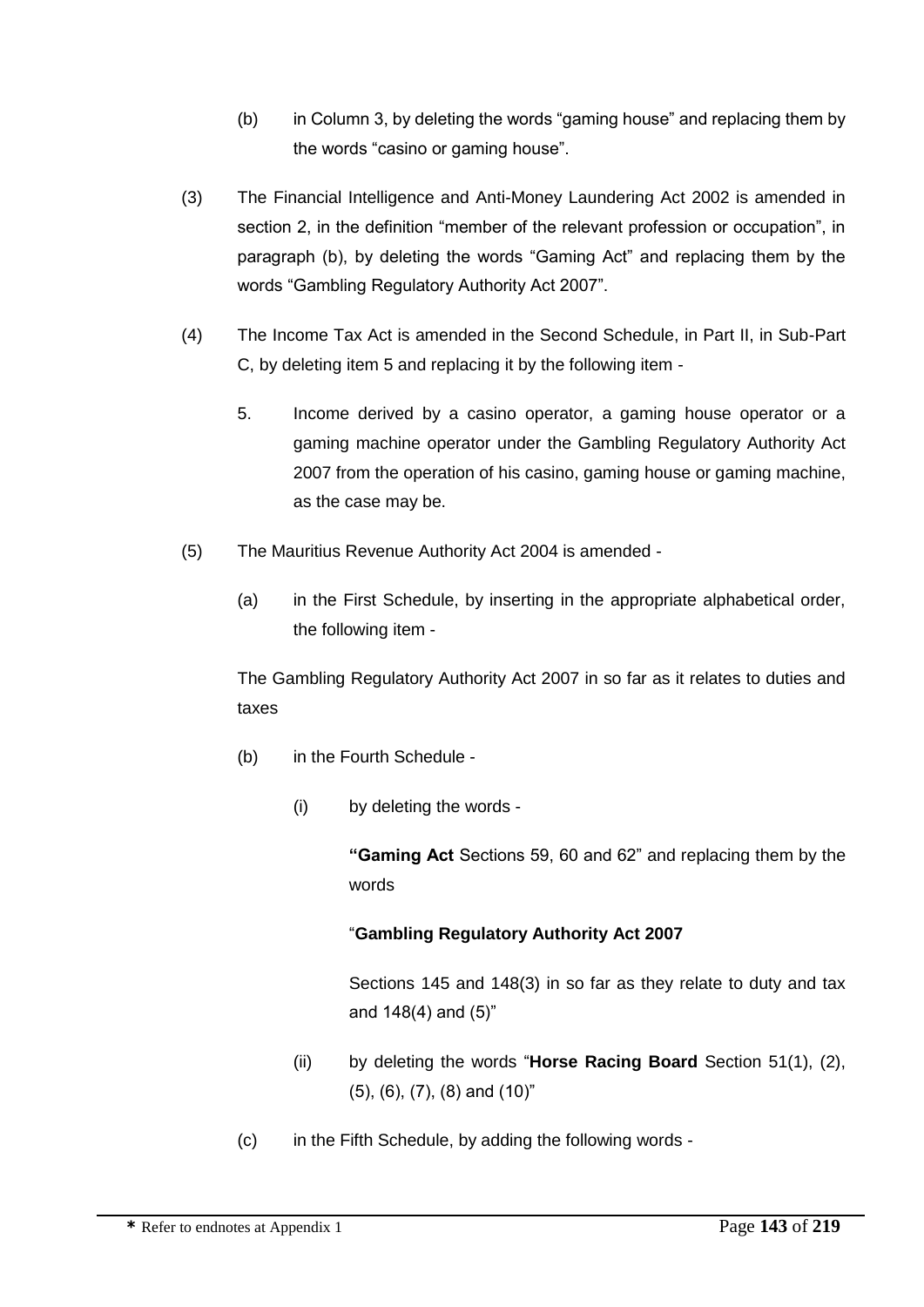(b) in Column 3, by deleting the words “gaming house” and replacing them by the words “casino or gaming house”.

(3) The Financial Intelligence and Anti-Money Laundering Act 2002 is amended in section 2, in the definition “member of the relevant profession or occupation”, in paragraph (b), by deleting the words “Gaming Act” and replacing them by the words “Gambling Regulatory Authority Act 2007”.

(4) The Income Tax Act is amended in the Second Schedule, in Part II, in Sub-Part C, by deleting item 5 and replacing it by the following item -

5. Income derived by a casino operator, a gaming house operator or a gaming machine operator under the Gambling Regulatory Authority Act 2007 from the operation of his casino, gaming house or gaming machine, as the case may be.

(5) The Mauritius Revenue Authority Act 2004 is amended -

(a) in the First Schedule, by inserting in the appropriate alphabetical order, the following item -

The Gambling Regulatory Authority Act 2007 in so far as it relates to duties and taxes

(b) in the Fourth Schedule -

(i) by deleting the words -

“**Gaming Act** Sections 59, 60 and 62” and replacing them by the words

“**Gambling Regulatory Authority Act 2007**

Sections 145 and 148(3) in so far as they relate to duty and tax and 148(4) and (5)”

(ii) by deleting the words “**Horse Racing Board** Section 51(1), (2), (5), (6), (7), (8) and (10)”

(c) in the Fifth Schedule, by adding the following words -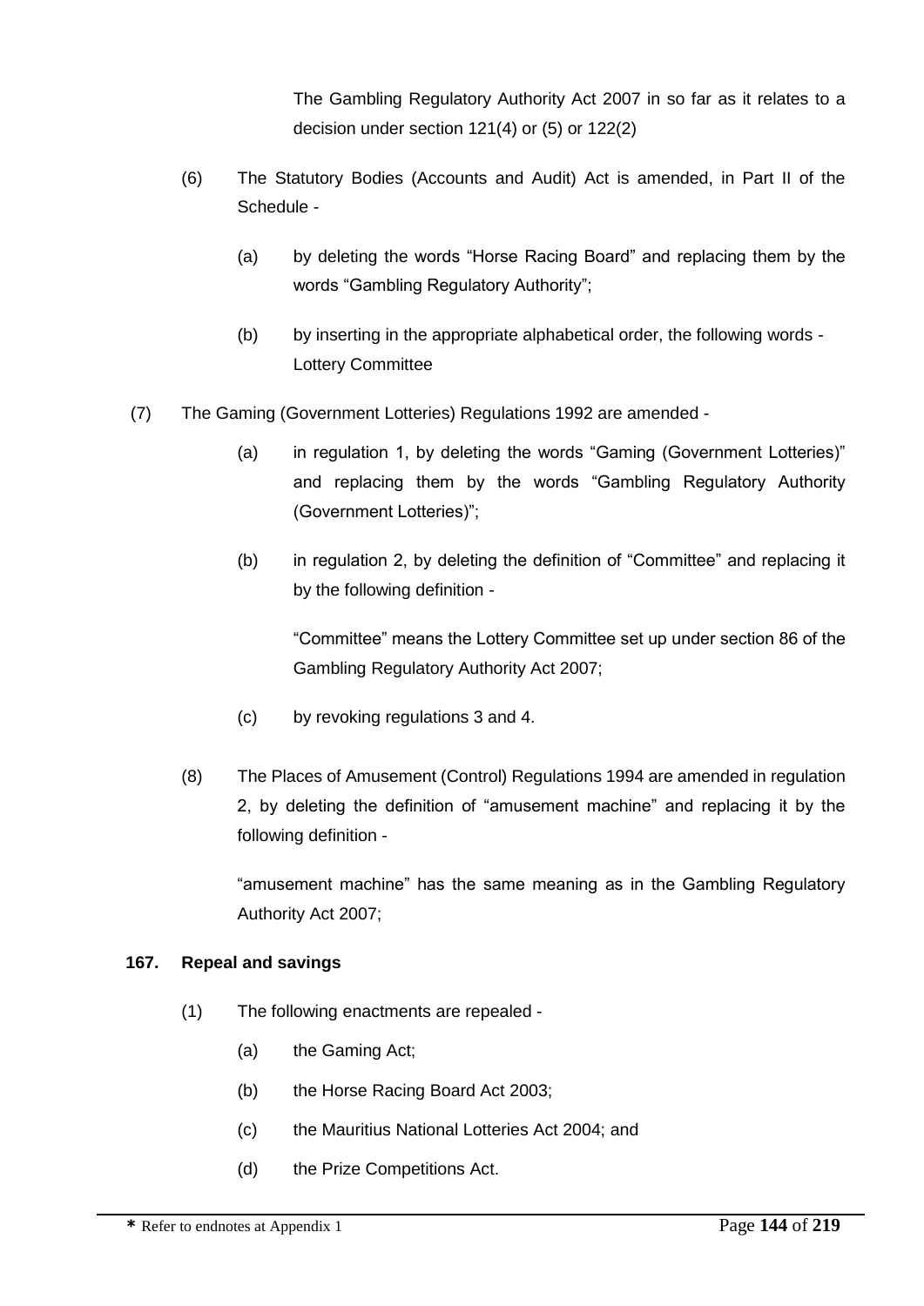The Gambling Regulatory Authority Act 2007 in so far as it relates to a decision under section 121(4) or (5) or 122(2)

(6) The Statutory Bodies (Accounts and Audit) Act is amended, in Part II of the Schedule -

(a) by deleting the words "Horse Racing Board" and replacing them by the words "Gambling Regulatory Authority";

(b) by inserting in the appropriate alphabetical order, the following words - Lottery Committee

(7) The Gaming (Government Lotteries) Regulations 1992 are amended -

(a) in regulation 1, by deleting the words "Gaming (Government Lotteries)" and replacing them by the words "Gambling Regulatory Authority (Government Lotteries)";

(b) in regulation 2, by deleting the definition of "Committee" and replacing it by the following definition -

"Committee" means the Lottery Committee set up under section 86 of the Gambling Regulatory Authority Act 2007;

(c) by revoking regulations 3 and 4.

(8) The Places of Amusement (Control) Regulations 1994 are amended in regulation 2, by deleting the definition of "amusement machine" and replacing it by the following definition -

"amusement machine" has the same meaning as in the Gambling Regulatory Authority Act 2007;

**167. Repeal and savings**

(1) The following enactments are repealed -

(a) the Gaming Act;

(b) the Horse Racing Board Act 2003;

(c) the Mauritius National Lotteries Act 2004; and

(d) the Prize Competitions Act.

* Refer to endnotes at Appendix 1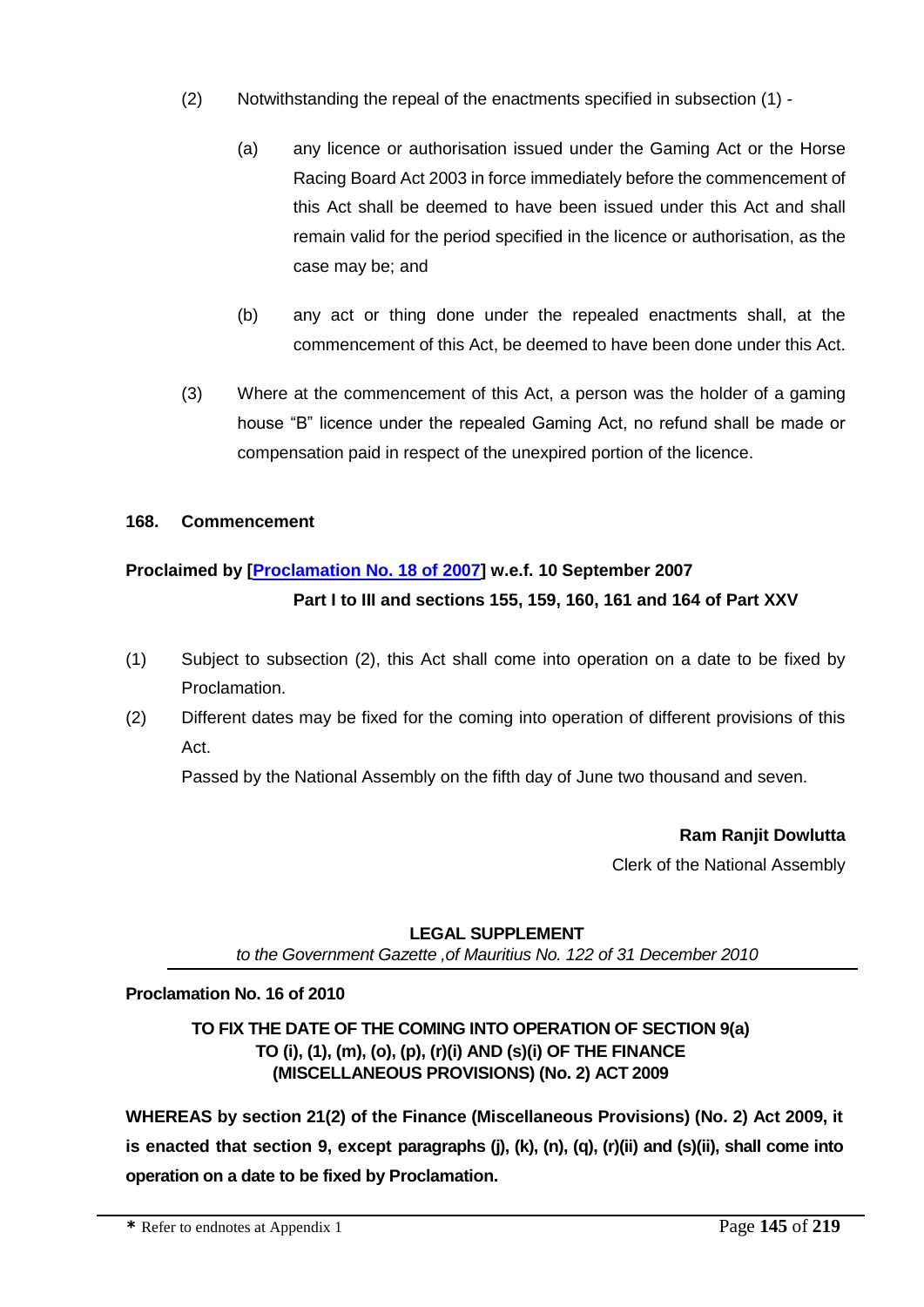(2) Notwithstanding the repeal of the enactments specified in subsection (1) -

(a) any licence or authorisation issued under the Gaming Act or the Horse Racing Board Act 2003 in force immediately before the commencement of this Act shall be deemed to have been issued under this Act and shall remain valid for the period specified in the licence or authorisation, as the case may be; and

(b) any act or thing done under the repealed enactments shall, at the commencement of this Act, be deemed to have been done under this Act.

(3) Where at the commencement of this Act, a person was the holder of a gaming house "B" licence under the repealed Gaming Act, no refund shall be made or compensation paid in respect of the unexpired portion of the licence.

**168. Commencement**

**Proclaimed by [Proclamation No. 18 of 2007] w.e.f. 10 September 2007**
**Part I to III and sections 155, 159, 160, 161 and 164 of Part XXV**

(1) Subject to subsection (2), this Act shall come into operation on a date to be fixed by Proclamation.

(2) Different dates may be fixed for the coming into operation of different provisions of this Act.

Passed by the National Assembly on the fifth day of June two thousand and seven.

**Ram Ranjit Dowlutta**
Clerk of the National Assembly

**LEGAL SUPPLEMENT**
*to the Government Gazette ,of Mauritius No. 122 of 31 December 2010*

**Proclamation No. 16 of 2010**

**TO FIX THE DATE OF THE COMING INTO OPERATION OF SECTION 9(a) TO (i), (1), (m), (o), (p), (r)(i) AND (s)(i) OF THE FINANCE (MISCELLANEOUS PROVISIONS) (No. 2) ACT 2009**

**WHEREAS by section 21(2) of the Finance (Miscellaneous Provisions) (No. 2) Act 2009, it is enacted that section 9, except paragraphs (j), (k), (n), (q), (r)(ii) and (s)(ii), shall come into operation on a date to be fixed by Proclamation.**

\* Refer to endnotes at Appendix 1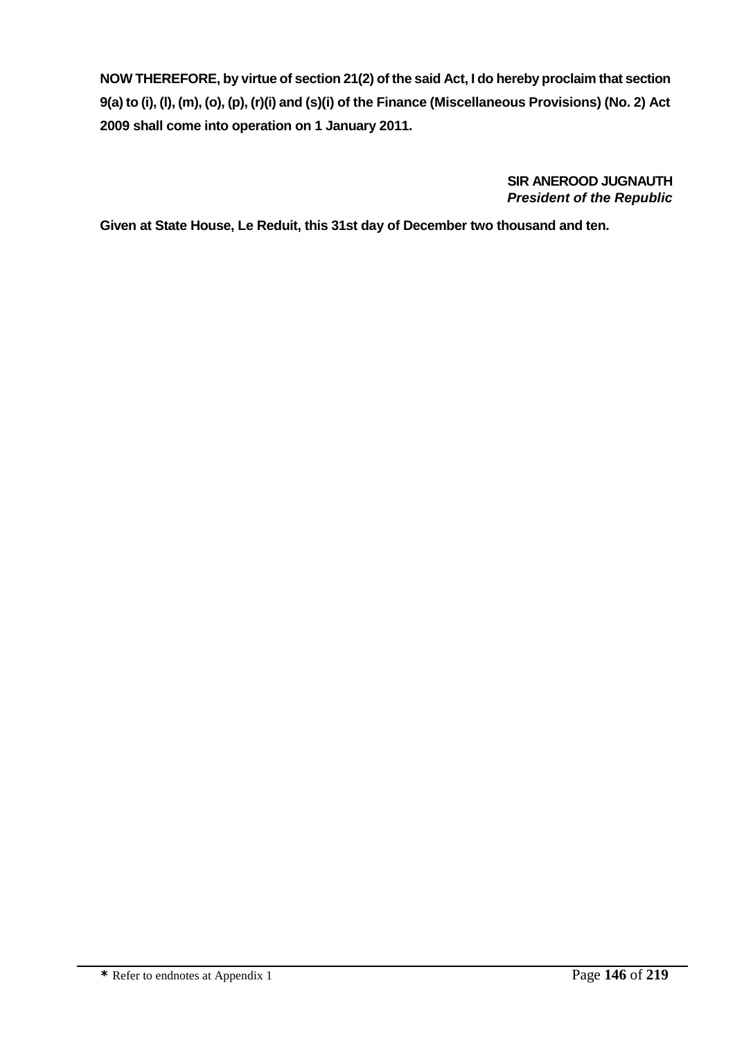**NOW THEREFORE, by virtue of section 21(2) of the said Act, I do hereby proclaim that section 9(a) to (i), (l), (m), (o), (p), (r)(i) and (s)(i) of the Finance (Miscellaneous Provisions) (No. 2) Act 2009 shall come into operation on 1 January 2011.**

**SIR ANEROOD JUGNAUTH**
***President of the Republic***

**Given at State House, Le Reduit, this 31st day of December two thousand and ten.**

* Refer to endnotes at Appendix 1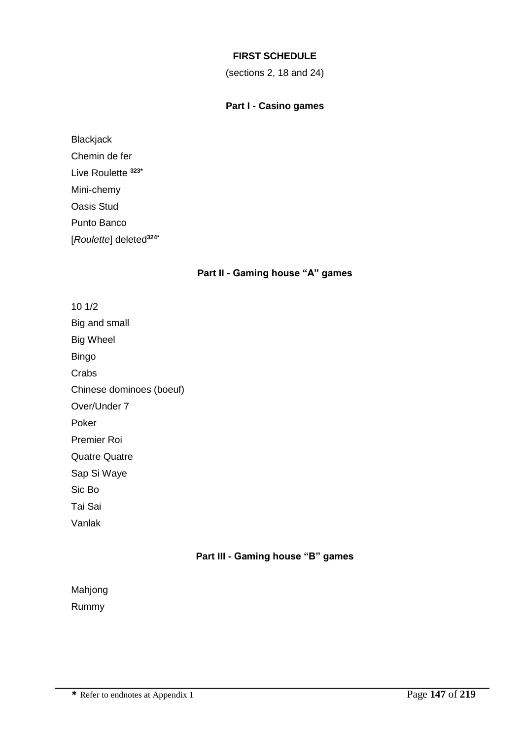# FIRST SCHEDULE

(sections 2, 18 and 24)

## Part I - Casino games

Blackjack

Chemin de fer

Live Roulette [323*]

Mini-chemy

Oasis Stud

Punto Banco

[*Roulette*] deleted[324*]

## Part II - Gaming house "A" games

10 1/2

Big and small

Big Wheel

Bingo

Crabs

Chinese dominoes (boeuf)

Over/Under 7

Poker

Premier Roi

Quatre Quatre

Sap Si Waye

Sic Bo

Tai Sai

Vanlak

## Part III - Gaming house "B" games

Mahjong

Rummy

* Refer to endnotes at Appendix 1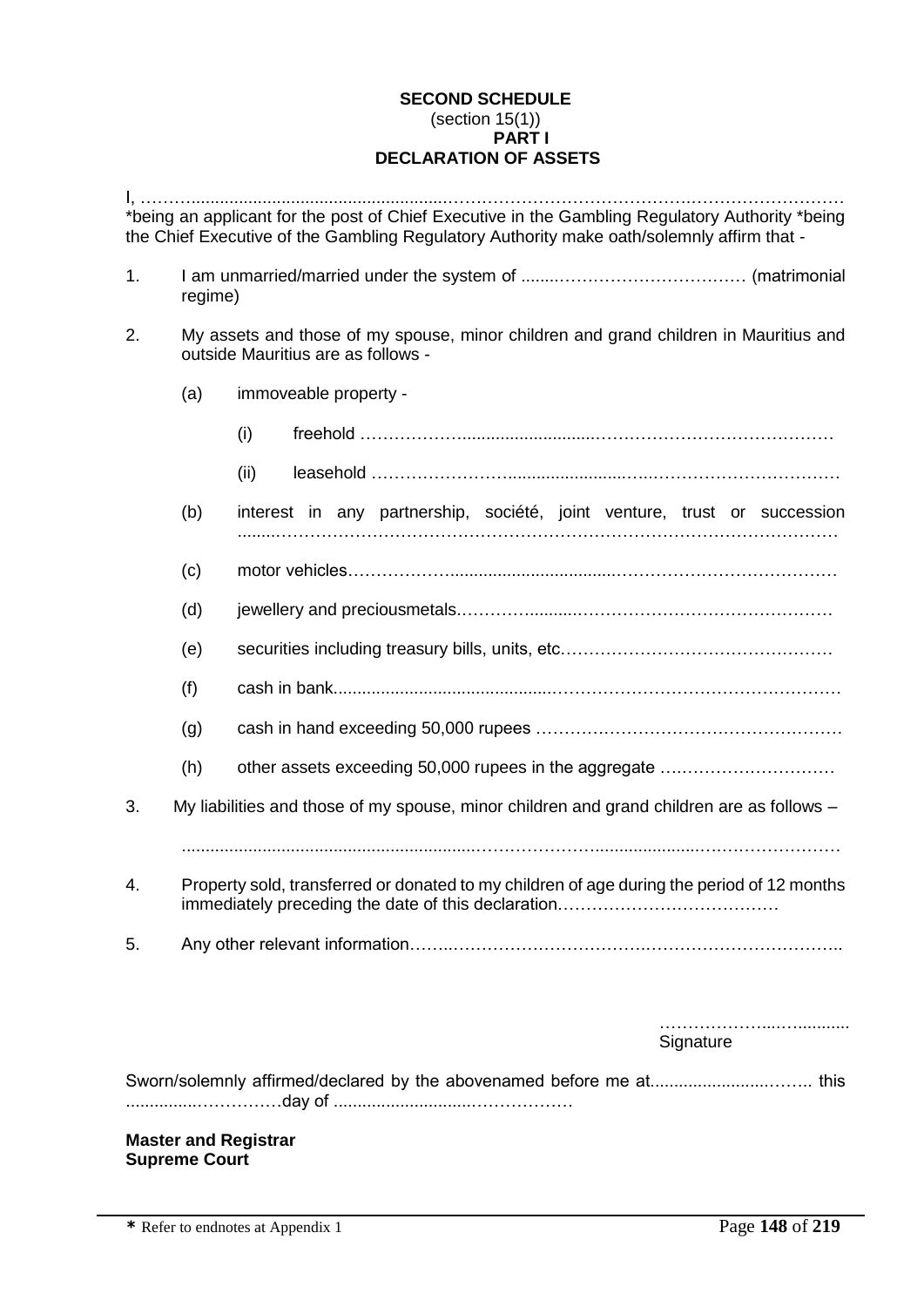**SECOND SCHEDULE**
(section 15(1))
**PART I**
**DECLARATION OF ASSETS**

I, ……......................................................………………………………………………………
*being an applicant for the post of Chief Executive in the Gambling Regulatory Authority *being the Chief Executive of the Gambling Regulatory Authority make oath/solemnly affirm that -

1. I am unmarried/married under the system of ........…………………………… (matrimonial regime)

2. My assets and those of my spouse, minor children and grand children in Mauritius and outside Mauritius are as follows -

   (a) immoveable property -

      (i) freehold ………………...........................……………………………………

      (ii) leasehold ……………………........................…..……………………………

   (b) interest in any partnership, société, joint venture, trust or succession ........…………………………………………………………………………………

   (c) motor vehicles………………...................................………………………………

   (d) jewellery and preciousmetals.…………..........………………………………………

   (e) securities including treasury bills, units, etc…………………………………………

   (f) cash in bank............................................……………………………………………

   (g) cash in hand exceeding 50,000 rupees ………………………………………………

   (h) other assets exceeding 50,000 rupees in the aggregate ….………………………

3. My liabilities and those of my spouse, minor children and grand children are as follows –

   ............................................................…………………....................………………….

4. Property sold, transferred or donated to my children of age during the period of 12 months immediately preceding the date of this declaration.…………………………………

5. Any other relevant information……..………………………….…………………………..

………………...…..........
Signature

Sworn/solemnly affirmed/declared by the abovenamed before me at.........................…….. this ................……………day of .............................………………

**Master and Registrar**
**Supreme Court**

* Refer to endnotes at Appendix 1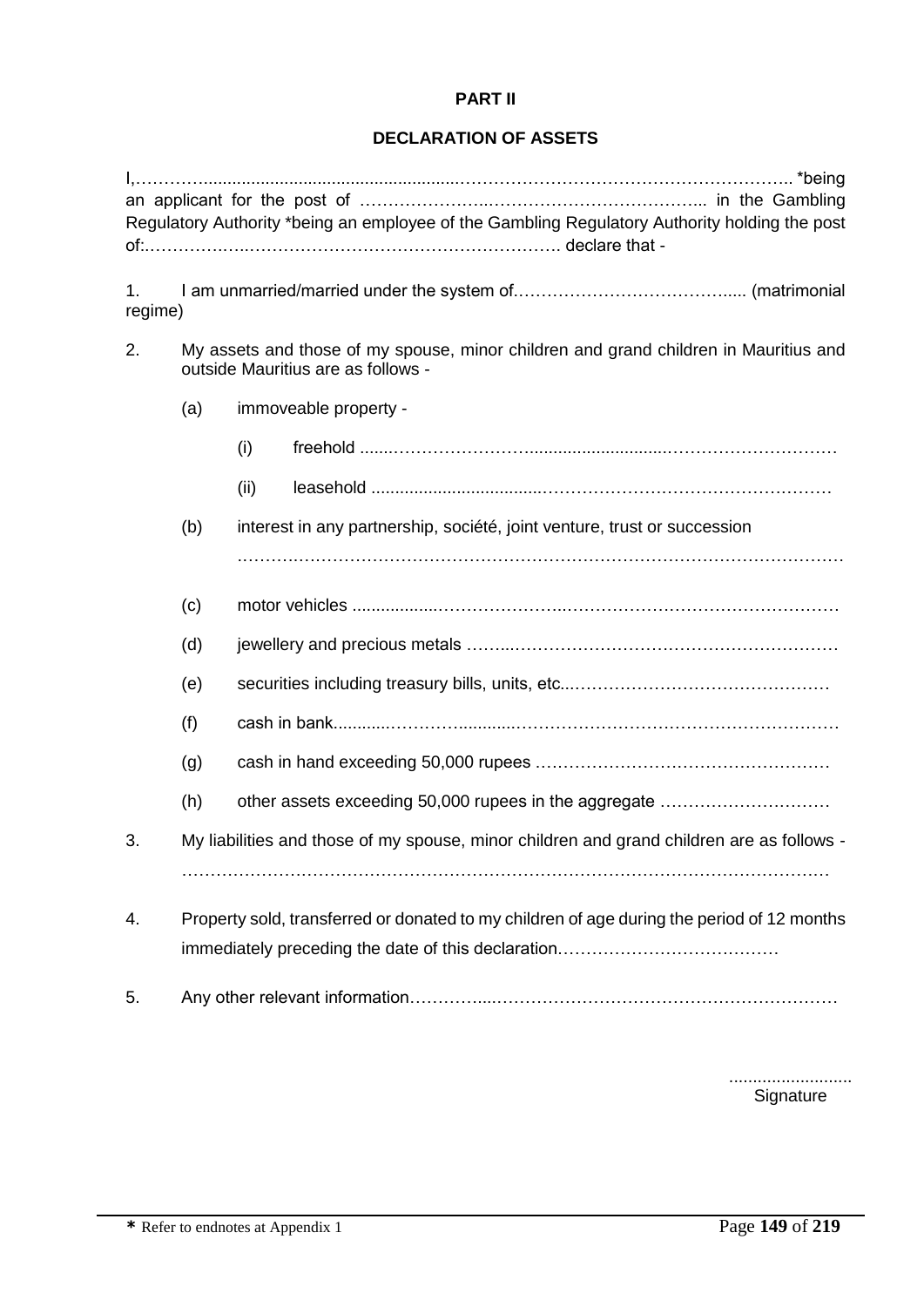**PART II**

**DECLARATION OF ASSETS**

I,……………......................................................……………………………………………………. *being an applicant for the post of ……………………..……………………………….. in the Gambling Regulatory Authority *being an employee of the Gambling Regulatory Authority holding the post of:.……………..…………………………………………………. declare that -

1. I am unmarried/married under the system of……………………………….... (matrimonial regime)

2. My assets and those of my spouse, minor children and grand children in Mauritius and outside Mauritius are as follows -

   (a) immoveable property -

      (i) freehold ......…………………….............................………………………

      (ii) leasehold ..................................……………………………………………

   (b) interest in any partnership, société, joint venture, trust or succession

   ……….……………………………………………………………………………………

   (c) motor vehicles ..................………………..…………………………………………

   (d) jewellery and precious metals ……...…………………………………………………

   (e) securities including treasury bills, units, etc...………………………………………

   (f) cash in bank............……….…............……………….………………………………

   (g) cash in hand exceeding 50,000 rupees ……………………………………………

   (h) other assets exceeding 50,000 rupees in the aggregate …………………………

3. My liabilities and those of my spouse, minor children and grand children are as follows -

   ………………………………………………………………………………………………

4. Property sold, transferred or donated to my children of age during the period of 12 months immediately preceding the date of this declaration…………………………………

5. Any other relevant information…………...……………………………………………………

.........................
Signature

* Refer to endnotes at Appendix 1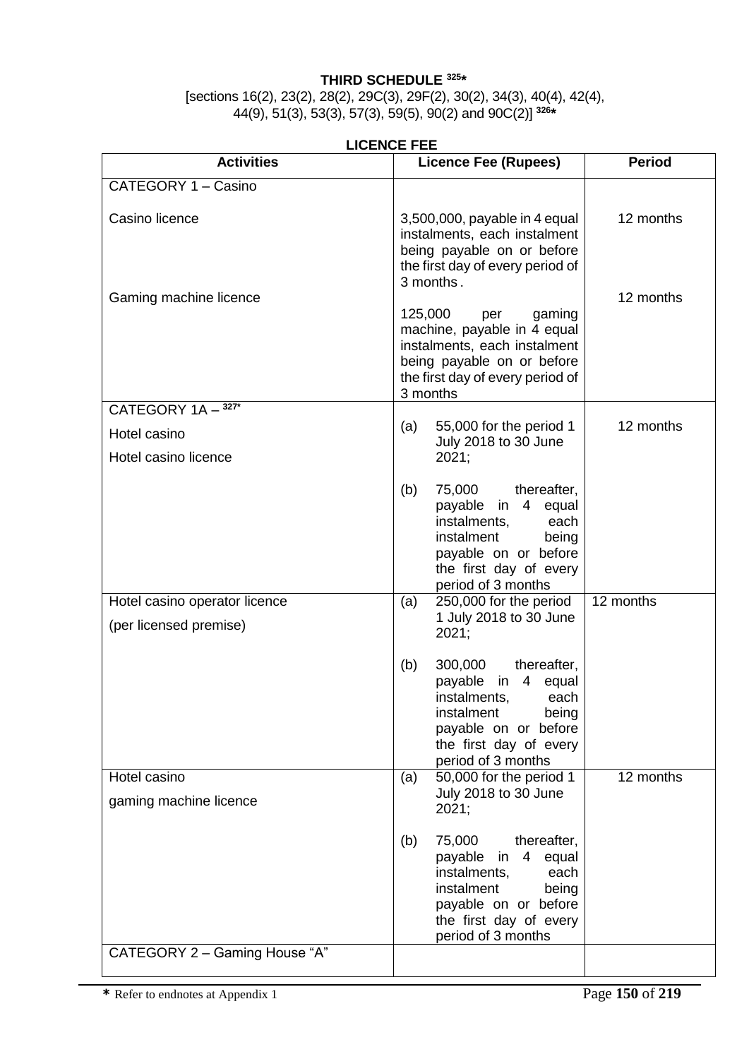**THIRD SCHEDULE** [325*]

[sections 16(2), 23(2), 28(2), 29C(3), 29F(2), 30(2), 34(3), 40(4), 42(4), 44(9), 51(3), 53(3), 57(3), 59(5), 90(2) and 90C(2)] [326*]

**LICENCE FEE**

| Activities | Licence Fee (Rupees) | Period |
|---|---|---|
| CATEGORY 1 – Casino | | |
| Casino licence | 3,500,000, payable in 4 equal instalments, each instalment being payable on or before the first day of every period of 3 months. | 12 months |
| Gaming machine licence | 125,000 per gaming machine, payable in 4 equal instalments, each instalment being payable on or before the first day of every period of 3 months | 12 months |
| CATEGORY 1A – [327*]<br>Hotel casino<br>Hotel casino licence | (a) 55,000 for the period 1 July 2018 to 30 June 2021;<br>(b) 75,000 thereafter, payable in 4 equal instalments, each instalment being payable on or before the first day of every period of 3 months | 12 months |
| Hotel casino operator licence<br>(per licensed premise) | (a) 250,000 for the period 1 July 2018 to 30 June 2021;<br>(b) 300,000 thereafter, payable in 4 equal instalments, each instalment being payable on or before the first day of every period of 3 months | 12 months |
| Hotel casino<br>gaming machine licence | (a) 50,000 for the period 1 July 2018 to 30 June 2021;<br>(b) 75,000 thereafter, payable in 4 equal instalments, each instalment being payable on or before the first day of every period of 3 months | 12 months |
| CATEGORY 2 – Gaming House "A" | | |

* Refer to endnotes at Appendix 1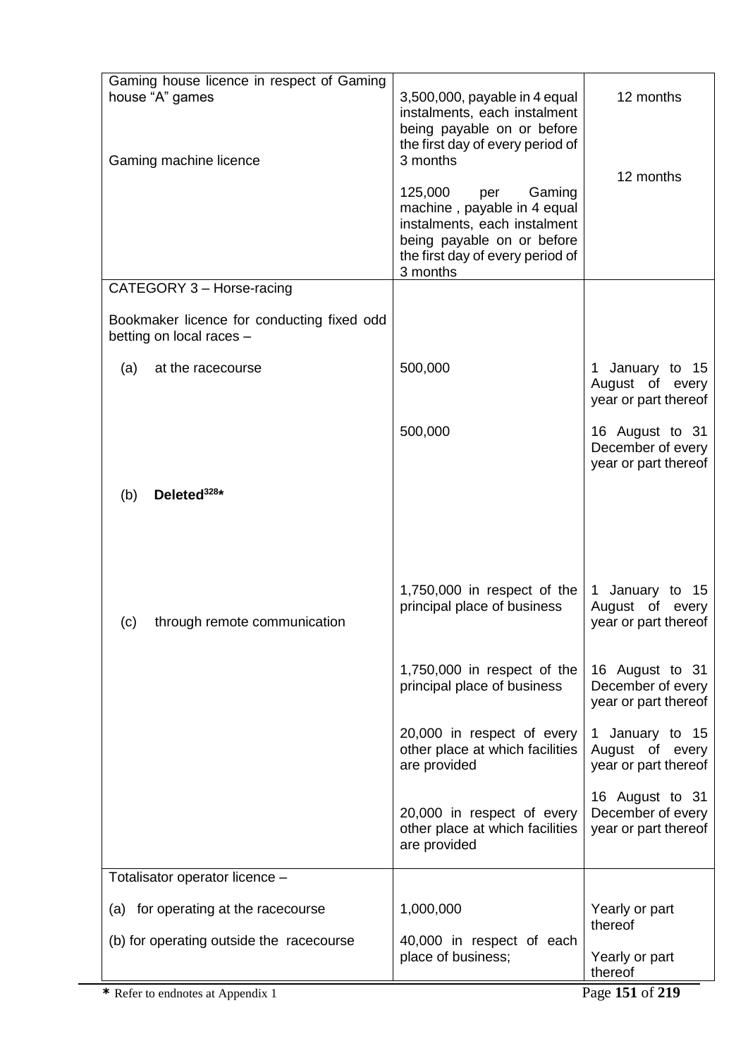| | | |
|---|---|---|
| Gaming house licence in respect of Gaming house "A" games | 3,500,000, payable in 4 equal instalments, each instalment being payable on or before the first day of every period of 3 months | 12 months |
| Gaming machine licence | 125,000 per Gaming machine , payable in 4 equal instalments, each instalment being payable on or before the first day of every period of 3 months | 12 months |
| CATEGORY 3 – Horse-racing | | |
| Bookmaker licence for conducting fixed odd betting on local races – | | |
| (a) at the racecourse | 500,000 | 1 January to 15 August of every year or part thereof |
| | 500,000 | 16 August to 31 December of every year or part thereof |
| (b) **Deleted[328]*** | | |
| (c) through remote communication | 1,750,000 in respect of the principal place of business | 1 January to 15 August of every year or part thereof |
| | 1,750,000 in respect of the principal place of business | 16 August to 31 December of every year or part thereof |
| | 20,000 in respect of every other place at which facilities are provided | 1 January to 15 August of every year or part thereof |
| | 20,000 in respect of every other place at which facilities are provided | 16 August to 31 December of every year or part thereof |
| Totalisator operator licence – | | |
| (a) for operating at the racecourse | 1,000,000 | Yearly or part thereof |
| (b) for operating outside the racecourse | 40,000 in respect of each place of business; | Yearly or part thereof |

**\*** Refer to endnotes at Appendix 1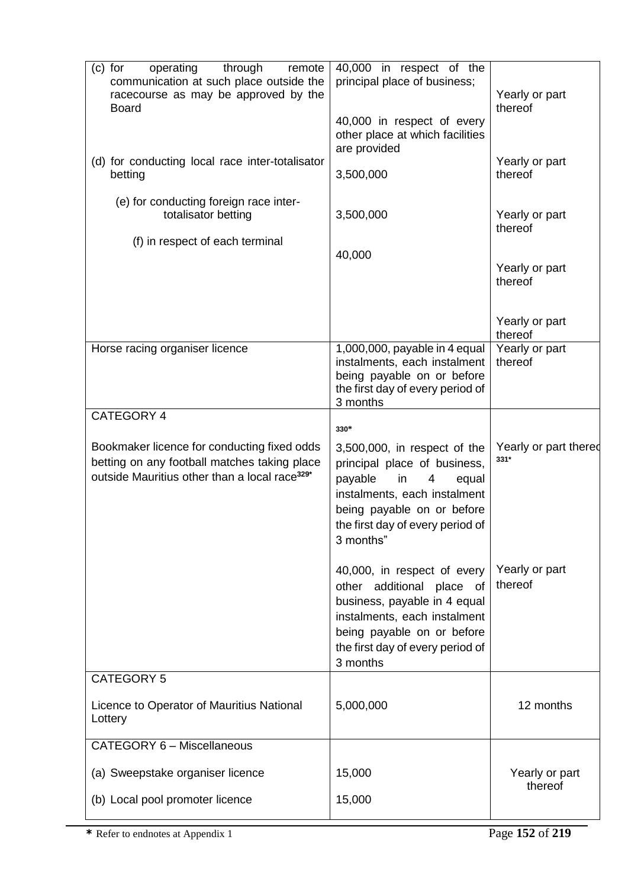| | | |
|---|---|---|
| (c) for operating through remote communication at such place outside the racecourse as may be approved by the Board | 40,000 in respect of the principal place of business;<br><br>40,000 in respect of every other place at which facilities are provided | Yearly or part thereof<br><br>Yearly or part thereof |
| (d) for conducting local race inter-totalisator betting | 3,500,000 | Yearly or part thereof |
| (e) for conducting foreign race inter-totalisator betting | 3,500,000 | Yearly or part thereof |
| (f) in respect of each terminal | 40,000 | Yearly or part thereof |
| Horse racing organiser licence | 1,000,000, payable in 4 equal instalments, each instalment being payable on or before the first day of every period of 3 months | Yearly or part thereof |
| CATEGORY 4<br><br>Bookmaker licence for conducting fixed odds betting on any football matches taking place outside Mauritius other than a local race[329*] | [330*]<br><br>3,500,000, in respect of the principal place of business, payable in 4 equal instalments, each instalment being payable on or before the first day of every period of 3 months"<br><br>40,000, in respect of every other additional place of business, payable in 4 equal instalments, each instalment being payable on or before the first day of every period of 3 months | Yearly or part thereof [331*]<br><br>Yearly or part thereof |
| CATEGORY 5<br><br>Licence to Operator of Mauritius National Lottery | 5,000,000 | 12 months |
| CATEGORY 6 – Miscellaneous<br><br>(a) Sweepstake organiser licence<br><br>(b) Local pool promoter licence | <br><br>15,000<br><br>15,000 | <br><br>Yearly or part thereof |

**\*** Refer to endnotes at Appendix 1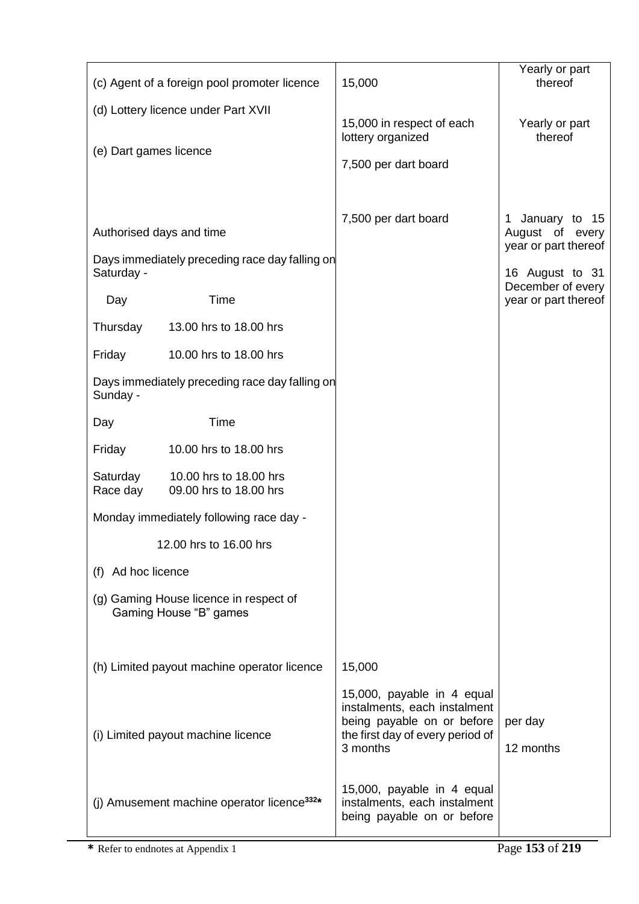| | | |
|---|---|---|
| (c) Agent of a foreign pool promoter licence | 15,000 | Yearly or part thereof |
| (d) Lottery licence under Part XVII | 15,000 in respect of each lottery organized | Yearly or part thereof |
| (e) Dart games licence | 7,500 per dart board | |
| | 7,500 per dart board | 1 January to 15 August of every year or part thereof |
| Authorised days and time<br><br>Days immediately preceding race day falling on Saturday -<br><br>Day — Time<br><br>Thursday — 13.00 hrs to 18.00 hrs<br><br>Friday — 10.00 hrs to 18.00 hrs<br><br>Days immediately preceding race day falling on Sunday -<br><br>Day — Time<br><br>Friday — 10.00 hrs to 18.00 hrs<br><br>Saturday — 10.00 hrs to 18.00 hrs<br>Race day — 09.00 hrs to 18.00 hrs<br><br>Monday immediately following race day -<br><br>12.00 hrs to 16.00 hrs | | 16 August to 31 December of every year or part thereof |
| (f) Ad hoc licence | | |
| (g) Gaming House licence in respect of Gaming House "B" games | | |
| (h) Limited payout machine operator licence | 15,000 | per day |
| (i) Limited payout machine licence | 15,000, payable in 4 equal instalments, each instalment being payable on or before the first day of every period of 3 months | 12 months |
| (j) Amusement machine operator licence[332]* | 15,000, payable in 4 equal instalments, each instalment being payable on or before | |

* Refer to endnotes at Appendix 1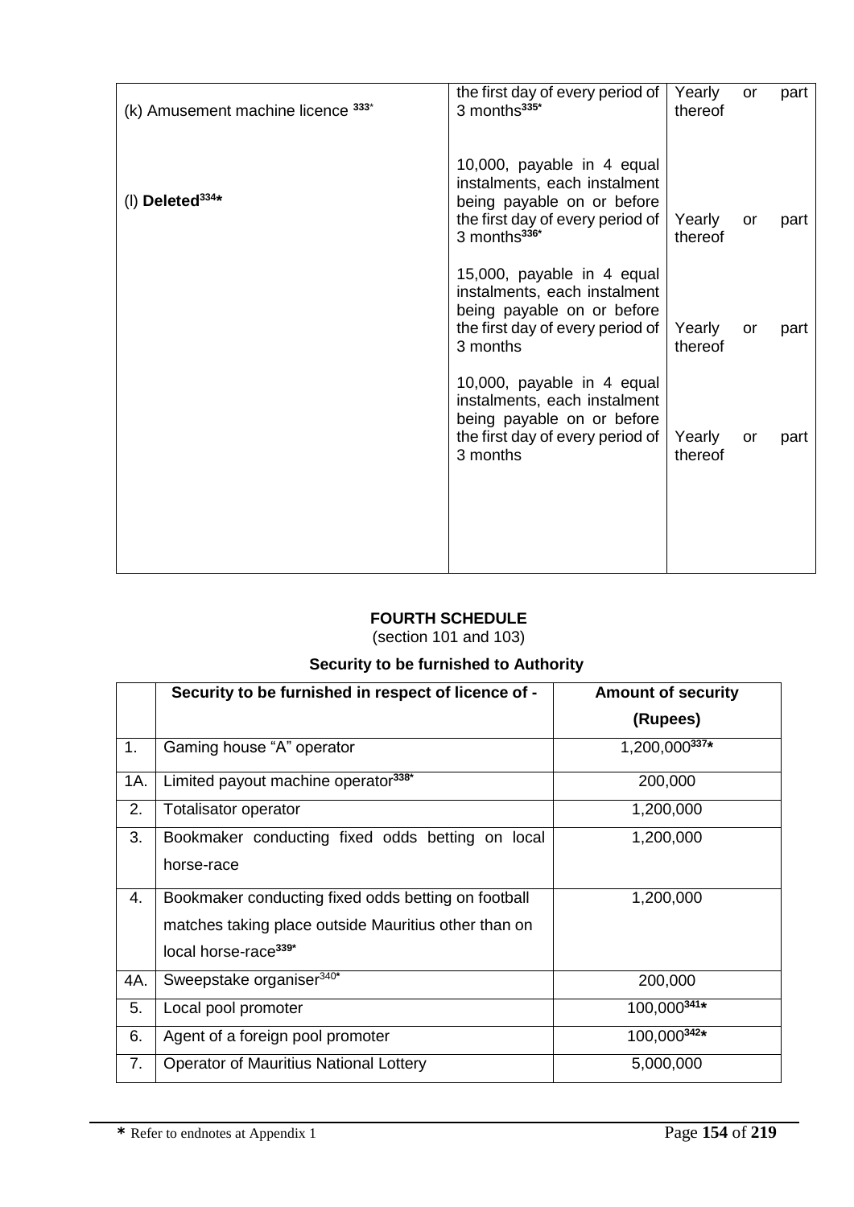| | | |
|---|---|---|
| (k) Amusement machine licence [333*] | the first day of every period of 3 months[335*] | Yearly or part thereof |
| (l) **Deleted**[334*] | 10,000, payable in 4 equal instalments, each instalment being payable on or before the first day of every period of 3 months[336*] | Yearly or part thereof |
| | 15,000, payable in 4 equal instalments, each instalment being payable on or before the first day of every period of 3 months | Yearly or part thereof |
| | 10,000, payable in 4 equal instalments, each instalment being payable on or before the first day of every period of 3 months | Yearly or part thereof |

## FOURTH SCHEDULE

(section 101 and 103)

### Security to be furnished to Authority

| | Security to be furnished in respect of licence of - | Amount of security (Rupees) |
|---|---|---|
| 1. | Gaming house "A" operator | 1,200,000[337*] |
| 1A. | Limited payout machine operator[338*] | 200,000 |
| 2. | Totalisator operator | 1,200,000 |
| 3. | Bookmaker conducting fixed odds betting on local horse-race | 1,200,000 |
| 4. | Bookmaker conducting fixed odds betting on football matches taking place outside Mauritius other than on local horse-race[339*] | 1,200,000 |
| 4A. | Sweepstake organiser[340*] | 200,000 |
| 5. | Local pool promoter | 100,000[341*] |
| 6. | Agent of a foreign pool promoter | 100,000[342*] |
| 7. | Operator of Mauritius National Lottery | 5,000,000 |

**\*** Refer to endnotes at Appendix 1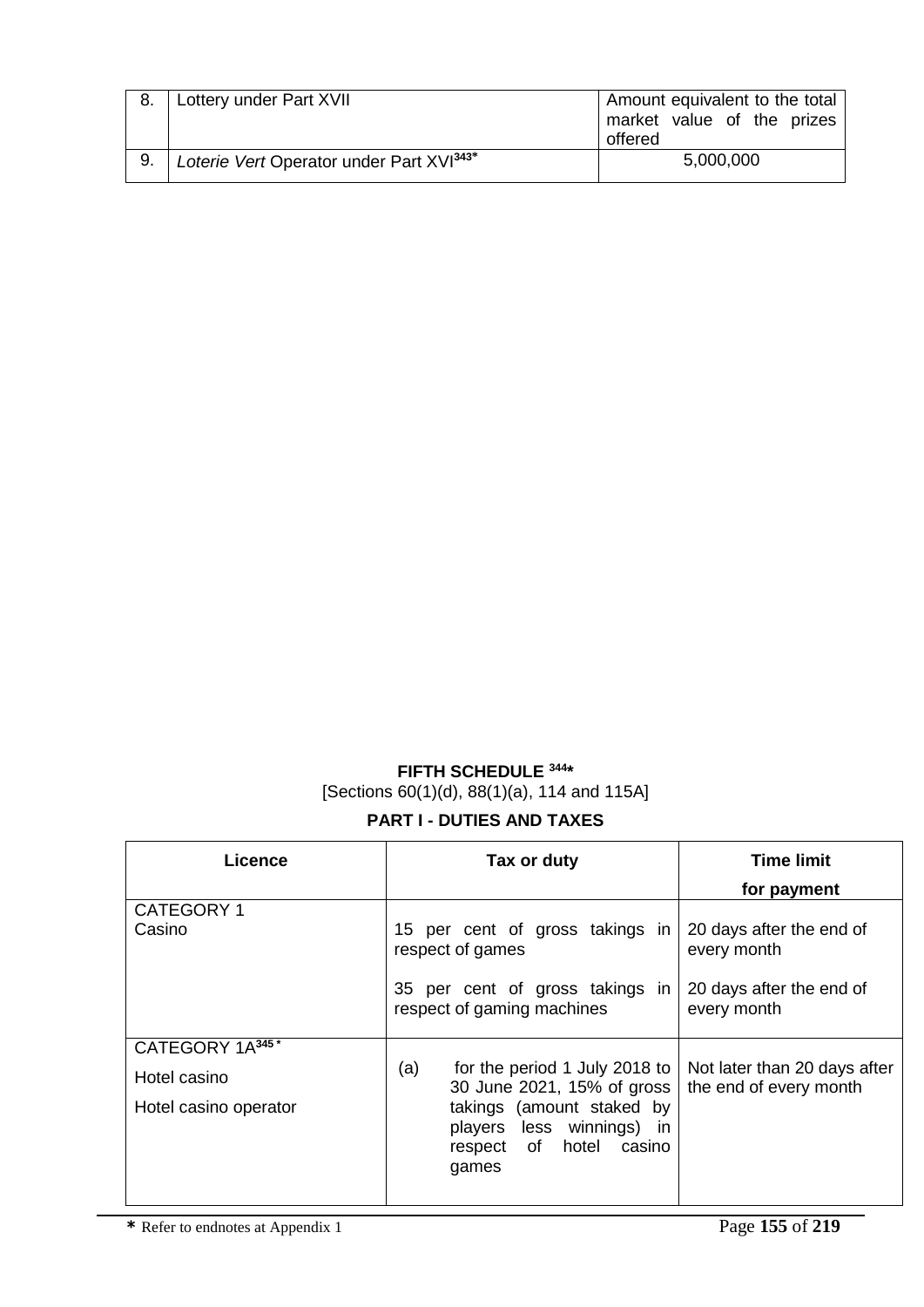| 8. | Lottery under Part XVII | Amount equivalent to the total market value of the prizes offered |
|---|---|---|
| 9. | *Loterie Vert* Operator under Part XVI[343*] | 5,000,000 |

**FIFTH SCHEDULE [344*]**

[Sections 60(1)(d), 88(1)(a), 114 and 115A]

**PART I - DUTIES AND TAXES**

| Licence | Tax or duty | Time limit for payment |
|---|---|---|
| CATEGORY 1<br>Casino | 15 per cent of gross takings in respect of games<br><br>35 per cent of gross takings in respect of gaming machines | 20 days after the end of every month<br><br>20 days after the end of every month |
| CATEGORY 1A[345*]<br>Hotel casino<br>Hotel casino operator | (a) for the period 1 July 2018 to 30 June 2021, 15% of gross takings (amount staked by players less winnings) in respect of hotel casino games | Not later than 20 days after the end of every month |

* Refer to endnotes at Appendix 1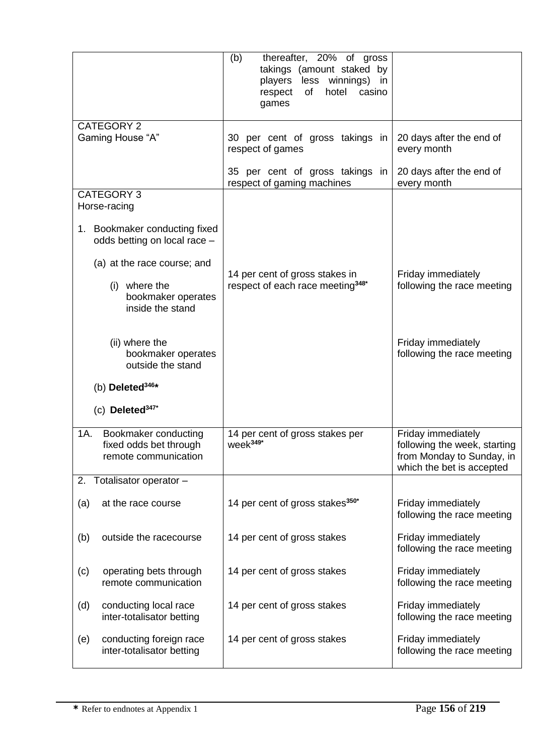| | | |
|---|---|---|
| | (b) thereafter, 20% of gross takings (amount staked by players less winnings) in respect of hotel casino games | |
| CATEGORY 2<br>Gaming House "A" | 30 per cent of gross takings in respect of games<br><br>35 per cent of gross takings in respect of gaming machines | 20 days after the end of every month<br><br>20 days after the end of every month |
| CATEGORY 3<br>Horse-racing<br><br>1. Bookmaker conducting fixed odds betting on local race –<br><br>(a) at the race course; and<br><br>(i) where the bookmaker operates inside the stand<br><br>(ii) where the bookmaker operates outside the stand<br><br>(b) **Deleted**[346*]<br><br>(c) **Deleted**[347*] | 14 per cent of gross stakes in respect of each race meeting[348*] | Friday immediately following the race meeting<br><br>Friday immediately following the race meeting |
| 1A. Bookmaker conducting fixed odds bet through remote communication | 14 per cent of gross stakes per week[349*] | Friday immediately following the week, starting from Monday to Sunday, in which the bet is accepted |
| 2. Totalisator operator –<br><br>(a) at the race course<br><br>(b) outside the racecourse<br><br>(c) operating bets through remote communication<br><br>(d) conducting local race inter-totalisator betting<br><br>(e) conducting foreign race inter-totalisator betting | <br><br>14 per cent of gross stakes[350*]<br><br>14 per cent of gross stakes<br><br>14 per cent of gross stakes<br><br>14 per cent of gross stakes<br><br>14 per cent of gross stakes | <br><br>Friday immediately following the race meeting<br><br>Friday immediately following the race meeting<br><br>Friday immediately following the race meeting<br><br>Friday immediately following the race meeting<br><br>Friday immediately following the race meeting |

**\*** Refer to endnotes at Appendix 1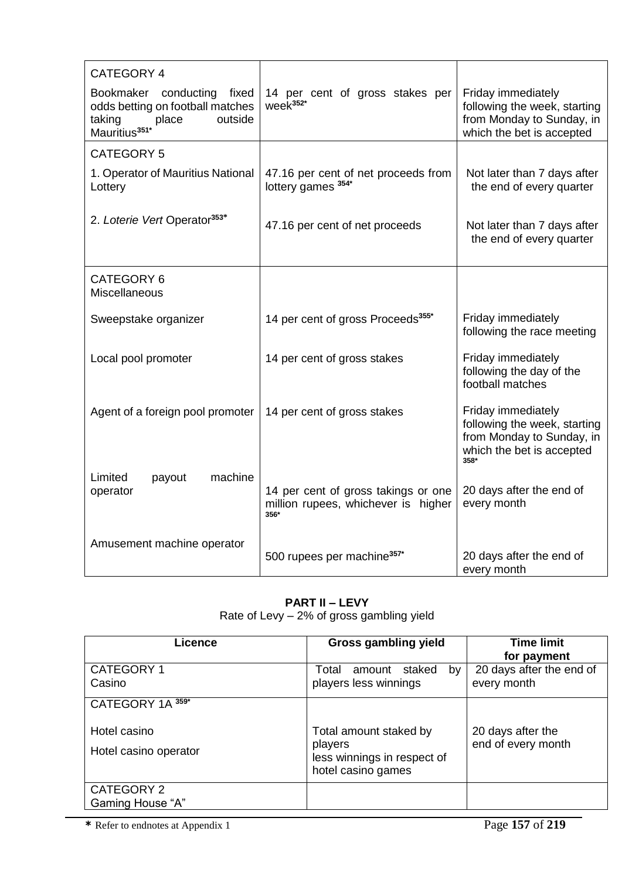| CATEGORY 4<br>Bookmaker conducting fixed odds betting on football matches taking place outside Mauritius[351*] | 14 per cent of gross stakes per week[352*] | Friday immediately following the week, starting from Monday to Sunday, in which the bet is accepted |
|---|---|---|
| CATEGORY 5<br>1. Operator of Mauritius National Lottery | 47.16 per cent of net proceeds from lottery games [354*] | Not later than 7 days after the end of every quarter |
| 2. *Loterie Vert* Operator[353*] | 47.16 per cent of net proceeds | Not later than 7 days after the end of every quarter |
| CATEGORY 6<br>Miscellaneous | | |
| Sweepstake organizer | 14 per cent of gross Proceeds[355*] | Friday immediately following the race meeting |
| Local pool promoter | 14 per cent of gross stakes | Friday immediately following the day of the football matches |
| Agent of a foreign pool promoter | 14 per cent of gross stakes | Friday immediately following the week, starting from Monday to Sunday, in which the bet is accepted [358*] |
| Limited payout machine operator | 14 per cent of gross takings or one million rupees, whichever is higher [356*] | 20 days after the end of every month |
| Amusement machine operator | 500 rupees per machine[357*] | 20 days after the end of every month |

**PART II – LEVY**

Rate of Levy – 2% of gross gambling yield

| Licence | Gross gambling yield | Time limit for payment |
|---|---|---|
| CATEGORY 1<br>Casino | Total amount staked by players less winnings | 20 days after the end of every month |
| CATEGORY 1A [359*]<br><br>Hotel casino<br>Hotel casino operator | Total amount staked by players less winnings in respect of hotel casino games | 20 days after the end of every month |
| CATEGORY 2<br>Gaming House "A" | | |

**\*** Refer to endnotes at Appendix 1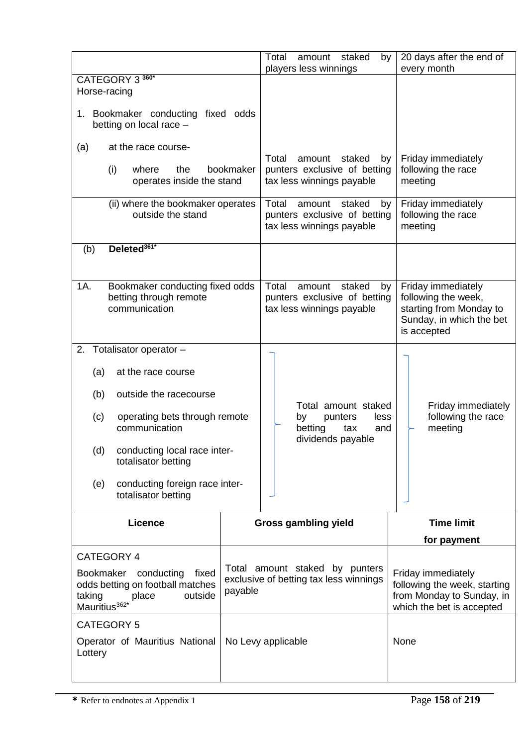| | | |
|---|---|---|
| | Total amount staked by players less winnings | 20 days after the end of every month |
| CATEGORY 3 [360*]<br>Horse-racing<br><br>1. Bookmaker conducting fixed odds betting on local race –<br><br>(a) at the race course-<br><br>(i) where the bookmaker operates inside the stand | Total amount staked by punters exclusive of betting tax less winnings payable | Friday immediately following the race meeting |
| (ii) where the bookmaker operates outside the stand | Total amount staked by punters exclusive of betting tax less winnings payable | Friday immediately following the race meeting |
| (b) **Deleted**[361*] | | |
| 1A. Bookmaker conducting fixed odds betting through remote communication | Total amount staked by punters exclusive of betting tax less winnings payable | Friday immediately following the week, starting from Monday to Sunday, in which the bet is accepted |
| 2. Totalisator operator –<br><br>(a) at the race course<br><br>(b) outside the racecourse<br><br>(c) operating bets through remote communication<br><br>(d) conducting local race inter-totalisator betting<br><br>(e) conducting foreign race inter-totalisator betting | Total amount staked by punters less betting tax and dividends payable | Friday immediately following the race meeting |

| Licence | Gross gambling yield | Time limit for payment |
|---|---|---|
| CATEGORY 4<br><br>Bookmaker conducting fixed odds betting on football matches taking place outside Mauritius[362*] | Total amount staked by punters exclusive of betting tax less winnings payable | Friday immediately following the week, starting from Monday to Sunday, in which the bet is accepted |
| CATEGORY 5<br><br>Operator of Mauritius National Lottery | No Levy applicable | None |

**\*** Refer to endnotes at Appendix 1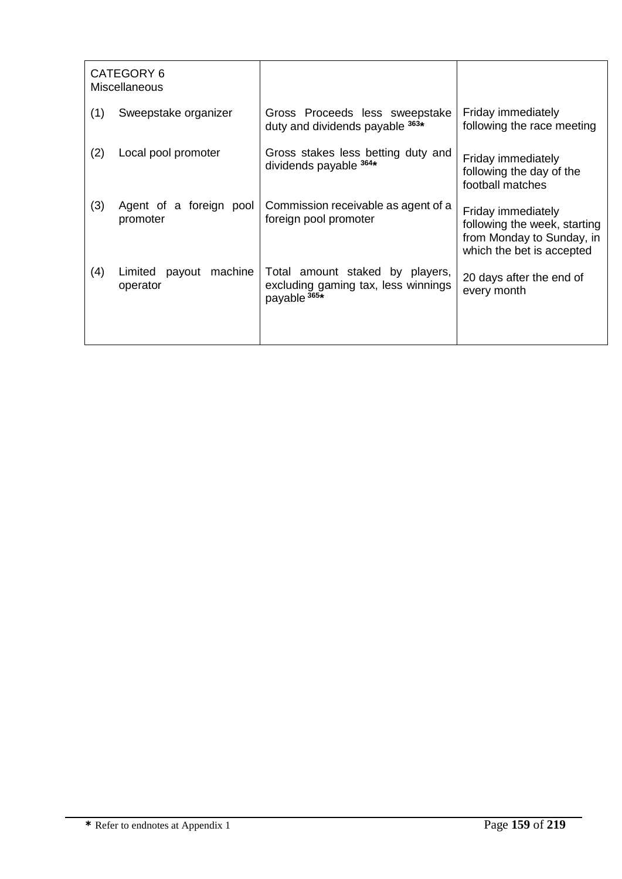| CATEGORY 6 Miscellaneous | | |
|---|---|---|
| (1) Sweepstake organizer | Gross Proceeds less sweepstake duty and dividends payable [363*] | Friday immediately following the race meeting |
| (2) Local pool promoter | Gross stakes less betting duty and dividends payable [364*] | Friday immediately following the day of the football matches |
| (3) Agent of a foreign pool promoter | Commission receivable as agent of a foreign pool promoter | Friday immediately following the week, starting from Monday to Sunday, in which the bet is accepted |
| (4) Limited payout machine operator | Total amount staked by players, excluding gaming tax, less winnings payable [365*] | 20 days after the end of every month |

**\*** Refer to endnotes at Appendix 1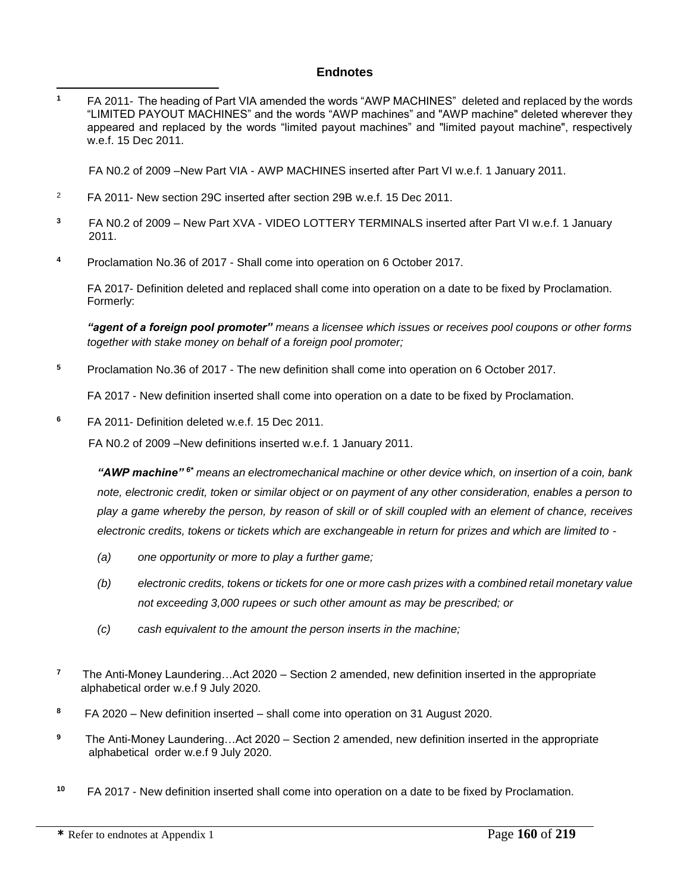## Endnotes

1 FA 2011- The heading of Part VIA amended the words "AWP MACHINES" deleted and replaced by the words "LIMITED PAYOUT MACHINES" and the words "AWP machines" and "AWP machine" deleted wherever they appeared and replaced by the words "limited payout machines" and "limited payout machine", respectively w.e.f. 15 Dec 2011.

FA N0.2 of 2009 –New Part VIA - AWP MACHINES inserted after Part VI w.e.f. 1 January 2011.

2 FA 2011- New section 29C inserted after section 29B w.e.f. 15 Dec 2011.

3 FA N0.2 of 2009 – New Part XVA - VIDEO LOTTERY TERMINALS inserted after Part VI w.e.f. 1 January 2011.

4 Proclamation No.36 of 2017 - Shall come into operation on 6 October 2017.

FA 2017- Definition deleted and replaced shall come into operation on a date to be fixed by Proclamation. Formerly:

***"agent of a foreign pool promoter"*** *means a licensee which issues or receives pool coupons or other forms together with stake money on behalf of a foreign pool promoter;*

5 Proclamation No.36 of 2017 - The new definition shall come into operation on 6 October 2017.

FA 2017 - New definition inserted shall come into operation on a date to be fixed by Proclamation.

6 FA 2011- Definition deleted w.e.f. 15 Dec 2011.

FA N0.2 of 2009 –New definitions inserted w.e.f. 1 January 2011.

***"AWP machine"*** [6*] *means an electromechanical machine or other device which, on insertion of a coin, bank note, electronic credit, token or similar object or on payment of any other consideration, enables a person to play a game whereby the person, by reason of skill or of skill coupled with an element of chance, receives electronic credits, tokens or tickets which are exchangeable in return for prizes and which are limited to -*

*(a) one opportunity or more to play a further game;*

*(b) electronic credits, tokens or tickets for one or more cash prizes with a combined retail monetary value not exceeding 3,000 rupees or such other amount as may be prescribed; or*

*(c) cash equivalent to the amount the person inserts in the machine;*

7 The Anti-Money Laundering…Act 2020 – Section 2 amended, new definition inserted in the appropriate alphabetical order w.e.f 9 July 2020.

8 FA 2020 – New definition inserted – shall come into operation on 31 August 2020.

9 The Anti-Money Laundering…Act 2020 – Section 2 amended, new definition inserted in the appropriate alphabetical order w.e.f 9 July 2020.

10 FA 2017 - New definition inserted shall come into operation on a date to be fixed by Proclamation.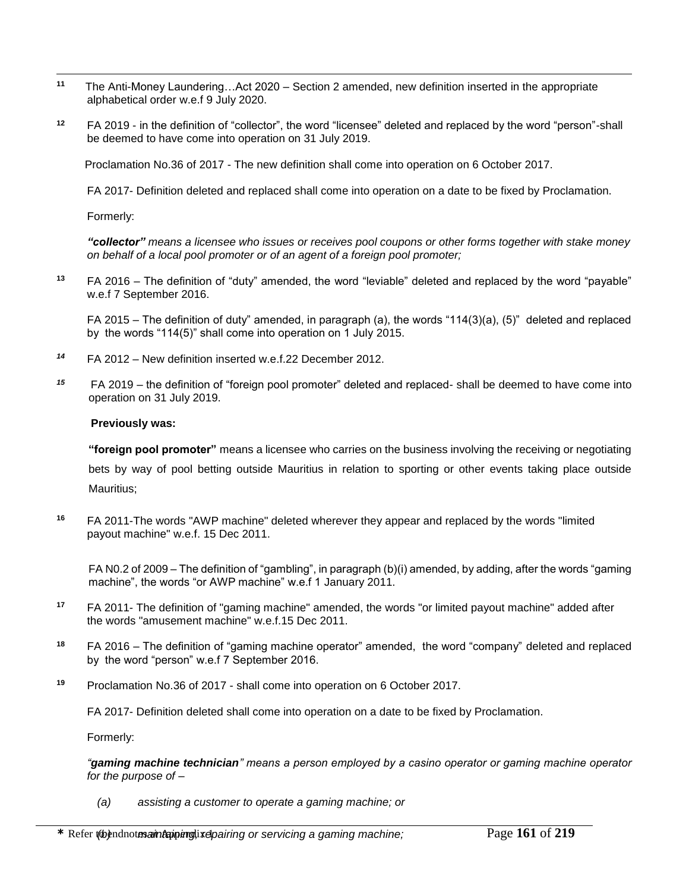[11] The Anti-Money Laundering…Act 2020 – Section 2 amended, new definition inserted in the appropriate alphabetical order w.e.f 9 July 2020.

[12] FA 2019 - in the definition of "collector", the word "licensee" deleted and replaced by the word "person"-shall be deemed to have come into operation on 31 July 2019.

Proclamation No.36 of 2017 - The new definition shall come into operation on 6 October 2017.

FA 2017- Definition deleted and replaced shall come into operation on a date to be fixed by Proclamation.

Formerly:

*"collector" means a licensee who issues or receives pool coupons or other forms together with stake money on behalf of a local pool promoter or of an agent of a foreign pool promoter;*

[13] FA 2016 – The definition of "duty" amended, the word "leviable" deleted and replaced by the word "payable" w.e.f 7 September 2016.

FA 2015 – The definition of duty" amended, in paragraph (a), the words "114(3)(a), (5)" deleted and replaced by the words "114(5)" shall come into operation on 1 July 2015.

[14] FA 2012 – New definition inserted w.e.f.22 December 2012.

[15] FA 2019 – the definition of "foreign pool promoter" deleted and replaced- shall be deemed to have come into operation on 31 July 2019.

**Previously was:**

**"foreign pool promoter"** means a licensee who carries on the business involving the receiving or negotiating bets by way of pool betting outside Mauritius in relation to sporting or other events taking place outside Mauritius;

[16] FA 2011-The words "AWP machine" deleted wherever they appear and replaced by the words "limited payout machine" w.e.f. 15 Dec 2011.

FA N0.2 of 2009 – The definition of "gambling", in paragraph (b)(i) amended, by adding, after the words "gaming machine", the words "or AWP machine" w.e.f 1 January 2011.

[17] FA 2011- The definition of "gaming machine" amended, the words "or limited payout machine" added after the words "amusement machine" w.e.f.15 Dec 2011.

[18] FA 2016 – The definition of "gaming machine operator" amended, the word "company" deleted and replaced by the word "person" w.e.f 7 September 2016.

[19] Proclamation No.36 of 2017 - shall come into operation on 6 October 2017.

FA 2017- Definition deleted shall come into operation on a date to be fixed by Proclamation.

Formerly:

*"**gaming machine technician**" means a person employed by a casino operator or gaming machine operator for the purpose of –*

*(a) assisting a customer to operate a gaming machine; or*

*(b) maintaining, repairing or servicing a gaming machine;*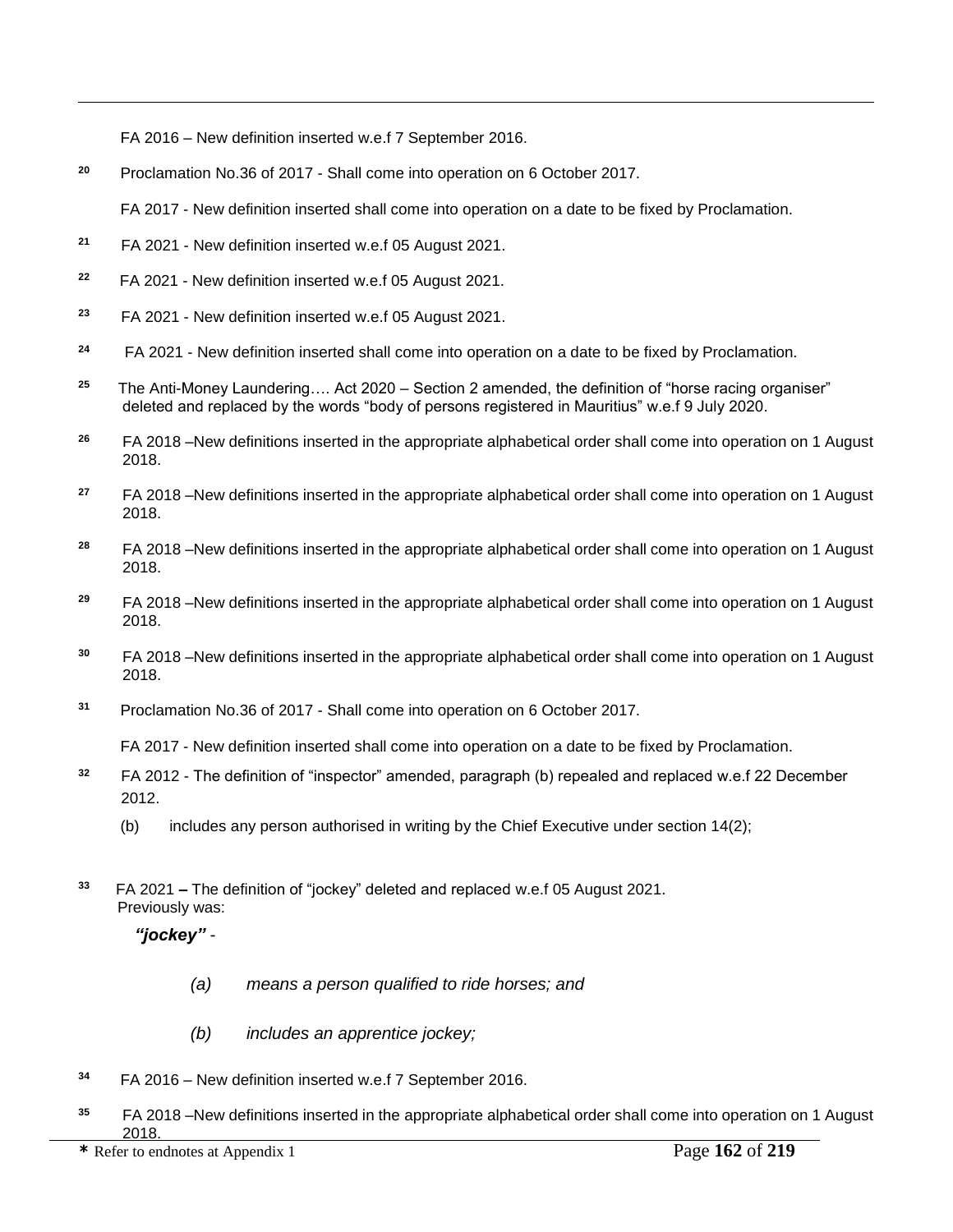FA 2016 – New definition inserted w.e.f 7 September 2016.

[20] Proclamation No.36 of 2017 - Shall come into operation on 6 October 2017.

FA 2017 - New definition inserted shall come into operation on a date to be fixed by Proclamation.

[21] FA 2021 - New definition inserted w.e.f 05 August 2021.

[22] FA 2021 - New definition inserted w.e.f 05 August 2021.

[23] FA 2021 - New definition inserted w.e.f 05 August 2021.

[24] FA 2021 - New definition inserted shall come into operation on a date to be fixed by Proclamation.

[25] The Anti-Money Laundering…. Act 2020 – Section 2 amended, the definition of "horse racing organiser" deleted and replaced by the words "body of persons registered in Mauritius" w.e.f 9 July 2020.

[26] FA 2018 –New definitions inserted in the appropriate alphabetical order shall come into operation on 1 August 2018.

[27] FA 2018 –New definitions inserted in the appropriate alphabetical order shall come into operation on 1 August 2018.

[28] FA 2018 –New definitions inserted in the appropriate alphabetical order shall come into operation on 1 August 2018.

[29] FA 2018 –New definitions inserted in the appropriate alphabetical order shall come into operation on 1 August 2018.

[30] FA 2018 –New definitions inserted in the appropriate alphabetical order shall come into operation on 1 August 2018.

[31] Proclamation No.36 of 2017 - Shall come into operation on 6 October 2017.

FA 2017 - New definition inserted shall come into operation on a date to be fixed by Proclamation.

[32] FA 2012 - The definition of "inspector" amended, paragraph (b) repealed and replaced w.e.f 22 December 2012.

(b) includes any person authorised in writing by the Chief Executive under section 14(2);

[33] FA 2021 **–** The definition of "jockey" deleted and replaced w.e.f 05 August 2021.
Previously was:

***"jockey"*** *-*

*(a) means a person qualified to ride horses; and*

*(b) includes an apprentice jockey;*

[34] FA 2016 – New definition inserted w.e.f 7 September 2016.

[35] FA 2018 –New definitions inserted in the appropriate alphabetical order shall come into operation on 1 August 2018.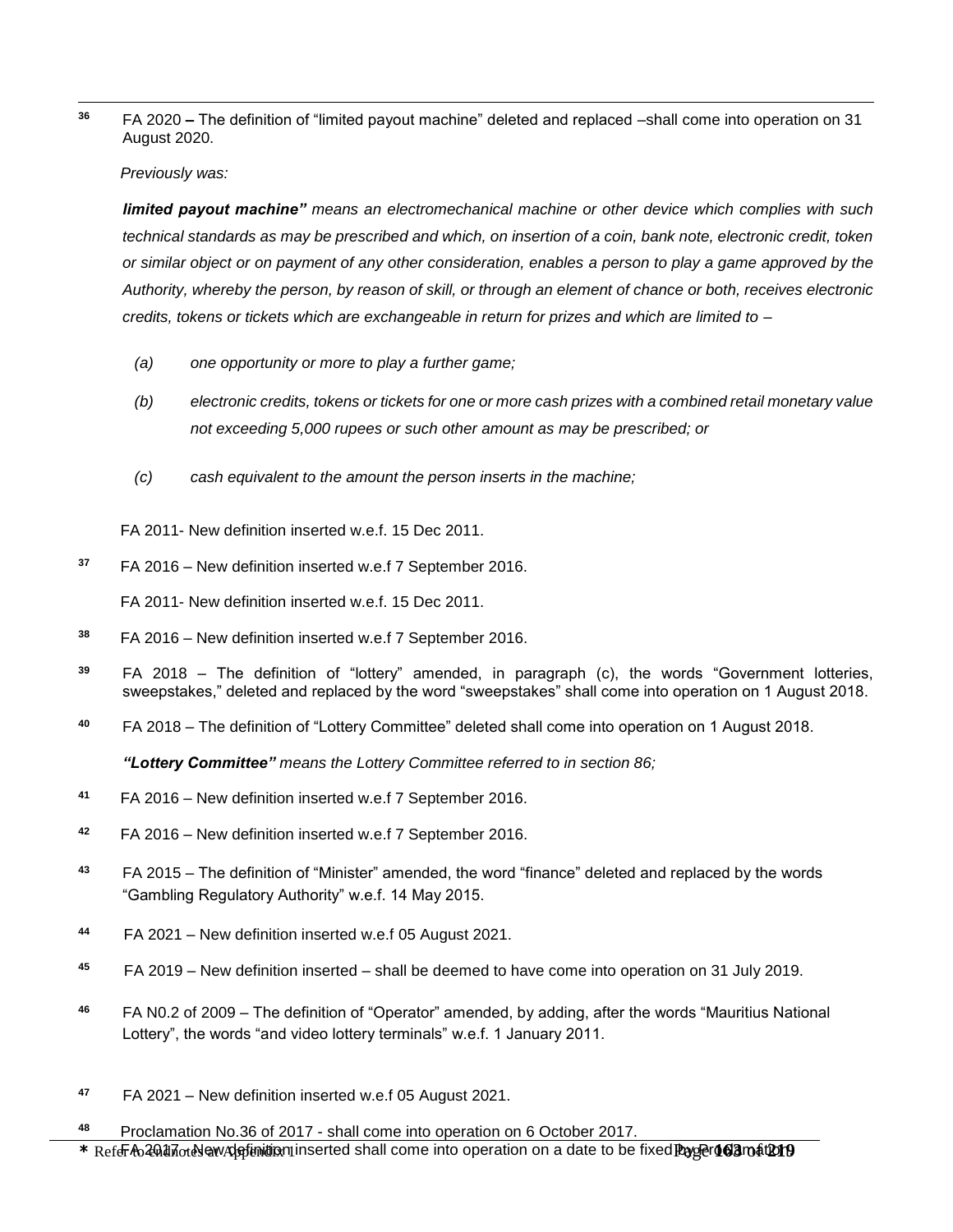[36] FA 2020 **–** The definition of "limited payout machine" deleted and replaced –shall come into operation on 31 August 2020.

*Previously was:*

***limited payout machine"*** *means an electromechanical machine or other device which complies with such technical standards as may be prescribed and which, on insertion of a coin, bank note, electronic credit, token or similar object or on payment of any other consideration, enables a person to play a game approved by the Authority, whereby the person, by reason of skill, or through an element of chance or both, receives electronic credits, tokens or tickets which are exchangeable in return for prizes and which are limited to –*

*(a) one opportunity or more to play a further game;*

*(b) electronic credits, tokens or tickets for one or more cash prizes with a combined retail monetary value not exceeding 5,000 rupees or such other amount as may be prescribed; or*

*(c) cash equivalent to the amount the person inserts in the machine;*

FA 2011- New definition inserted w.e.f. 15 Dec 2011.

[37] FA 2016 – New definition inserted w.e.f 7 September 2016.

FA 2011- New definition inserted w.e.f. 15 Dec 2011.

[38] FA 2016 – New definition inserted w.e.f 7 September 2016.

[39] FA 2018 – The definition of "lottery" amended, in paragraph (c), the words "Government lotteries, sweepstakes," deleted and replaced by the word "sweepstakes" shall come into operation on 1 August 2018.

[40] FA 2018 – The definition of "Lottery Committee" deleted shall come into operation on 1 August 2018.

***"Lottery Committee"*** *means the Lottery Committee referred to in section 86;*

[41] FA 2016 – New definition inserted w.e.f 7 September 2016.

[42] FA 2016 – New definition inserted w.e.f 7 September 2016.

[43] FA 2015 – The definition of "Minister" amended, the word "finance" deleted and replaced by the words "Gambling Regulatory Authority" w.e.f. 14 May 2015.

[44] FA 2021 – New definition inserted w.e.f 05 August 2021.

[45] FA 2019 – New definition inserted – shall be deemed to have come into operation on 31 July 2019.

[46] FA N0.2 of 2009 – The definition of "Operator" amended, by adding, after the words "Mauritius National Lottery", the words "and video lottery terminals" w.e.f. 1 January 2011.

[47] FA 2021 – New definition inserted w.e.f 05 August 2021.

[48] Proclamation No.36 of 2017 - shall come into operation on 6 October 2017.

FA 2017 – New definition inserted shall come into operation on a date to be fixed by Proclamation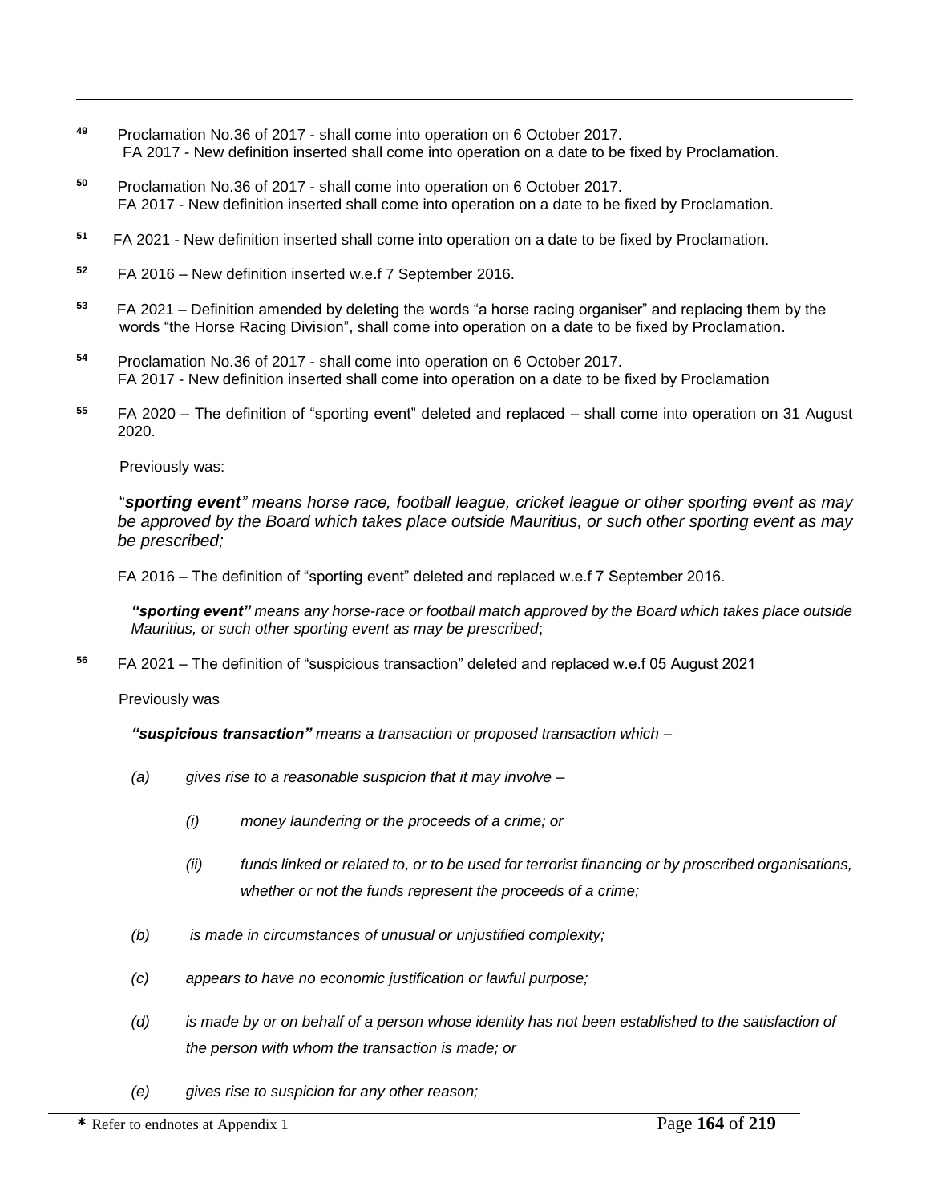[49] Proclamation No.36 of 2017 - shall come into operation on 6 October 2017.
FA 2017 - New definition inserted shall come into operation on a date to be fixed by Proclamation.

[50] Proclamation No.36 of 2017 - shall come into operation on 6 October 2017.
FA 2017 - New definition inserted shall come into operation on a date to be fixed by Proclamation.

[51] FA 2021 - New definition inserted shall come into operation on a date to be fixed by Proclamation.

[52] FA 2016 – New definition inserted w.e.f 7 September 2016.

[53] FA 2021 – Definition amended by deleting the words "a horse racing organiser" and replacing them by the words "the Horse Racing Division", shall come into operation on a date to be fixed by Proclamation.

[54] Proclamation No.36 of 2017 - shall come into operation on 6 October 2017.
FA 2017 - New definition inserted shall come into operation on a date to be fixed by Proclamation

[55] FA 2020 – The definition of "sporting event" deleted and replaced – shall come into operation on 31 August 2020.

Previously was:

*"**sporting event**" means horse race, football league, cricket league or other sporting event as may be approved by the Board which takes place outside Mauritius, or such other sporting event as may be prescribed;*

FA 2016 – The definition of "sporting event" deleted and replaced w.e.f 7 September 2016.

***"sporting event"*** *means any horse-race or football match approved by the Board which takes place outside Mauritius, or such other sporting event as may be prescribed*;

[56] FA 2021 – The definition of "suspicious transaction" deleted and replaced w.e.f 05 August 2021

Previously was

***"suspicious transaction"*** *means a transaction or proposed transaction which –*

*(a) gives rise to a reasonable suspicion that it may involve –*

*(i) money laundering or the proceeds of a crime; or*

*(ii) funds linked or related to, or to be used for terrorist financing or by proscribed organisations, whether or not the funds represent the proceeds of a crime;*

*(b) is made in circumstances of unusual or unjustified complexity;*

*(c) appears to have no economic justification or lawful purpose;*

*(d) is made by or on behalf of a person whose identity has not been established to the satisfaction of the person with whom the transaction is made; or*

*(e) gives rise to suspicion for any other reason;*

**\*** Refer to endnotes at Appendix 1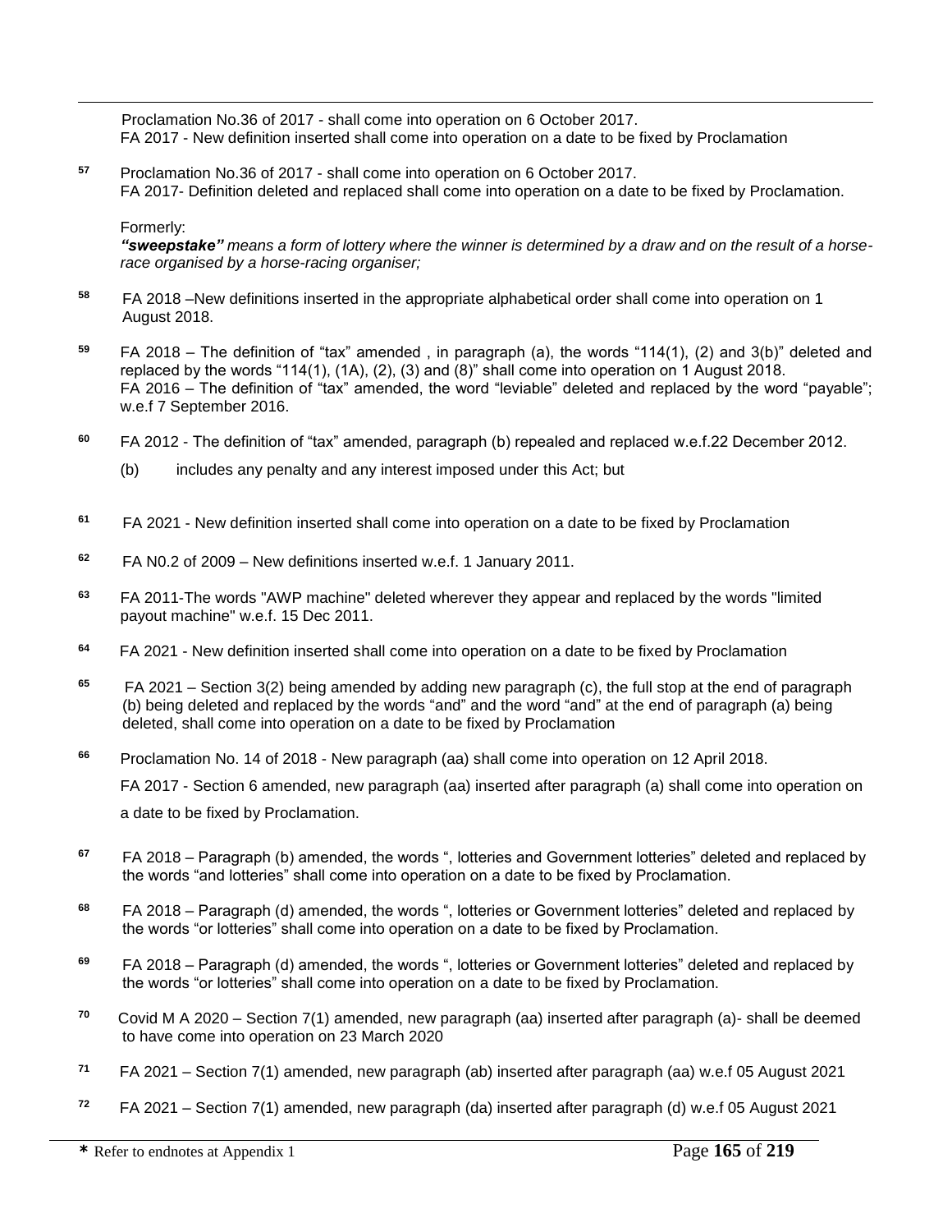Proclamation No.36 of 2017 - shall come into operation on 6 October 2017.
FA 2017 - New definition inserted shall come into operation on a date to be fixed by Proclamation

[57] Proclamation No.36 of 2017 - shall come into operation on 6 October 2017.
FA 2017- Definition deleted and replaced shall come into operation on a date to be fixed by Proclamation.

Formerly:
***"sweepstake"*** *means a form of lottery where the winner is determined by a draw and on the result of a horse-race organised by a horse-racing organiser;*

[58] FA 2018 –New definitions inserted in the appropriate alphabetical order shall come into operation on 1 August 2018.

[59] FA 2018 – The definition of "tax" amended , in paragraph (a), the words "114(1), (2) and 3(b)" deleted and replaced by the words "114(1), (1A), (2), (3) and (8)" shall come into operation on 1 August 2018.
FA 2016 – The definition of "tax" amended, the word "leviable" deleted and replaced by the word "payable"; w.e.f 7 September 2016.

[60] FA 2012 - The definition of "tax" amended, paragraph (b) repealed and replaced w.e.f.22 December 2012.

(b) includes any penalty and any interest imposed under this Act; but

[61] FA 2021 - New definition inserted shall come into operation on a date to be fixed by Proclamation

[62] FA N0.2 of 2009 – New definitions inserted w.e.f. 1 January 2011.

[63] FA 2011-The words "AWP machine" deleted wherever they appear and replaced by the words "limited payout machine" w.e.f. 15 Dec 2011.

[64] FA 2021 - New definition inserted shall come into operation on a date to be fixed by Proclamation

[65] FA 2021 – Section 3(2) being amended by adding new paragraph (c), the full stop at the end of paragraph (b) being deleted and replaced by the words "and" and the word "and" at the end of paragraph (a) being deleted, shall come into operation on a date to be fixed by Proclamation

[66] Proclamation No. 14 of 2018 - New paragraph (aa) shall come into operation on 12 April 2018.

FA 2017 - Section 6 amended, new paragraph (aa) inserted after paragraph (a) shall come into operation on a date to be fixed by Proclamation.

[67] FA 2018 – Paragraph (b) amended, the words ", lotteries and Government lotteries" deleted and replaced by the words "and lotteries" shall come into operation on a date to be fixed by Proclamation.

[68] FA 2018 – Paragraph (d) amended, the words ", lotteries or Government lotteries" deleted and replaced by the words "or lotteries" shall come into operation on a date to be fixed by Proclamation.

[69] FA 2018 – Paragraph (d) amended, the words ", lotteries or Government lotteries" deleted and replaced by the words "or lotteries" shall come into operation on a date to be fixed by Proclamation.

[70] Covid M A 2020 – Section 7(1) amended, new paragraph (aa) inserted after paragraph (a)- shall be deemed to have come into operation on 23 March 2020

[71] FA 2021 – Section 7(1) amended, new paragraph (ab) inserted after paragraph (aa) w.e.f 05 August 2021

[72] FA 2021 – Section 7(1) amended, new paragraph (da) inserted after paragraph (d) w.e.f 05 August 2021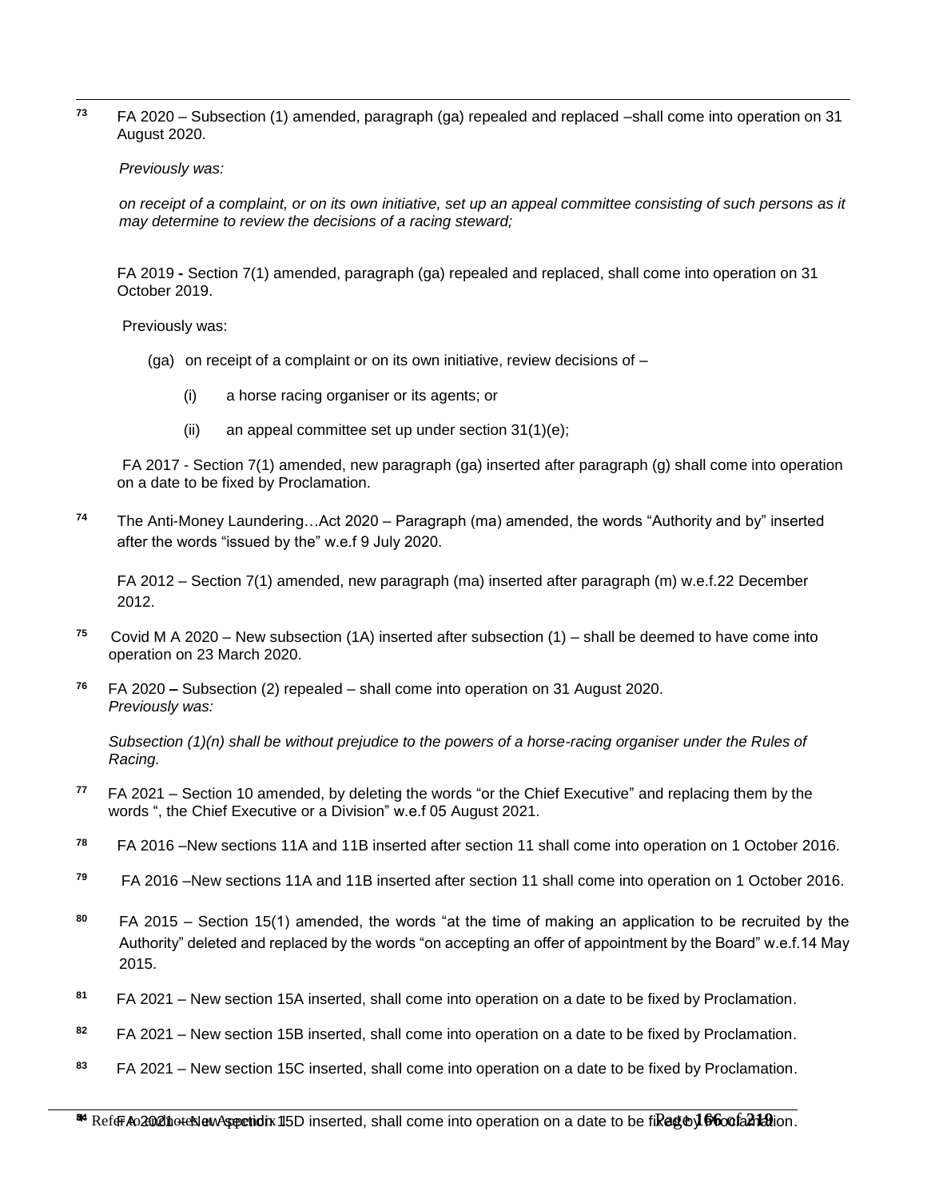[73] FA 2020 – Subsection (1) amended, paragraph (ga) repealed and replaced –shall come into operation on 31 August 2020.

*Previously was:*

*on receipt of a complaint, or on its own initiative, set up an appeal committee consisting of such persons as it may determine to review the decisions of a racing steward;*

FA 2019 **-** Section 7(1) amended, paragraph (ga) repealed and replaced, shall come into operation on 31 October 2019.

Previously was:

(ga) on receipt of a complaint or on its own initiative, review decisions of –

(i) a horse racing organiser or its agents; or

(ii) an appeal committee set up under section 31(1)(e);

FA 2017 - Section 7(1) amended, new paragraph (ga) inserted after paragraph (g) shall come into operation on a date to be fixed by Proclamation.

[74] The Anti-Money Laundering…Act 2020 – Paragraph (ma) amended, the words "Authority and by" inserted after the words "issued by the" w.e.f 9 July 2020.

FA 2012 – Section 7(1) amended, new paragraph (ma) inserted after paragraph (m) w.e.f.22 December 2012.

[75] Covid M A 2020 – New subsection (1A) inserted after subsection (1) – shall be deemed to have come into operation on 23 March 2020.

[76] FA 2020 **–** Subsection (2) repealed – shall come into operation on 31 August 2020.
*Previously was:*

*Subsection (1)(n) shall be without prejudice to the powers of a horse-racing organiser under the Rules of Racing.*

[77] FA 2021 – Section 10 amended, by deleting the words "or the Chief Executive" and replacing them by the words ", the Chief Executive or a Division" w.e.f 05 August 2021.

[78] FA 2016 –New sections 11A and 11B inserted after section 11 shall come into operation on 1 October 2016.

[79] FA 2016 –New sections 11A and 11B inserted after section 11 shall come into operation on 1 October 2016.

[80] FA 2015 – Section 15(1) amended, the words "at the time of making an application to be recruited by the Authority" deleted and replaced by the words "on accepting an offer of appointment by the Board" w.e.f.14 May 2015.

[81] FA 2021 – New section 15A inserted, shall come into operation on a date to be fixed by Proclamation.

[82] FA 2021 – New section 15B inserted, shall come into operation on a date to be fixed by Proclamation.

[83] FA 2021 – New section 15C inserted, shall come into operation on a date to be fixed by Proclamation.

[84] FA 2021 – New section 15D inserted, shall come into operation on a date to be fixed by Proclamation.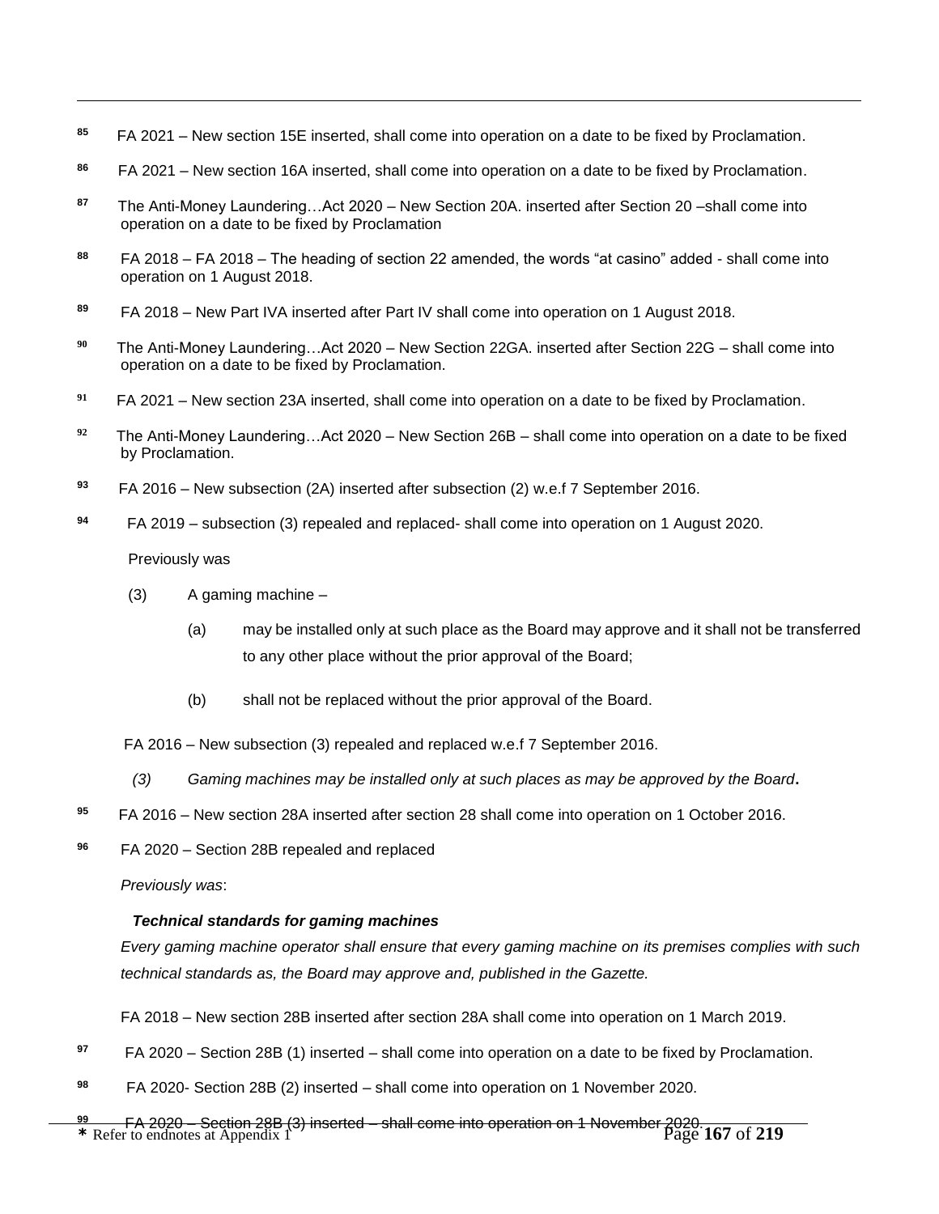[85] FA 2021 – New section 15E inserted, shall come into operation on a date to be fixed by Proclamation.

[86] FA 2021 – New section 16A inserted, shall come into operation on a date to be fixed by Proclamation.

[87] The Anti-Money Laundering…Act 2020 – New Section 20A. inserted after Section 20 –shall come into operation on a date to be fixed by Proclamation

[88] FA 2018 – FA 2018 – The heading of section 22 amended, the words "at casino" added - shall come into operation on 1 August 2018.

[89] FA 2018 – New Part IVA inserted after Part IV shall come into operation on 1 August 2018.

[90] The Anti-Money Laundering…Act 2020 – New Section 22GA. inserted after Section 22G – shall come into operation on a date to be fixed by Proclamation.

[91] FA 2021 – New section 23A inserted, shall come into operation on a date to be fixed by Proclamation.

[92] The Anti-Money Laundering…Act 2020 – New Section 26B – shall come into operation on a date to be fixed by Proclamation.

[93] FA 2016 – New subsection (2A) inserted after subsection (2) w.e.f 7 September 2016.

[94] FA 2019 – subsection (3) repealed and replaced- shall come into operation on 1 August 2020.

Previously was

(3) A gaming machine –

(a) may be installed only at such place as the Board may approve and it shall not be transferred to any other place without the prior approval of the Board;

(b) shall not be replaced without the prior approval of the Board.

FA 2016 – New subsection (3) repealed and replaced w.e.f 7 September 2016.

*(3) Gaming machines may be installed only at such places as may be approved by the Board*.

[95] FA 2016 – New section 28A inserted after section 28 shall come into operation on 1 October 2016.

[96] FA 2020 – Section 28B repealed and replaced

*Previously was*:

***Technical standards for gaming machines***

*Every gaming machine operator shall ensure that every gaming machine on its premises complies with such technical standards as, the Board may approve and, published in the Gazette.*

FA 2018 – New section 28B inserted after section 28A shall come into operation on 1 March 2019.

[97] FA 2020 – Section 28B (1) inserted – shall come into operation on a date to be fixed by Proclamation.

[98] FA 2020- Section 28B (2) inserted – shall come into operation on 1 November 2020.

[99] FA 2020 – Section 28B (3) inserted – shall come into operation on 1 November 2020.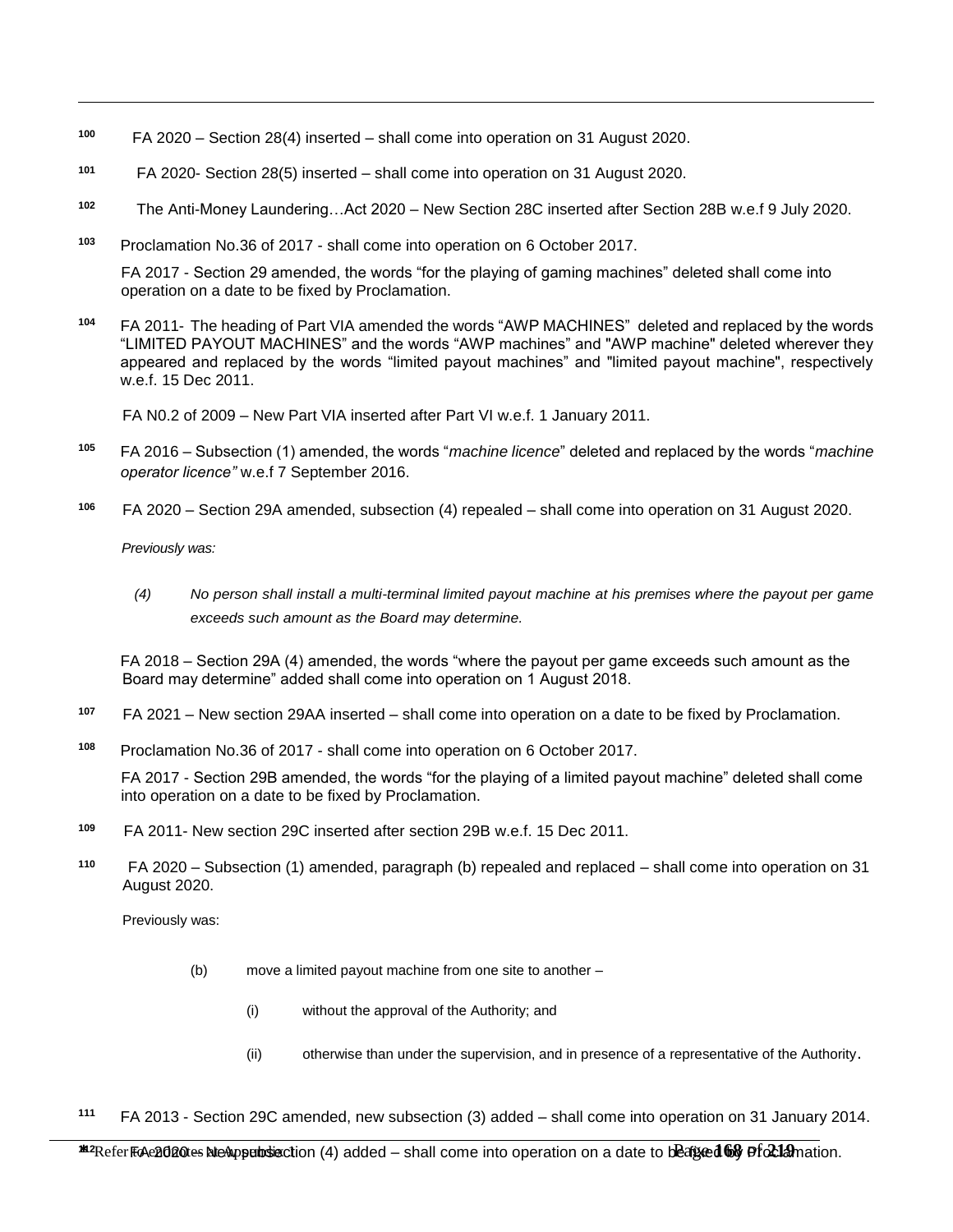[100] FA 2020 – Section 28(4) inserted – shall come into operation on 31 August 2020.

[101] FA 2020- Section 28(5) inserted – shall come into operation on 31 August 2020.

[102] The Anti-Money Laundering…Act 2020 – New Section 28C inserted after Section 28B w.e.f 9 July 2020.

[103] Proclamation No.36 of 2017 - shall come into operation on 6 October 2017.

FA 2017 - Section 29 amended, the words "for the playing of gaming machines" deleted shall come into operation on a date to be fixed by Proclamation.

[104] FA 2011- The heading of Part VIA amended the words "AWP MACHINES" deleted and replaced by the words "LIMITED PAYOUT MACHINES" and the words "AWP machines" and "AWP machine" deleted wherever they appeared and replaced by the words "limited payout machines" and "limited payout machine", respectively w.e.f. 15 Dec 2011.

FA N0.2 of 2009 – New Part VIA inserted after Part VI w.e.f. 1 January 2011.

[105] FA 2016 – Subsection (1) amended, the words "*machine licence*" deleted and replaced by the words "*machine operator licence"* w.e.f 7 September 2016.

[106] FA 2020 – Section 29A amended, subsection (4) repealed – shall come into operation on 31 August 2020.

*Previously was:*

> *(4) No person shall install a multi-terminal limited payout machine at his premises where the payout per game exceeds such amount as the Board may determine.*

FA 2018 – Section 29A (4) amended, the words "where the payout per game exceeds such amount as the Board may determine" added shall come into operation on 1 August 2018.

[107] FA 2021 – New section 29AA inserted – shall come into operation on a date to be fixed by Proclamation.

[108] Proclamation No.36 of 2017 - shall come into operation on 6 October 2017.

FA 2017 - Section 29B amended, the words "for the playing of a limited payout machine" deleted shall come into operation on a date to be fixed by Proclamation.

[109] FA 2011- New section 29C inserted after section 29B w.e.f. 15 Dec 2011.

[110] FA 2020 – Subsection (1) amended, paragraph (b) repealed and replaced – shall come into operation on 31 August 2020.

Previously was:

> (b) move a limited payout machine from one site to another –
>
> (i) without the approval of the Authority; and
>
> (ii) otherwise than under the supervision, and in presence of a representative of the Authority.

[111] FA 2013 - Section 29C amended, new subsection (3) added – shall come into operation on 31 January 2014.

[112] FA 2020 – New subsection (4) added – shall come into operation on a date to be fixed by Proclamation.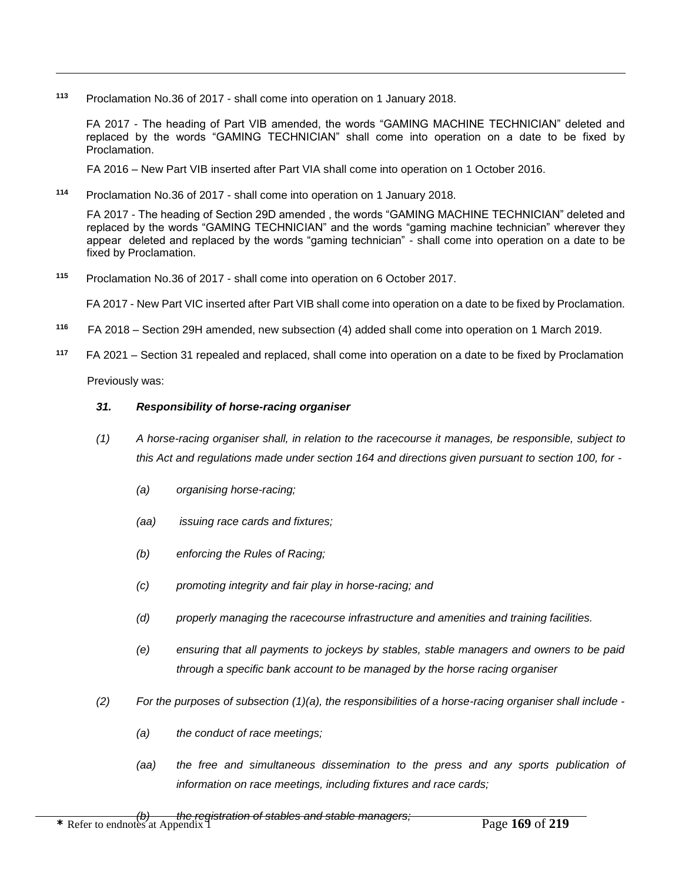[113] Proclamation No.36 of 2017 - shall come into operation on 1 January 2018.

FA 2017 - The heading of Part VIB amended, the words "GAMING MACHINE TECHNICIAN" deleted and replaced by the words "GAMING TECHNICIAN" shall come into operation on a date to be fixed by Proclamation.

FA 2016 – New Part VIB inserted after Part VIA shall come into operation on 1 October 2016.

[114] Proclamation No.36 of 2017 - shall come into operation on 1 January 2018.

FA 2017 - The heading of Section 29D amended , the words "GAMING MACHINE TECHNICIAN" deleted and replaced by the words "GAMING TECHNICIAN" and the words "gaming machine technician" wherever they appear deleted and replaced by the words "gaming technician" - shall come into operation on a date to be fixed by Proclamation.

[115] Proclamation No.36 of 2017 - shall come into operation on 6 October 2017.

FA 2017 - New Part VIC inserted after Part VIB shall come into operation on a date to be fixed by Proclamation.

[116] FA 2018 – Section 29H amended, new subsection (4) added shall come into operation on 1 March 2019.

[117] FA 2021 – Section 31 repealed and replaced, shall come into operation on a date to be fixed by Proclamation

Previously was:

***31. Responsibility of horse-racing organiser***

*(1) A horse-racing organiser shall, in relation to the racecourse it manages, be responsible, subject to this Act and regulations made under section 164 and directions given pursuant to section 100, for -*

*(a) organising horse-racing;*

*(aa) issuing race cards and fixtures;*

*(b) enforcing the Rules of Racing;*

*(c) promoting integrity and fair play in horse-racing; and*

*(d) properly managing the racecourse infrastructure and amenities and training facilities.*

*(e) ensuring that all payments to jockeys by stables, stable managers and owners to be paid through a specific bank account to be managed by the horse racing organiser*

*(2) For the purposes of subsection (1)(a), the responsibilities of a horse-racing organiser shall include -*

*(a) the conduct of race meetings;*

*(aa) the free and simultaneous dissemination to the press and any sports publication of information on race meetings, including fixtures and race cards;*

*(b) the registration of stables and stable managers;*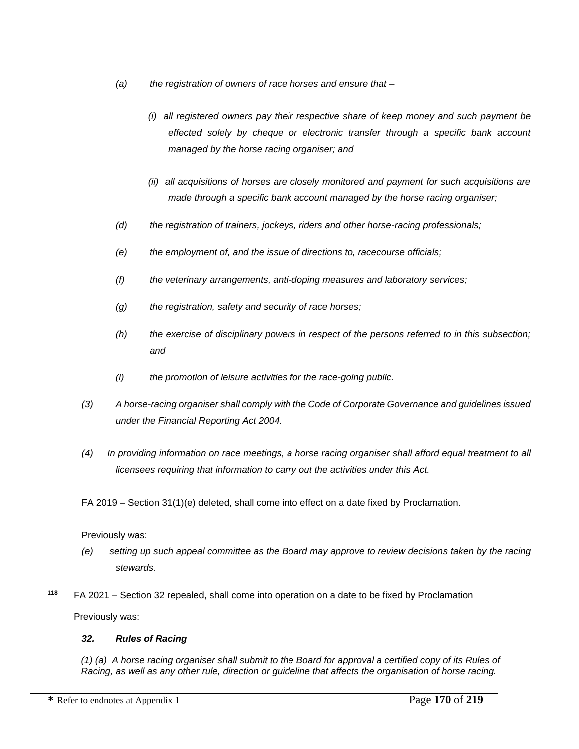*(a) the registration of owners of race horses and ensure that –*

*(i) all registered owners pay their respective share of keep money and such payment be effected solely by cheque or electronic transfer through a specific bank account managed by the horse racing organiser; and*

*(ii) all acquisitions of horses are closely monitored and payment for such acquisitions are made through a specific bank account managed by the horse racing organiser;*

*(d) the registration of trainers, jockeys, riders and other horse-racing professionals;*

*(e) the employment of, and the issue of directions to, racecourse officials;*

*(f) the veterinary arrangements, anti-doping measures and laboratory services;*

*(g) the registration, safety and security of race horses;*

*(h) the exercise of disciplinary powers in respect of the persons referred to in this subsection; and*

*(i) the promotion of leisure activities for the race-going public.*

*(3) A horse-racing organiser shall comply with the Code of Corporate Governance and guidelines issued under the Financial Reporting Act 2004.*

*(4) In providing information on race meetings, a horse racing organiser shall afford equal treatment to all licensees requiring that information to carry out the activities under this Act.*

FA 2019 – Section 31(1)(e) deleted, shall come into effect on a date fixed by Proclamation.

Previously was:

*(e) setting up such appeal committee as the Board may approve to review decisions taken by the racing stewards.*

[118] FA 2021 – Section 32 repealed, shall come into operation on a date to be fixed by Proclamation

Previously was:

***32. Rules of Racing***

*(1) (a) A horse racing organiser shall submit to the Board for approval a certified copy of its Rules of Racing, as well as any other rule, direction or guideline that affects the organisation of horse racing.*

**\*** Refer to endnotes at Appendix 1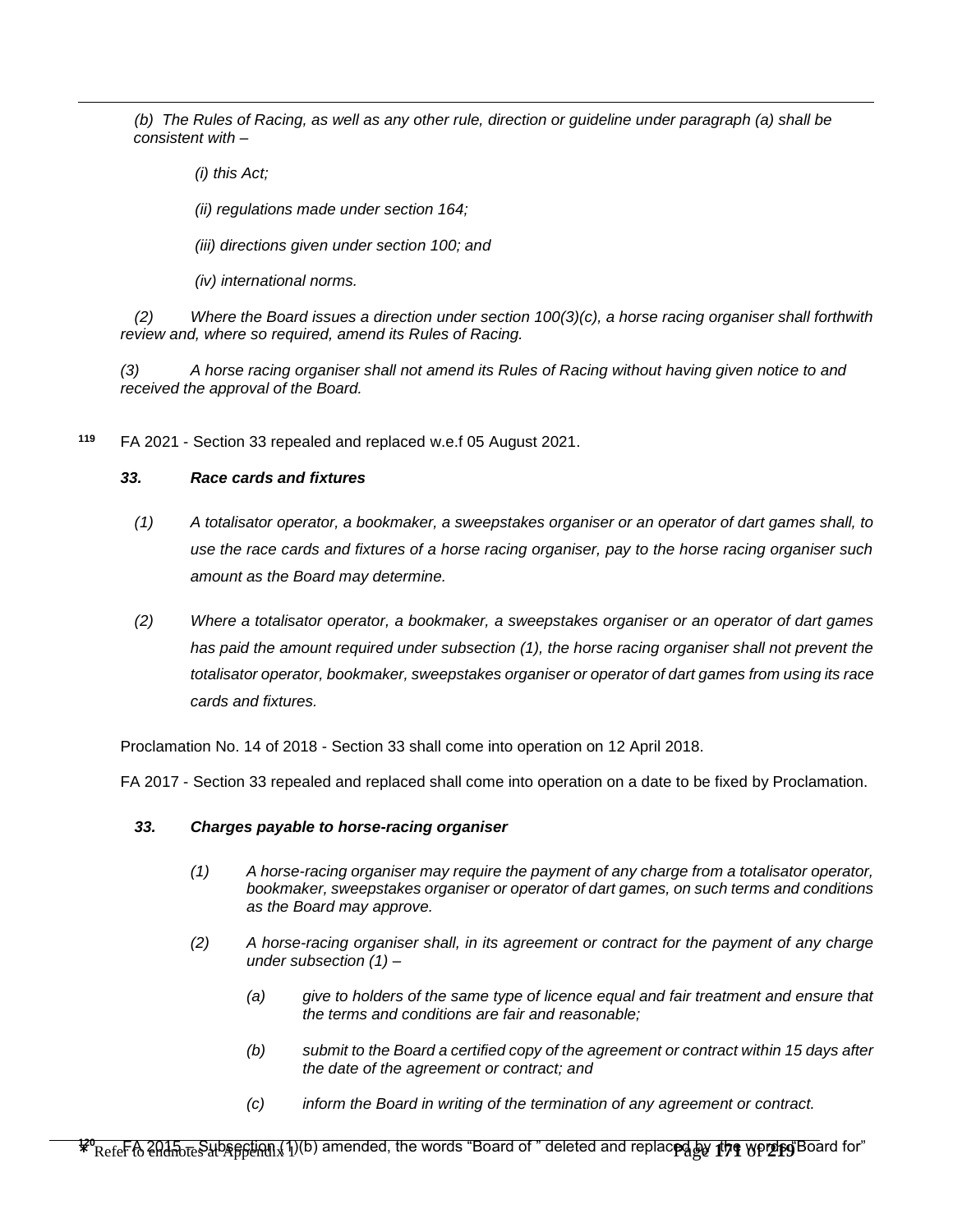*(b) The Rules of Racing, as well as any other rule, direction or guideline under paragraph (a) shall be consistent with –*

*(i) this Act;*

*(ii) regulations made under section 164;*

*(iii) directions given under section 100; and*

*(iv) international norms.*

*(2) Where the Board issues a direction under section 100(3)(c), a horse racing organiser shall forthwith review and, where so required, amend its Rules of Racing.*

*(3) A horse racing organiser shall not amend its Rules of Racing without having given notice to and received the approval of the Board.*

[119] FA 2021 - Section 33 repealed and replaced w.e.f 05 August 2021.

***33. Race cards and fixtures***

*(1) A totalisator operator, a bookmaker, a sweepstakes organiser or an operator of dart games shall, to use the race cards and fixtures of a horse racing organiser, pay to the horse racing organiser such amount as the Board may determine.*

*(2) Where a totalisator operator, a bookmaker, a sweepstakes organiser or an operator of dart games has paid the amount required under subsection (1), the horse racing organiser shall not prevent the totalisator operator, bookmaker, sweepstakes organiser or operator of dart games from using its race cards and fixtures.*

Proclamation No. 14 of 2018 - Section 33 shall come into operation on 12 April 2018.

FA 2017 - Section 33 repealed and replaced shall come into operation on a date to be fixed by Proclamation.

***33. Charges payable to horse-racing organiser***

*(1) A horse-racing organiser may require the payment of any charge from a totalisator operator, bookmaker, sweepstakes organiser or operator of dart games, on such terms and conditions as the Board may approve.*

*(2) A horse-racing organiser shall, in its agreement or contract for the payment of any charge under subsection (1) –*

*(a) give to holders of the same type of licence equal and fair treatment and ensure that the terms and conditions are fair and reasonable;*

*(b) submit to the Board a certified copy of the agreement or contract within 15 days after the date of the agreement or contract; and*

*(c) inform the Board in writing of the termination of any agreement or contract.*

[120] FA 2015 – Subsection (1)(b) amended, the words "Board of " deleted and replaced by the words "Board for"

* Refer to endnotes at Appendix 1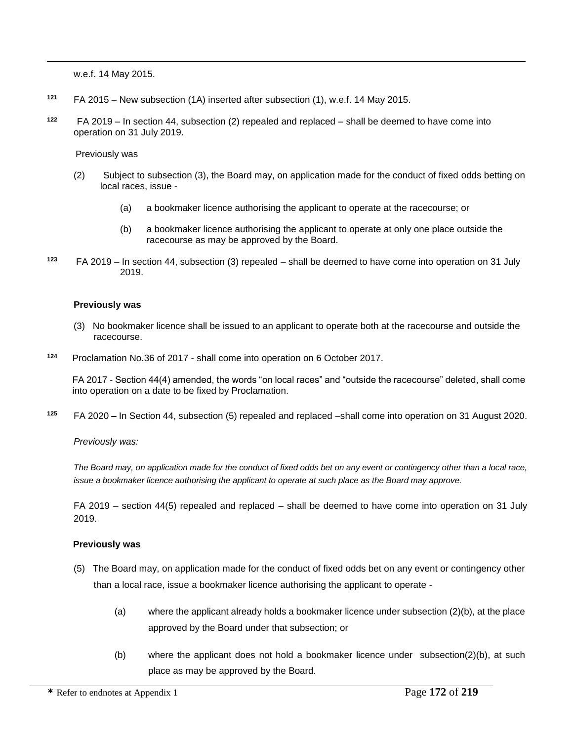w.e.f. 14 May 2015.

[121] FA 2015 – New subsection (1A) inserted after subsection (1), w.e.f. 14 May 2015.

[122] FA 2019 – In section 44, subsection (2) repealed and replaced – shall be deemed to have come into operation on 31 July 2019.

Previously was

(2) Subject to subsection (3), the Board may, on application made for the conduct of fixed odds betting on local races, issue -

(a) a bookmaker licence authorising the applicant to operate at the racecourse; or

(b) a bookmaker licence authorising the applicant to operate at only one place outside the racecourse as may be approved by the Board.

[123] FA 2019 – In section 44, subsection (3) repealed – shall be deemed to have come into operation on 31 July 2019.

**Previously was**

(3) No bookmaker licence shall be issued to an applicant to operate both at the racecourse and outside the racecourse.

[124] Proclamation No.36 of 2017 - shall come into operation on 6 October 2017.

FA 2017 - Section 44(4) amended, the words "on local races" and "outside the racecourse" deleted, shall come into operation on a date to be fixed by Proclamation.

[125] FA 2020 **–** In Section 44, subsection (5) repealed and replaced –shall come into operation on 31 August 2020.

*Previously was:*

*The Board may, on application made for the conduct of fixed odds bet on any event or contingency other than a local race, issue a bookmaker licence authorising the applicant to operate at such place as the Board may approve.*

FA 2019 – section 44(5) repealed and replaced – shall be deemed to have come into operation on 31 July 2019.

**Previously was**

(5) The Board may, on application made for the conduct of fixed odds bet on any event or contingency other than a local race, issue a bookmaker licence authorising the applicant to operate -

(a) where the applicant already holds a bookmaker licence under subsection (2)(b), at the place approved by the Board under that subsection; or

(b) where the applicant does not hold a bookmaker licence under subsection(2)(b), at such place as may be approved by the Board.

**\*** Refer to endnotes at Appendix 1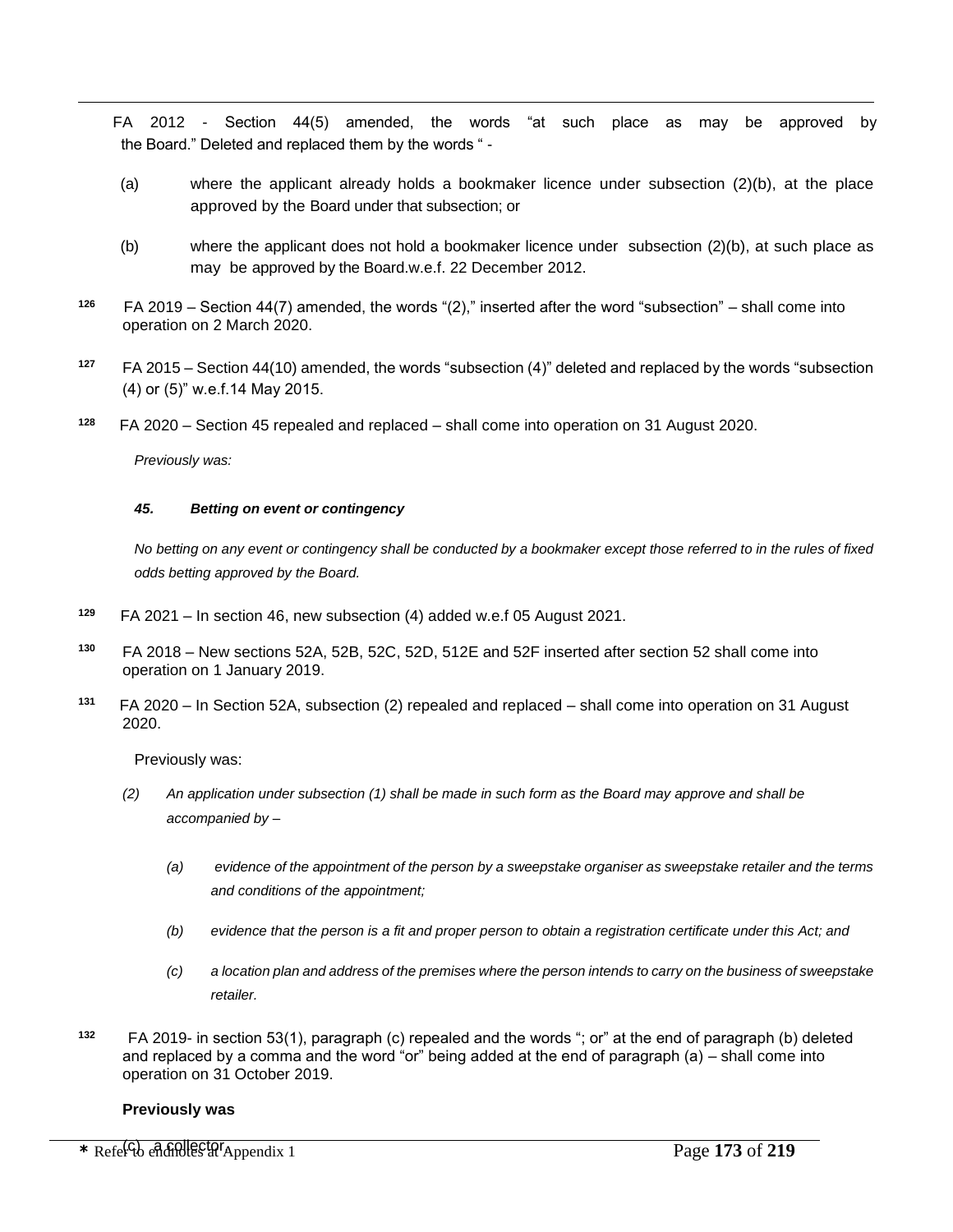FA 2012 - Section 44(5) amended, the words "at such place as may be approved by the Board." Deleted and replaced them by the words " -

(a) where the applicant already holds a bookmaker licence under subsection (2)(b), at the place approved by the Board under that subsection; or

(b) where the applicant does not hold a bookmaker licence under subsection (2)(b), at such place as may be approved by the Board.w.e.f. 22 December 2012.

[126] FA 2019 – Section 44(7) amended, the words "(2)," inserted after the word "subsection" – shall come into operation on 2 March 2020.

[127] FA 2015 – Section 44(10) amended, the words "subsection (4)" deleted and replaced by the words "subsection (4) or (5)" w.e.f.14 May 2015.

[128] FA 2020 – Section 45 repealed and replaced – shall come into operation on 31 August 2020.

*Previously was:*

***45. Betting on event or contingency***

*No betting on any event or contingency shall be conducted by a bookmaker except those referred to in the rules of fixed odds betting approved by the Board.*

[129] FA 2021 – In section 46, new subsection (4) added w.e.f 05 August 2021.

[130] FA 2018 – New sections 52A, 52B, 52C, 52D, 512E and 52F inserted after section 52 shall come into operation on 1 January 2019.

[131] FA 2020 – In Section 52A, subsection (2) repealed and replaced – shall come into operation on 31 August 2020.

Previously was:

*(2) An application under subsection (1) shall be made in such form as the Board may approve and shall be accompanied by –*

*(a) evidence of the appointment of the person by a sweepstake organiser as sweepstake retailer and the terms and conditions of the appointment;*

*(b) evidence that the person is a fit and proper person to obtain a registration certificate under this Act; and*

*(c) a location plan and address of the premises where the person intends to carry on the business of sweepstake retailer.*

[132] FA 2019- in section 53(1), paragraph (c) repealed and the words "; or" at the end of paragraph (b) deleted and replaced by a comma and the word "or" being added at the end of paragraph (a) – shall come into operation on 31 October 2019.

**Previously was**

(c) a collector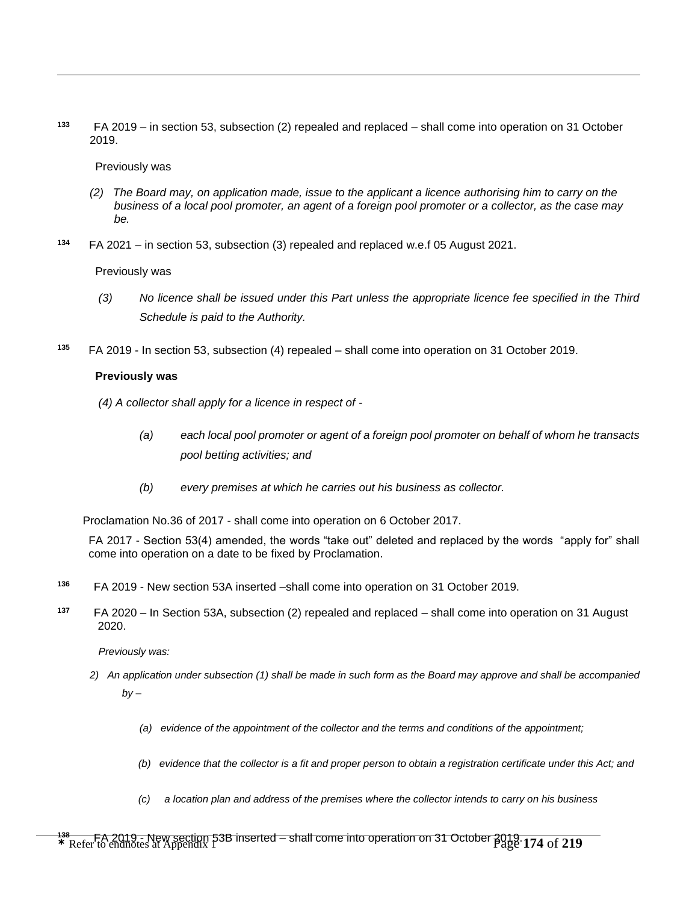133 FA 2019 – in section 53, subsection (2) repealed and replaced – shall come into operation on 31 October 2019.

Previously was

*(2) The Board may, on application made, issue to the applicant a licence authorising him to carry on the business of a local pool promoter, an agent of a foreign pool promoter or a collector, as the case may be.*

134 FA 2021 – in section 53, subsection (3) repealed and replaced w.e.f 05 August 2021.

Previously was

*(3) No licence shall be issued under this Part unless the appropriate licence fee specified in the Third Schedule is paid to the Authority.*

135 FA 2019 - In section 53, subsection (4) repealed – shall come into operation on 31 October 2019.

**Previously was**

*(4) A collector shall apply for a licence in respect of -*

*(a) each local pool promoter or agent of a foreign pool promoter on behalf of whom he transacts pool betting activities; and*

*(b) every premises at which he carries out his business as collector.*

Proclamation No.36 of 2017 - shall come into operation on 6 October 2017.

FA 2017 - Section 53(4) amended, the words "take out" deleted and replaced by the words "apply for" shall come into operation on a date to be fixed by Proclamation.

136 FA 2019 - New section 53A inserted –shall come into operation on 31 October 2019.

137 FA 2020 – In Section 53A, subsection (2) repealed and replaced – shall come into operation on 31 August 2020.

*Previously was:*

*2) An application under subsection (1) shall be made in such form as the Board may approve and shall be accompanied by –*

*(a) evidence of the appointment of the collector and the terms and conditions of the appointment;*

*(b) evidence that the collector is a fit and proper person to obtain a registration certificate under this Act; and*

*(c) a location plan and address of the premises where the collector intends to carry on his business*

138 FA 2019 - New section 53B inserted – shall come into operation on 31 October 2019.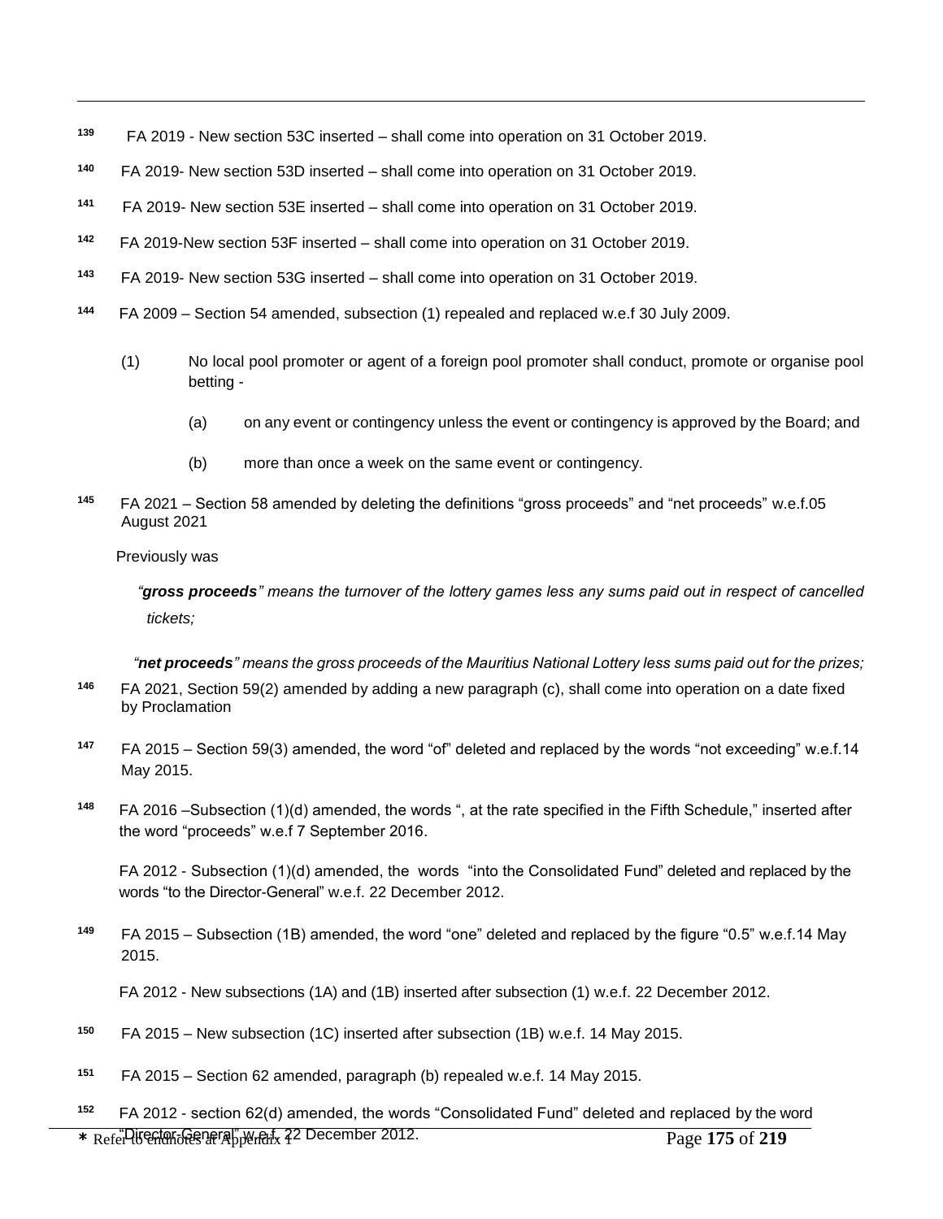[139] FA 2019 - New section 53C inserted – shall come into operation on 31 October 2019.

[140] FA 2019- New section 53D inserted – shall come into operation on 31 October 2019.

[141] FA 2019- New section 53E inserted – shall come into operation on 31 October 2019.

[142] FA 2019-New section 53F inserted – shall come into operation on 31 October 2019.

[143] FA 2019- New section 53G inserted – shall come into operation on 31 October 2019.

[144] FA 2009 – Section 54 amended, subsection (1) repealed and replaced w.e.f 30 July 2009.

(1) No local pool promoter or agent of a foreign pool promoter shall conduct, promote or organise pool betting -

(a) on any event or contingency unless the event or contingency is approved by the Board; and

(b) more than once a week on the same event or contingency.

[145] FA 2021 – Section 58 amended by deleting the definitions "gross proceeds" and "net proceeds" w.e.f.05 August 2021

Previously was

*"**gross proceeds**" means the turnover of the lottery games less any sums paid out in respect of cancelled tickets;*

*"**net proceeds**" means the gross proceeds of the Mauritius National Lottery less sums paid out for the prizes;*

[146] FA 2021, Section 59(2) amended by adding a new paragraph (c), shall come into operation on a date fixed by Proclamation

[147] FA 2015 – Section 59(3) amended, the word "of" deleted and replaced by the words "not exceeding" w.e.f.14 May 2015.

[148] FA 2016 –Subsection (1)(d) amended, the words ", at the rate specified in the Fifth Schedule," inserted after the word "proceeds" w.e.f 7 September 2016.

FA 2012 - Subsection (1)(d) amended, the words "into the Consolidated Fund" deleted and replaced by the words "to the Director-General" w.e.f. 22 December 2012.

[149] FA 2015 – Subsection (1B) amended, the word "one" deleted and replaced by the figure "0.5" w.e.f.14 May 2015.

FA 2012 - New subsections (1A) and (1B) inserted after subsection (1) w.e.f. 22 December 2012.

[150] FA 2015 – New subsection (1C) inserted after subsection (1B) w.e.f. 14 May 2015.

[151] FA 2015 – Section 62 amended, paragraph (b) repealed w.e.f. 14 May 2015.

[152] FA 2012 - section 62(d) amended, the words "Consolidated Fund" deleted and replaced by the word "Director-General" w.e.f. 22 December 2012.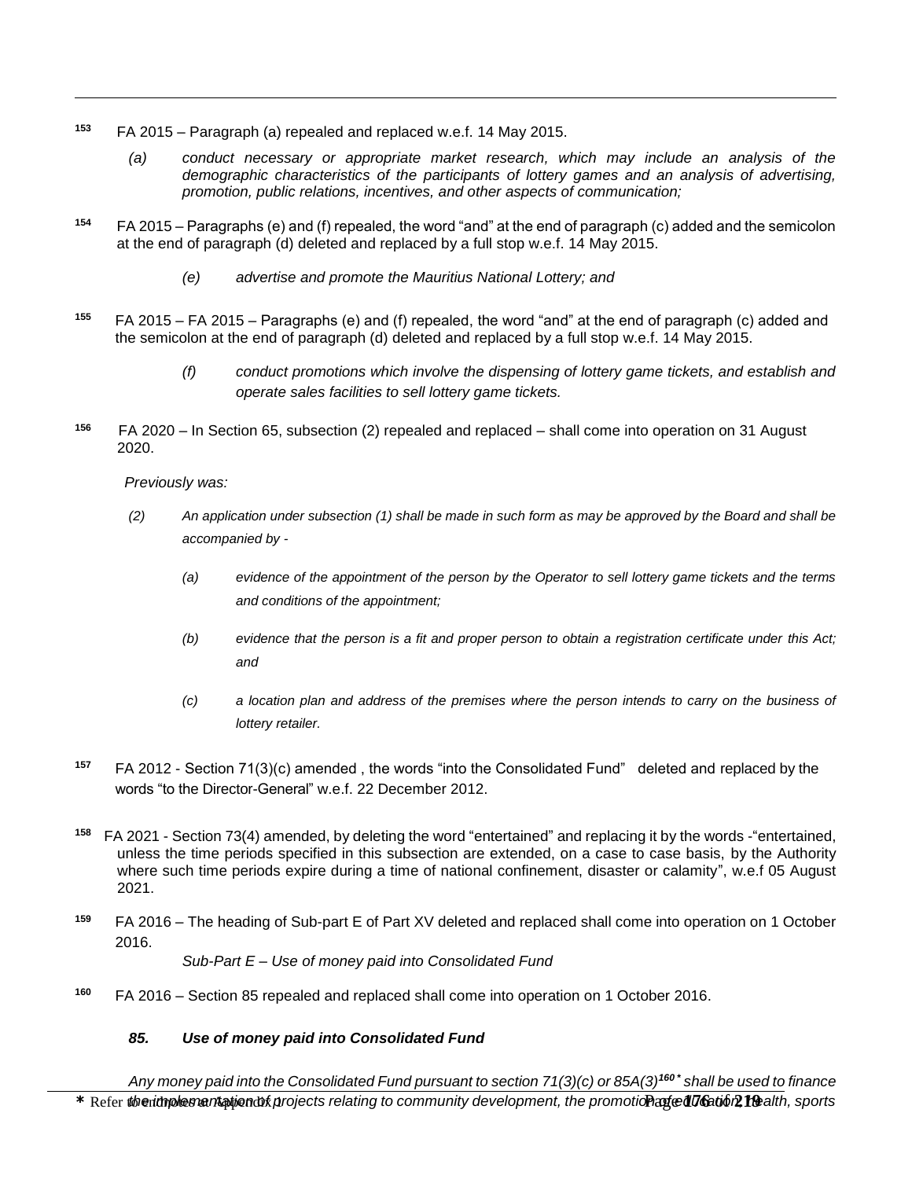[153] FA 2015 – Paragraph (a) repealed and replaced w.e.f. 14 May 2015.

*(a) conduct necessary or appropriate market research, which may include an analysis of the demographic characteristics of the participants of lottery games and an analysis of advertising, promotion, public relations, incentives, and other aspects of communication;*

[154] FA 2015 – Paragraphs (e) and (f) repealed, the word "and" at the end of paragraph (c) added and the semicolon at the end of paragraph (d) deleted and replaced by a full stop w.e.f. 14 May 2015.

*(e) advertise and promote the Mauritius National Lottery; and*

[155] FA 2015 – FA 2015 – Paragraphs (e) and (f) repealed, the word "and" at the end of paragraph (c) added and the semicolon at the end of paragraph (d) deleted and replaced by a full stop w.e.f. 14 May 2015.

*(f) conduct promotions which involve the dispensing of lottery game tickets, and establish and operate sales facilities to sell lottery game tickets.*

[156] FA 2020 – In Section 65, subsection (2) repealed and replaced – shall come into operation on 31 August 2020.

*Previously was:*

*(2) An application under subsection (1) shall be made in such form as may be approved by the Board and shall be accompanied by -*

*(a) evidence of the appointment of the person by the Operator to sell lottery game tickets and the terms and conditions of the appointment;*

*(b) evidence that the person is a fit and proper person to obtain a registration certificate under this Act; and*

*(c) a location plan and address of the premises where the person intends to carry on the business of lottery retailer.*

[157] FA 2012 - Section 71(3)(c) amended , the words "into the Consolidated Fund" deleted and replaced by the words "to the Director-General" w.e.f. 22 December 2012.

[158] FA 2021 - Section 73(4) amended, by deleting the word "entertained" and replacing it by the words -"entertained, unless the time periods specified in this subsection are extended, on a case to case basis, by the Authority where such time periods expire during a time of national confinement, disaster or calamity", w.e.f 05 August 2021.

[159] FA 2016 – The heading of Sub-part E of Part XV deleted and replaced shall come into operation on 1 October 2016.

*Sub-Part E – Use of money paid into Consolidated Fund*

[160] FA 2016 – Section 85 repealed and replaced shall come into operation on 1 October 2016.

***85. Use of money paid into Consolidated Fund***

*Any money paid into the Consolidated Fund pursuant to section 71(3)(c) or 85A(3)[160 *] shall be used to finance the implementation of projects relating to community development, the promotion of education, health, sports*

\* Refer to endnotes at Appendix 1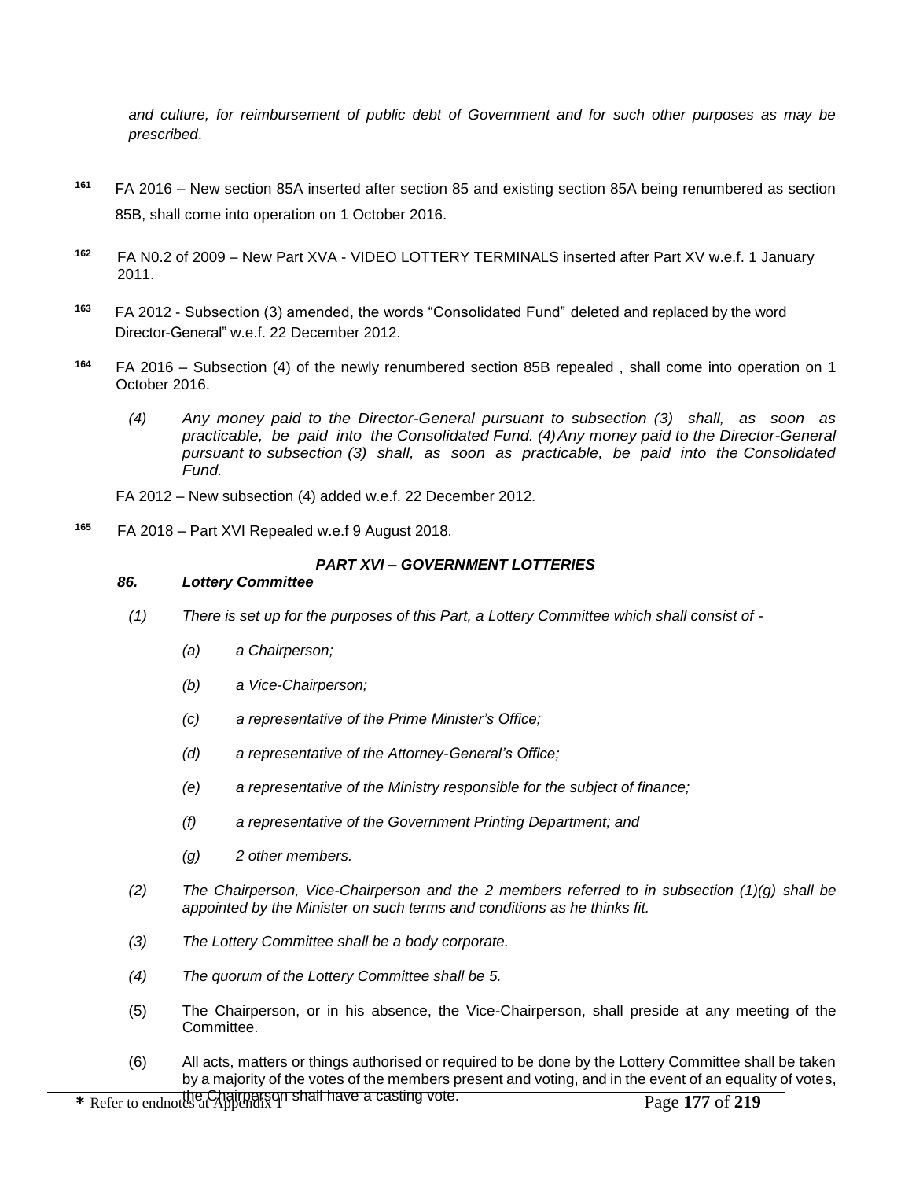*and culture, for reimbursement of public debt of Government and for such other purposes as may be prescribed*.

[161] FA 2016 – New section 85A inserted after section 85 and existing section 85A being renumbered as section 85B, shall come into operation on 1 October 2016.

[162] FA N0.2 of 2009 – New Part XVA - VIDEO LOTTERY TERMINALS inserted after Part XV w.e.f. 1 January 2011.

[163] FA 2012 - Subsection (3) amended, the words "Consolidated Fund" deleted and replaced by the word Director-General" w.e.f. 22 December 2012.

[164] FA 2016 – Subsection (4) of the newly renumbered section 85B repealed , shall come into operation on 1 October 2016.

> *(4) Any money paid to the Director-General pursuant to subsection (3) shall, as soon as practicable, be paid into the Consolidated Fund. (4) Any money paid to the Director-General pursuant to subsection (3) shall, as soon as practicable, be paid into the Consolidated Fund.*

FA 2012 – New subsection (4) added w.e.f. 22 December 2012.

[165] FA 2018 – Part XVI Repealed w.e.f 9 August 2018.

### *PART XVI – GOVERNMENT LOTTERIES*

#### *86. Lottery Committee*

*(1) There is set up for the purposes of this Part, a Lottery Committee which shall consist of -*

*(a) a Chairperson;*

*(b) a Vice-Chairperson;*

*(c) a representative of the Prime Minister's Office;*

*(d) a representative of the Attorney-General's Office;*

*(e) a representative of the Ministry responsible for the subject of finance;*

*(f) a representative of the Government Printing Department; and*

*(g) 2 other members.*

*(2) The Chairperson, Vice-Chairperson and the 2 members referred to in subsection (1)(g) shall be appointed by the Minister on such terms and conditions as he thinks fit.*

*(3) The Lottery Committee shall be a body corporate.*

*(4) The quorum of the Lottery Committee shall be 5.*

(5) The Chairperson, or in his absence, the Vice-Chairperson, shall preside at any meeting of the Committee.

(6) All acts, matters or things authorised or required to be done by the Lottery Committee shall be taken by a majority of the votes of the members present and voting, and in the event of an equality of votes, the Chairperson shall have a casting vote.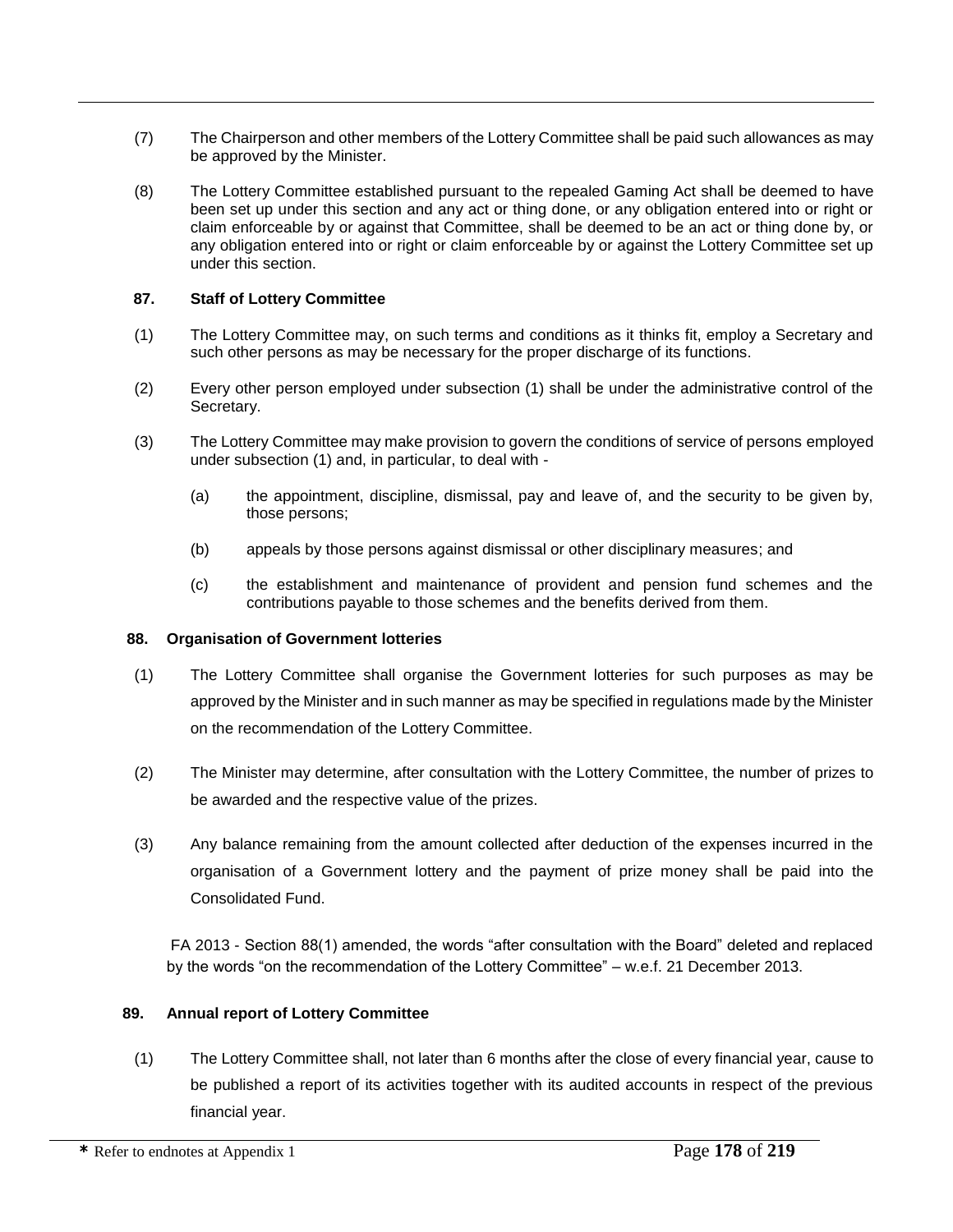(7) The Chairperson and other members of the Lottery Committee shall be paid such allowances as may be approved by the Minister.

(8) The Lottery Committee established pursuant to the repealed Gaming Act shall be deemed to have been set up under this section and any act or thing done, or any obligation entered into or right or claim enforceable by or against that Committee, shall be deemed to be an act or thing done by, or any obligation entered into or right or claim enforceable by or against the Lottery Committee set up under this section.

### 87. Staff of Lottery Committee

(1) The Lottery Committee may, on such terms and conditions as it thinks fit, employ a Secretary and such other persons as may be necessary for the proper discharge of its functions.

(2) Every other person employed under subsection (1) shall be under the administrative control of the Secretary.

(3) The Lottery Committee may make provision to govern the conditions of service of persons employed under subsection (1) and, in particular, to deal with -

(a) the appointment, discipline, dismissal, pay and leave of, and the security to be given by, those persons;

(b) appeals by those persons against dismissal or other disciplinary measures; and

(c) the establishment and maintenance of provident and pension fund schemes and the contributions payable to those schemes and the benefits derived from them.

### 88. Organisation of Government lotteries

(1) The Lottery Committee shall organise the Government lotteries for such purposes as may be approved by the Minister and in such manner as may be specified in regulations made by the Minister on the recommendation of the Lottery Committee.

(2) The Minister may determine, after consultation with the Lottery Committee, the number of prizes to be awarded and the respective value of the prizes.

(3) Any balance remaining from the amount collected after deduction of the expenses incurred in the organisation of a Government lottery and the payment of prize money shall be paid into the Consolidated Fund.

FA 2013 - Section 88(1) amended, the words "after consultation with the Board" deleted and replaced by the words "on the recommendation of the Lottery Committee" – w.e.f. 21 December 2013.

### 89. Annual report of Lottery Committee

(1) The Lottery Committee shall, not later than 6 months after the close of every financial year, cause to be published a report of its activities together with its audited accounts in respect of the previous financial year.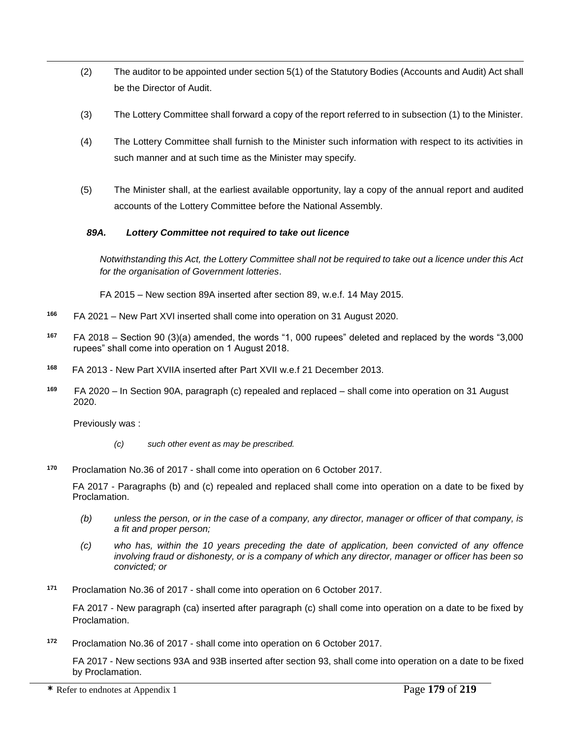(2) The auditor to be appointed under section 5(1) of the Statutory Bodies (Accounts and Audit) Act shall be the Director of Audit.

(3) The Lottery Committee shall forward a copy of the report referred to in subsection (1) to the Minister.

(4) The Lottery Committee shall furnish to the Minister such information with respect to its activities in such manner and at such time as the Minister may specify.

(5) The Minister shall, at the earliest available opportunity, lay a copy of the annual report and audited accounts of the Lottery Committee before the National Assembly.

***89A. Lottery Committee not required to take out licence***

*Notwithstanding this Act, the Lottery Committee shall not be required to take out a licence under this Act for the organisation of Government lotteries*.

FA 2015 – New section 89A inserted after section 89, w.e.f. 14 May 2015.

[166] FA 2021 – New Part XVI inserted shall come into operation on 31 August 2020.

[167] FA 2018 – Section 90 (3)(a) amended, the words "1, 000 rupees" deleted and replaced by the words "3,000 rupees" shall come into operation on 1 August 2018.

[168] FA 2013 - New Part XVIIA inserted after Part XVII w.e.f 21 December 2013.

[169] FA 2020 – In Section 90A, paragraph (c) repealed and replaced – shall come into operation on 31 August 2020.

Previously was :

*(c) such other event as may be prescribed.*

[170] Proclamation No.36 of 2017 - shall come into operation on 6 October 2017.

FA 2017 - Paragraphs (b) and (c) repealed and replaced shall come into operation on a date to be fixed by Proclamation.

*(b) unless the person, or in the case of a company, any director, manager or officer of that company, is a fit and proper person;*

*(c) who has, within the 10 years preceding the date of application, been convicted of any offence involving fraud or dishonesty, or is a company of which any director, manager or officer has been so convicted; or*

[171] Proclamation No.36 of 2017 - shall come into operation on 6 October 2017.

FA 2017 - New paragraph (ca) inserted after paragraph (c) shall come into operation on a date to be fixed by Proclamation.

[172] Proclamation No.36 of 2017 - shall come into operation on 6 October 2017.

FA 2017 - New sections 93A and 93B inserted after section 93, shall come into operation on a date to be fixed by Proclamation.

**\*** Refer to endnotes at Appendix 1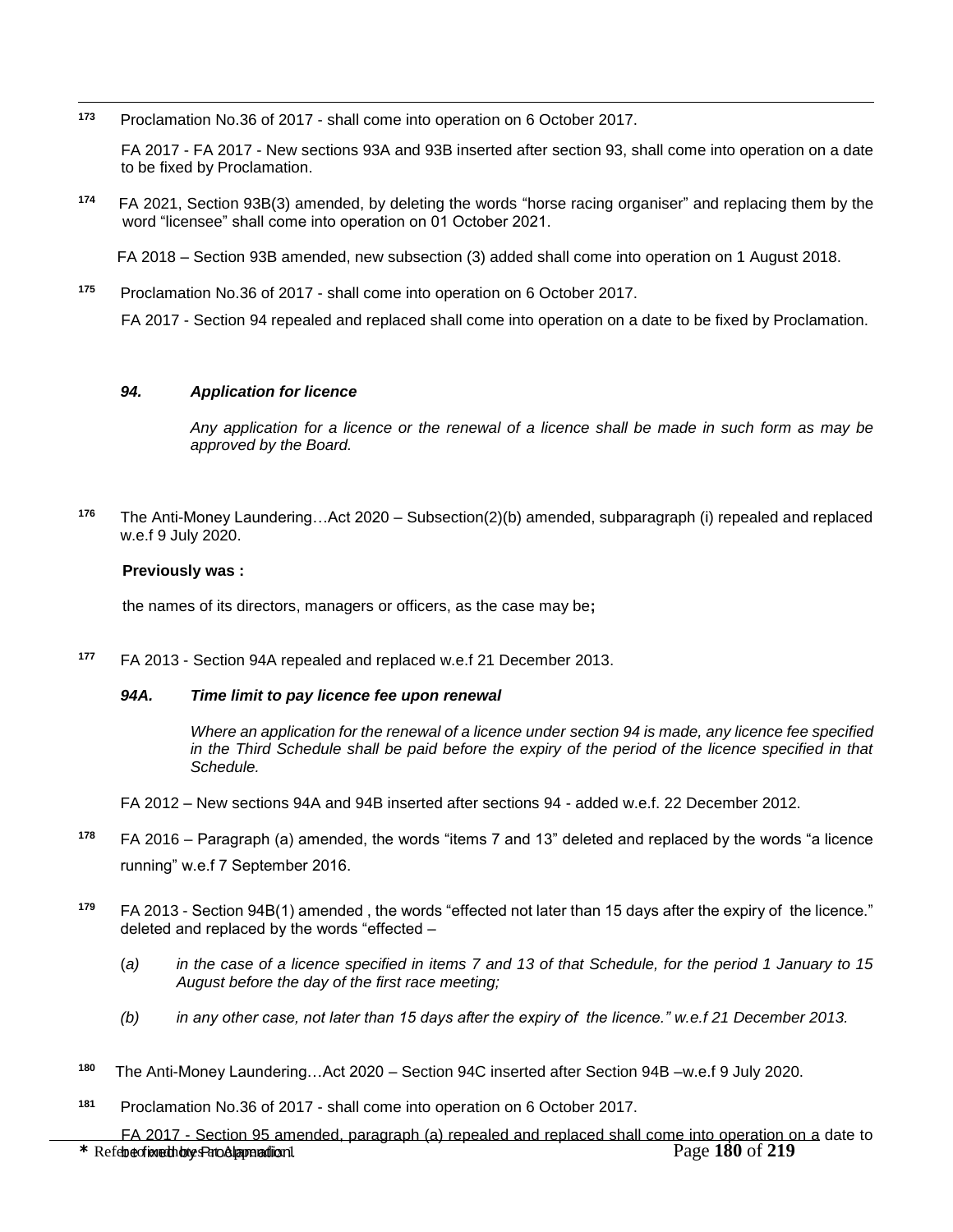[173] Proclamation No.36 of 2017 - shall come into operation on 6 October 2017.

FA 2017 - FA 2017 - New sections 93A and 93B inserted after section 93, shall come into operation on a date to be fixed by Proclamation.

[174] FA 2021, Section 93B(3) amended, by deleting the words "horse racing organiser" and replacing them by the word "licensee" shall come into operation on 01 October 2021.

FA 2018 – Section 93B amended, new subsection (3) added shall come into operation on 1 August 2018.

[175] Proclamation No.36 of 2017 - shall come into operation on 6 October 2017.

FA 2017 - Section 94 repealed and replaced shall come into operation on a date to be fixed by Proclamation.

***94. Application for licence***

*Any application for a licence or the renewal of a licence shall be made in such form as may be approved by the Board.*

[176] The Anti-Money Laundering…Act 2020 – Subsection(2)(b) amended, subparagraph (i) repealed and replaced w.e.f 9 July 2020.

**Previously was :**

the names of its directors, managers or officers, as the case may be**;**

[177] FA 2013 - Section 94A repealed and replaced w.e.f 21 December 2013.

***94A. Time limit to pay licence fee upon renewal***

*Where an application for the renewal of a licence under section 94 is made, any licence fee specified in the Third Schedule shall be paid before the expiry of the period of the licence specified in that Schedule.*

FA 2012 – New sections 94A and 94B inserted after sections 94 - added w.e.f. 22 December 2012.

[178] FA 2016 – Paragraph (a) amended, the words "items 7 and 13" deleted and replaced by the words "a licence running" w.e.f 7 September 2016.

[179] FA 2013 - Section 94B(1) amended , the words "effected not later than 15 days after the expiry of the licence." deleted and replaced by the words "effected –

(*a*) *in the case of a licence specified in items 7 and 13 of that Schedule, for the period 1 January to 15 August before the day of the first race meeting;*

*(b) in any other case, not later than 15 days after the expiry of the licence." w.e.f 21 December 2013.*

[180] The Anti-Money Laundering…Act 2020 – Section 94C inserted after Section 94B –w.e.f 9 July 2020.

[181] Proclamation No.36 of 2017 - shall come into operation on 6 October 2017.

FA 2017 - Section 95 amended, paragraph (a) repealed and replaced shall come into operation on a date to be fixed by Proclamation.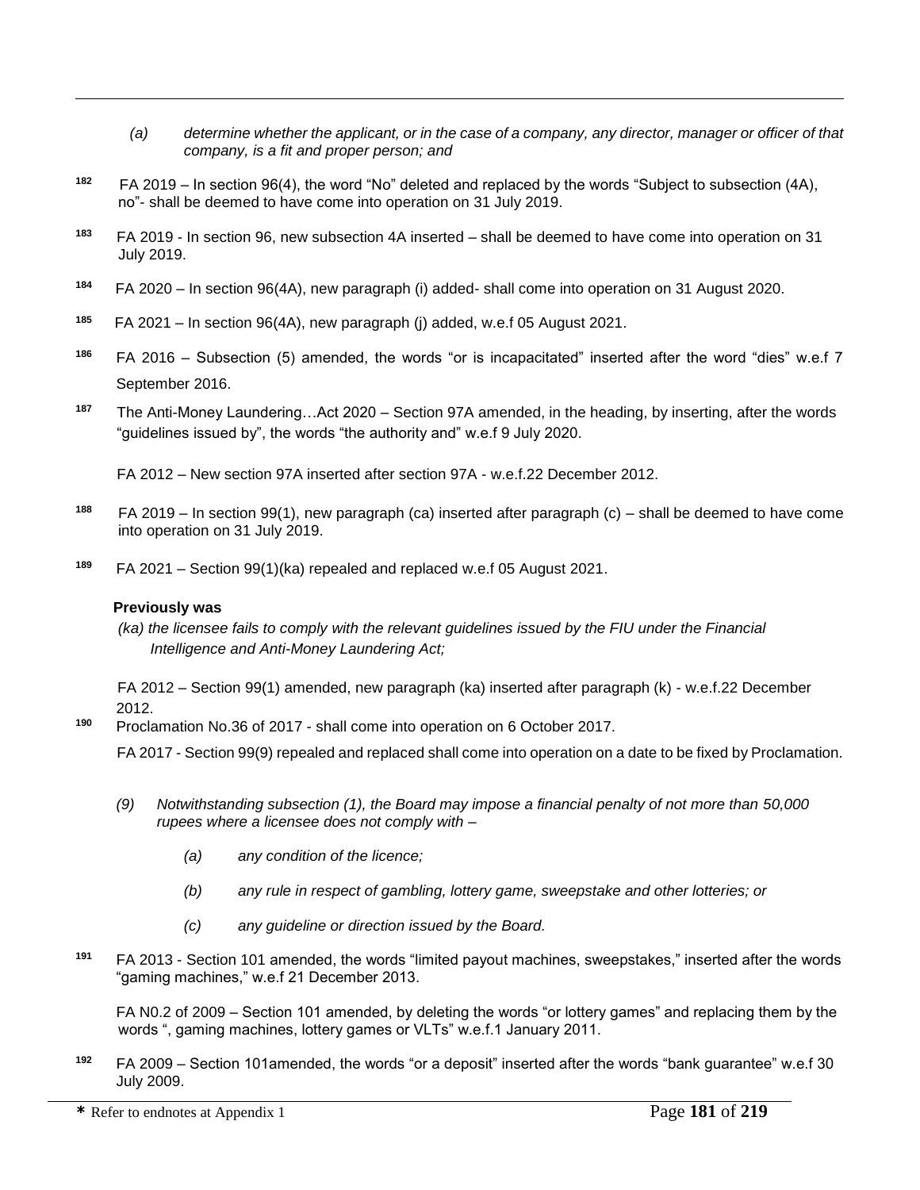*(a) determine whether the applicant, or in the case of a company, any director, manager or officer of that company, is a fit and proper person; and*

[182] FA 2019 – In section 96(4), the word "No" deleted and replaced by the words "Subject to subsection (4A), no"- shall be deemed to have come into operation on 31 July 2019.

[183] FA 2019 - In section 96, new subsection 4A inserted – shall be deemed to have come into operation on 31 July 2019.

[184] FA 2020 – In section 96(4A), new paragraph (i) added- shall come into operation on 31 August 2020.

[185] FA 2021 – In section 96(4A), new paragraph (j) added, w.e.f 05 August 2021.

[186] FA 2016 – Subsection (5) amended, the words "or is incapacitated" inserted after the word "dies" w.e.f 7 September 2016.

[187] The Anti-Money Laundering…Act 2020 – Section 97A amended, in the heading, by inserting, after the words "guidelines issued by", the words "the authority and" w.e.f 9 July 2020.

FA 2012 – New section 97A inserted after section 97A - w.e.f.22 December 2012.

[188] FA 2019 – In section 99(1), new paragraph (ca) inserted after paragraph (c) – shall be deemed to have come into operation on 31 July 2019.

[189] FA 2021 – Section 99(1)(ka) repealed and replaced w.e.f 05 August 2021.

**Previously was**

*(ka) the licensee fails to comply with the relevant guidelines issued by the FIU under the Financial Intelligence and Anti-Money Laundering Act;*

FA 2012 – Section 99(1) amended, new paragraph (ka) inserted after paragraph (k) - w.e.f.22 December 2012.

[190] Proclamation No.36 of 2017 - shall come into operation on 6 October 2017.

FA 2017 - Section 99(9) repealed and replaced shall come into operation on a date to be fixed by Proclamation.

*(9) Notwithstanding subsection (1), the Board may impose a financial penalty of not more than 50,000 rupees where a licensee does not comply with –*

*(a) any condition of the licence;*

*(b) any rule in respect of gambling, lottery game, sweepstake and other lotteries; or*

*(c) any guideline or direction issued by the Board.*

[191] FA 2013 - Section 101 amended, the words "limited payout machines, sweepstakes," inserted after the words "gaming machines," w.e.f 21 December 2013.

FA N0.2 of 2009 – Section 101 amended, by deleting the words "or lottery games" and replacing them by the words ", gaming machines, lottery games or VLTs" w.e.f.1 January 2011.

[192] FA 2009 – Section 101amended, the words "or a deposit" inserted after the words "bank guarantee" w.e.f 30 July 2009.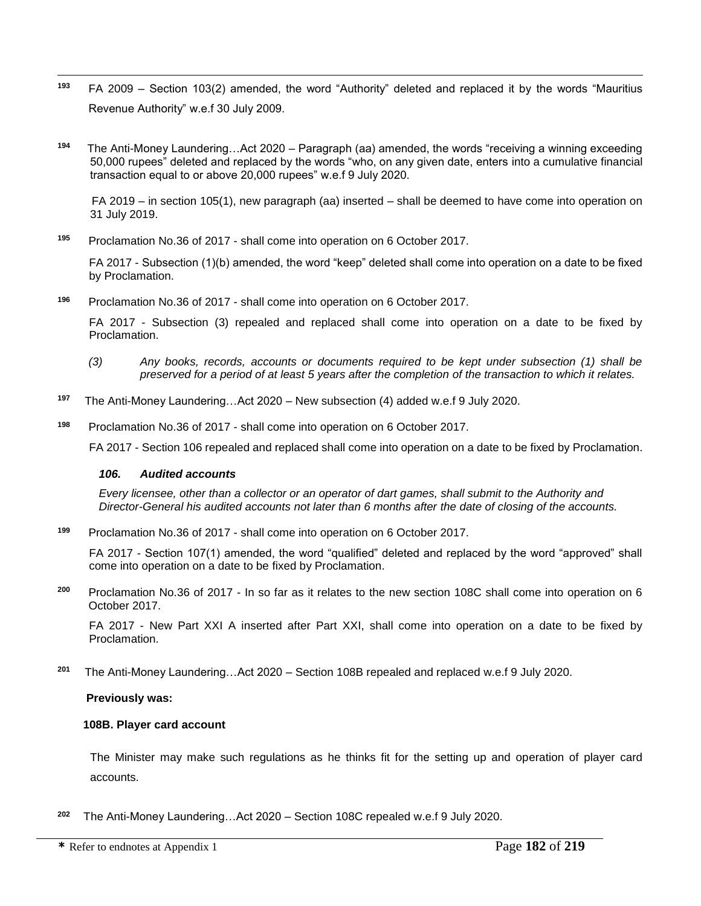[193] FA 2009 – Section 103(2) amended, the word "Authority" deleted and replaced it by the words "Mauritius Revenue Authority" w.e.f 30 July 2009.

[194] The Anti-Money Laundering…Act 2020 – Paragraph (aa) amended, the words "receiving a winning exceeding 50,000 rupees" deleted and replaced by the words "who, on any given date, enters into a cumulative financial transaction equal to or above 20,000 rupees" w.e.f 9 July 2020.

FA 2019 – in section 105(1), new paragraph (aa) inserted – shall be deemed to have come into operation on 31 July 2019.

[195] Proclamation No.36 of 2017 - shall come into operation on 6 October 2017.

FA 2017 - Subsection (1)(b) amended, the word "keep" deleted shall come into operation on a date to be fixed by Proclamation.

[196] Proclamation No.36 of 2017 - shall come into operation on 6 October 2017.

FA 2017 - Subsection (3) repealed and replaced shall come into operation on a date to be fixed by Proclamation.

*(3) Any books, records, accounts or documents required to be kept under subsection (1) shall be preserved for a period of at least 5 years after the completion of the transaction to which it relates.*

[197] The Anti-Money Laundering…Act 2020 – New subsection (4) added w.e.f 9 July 2020.

[198] Proclamation No.36 of 2017 - shall come into operation on 6 October 2017.

FA 2017 - Section 106 repealed and replaced shall come into operation on a date to be fixed by Proclamation.

***106. Audited accounts***

*Every licensee, other than a collector or an operator of dart games, shall submit to the Authority and Director-General his audited accounts not later than 6 months after the date of closing of the accounts.*

[199] Proclamation No.36 of 2017 - shall come into operation on 6 October 2017.

FA 2017 - Section 107(1) amended, the word "qualified" deleted and replaced by the word "approved" shall come into operation on a date to be fixed by Proclamation.

[200] Proclamation No.36 of 2017 - In so far as it relates to the new section 108C shall come into operation on 6 October 2017.

FA 2017 - New Part XXI A inserted after Part XXI, shall come into operation on a date to be fixed by Proclamation.

[201] The Anti-Money Laundering…Act 2020 – Section 108B repealed and replaced w.e.f 9 July 2020.

**Previously was:**

**108B. Player card account**

The Minister may make such regulations as he thinks fit for the setting up and operation of player card accounts.

[202] The Anti-Money Laundering…Act 2020 – Section 108C repealed w.e.f 9 July 2020.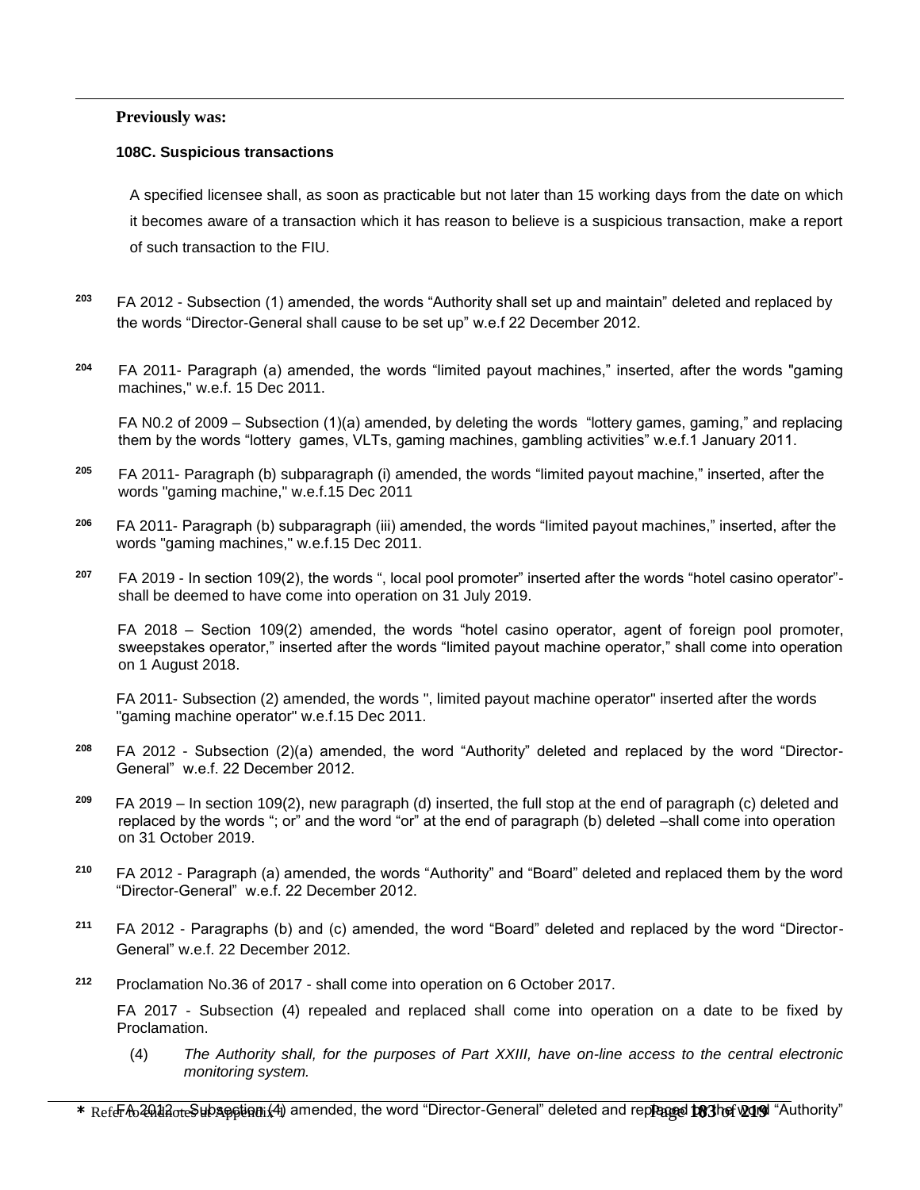**Previously was:**

**108C. Suspicious transactions**

A specified licensee shall, as soon as practicable but not later than 15 working days from the date on which it becomes aware of a transaction which it has reason to believe is a suspicious transaction, make a report of such transaction to the FIU.

[203] FA 2012 - Subsection (1) amended, the words "Authority shall set up and maintain" deleted and replaced by the words "Director-General shall cause to be set up" w.e.f 22 December 2012.

[204] FA 2011- Paragraph (a) amended, the words "limited payout machines," inserted, after the words "gaming machines," w.e.f. 15 Dec 2011.

FA N0.2 of 2009 – Subsection (1)(a) amended, by deleting the words "lottery games, gaming," and replacing them by the words "lottery games, VLTs, gaming machines, gambling activities" w.e.f.1 January 2011.

[205] FA 2011- Paragraph (b) subparagraph (i) amended, the words "limited payout machine," inserted, after the words "gaming machine," w.e.f.15 Dec 2011

[206] FA 2011- Paragraph (b) subparagraph (iii) amended, the words "limited payout machines," inserted, after the words "gaming machines," w.e.f.15 Dec 2011.

[207] FA 2019 - In section 109(2), the words ", local pool promoter" inserted after the words "hotel casino operator"- shall be deemed to have come into operation on 31 July 2019.

FA 2018 – Section 109(2) amended, the words "hotel casino operator, agent of foreign pool promoter, sweepstakes operator," inserted after the words "limited payout machine operator," shall come into operation on 1 August 2018.

FA 2011- Subsection (2) amended, the words ", limited payout machine operator" inserted after the words "gaming machine operator" w.e.f.15 Dec 2011.

[208] FA 2012 - Subsection (2)(a) amended, the word "Authority" deleted and replaced by the word "Director-General" w.e.f. 22 December 2012.

[209] FA 2019 – In section 109(2), new paragraph (d) inserted, the full stop at the end of paragraph (c) deleted and replaced by the words "; or" and the word "or" at the end of paragraph (b) deleted –shall come into operation on 31 October 2019.

[210] FA 2012 - Paragraph (a) amended, the words "Authority" and "Board" deleted and replaced them by the word "Director-General" w.e.f. 22 December 2012.

[211] FA 2012 - Paragraphs (b) and (c) amended, the word "Board" deleted and replaced by the word "Director-General" w.e.f. 22 December 2012.

[212] Proclamation No.36 of 2017 - shall come into operation on 6 October 2017.

FA 2017 - Subsection (4) repealed and replaced shall come into operation on a date to be fixed by Proclamation.

(4) *The Authority shall, for the purposes of Part XXIII, have on-line access to the central electronic monitoring system.*

FA 2012 – Subsection (4) amended, the word "Director-General" deleted and replaced by the word "Authority"

* Refer to endnotes at Appendix 1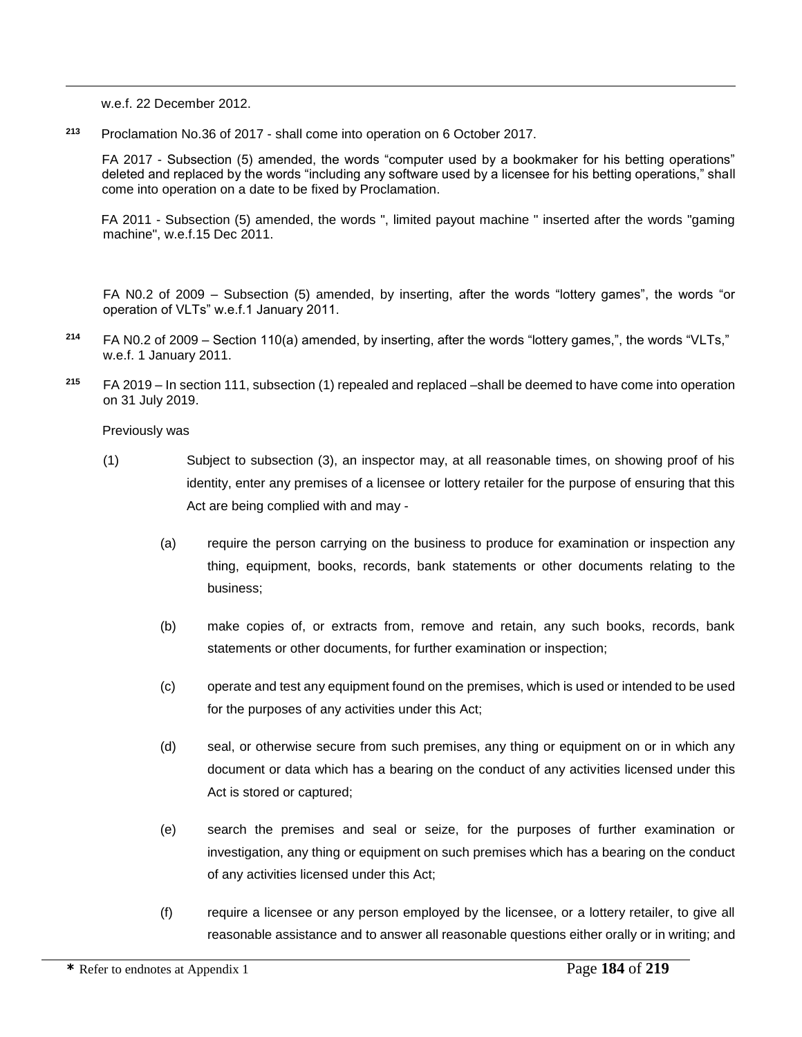w.e.f. 22 December 2012.

[213] Proclamation No.36 of 2017 - shall come into operation on 6 October 2017.

FA 2017 - Subsection (5) amended, the words "computer used by a bookmaker for his betting operations" deleted and replaced by the words "including any software used by a licensee for his betting operations," shall come into operation on a date to be fixed by Proclamation.

FA 2011 - Subsection (5) amended, the words ", limited payout machine " inserted after the words "gaming machine", w.e.f.15 Dec 2011.

FA N0.2 of 2009 – Subsection (5) amended, by inserting, after the words "lottery games", the words "or operation of VLTs" w.e.f.1 January 2011.

[214] FA N0.2 of 2009 – Section 110(a) amended, by inserting, after the words "lottery games,", the words "VLTs," w.e.f. 1 January 2011.

[215] FA 2019 – In section 111, subsection (1) repealed and replaced –shall be deemed to have come into operation on 31 July 2019.

Previously was

(1) Subject to subsection (3), an inspector may, at all reasonable times, on showing proof of his identity, enter any premises of a licensee or lottery retailer for the purpose of ensuring that this Act are being complied with and may -

(a) require the person carrying on the business to produce for examination or inspection any thing, equipment, books, records, bank statements or other documents relating to the business;

(b) make copies of, or extracts from, remove and retain, any such books, records, bank statements or other documents, for further examination or inspection;

(c) operate and test any equipment found on the premises, which is used or intended to be used for the purposes of any activities under this Act;

(d) seal, or otherwise secure from such premises, any thing or equipment on or in which any document or data which has a bearing on the conduct of any activities licensed under this Act is stored or captured;

(e) search the premises and seal or seize, for the purposes of further examination or investigation, any thing or equipment on such premises which has a bearing on the conduct of any activities licensed under this Act;

(f) require a licensee or any person employed by the licensee, or a lottery retailer, to give all reasonable assistance and to answer all reasonable questions either orally or in writing; and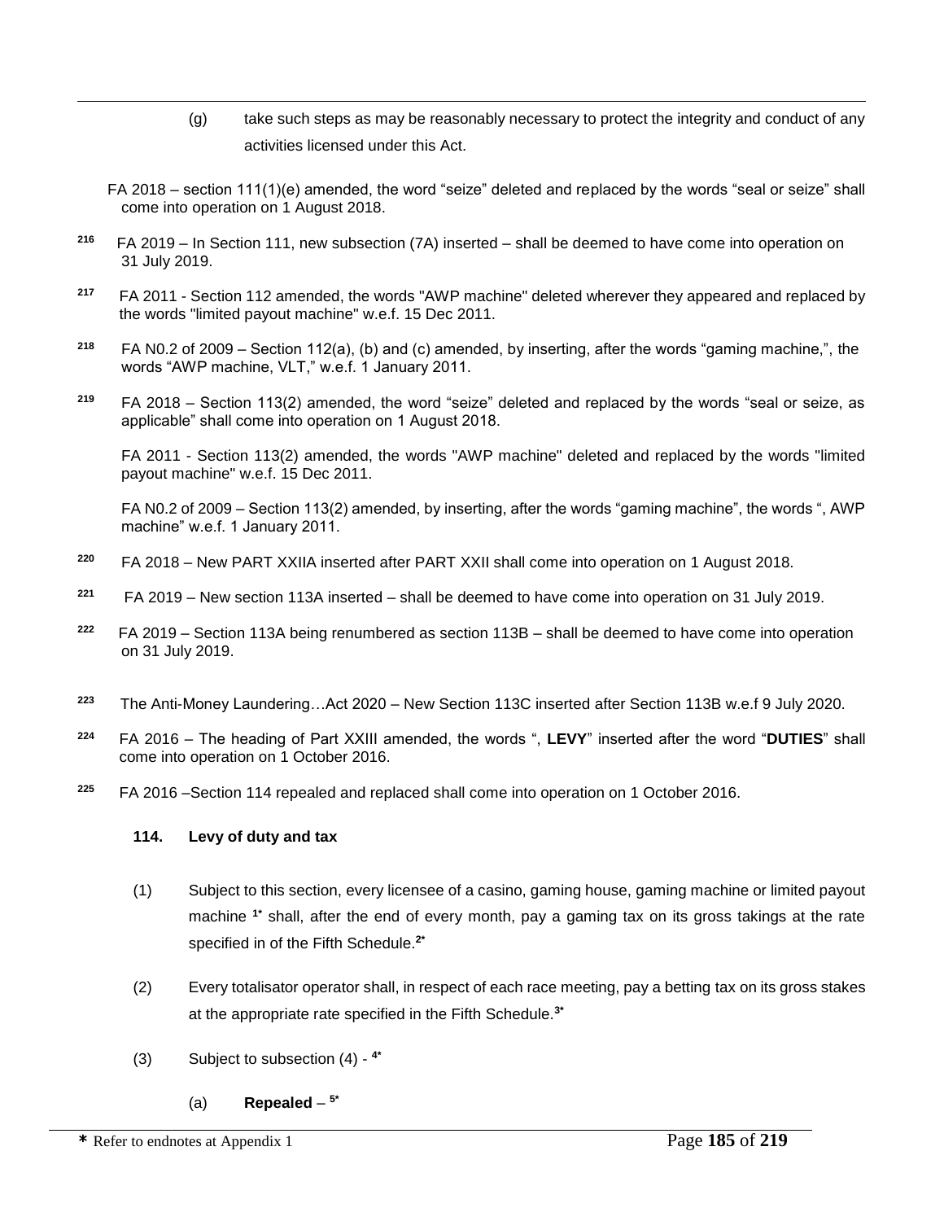(g) take such steps as may be reasonably necessary to protect the integrity and conduct of any activities licensed under this Act.

FA 2018 – section 111(1)(e) amended, the word "seize" deleted and replaced by the words "seal or seize" shall come into operation on 1 August 2018.

[216] FA 2019 – In Section 111, new subsection (7A) inserted – shall be deemed to have come into operation on 31 July 2019.

[217] FA 2011 - Section 112 amended, the words "AWP machine" deleted wherever they appeared and replaced by the words "limited payout machine" w.e.f. 15 Dec 2011.

[218] FA N0.2 of 2009 – Section 112(a), (b) and (c) amended, by inserting, after the words "gaming machine,", the words "AWP machine, VLT," w.e.f. 1 January 2011.

[219] FA 2018 – Section 113(2) amended, the word "seize" deleted and replaced by the words "seal or seize, as applicable" shall come into operation on 1 August 2018.

FA 2011 - Section 113(2) amended, the words "AWP machine" deleted and replaced by the words "limited payout machine" w.e.f. 15 Dec 2011.

FA N0.2 of 2009 – Section 113(2) amended, by inserting, after the words "gaming machine", the words ", AWP machine" w.e.f. 1 January 2011.

[220] FA 2018 – New PART XXIIA inserted after PART XXII shall come into operation on 1 August 2018.

[221] FA 2019 – New section 113A inserted – shall be deemed to have come into operation on 31 July 2019.

[222] FA 2019 – Section 113A being renumbered as section 113B – shall be deemed to have come into operation on 31 July 2019.

[223] The Anti-Money Laundering…Act 2020 – New Section 113C inserted after Section 113B w.e.f 9 July 2020.

[224] FA 2016 – The heading of Part XXIII amended, the words ", **LEVY**" inserted after the word "**DUTIES**" shall come into operation on 1 October 2016.

[225] FA 2016 –Section 114 repealed and replaced shall come into operation on 1 October 2016.

**114. Levy of duty and tax**

(1) Subject to this section, every licensee of a casino, gaming house, gaming machine or limited payout machine [1*] shall, after the end of every month, pay a gaming tax on its gross takings at the rate specified in of the Fifth Schedule.[2*]

(2) Every totalisator operator shall, in respect of each race meeting, pay a betting tax on its gross stakes at the appropriate rate specified in the Fifth Schedule.[3*]

(3) Subject to subsection (4) - [4*]

(a) **Repealed** – [5*]

* Refer to endnotes at Appendix 1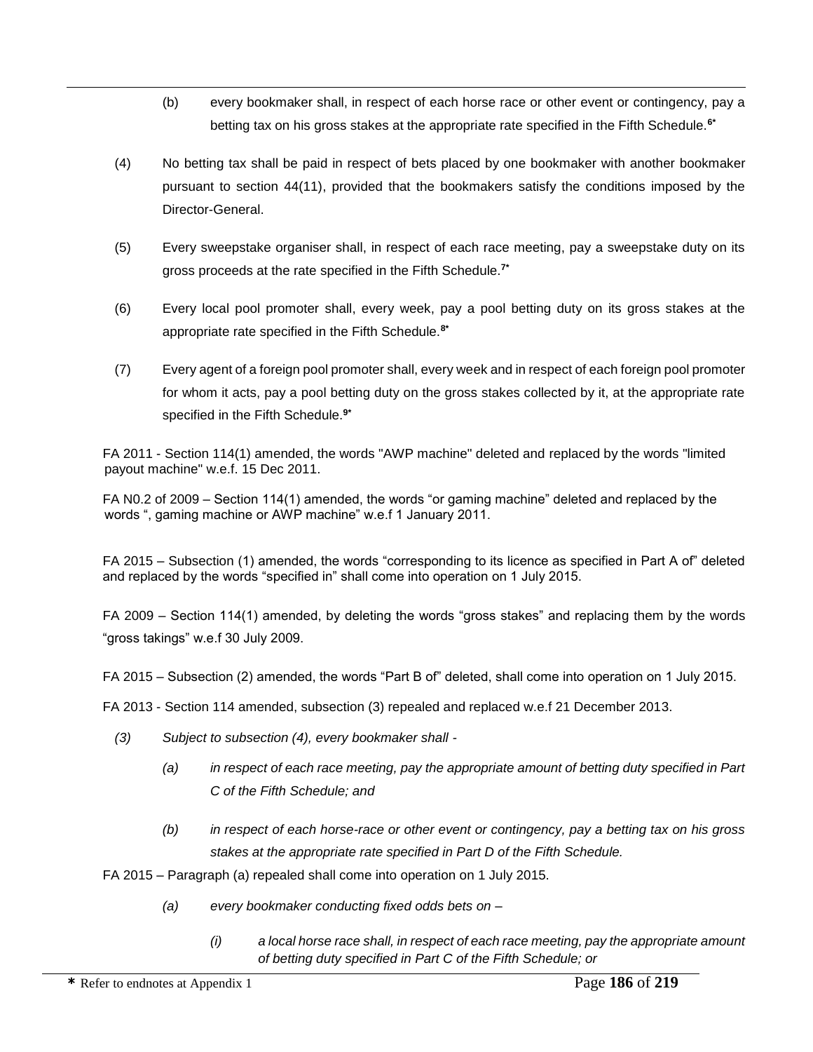(b) every bookmaker shall, in respect of each horse race or other event or contingency, pay a betting tax on his gross stakes at the appropriate rate specified in the Fifth Schedule.[6*]

(4) No betting tax shall be paid in respect of bets placed by one bookmaker with another bookmaker pursuant to section 44(11), provided that the bookmakers satisfy the conditions imposed by the Director-General.

(5) Every sweepstake organiser shall, in respect of each race meeting, pay a sweepstake duty on its gross proceeds at the rate specified in the Fifth Schedule.[7*]

(6) Every local pool promoter shall, every week, pay a pool betting duty on its gross stakes at the appropriate rate specified in the Fifth Schedule.[8*]

(7) Every agent of a foreign pool promoter shall, every week and in respect of each foreign pool promoter for whom it acts, pay a pool betting duty on the gross stakes collected by it, at the appropriate rate specified in the Fifth Schedule.[9*]

FA 2011 - Section 114(1) amended, the words "AWP machine" deleted and replaced by the words "limited payout machine" w.e.f. 15 Dec 2011.

FA N0.2 of 2009 – Section 114(1) amended, the words "or gaming machine" deleted and replaced by the words ", gaming machine or AWP machine" w.e.f 1 January 2011.

FA 2015 – Subsection (1) amended, the words "corresponding to its licence as specified in Part A of" deleted and replaced by the words "specified in" shall come into operation on 1 July 2015.

FA 2009 – Section 114(1) amended, by deleting the words "gross stakes" and replacing them by the words "gross takings" w.e.f 30 July 2009.

FA 2015 – Subsection (2) amended, the words "Part B of" deleted, shall come into operation on 1 July 2015.

FA 2013 - Section 114 amended, subsection (3) repealed and replaced w.e.f 21 December 2013.

*(3) Subject to subsection (4), every bookmaker shall -*

*(a) in respect of each race meeting, pay the appropriate amount of betting duty specified in Part C of the Fifth Schedule; and*

*(b) in respect of each horse-race or other event or contingency, pay a betting tax on his gross stakes at the appropriate rate specified in Part D of the Fifth Schedule.*

FA 2015 – Paragraph (a) repealed shall come into operation on 1 July 2015.

*(a) every bookmaker conducting fixed odds bets on –*

*(i) a local horse race shall, in respect of each race meeting, pay the appropriate amount of betting duty specified in Part C of the Fifth Schedule; or*

\* Refer to endnotes at Appendix 1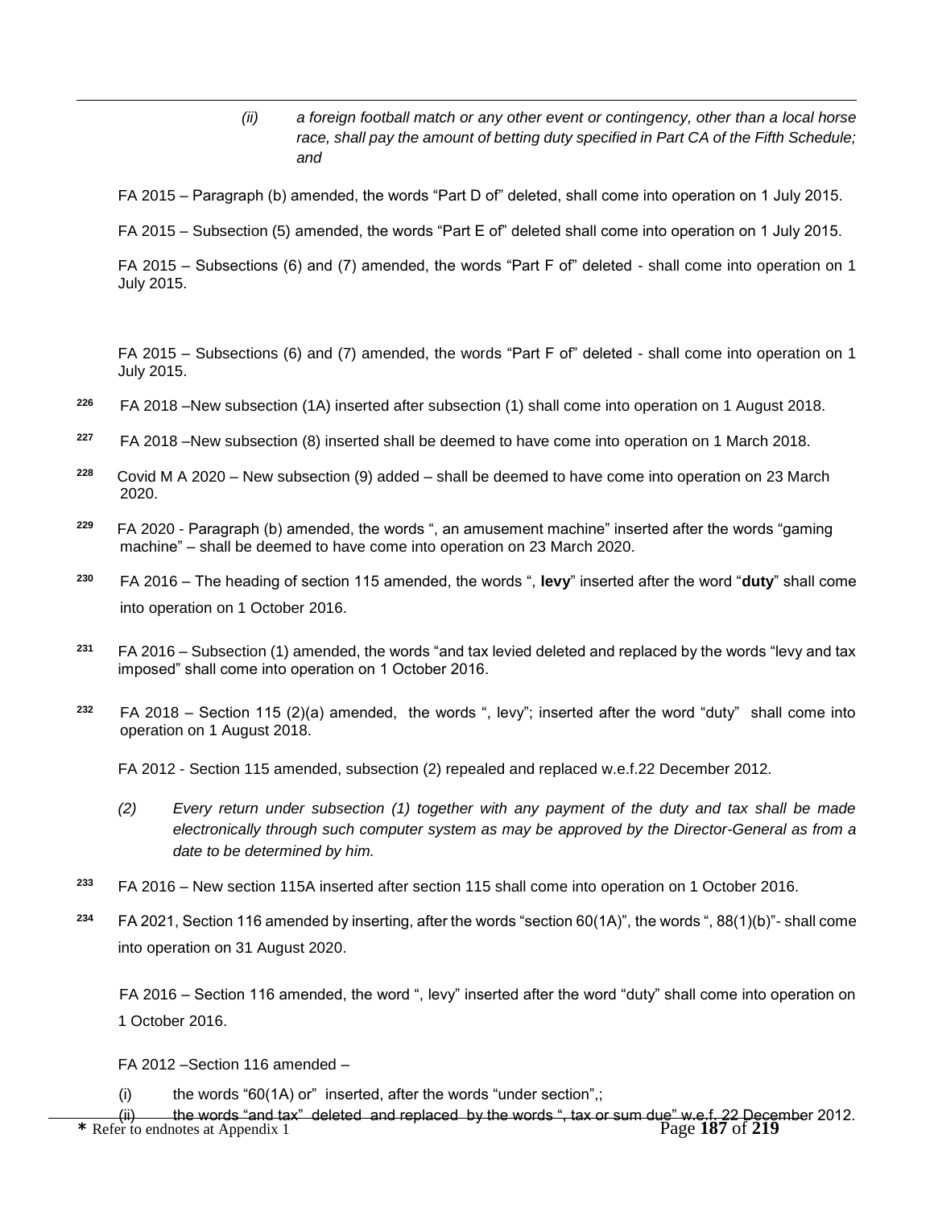*(ii) a foreign football match or any other event or contingency, other than a local horse race, shall pay the amount of betting duty specified in Part CA of the Fifth Schedule; and*

FA 2015 – Paragraph (b) amended, the words "Part D of" deleted, shall come into operation on 1 July 2015.

FA 2015 – Subsection (5) amended, the words "Part E of" deleted shall come into operation on 1 July 2015.

FA 2015 – Subsections (6) and (7) amended, the words "Part F of" deleted - shall come into operation on 1 July 2015.

FA 2015 – Subsections (6) and (7) amended, the words "Part F of" deleted - shall come into operation on 1 July 2015.

[226] FA 2018 –New subsection (1A) inserted after subsection (1) shall come into operation on 1 August 2018.

[227] FA 2018 –New subsection (8) inserted shall be deemed to have come into operation on 1 March 2018.

[228] Covid M A 2020 – New subsection (9) added – shall be deemed to have come into operation on 23 March 2020.

[229] FA 2020 - Paragraph (b) amended, the words ", an amusement machine" inserted after the words "gaming machine" – shall be deemed to have come into operation on 23 March 2020.

[230] FA 2016 – The heading of section 115 amended, the words ", **levy**" inserted after the word "**duty**" shall come into operation on 1 October 2016.

[231] FA 2016 – Subsection (1) amended, the words "and tax levied deleted and replaced by the words "levy and tax imposed" shall come into operation on 1 October 2016.

[232] FA 2018 – Section 115 (2)(a) amended, the words ", levy"; inserted after the word "duty" shall come into operation on 1 August 2018.

FA 2012 - Section 115 amended, subsection (2) repealed and replaced w.e.f.22 December 2012.

*(2) Every return under subsection (1) together with any payment of the duty and tax shall be made electronically through such computer system as may be approved by the Director-General as from a date to be determined by him.*

[233] FA 2016 – New section 115A inserted after section 115 shall come into operation on 1 October 2016.

[234] FA 2021, Section 116 amended by inserting, after the words "section 60(1A)", the words ", 88(1)(b)"- shall come into operation on 31 August 2020.

FA 2016 – Section 116 amended, the word ", levy" inserted after the word "duty" shall come into operation on 1 October 2016.

FA 2012 –Section 116 amended –

(i) the words "60(1A) or" inserted, after the words "under section",;

(ii) the words "and tax" deleted and replaced by the words ", tax or sum due" w.e.f. 22 December 2012.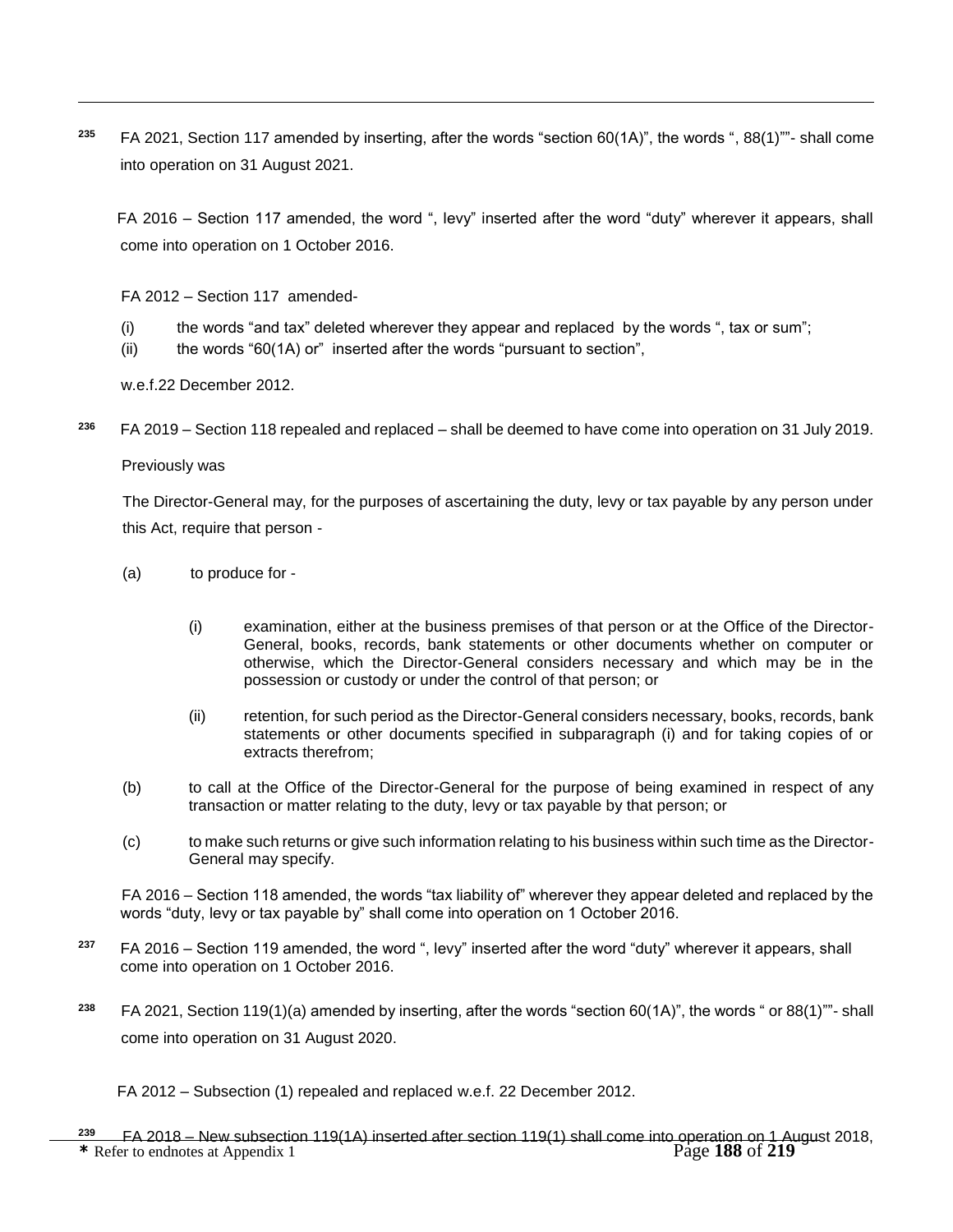[235] FA 2021, Section 117 amended by inserting, after the words "section 60(1A)", the words ", 88(1)""- shall come into operation on 31 August 2021.

FA 2016 – Section 117 amended, the word ", levy" inserted after the word "duty" wherever it appears, shall come into operation on 1 October 2016.

FA 2012 – Section 117 amended-

(i) the words "and tax" deleted wherever they appear and replaced by the words ", tax or sum";
(ii) the words "60(1A) or" inserted after the words "pursuant to section",

w.e.f.22 December 2012.

[236] FA 2019 – Section 118 repealed and replaced – shall be deemed to have come into operation on 31 July 2019.

Previously was

The Director-General may, for the purposes of ascertaining the duty, levy or tax payable by any person under this Act, require that person -

(a) to produce for -

  (i) examination, either at the business premises of that person or at the Office of the Director-General, books, records, bank statements or other documents whether on computer or otherwise, which the Director-General considers necessary and which may be in the possession or custody or under the control of that person; or

  (ii) retention, for such period as the Director-General considers necessary, books, records, bank statements or other documents specified in subparagraph (i) and for taking copies of or extracts therefrom;

(b) to call at the Office of the Director-General for the purpose of being examined in respect of any transaction or matter relating to the duty, levy or tax payable by that person; or

(c) to make such returns or give such information relating to his business within such time as the Director-General may specify.

FA 2016 – Section 118 amended, the words "tax liability of" wherever they appear deleted and replaced by the words "duty, levy or tax payable by" shall come into operation on 1 October 2016.

[237] FA 2016 – Section 119 amended, the word ", levy" inserted after the word "duty" wherever it appears, shall come into operation on 1 October 2016.

[238] FA 2021, Section 119(1)(a) amended by inserting, after the words "section 60(1A)", the words " or 88(1)""- shall come into operation on 31 August 2020.

FA 2012 – Subsection (1) repealed and replaced w.e.f. 22 December 2012.

[239] FA 2018 – New subsection 119(1A) inserted after section 119(1) shall come into operation on 1 August 2018,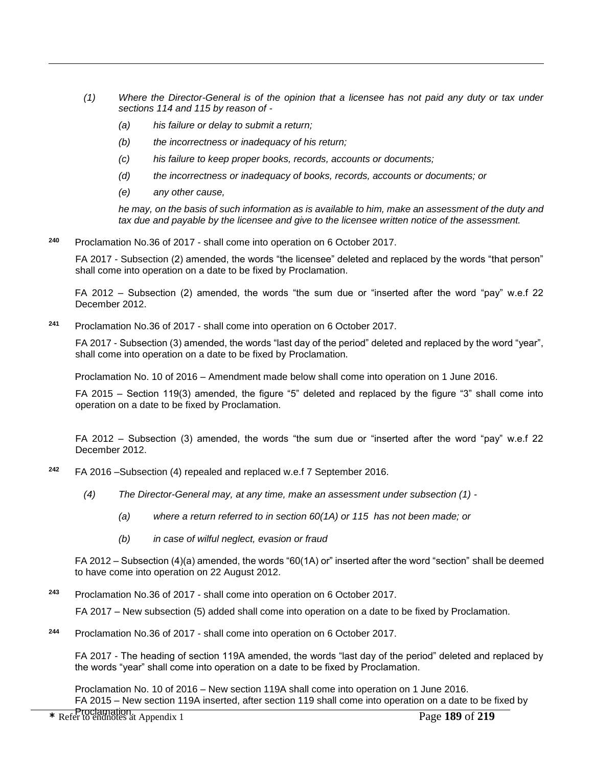*(1) Where the Director-General is of the opinion that a licensee has not paid any duty or tax under sections 114 and 115 by reason of -*

*(a) his failure or delay to submit a return;*

*(b) the incorrectness or inadequacy of his return;*

*(c) his failure to keep proper books, records, accounts or documents;*

*(d) the incorrectness or inadequacy of books, records, accounts or documents; or*

*(e) any other cause,*

*he may, on the basis of such information as is available to him, make an assessment of the duty and tax due and payable by the licensee and give to the licensee written notice of the assessment.*

[240] Proclamation No.36 of 2017 - shall come into operation on 6 October 2017.

FA 2017 - Subsection (2) amended, the words "the licensee" deleted and replaced by the words "that person" shall come into operation on a date to be fixed by Proclamation.

FA 2012 – Subsection (2) amended, the words "the sum due or "inserted after the word "pay" w.e.f 22 December 2012.

[241] Proclamation No.36 of 2017 - shall come into operation on 6 October 2017.

FA 2017 - Subsection (3) amended, the words "last day of the period" deleted and replaced by the word "year", shall come into operation on a date to be fixed by Proclamation.

Proclamation No. 10 of 2016 – Amendment made below shall come into operation on 1 June 2016.

FA 2015 – Section 119(3) amended, the figure "5" deleted and replaced by the figure "3" shall come into operation on a date to be fixed by Proclamation.

FA 2012 – Subsection (3) amended, the words "the sum due or "inserted after the word "pay" w.e.f 22 December 2012.

[242] FA 2016 –Subsection (4) repealed and replaced w.e.f 7 September 2016.

*(4) The Director-General may, at any time, make an assessment under subsection (1) -*

*(a) where a return referred to in section 60(1A) or 115 has not been made; or*

*(b) in case of wilful neglect, evasion or fraud*

FA 2012 – Subsection (4)(a) amended, the words "60(1A) or" inserted after the word "section" shall be deemed to have come into operation on 22 August 2012.

[243] Proclamation No.36 of 2017 - shall come into operation on 6 October 2017.

FA 2017 – New subsection (5) added shall come into operation on a date to be fixed by Proclamation.

[244] Proclamation No.36 of 2017 - shall come into operation on 6 October 2017.

FA 2017 - The heading of section 119A amended, the words "last day of the period" deleted and replaced by the words "year" shall come into operation on a date to be fixed by Proclamation.

Proclamation No. 10 of 2016 – New section 119A shall come into operation on 1 June 2016.
FA 2015 – New section 119A inserted, after section 119 shall come into operation on a date to be fixed by Proclamation.

* Refer to endnotes at Appendix 1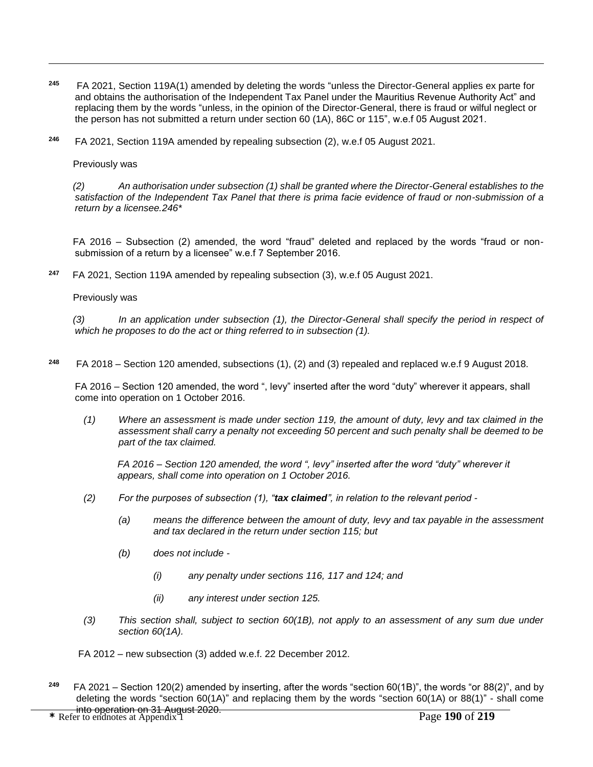[245] FA 2021, Section 119A(1) amended by deleting the words "unless the Director-General applies ex parte for and obtains the authorisation of the Independent Tax Panel under the Mauritius Revenue Authority Act" and replacing them by the words "unless, in the opinion of the Director-General, there is fraud or wilful neglect or the person has not submitted a return under section 60 (1A), 86C or 115", w.e.f 05 August 2021.

[246] FA 2021, Section 119A amended by repealing subsection (2), w.e.f 05 August 2021.

Previously was

*(2) An authorisation under subsection (1) shall be granted where the Director-General establishes to the satisfaction of the Independent Tax Panel that there is prima facie evidence of fraud or non-submission of a return by a licensee.246\**

FA 2016 – Subsection (2) amended, the word "fraud" deleted and replaced by the words "fraud or non-submission of a return by a licensee" w.e.f 7 September 2016.

[247] FA 2021, Section 119A amended by repealing subsection (3), w.e.f 05 August 2021.

Previously was

*(3) In an application under subsection (1), the Director-General shall specify the period in respect of which he proposes to do the act or thing referred to in subsection (1).*

[248] FA 2018 – Section 120 amended, subsections (1), (2) and (3) repealed and replaced w.e.f 9 August 2018.

FA 2016 – Section 120 amended, the word ", levy" inserted after the word "duty" wherever it appears, shall come into operation on 1 October 2016.

*(1) Where an assessment is made under section 119, the amount of duty, levy and tax claimed in the assessment shall carry a penalty not exceeding 50 percent and such penalty shall be deemed to be part of the tax claimed.*

*FA 2016 – Section 120 amended, the word ", levy" inserted after the word "duty" wherever it appears, shall come into operation on 1 October 2016.*

*(2) For the purposes of subsection (1), "**tax claimed**", in relation to the relevant period -*

*(a) means the difference between the amount of duty, levy and tax payable in the assessment and tax declared in the return under section 115; but*

*(b) does not include -*

*(i) any penalty under sections 116, 117 and 124; and*

*(ii) any interest under section 125.*

*(3) This section shall, subject to section 60(1B), not apply to an assessment of any sum due under section 60(1A).*

FA 2012 – new subsection (3) added w.e.f. 22 December 2012.

[249] FA 2021 – Section 120(2) amended by inserting, after the words "section 60(1B)", the words "or 88(2)", and by deleting the words "section 60(1A)" and replacing them by the words "section 60(1A) or 88(1)" - shall come into operation on 31 August 2020.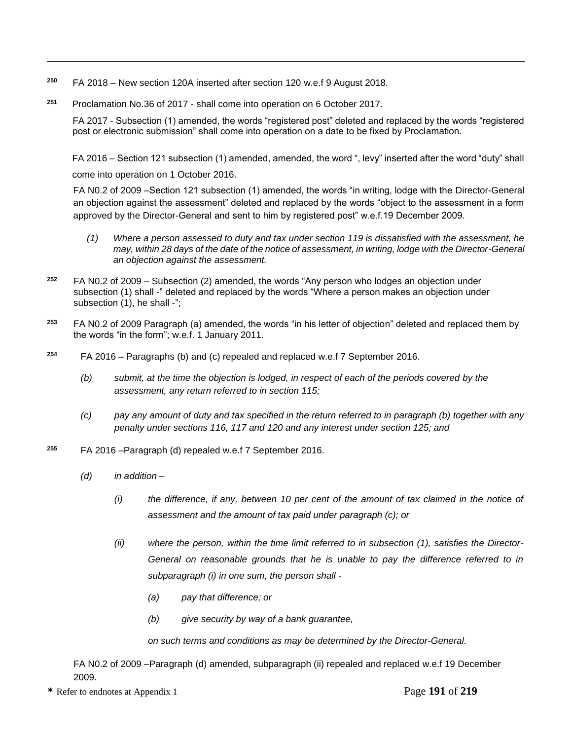[250] FA 2018 – New section 120A inserted after section 120 w.e.f 9 August 2018.

[251] Proclamation No.36 of 2017 - shall come into operation on 6 October 2017.

FA 2017 - Subsection (1) amended, the words "registered post" deleted and replaced by the words "registered post or electronic submission" shall come into operation on a date to be fixed by Proclamation.

FA 2016 – Section 121 subsection (1) amended, amended, the word ", levy" inserted after the word "duty" shall come into operation on 1 October 2016.

FA N0.2 of 2009 –Section 121 subsection (1) amended, the words "in writing, lodge with the Director-General an objection against the assessment" deleted and replaced by the words "object to the assessment in a form approved by the Director-General and sent to him by registered post" w.e.f.19 December 2009.

*(1) Where a person assessed to duty and tax under section 119 is dissatisfied with the assessment, he may, within 28 days of the date of the notice of assessment, in writing, lodge with the Director-General an objection against the assessment.*

[252] FA N0.2 of 2009 – Subsection (2) amended, the words "Any person who lodges an objection under subsection (1) shall -" deleted and replaced by the words "Where a person makes an objection under subsection (1), he shall -";

[253] FA N0.2 of 2009 Paragraph (a) amended, the words "in his letter of objection" deleted and replaced them by the words "in the form"; w.e.f. 1 January 2011.

[254] FA 2016 – Paragraphs (b) and (c) repealed and replaced w.e.f 7 September 2016.

*(b) submit, at the time the objection is lodged, in respect of each of the periods covered by the assessment, any return referred to in section 115;*

*(c) pay any amount of duty and tax specified in the return referred to in paragraph (b) together with any penalty under sections 116, 117 and 120 and any interest under section 125; and*

[255] FA 2016 –Paragraph (d) repealed w.e.f 7 September 2016.

*(d) in addition –*

*(i) the difference, if any, between 10 per cent of the amount of tax claimed in the notice of assessment and the amount of tax paid under paragraph (c); or*

*(ii) where the person, within the time limit referred to in subsection (1), satisfies the Director-General on reasonable grounds that he is unable to pay the difference referred to in subparagraph (i) in one sum, the person shall -*

*(a) pay that difference; or*

*(b) give security by way of a bank guarantee,*

*on such terms and conditions as may be determined by the Director-General.*

FA N0.2 of 2009 –Paragraph (d) amended, subparagraph (ii) repealed and replaced w.e.f 19 December 2009.

**\*** Refer to endnotes at Appendix 1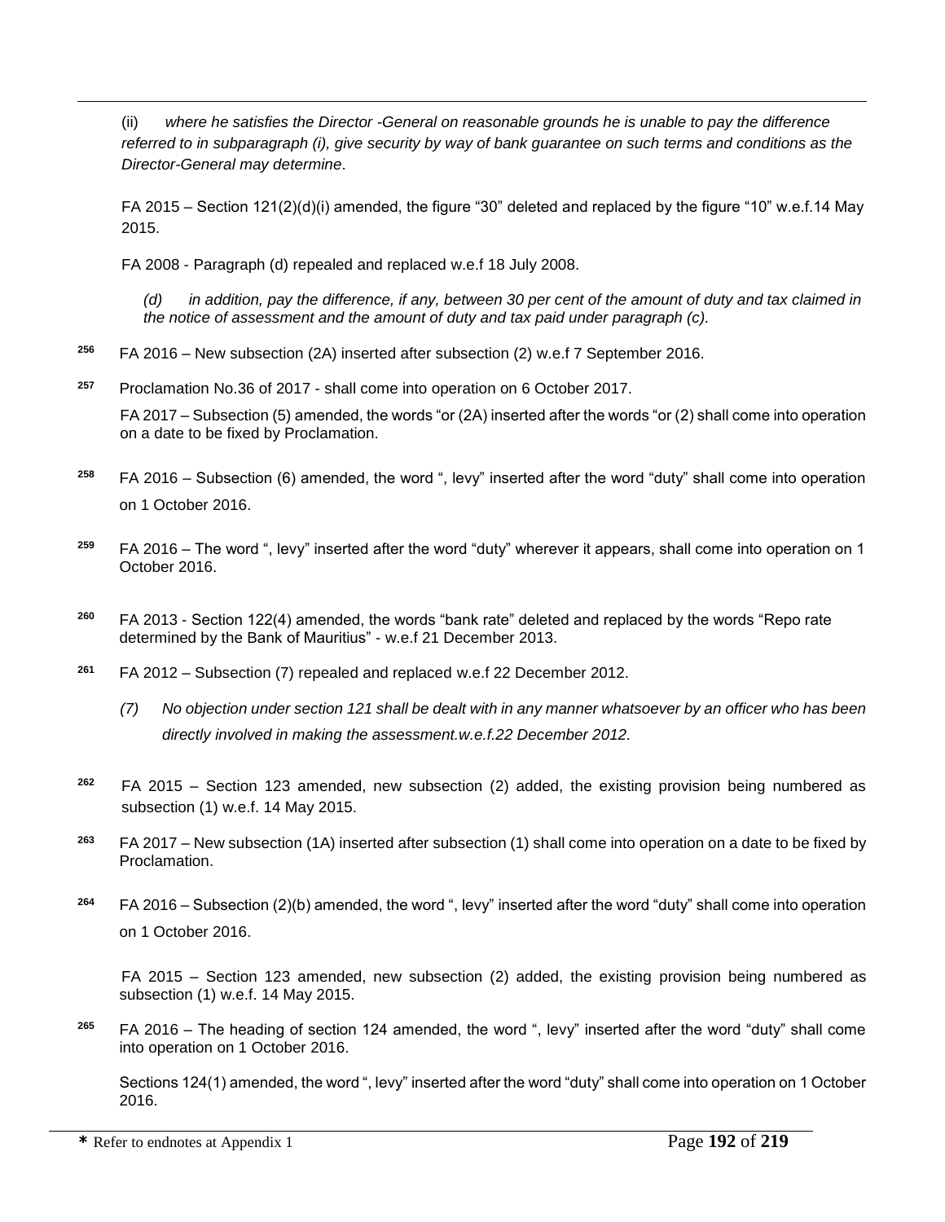(ii) *where he satisfies the Director -General on reasonable grounds he is unable to pay the difference referred to in subparagraph (i), give security by way of bank guarantee on such terms and conditions as the Director-General may determine*.

FA 2015 – Section 121(2)(d)(i) amended, the figure "30" deleted and replaced by the figure "10" w.e.f.14 May 2015.

FA 2008 - Paragraph (d) repealed and replaced w.e.f 18 July 2008.

*(d) in addition, pay the difference, if any, between 30 per cent of the amount of duty and tax claimed in the notice of assessment and the amount of duty and tax paid under paragraph (c).*

[256] FA 2016 – New subsection (2A) inserted after subsection (2) w.e.f 7 September 2016.

[257] Proclamation No.36 of 2017 - shall come into operation on 6 October 2017.

FA 2017 – Subsection (5) amended, the words "or (2A) inserted after the words "or (2) shall come into operation on a date to be fixed by Proclamation.

[258] FA 2016 – Subsection (6) amended, the word ", levy" inserted after the word "duty" shall come into operation on 1 October 2016.

[259] FA 2016 – The word ", levy" inserted after the word "duty" wherever it appears, shall come into operation on 1 October 2016.

[260] FA 2013 - Section 122(4) amended, the words "bank rate" deleted and replaced by the words "Repo rate determined by the Bank of Mauritius" - w.e.f 21 December 2013.

[261] FA 2012 – Subsection (7) repealed and replaced w.e.f 22 December 2012.

*(7) No objection under section 121 shall be dealt with in any manner whatsoever by an officer who has been directly involved in making the assessment.w.e.f.22 December 2012.*

[262] FA 2015 – Section 123 amended, new subsection (2) added, the existing provision being numbered as subsection (1) w.e.f. 14 May 2015.

[263] FA 2017 – New subsection (1A) inserted after subsection (1) shall come into operation on a date to be fixed by Proclamation.

[264] FA 2016 – Subsection (2)(b) amended, the word ", levy" inserted after the word "duty" shall come into operation on 1 October 2016.

FA 2015 – Section 123 amended, new subsection (2) added, the existing provision being numbered as subsection (1) w.e.f. 14 May 2015.

[265] FA 2016 – The heading of section 124 amended, the word ", levy" inserted after the word "duty" shall come into operation on 1 October 2016.

Sections 124(1) amended, the word ", levy" inserted after the word "duty" shall come into operation on 1 October 2016.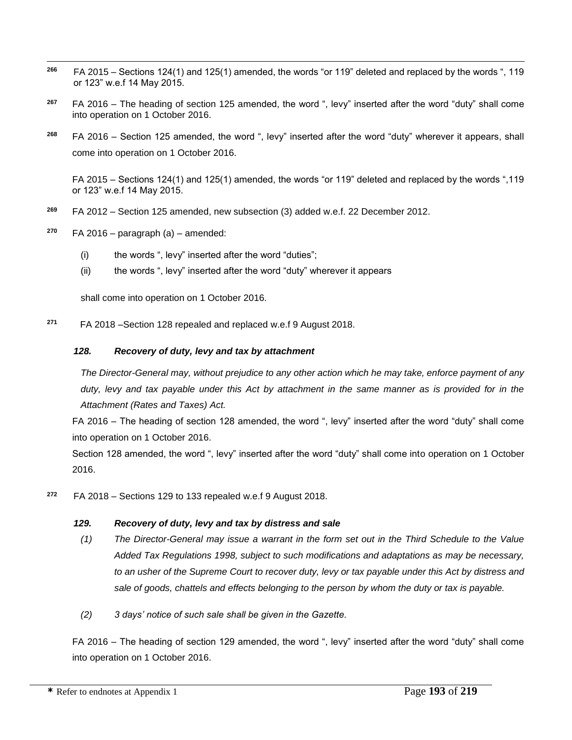[266] FA 2015 – Sections 124(1) and 125(1) amended, the words "or 119" deleted and replaced by the words ", 119 or 123" w.e.f 14 May 2015.

[267] FA 2016 – The heading of section 125 amended, the word ", levy" inserted after the word "duty" shall come into operation on 1 October 2016.

[268] FA 2016 – Section 125 amended, the word ", levy" inserted after the word "duty" wherever it appears, shall come into operation on 1 October 2016.

FA 2015 – Sections 124(1) and 125(1) amended, the words "or 119" deleted and replaced by the words ",119 or 123" w.e.f 14 May 2015.

[269] FA 2012 – Section 125 amended, new subsection (3) added w.e.f. 22 December 2012.

[270] FA 2016 – paragraph (a) – amended:

(i) the words ", levy" inserted after the word "duties";

(ii) the words ", levy" inserted after the word "duty" wherever it appears

shall come into operation on 1 October 2016.

[271] FA 2018 –Section 128 repealed and replaced w.e.f 9 August 2018.

***128. Recovery of duty, levy and tax by attachment***

*The Director-General may, without prejudice to any other action which he may take, enforce payment of any duty, levy and tax payable under this Act by attachment in the same manner as is provided for in the Attachment (Rates and Taxes) Act.*

FA 2016 – The heading of section 128 amended, the word ", levy" inserted after the word "duty" shall come into operation on 1 October 2016.

Section 128 amended, the word ", levy" inserted after the word "duty" shall come into operation on 1 October 2016.

[272] FA 2018 – Sections 129 to 133 repealed w.e.f 9 August 2018.

***129. Recovery of duty, levy and tax by distress and sale***

*(1) The Director-General may issue a warrant in the form set out in the Third Schedule to the Value Added Tax Regulations 1998, subject to such modifications and adaptations as may be necessary, to an usher of the Supreme Court to recover duty, levy or tax payable under this Act by distress and sale of goods, chattels and effects belonging to the person by whom the duty or tax is payable.*

*(2) 3 days' notice of such sale shall be given in the Gazette.*

FA 2016 – The heading of section 129 amended, the word ", levy" inserted after the word "duty" shall come into operation on 1 October 2016.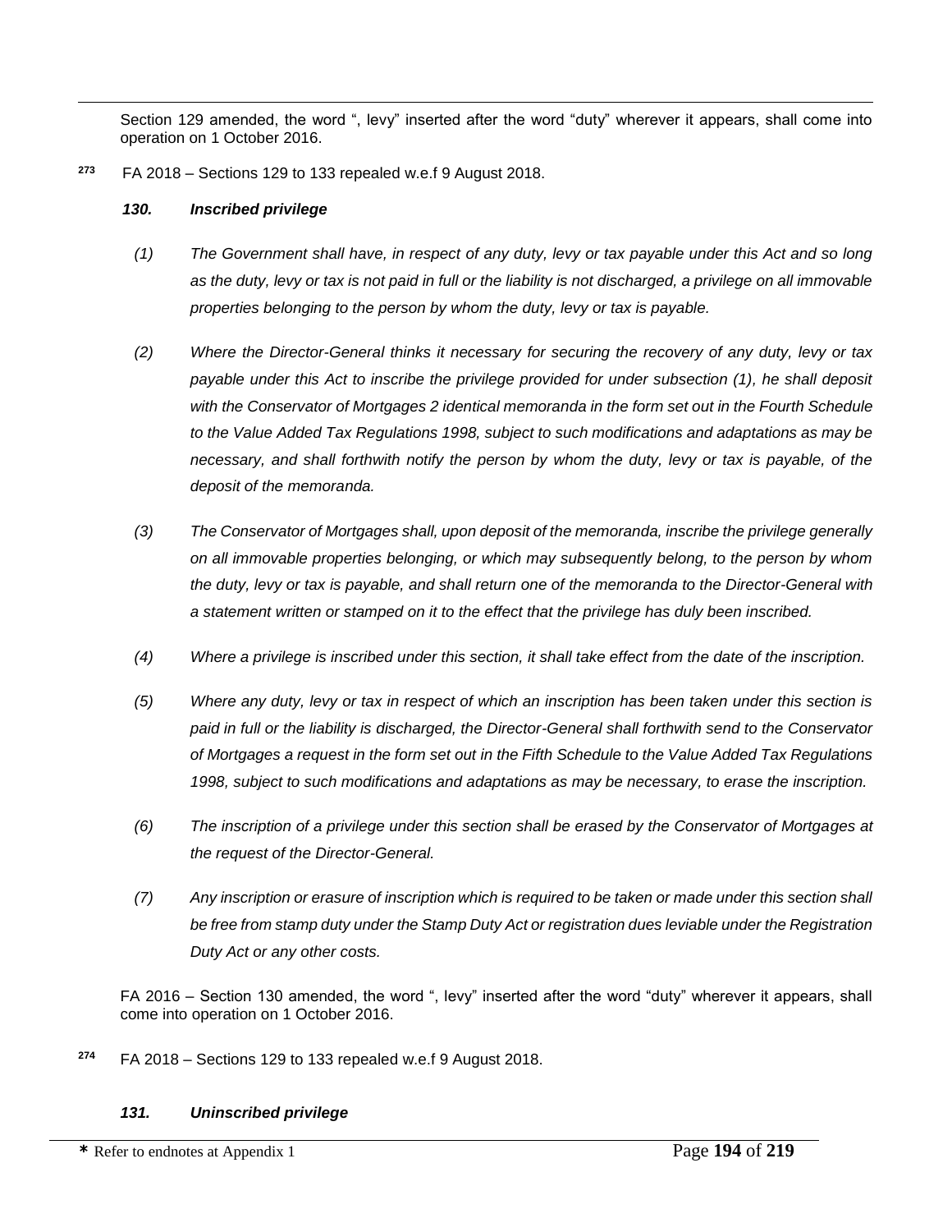Section 129 amended, the word ", levy" inserted after the word "duty" wherever it appears, shall come into operation on 1 October 2016.

[273] FA 2018 – Sections 129 to 133 repealed w.e.f 9 August 2018.

***130. Inscribed privilege***

*(1) The Government shall have, in respect of any duty, levy or tax payable under this Act and so long as the duty, levy or tax is not paid in full or the liability is not discharged, a privilege on all immovable properties belonging to the person by whom the duty, levy or tax is payable.*

*(2) Where the Director-General thinks it necessary for securing the recovery of any duty, levy or tax payable under this Act to inscribe the privilege provided for under subsection (1), he shall deposit with the Conservator of Mortgages 2 identical memoranda in the form set out in the Fourth Schedule to the Value Added Tax Regulations 1998, subject to such modifications and adaptations as may be necessary, and shall forthwith notify the person by whom the duty, levy or tax is payable, of the deposit of the memoranda.*

*(3) The Conservator of Mortgages shall, upon deposit of the memoranda, inscribe the privilege generally on all immovable properties belonging, or which may subsequently belong, to the person by whom the duty, levy or tax is payable, and shall return one of the memoranda to the Director-General with a statement written or stamped on it to the effect that the privilege has duly been inscribed.*

*(4) Where a privilege is inscribed under this section, it shall take effect from the date of the inscription.*

*(5) Where any duty, levy or tax in respect of which an inscription has been taken under this section is paid in full or the liability is discharged, the Director-General shall forthwith send to the Conservator of Mortgages a request in the form set out in the Fifth Schedule to the Value Added Tax Regulations 1998, subject to such modifications and adaptations as may be necessary, to erase the inscription.*

*(6) The inscription of a privilege under this section shall be erased by the Conservator of Mortgages at the request of the Director-General.*

*(7) Any inscription or erasure of inscription which is required to be taken or made under this section shall be free from stamp duty under the Stamp Duty Act or registration dues leviable under the Registration Duty Act or any other costs.*

FA 2016 – Section 130 amended, the word ", levy" inserted after the word "duty" wherever it appears, shall come into operation on 1 October 2016.

[274] FA 2018 – Sections 129 to 133 repealed w.e.f 9 August 2018.

***131. Uninscribed privilege***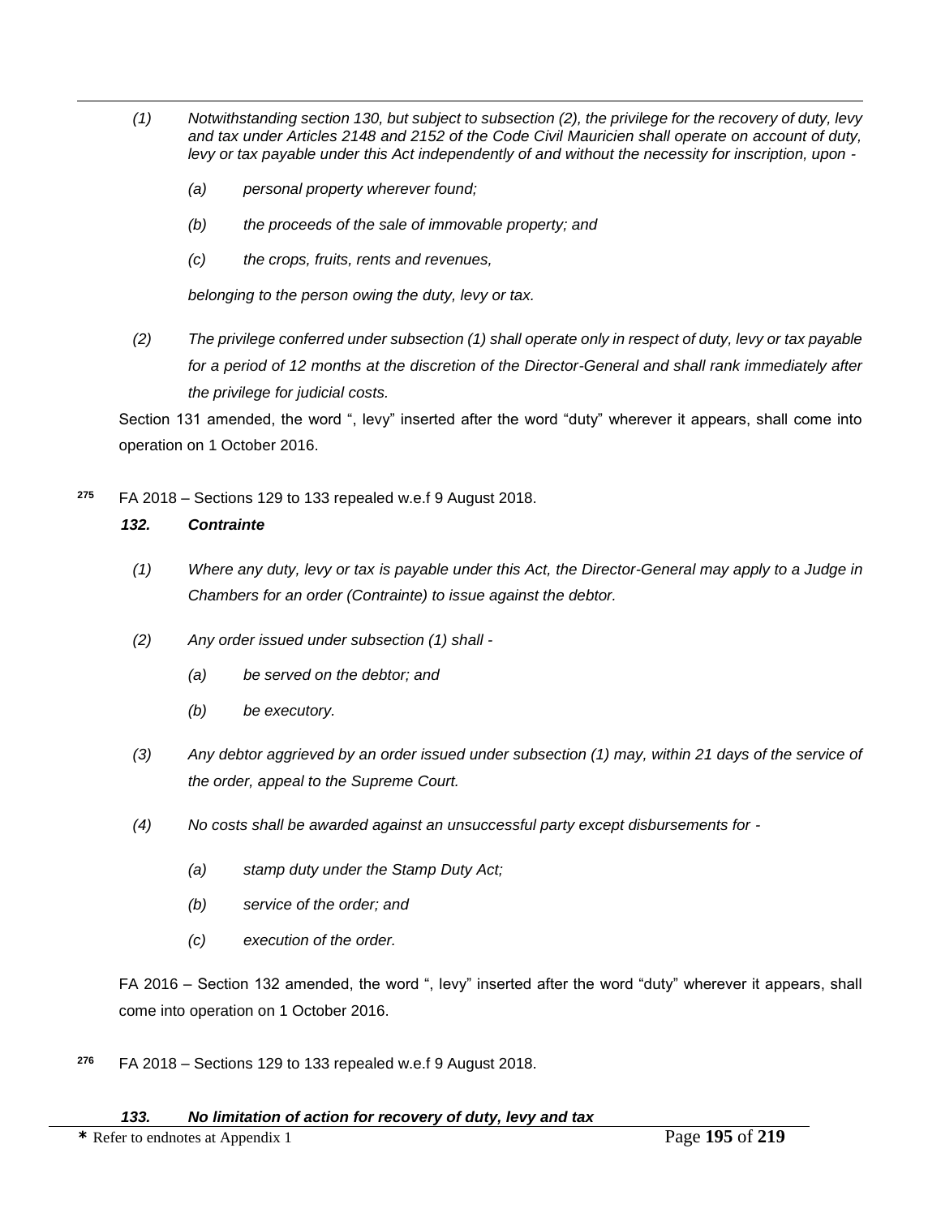*(1) Notwithstanding section 130, but subject to subsection (2), the privilege for the recovery of duty, levy and tax under Articles 2148 and 2152 of the Code Civil Mauricien shall operate on account of duty, levy or tax payable under this Act independently of and without the necessity for inscription, upon -*

*(a) personal property wherever found;*

*(b) the proceeds of the sale of immovable property; and*

*(c) the crops, fruits, rents and revenues,*

*belonging to the person owing the duty, levy or tax.*

*(2) The privilege conferred under subsection (1) shall operate only in respect of duty, levy or tax payable for a period of 12 months at the discretion of the Director-General and shall rank immediately after the privilege for judicial costs.*

Section 131 amended, the word ", levy" inserted after the word "duty" wherever it appears, shall come into operation on 1 October 2016.

[275] FA 2018 – Sections 129 to 133 repealed w.e.f 9 August 2018.

***132. Contrainte***

*(1) Where any duty, levy or tax is payable under this Act, the Director-General may apply to a Judge in Chambers for an order (Contrainte) to issue against the debtor.*

*(2) Any order issued under subsection (1) shall -*

*(a) be served on the debtor; and*

*(b) be executory.*

*(3) Any debtor aggrieved by an order issued under subsection (1) may, within 21 days of the service of the order, appeal to the Supreme Court.*

*(4) No costs shall be awarded against an unsuccessful party except disbursements for -*

*(a) stamp duty under the Stamp Duty Act;*

*(b) service of the order; and*

*(c) execution of the order.*

FA 2016 – Section 132 amended, the word ", levy" inserted after the word "duty" wherever it appears, shall come into operation on 1 October 2016.

[276] FA 2018 – Sections 129 to 133 repealed w.e.f 9 August 2018.

***133. No limitation of action for recovery of duty, levy and tax***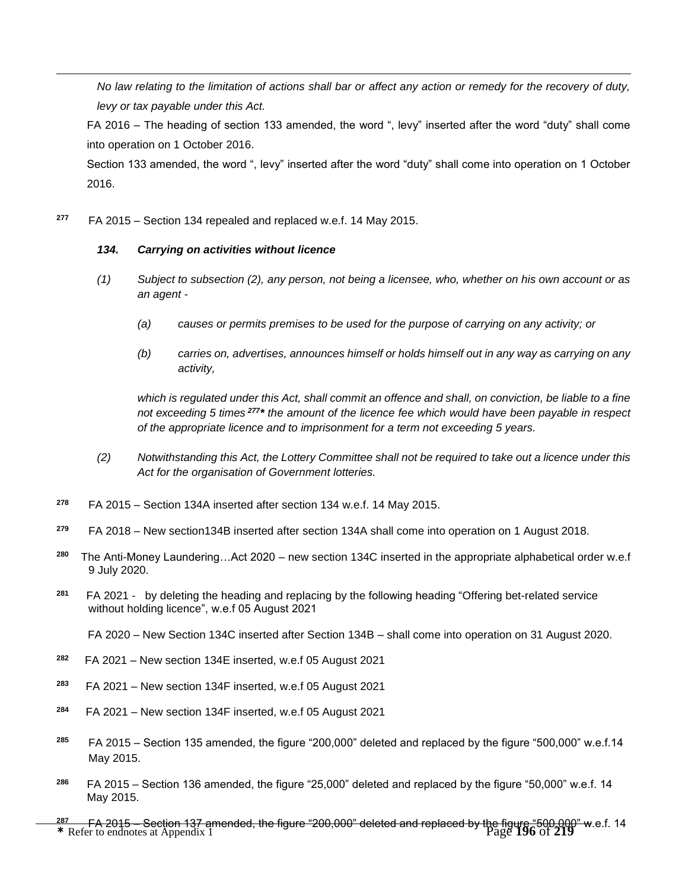*No law relating to the limitation of actions shall bar or affect any action or remedy for the recovery of duty, levy or tax payable under this Act.*

FA 2016 – The heading of section 133 amended, the word ", levy" inserted after the word "duty" shall come into operation on 1 October 2016.

Section 133 amended, the word ", levy" inserted after the word "duty" shall come into operation on 1 October 2016.

[277] FA 2015 – Section 134 repealed and replaced w.e.f. 14 May 2015.

***134. Carrying on activities without licence***

*(1) Subject to subsection (2), any person, not being a licensee, who, whether on his own account or as an agent -*

*(a) causes or permits premises to be used for the purpose of carrying on any activity; or*

*(b) carries on, advertises, announces himself or holds himself out in any way as carrying on any activity,*

*which is regulated under this Act, shall commit an offence and shall, on conviction, be liable to a fine not exceeding 5 times [277]\* the amount of the licence fee which would have been payable in respect of the appropriate licence and to imprisonment for a term not exceeding 5 years.*

*(2) Notwithstanding this Act, the Lottery Committee shall not be required to take out a licence under this Act for the organisation of Government lotteries.*

[278] FA 2015 – Section 134A inserted after section 134 w.e.f. 14 May 2015.

[279] FA 2018 – New section134B inserted after section 134A shall come into operation on 1 August 2018.

[280] The Anti-Money Laundering…Act 2020 – new section 134C inserted in the appropriate alphabetical order w.e.f 9 July 2020.

[281] FA 2021 - by deleting the heading and replacing by the following heading "Offering bet-related service without holding licence", w.e.f 05 August 2021

FA 2020 – New Section 134C inserted after Section 134B – shall come into operation on 31 August 2020.

[282] FA 2021 – New section 134E inserted, w.e.f 05 August 2021

[283] FA 2021 – New section 134F inserted, w.e.f 05 August 2021

[284] FA 2021 – New section 134F inserted, w.e.f 05 August 2021

[285] FA 2015 – Section 135 amended, the figure "200,000" deleted and replaced by the figure "500,000" w.e.f.14 May 2015.

[286] FA 2015 – Section 136 amended, the figure "25,000" deleted and replaced by the figure "50,000" w.e.f. 14 May 2015.

[287] FA 2015 – Section 137 amended, the figure "200,000" deleted and replaced by the figure "500,000" w.e.f. 14

\* Refer to endnotes at Appendix 1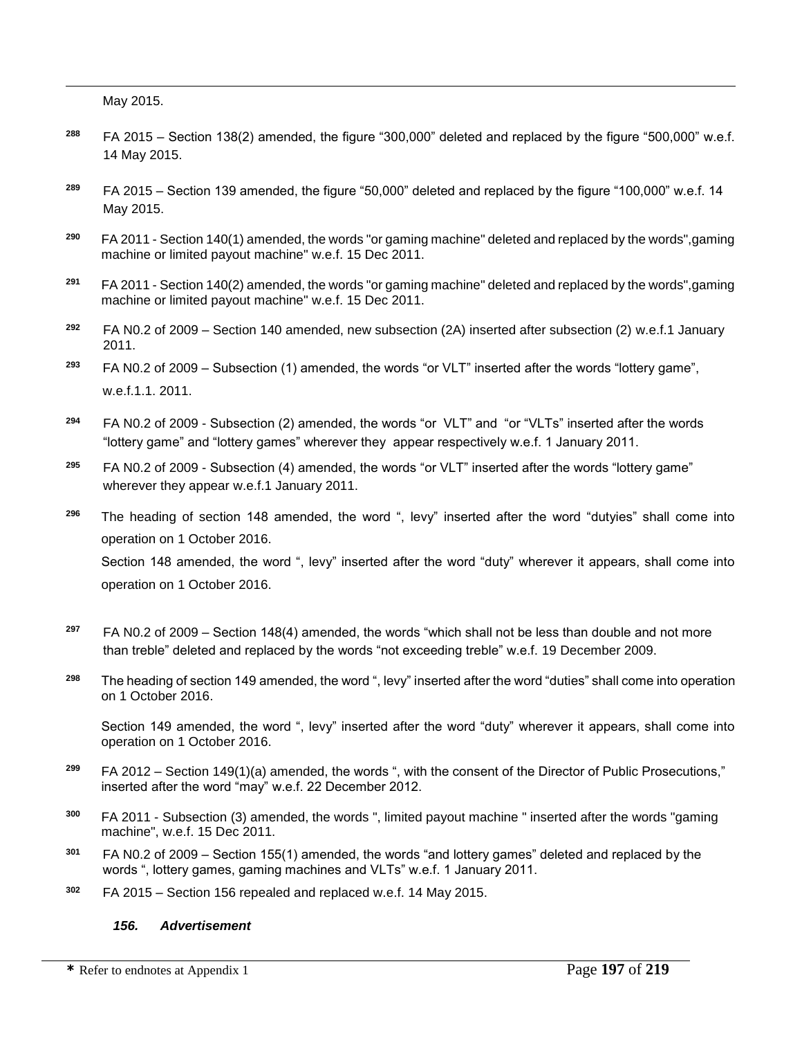May 2015.

[288] FA 2015 – Section 138(2) amended, the figure “300,000” deleted and replaced by the figure “500,000” w.e.f. 14 May 2015.

[289] FA 2015 – Section 139 amended, the figure “50,000” deleted and replaced by the figure “100,000” w.e.f. 14 May 2015.

[290] FA 2011 - Section 140(1) amended, the words "or gaming machine" deleted and replaced by the words",gaming machine or limited payout machine" w.e.f. 15 Dec 2011.

[291] FA 2011 - Section 140(2) amended, the words "or gaming machine" deleted and replaced by the words",gaming machine or limited payout machine" w.e.f. 15 Dec 2011.

[292] FA N0.2 of 2009 – Section 140 amended, new subsection (2A) inserted after subsection (2) w.e.f.1 January 2011.

[293] FA N0.2 of 2009 – Subsection (1) amended, the words “or VLT” inserted after the words “lottery game”, w.e.f.1.1. 2011.

[294] FA N0.2 of 2009 - Subsection (2) amended, the words “or VLT” and “or “VLTs” inserted after the words “lottery game” and “lottery games” wherever they appear respectively w.e.f. 1 January 2011.

[295] FA N0.2 of 2009 - Subsection (4) amended, the words “or VLT” inserted after the words “lottery game” wherever they appear w.e.f.1 January 2011.

[296] The heading of section 148 amended, the word “, levy” inserted after the word “dutyies” shall come into operation on 1 October 2016.

Section 148 amended, the word “, levy” inserted after the word “duty” wherever it appears, shall come into operation on 1 October 2016.

[297] FA N0.2 of 2009 – Section 148(4) amended, the words “which shall not be less than double and not more than treble” deleted and replaced by the words “not exceeding treble” w.e.f. 19 December 2009.

[298] The heading of section 149 amended, the word “, levy” inserted after the word “duties” shall come into operation on 1 October 2016.

Section 149 amended, the word “, levy” inserted after the word “duty” wherever it appears, shall come into operation on 1 October 2016.

[299] FA 2012 – Section 149(1)(a) amended, the words “, with the consent of the Director of Public Prosecutions,” inserted after the word “may” w.e.f. 22 December 2012.

[300] FA 2011 - Subsection (3) amended, the words ", limited payout machine " inserted after the words "gaming machine", w.e.f. 15 Dec 2011.

[301] FA N0.2 of 2009 – Section 155(1) amended, the words “and lottery games” deleted and replaced by the words “, lottery games, gaming machines and VLTs” w.e.f. 1 January 2011.

[302] FA 2015 – Section 156 repealed and replaced w.e.f. 14 May 2015.

***156. Advertisement***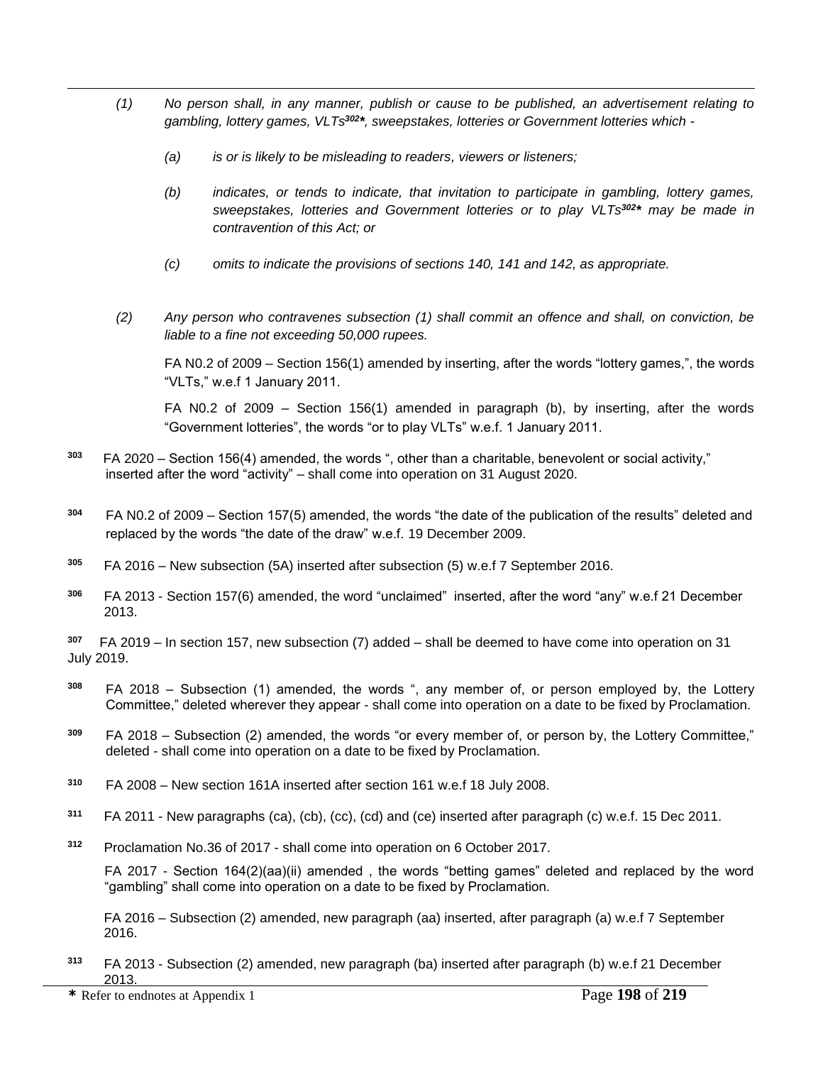*(1) No person shall, in any manner, publish or cause to be published, an advertisement relating to gambling, lottery games, VLTs[302*], sweepstakes, lotteries or Government lotteries which -*

*(a) is or is likely to be misleading to readers, viewers or listeners;*

*(b) indicates, or tends to indicate, that invitation to participate in gambling, lottery games, sweepstakes, lotteries and Government lotteries or to play VLTs[302*] may be made in contravention of this Act; or*

*(c) omits to indicate the provisions of sections 140, 141 and 142, as appropriate.*

*(2) Any person who contravenes subsection (1) shall commit an offence and shall, on conviction, be liable to a fine not exceeding 50,000 rupees.*

FA N0.2 of 2009 – Section 156(1) amended by inserting, after the words "lottery games,", the words "VLTs," w.e.f 1 January 2011.

FA N0.2 of 2009 – Section 156(1) amended in paragraph (b), by inserting, after the words "Government lotteries", the words "or to play VLTs" w.e.f. 1 January 2011.

[303] FA 2020 – Section 156(4) amended, the words ", other than a charitable, benevolent or social activity," inserted after the word "activity" – shall come into operation on 31 August 2020.

[304] FA N0.2 of 2009 – Section 157(5) amended, the words "the date of the publication of the results" deleted and replaced by the words "the date of the draw" w.e.f. 19 December 2009.

[305] FA 2016 – New subsection (5A) inserted after subsection (5) w.e.f 7 September 2016.

[306] FA 2013 - Section 157(6) amended, the word "unclaimed" inserted, after the word "any" w.e.f 21 December 2013.

[307] FA 2019 – In section 157, new subsection (7) added – shall be deemed to have come into operation on 31 July 2019.

[308] FA 2018 – Subsection (1) amended, the words ", any member of, or person employed by, the Lottery Committee," deleted wherever they appear - shall come into operation on a date to be fixed by Proclamation.

[309] FA 2018 – Subsection (2) amended, the words "or every member of, or person by, the Lottery Committee," deleted - shall come into operation on a date to be fixed by Proclamation.

[310] FA 2008 – New section 161A inserted after section 161 w.e.f 18 July 2008.

[311] FA 2011 - New paragraphs (ca), (cb), (cc), (cd) and (ce) inserted after paragraph (c) w.e.f. 15 Dec 2011.

[312] Proclamation No.36 of 2017 - shall come into operation on 6 October 2017.

FA 2017 - Section 164(2)(aa)(ii) amended , the words "betting games" deleted and replaced by the word "gambling" shall come into operation on a date to be fixed by Proclamation.

FA 2016 – Subsection (2) amended, new paragraph (aa) inserted, after paragraph (a) w.e.f 7 September 2016.

[313] FA 2013 - Subsection (2) amended, new paragraph (ba) inserted after paragraph (b) w.e.f 21 December 2013.

* Refer to endnotes at Appendix 1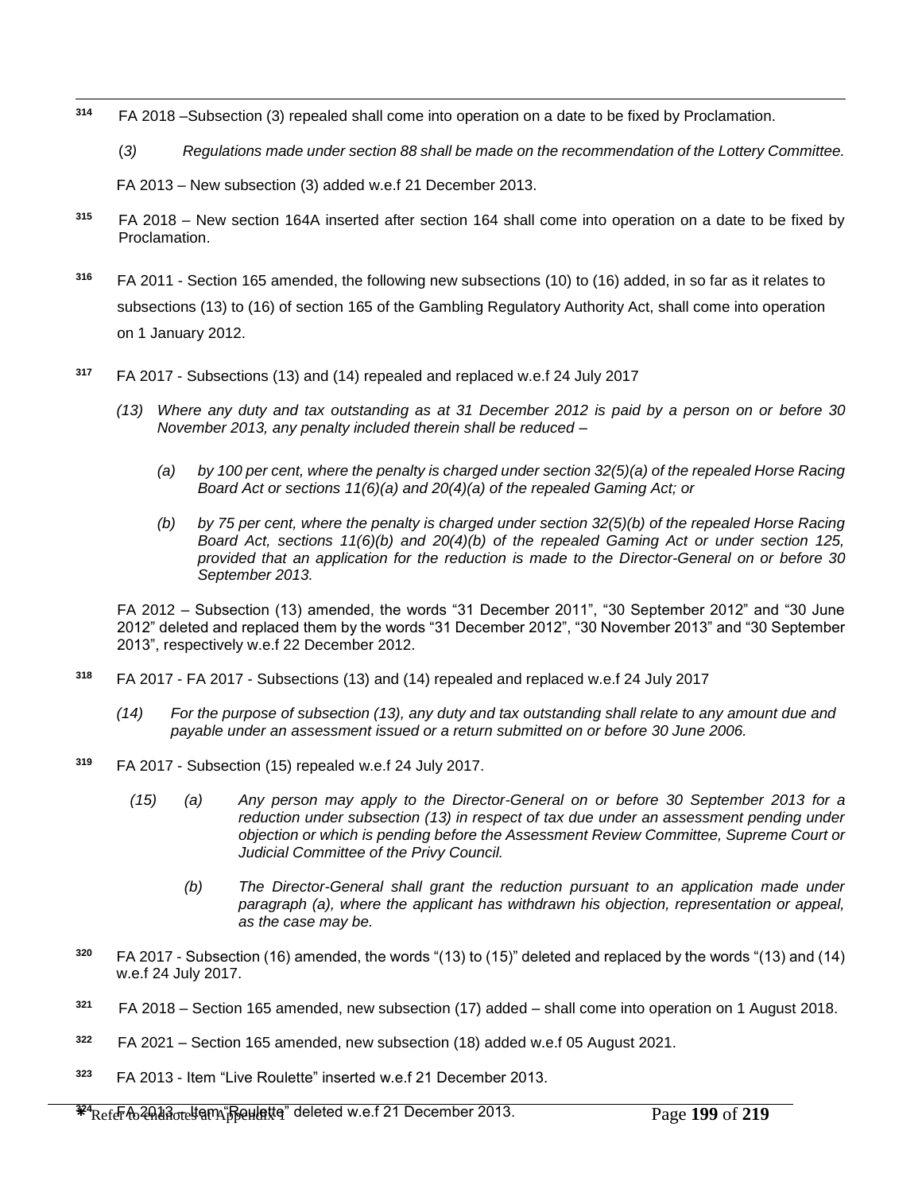[314] FA 2018 –Subsection (3) repealed shall come into operation on a date to be fixed by Proclamation.

(*3)* *Regulations made under section 88 shall be made on the recommendation of the Lottery Committee.*

FA 2013 – New subsection (3) added w.e.f 21 December 2013.

[315] FA 2018 – New section 164A inserted after section 164 shall come into operation on a date to be fixed by Proclamation.

[316] FA 2011 - Section 165 amended, the following new subsections (10) to (16) added, in so far as it relates to subsections (13) to (16) of section 165 of the Gambling Regulatory Authority Act, shall come into operation on 1 January 2012.

[317] FA 2017 - Subsections (13) and (14) repealed and replaced w.e.f 24 July 2017

*(13) Where any duty and tax outstanding as at 31 December 2012 is paid by a person on or before 30 November 2013, any penalty included therein shall be reduced –*

*(a) by 100 per cent, where the penalty is charged under section 32(5)(a) of the repealed Horse Racing Board Act or sections 11(6)(a) and 20(4)(a) of the repealed Gaming Act; or*

*(b) by 75 per cent, where the penalty is charged under section 32(5)(b) of the repealed Horse Racing Board Act, sections 11(6)(b) and 20(4)(b) of the repealed Gaming Act or under section 125, provided that an application for the reduction is made to the Director-General on or before 30 September 2013.*

FA 2012 – Subsection (13) amended, the words "31 December 2011", "30 September 2012" and "30 June 2012" deleted and replaced them by the words "31 December 2012", "30 November 2013" and "30 September 2013", respectively w.e.f 22 December 2012.

[318] FA 2017 - FA 2017 - Subsections (13) and (14) repealed and replaced w.e.f 24 July 2017

*(14) For the purpose of subsection (13), any duty and tax outstanding shall relate to any amount due and payable under an assessment issued or a return submitted on or before 30 June 2006.*

[319] FA 2017 - Subsection (15) repealed w.e.f 24 July 2017.

*(15) (a) Any person may apply to the Director-General on or before 30 September 2013 for a reduction under subsection (13) in respect of tax due under an assessment pending under objection or which is pending before the Assessment Review Committee, Supreme Court or Judicial Committee of the Privy Council.*

*(b) The Director-General shall grant the reduction pursuant to an application made under paragraph (a), where the applicant has withdrawn his objection, representation or appeal, as the case may be.*

[320] FA 2017 - Subsection (16) amended, the words "(13) to (15)" deleted and replaced by the words "(13) and (14) w.e.f 24 July 2017.

[321] FA 2018 – Section 165 amended, new subsection (17) added – shall come into operation on 1 August 2018.

[322] FA 2021 – Section 165 amended, new subsection (18) added w.e.f 05 August 2021.

[323] FA 2013 - Item "Live Roulette" inserted w.e.f 21 December 2013.

[324] FA 2013 – Item "Roulette" deleted w.e.f 21 December 2013.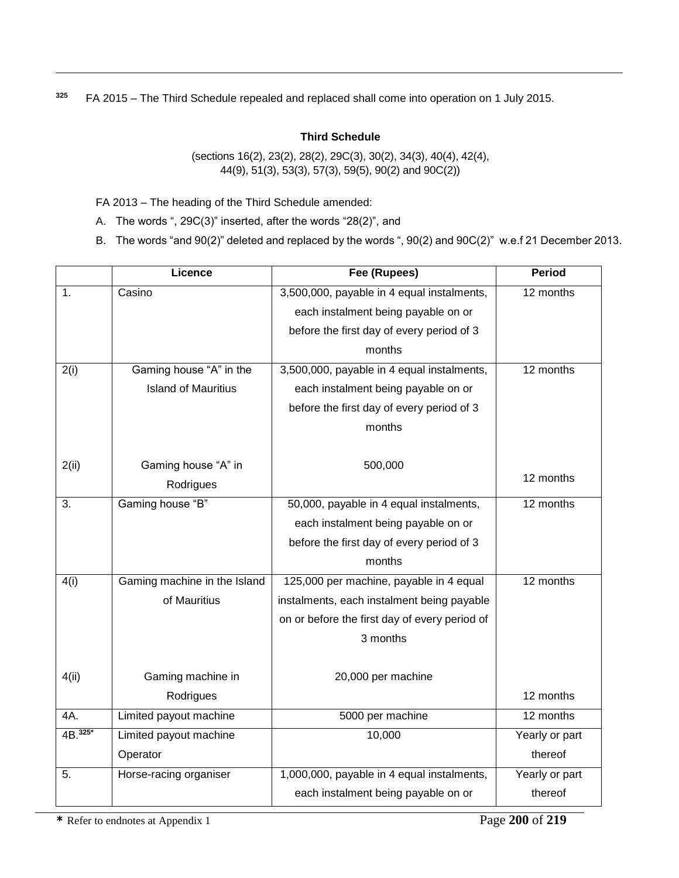[325] FA 2015 – The Third Schedule repealed and replaced shall come into operation on 1 July 2015.

**Third Schedule**

(sections 16(2), 23(2), 28(2), 29C(3), 30(2), 34(3), 40(4), 42(4), 44(9), 51(3), 53(3), 57(3), 59(5), 90(2) and 90C(2))

FA 2013 – The heading of the Third Schedule amended:

A. The words ", 29C(3)" inserted, after the words "28(2)", and

B. The words "and 90(2)" deleted and replaced by the words ", 90(2) and 90C(2)" w.e.f 21 December 2013.

| | Licence | Fee (Rupees) | Period |
|---|---|---|---|
| 1. | Casino | 3,500,000, payable in 4 equal instalments, each instalment being payable on or before the first day of every period of 3 months | 12 months |
| 2(i) | Gaming house "A" in the Island of Mauritius | 3,500,000, payable in 4 equal instalments, each instalment being payable on or before the first day of every period of 3 months | 12 months |
| 2(ii) | Gaming house "A" in Rodrigues | 500,000 | 12 months |
| 3. | Gaming house "B" | 50,000, payable in 4 equal instalments, each instalment being payable on or before the first day of every period of 3 months | 12 months |
| 4(i) | Gaming machine in the Island of Mauritius | 125,000 per machine, payable in 4 equal instalments, each instalment being payable on or before the first day of every period of 3 months | 12 months |
| 4(ii) | Gaming machine in Rodrigues | 20,000 per machine | 12 months |
| 4A. | Limited payout machine | 5000 per machine | 12 months |
| 4B.[325*] | Limited payout machine Operator | 10,000 | Yearly or part thereof |
| 5. | Horse-racing organiser | 1,000,000, payable in 4 equal instalments, each instalment being payable on or | Yearly or part thereof |

* Refer to endnotes at Appendix 1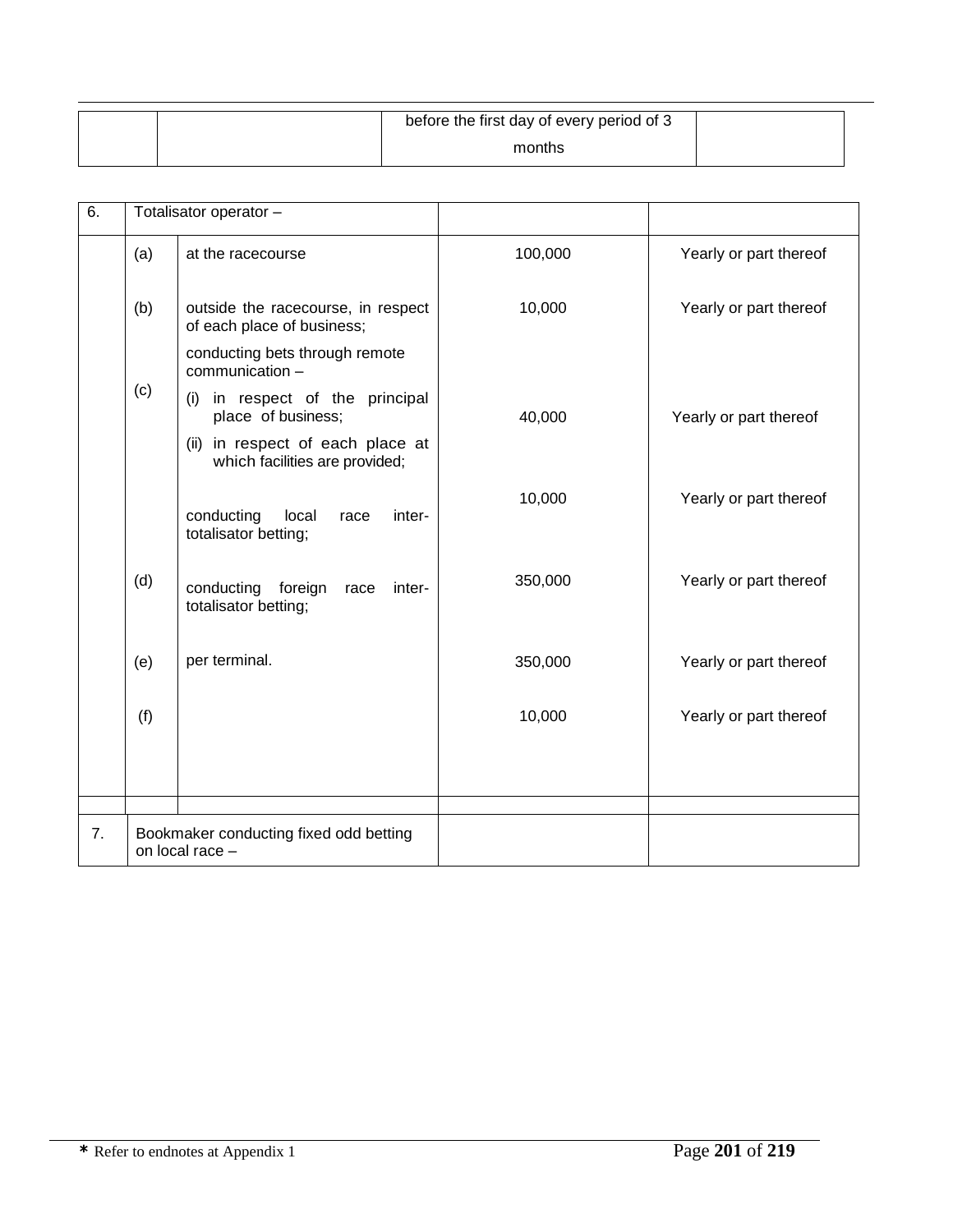| | | before the first day of every period of 3 months | |
|---|---|---|---|

| | | | | |
|---|---|---|---|---|
| 6. | Totalisator operator – | | | |
| | (a) | at the racecourse | 100,000 | Yearly or part thereof |
| | (b) | outside the racecourse, in respect of each place of business; | 10,000 | Yearly or part thereof |
| | (c) | conducting bets through remote communication – (i) in respect of the principal place of business; (ii) in respect of each place at which facilities are provided; | 40,000 | Yearly or part thereof |
| | | conducting local race inter-totalisator betting; | 10,000 | Yearly or part thereof |
| | (d) | conducting foreign race inter-totalisator betting; | 350,000 | Yearly or part thereof |
| | (e) | per terminal. | 350,000 | Yearly or part thereof |
| | (f) | | 10,000 | Yearly or part thereof |
| | | | | |
| 7. | Bookmaker conducting fixed odd betting on local race – | | | |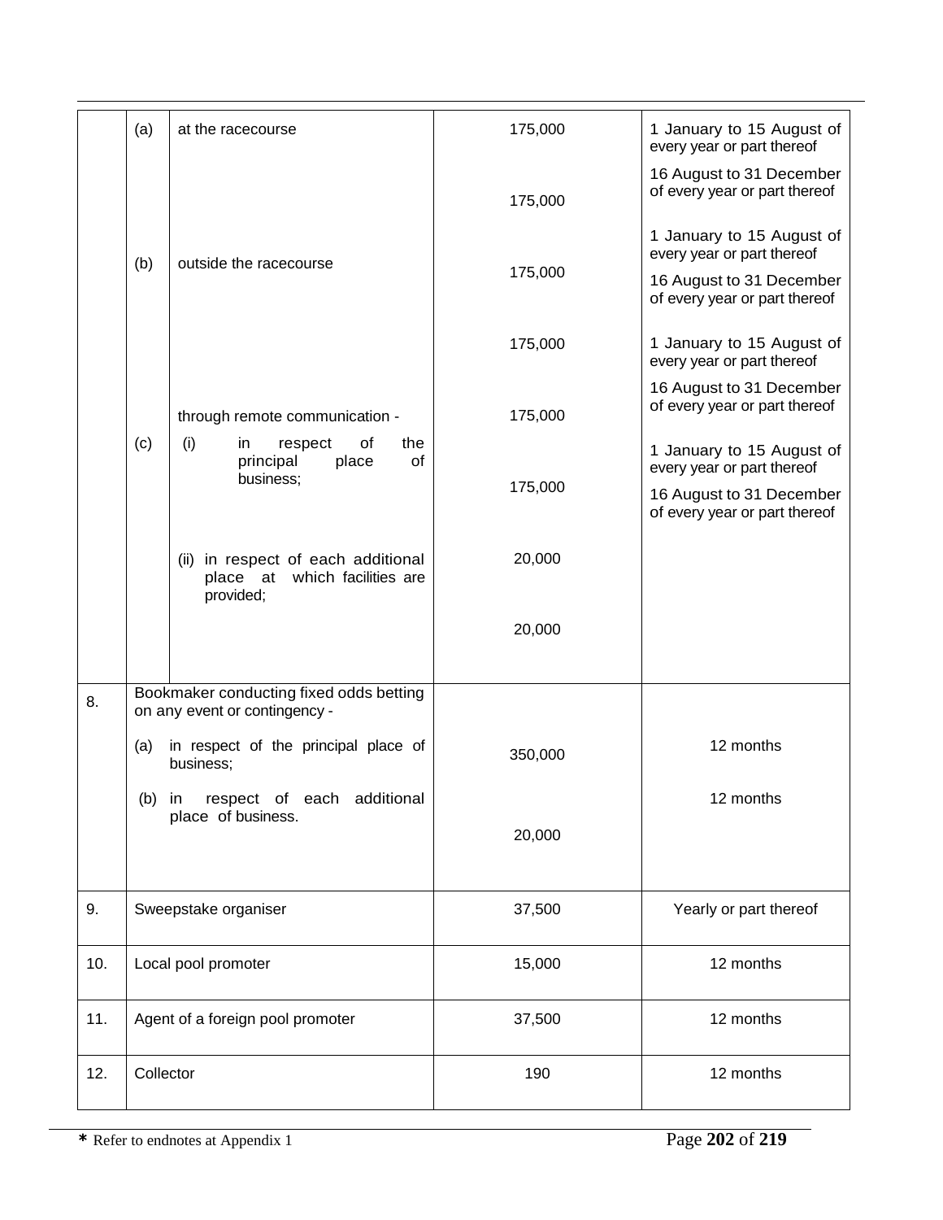| | | | | |
|---|---|---|---|---|
| | (a) | at the racecourse | 175,000 | 1 January to 15 August of every year or part thereof |
| | | | 175,000 | 16 August to 31 December of every year or part thereof |
| | (b) | outside the racecourse | 175,000 | 1 January to 15 August of every year or part thereof |
| | | | 175,000 | 16 August to 31 December of every year or part thereof |
| | (c) | through remote communication -<br>(i) in respect of the principal place of business; | 175,000 | 1 January to 15 August of every year or part thereof |
| | | | 175,000 | 16 August to 31 December of every year or part thereof |
| | | (ii) in respect of each additional place at which facilities are provided; | 20,000 | |
| | | | 20,000 | |
| 8. | Bookmaker conducting fixed odds betting on any event or contingency - | | | |
| | (a) | in respect of the principal place of business; | 350,000 | 12 months |
| | (b) | in respect of each additional place of business. | 20,000 | 12 months |
| 9. | Sweepstake organiser | | 37,500 | Yearly or part thereof |
| 10. | Local pool promoter | | 15,000 | 12 months |
| 11. | Agent of a foreign pool promoter | | 37,500 | 12 months |
| 12. | Collector | | 190 | 12 months |

* Refer to endnotes at Appendix 1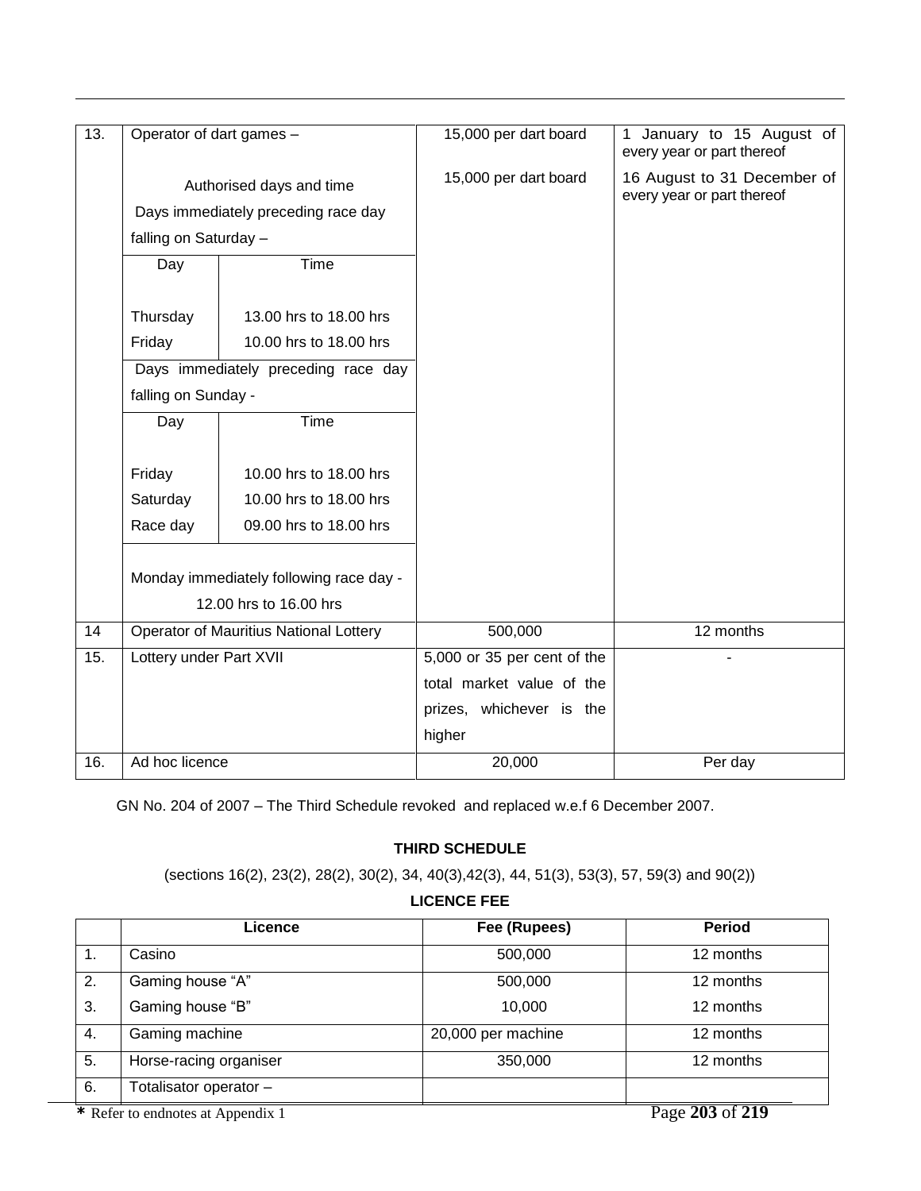| | | | |
|---|---|---|---|
| 13. | Operator of dart games –<br><br>Authorised days and time<br>Days immediately preceding race day falling on Saturday –<br><br>Day / Time<br>Thursday 13.00 hrs to 18.00 hrs<br>Friday 10.00 hrs to 18.00 hrs<br><br>Days immediately preceding race day falling on Sunday -<br><br>Day / Time<br>Friday 10.00 hrs to 18.00 hrs<br>Saturday 10.00 hrs to 18.00 hrs<br>Race day 09.00 hrs to 18.00 hrs<br><br>Monday immediately following race day - 12.00 hrs to 16.00 hrs | 15,000 per dart board<br><br>15,000 per dart board | 1 January to 15 August of every year or part thereof<br><br>16 August to 31 December of every year or part thereof |
| 14 | Operator of Mauritius National Lottery | 500,000 | 12 months |
| 15. | Lottery under Part XVII | 5,000 or 35 per cent of the total market value of the prizes, whichever is the higher | - |
| 16. | Ad hoc licence | 20,000 | Per day |

GN No. 204 of 2007 – The Third Schedule revoked and replaced w.e.f 6 December 2007.

**THIRD SCHEDULE**

(sections 16(2), 23(2), 28(2), 30(2), 34, 40(3),42(3), 44, 51(3), 53(3), 57, 59(3) and 90(2))

**LICENCE FEE**

| | Licence | Fee (Rupees) | Period |
|---|---|---|---|
| 1. | Casino | 500,000 | 12 months |
| 2. | Gaming house "A" | 500,000 | 12 months |
| 3. | Gaming house "B" | 10,000 | 12 months |
| 4. | Gaming machine | 20,000 per machine | 12 months |
| 5. | Horse-racing organiser | 350,000 | 12 months |
| 6. | Totalisator operator – | | |

* Refer to endnotes at Appendix 1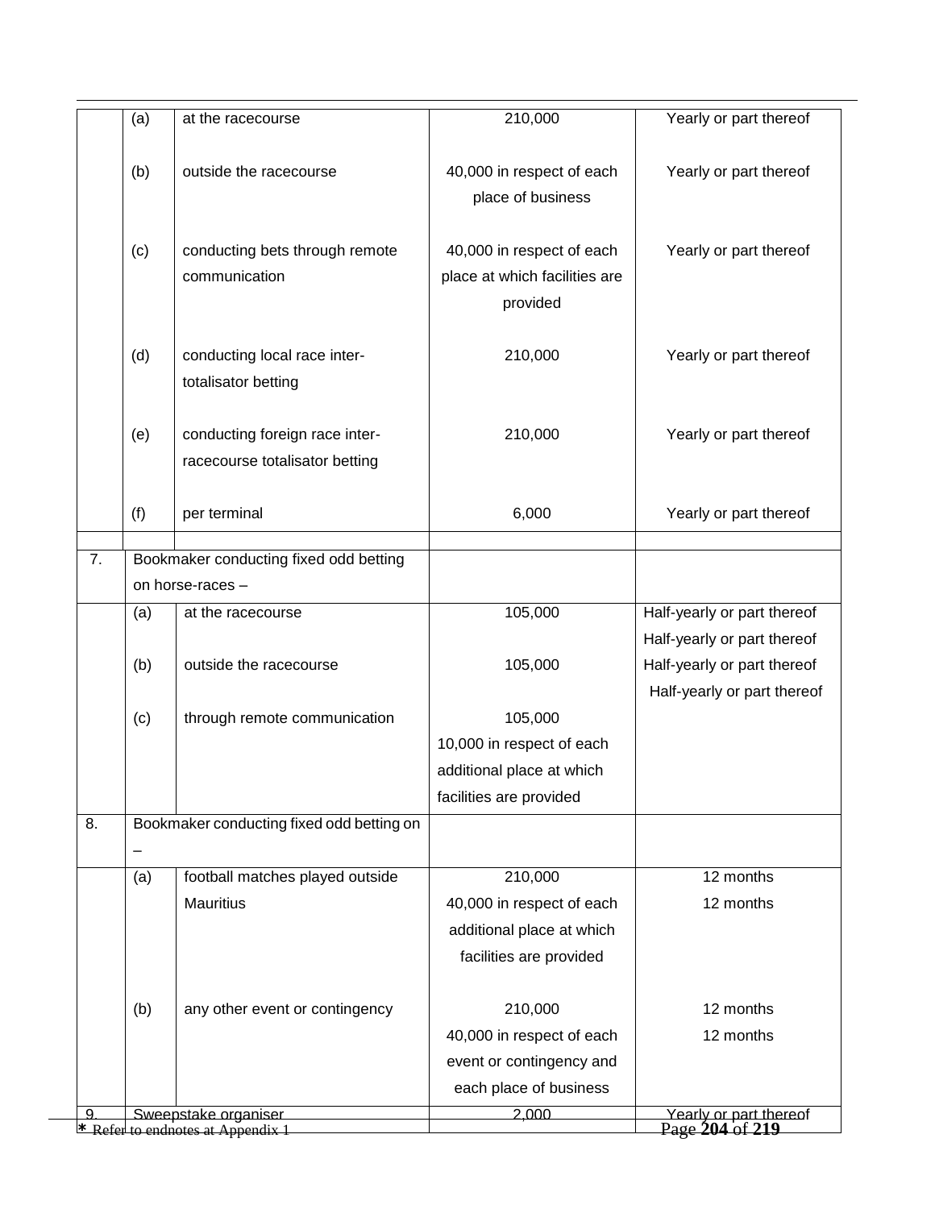| | | | | |
|---|---|---|---|---|
| | (a) | at the racecourse | 210,000 | Yearly or part thereof |
| | (b) | outside the racecourse | 40,000 in respect of each place of business | Yearly or part thereof |
| | (c) | conducting bets through remote communication | 40,000 in respect of each place at which facilities are provided | Yearly or part thereof |
| | (d) | conducting local race inter-totalisator betting | 210,000 | Yearly or part thereof |
| | (e) | conducting foreign race inter-racecourse totalisator betting | 210,000 | Yearly or part thereof |
| | (f) | per terminal | 6,000 | Yearly or part thereof |
| | | | | |
| 7. | Bookmaker conducting fixed odd betting on horse-races – | | | |
| | (a) | at the racecourse | 105,000 | Half-yearly or part thereof<br>Half-yearly or part thereof |
| | (b) | outside the racecourse | 105,000 | Half-yearly or part thereof<br>Half-yearly or part thereof |
| | (c) | through remote communication | 105,000<br>10,000 in respect of each additional place at which facilities are provided | |
| 8. | Bookmaker conducting fixed odd betting on – | | | |
| | (a) | football matches played outside Mauritius | 210,000<br>40,000 in respect of each additional place at which facilities are provided | 12 months<br>12 months |
| | (b) | any other event or contingency | 210,000<br>40,000 in respect of each event or contingency and each place of business | 12 months<br>12 months |
| 9. | Sweepstake organiser | | 2,000 | Yearly or part thereof |

\* Refer to endnotes at Appendix 1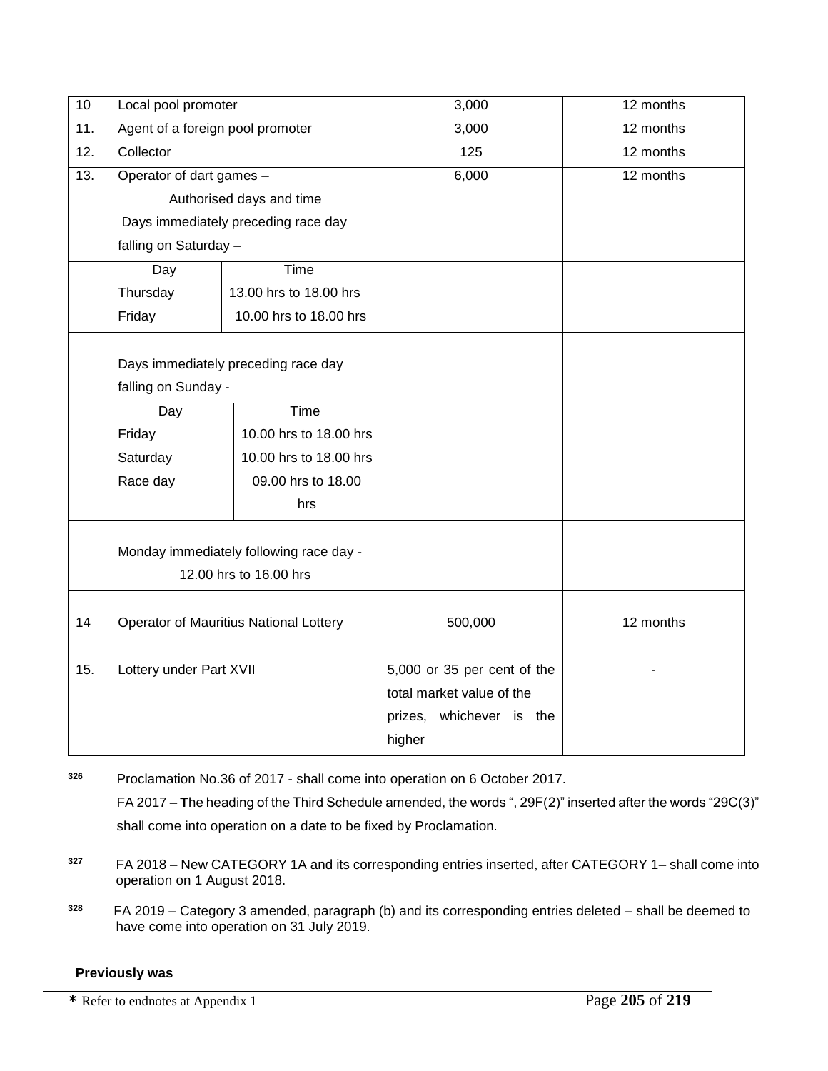| | | | |
|---|---|---|---|
| 10 | Local pool promoter | 3,000 | 12 months |
| 11. | Agent of a foreign pool promoter | 3,000 | 12 months |
| 12. | Collector | 125 | 12 months |
| 13. | Operator of dart games – Authorised days and time<br>Days immediately preceding race day falling on Saturday –<br>Day / Time<br>Thursday: 13.00 hrs to 18.00 hrs<br>Friday: 10.00 hrs to 18.00 hrs<br><br>Days immediately preceding race day falling on Sunday -<br>Day / Time<br>Friday: 10.00 hrs to 18.00 hrs<br>Saturday: 10.00 hrs to 18.00 hrs<br>Race day: 09.00 hrs to 18.00 hrs<br><br>Monday immediately following race day - 12.00 hrs to 16.00 hrs | 6,000 | 12 months |
| 14 | Operator of Mauritius National Lottery | 500,000 | 12 months |
| 15. | Lottery under Part XVII | 5,000 or 35 per cent of the total market value of the prizes, whichever is the higher | - |

[326] Proclamation No.36 of 2017 - shall come into operation on 6 October 2017.
FA 2017 – The heading of the Third Schedule amended, the words ", 29F(2)" inserted after the words "29C(3)" shall come into operation on a date to be fixed by Proclamation.

[327] FA 2018 – New CATEGORY 1A and its corresponding entries inserted, after CATEGORY 1– shall come into operation on 1 August 2018.

[328] FA 2019 – Category 3 amended, paragraph (b) and its corresponding entries deleted – shall be deemed to have come into operation on 31 July 2019.

**Previously was**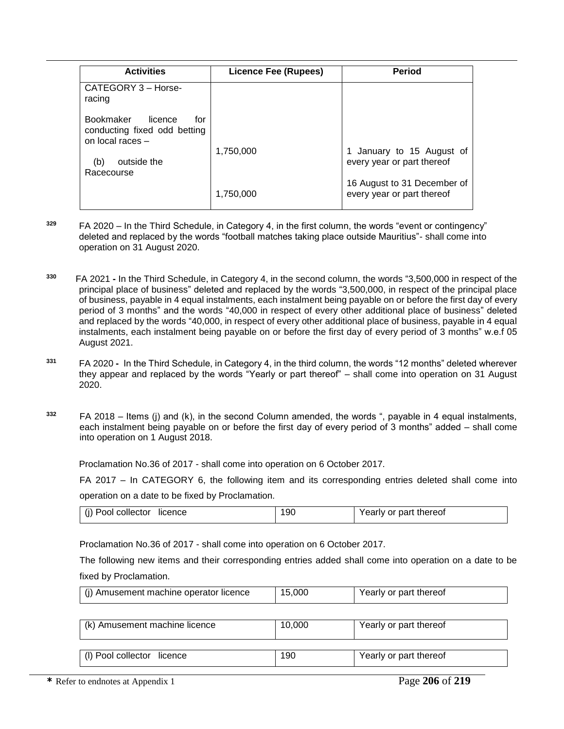| Activities | Licence Fee (Rupees) | Period |
| --- | --- | --- |
| CATEGORY 3 – Horse-racing<br><br>Bookmaker licence for conducting fixed odd betting on local races –<br><br>(b) outside the Racecourse | 1,750,000<br><br>1,750,000 | 1 January to 15 August of every year or part thereof<br><br>16 August to 31 December of every year or part thereof |

[329] FA 2020 – In the Third Schedule, in Category 4, in the first column, the words "event or contingency" deleted and replaced by the words "football matches taking place outside Mauritius"- shall come into operation on 31 August 2020.

[330] FA 2021 **-** In the Third Schedule, in Category 4, in the second column, the words "3,500,000 in respect of the principal place of business" deleted and replaced by the words "3,500,000, in respect of the principal place of business, payable in 4 equal instalments, each instalment being payable on or before the first day of every period of 3 months" and the words "40,000 in respect of every other additional place of business" deleted and replaced by the words "40,000, in respect of every other additional place of business, payable in 4 equal instalments, each instalment being payable on or before the first day of every period of 3 months" w.e.f 05 August 2021.

[331] FA 2020 **-** In the Third Schedule, in Category 4, in the third column, the words "12 months" deleted wherever they appear and replaced by the words "Yearly or part thereof" – shall come into operation on 31 August 2020.

[332] FA 2018 – Items (j) and (k), in the second Column amended, the words ", payable in 4 equal instalments, each instalment being payable on or before the first day of every period of 3 months" added – shall come into operation on 1 August 2018.

Proclamation No.36 of 2017 - shall come into operation on 6 October 2017.

FA 2017 – In CATEGORY 6, the following item and its corresponding entries deleted shall come into operation on a date to be fixed by Proclamation.

| | | |
| --- | --- | --- |
| (j) Pool collector licence | 190 | Yearly or part thereof |

Proclamation No.36 of 2017 - shall come into operation on 6 October 2017.

The following new items and their corresponding entries added shall come into operation on a date to be fixed by Proclamation.

| | | |
| --- | --- | --- |
| (j) Amusement machine operator licence | 15,000 | Yearly or part thereof |
| (k) Amusement machine licence | 10,000 | Yearly or part thereof |
| (l) Pool collector licence | 190 | Yearly or part thereof |

**\*** Refer to endnotes at Appendix 1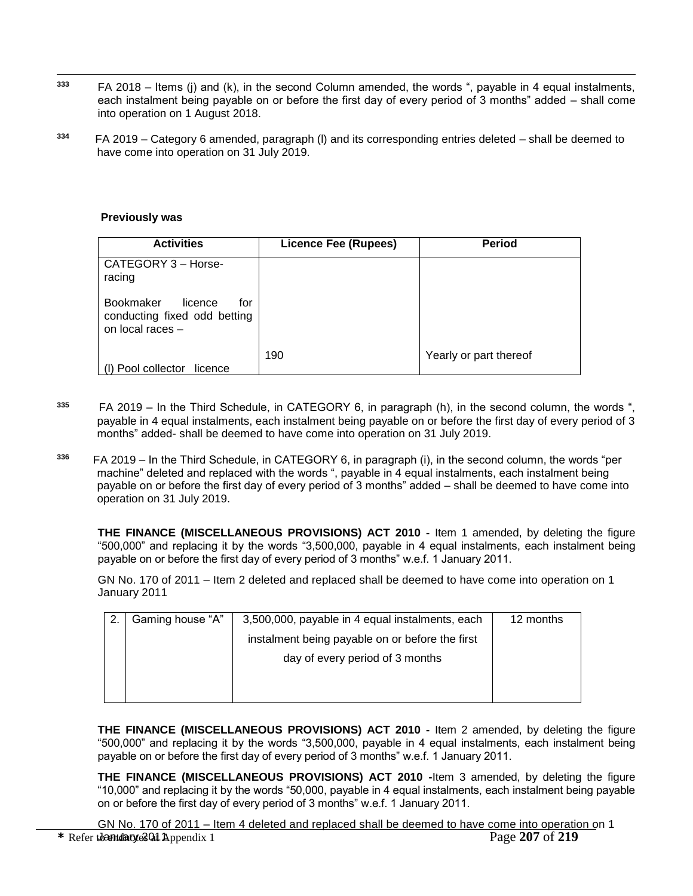333 FA 2018 – Items (j) and (k), in the second Column amended, the words ", payable in 4 equal instalments, each instalment being payable on or before the first day of every period of 3 months" added – shall come into operation on 1 August 2018.

334 FA 2019 – Category 6 amended, paragraph (l) and its corresponding entries deleted – shall be deemed to have come into operation on 31 July 2019.

**Previously was**

| Activities | Licence Fee (Rupees) | Period |
|---|---|---|
| CATEGORY 3 – Horse-racing<br><br>Bookmaker licence for conducting fixed odd betting on local races –<br><br>(l) Pool collector licence | 190 | Yearly or part thereof |

335 FA 2019 – In the Third Schedule, in CATEGORY 6, in paragraph (h), in the second column, the words ", payable in 4 equal instalments, each instalment being payable on or before the first day of every period of 3 months" added- shall be deemed to have come into operation on 31 July 2019.

336 FA 2019 – In the Third Schedule, in CATEGORY 6, in paragraph (i), in the second column, the words "per machine" deleted and replaced with the words ", payable in 4 equal instalments, each instalment being payable on or before the first day of every period of 3 months" added – shall be deemed to have come into operation on 31 July 2019.

**THE FINANCE (MISCELLANEOUS PROVISIONS) ACT 2010 -** Item 1 amended, by deleting the figure "500,000" and replacing it by the words "3,500,000, payable in 4 equal instalments, each instalment being payable on or before the first day of every period of 3 months" w.e.f. 1 January 2011.

GN No. 170 of 2011 – Item 2 deleted and replaced shall be deemed to have come into operation on 1 January 2011

| 2. | Gaming house "A" | 3,500,000, payable in 4 equal instalments, each instalment being payable on or before the first day of every period of 3 months | 12 months |
|---|---|---|---|

**THE FINANCE (MISCELLANEOUS PROVISIONS) ACT 2010 -** Item 2 amended, by deleting the figure "500,000" and replacing it by the words "3,500,000, payable in 4 equal instalments, each instalment being payable on or before the first day of every period of 3 months" w.e.f. 1 January 2011.

**THE FINANCE (MISCELLANEOUS PROVISIONS) ACT 2010 -**Item 3 amended, by deleting the figure "10,000" and replacing it by the words "50,000, payable in 4 equal instalments, each instalment being payable on or before the first day of every period of 3 months" w.e.f. 1 January 2011.

GN No. 170 of 2011 – Item 4 deleted and replaced shall be deemed to have come into operation on 1 January 2011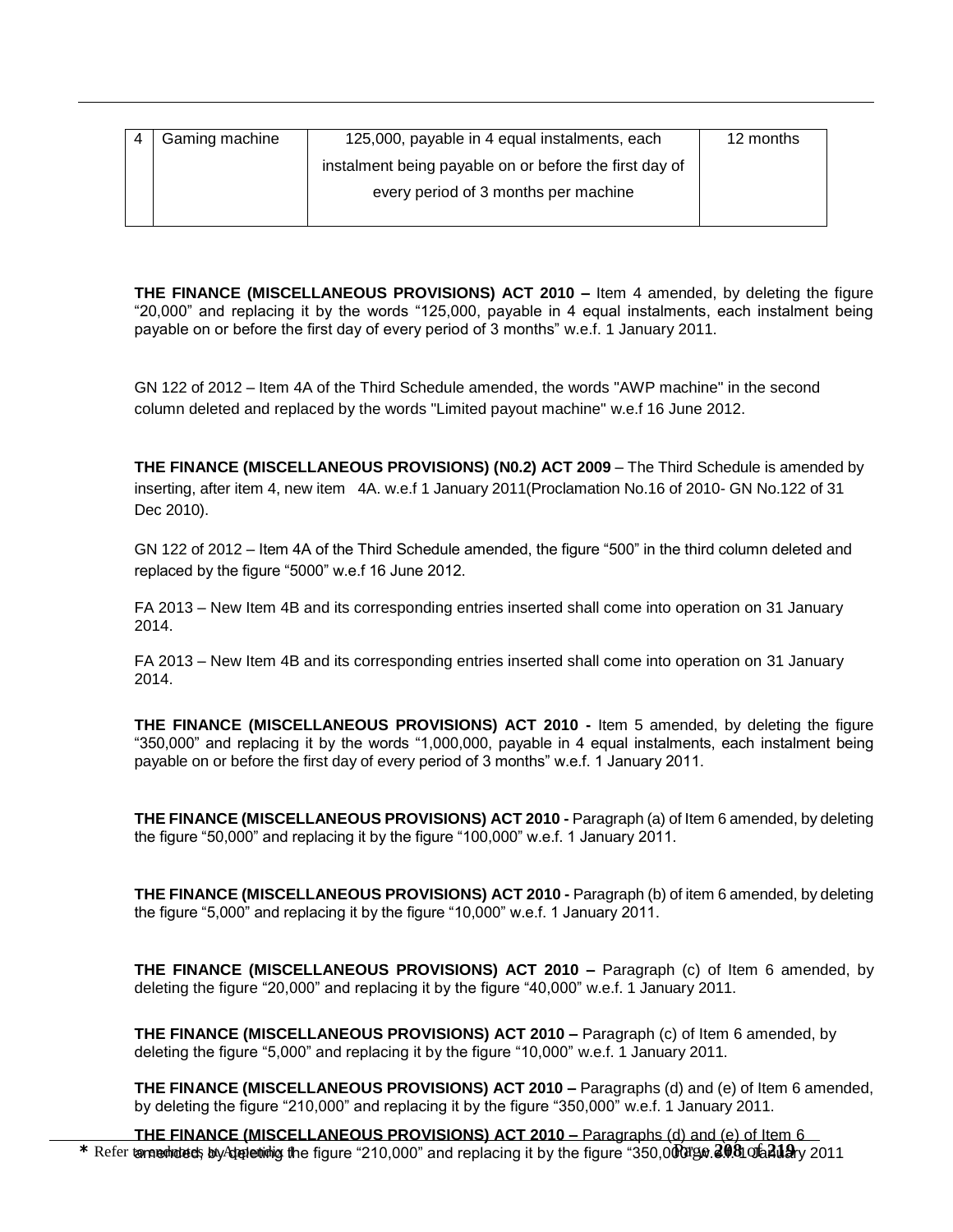| 4 | Gaming machine | 125,000, payable in 4 equal instalments, each instalment being payable on or before the first day of every period of 3 months per machine | 12 months |
|---|---|---|---|

**THE FINANCE (MISCELLANEOUS PROVISIONS) ACT 2010 –** Item 4 amended, by deleting the figure "20,000" and replacing it by the words "125,000, payable in 4 equal instalments, each instalment being payable on or before the first day of every period of 3 months" w.e.f. 1 January 2011.

GN 122 of 2012 – Item 4A of the Third Schedule amended, the words "AWP machine" in the second column deleted and replaced by the words "Limited payout machine" w.e.f 16 June 2012.

**THE FINANCE (MISCELLANEOUS PROVISIONS) (N0.2) ACT 2009** – The Third Schedule is amended by inserting, after item 4, new item 4A. w.e.f 1 January 2011(Proclamation No.16 of 2010- GN No.122 of 31 Dec 2010).

GN 122 of 2012 – Item 4A of the Third Schedule amended, the figure "500" in the third column deleted and replaced by the figure "5000" w.e.f 16 June 2012.

FA 2013 – New Item 4B and its corresponding entries inserted shall come into operation on 31 January 2014.

FA 2013 – New Item 4B and its corresponding entries inserted shall come into operation on 31 January 2014.

**THE FINANCE (MISCELLANEOUS PROVISIONS) ACT 2010 -** Item 5 amended, by deleting the figure "350,000" and replacing it by the words "1,000,000, payable in 4 equal instalments, each instalment being payable on or before the first day of every period of 3 months" w.e.f. 1 January 2011.

**THE FINANCE (MISCELLANEOUS PROVISIONS) ACT 2010 -** Paragraph (a) of Item 6 amended, by deleting the figure "50,000" and replacing it by the figure "100,000" w.e.f. 1 January 2011.

**THE FINANCE (MISCELLANEOUS PROVISIONS) ACT 2010 -** Paragraph (b) of item 6 amended, by deleting the figure "5,000" and replacing it by the figure "10,000" w.e.f. 1 January 2011.

**THE FINANCE (MISCELLANEOUS PROVISIONS) ACT 2010 –** Paragraph (c) of Item 6 amended, by deleting the figure "20,000" and replacing it by the figure "40,000" w.e.f. 1 January 2011.

**THE FINANCE (MISCELLANEOUS PROVISIONS) ACT 2010 –** Paragraph (c) of Item 6 amended, by deleting the figure "5,000" and replacing it by the figure "10,000" w.e.f. 1 January 2011.

**THE FINANCE (MISCELLANEOUS PROVISIONS) ACT 2010 –** Paragraphs (d) and (e) of Item 6 amended, by deleting the figure "210,000" and replacing it by the figure "350,000" w.e.f. 1 January 2011.

**THE FINANCE (MISCELLANEOUS PROVISIONS) ACT 2010 –** Paragraphs (d) and (e) of Item 6 amended, by deleting the figure "210,000" and replacing it by the figure "350,000" w.e.f. 1 January 2011

* Refer to endnotes in Appendix 1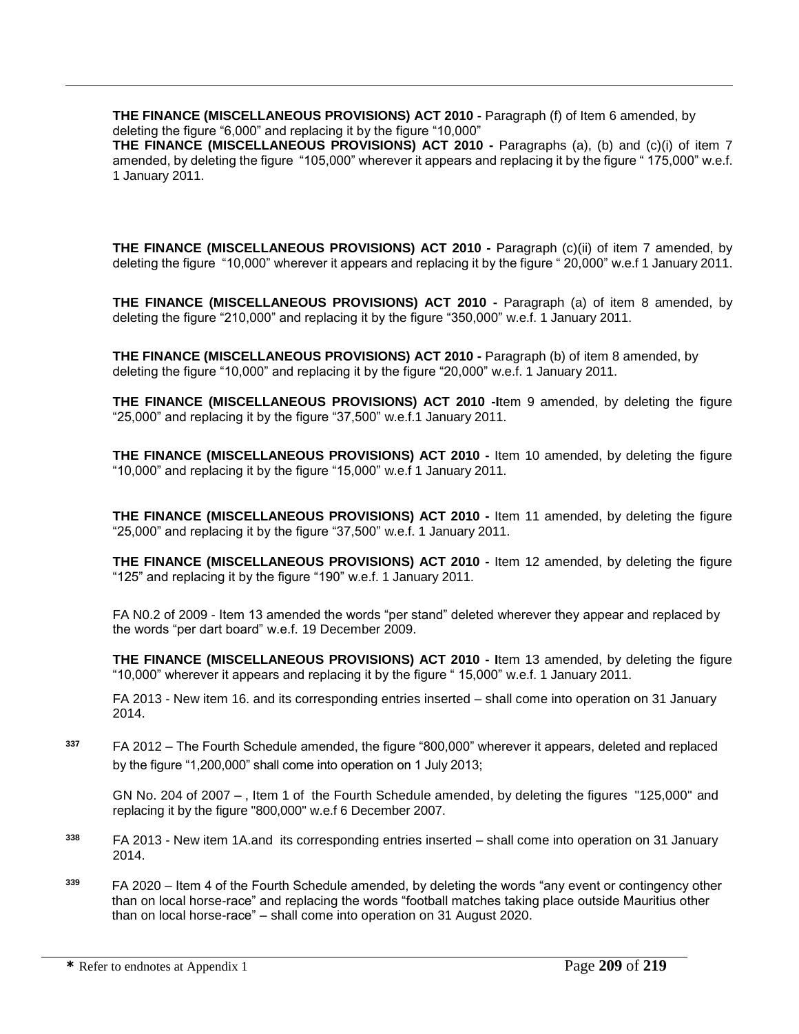**THE FINANCE (MISCELLANEOUS PROVISIONS) ACT 2010 -** Paragraph (f) of Item 6 amended, by deleting the figure "6,000" and replacing it by the figure "10,000"

**THE FINANCE (MISCELLANEOUS PROVISIONS) ACT 2010 -** Paragraphs (a), (b) and (c)(i) of item 7 amended, by deleting the figure "105,000" wherever it appears and replacing it by the figure " 175,000" w.e.f. 1 January 2011.

**THE FINANCE (MISCELLANEOUS PROVISIONS) ACT 2010 -** Paragraph (c)(ii) of item 7 amended, by deleting the figure "10,000" wherever it appears and replacing it by the figure " 20,000" w.e.f 1 January 2011.

**THE FINANCE (MISCELLANEOUS PROVISIONS) ACT 2010 -** Paragraph (a) of item 8 amended, by deleting the figure "210,000" and replacing it by the figure "350,000" w.e.f. 1 January 2011.

**THE FINANCE (MISCELLANEOUS PROVISIONS) ACT 2010 -** Paragraph (b) of item 8 amended, by deleting the figure "10,000" and replacing it by the figure "20,000" w.e.f. 1 January 2011.

**THE FINANCE (MISCELLANEOUS PROVISIONS) ACT 2010 -I**tem 9 amended, by deleting the figure "25,000" and replacing it by the figure "37,500" w.e.f.1 January 2011.

**THE FINANCE (MISCELLANEOUS PROVISIONS) ACT 2010 -** Item 10 amended, by deleting the figure "10,000" and replacing it by the figure "15,000" w.e.f 1 January 2011.

**THE FINANCE (MISCELLANEOUS PROVISIONS) ACT 2010 -** Item 11 amended, by deleting the figure "25,000" and replacing it by the figure "37,500" w.e.f. 1 January 2011.

**THE FINANCE (MISCELLANEOUS PROVISIONS) ACT 2010 -** Item 12 amended, by deleting the figure "125" and replacing it by the figure "190" w.e.f. 1 January 2011.

FA N0.2 of 2009 - Item 13 amended the words "per stand" deleted wherever they appear and replaced by the words "per dart board" w.e.f. 19 December 2009.

**THE FINANCE (MISCELLANEOUS PROVISIONS) ACT 2010 - I**tem 13 amended, by deleting the figure "10,000" wherever it appears and replacing it by the figure " 15,000" w.e.f. 1 January 2011.

FA 2013 - New item 16. and its corresponding entries inserted – shall come into operation on 31 January 2014.

[337] FA 2012 – The Fourth Schedule amended, the figure "800,000" wherever it appears, deleted and replaced by the figure "1,200,000" shall come into operation on 1 July 2013;

GN No. 204 of 2007 – , Item 1 of the Fourth Schedule amended, by deleting the figures "125,000" and replacing it by the figure "800,000" w.e.f 6 December 2007.

[338] FA 2013 - New item 1A.and its corresponding entries inserted – shall come into operation on 31 January 2014.

[339] FA 2020 – Item 4 of the Fourth Schedule amended, by deleting the words "any event or contingency other than on local horse-race" and replacing the words "football matches taking place outside Mauritius other than on local horse-race" – shall come into operation on 31 August 2020.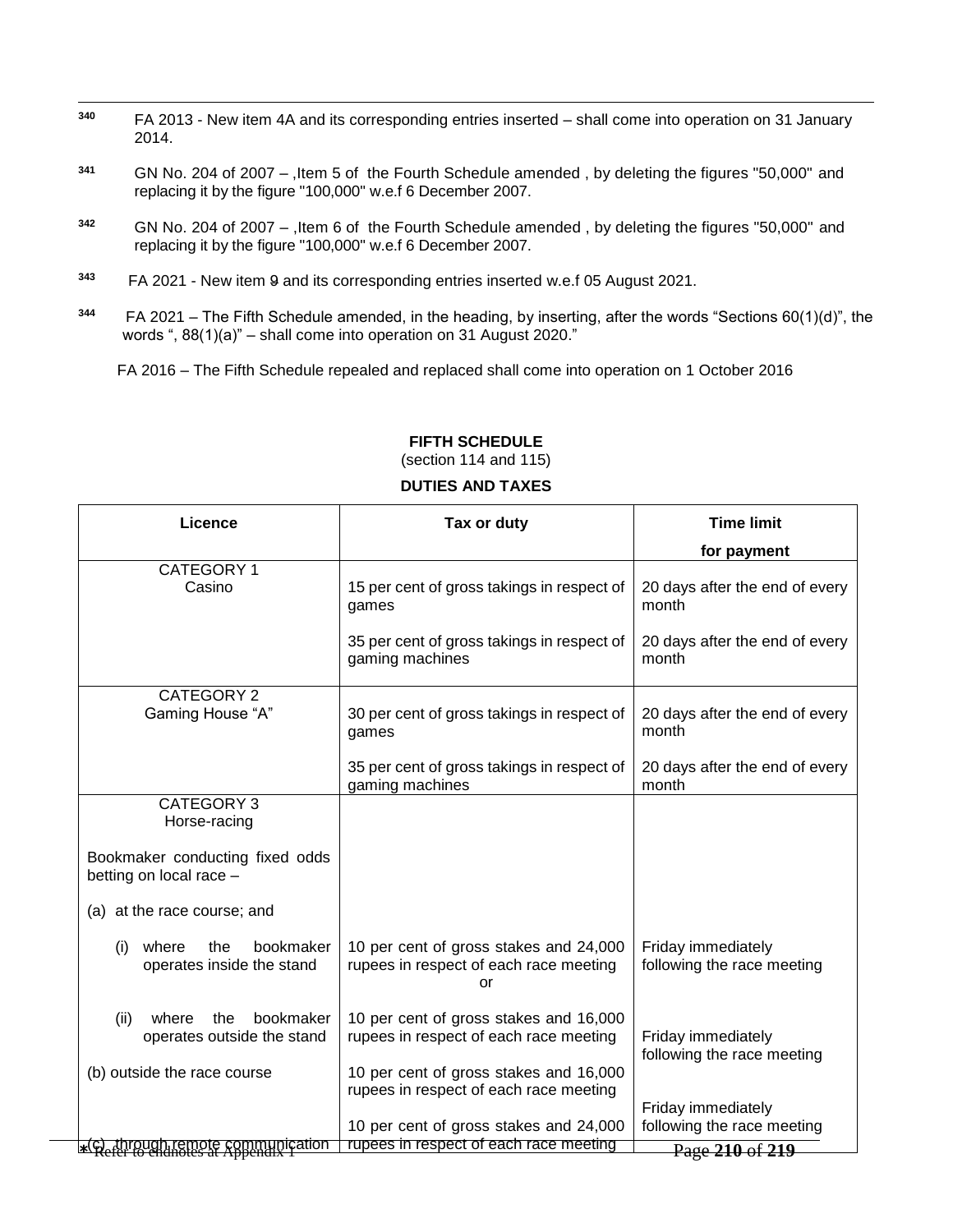[340] FA 2013 - New item 4A and its corresponding entries inserted – shall come into operation on 31 January 2014.

[341] GN No. 204 of 2007 – ,Item 5 of the Fourth Schedule amended , by deleting the figures "50,000" and replacing it by the figure "100,000" w.e.f 6 December 2007.

[342] GN No. 204 of 2007 – ,Item 6 of the Fourth Schedule amended , by deleting the figures "50,000" and replacing it by the figure "100,000" w.e.f 6 December 2007.

[343] FA 2021 - New item 9 and its corresponding entries inserted w.e.f 05 August 2021.

[344] FA 2021 – The Fifth Schedule amended, in the heading, by inserting, after the words "Sections 60(1)(d)", the words ", 88(1)(a)" – shall come into operation on 31 August 2020."

FA 2016 – The Fifth Schedule repealed and replaced shall come into operation on 1 October 2016

**FIFTH SCHEDULE**
(section 114 and 115)

**DUTIES AND TAXES**

| Licence | Tax or duty | Time limit for payment |
|---|---|---|
| CATEGORY 1<br>Casino | 15 per cent of gross takings in respect of games | 20 days after the end of every month |
| | 35 per cent of gross takings in respect of gaming machines | 20 days after the end of every month |
| CATEGORY 2<br>Gaming House "A" | 30 per cent of gross takings in respect of games | 20 days after the end of every month |
| | 35 per cent of gross takings in respect of gaming machines | 20 days after the end of every month |
| CATEGORY 3<br>Horse-racing | | |
| Bookmaker conducting fixed odds betting on local race – | | |
| (a) at the race course; and | | |
| (i) where the bookmaker operates inside the stand | 10 per cent of gross stakes and 24,000 rupees in respect of each race meeting<br>or | Friday immediately following the race meeting |
| (ii) where the bookmaker operates outside the stand | 10 per cent of gross stakes and 16,000 rupees in respect of each race meeting | Friday immediately following the race meeting |
| (b) outside the race course | 10 per cent of gross stakes and 16,000 rupees in respect of each race meeting | Friday immediately following the race meeting |
| (c) through remote communication | 10 per cent of gross stakes and 24,000 rupees in respect of each race meeting | |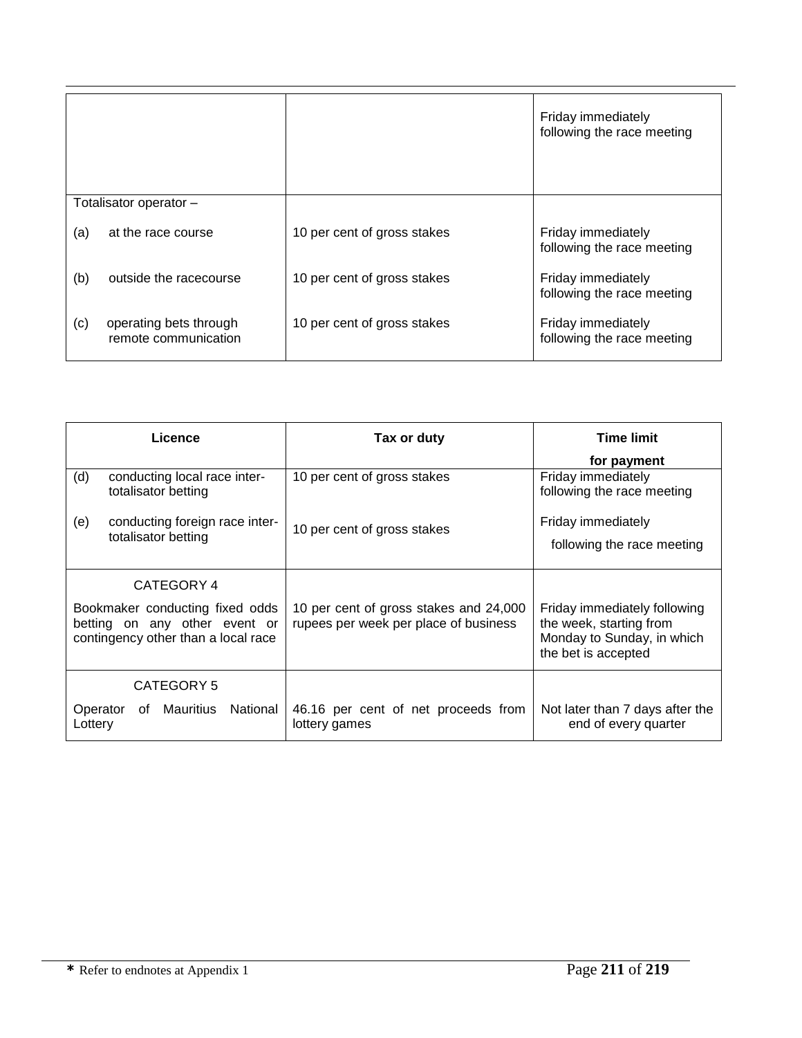| | | |
|---|---|---|
| | | Friday immediately following the race meeting |
| Totalisator operator – | | |
| (a) at the race course | 10 per cent of gross stakes | Friday immediately following the race meeting |
| (b) outside the racecourse | 10 per cent of gross stakes | Friday immediately following the race meeting |
| (c) operating bets through remote communication | 10 per cent of gross stakes | Friday immediately following the race meeting |

| Licence | Tax or duty | Time limit for payment |
|---|---|---|
| (d) conducting local race inter-totalisator betting | 10 per cent of gross stakes | Friday immediately following the race meeting |
| (e) conducting foreign race inter-totalisator betting | 10 per cent of gross stakes | Friday immediately following the race meeting |
| CATEGORY 4<br>Bookmaker conducting fixed odds betting on any other event or contingency other than a local race | 10 per cent of gross stakes and 24,000 rupees per week per place of business | Friday immediately following the week, starting from Monday to Sunday, in which the bet is accepted |
| CATEGORY 5<br>Operator of Mauritius National Lottery | 46.16 per cent of net proceeds from lottery games | Not later than 7 days after the end of every quarter |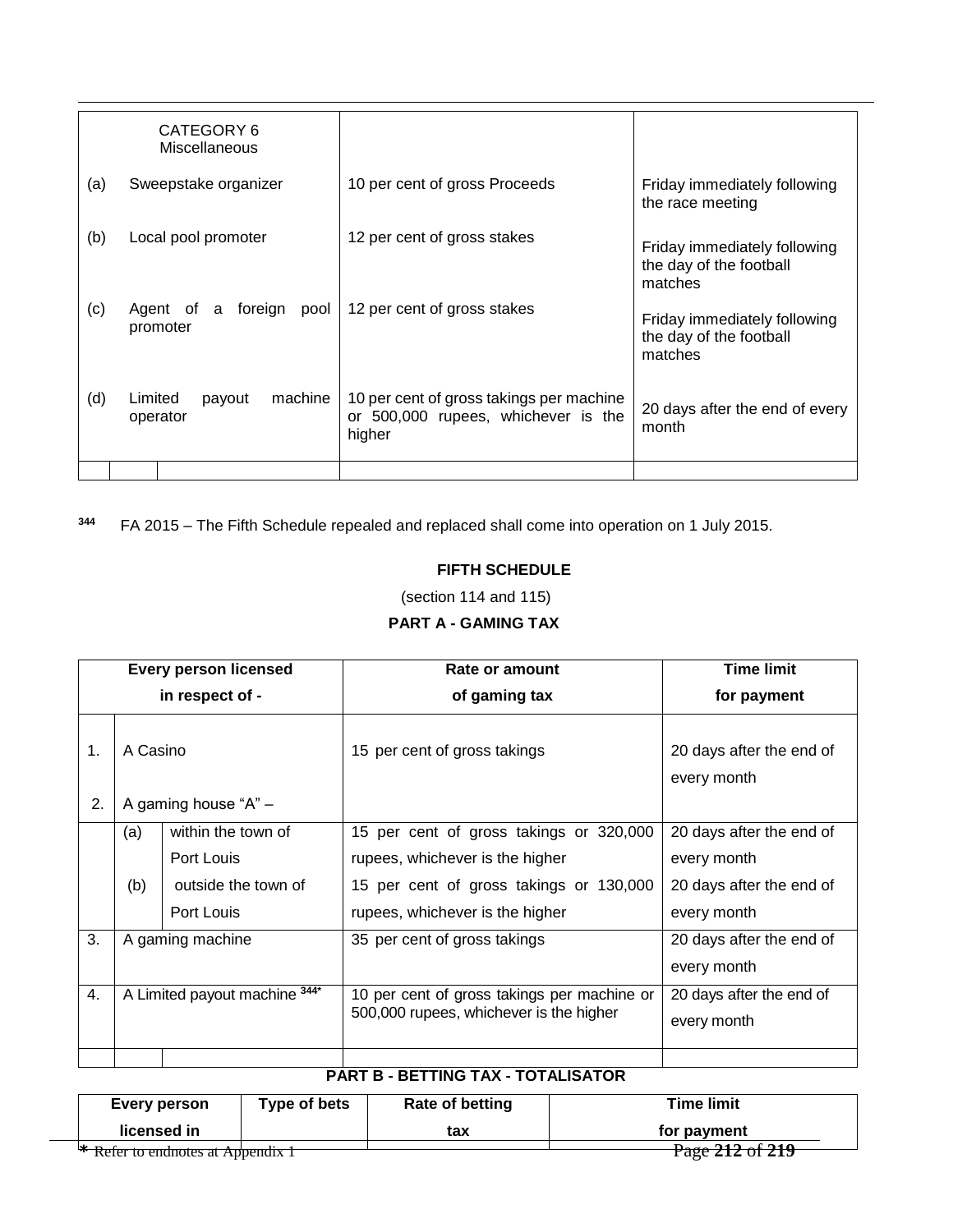| CATEGORY 6 Miscellaneous | | |
|---|---|---|
| (a) Sweepstake organizer | 10 per cent of gross Proceeds | Friday immediately following the race meeting |
| (b) Local pool promoter | 12 per cent of gross stakes | Friday immediately following the day of the football matches |
| (c) Agent of a foreign pool promoter | 12 per cent of gross stakes | Friday immediately following the day of the football matches |
| (d) Limited payout machine operator | 10 per cent of gross takings per machine or 500,000 rupees, whichever is the higher | 20 days after the end of every month |
| | | |

[344] FA 2015 – The Fifth Schedule repealed and replaced shall come into operation on 1 July 2015.

**FIFTH SCHEDULE**

(section 114 and 115)

**PART A - GAMING TAX**

| Every person licensed in respect of - | | | Rate or amount of gaming tax | Time limit for payment |
|---|---|---|---|---|
| 1. | A Casino | | 15 per cent of gross takings | 20 days after the end of every month |
| 2. | A gaming house "A" – | | | |
| | (a) | within the town of Port Louis | 15 per cent of gross takings or 320,000 rupees, whichever is the higher | 20 days after the end of every month |
| | (b) | outside the town of Port Louis | 15 per cent of gross takings or 130,000 rupees, whichever is the higher | 20 days after the end of every month |
| 3. | A gaming machine | | 35 per cent of gross takings | 20 days after the end of every month |
| 4. | A Limited payout machine [344*] | | 10 per cent of gross takings per machine or 500,000 rupees, whichever is the higher | 20 days after the end of every month |
| | | | | |

**PART B - BETTING TAX - TOTALISATOR**

| Every person licensed in | Type of bets | Rate of betting tax | Time limit for payment |
|---|---|---|---|

* Refer to endnotes at Appendix 1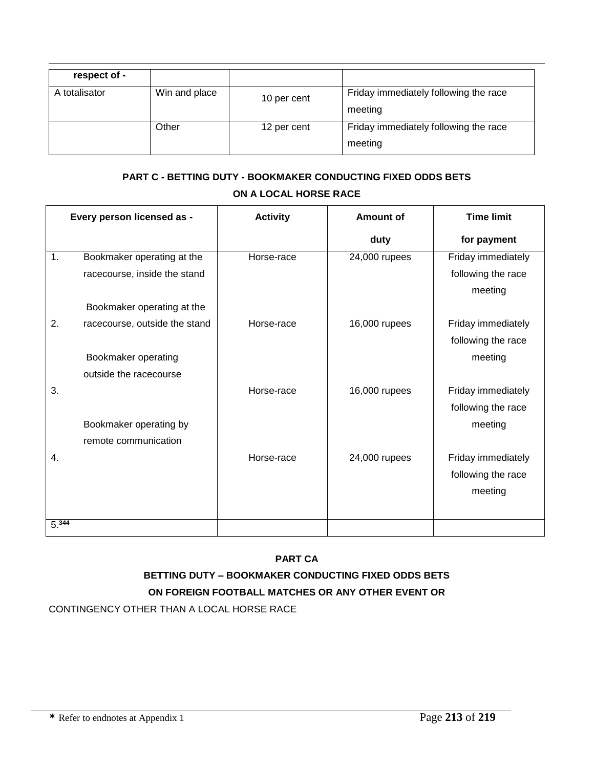| respect of - | | | |
|---|---|---|---|
| A totalisator | Win and place | 10 per cent | Friday immediately following the race meeting |
| | Other | 12 per cent | Friday immediately following the race meeting |

**PART C - BETTING DUTY - BOOKMAKER CONDUCTING FIXED ODDS BETS ON A LOCAL HORSE RACE**

| Every person licensed as - | | Activity | Amount of duty | Time limit for payment |
|---|---|---|---|---|
| 1. | Bookmaker operating at the racecourse, inside the stand | Horse-race | 24,000 rupees | Friday immediately following the race meeting |
| 2. | Bookmaker operating at the racecourse, outside the stand | Horse-race | 16,000 rupees | Friday immediately following the race meeting |
| 3. | Bookmaker operating outside the racecourse | Horse-race | 16,000 rupees | Friday immediately following the race meeting |
| 4. | Bookmaker operating by remote communication | Horse-race | 24,000 rupees | Friday immediately following the race meeting |
| 5.[344] | | | | |

**PART CA**

**BETTING DUTY – BOOKMAKER CONDUCTING FIXED ODDS BETS ON FOREIGN FOOTBALL MATCHES OR ANY OTHER EVENT OR**

CONTINGENCY OTHER THAN A LOCAL HORSE RACE

* Refer to endnotes at Appendix 1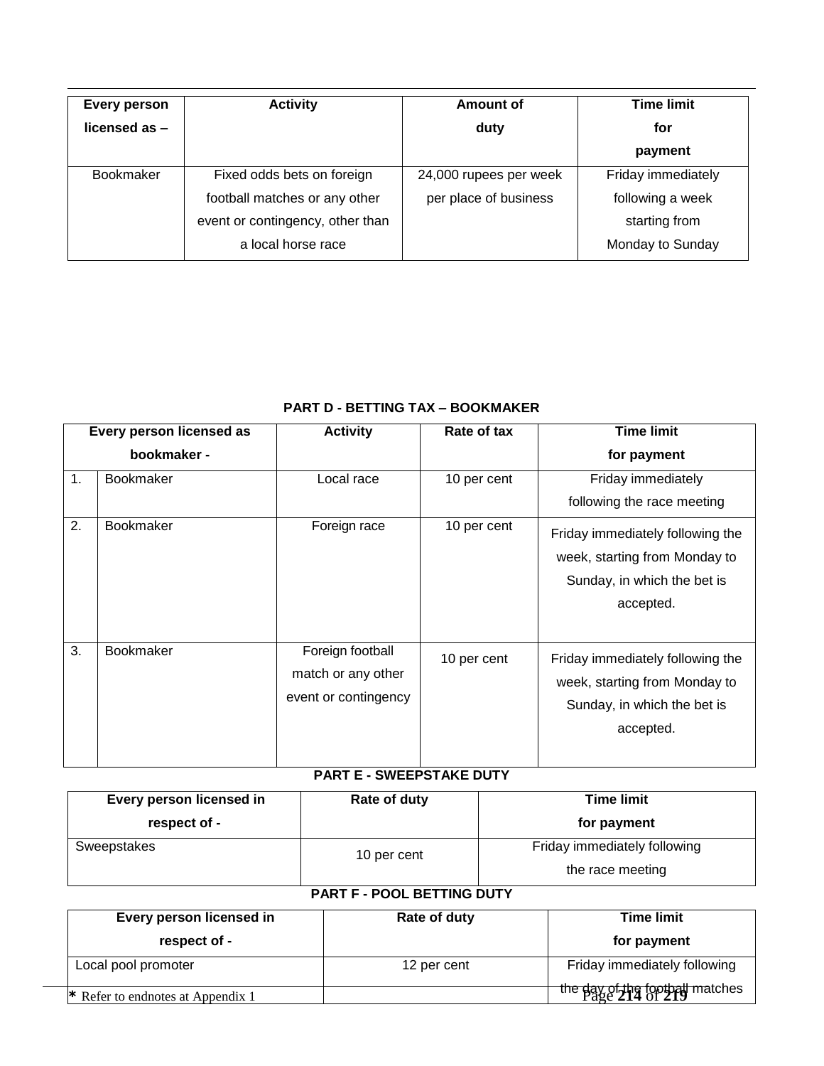| Every person licensed as – | Activity | Amount of duty | Time limit for payment |
|---|---|---|---|
| Bookmaker | Fixed odds bets on foreign football matches or any other event or contingency, other than a local horse race | 24,000 rupees per week per place of business | Friday immediately following a week starting from Monday to Sunday |

## PART D - BETTING TAX – BOOKMAKER

| Every person licensed as bookmaker - | | Activity | Rate of tax | Time limit for payment |
|---|---|---|---|---|
| 1. | Bookmaker | Local race | 10 per cent | Friday immediately following the race meeting |
| 2. | Bookmaker | Foreign race | 10 per cent | Friday immediately following the week, starting from Monday to Sunday, in which the bet is accepted. |
| 3. | Bookmaker | Foreign football match or any other event or contingency | 10 per cent | Friday immediately following the week, starting from Monday to Sunday, in which the bet is accepted. |

## PART E - SWEEPSTAKE DUTY

| Every person licensed in respect of - | Rate of duty | Time limit for payment |
|---|---|---|
| Sweepstakes | 10 per cent | Friday immediately following the race meeting |

## PART F - POOL BETTING DUTY

| Every person licensed in respect of - | Rate of duty | Time limit for payment |
|---|---|---|
| Local pool promoter | 12 per cent | Friday immediately following the day of the football matches |

* Refer to endnotes at Appendix 1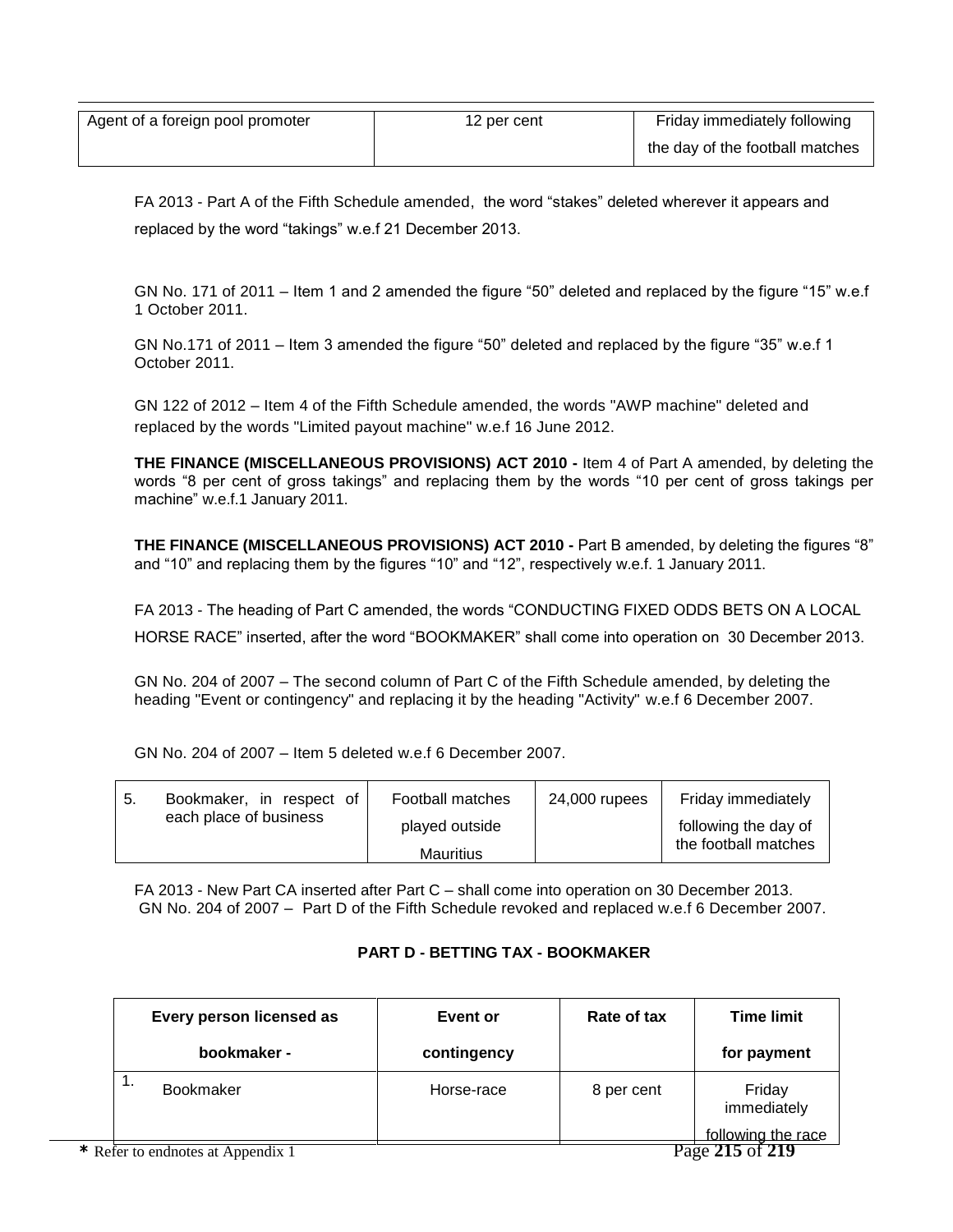| Agent of a foreign pool promoter | 12 per cent | Friday immediately following the day of the football matches |
|---|---|---|

FA 2013 - Part A of the Fifth Schedule amended, the word "stakes" deleted wherever it appears and replaced by the word "takings" w.e.f 21 December 2013.

GN No. 171 of 2011 – Item 1 and 2 amended the figure "50" deleted and replaced by the figure "15" w.e.f 1 October 2011.

GN No.171 of 2011 – Item 3 amended the figure "50" deleted and replaced by the figure "35" w.e.f 1 October 2011.

GN 122 of 2012 – Item 4 of the Fifth Schedule amended, the words "AWP machine" deleted and replaced by the words "Limited payout machine" w.e.f 16 June 2012.

**THE FINANCE (MISCELLANEOUS PROVISIONS) ACT 2010 -** Item 4 of Part A amended, by deleting the words "8 per cent of gross takings" and replacing them by the words "10 per cent of gross takings per machine" w.e.f.1 January 2011.

**THE FINANCE (MISCELLANEOUS PROVISIONS) ACT 2010 -** Part B amended, by deleting the figures "8" and "10" and replacing them by the figures "10" and "12", respectively w.e.f. 1 January 2011.

FA 2013 - The heading of Part C amended, the words "CONDUCTING FIXED ODDS BETS ON A LOCAL HORSE RACE" inserted, after the word "BOOKMAKER" shall come into operation on 30 December 2013.

GN No. 204 of 2007 – The second column of Part C of the Fifth Schedule amended, by deleting the heading "Event or contingency" and replacing it by the heading "Activity" w.e.f 6 December 2007.

GN No. 204 of 2007 – Item 5 deleted w.e.f 6 December 2007.

| 5. Bookmaker, in respect of each place of business | Football matches played outside Mauritius | 24,000 rupees | Friday immediately following the day of the football matches |
|---|---|---|---|

FA 2013 - New Part CA inserted after Part C – shall come into operation on 30 December 2013.
GN No. 204 of 2007 – Part D of the Fifth Schedule revoked and replaced w.e.f 6 December 2007.

### PART D - BETTING TAX - BOOKMAKER

| Every person licensed as bookmaker - | Event or contingency | Rate of tax | Time limit for payment |
|---|---|---|---|
| 1. Bookmaker | Horse-race | 8 per cent | Friday immediately following the race |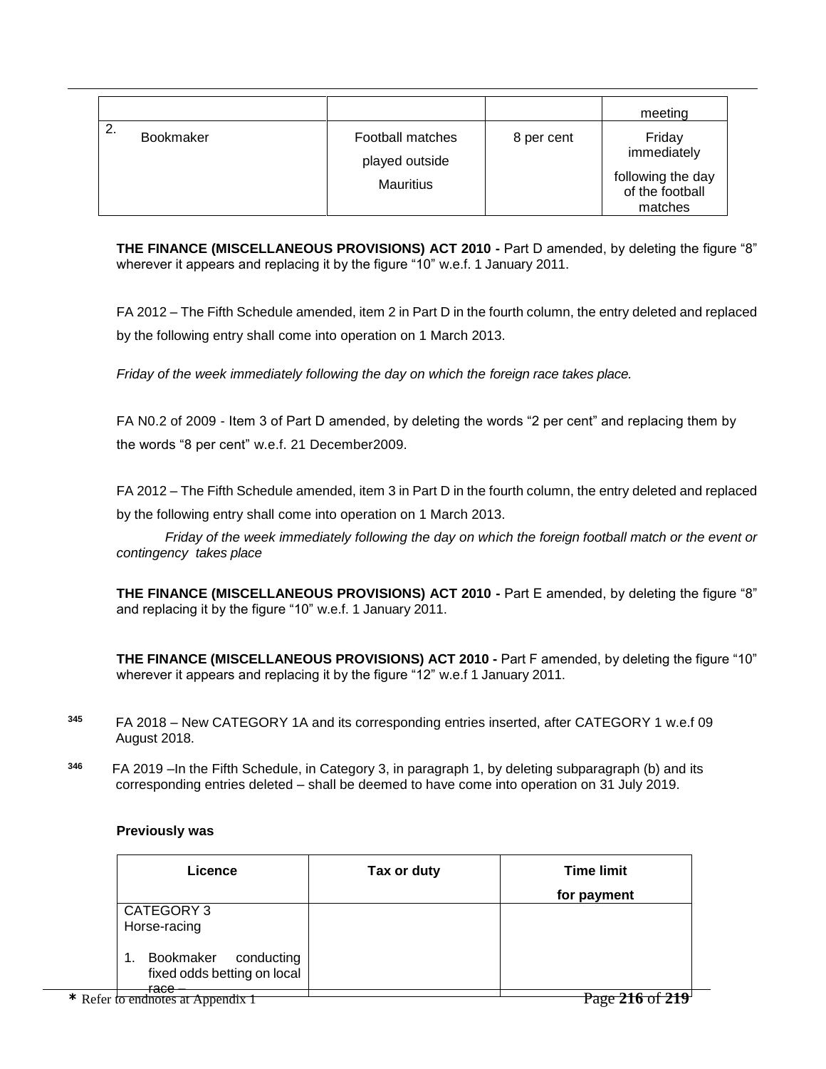| | | | meeting |
|---|---|---|---|
| 2. Bookmaker | Football matches played outside Mauritius | 8 per cent | Friday immediately following the day of the football matches |

**THE FINANCE (MISCELLANEOUS PROVISIONS) ACT 2010 -** Part D amended, by deleting the figure "8" wherever it appears and replacing it by the figure "10" w.e.f. 1 January 2011.

FA 2012 – The Fifth Schedule amended, item 2 in Part D in the fourth column, the entry deleted and replaced by the following entry shall come into operation on 1 March 2013.

*Friday of the week immediately following the day on which the foreign race takes place.*

FA N0.2 of 2009 - Item 3 of Part D amended, by deleting the words "2 per cent" and replacing them by the words "8 per cent" w.e.f. 21 December2009.

FA 2012 – The Fifth Schedule amended, item 3 in Part D in the fourth column, the entry deleted and replaced by the following entry shall come into operation on 1 March 2013.

*Friday of the week immediately following the day on which the foreign football match or the event or contingency takes place*

**THE FINANCE (MISCELLANEOUS PROVISIONS) ACT 2010 -** Part E amended, by deleting the figure "8" and replacing it by the figure "10" w.e.f. 1 January 2011.

**THE FINANCE (MISCELLANEOUS PROVISIONS) ACT 2010 -** Part F amended, by deleting the figure "10" wherever it appears and replacing it by the figure "12" w.e.f 1 January 2011.

[345] FA 2018 – New CATEGORY 1A and its corresponding entries inserted, after CATEGORY 1 w.e.f 09 August 2018.

[346] FA 2019 –In the Fifth Schedule, in Category 3, in paragraph 1, by deleting subparagraph (b) and its corresponding entries deleted – shall be deemed to have come into operation on 31 July 2019.

**Previously was**

| Licence | Tax or duty | Time limit for payment |
|---|---|---|
| CATEGORY 3<br>Horse-racing<br><br>1. Bookmaker conducting fixed odds betting on local race – | | |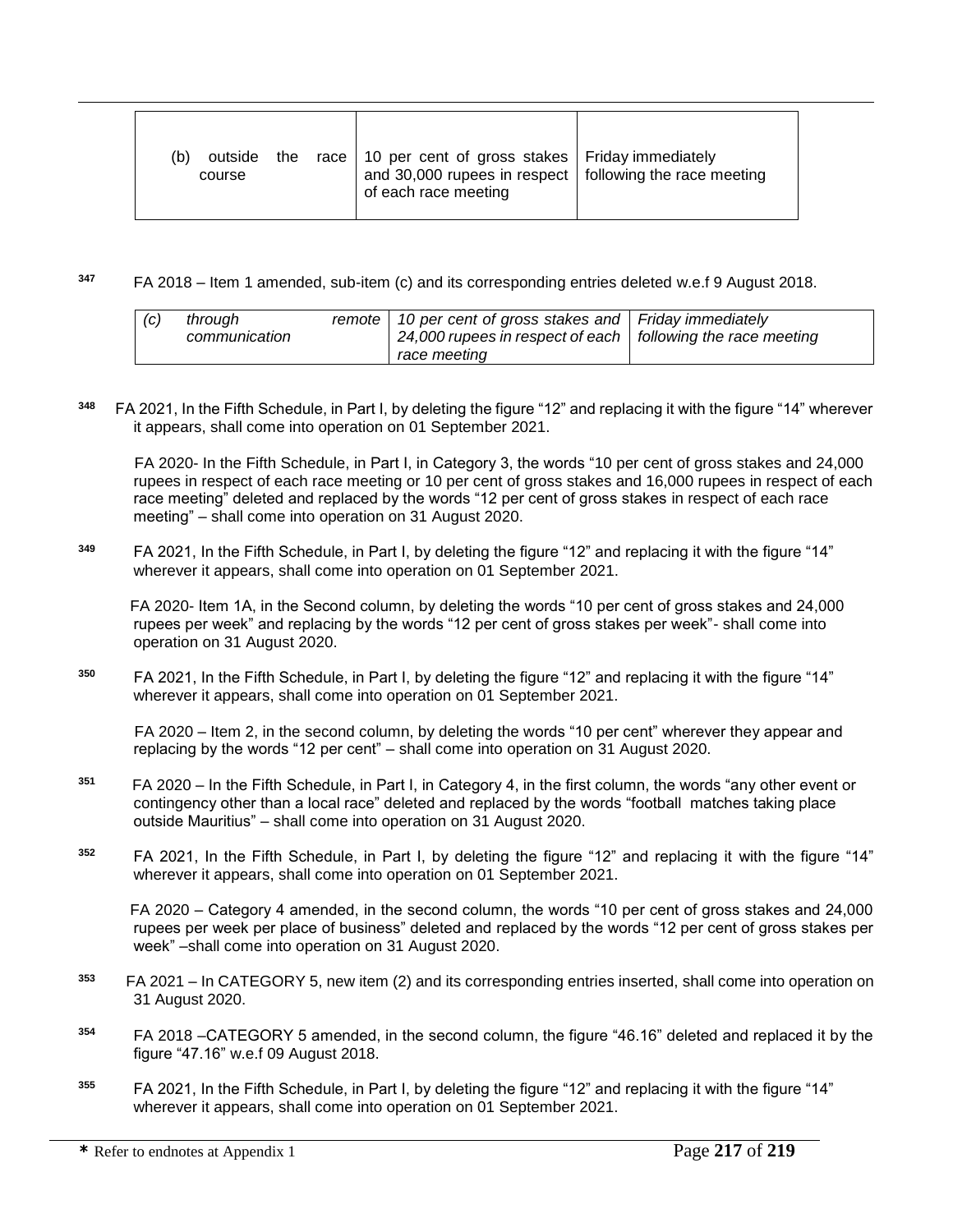| (b) outside the race course | 10 per cent of gross stakes and 30,000 rupees in respect of each race meeting | Friday immediately following the race meeting |
|---|---|---|

[347] FA 2018 – Item 1 amended, sub-item (c) and its corresponding entries deleted w.e.f 9 August 2018.

| *(c)* | *through remote communication* | *10 per cent of gross stakes and 24,000 rupees in respect of each race meeting* | *Friday immediately following the race meeting* |
|---|---|---|---|

[348] FA 2021, In the Fifth Schedule, in Part I, by deleting the figure "12" and replacing it with the figure "14" wherever it appears, shall come into operation on 01 September 2021.

FA 2020- In the Fifth Schedule, in Part I, in Category 3, the words "10 per cent of gross stakes and 24,000 rupees in respect of each race meeting or 10 per cent of gross stakes and 16,000 rupees in respect of each race meeting" deleted and replaced by the words "12 per cent of gross stakes in respect of each race meeting" – shall come into operation on 31 August 2020.

[349] FA 2021, In the Fifth Schedule, in Part I, by deleting the figure "12" and replacing it with the figure "14" wherever it appears, shall come into operation on 01 September 2021.

FA 2020- Item 1A, in the Second column, by deleting the words "10 per cent of gross stakes and 24,000 rupees per week" and replacing by the words "12 per cent of gross stakes per week"- shall come into operation on 31 August 2020.

[350] FA 2021, In the Fifth Schedule, in Part I, by deleting the figure "12" and replacing it with the figure "14" wherever it appears, shall come into operation on 01 September 2021.

FA 2020 – Item 2, in the second column, by deleting the words "10 per cent" wherever they appear and replacing by the words "12 per cent" – shall come into operation on 31 August 2020.

[351] FA 2020 – In the Fifth Schedule, in Part I, in Category 4, in the first column, the words "any other event or contingency other than a local race" deleted and replaced by the words "football matches taking place outside Mauritius" – shall come into operation on 31 August 2020.

[352] FA 2021, In the Fifth Schedule, in Part I, by deleting the figure "12" and replacing it with the figure "14" wherever it appears, shall come into operation on 01 September 2021.

FA 2020 – Category 4 amended, in the second column, the words "10 per cent of gross stakes and 24,000 rupees per week per place of business" deleted and replaced by the words "12 per cent of gross stakes per week" –shall come into operation on 31 August 2020.

[353] FA 2021 – In CATEGORY 5, new item (2) and its corresponding entries inserted, shall come into operation on 31 August 2020.

[354] FA 2018 –CATEGORY 5 amended, in the second column, the figure "46.16" deleted and replaced it by the figure "47.16" w.e.f 09 August 2018.

[355] FA 2021, In the Fifth Schedule, in Part I, by deleting the figure "12" and replacing it with the figure "14" wherever it appears, shall come into operation on 01 September 2021.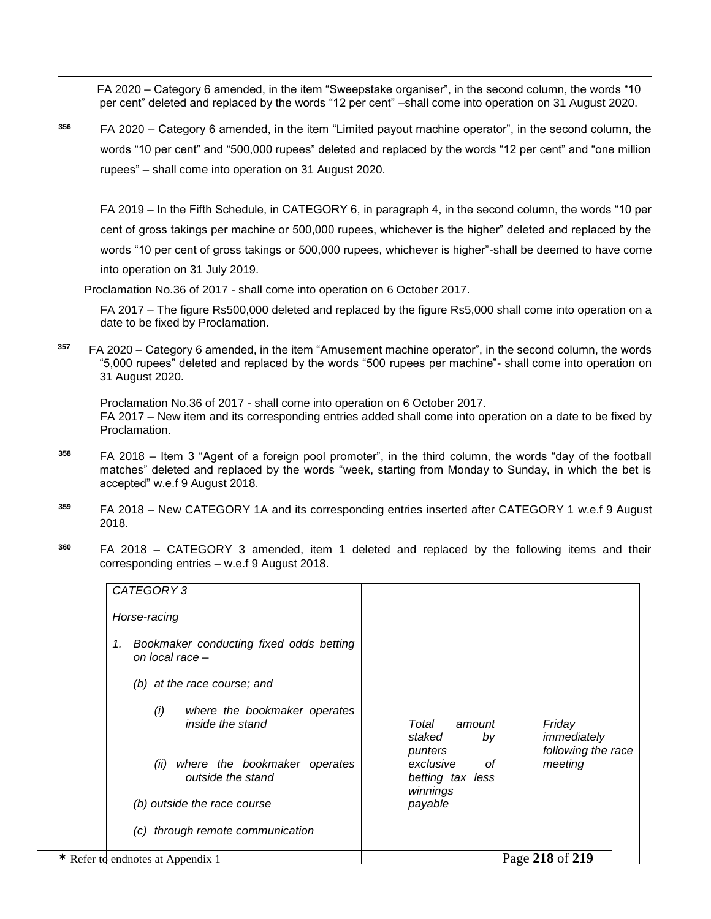FA 2020 – Category 6 amended, in the item “Sweepstake organiser”, in the second column, the words “10 per cent” deleted and replaced by the words “12 per cent” –shall come into operation on 31 August 2020.

[356] FA 2020 – Category 6 amended, in the item “Limited payout machine operator”, in the second column, the words “10 per cent” and “500,000 rupees” deleted and replaced by the words “12 per cent” and “one million rupees” – shall come into operation on 31 August 2020.

FA 2019 – In the Fifth Schedule, in CATEGORY 6, in paragraph 4, in the second column, the words “10 per cent of gross takings per machine or 500,000 rupees, whichever is the higher” deleted and replaced by the words “10 per cent of gross takings or 500,000 rupees, whichever is higher”-shall be deemed to have come into operation on 31 July 2019.

Proclamation No.36 of 2017 - shall come into operation on 6 October 2017.

FA 2017 – The figure Rs500,000 deleted and replaced by the figure Rs5,000 shall come into operation on a date to be fixed by Proclamation.

[357] FA 2020 – Category 6 amended, in the item “Amusement machine operator”, in the second column, the words “5,000 rupees” deleted and replaced by the words “500 rupees per machine”- shall come into operation on 31 August 2020.

Proclamation No.36 of 2017 - shall come into operation on 6 October 2017.
FA 2017 – New item and its corresponding entries added shall come into operation on a date to be fixed by Proclamation.

[358] FA 2018 – Item 3 “Agent of a foreign pool promoter”, in the third column, the words “day of the football matches” deleted and replaced by the words “week, starting from Monday to Sunday, in which the bet is accepted” w.e.f 9 August 2018.

[359] FA 2018 – New CATEGORY 1A and its corresponding entries inserted after CATEGORY 1 w.e.f 9 August 2018.

[360] FA 2018 – CATEGORY 3 amended, item 1 deleted and replaced by the following items and their corresponding entries – w.e.f 9 August 2018.

| | | |
|---|---|---|
| *CATEGORY 3*<br><br>*Horse-racing*<br><br>*1. Bookmaker conducting fixed odds betting on local race –*<br><br>*(b) at the race course; and*<br><br>*(i) where the bookmaker operates inside the stand*<br><br>*(ii) where the bookmaker operates outside the stand*<br><br>*(b) outside the race course*<br><br>*(c) through remote communication* | *Total amount staked by punters exclusive of betting tax less winnings payable* | *Friday immediately following the race meeting* |

\* Refer to endnotes at Appendix 1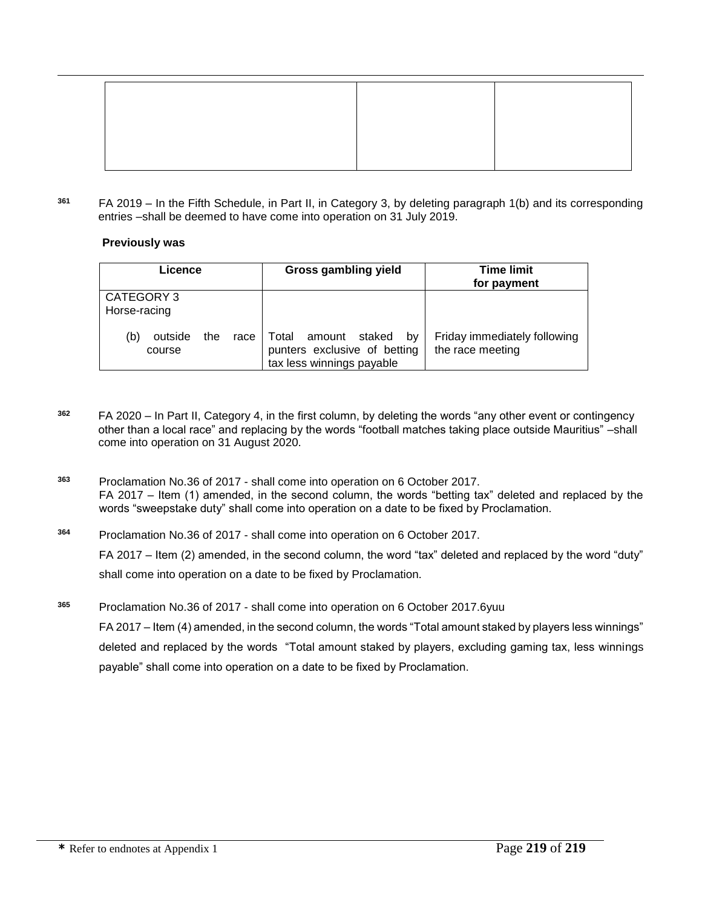| | | |
|---|---|---|
| | | |

[361] FA 2019 – In the Fifth Schedule, in Part II, in Category 3, by deleting paragraph 1(b) and its corresponding entries –shall be deemed to have come into operation on 31 July 2019.

**Previously was**

| Licence | Gross gambling yield | Time limit for payment |
|---|---|---|
| CATEGORY 3<br>Horse-racing | | |
| (b) outside the race course | Total amount staked by punters exclusive of betting tax less winnings payable | Friday immediately following the race meeting |

[362] FA 2020 – In Part II, Category 4, in the first column, by deleting the words "any other event or contingency other than a local race" and replacing by the words "football matches taking place outside Mauritius" –shall come into operation on 31 August 2020.

[363] Proclamation No.36 of 2017 - shall come into operation on 6 October 2017.
FA 2017 – Item (1) amended, in the second column, the words "betting tax" deleted and replaced by the words "sweepstake duty" shall come into operation on a date to be fixed by Proclamation.

[364] Proclamation No.36 of 2017 - shall come into operation on 6 October 2017.
FA 2017 – Item (2) amended, in the second column, the word "tax" deleted and replaced by the word "duty" shall come into operation on a date to be fixed by Proclamation.

[365] Proclamation No.36 of 2017 - shall come into operation on 6 October 2017.6yuu
FA 2017 – Item (4) amended, in the second column, the words "Total amount staked by players less winnings" deleted and replaced by the words "Total amount staked by players, excluding gaming tax, less winnings payable" shall come into operation on a date to be fixed by Proclamation.

* Refer to endnotes at Appendix 1